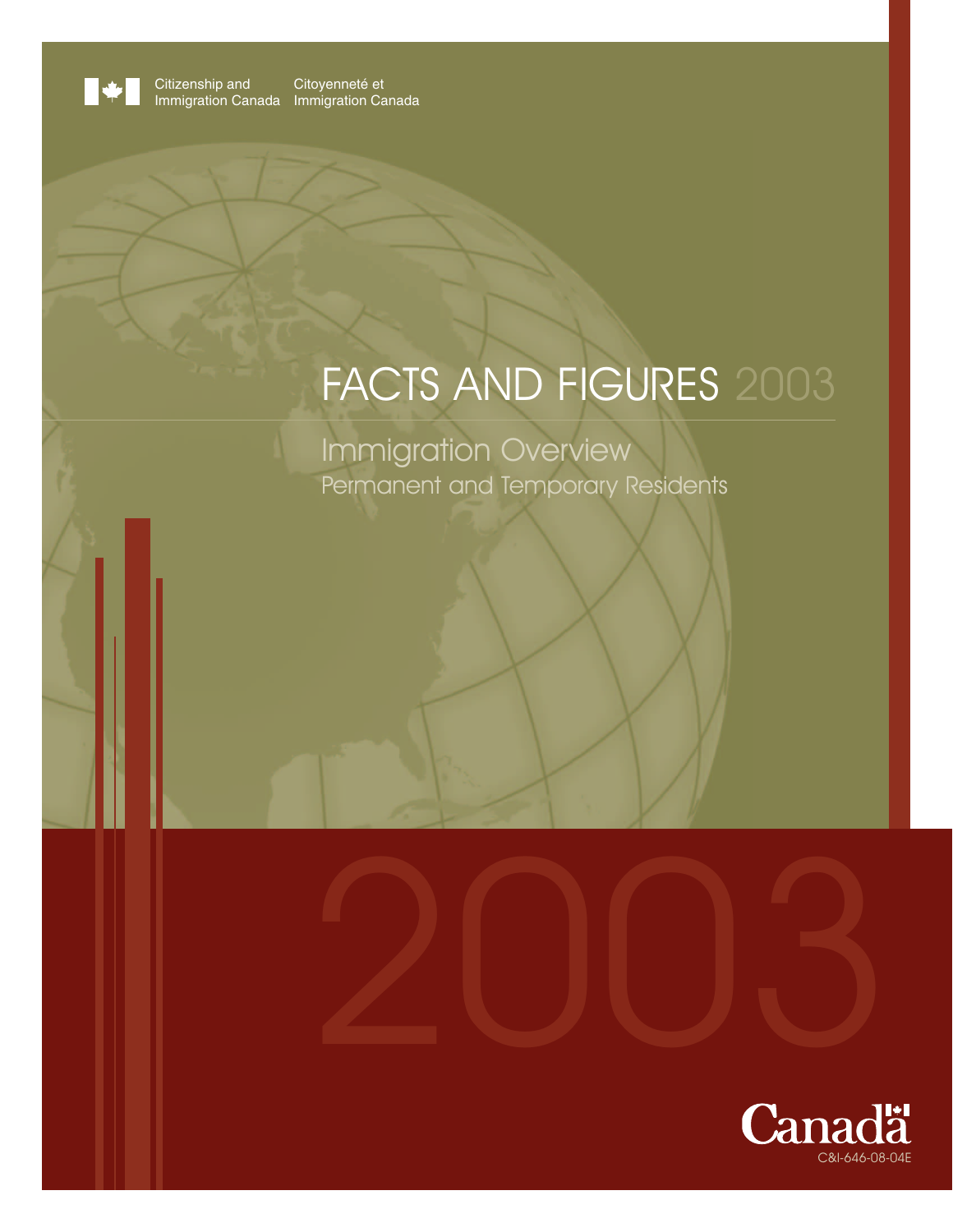Citizenship and Immigration Canada | Citoyenneté et Immigration Canada

# FACTS AND FIGURES 2003

## Immigration Overview

### Permanent and Temporary Residents

2003

Canada

C&I-646-08-04E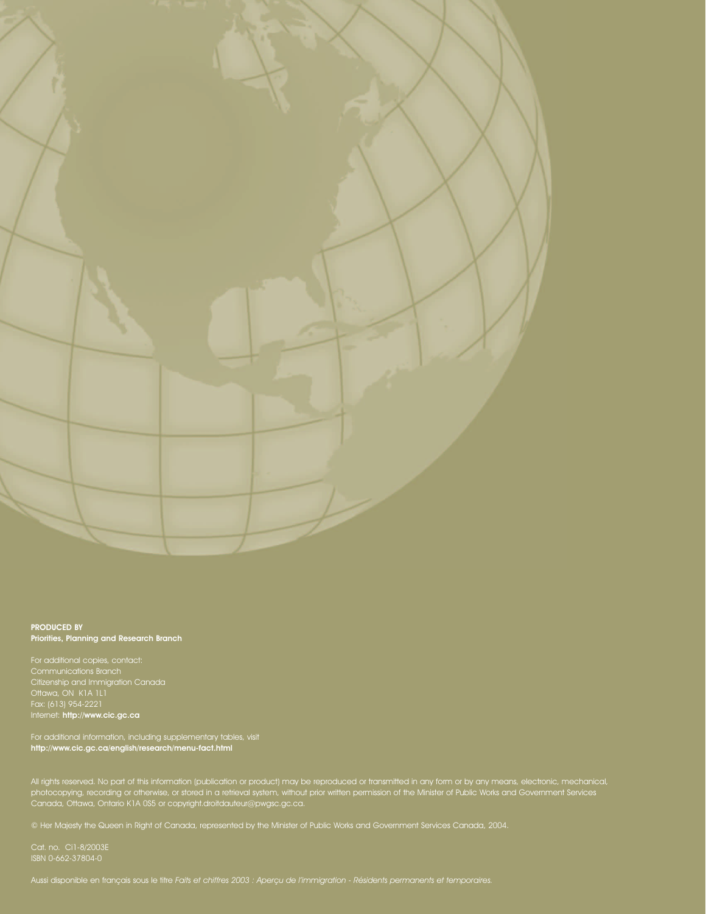**PRODUCED BY**
**Priorities, Planning and Research Branch**

For additional copies, contact:
Communications Branch
Citizenship and Immigration Canada
Ottawa, ON K1A 1L1
Fax: (613) 954-2221
Internet: **http://www.cic.gc.ca**

For additional information, including supplementary tables, visit
**http://www.cic.gc.ca/english/research/menu-fact.html**

All rights reserved. No part of this information (publication or product) may be reproduced or transmitted in any form or by any means, electronic, mechanical, photocopying, recording or otherwise, or stored in a retrieval system, without prior written permission of the Minister of Public Works and Government Services Canada, Ottawa, Ontario K1A 0S5 or copyright.droitdauteur@pwgsc.gc.ca.

© Her Majesty the Queen in Right of Canada, represented by the Minister of Public Works and Government Services Canada, 2004.

Cat. no. Ci1-8/2003E
ISBN 0-662-37804-0

Aussi disponible en français sous le titre *Faits et chiffres 2003 : Aperçu de l'immigration - Résidents permanents et temporaires.*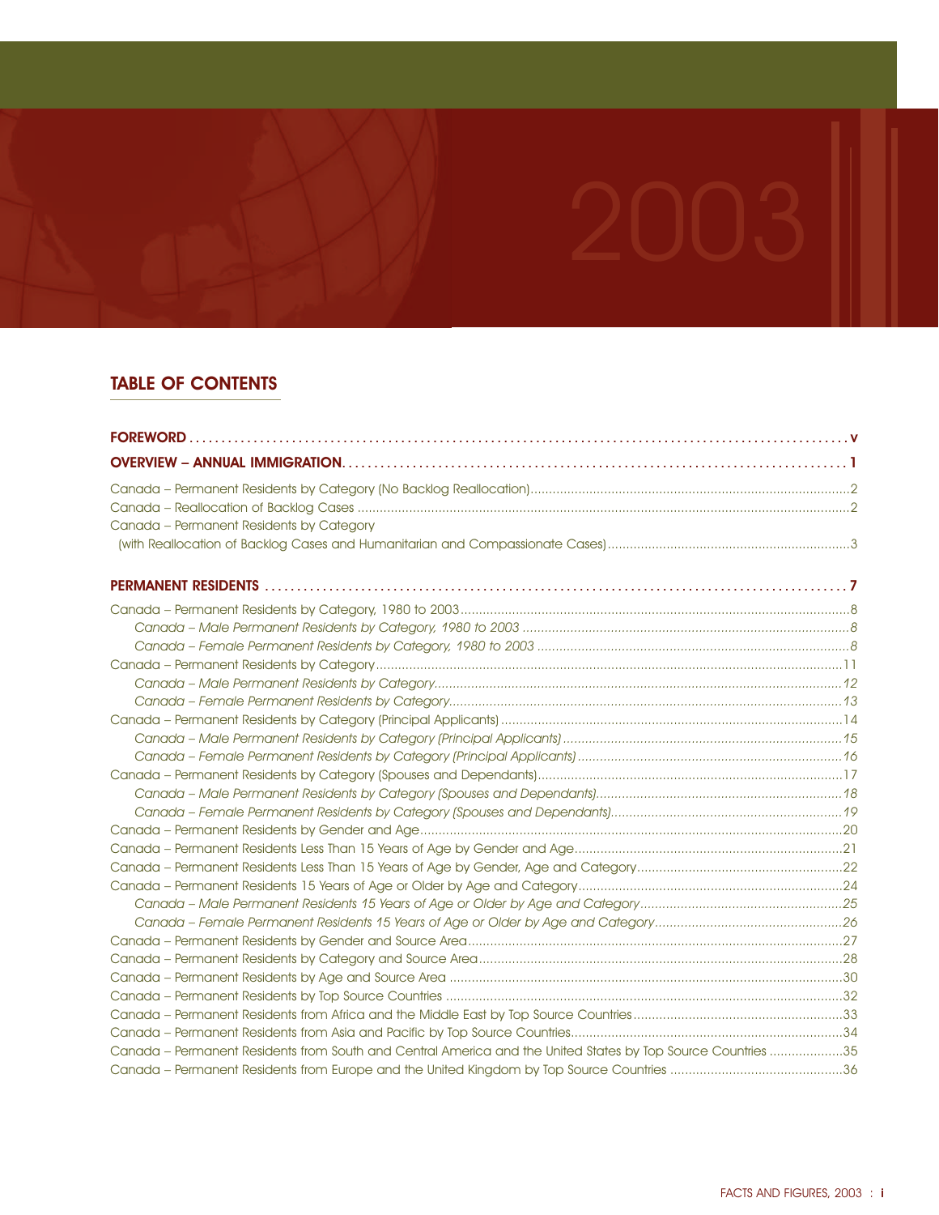2003

## TABLE OF CONTENTS

**FOREWORD** ........ **v**

**OVERVIEW – ANNUAL IMMIGRATION** ........ **1**

Canada – Permanent Residents by Category (No Backlog Reallocation) ........ 2
Canada – Reallocation of Backlog Cases ........ 2
Canada – Permanent Residents by Category
(with Reallocation of Backlog Cases and Humanitarian and Compassionate Cases) ........ 3

**PERMANENT RESIDENTS** ........ **7**

Canada – Permanent Residents by Category, 1980 to 2003 ........ 8
*Canada – Male Permanent Residents by Category, 1980 to 2003* ........ *8*
*Canada – Female Permanent Residents by Category, 1980 to 2003* ........ *8*
Canada – Permanent Residents by Category ........ 11
*Canada – Male Permanent Residents by Category* ........ *12*
*Canada – Female Permanent Residents by Category* ........ *13*
Canada – Permanent Residents by Category (Principal Applicants) ........ 14
*Canada – Male Permanent Residents by Category (Principal Applicants)* ........ *15*
*Canada – Female Permanent Residents by Category (Principal Applicants)* ........ *16*
Canada – Permanent Residents by Category (Spouses and Dependants) ........ 17
*Canada – Male Permanent Residents by Category (Spouses and Dependants)* ........ *18*
*Canada – Female Permanent Residents by Category (Spouses and Dependants)* ........ *19*
Canada – Permanent Residents by Gender and Age ........ 20
Canada – Permanent Residents Less Than 15 Years of Age by Gender and Age ........ 21
Canada – Permanent Residents Less Than 15 Years of Age by Gender, Age and Category ........ 22
Canada – Permanent Residents 15 Years of Age or Older by Age and Category ........ 24
*Canada – Male Permanent Residents 15 Years of Age or Older by Age and Category* ........ *25*
*Canada – Female Permanent Residents 15 Years of Age or Older by Age and Category* ........ *26*
Canada – Permanent Residents by Gender and Source Area ........ 27
Canada – Permanent Residents by Category and Source Area ........ 28
Canada – Permanent Residents by Age and Source Area ........ 30
Canada – Permanent Residents by Top Source Countries ........ 32
Canada – Permanent Residents from Africa and the Middle East by Top Source Countries ........ 33
Canada – Permanent Residents from Asia and Pacific by Top Source Countries ........ 34
Canada – Permanent Residents from South and Central America and the United States by Top Source Countries ........ 35
Canada – Permanent Residents from Europe and the United Kingdom by Top Source Countries ........ 36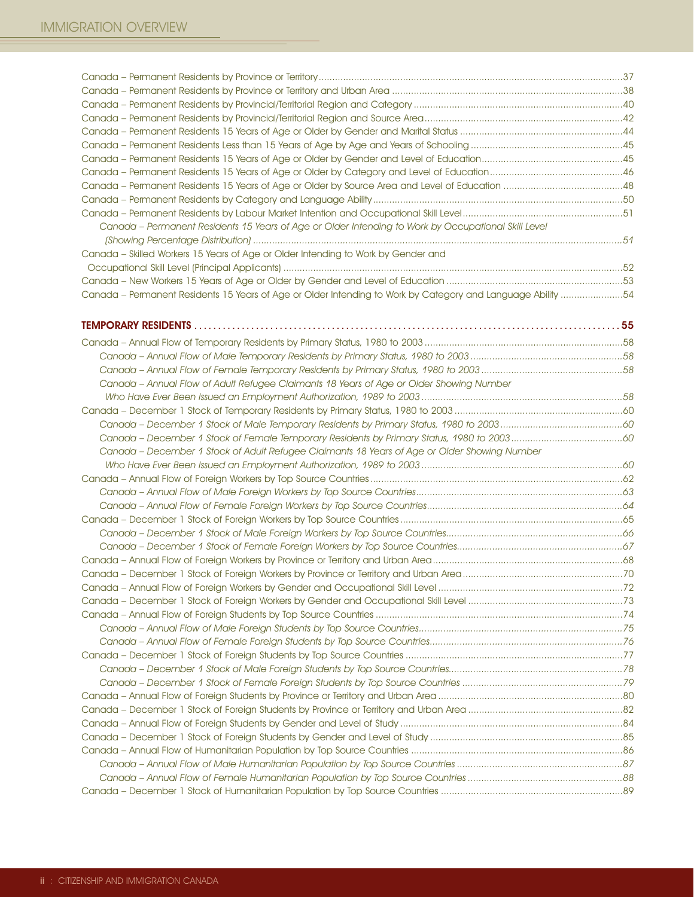Canada – Permanent Residents by Province or Territory ... 37
Canada – Permanent Residents by Province or Territory and Urban Area ... 38
Canada – Permanent Residents by Provincial/Territorial Region and Category ... 40
Canada – Permanent Residents by Provincial/Territorial Region and Source Area ... 42
Canada – Permanent Residents 15 Years of Age or Older by Gender and Marital Status ... 44
Canada – Permanent Residents Less than 15 Years of Age by Age and Years of Schooling ... 45
Canada – Permanent Residents 15 Years of Age or Older by Gender and Level of Education ... 45
Canada – Permanent Residents 15 Years of Age or Older by Category and Level of Education ... 46
Canada – Permanent Residents 15 Years of Age or Older by Source Area and Level of Education ... 48
Canada – Permanent Residents by Category and Language Ability ... 50
Canada – Permanent Residents by Labour Market Intention and Occupational Skill Level ... 51
*Canada – Permanent Residents 15 Years of Age or Older Intending to Work by Occupational Skill Level (Showing Percentage Distribution) ... 51*
Canada – Skilled Workers 15 Years of Age or Older Intending to Work by Gender and Occupational Skill Level (Principal Applicants) ... 52
Canada – New Workers 15 Years of Age or Older by Gender and Level of Education ... 53
Canada – Permanent Residents 15 Years of Age or Older Intending to Work by Category and Language Ability ... 54

**TEMPORARY RESIDENTS ... 55**

Canada – Annual Flow of Temporary Residents by Primary Status, 1980 to 2003 ... 58
*Canada – Annual Flow of Male Temporary Residents by Primary Status, 1980 to 2003 ... 58*
*Canada – Annual Flow of Female Temporary Residents by Primary Status, 1980 to 2003 ... 58*
*Canada – Annual Flow of Adult Refugee Claimants 18 Years of Age or Older Showing Number Who Have Ever Been Issued an Employment Authorization, 1989 to 2003 ... 58*
Canada – December 1 Stock of Temporary Residents by Primary Status, 1980 to 2003 ... 60
*Canada – December 1 Stock of Male Temporary Residents by Primary Status, 1980 to 2003 ... 60*
*Canada – December 1 Stock of Female Temporary Residents by Primary Status, 1980 to 2003 ... 60*
*Canada – December 1 Stock of Adult Refugee Claimants 18 Years of Age or Older Showing Number Who Have Ever Been Issued an Employment Authorization, 1989 to 2003 ... 60*
Canada – Annual Flow of Foreign Workers by Top Source Countries ... 62
*Canada – Annual Flow of Male Foreign Workers by Top Source Countries ... 63*
*Canada – Annual Flow of Female Foreign Workers by Top Source Countries ... 64*
Canada – December 1 Stock of Foreign Workers by Top Source Countries ... 65
*Canada – December 1 Stock of Male Foreign Workers by Top Source Countries ... 66*
*Canada – December 1 Stock of Female Foreign Workers by Top Source Countries ... 67*
Canada – Annual Flow of Foreign Workers by Province or Territory and Urban Area ... 68
Canada – December 1 Stock of Foreign Workers by Province or Territory and Urban Area ... 70
Canada – Annual Flow of Foreign Workers by Gender and Occupational Skill Level ... 72
Canada – December 1 Stock of Foreign Workers by Gender and Occupational Skill Level ... 73
Canada – Annual Flow of Foreign Students by Top Source Countries ... 74
*Canada – Annual Flow of Male Foreign Students by Top Source Countries ... 75*
*Canada – Annual Flow of Female Foreign Students by Top Source Countries ... 76*
Canada – December 1 Stock of Foreign Students by Top Source Countries ... 77
*Canada – December 1 Stock of Male Foreign Students by Top Source Countries ... 78*
*Canada – December 1 Stock of Female Foreign Students by Top Source Countries ... 79*
Canada – Annual Flow of Foreign Students by Province or Territory and Urban Area ... 80
Canada – December 1 Stock of Foreign Students by Province or Territory and Urban Area ... 82
Canada – Annual Flow of Foreign Students by Gender and Level of Study ... 84
Canada – December 1 Stock of Foreign Students by Gender and Level of Study ... 85
Canada – Annual Flow of Humanitarian Population by Top Source Countries ... 86
*Canada – Annual Flow of Male Humanitarian Population by Top Source Countries ... 87*
*Canada – Annual Flow of Female Humanitarian Population by Top Source Countries ... 88*
Canada – December 1 Stock of Humanitarian Population by Top Source Countries ... 89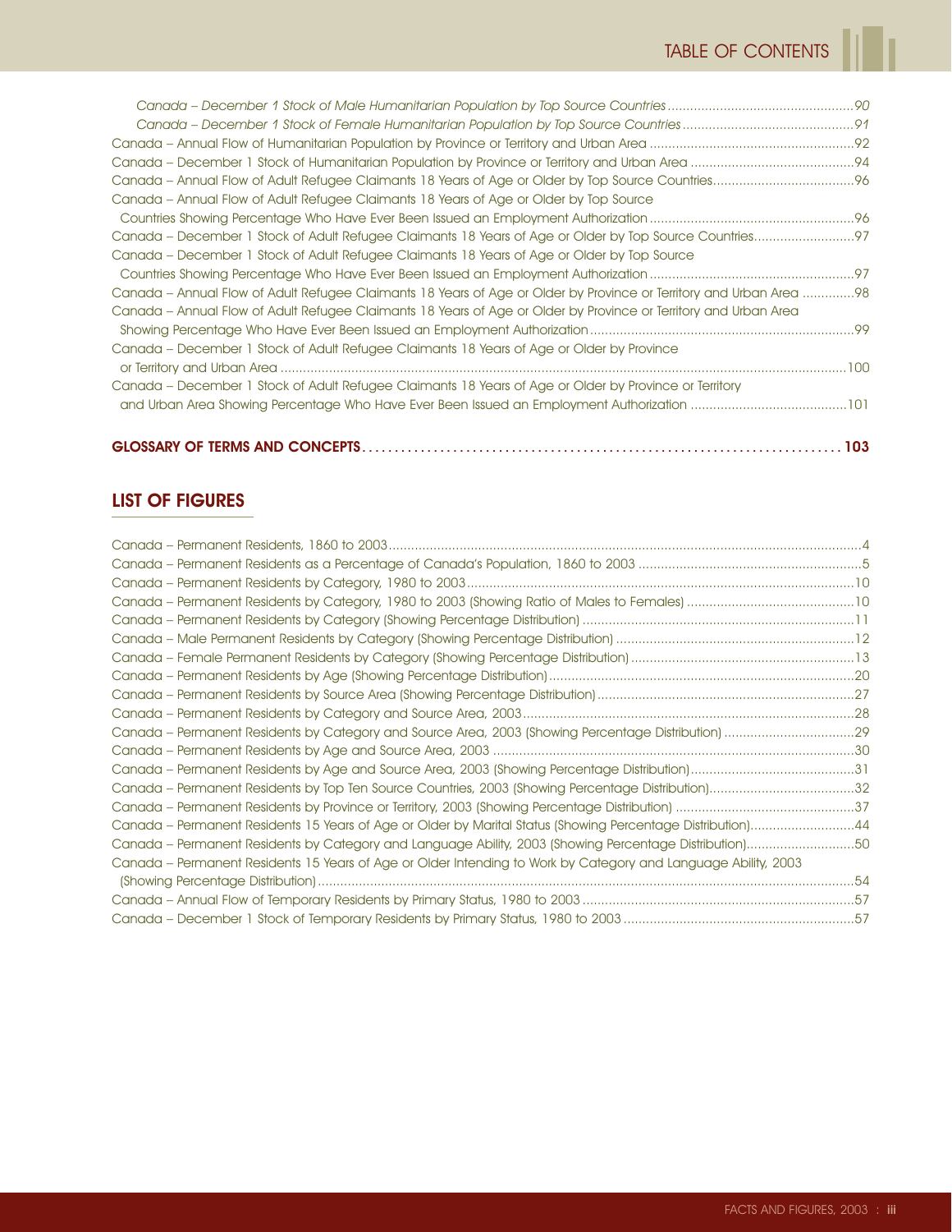*Canada – December 1 Stock of Male Humanitarian Population by Top Source Countries* .....90
*Canada – December 1 Stock of Female Humanitarian Population by Top Source Countries* .....91
Canada – Annual Flow of Humanitarian Population by Province or Territory and Urban Area .....92
Canada – December 1 Stock of Humanitarian Population by Province or Territory and Urban Area .....94
Canada – Annual Flow of Adult Refugee Claimants 18 Years of Age or Older by Top Source Countries .....96
Canada – Annual Flow of Adult Refugee Claimants 18 Years of Age or Older by Top Source Countries Showing Percentage Who Have Ever Been Issued an Employment Authorization .....96
Canada – December 1 Stock of Adult Refugee Claimants 18 Years of Age or Older by Top Source Countries .....97
Canada – December 1 Stock of Adult Refugee Claimants 18 Years of Age or Older by Top Source Countries Showing Percentage Who Have Ever Been Issued an Employment Authorization .....97
Canada – Annual Flow of Adult Refugee Claimants 18 Years of Age or Older by Province or Territory and Urban Area .....98
Canada – Annual Flow of Adult Refugee Claimants 18 Years of Age or Older by Province or Territory and Urban Area Showing Percentage Who Have Ever Been Issued an Employment Authorization .....99
Canada – December 1 Stock of Adult Refugee Claimants 18 Years of Age or Older by Province or Territory and Urban Area .....100
Canada – December 1 Stock of Adult Refugee Claimants 18 Years of Age or Older by Province or Territory and Urban Area Showing Percentage Who Have Ever Been Issued an Employment Authorization .....101

**GLOSSARY OF TERMS AND CONCEPTS .....103**

## LIST OF FIGURES

Canada – Permanent Residents, 1860 to 2003 .....4
Canada – Permanent Residents as a Percentage of Canada's Population, 1860 to 2003 .....5
Canada – Permanent Residents by Category, 1980 to 2003 .....10
Canada – Permanent Residents by Category, 1980 to 2003 (Showing Ratio of Males to Females) .....10
Canada – Permanent Residents by Category (Showing Percentage Distribution) .....11
Canada – Male Permanent Residents by Category (Showing Percentage Distribution) .....12
Canada – Female Permanent Residents by Category (Showing Percentage Distribution) .....13
Canada – Permanent Residents by Age (Showing Percentage Distribution) .....20
Canada – Permanent Residents by Source Area (Showing Percentage Distribution) .....27
Canada – Permanent Residents by Category and Source Area, 2003 .....28
Canada – Permanent Residents by Category and Source Area, 2003 (Showing Percentage Distribution) .....29
Canada – Permanent Residents by Age and Source Area, 2003 .....30
Canada – Permanent Residents by Age and Source Area, 2003 (Showing Percentage Distribution) .....31
Canada – Permanent Residents by Top Ten Source Countries, 2003 (Showing Percentage Distribution) .....32
Canada – Permanent Residents by Province or Territory, 2003 (Showing Percentage Distribution) .....37
Canada – Permanent Residents 15 Years of Age or Older by Marital Status (Showing Percentage Distribution) .....44
Canada – Permanent Residents by Category and Language Ability, 2003 (Showing Percentage Distribution) .....50
Canada – Permanent Residents 15 Years of Age or Older Intending to Work by Category and Language Ability, 2003 (Showing Percentage Distribution) .....54
Canada – Annual Flow of Temporary Residents by Primary Status, 1980 to 2003 .....57
Canada – December 1 Stock of Temporary Residents by Primary Status, 1980 to 2003 .....57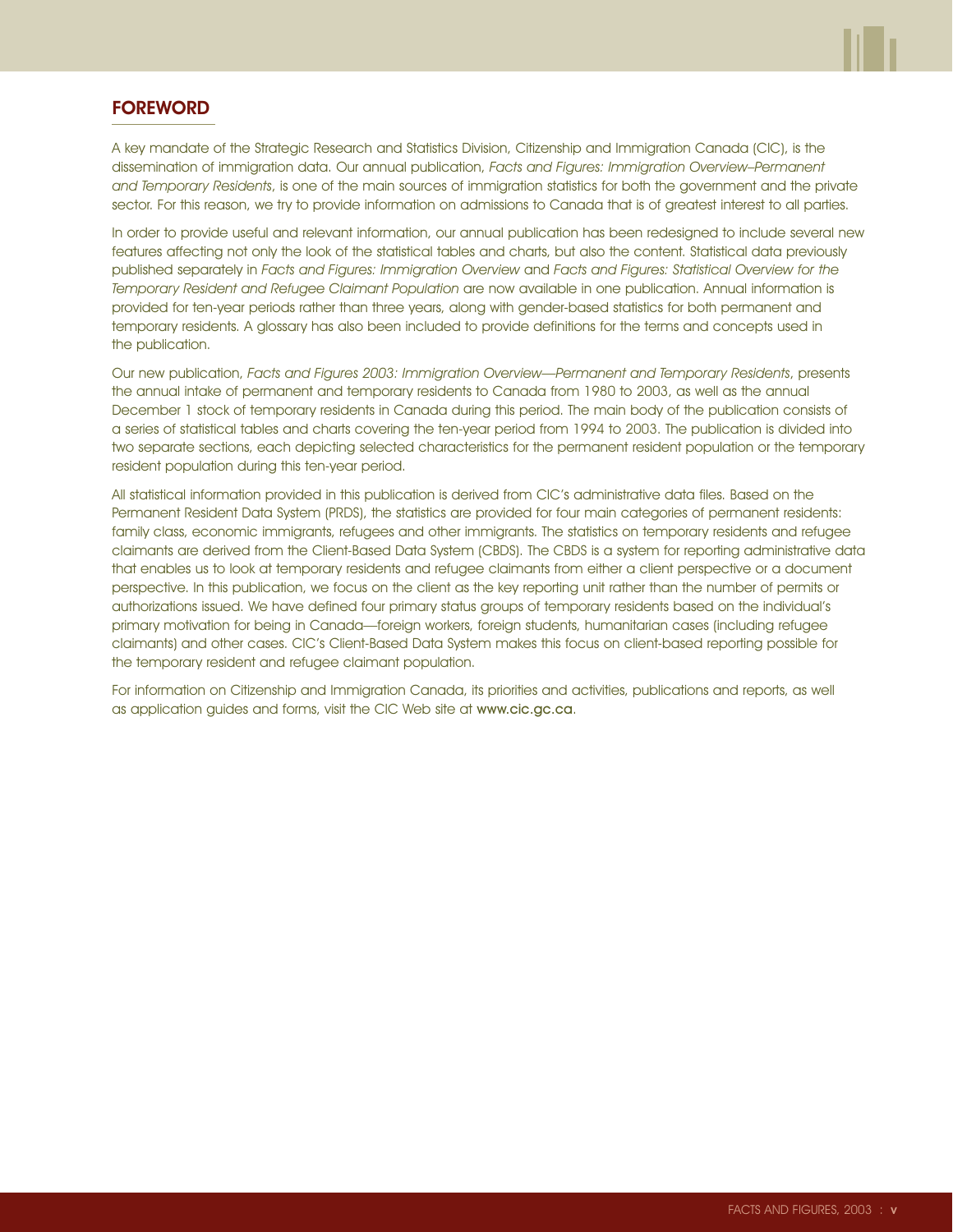## FOREWORD

A key mandate of the Strategic Research and Statistics Division, Citizenship and Immigration Canada (CIC), is the dissemination of immigration data. Our annual publication, *Facts and Figures: Immigration Overview–Permanent and Temporary Residents*, is one of the main sources of immigration statistics for both the government and the private sector. For this reason, we try to provide information on admissions to Canada that is of greatest interest to all parties.

In order to provide useful and relevant information, our annual publication has been redesigned to include several new features affecting not only the look of the statistical tables and charts, but also the content. Statistical data previously published separately in *Facts and Figures: Immigration Overview* and *Facts and Figures: Statistical Overview for the Temporary Resident and Refugee Claimant Population* are now available in one publication. Annual information is provided for ten-year periods rather than three years, along with gender-based statistics for both permanent and temporary residents. A glossary has also been included to provide definitions for the terms and concepts used in the publication.

Our new publication, *Facts and Figures 2003: Immigration Overview—Permanent and Temporary Residents*, presents the annual intake of permanent and temporary residents to Canada from 1980 to 2003, as well as the annual December 1 stock of temporary residents in Canada during this period. The main body of the publication consists of a series of statistical tables and charts covering the ten-year period from 1994 to 2003. The publication is divided into two separate sections, each depicting selected characteristics for the permanent resident population or the temporary resident population during this ten-year period.

All statistical information provided in this publication is derived from CIC's administrative data files. Based on the Permanent Resident Data System (PRDS), the statistics are provided for four main categories of permanent residents: family class, economic immigrants, refugees and other immigrants. The statistics on temporary residents and refugee claimants are derived from the Client-Based Data System (CBDS). The CBDS is a system for reporting administrative data that enables us to look at temporary residents and refugee claimants from either a client perspective or a document perspective. In this publication, we focus on the client as the key reporting unit rather than the number of permits or authorizations issued. We have defined four primary status groups of temporary residents based on the individual's primary motivation for being in Canada—foreign workers, foreign students, humanitarian cases (including refugee claimants) and other cases. CIC's Client-Based Data System makes this focus on client-based reporting possible for the temporary resident and refugee claimant population.

For information on Citizenship and Immigration Canada, its priorities and activities, publications and reports, as well as application guides and forms, visit the CIC Web site at **www.cic.gc.ca**.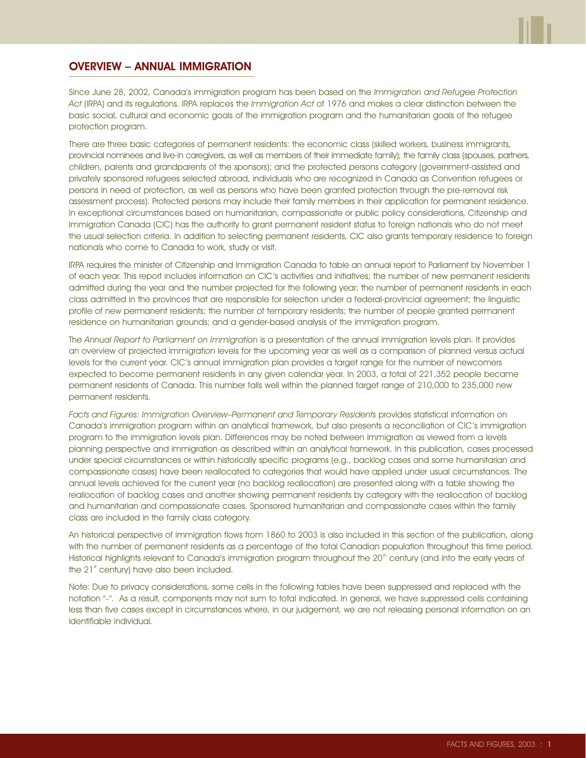## OVERVIEW – ANNUAL IMMIGRATION

Since June 28, 2002, Canada's immigration program has been based on the *Immigration and Refugee Protection Act* (IRPA) and its regulations. IRPA replaces the *Immigration Act* of 1976 and makes a clear distinction between the basic social, cultural and economic goals of the immigration program and the humanitarian goals of the refugee protection program.

There are three basic categories of permanent residents: the economic class (skilled workers, business immigrants, provincial nominees and live-in caregivers, as well as members of their immediate family); the family class (spouses, partners, children, parents and grandparents of the sponsors); and the protected persons category (government-assisted and privately sponsored refugees selected abroad, individuals who are recognized in Canada as Convention refugees or persons in need of protection, as well as persons who have been granted protection through the pre-removal risk assessment process). Protected persons may include their family members in their application for permanent residence. In exceptional circumstances based on humanitarian, compassionate or public policy considerations, Citizenship and Immigration Canada (CIC) has the authority to grant permanent resident status to foreign nationals who do not meet the usual selection criteria. In addition to selecting permanent residents, CIC also grants temporary residence to foreign nationals who come to Canada to work, study or visit.

IRPA requires the minister of Citizenship and Immigration Canada to table an annual report to Parliament by November 1 of each year. This report includes information on CIC's activities and initiatives; the number of new permanent residents admitted during the year and the number projected for the following year; the number of permanent residents in each class admitted in the provinces that are responsible for selection under a federal-provincial agreement; the linguistic profile of new permanent residents; the number of temporary residents; the number of people granted permanent residence on humanitarian grounds; and a gender-based analysis of the immigration program.

The *Annual Report to Parliament on Immigration* is a presentation of the annual immigration levels plan. It provides an overview of projected immigration levels for the upcoming year as well as a comparison of planned versus actual levels for the current year. CIC's annual immigration plan provides a target range for the number of newcomers expected to become permanent residents in any given calendar year. In 2003, a total of 221,352 people became permanent residents of Canada. This number falls well within the planned target range of 210,000 to 235,000 new permanent residents.

*Facts and Figures: Immigration Overview–Permanent and Temporary Residents* provides statistical information on Canada's immigration program within an analytical framework, but also presents a reconciliation of CIC's immigration program to the immigration levels plan. Differences may be noted between immigration as viewed from a levels planning perspective and immigration as described within an analytical framework. In this publication, cases processed under special circumstances or within historically specific programs (e.g., backlog cases and some humanitarian and compassionate cases) have been reallocated to categories that would have applied under usual circumstances. The annual levels achieved for the current year (no backlog reallocation) are presented along with a table showing the reallocation of backlog cases and another showing permanent residents by category with the reallocation of backlog and humanitarian and compassionate cases. Sponsored humanitarian and compassionate cases within the family class are included in the family class category.

An historical perspective of immigration flows from 1860 to 2003 is also included in this section of the publication, along with the number of permanent residents as a percentage of the total Canadian population throughout this time period. Historical highlights relevant to Canada's immigration program throughout the 20th century (and into the early years of the 21st century) have also been included.

Note: Due to privacy considerations, some cells in the following tables have been suppressed and replaced with the notation "–". As a result, components may not sum to total indicated. In general, we have suppressed cells containing less than five cases except in circumstances where, in our judgement, we are not releasing personal information on an identifiable individual.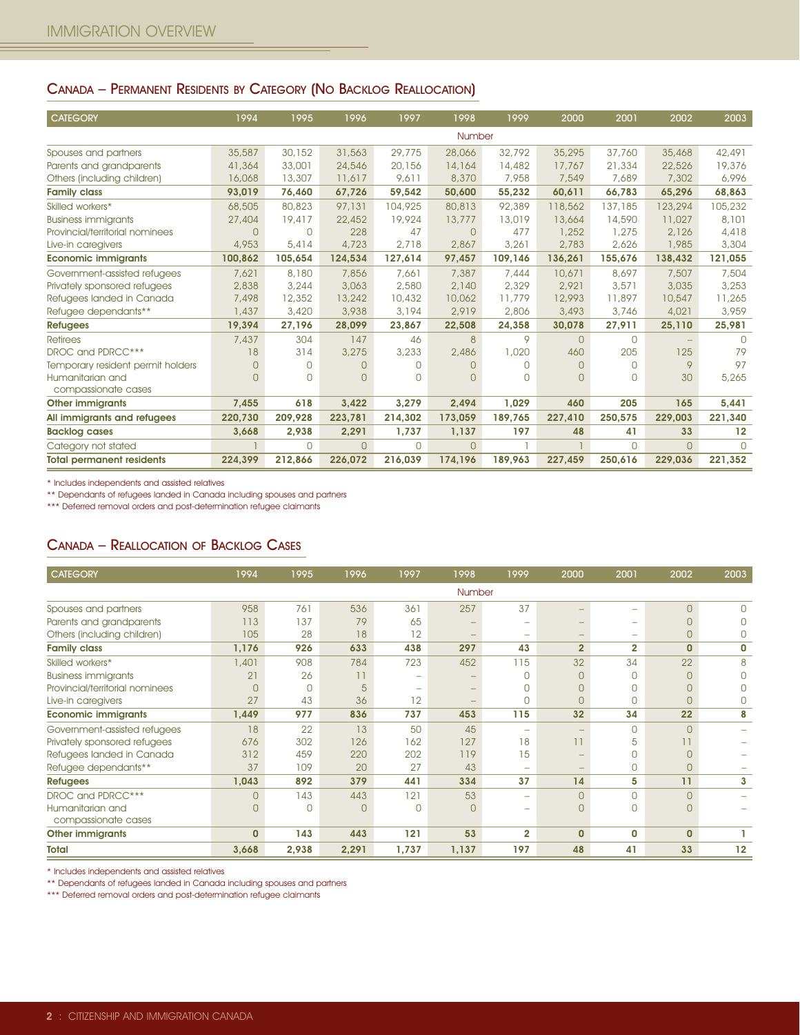## Canada – Permanent Residents by Category (No Backlog Reallocation)

| CATEGORY | 1994 | 1995 | 1996 | 1997 | 1998 | 1999 | 2000 | 2001 | 2002 | 2003 |
|---|---|---|---|---|---|---|---|---|---|---|
| | | | | | Number | | | | | |
| Spouses and partners | 35,587 | 30,152 | 31,563 | 29,775 | 28,066 | 32,792 | 35,295 | 37,760 | 35,468 | 42,491 |
| Parents and grandparents | 41,364 | 33,001 | 24,546 | 20,156 | 14,164 | 14,482 | 17,767 | 21,334 | 22,526 | 19,376 |
| Others (including children) | 16,068 | 13,307 | 11,617 | 9,611 | 8,370 | 7,958 | 7,549 | 7,689 | 7,302 | 6,996 |
| **Family class** | **93,019** | **76,460** | **67,726** | **59,542** | **50,600** | **55,232** | **60,611** | **66,783** | **65,296** | **68,863** |
| Skilled workers* | 68,505 | 80,823 | 97,131 | 104,925 | 80,813 | 92,389 | 118,562 | 137,185 | 123,294 | 105,232 |
| Business immigrants | 27,404 | 19,417 | 22,452 | 19,924 | 13,777 | 13,019 | 13,664 | 14,590 | 11,027 | 8,101 |
| Provincial/territorial nominees | 0 | 0 | 228 | 47 | 0 | 477 | 1,252 | 1,275 | 2,126 | 4,418 |
| Live-in caregivers | 4,953 | 5,414 | 4,723 | 2,718 | 2,867 | 3,261 | 2,783 | 2,626 | 1,985 | 3,304 |
| **Economic immigrants** | **100,862** | **105,654** | **124,534** | **127,614** | **97,457** | **109,146** | **136,261** | **155,676** | **138,432** | **121,055** |
| Government-assisted refugees | 7,621 | 8,180 | 7,856 | 7,661 | 7,387 | 7,444 | 10,671 | 8,697 | 7,507 | 7,504 |
| Privately sponsored refugees | 2,838 | 3,244 | 3,063 | 2,580 | 2,140 | 2,329 | 2,921 | 3,571 | 3,035 | 3,253 |
| Refugees landed in Canada | 7,498 | 12,352 | 13,242 | 10,432 | 10,062 | 11,779 | 12,993 | 11,897 | 10,547 | 11,265 |
| Refugee dependants** | 1,437 | 3,420 | 3,938 | 3,194 | 2,919 | 2,806 | 3,493 | 3,746 | 4,021 | 3,959 |
| **Refugees** | **19,394** | **27,196** | **28,099** | **23,867** | **22,508** | **24,358** | **30,078** | **27,911** | **25,110** | **25,981** |
| Retirees | 7,437 | 304 | 147 | 46 | 8 | 9 | 0 | 0 | – | 0 |
| DROC and PDRCC*** | 18 | 314 | 3,275 | 3,233 | 2,486 | 1,020 | 460 | 205 | 125 | 79 |
| Temporary resident permit holders | 0 | 0 | 0 | 0 | 0 | 0 | 0 | 0 | 9 | 97 |
| Humanitarian and compassionate cases | 0 | 0 | 0 | 0 | 0 | 0 | 0 | 0 | 30 | 5,265 |
| **Other immigrants** | **7,455** | **618** | **3,422** | **3,279** | **2,494** | **1,029** | **460** | **205** | **165** | **5,441** |
| **All immigrants and refugees** | **220,730** | **209,928** | **223,781** | **214,302** | **173,059** | **189,765** | **227,410** | **250,575** | **229,003** | **221,340** |
| **Backlog cases** | **3,668** | **2,938** | **2,291** | **1,737** | **1,137** | **197** | **48** | **41** | **33** | **12** |
| Category not stated | 1 | 0 | 0 | 0 | 0 | 1 | 1 | 0 | 0 | 0 |
| **Total permanent residents** | **224,399** | **212,866** | **226,072** | **216,039** | **174,196** | **189,963** | **227,459** | **250,616** | **229,036** | **221,352** |

\* Includes independents and assisted relatives

\*\* Dependants of refugees landed in Canada including spouses and partners

\*\*\* Deferred removal orders and post-determination refugee claimants

## Canada – Reallocation of Backlog Cases

| CATEGORY | 1994 | 1995 | 1996 | 1997 | 1998 | 1999 | 2000 | 2001 | 2002 | 2003 |
|---|---|---|---|---|---|---|---|---|---|---|
| | | | | | Number | | | | | |
| Spouses and partners | 958 | 761 | 536 | 361 | 257 | 37 | – | – | 0 | 0 |
| Parents and grandparents | 113 | 137 | 79 | 65 | – | – | – | – | 0 | 0 |
| Others (including children) | 105 | 28 | 18 | 12 | – | – | – | – | 0 | 0 |
| **Family class** | **1,176** | **926** | **633** | **438** | **297** | **43** | **2** | **2** | **0** | **0** |
| Skilled workers* | 1,401 | 908 | 784 | 723 | 452 | 115 | 32 | 34 | 22 | 8 |
| Business immigrants | 21 | 26 | 11 | – | – | 0 | 0 | 0 | 0 | 0 |
| Provincial/territorial nominees | 0 | 0 | 5 | – | – | 0 | 0 | 0 | 0 | 0 |
| Live-in caregivers | 27 | 43 | 36 | 12 | – | 0 | 0 | 0 | 0 | 0 |
| **Economic immigrants** | **1,449** | **977** | **836** | **737** | **453** | **115** | **32** | **34** | **22** | **8** |
| Government-assisted refugees | 18 | 22 | 13 | 50 | 45 | – | – | 0 | 0 | – |
| Privately sponsored refugees | 676 | 302 | 126 | 162 | 127 | 18 | 11 | 5 | 11 | – |
| Refugees landed in Canada | 312 | 459 | 220 | 202 | 119 | 15 | – | 0 | 0 | – |
| Refugee dependants** | 37 | 109 | 20 | 27 | 43 | – | – | 0 | 0 | – |
| **Refugees** | **1,043** | **892** | **379** | **441** | **334** | **37** | **14** | **5** | **11** | **3** |
| DROC and PDRCC*** | 0 | 143 | 443 | 121 | 53 | – | 0 | 0 | 0 | – |
| Humanitarian and compassionate cases | 0 | 0 | 0 | 0 | 0 | – | 0 | 0 | 0 | – |
| **Other immigrants** | **0** | **143** | **443** | **121** | **53** | **2** | **0** | **0** | **0** | **1** |
| **Total** | **3,668** | **2,938** | **2,291** | **1,737** | **1,137** | **197** | **48** | **41** | **33** | **12** |

\* Includes independents and assisted relatives

\*\* Dependants of refugees landed in Canada including spouses and partners

\*\*\* Deferred removal orders and post-determination refugee claimants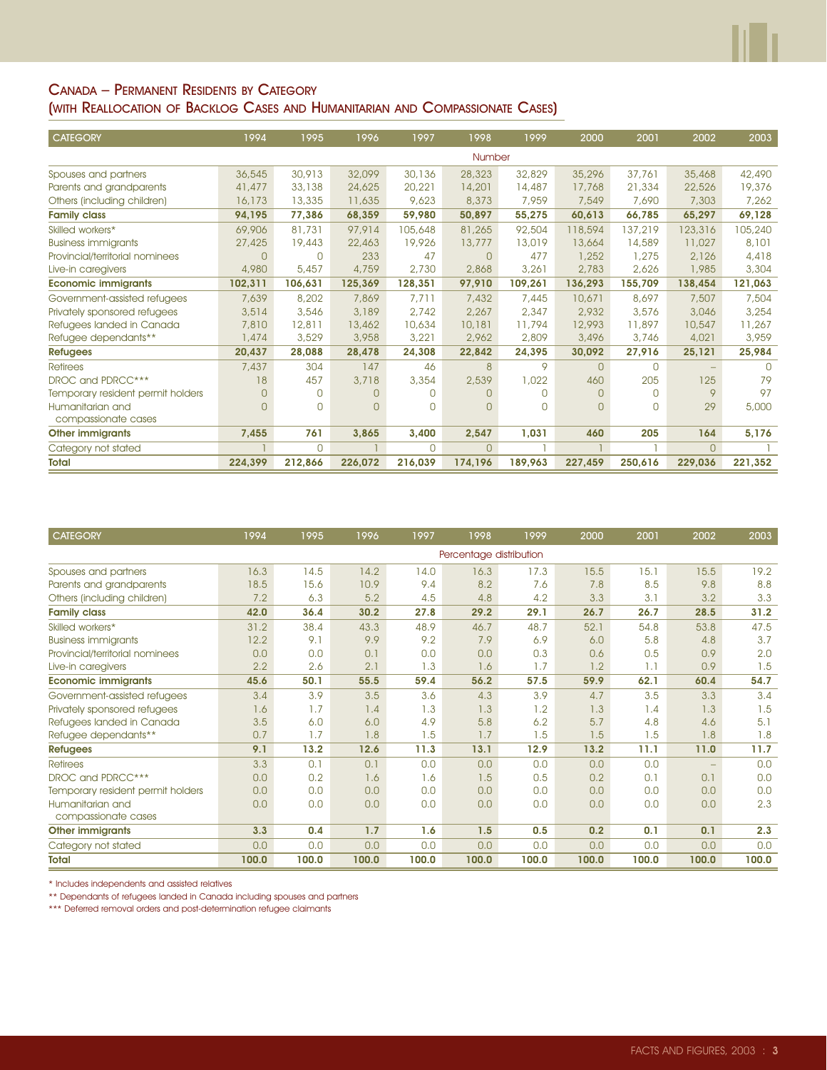## CANADA – PERMANENT RESIDENTS BY CATEGORY (WITH REALLOCATION OF BACKLOG CASES AND HUMANITARIAN AND COMPASSIONATE CASES)

| CATEGORY | 1994 | 1995 | 1996 | 1997 | 1998 | 1999 | 2000 | 2001 | 2002 | 2003 |
|---|---|---|---|---|---|---|---|---|---|---|
| | | | | | Number | | | | | |
| Spouses and partners | 36,545 | 30,913 | 32,099 | 30,136 | 28,323 | 32,829 | 35,296 | 37,761 | 35,468 | 42,490 |
| Parents and grandparents | 41,477 | 33,138 | 24,625 | 20,221 | 14,201 | 14,487 | 17,768 | 21,334 | 22,526 | 19,376 |
| Others (including children) | 16,173 | 13,335 | 11,635 | 9,623 | 8,373 | 7,959 | 7,549 | 7,690 | 7,303 | 7,262 |
| **Family class** | **94,195** | **77,386** | **68,359** | **59,980** | **50,897** | **55,275** | **60,613** | **66,785** | **65,297** | **69,128** |
| Skilled workers* | 69,906 | 81,731 | 97,914 | 105,648 | 81,265 | 92,504 | 118,594 | 137,219 | 123,316 | 105,240 |
| Business immigrants | 27,425 | 19,443 | 22,463 | 19,926 | 13,777 | 13,019 | 13,664 | 14,589 | 11,027 | 8,101 |
| Provincial/territorial nominees | 0 | 0 | 233 | 47 | 0 | 477 | 1,252 | 1,275 | 2,126 | 4,418 |
| Live-in caregivers | 4,980 | 5,457 | 4,759 | 2,730 | 2,868 | 3,261 | 2,783 | 2,626 | 1,985 | 3,304 |
| **Economic immigrants** | **102,311** | **106,631** | **125,369** | **128,351** | **97,910** | **109,261** | **136,293** | **155,709** | **138,454** | **121,063** |
| Government-assisted refugees | 7,639 | 8,202 | 7,869 | 7,711 | 7,432 | 7,445 | 10,671 | 8,697 | 7,507 | 7,504 |
| Privately sponsored refugees | 3,514 | 3,546 | 3,189 | 2,742 | 2,267 | 2,347 | 2,932 | 3,576 | 3,046 | 3,254 |
| Refugees landed in Canada | 7,810 | 12,811 | 13,462 | 10,634 | 10,181 | 11,794 | 12,993 | 11,897 | 10,547 | 11,267 |
| Refugee dependants** | 1,474 | 3,529 | 3,958 | 3,221 | 2,962 | 2,809 | 3,496 | 3,746 | 4,021 | 3,959 |
| **Refugees** | **20,437** | **28,088** | **28,478** | **24,308** | **22,842** | **24,395** | **30,092** | **27,916** | **25,121** | **25,984** |
| Retirees | 7,437 | 304 | 147 | 46 | 8 | 9 | 0 | 0 | – | 0 |
| DROC and PDRCC*** | 18 | 457 | 3,718 | 3,354 | 2,539 | 1,022 | 460 | 205 | 125 | 79 |
| Temporary resident permit holders | 0 | 0 | 0 | 0 | 0 | 0 | 0 | 0 | 9 | 97 |
| Humanitarian and compassionate cases | 0 | 0 | 0 | 0 | 0 | 0 | 0 | 0 | 29 | 5,000 |
| **Other immigrants** | **7,455** | **761** | **3,865** | **3,400** | **2,547** | **1,031** | **460** | **205** | **164** | **5,176** |
| Category not stated | 1 | 0 | 1 | 0 | 0 | 1 | 1 | 1 | 0 | 1 |
| **Total** | **224,399** | **212,866** | **226,072** | **216,039** | **174,196** | **189,963** | **227,459** | **250,616** | **229,036** | **221,352** |

| CATEGORY | 1994 | 1995 | 1996 | 1997 | 1998 | 1999 | 2000 | 2001 | 2002 | 2003 |
|---|---|---|---|---|---|---|---|---|---|---|
| | | | | | Percentage distribution | | | | | |
| Spouses and partners | 16.3 | 14.5 | 14.2 | 14.0 | 16.3 | 17.3 | 15.5 | 15.1 | 15.5 | 19.2 |
| Parents and grandparents | 18.5 | 15.6 | 10.9 | 9.4 | 8.2 | 7.6 | 7.8 | 8.5 | 9.8 | 8.8 |
| Others (including children) | 7.2 | 6.3 | 5.2 | 4.5 | 4.8 | 4.2 | 3.3 | 3.1 | 3.2 | 3.3 |
| **Family class** | **42.0** | **36.4** | **30.2** | **27.8** | **29.2** | **29.1** | **26.7** | **26.7** | **28.5** | **31.2** |
| Skilled workers* | 31.2 | 38.4 | 43.3 | 48.9 | 46.7 | 48.7 | 52.1 | 54.8 | 53.8 | 47.5 |
| Business immigrants | 12.2 | 9.1 | 9.9 | 9.2 | 7.9 | 6.9 | 6.0 | 5.8 | 4.8 | 3.7 |
| Provincial/territorial nominees | 0.0 | 0.0 | 0.1 | 0.0 | 0.0 | 0.3 | 0.6 | 0.5 | 0.9 | 2.0 |
| Live-in caregivers | 2.2 | 2.6 | 2.1 | 1.3 | 1.6 | 1.7 | 1.2 | 1.1 | 0.9 | 1.5 |
| **Economic immigrants** | **45.6** | **50.1** | **55.5** | **59.4** | **56.2** | **57.5** | **59.9** | **62.1** | **60.4** | **54.7** |
| Government-assisted refugees | 3.4 | 3.9 | 3.5 | 3.6 | 4.3 | 3.9 | 4.7 | 3.5 | 3.3 | 3.4 |
| Privately sponsored refugees | 1.6 | 1.7 | 1.4 | 1.3 | 1.3 | 1.2 | 1.3 | 1.4 | 1.3 | 1.5 |
| Refugees landed in Canada | 3.5 | 6.0 | 6.0 | 4.9 | 5.8 | 6.2 | 5.7 | 4.8 | 4.6 | 5.1 |
| Refugee dependants** | 0.7 | 1.7 | 1.8 | 1.5 | 1.7 | 1.5 | 1.5 | 1.5 | 1.8 | 1.8 |
| **Refugees** | **9.1** | **13.2** | **12.6** | **11.3** | **13.1** | **12.9** | **13.2** | **11.1** | **11.0** | **11.7** |
| Retirees | 3.3 | 0.1 | 0.1 | 0.0 | 0.0 | 0.0 | 0.0 | 0.0 | – | 0.0 |
| DROC and PDRCC*** | 0.0 | 0.2 | 1.6 | 1.6 | 1.5 | 0.5 | 0.2 | 0.1 | 0.1 | 0.0 |
| Temporary resident permit holders | 0.0 | 0.0 | 0.0 | 0.0 | 0.0 | 0.0 | 0.0 | 0.0 | 0.0 | 0.0 |
| Humanitarian and compassionate cases | 0.0 | 0.0 | 0.0 | 0.0 | 0.0 | 0.0 | 0.0 | 0.0 | 0.0 | 2.3 |
| **Other immigrants** | **3.3** | **0.4** | **1.7** | **1.6** | **1.5** | **0.5** | **0.2** | **0.1** | **0.1** | **2.3** |
| Category not stated | 0.0 | 0.0 | 0.0 | 0.0 | 0.0 | 0.0 | 0.0 | 0.0 | 0.0 | 0.0 |
| **Total** | **100.0** | **100.0** | **100.0** | **100.0** | **100.0** | **100.0** | **100.0** | **100.0** | **100.0** | **100.0** |

* Includes independents and assisted relatives

** Dependants of refugees landed in Canada including spouses and partners

*** Deferred removal orders and post-determination refugee claimants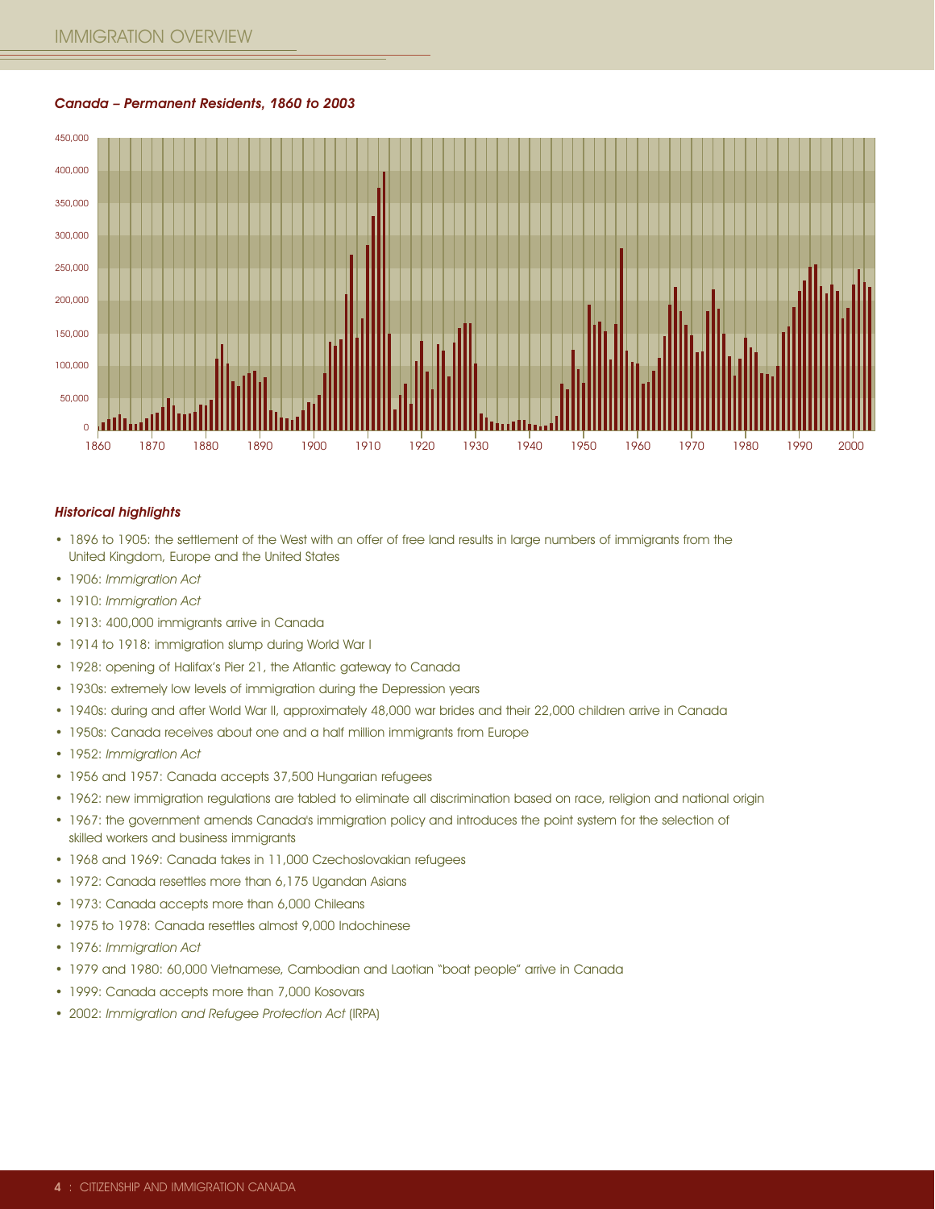*Canada – Permanent Residents, 1860 to 2003*

*Historical highlights*

- 1896 to 1905: the settlement of the West with an offer of free land results in large numbers of immigrants from the United Kingdom, Europe and the United States
- 1906: *Immigration Act*
- 1910: *Immigration Act*
- 1913: 400,000 immigrants arrive in Canada
- 1914 to 1918: immigration slump during World War I
- 1928: opening of Halifax's Pier 21, the Atlantic gateway to Canada
- 1930s: extremely low levels of immigration during the Depression years
- 1940s: during and after World War II, approximately 48,000 war brides and their 22,000 children arrive in Canada
- 1950s: Canada receives about one and a half million immigrants from Europe
- 1952: *Immigration Act*
- 1956 and 1957: Canada accepts 37,500 Hungarian refugees
- 1962: new immigration regulations are tabled to eliminate all discrimination based on race, religion and national origin
- 1967: the government amends Canada's immigration policy and introduces the point system for the selection of skilled workers and business immigrants
- 1968 and 1969: Canada takes in 11,000 Czechoslovakian refugees
- 1972: Canada resettles more than 6,175 Ugandan Asians
- 1973: Canada accepts more than 6,000 Chileans
- 1975 to 1978: Canada resettles almost 9,000 Indochinese
- 1976: *Immigration Act*
- 1979 and 1980: 60,000 Vietnamese, Cambodian and Laotian "boat people" arrive in Canada
- 1999: Canada accepts more than 7,000 Kosovars
- 2002: *Immigration and Refugee Protection Act* (IRPA)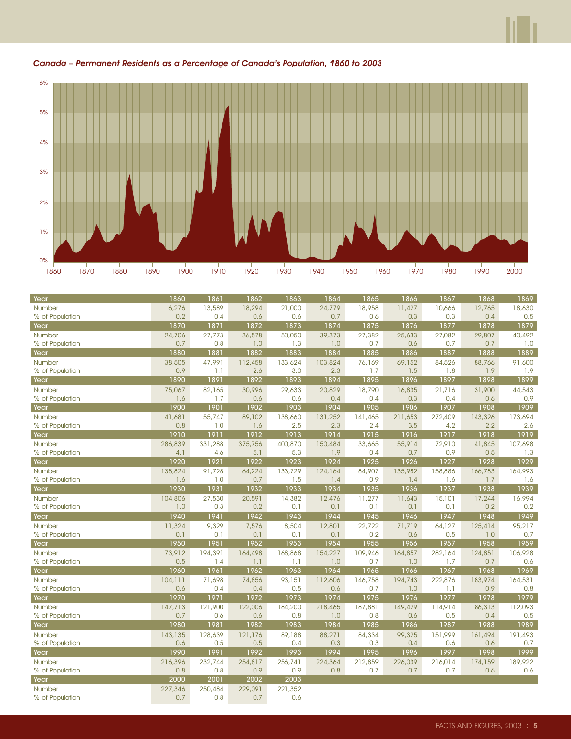*Canada – Permanent Residents as a Percentage of Canada's Population, 1860 to 2003*

| Year | 1860 | 1861 | 1862 | 1863 | 1864 | 1865 | 1866 | 1867 | 1868 | 1869 |
|---|---|---|---|---|---|---|---|---|---|---|
| Number | 6,276 | 13,589 | 18,294 | 21,000 | 24,779 | 18,958 | 11,427 | 10,666 | 12,765 | 18,630 |
| % of Population | 0.2 | 0.4 | 0.6 | 0.6 | 0.7 | 0.6 | 0.3 | 0.3 | 0.4 | 0.5 |
| **Year** | **1870** | **1871** | **1872** | **1873** | **1874** | **1875** | **1876** | **1877** | **1878** | **1879** |
| Number | 24,706 | 27,773 | 36,578 | 50,050 | 39,373 | 27,382 | 25,633 | 27,082 | 29,807 | 40,492 |
| % of Population | 0.7 | 0.8 | 1.0 | 1.3 | 1.0 | 0.7 | 0.6 | 0.7 | 0.7 | 1.0 |
| **Year** | **1880** | **1881** | **1882** | **1883** | **1884** | **1885** | **1886** | **1887** | **1888** | **1889** |
| Number | 38,505 | 47,991 | 112,458 | 133,624 | 103,824 | 76,169 | 69,152 | 84,526 | 88,766 | 91,600 |
| % of Population | 0.9 | 1.1 | 2.6 | 3.0 | 2.3 | 1.7 | 1.5 | 1.8 | 1.9 | 1.9 |
| **Year** | **1890** | **1891** | **1892** | **1893** | **1894** | **1895** | **1896** | **1897** | **1898** | **1899** |
| Number | 75,067 | 82,165 | 30,996 | 29,633 | 20,829 | 18,790 | 16,835 | 21,716 | 31,900 | 44,543 |
| % of Population | 1.6 | 1.7 | 0.6 | 0.6 | 0.4 | 0.4 | 0.3 | 0.4 | 0.6 | 0.9 |
| **Year** | **1900** | **1901** | **1902** | **1903** | **1904** | **1905** | **1906** | **1907** | **1908** | **1909** |
| Number | 41,681 | 55,747 | 89,102 | 138,660 | 131,252 | 141,465 | 211,653 | 272,409 | 143,326 | 173,694 |
| % of Population | 0.8 | 1.0 | 1.6 | 2.5 | 2.3 | 2.4 | 3.5 | 4.2 | 2.2 | 2.6 |
| **Year** | **1910** | **1911** | **1912** | **1913** | **1914** | **1915** | **1916** | **1917** | **1918** | **1919** |
| Number | 286,839 | 331,288 | 375,756 | 400,870 | 150,484 | 33,665 | 55,914 | 72,910 | 41,845 | 107,698 |
| % of Population | 4.1 | 4.6 | 5.1 | 5.3 | 1.9 | 0.4 | 0.7 | 0.9 | 0.5 | 1.3 |
| **Year** | **1920** | **1921** | **1922** | **1923** | **1924** | **1925** | **1926** | **1927** | **1928** | **1929** |
| Number | 138,824 | 91,728 | 64,224 | 133,729 | 124,164 | 84,907 | 135,982 | 158,886 | 166,783 | 164,993 |
| % of Population | 1.6 | 1.0 | 0.7 | 1.5 | 1.4 | 0.9 | 1.4 | 1.6 | 1.7 | 1.6 |
| **Year** | **1930** | **1931** | **1932** | **1933** | **1934** | **1935** | **1936** | **1937** | **1938** | **1939** |
| Number | 104,806 | 27,530 | 20,591 | 14,382 | 12,476 | 11,277 | 11,643 | 15,101 | 17,244 | 16,994 |
| % of Population | 1.0 | 0.3 | 0.2 | 0.1 | 0.1 | 0.1 | 0.1 | 0.1 | 0.2 | 0.2 |
| **Year** | **1940** | **1941** | **1942** | **1943** | **1944** | **1945** | **1946** | **1947** | **1948** | **1949** |
| Number | 11,324 | 9,329 | 7,576 | 8,504 | 12,801 | 22,722 | 71,719 | 64,127 | 125,414 | 95,217 |
| % of Population | 0.1 | 0.1 | 0.1 | 0.1 | 0.1 | 0.2 | 0.6 | 0.5 | 1.0 | 0.7 |
| **Year** | **1950** | **1951** | **1952** | **1953** | **1954** | **1955** | **1956** | **1957** | **1958** | **1959** |
| Number | 73,912 | 194,391 | 164,498 | 168,868 | 154,227 | 109,946 | 164,857 | 282,164 | 124,851 | 106,928 |
| % of Population | 0.5 | 1.4 | 1.1 | 1.1 | 1.0 | 0.7 | 1.0 | 1.7 | 0.7 | 0.6 |
| **Year** | **1960** | **1961** | **1962** | **1963** | **1964** | **1965** | **1966** | **1967** | **1968** | **1969** |
| Number | 104,111 | 71,698 | 74,856 | 93,151 | 112,606 | 146,758 | 194,743 | 222,876 | 183,974 | 164,531 |
| % of Population | 0.6 | 0.4 | 0.4 | 0.5 | 0.6 | 0.7 | 1.0 | 1.1 | 0.9 | 0.8 |
| **Year** | **1970** | **1971** | **1972** | **1973** | **1974** | **1975** | **1976** | **1977** | **1978** | **1979** |
| Number | 147,713 | 121,900 | 122,006 | 184,200 | 218,465 | 187,881 | 149,429 | 114,914 | 86,313 | 112,093 |
| % of Population | 0.7 | 0.6 | 0.6 | 0.8 | 1.0 | 0.8 | 0.6 | 0.5 | 0.4 | 0.5 |
| **Year** | **1980** | **1981** | **1982** | **1983** | **1984** | **1985** | **1986** | **1987** | **1988** | **1989** |
| Number | 143,135 | 128,639 | 121,176 | 89,188 | 88,271 | 84,334 | 99,325 | 151,999 | 161,494 | 191,493 |
| % of Population | 0.6 | 0.5 | 0.5 | 0.4 | 0.3 | 0.3 | 0.4 | 0.6 | 0.6 | 0.7 |
| **Year** | **1990** | **1991** | **1992** | **1993** | **1994** | **1995** | **1996** | **1997** | **1998** | **1999** |
| Number | 216,396 | 232,744 | 254,817 | 256,741 | 224,364 | 212,859 | 226,039 | 216,014 | 174,159 | 189,922 |
| % of Population | 0.8 | 0.8 | 0.9 | 0.9 | 0.8 | 0.7 | 0.7 | 0.7 | 0.6 | 0.6 |
| **Year** | **2000** | **2001** | **2002** | **2003** | | | | | | |
| Number | 227,346 | 250,484 | 229,091 | 221,352 | | | | | | |
| % of Population | 0.7 | 0.8 | 0.7 | 0.6 | | | | | | |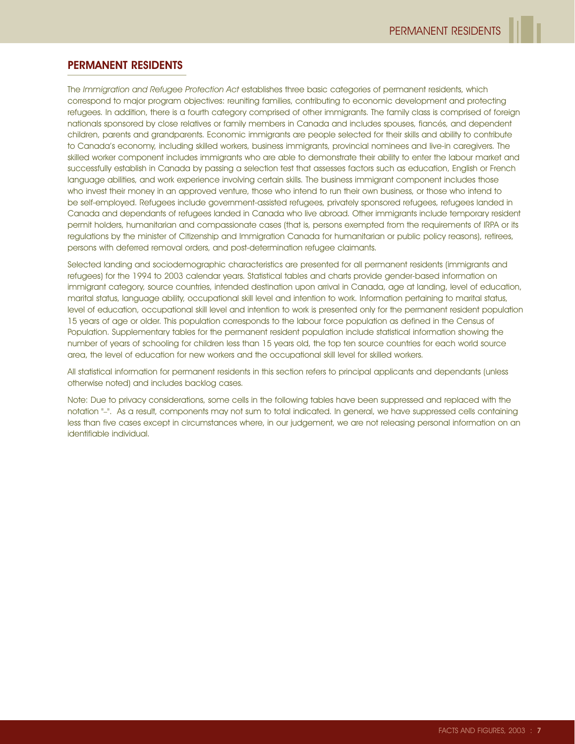## PERMANENT RESIDENTS

The *Immigration and Refugee Protection Act* establishes three basic categories of permanent residents, which correspond to major program objectives: reuniting families, contributing to economic development and protecting refugees. In addition, there is a fourth category comprised of other immigrants. The family class is comprised of foreign nationals sponsored by close relatives or family members in Canada and includes spouses, fiancés, and dependent children, parents and grandparents. Economic immigrants are people selected for their skills and ability to contribute to Canada's economy, including skilled workers, business immigrants, provincial nominees and live-in caregivers. The skilled worker component includes immigrants who are able to demonstrate their ability to enter the labour market and successfully establish in Canada by passing a selection test that assesses factors such as education, English or French language abilities, and work experience involving certain skills. The business immigrant component includes those who invest their money in an approved venture, those who intend to run their own business, or those who intend to be self-employed. Refugees include government-assisted refugees, privately sponsored refugees, refugees landed in Canada and dependants of refugees landed in Canada who live abroad. Other immigrants include temporary resident permit holders, humanitarian and compassionate cases (that is, persons exempted from the requirements of IRPA or its regulations by the minister of Citizenship and Immigration Canada for humanitarian or public policy reasons), retirees, persons with deferred removal orders, and post-determination refugee claimants.

Selected landing and sociodemographic characteristics are presented for all permanent residents (immigrants and refugees) for the 1994 to 2003 calendar years. Statistical tables and charts provide gender-based information on immigrant category, source countries, intended destination upon arrival in Canada, age at landing, level of education, marital status, language ability, occupational skill level and intention to work. Information pertaining to marital status, level of education, occupational skill level and intention to work is presented only for the permanent resident population 15 years of age or older. This population corresponds to the labour force population as defined in the Census of Population. Supplementary tables for the permanent resident population include statistical information showing the number of years of schooling for children less than 15 years old, the top ten source countries for each world source area, the level of education for new workers and the occupational skill level for skilled workers.

All statistical information for permanent residents in this section refers to principal applicants and dependants (unless otherwise noted) and includes backlog cases.

Note: Due to privacy considerations, some cells in the following tables have been suppressed and replaced with the notation "–". As a result, components may not sum to total indicated. In general, we have suppressed cells containing less than five cases except in circumstances where, in our judgement, we are not releasing personal information on an identifiable individual.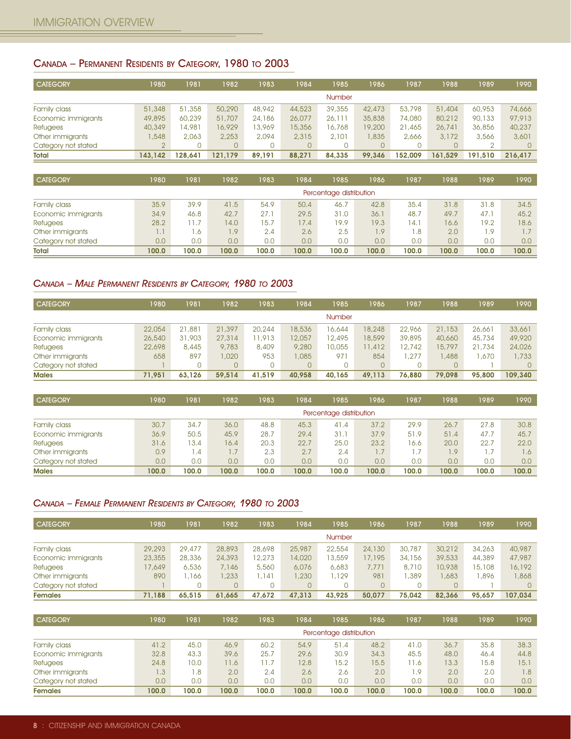## Canada – Permanent Residents by Category, 1980 to 2003

| CATEGORY | 1980 | 1981 | 1982 | 1983 | 1984 | 1985 | 1986 | 1987 | 1988 | 1989 | 1990 |
|---|---|---|---|---|---|---|---|---|---|---|---|
| | | | | | | Number | | | | | |
| Family class | 51,348 | 51,358 | 50,290 | 48,942 | 44,523 | 39,355 | 42,473 | 53,798 | 51,404 | 60,953 | 74,666 |
| Economic immigrants | 49,895 | 60,239 | 51,707 | 24,186 | 26,077 | 26,111 | 35,838 | 74,080 | 80,212 | 90,133 | 97,913 |
| Refugees | 40,349 | 14,981 | 16,929 | 13,969 | 15,356 | 16,768 | 19,200 | 21,465 | 26,741 | 36,856 | 40,237 |
| Other immigrants | 1,548 | 2,063 | 2,253 | 2,094 | 2,315 | 2,101 | 1,835 | 2,666 | 3,172 | 3,566 | 3,601 |
| Category not stated | 2 | 0 | 0 | 0 | 0 | 0 | 0 | 0 | 0 | 2 | 0 |
| **Total** | **143,142** | **128,641** | **121,179** | **89,191** | **88,271** | **84,335** | **99,346** | **152,009** | **161,529** | **191,510** | **216,417** |

| CATEGORY | 1980 | 1981 | 1982 | 1983 | 1984 | 1985 | 1986 | 1987 | 1988 | 1989 | 1990 |
|---|---|---|---|---|---|---|---|---|---|---|---|
| | | | | | | Percentage distribution | | | | | |
| Family class | 35.9 | 39.9 | 41.5 | 54.9 | 50.4 | 46.7 | 42.8 | 35.4 | 31.8 | 31.8 | 34.5 |
| Economic immigrants | 34.9 | 46.8 | 42.7 | 27.1 | 29.5 | 31.0 | 36.1 | 48.7 | 49.7 | 47.1 | 45.2 |
| Refugees | 28.2 | 11.7 | 14.0 | 15.7 | 17.4 | 19.9 | 19.3 | 14.1 | 16.6 | 19.2 | 18.6 |
| Other immigrants | 1.1 | 1.6 | 1.9 | 2.4 | 2.6 | 2.5 | 1.9 | 1.8 | 2.0 | 1.9 | 1.7 |
| Category not stated | 0.0 | 0.0 | 0.0 | 0.0 | 0.0 | 0.0 | 0.0 | 0.0 | 0.0 | 0.0 | 0.0 |
| **Total** | **100.0** | **100.0** | **100.0** | **100.0** | **100.0** | **100.0** | **100.0** | **100.0** | **100.0** | **100.0** | **100.0** |

## *Canada – Male Permanent Residents by Category, 1980 to 2003*

| CATEGORY | 1980 | 1981 | 1982 | 1983 | 1984 | 1985 | 1986 | 1987 | 1988 | 1989 | 1990 |
|---|---|---|---|---|---|---|---|---|---|---|---|
| | | | | | | Number | | | | | |
| Family class | 22,054 | 21,881 | 21,397 | 20,244 | 18,536 | 16,644 | 18,248 | 22,966 | 21,153 | 26,661 | 33,661 |
| Economic immigrants | 26,540 | 31,903 | 27,314 | 11,913 | 12,057 | 12,495 | 18,599 | 39,895 | 40,660 | 45,734 | 49,920 |
| Refugees | 22,698 | 8,445 | 9,783 | 8,409 | 9,280 | 10,055 | 11,412 | 12,742 | 15,797 | 21,734 | 24,026 |
| Other immigrants | 658 | 897 | 1,020 | 953 | 1,085 | 971 | 854 | 1,277 | 1,488 | 1,670 | 1,733 |
| Category not stated | 1 | 0 | 0 | 0 | 0 | 0 | 0 | 0 | 0 | 1 | 0 |
| **Males** | **71,951** | **63,126** | **59,514** | **41,519** | **40,958** | **40,165** | **49,113** | **76,880** | **79,098** | **95,800** | **109,340** |

| CATEGORY | 1980 | 1981 | 1982 | 1983 | 1984 | 1985 | 1986 | 1987 | 1988 | 1989 | 1990 |
|---|---|---|---|---|---|---|---|---|---|---|---|
| | | | | | | Percentage distribution | | | | | |
| Family class | 30.7 | 34.7 | 36.0 | 48.8 | 45.3 | 41.4 | 37.2 | 29.9 | 26.7 | 27.8 | 30.8 |
| Economic immigrants | 36.9 | 50.5 | 45.9 | 28.7 | 29.4 | 31.1 | 37.9 | 51.9 | 51.4 | 47.7 | 45.7 |
| Refugees | 31.6 | 13.4 | 16.4 | 20.3 | 22.7 | 25.0 | 23.2 | 16.6 | 20.0 | 22.7 | 22.0 |
| Other immigrants | 0.9 | 1.4 | 1.7 | 2.3 | 2.7 | 2.4 | 1.7 | 1.7 | 1.9 | 1.7 | 1.6 |
| Category not stated | 0.0 | 0.0 | 0.0 | 0.0 | 0.0 | 0.0 | 0.0 | 0.0 | 0.0 | 0.0 | 0.0 |
| **Males** | **100.0** | **100.0** | **100.0** | **100.0** | **100.0** | **100.0** | **100.0** | **100.0** | **100.0** | **100.0** | **100.0** |

## *Canada – Female Permanent Residents by Category, 1980 to 2003*

| CATEGORY | 1980 | 1981 | 1982 | 1983 | 1984 | 1985 | 1986 | 1987 | 1988 | 1989 | 1990 |
|---|---|---|---|---|---|---|---|---|---|---|---|
| | | | | | | Number | | | | | |
| Family class | 29,293 | 29,477 | 28,893 | 28,698 | 25,987 | 22,554 | 24,130 | 30,787 | 30,212 | 34,263 | 40,987 |
| Economic immigrants | 23,355 | 28,336 | 24,393 | 12,273 | 14,020 | 13,559 | 17,195 | 34,156 | 39,533 | 44,389 | 47,987 |
| Refugees | 17,649 | 6,536 | 7,146 | 5,560 | 6,076 | 6,683 | 7,771 | 8,710 | 10,938 | 15,108 | 16,192 |
| Other immigrants | 890 | 1,166 | 1,233 | 1,141 | 1,230 | 1,129 | 981 | 1,389 | 1,683 | 1,896 | 1,868 |
| Category not stated | 1 | 0 | 0 | 0 | 0 | 0 | 0 | 0 | 0 | 1 | 0 |
| **Females** | **71,188** | **65,515** | **61,665** | **47,672** | **47,313** | **43,925** | **50,077** | **75,042** | **82,366** | **95,657** | **107,034** |

| CATEGORY | 1980 | 1981 | 1982 | 1983 | 1984 | 1985 | 1986 | 1987 | 1988 | 1989 | 1990 |
|---|---|---|---|---|---|---|---|---|---|---|---|
| | | | | | | Percentage distribution | | | | | |
| Family class | 41.2 | 45.0 | 46.9 | 60.2 | 54.9 | 51.4 | 48.2 | 41.0 | 36.7 | 35.8 | 38.3 |
| Economic immigrants | 32.8 | 43.3 | 39.6 | 25.7 | 29.6 | 30.9 | 34.3 | 45.5 | 48.0 | 46.4 | 44.8 |
| Refugees | 24.8 | 10.0 | 11.6 | 11.7 | 12.8 | 15.2 | 15.5 | 11.6 | 13.3 | 15.8 | 15.1 |
| Other immigrants | 1.3 | 1.8 | 2.0 | 2.4 | 2.6 | 2.6 | 2.0 | 1.9 | 2.0 | 2.0 | 1.8 |
| Category not stated | 0.0 | 0.0 | 0.0 | 0.0 | 0.0 | 0.0 | 0.0 | 0.0 | 0.0 | 0.0 | 0.0 |
| **Females** | **100.0** | **100.0** | **100.0** | **100.0** | **100.0** | **100.0** | **100.0** | **100.0** | **100.0** | **100.0** | **100.0** |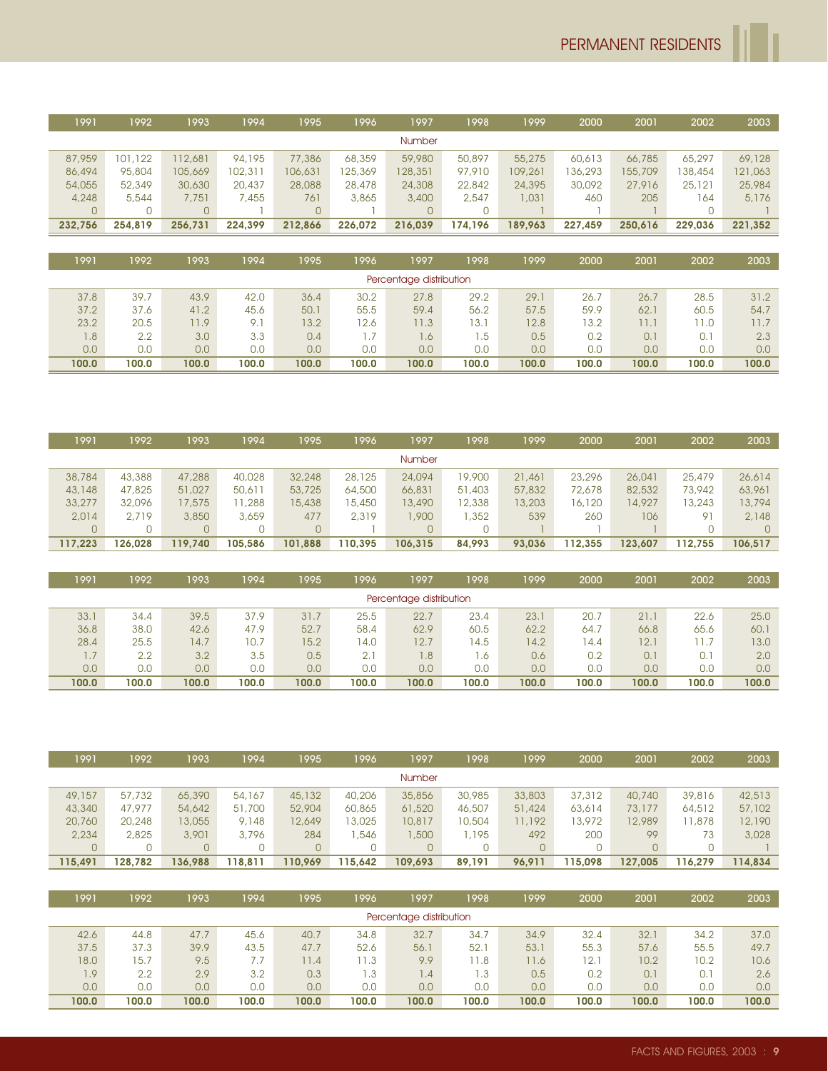| 1991 | 1992 | 1993 | 1994 | 1995 | 1996 | 1997 | 1998 | 1999 | 2000 | 2001 | 2002 | 2003 |
|---|---|---|---|---|---|---|---|---|---|---|---|---|
| Number | | | | | | | | | | | | |
| 87,959 | 101,122 | 112,681 | 94,195 | 77,386 | 68,359 | 59,980 | 50,897 | 55,275 | 60,613 | 66,785 | 65,297 | 69,128 |
| 86,494 | 95,804 | 105,669 | 102,311 | 106,631 | 125,369 | 128,351 | 97,910 | 109,261 | 136,293 | 155,709 | 138,454 | 121,063 |
| 54,055 | 52,349 | 30,630 | 20,437 | 28,088 | 28,478 | 24,308 | 22,842 | 24,395 | 30,092 | 27,916 | 25,121 | 25,984 |
| 4,248 | 5,544 | 7,751 | 7,455 | 761 | 3,865 | 3,400 | 2,547 | 1,031 | 460 | 205 | 164 | 5,176 |
| 0 | 0 | 0 | 1 | 0 | 1 | 0 | 0 | 1 | 1 | 1 | 0 | 1 |
| **232,756** | **254,819** | **256,731** | **224,399** | **212,866** | **226,072** | **216,039** | **174,196** | **189,963** | **227,459** | **250,616** | **229,036** | **221,352** |

| 1991 | 1992 | 1993 | 1994 | 1995 | 1996 | 1997 | 1998 | 1999 | 2000 | 2001 | 2002 | 2003 |
|---|---|---|---|---|---|---|---|---|---|---|---|---|
| Percentage distribution | | | | | | | | | | | | |
| 37.8 | 39.7 | 43.9 | 42.0 | 36.4 | 30.2 | 27.8 | 29.2 | 29.1 | 26.7 | 26.7 | 28.5 | 31.2 |
| 37.2 | 37.6 | 41.2 | 45.6 | 50.1 | 55.5 | 59.4 | 56.2 | 57.5 | 59.9 | 62.1 | 60.5 | 54.7 |
| 23.2 | 20.5 | 11.9 | 9.1 | 13.2 | 12.6 | 11.3 | 13.1 | 12.8 | 13.2 | 11.1 | 11.0 | 11.7 |
| 1.8 | 2.2 | 3.0 | 3.3 | 0.4 | 1.7 | 1.6 | 1.5 | 0.5 | 0.2 | 0.1 | 0.1 | 2.3 |
| 0.0 | 0.0 | 0.0 | 0.0 | 0.0 | 0.0 | 0.0 | 0.0 | 0.0 | 0.0 | 0.0 | 0.0 | 0.0 |
| **100.0** | **100.0** | **100.0** | **100.0** | **100.0** | **100.0** | **100.0** | **100.0** | **100.0** | **100.0** | **100.0** | **100.0** | **100.0** |

| 1991 | 1992 | 1993 | 1994 | 1995 | 1996 | 1997 | 1998 | 1999 | 2000 | 2001 | 2002 | 2003 |
|---|---|---|---|---|---|---|---|---|---|---|---|---|
| Number | | | | | | | | | | | | |
| 38,784 | 43,388 | 47,288 | 40,028 | 32,248 | 28,125 | 24,094 | 19,900 | 21,461 | 23,296 | 26,041 | 25,479 | 26,614 |
| 43,148 | 47,825 | 51,027 | 50,611 | 53,725 | 64,500 | 66,831 | 51,403 | 57,832 | 72,678 | 82,532 | 73,942 | 63,961 |
| 33,277 | 32,096 | 17,575 | 11,288 | 15,438 | 15,450 | 13,490 | 12,338 | 13,203 | 16,120 | 14,927 | 13,243 | 13,794 |
| 2,014 | 2,719 | 3,850 | 3,659 | 477 | 2,319 | 1,900 | 1,352 | 539 | 260 | 106 | 91 | 2,148 |
| 0 | 0 | 0 | 0 | 0 | 1 | 0 | 0 | 1 | 1 | 1 | 0 | 0 |
| **117,223** | **126,028** | **119,740** | **105,586** | **101,888** | **110,395** | **106,315** | **84,993** | **93,036** | **112,355** | **123,607** | **112,755** | **106,517** |

| 1991 | 1992 | 1993 | 1994 | 1995 | 1996 | 1997 | 1998 | 1999 | 2000 | 2001 | 2002 | 2003 |
|---|---|---|---|---|---|---|---|---|---|---|---|---|
| Percentage distribution | | | | | | | | | | | | |
| 33.1 | 34.4 | 39.5 | 37.9 | 31.7 | 25.5 | 22.7 | 23.4 | 23.1 | 20.7 | 21.1 | 22.6 | 25.0 |
| 36.8 | 38.0 | 42.6 | 47.9 | 52.7 | 58.4 | 62.9 | 60.5 | 62.2 | 64.7 | 66.8 | 65.6 | 60.1 |
| 28.4 | 25.5 | 14.7 | 10.7 | 15.2 | 14.0 | 12.7 | 14.5 | 14.2 | 14.4 | 12.1 | 11.7 | 13.0 |
| 1.7 | 2.2 | 3.2 | 3.5 | 0.5 | 2.1 | 1.8 | 1.6 | 0.6 | 0.2 | 0.1 | 0.1 | 2.0 |
| 0.0 | 0.0 | 0.0 | 0.0 | 0.0 | 0.0 | 0.0 | 0.0 | 0.0 | 0.0 | 0.0 | 0.0 | 0.0 |
| **100.0** | **100.0** | **100.0** | **100.0** | **100.0** | **100.0** | **100.0** | **100.0** | **100.0** | **100.0** | **100.0** | **100.0** | **100.0** |

| 1991 | 1992 | 1993 | 1994 | 1995 | 1996 | 1997 | 1998 | 1999 | 2000 | 2001 | 2002 | 2003 |
|---|---|---|---|---|---|---|---|---|---|---|---|---|
| Number | | | | | | | | | | | | |
| 49,157 | 57,732 | 65,390 | 54,167 | 45,132 | 40,206 | 35,856 | 30,985 | 33,803 | 37,312 | 40,740 | 39,816 | 42,513 |
| 43,340 | 47,977 | 54,642 | 51,700 | 52,904 | 60,865 | 61,520 | 46,507 | 51,424 | 63,614 | 73,177 | 64,512 | 57,102 |
| 20,760 | 20,248 | 13,055 | 9,148 | 12,649 | 13,025 | 10,817 | 10,504 | 11,192 | 13,972 | 12,989 | 11,878 | 12,190 |
| 2,234 | 2,825 | 3,901 | 3,796 | 284 | 1,546 | 1,500 | 1,195 | 492 | 200 | 99 | 73 | 3,028 |
| 0 | 0 | 0 | 0 | 0 | 0 | 0 | 0 | 0 | 0 | 0 | 0 | 1 |
| **115,491** | **128,782** | **136,988** | **118,811** | **110,969** | **115,642** | **109,693** | **89,191** | **96,911** | **115,098** | **127,005** | **116,279** | **114,834** |

| 1991 | 1992 | 1993 | 1994 | 1995 | 1996 | 1997 | 1998 | 1999 | 2000 | 2001 | 2002 | 2003 |
|---|---|---|---|---|---|---|---|---|---|---|---|---|
| Percentage distribution | | | | | | | | | | | | |
| 42.6 | 44.8 | 47.7 | 45.6 | 40.7 | 34.8 | 32.7 | 34.7 | 34.9 | 32.4 | 32.1 | 34.2 | 37.0 |
| 37.5 | 37.3 | 39.9 | 43.5 | 47.7 | 52.6 | 56.1 | 52.1 | 53.1 | 55.3 | 57.6 | 55.5 | 49.7 |
| 18.0 | 15.7 | 9.5 | 7.7 | 11.4 | 11.3 | 9.9 | 11.8 | 11.6 | 12.1 | 10.2 | 10.2 | 10.6 |
| 1.9 | 2.2 | 2.9 | 3.2 | 0.3 | 1.3 | 1.4 | 1.3 | 0.5 | 0.2 | 0.1 | 0.1 | 2.6 |
| 0.0 | 0.0 | 0.0 | 0.0 | 0.0 | 0.0 | 0.0 | 0.0 | 0.0 | 0.0 | 0.0 | 0.0 | 0.0 |
| **100.0** | **100.0** | **100.0** | **100.0** | **100.0** | **100.0** | **100.0** | **100.0** | **100.0** | **100.0** | **100.0** | **100.0** | **100.0** |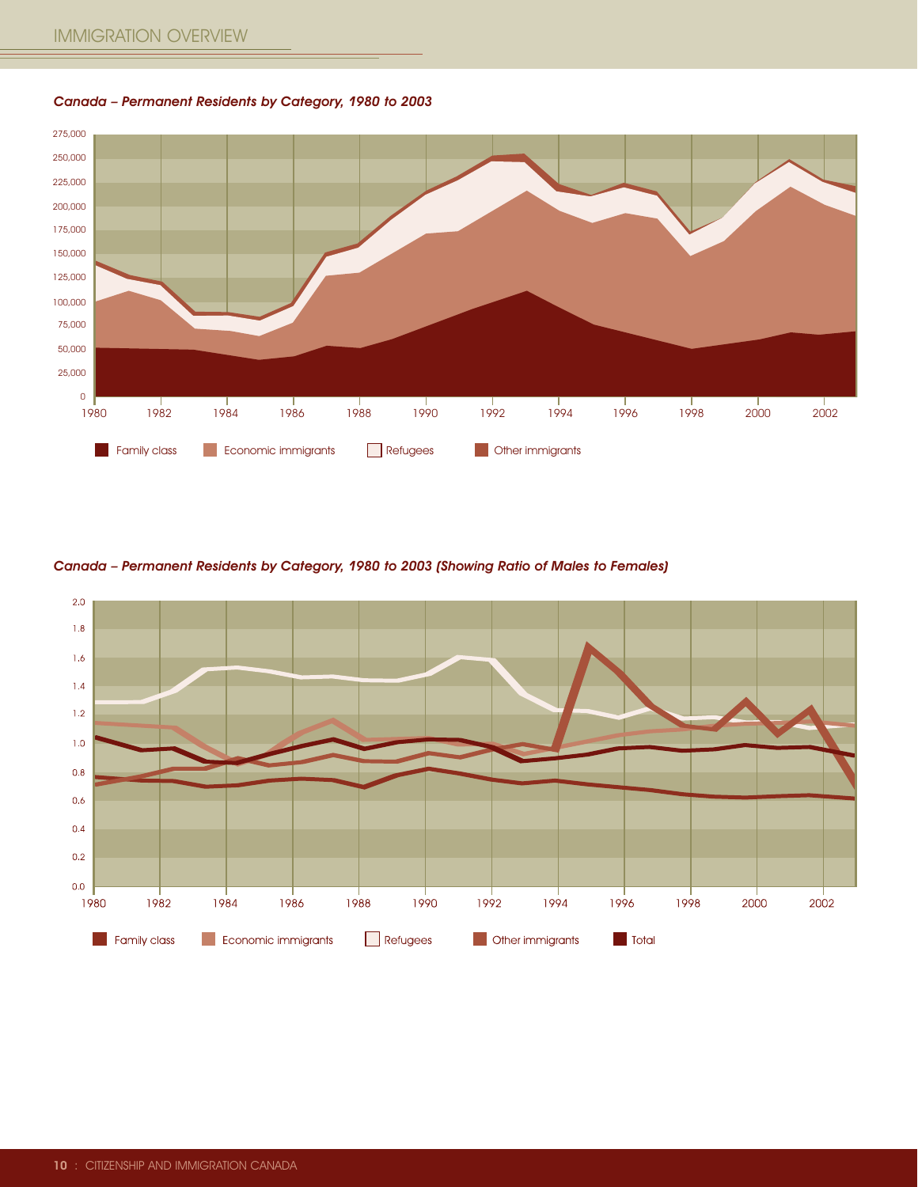*Canada – Permanent Residents by Category, 1980 to 2003*

Family class | Economic immigrants | Refugees | Other immigrants

*Canada – Permanent Residents by Category, 1980 to 2003 (Showing Ratio of Males to Females)*

Family class | Economic immigrants | Refugees | Other immigrants | Total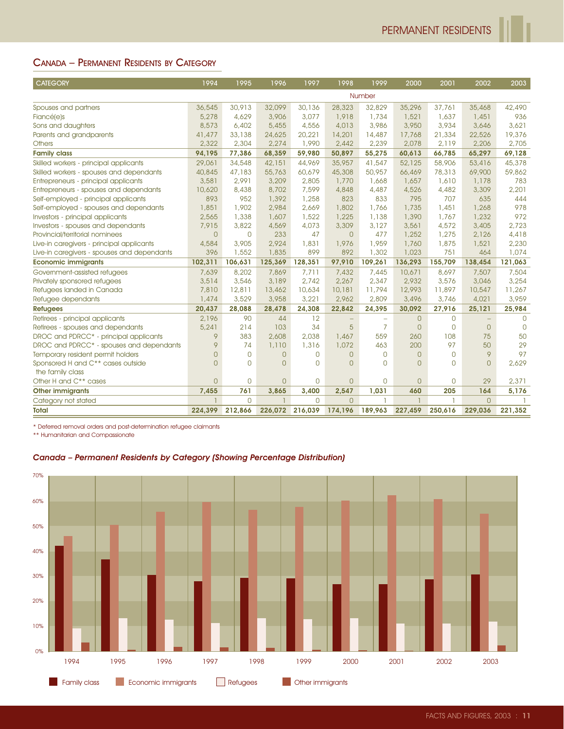## Canada – Permanent Residents by Category

| CATEGORY | 1994 | 1995 | 1996 | 1997 | 1998 | 1999 | 2000 | 2001 | 2002 | 2003 |
|---|---|---|---|---|---|---|---|---|---|---|
| | Number | | | | | | | | | |
| Spouses and partners | 36,545 | 30,913 | 32,099 | 30,136 | 28,323 | 32,829 | 35,296 | 37,761 | 35,468 | 42,490 |
| Fiancé(e)s | 5,278 | 4,629 | 3,906 | 3,077 | 1,918 | 1,734 | 1,521 | 1,637 | 1,451 | 936 |
| Sons and daughters | 8,573 | 6,402 | 5,455 | 4,556 | 4,013 | 3,986 | 3,950 | 3,934 | 3,646 | 3,621 |
| Parents and grandparents | 41,477 | 33,138 | 24,625 | 20,221 | 14,201 | 14,487 | 17,768 | 21,334 | 22,526 | 19,376 |
| Others | 2,322 | 2,304 | 2,274 | 1,990 | 2,442 | 2,239 | 2,078 | 2,119 | 2,206 | 2,705 |
| **Family class** | **94,195** | **77,386** | **68,359** | **59,980** | **50,897** | **55,275** | **60,613** | **66,785** | **65,297** | **69,128** |
| Skilled workers - principal applicants | 29,061 | 34,548 | 42,151 | 44,969 | 35,957 | 41,547 | 52,125 | 58,906 | 53,416 | 45,378 |
| Skilled workers - spouses and dependants | 40,845 | 47,183 | 55,763 | 60,679 | 45,308 | 50,957 | 66,469 | 78,313 | 69,900 | 59,862 |
| Entrepreneurs - principal applicants | 3,581 | 2,991 | 3,209 | 2,805 | 1,770 | 1,668 | 1,657 | 1,610 | 1,178 | 783 |
| Entrepreneurs - spouses and dependants | 10,620 | 8,438 | 8,702 | 7,599 | 4,848 | 4,487 | 4,526 | 4,482 | 3,309 | 2,201 |
| Self-employed - principal applicants | 893 | 952 | 1,392 | 1,258 | 823 | 833 | 795 | 707 | 635 | 444 |
| Self-employed - spouses and dependants | 1,851 | 1,902 | 2,984 | 2,669 | 1,802 | 1,766 | 1,735 | 1,451 | 1,268 | 978 |
| Investors - principal applicants | 2,565 | 1,338 | 1,607 | 1,522 | 1,225 | 1,138 | 1,390 | 1,767 | 1,232 | 972 |
| Investors - spouses and dependants | 7,915 | 3,822 | 4,569 | 4,073 | 3,309 | 3,127 | 3,561 | 4,572 | 3,405 | 2,723 |
| Provincial/territorial nominees | 0 | 0 | 233 | 47 | 0 | 477 | 1,252 | 1,275 | 2,126 | 4,418 |
| Live-in caregivers - principal applicants | 4,584 | 3,905 | 2,924 | 1,831 | 1,976 | 1,959 | 1,760 | 1,875 | 1,521 | 2,230 |
| Live-in caregivers - spouses and dependants | 396 | 1,552 | 1,835 | 899 | 892 | 1,302 | 1,023 | 751 | 464 | 1,074 |
| **Economic immigrants** | **102,311** | **106,631** | **125,369** | **128,351** | **97,910** | **109,261** | **136,293** | **155,709** | **138,454** | **121,063** |
| Government-assisted refugees | 7,639 | 8,202 | 7,869 | 7,711 | 7,432 | 7,445 | 10,671 | 8,697 | 7,507 | 7,504 |
| Privately sponsored refugees | 3,514 | 3,546 | 3,189 | 2,742 | 2,267 | 2,347 | 2,932 | 3,576 | 3,046 | 3,254 |
| Refugees landed in Canada | 7,810 | 12,811 | 13,462 | 10,634 | 10,181 | 11,794 | 12,993 | 11,897 | 10,547 | 11,267 |
| Refugee dependants | 1,474 | 3,529 | 3,958 | 3,221 | 2,962 | 2,809 | 3,496 | 3,746 | 4,021 | 3,959 |
| **Refugees** | **20,437** | **28,088** | **28,478** | **24,308** | **22,842** | **24,395** | **30,092** | **27,916** | **25,121** | **25,984** |
| Retirees - principal applicants | 2,196 | 90 | 44 | 12 | – | – | 0 | 0 | – | 0 |
| Retirees - spouses and dependants | 5,241 | 214 | 103 | 34 | 5 | 7 | 0 | 0 | 0 | 0 |
| DROC and PDRCC* - principal applicants | 9 | 383 | 2,608 | 2,038 | 1,467 | 559 | 260 | 108 | 75 | 50 |
| DROC and PDRCC* - spouses and dependants | 9 | 74 | 1,110 | 1,316 | 1,072 | 463 | 200 | 97 | 50 | 29 |
| Temporary resident permit holders | 0 | 0 | 0 | 0 | 0 | 0 | 0 | 0 | 9 | 97 |
| Sponsored H and C** cases outside the family class | 0 | 0 | 0 | 0 | 0 | 0 | 0 | 0 | 0 | 2,629 |
| Other H and C** cases | 0 | 0 | 0 | 0 | 0 | 0 | 0 | 0 | 29 | 2,371 |
| **Other immigrants** | **7,455** | **761** | **3,865** | **3,400** | **2,547** | **1,031** | **460** | **205** | **164** | **5,176** |
| Category not stated | 1 | 0 | 1 | 0 | 0 | 1 | 1 | 1 | 0 | 1 |
| **Total** | **224,399** | **212,866** | **226,072** | **216,039** | **174,196** | **189,963** | **227,459** | **250,616** | **229,036** | **221,352** |

\* Deferred removal orders and post-determination refugee claimants

\*\* Humanitarian and Compassionate

### *Canada – Permanent Residents by Category (Showing Percentage Distribution)*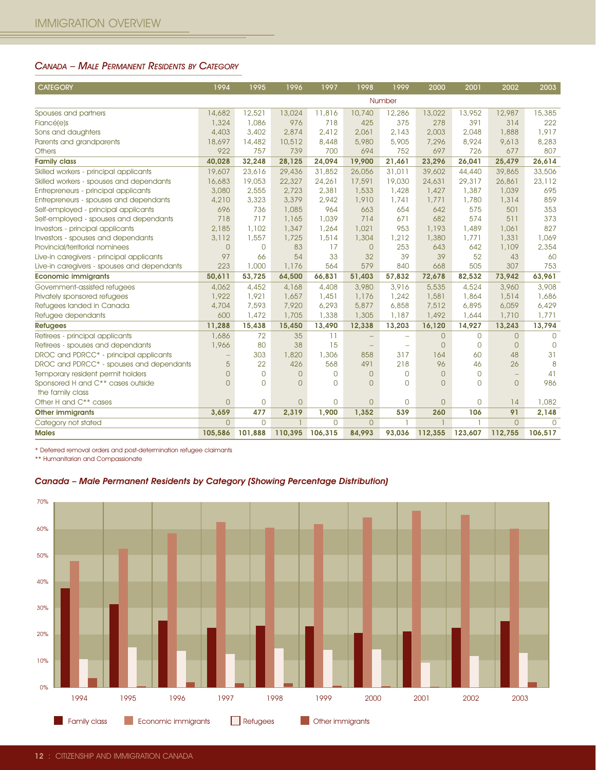## *Canada – Male Permanent Residents by Category*

| CATEGORY | 1994 | 1995 | 1996 | 1997 | 1998 | 1999 | 2000 | 2001 | 2002 | 2003 |
|---|---|---|---|---|---|---|---|---|---|---|
| | | | | | Number | | | | | |
| Spouses and partners | 14,682 | 12,521 | 13,024 | 11,816 | 10,740 | 12,286 | 13,022 | 13,952 | 12,987 | 15,385 |
| Fiancé(e)s | 1,324 | 1,086 | 976 | 718 | 425 | 375 | 278 | 391 | 314 | 222 |
| Sons and daughters | 4,403 | 3,402 | 2,874 | 2,412 | 2,061 | 2,143 | 2,003 | 2,048 | 1,888 | 1,917 |
| Parents and grandparents | 18,697 | 14,482 | 10,512 | 8,448 | 5,980 | 5,905 | 7,296 | 8,924 | 9,613 | 8,283 |
| Others | 922 | 757 | 739 | 700 | 694 | 752 | 697 | 726 | 677 | 807 |
| **Family class** | **40,028** | **32,248** | **28,125** | **24,094** | **19,900** | **21,461** | **23,296** | **26,041** | **25,479** | **26,614** |
| Skilled workers - principal applicants | 19,607 | 23,616 | 29,436 | 31,852 | 26,056 | 31,011 | 39,602 | 44,440 | 39,865 | 33,506 |
| Skilled workers - spouses and dependants | 16,683 | 19,053 | 22,327 | 24,261 | 17,591 | 19,030 | 24,631 | 29,317 | 26,861 | 23,112 |
| Entrepreneurs - principal applicants | 3,080 | 2,555 | 2,723 | 2,381 | 1,533 | 1,428 | 1,427 | 1,387 | 1,039 | 695 |
| Entrepreneurs - spouses and dependants | 4,210 | 3,323 | 3,379 | 2,942 | 1,910 | 1,741 | 1,771 | 1,780 | 1,314 | 859 |
| Self-employed - principal applicants | 696 | 736 | 1,085 | 964 | 663 | 654 | 642 | 575 | 501 | 353 |
| Self-employed - spouses and dependants | 718 | 717 | 1,165 | 1,039 | 714 | 671 | 682 | 574 | 511 | 373 |
| Investors - principal applicants | 2,185 | 1,102 | 1,347 | 1,264 | 1,021 | 953 | 1,193 | 1,489 | 1,061 | 827 |
| Investors - spouses and dependants | 3,112 | 1,557 | 1,725 | 1,514 | 1,304 | 1,212 | 1,380 | 1,771 | 1,331 | 1,069 |
| Provincial/territorial nominees | 0 | 0 | 83 | 17 | 0 | 253 | 643 | 642 | 1,109 | 2,354 |
| Live-in caregivers - principal applicants | 97 | 66 | 54 | 33 | 32 | 39 | 39 | 52 | 43 | 60 |
| Live-in caregivers - spouses and dependants | 223 | 1,000 | 1,176 | 564 | 579 | 840 | 668 | 505 | 307 | 753 |
| **Economic immigrants** | **50,611** | **53,725** | **64,500** | **66,831** | **51,403** | **57,832** | **72,678** | **82,532** | **73,942** | **63,961** |
| Government-assisted refugees | 4,062 | 4,452 | 4,168 | 4,408 | 3,980 | 3,916 | 5,535 | 4,524 | 3,960 | 3,908 |
| Privately sponsored refugees | 1,922 | 1,921 | 1,657 | 1,451 | 1,176 | 1,242 | 1,581 | 1,864 | 1,514 | 1,686 |
| Refugees landed in Canada | 4,704 | 7,593 | 7,920 | 6,293 | 5,877 | 6,858 | 7,512 | 6,895 | 6,059 | 6,429 |
| Refugee dependants | 600 | 1,472 | 1,705 | 1,338 | 1,305 | 1,187 | 1,492 | 1,644 | 1,710 | 1,771 |
| **Refugees** | **11,288** | **15,438** | **15,450** | **13,490** | **12,338** | **13,203** | **16,120** | **14,927** | **13,243** | **13,794** |
| Retirees - principal applicants | 1,686 | 72 | 35 | 11 | – | – | 0 | 0 | 0 | 0 |
| Retirees - spouses and dependants | 1,966 | 80 | 38 | 15 | – | – | 0 | 0 | 0 | 0 |
| DROC and PDRCC* - principal applicants | – | 303 | 1,820 | 1,306 | 858 | 317 | 164 | 60 | 48 | 31 |
| DROC and PDRCC* - spouses and dependants | 5 | 22 | 426 | 568 | 491 | 218 | 96 | 46 | 26 | 8 |
| Temporary resident permit holders | 0 | 0 | 0 | 0 | 0 | 0 | 0 | 0 | – | 41 |
| Sponsored H and C** cases outside the family class | 0 | 0 | 0 | 0 | 0 | 0 | 0 | 0 | 0 | 986 |
| Other H and C** cases | 0 | 0 | 0 | 0 | 0 | 0 | 0 | 0 | 14 | 1,082 |
| **Other immigrants** | **3,659** | **477** | **2,319** | **1,900** | **1,352** | **539** | **260** | **106** | **91** | **2,148** |
| Category not stated | 0 | 0 | 1 | 0 | 0 | 1 | 1 | 1 | 0 | 0 |
| **Males** | **105,586** | **101,888** | **110,395** | **106,315** | **84,993** | **93,036** | **112,355** | **123,607** | **112,755** | **106,517** |

\* Deferred removal orders and post-determination refugee claimants

\*\* Humanitarian and Compassionate

### *Canada – Male Permanent Residents by Category (Showing Percentage Distribution)*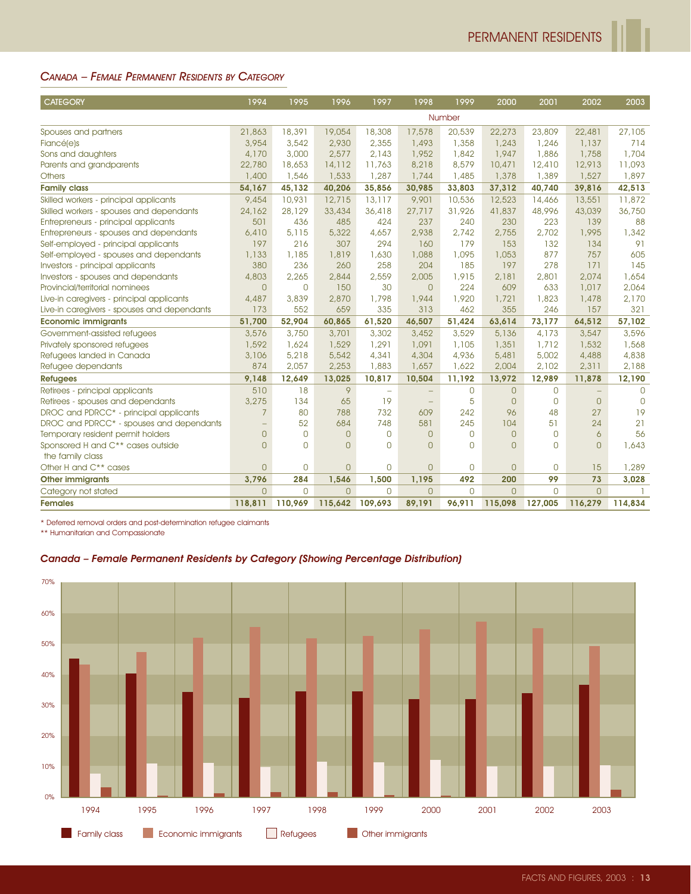## CANADA – FEMALE PERMANENT RESIDENTS BY CATEGORY

| CATEGORY | 1994 | 1995 | 1996 | 1997 | 1998 | 1999 | 2000 | 2001 | 2002 | 2003 |
|---|---|---|---|---|---|---|---|---|---|---|
| | Number | | | | | | | | | |
| Spouses and partners | 21,863 | 18,391 | 19,054 | 18,308 | 17,578 | 20,539 | 22,273 | 23,809 | 22,481 | 27,105 |
| Fiancé(e)s | 3,954 | 3,542 | 2,930 | 2,355 | 1,493 | 1,358 | 1,243 | 1,246 | 1,137 | 714 |
| Sons and daughters | 4,170 | 3,000 | 2,577 | 2,143 | 1,952 | 1,842 | 1,947 | 1,886 | 1,758 | 1,704 |
| Parents and grandparents | 22,780 | 18,653 | 14,112 | 11,763 | 8,218 | 8,579 | 10,471 | 12,410 | 12,913 | 11,093 |
| Others | 1,400 | 1,546 | 1,533 | 1,287 | 1,744 | 1,485 | 1,378 | 1,389 | 1,527 | 1,897 |
| **Family class** | **54,167** | **45,132** | **40,206** | **35,856** | **30,985** | **33,803** | **37,312** | **40,740** | **39,816** | **42,513** |
| Skilled workers - principal applicants | 9,454 | 10,931 | 12,715 | 13,117 | 9,901 | 10,536 | 12,523 | 14,466 | 13,551 | 11,872 |
| Skilled workers - spouses and dependants | 24,162 | 28,129 | 33,434 | 36,418 | 27,717 | 31,926 | 41,837 | 48,996 | 43,039 | 36,750 |
| Entrepreneurs - principal applicants | 501 | 436 | 485 | 424 | 237 | 240 | 230 | 223 | 139 | 88 |
| Entrepreneurs - spouses and dependants | 6,410 | 5,115 | 5,322 | 4,657 | 2,938 | 2,742 | 2,755 | 2,702 | 1,995 | 1,342 |
| Self-employed - principal applicants | 197 | 216 | 307 | 294 | 160 | 179 | 153 | 132 | 134 | 91 |
| Self-employed - spouses and dependants | 1,133 | 1,185 | 1,819 | 1,630 | 1,088 | 1,095 | 1,053 | 877 | 757 | 605 |
| Investors - principal applicants | 380 | 236 | 260 | 258 | 204 | 185 | 197 | 278 | 171 | 145 |
| Investors - spouses and dependants | 4,803 | 2,265 | 2,844 | 2,559 | 2,005 | 1,915 | 2,181 | 2,801 | 2,074 | 1,654 |
| Provincial/territorial nominees | 0 | 0 | 150 | 30 | 0 | 224 | 609 | 633 | 1,017 | 2,064 |
| Live-in caregivers - principal applicants | 4,487 | 3,839 | 2,870 | 1,798 | 1,944 | 1,920 | 1,721 | 1,823 | 1,478 | 2,170 |
| Live-in caregivers - spouses and dependants | 173 | 552 | 659 | 335 | 313 | 462 | 355 | 246 | 157 | 321 |
| **Economic immigrants** | **51,700** | **52,904** | **60,865** | **61,520** | **46,507** | **51,424** | **63,614** | **73,177** | **64,512** | **57,102** |
| Government-assisted refugees | 3,576 | 3,750 | 3,701 | 3,302 | 3,452 | 3,529 | 5,136 | 4,173 | 3,547 | 3,596 |
| Privately sponsored refugees | 1,592 | 1,624 | 1,529 | 1,291 | 1,091 | 1,105 | 1,351 | 1,712 | 1,532 | 1,568 |
| Refugees landed in Canada | 3,106 | 5,218 | 5,542 | 4,341 | 4,304 | 4,936 | 5,481 | 5,002 | 4,488 | 4,838 |
| Refugee dependants | 874 | 2,057 | 2,253 | 1,883 | 1,657 | 1,622 | 2,004 | 2,102 | 2,311 | 2,188 |
| **Refugees** | **9,148** | **12,649** | **13,025** | **10,817** | **10,504** | **11,192** | **13,972** | **12,989** | **11,878** | **12,190** |
| Retirees - principal applicants | 510 | 18 | 9 | – | – | 0 | 0 | 0 | – | 0 |
| Retirees - spouses and dependants | 3,275 | 134 | 65 | 19 | – | 5 | 0 | 0 | 0 | 0 |
| DROC and PDRCC* - principal applicants | 7 | 80 | 788 | 732 | 609 | 242 | 96 | 48 | 27 | 19 |
| DROC and PDRCC* - spouses and dependants | – | 52 | 684 | 748 | 581 | 245 | 104 | 51 | 24 | 21 |
| Temporary resident permit holders | 0 | 0 | 0 | 0 | 0 | 0 | 0 | 0 | 6 | 56 |
| Sponsored H and C** cases outside the family class | 0 | 0 | 0 | 0 | 0 | 0 | 0 | 0 | 0 | 1,643 |
| Other H and C** cases | 0 | 0 | 0 | 0 | 0 | 0 | 0 | 0 | 15 | 1,289 |
| **Other immigrants** | **3,796** | **284** | **1,546** | **1,500** | **1,195** | **492** | **200** | **99** | **73** | **3,028** |
| Category not stated | 0 | 0 | 0 | 0 | 0 | 0 | 0 | 0 | 0 | 1 |
| **Females** | **118,811** | **110,969** | **115,642** | **109,693** | **89,191** | **96,911** | **115,098** | **127,005** | **116,279** | **114,834** |

\* Deferred removal orders and post-determination refugee claimants
\*\* Humanitarian and Compassionate

### Canada – Female Permanent Residents by Category (Showing Percentage Distribution)

Legend: Family class, Economic immigrants, Refugees, Other immigrants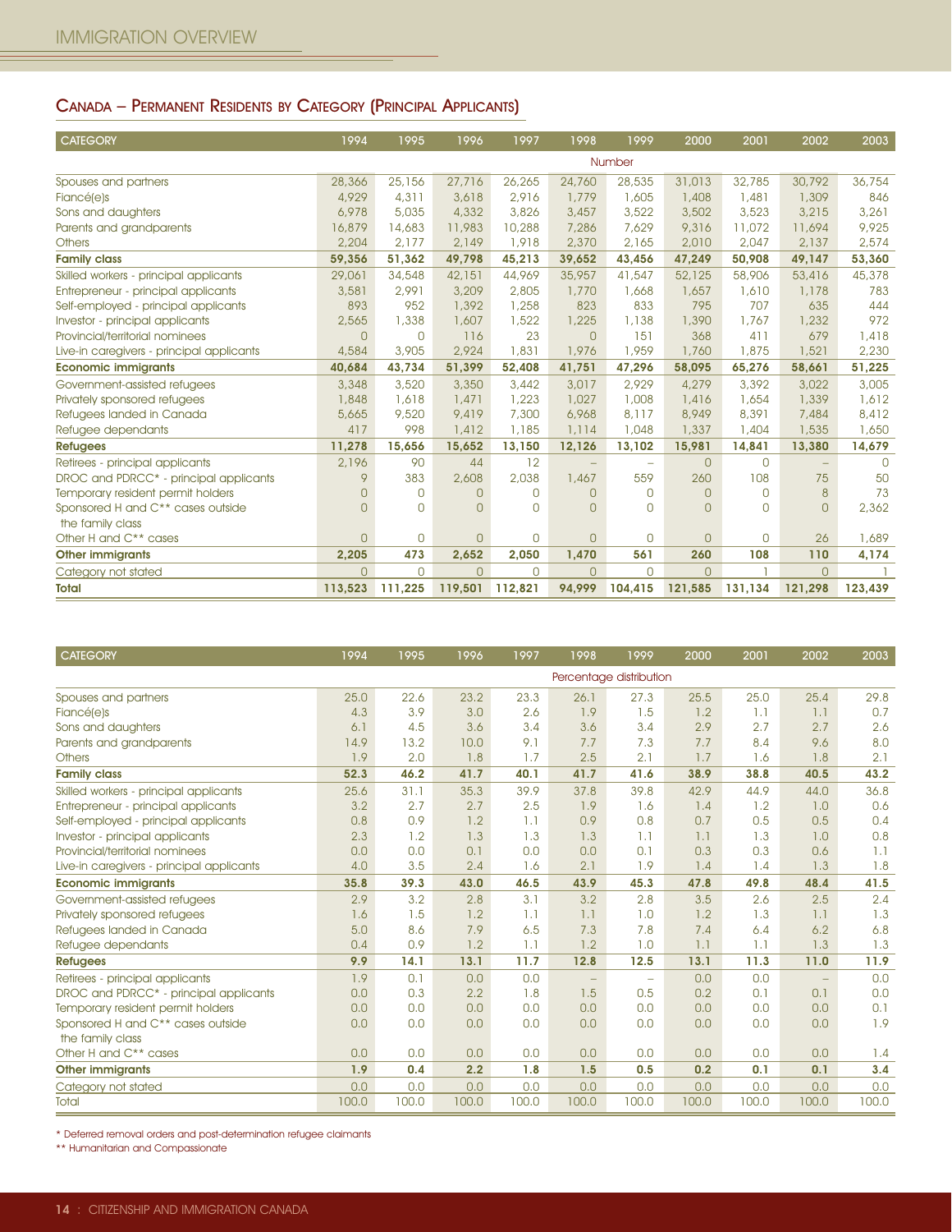## Canada – Permanent Residents by Category (Principal Applicants)

| CATEGORY | 1994 | 1995 | 1996 | 1997 | 1998 | 1999 | 2000 | 2001 | 2002 | 2003 |
|---|---|---|---|---|---|---|---|---|---|---|
| | | | | | | Number | | | | |
| Spouses and partners | 28,366 | 25,156 | 27,716 | 26,265 | 24,760 | 28,535 | 31,013 | 32,785 | 30,792 | 36,754 |
| Fiancé(e)s | 4,929 | 4,311 | 3,618 | 2,916 | 1,779 | 1,605 | 1,408 | 1,481 | 1,309 | 846 |
| Sons and daughters | 6,978 | 5,035 | 4,332 | 3,826 | 3,457 | 3,522 | 3,502 | 3,523 | 3,215 | 3,261 |
| Parents and grandparents | 16,879 | 14,683 | 11,983 | 10,288 | 7,286 | 7,629 | 9,316 | 11,072 | 11,694 | 9,925 |
| Others | 2,204 | 2,177 | 2,149 | 1,918 | 2,370 | 2,165 | 2,010 | 2,047 | 2,137 | 2,574 |
| **Family class** | **59,356** | **51,362** | **49,798** | **45,213** | **39,652** | **43,456** | **47,249** | **50,908** | **49,147** | **53,360** |
| Skilled workers - principal applicants | 29,061 | 34,548 | 42,151 | 44,969 | 35,957 | 41,547 | 52,125 | 58,906 | 53,416 | 45,378 |
| Entrepreneur - principal applicants | 3,581 | 2,991 | 3,209 | 2,805 | 1,770 | 1,668 | 1,657 | 1,610 | 1,178 | 783 |
| Self-employed - principal applicants | 893 | 952 | 1,392 | 1,258 | 823 | 833 | 795 | 707 | 635 | 444 |
| Investor - principal applicants | 2,565 | 1,338 | 1,607 | 1,522 | 1,225 | 1,138 | 1,390 | 1,767 | 1,232 | 972 |
| Provincial/territorial nominees | 0 | 0 | 116 | 23 | 0 | 151 | 368 | 411 | 679 | 1,418 |
| Live-in caregivers - principal applicants | 4,584 | 3,905 | 2,924 | 1,831 | 1,976 | 1,959 | 1,760 | 1,875 | 1,521 | 2,230 |
| **Economic immigrants** | **40,684** | **43,734** | **51,399** | **52,408** | **41,751** | **47,296** | **58,095** | **65,276** | **58,661** | **51,225** |
| Government-assisted refugees | 3,348 | 3,520 | 3,350 | 3,442 | 3,017 | 2,929 | 4,279 | 3,392 | 3,022 | 3,005 |
| Privately sponsored refugees | 1,848 | 1,618 | 1,471 | 1,223 | 1,027 | 1,008 | 1,416 | 1,654 | 1,339 | 1,612 |
| Refugees landed in Canada | 5,665 | 9,520 | 9,419 | 7,300 | 6,968 | 8,117 | 8,949 | 8,391 | 7,484 | 8,412 |
| Refugee dependants | 417 | 998 | 1,412 | 1,185 | 1,114 | 1,048 | 1,337 | 1,404 | 1,535 | 1,650 |
| **Refugees** | **11,278** | **15,656** | **15,652** | **13,150** | **12,126** | **13,102** | **15,981** | **14,841** | **13,380** | **14,679** |
| Retirees - principal applicants | 2,196 | 90 | 44 | 12 | – | – | 0 | 0 | – | 0 |
| DROC and PDRCC* - principal applicants | 9 | 383 | 2,608 | 2,038 | 1,467 | 559 | 260 | 108 | 75 | 50 |
| Temporary resident permit holders | 0 | 0 | 0 | 0 | 0 | 0 | 0 | 0 | 8 | 73 |
| Sponsored H and C** cases outside the family class | 0 | 0 | 0 | 0 | 0 | 0 | 0 | 0 | 0 | 2,362 |
| Other H and C** cases | 0 | 0 | 0 | 0 | 0 | 0 | 0 | 0 | 26 | 1,689 |
| **Other immigrants** | **2,205** | **473** | **2,652** | **2,050** | **1,470** | **561** | **260** | **108** | **110** | **4,174** |
| Category not stated | 0 | 0 | 0 | 0 | 0 | 0 | 0 | 1 | 0 | 1 |
| **Total** | **113,523** | **111,225** | **119,501** | **112,821** | **94,999** | **104,415** | **121,585** | **131,134** | **121,298** | **123,439** |

| CATEGORY | 1994 | 1995 | 1996 | 1997 | 1998 | 1999 | 2000 | 2001 | 2002 | 2003 |
|---|---|---|---|---|---|---|---|---|---|---|
| | | | | | | Percentage distribution | | | | |
| Spouses and partners | 25.0 | 22.6 | 23.2 | 23.3 | 26.1 | 27.3 | 25.5 | 25.0 | 25.4 | 29.8 |
| Fiancé(e)s | 4.3 | 3.9 | 3.0 | 2.6 | 1.9 | 1.5 | 1.2 | 1.1 | 1.1 | 0.7 |
| Sons and daughters | 6.1 | 4.5 | 3.6 | 3.4 | 3.6 | 3.4 | 2.9 | 2.7 | 2.7 | 2.6 |
| Parents and grandparents | 14.9 | 13.2 | 10.0 | 9.1 | 7.7 | 7.3 | 7.7 | 8.4 | 9.6 | 8.0 |
| Others | 1.9 | 2.0 | 1.8 | 1.7 | 2.5 | 2.1 | 1.7 | 1.6 | 1.8 | 2.1 |
| **Family class** | **52.3** | **46.2** | **41.7** | **40.1** | **41.7** | **41.6** | **38.9** | **38.8** | **40.5** | **43.2** |
| Skilled workers - principal applicants | 25.6 | 31.1 | 35.3 | 39.9 | 37.8 | 39.8 | 42.9 | 44.9 | 44.0 | 36.8 |
| Entrepreneur - principal applicants | 3.2 | 2.7 | 2.7 | 2.5 | 1.9 | 1.6 | 1.4 | 1.2 | 1.0 | 0.6 |
| Self-employed - principal applicants | 0.8 | 0.9 | 1.2 | 1.1 | 0.9 | 0.8 | 0.7 | 0.5 | 0.5 | 0.4 |
| Investor - principal applicants | 2.3 | 1.2 | 1.3 | 1.3 | 1.3 | 1.1 | 1.1 | 1.3 | 1.0 | 0.8 |
| Provincial/territorial nominees | 0.0 | 0.0 | 0.1 | 0.0 | 0.0 | 0.1 | 0.3 | 0.3 | 0.6 | 1.1 |
| Live-in caregivers - principal applicants | 4.0 | 3.5 | 2.4 | 1.6 | 2.1 | 1.9 | 1.4 | 1.4 | 1.3 | 1.8 |
| **Economic immigrants** | **35.8** | **39.3** | **43.0** | **46.5** | **43.9** | **45.3** | **47.8** | **49.8** | **48.4** | **41.5** |
| Government-assisted refugees | 2.9 | 3.2 | 2.8 | 3.1 | 3.2 | 2.8 | 3.5 | 2.6 | 2.5 | 2.4 |
| Privately sponsored refugees | 1.6 | 1.5 | 1.2 | 1.1 | 1.1 | 1.0 | 1.2 | 1.3 | 1.1 | 1.3 |
| Refugees landed in Canada | 5.0 | 8.6 | 7.9 | 6.5 | 7.3 | 7.8 | 7.4 | 6.4 | 6.2 | 6.8 |
| Refugee dependants | 0.4 | 0.9 | 1.2 | 1.1 | 1.2 | 1.0 | 1.1 | 1.1 | 1.3 | 1.3 |
| **Refugees** | **9.9** | **14.1** | **13.1** | **11.7** | **12.8** | **12.5** | **13.1** | **11.3** | **11.0** | **11.9** |
| Retirees - principal applicants | 1.9 | 0.1 | 0.0 | 0.0 | – | – | 0.0 | 0.0 | – | 0.0 |
| DROC and PDRCC* - principal applicants | 0.0 | 0.3 | 2.2 | 1.8 | 1.5 | 0.5 | 0.2 | 0.1 | 0.1 | 0.0 |
| Temporary resident permit holders | 0.0 | 0.0 | 0.0 | 0.0 | 0.0 | 0.0 | 0.0 | 0.0 | 0.0 | 0.1 |
| Sponsored H and C** cases outside the family class | 0.0 | 0.0 | 0.0 | 0.0 | 0.0 | 0.0 | 0.0 | 0.0 | 0.0 | 1.9 |
| Other H and C** cases | 0.0 | 0.0 | 0.0 | 0.0 | 0.0 | 0.0 | 0.0 | 0.0 | 0.0 | 1.4 |
| **Other immigrants** | **1.9** | **0.4** | **2.2** | **1.8** | **1.5** | **0.5** | **0.2** | **0.1** | **0.1** | **3.4** |
| Category not stated | 0.0 | 0.0 | 0.0 | 0.0 | 0.0 | 0.0 | 0.0 | 0.0 | 0.0 | 0.0 |
| Total | 100.0 | 100.0 | 100.0 | 100.0 | 100.0 | 100.0 | 100.0 | 100.0 | 100.0 | 100.0 |

\* Deferred removal orders and post-determination refugee claimants

\** Humanitarian and Compassionate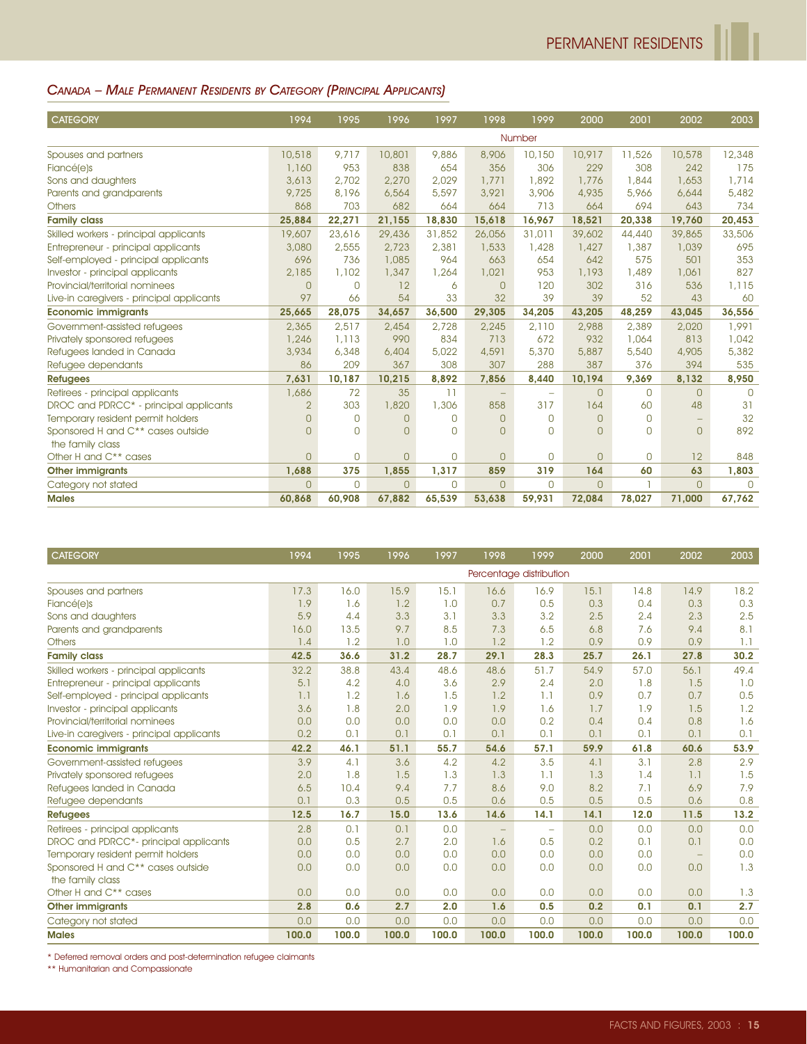## *Canada – Male Permanent Residents by Category (Principal Applicants)*

| CATEGORY | 1994 | 1995 | 1996 | 1997 | 1998 | 1999 | 2000 | 2001 | 2002 | 2003 |
|---|---|---|---|---|---|---|---|---|---|---|
| | Number | | | | | | | | | |
| Spouses and partners | 10,518 | 9,717 | 10,801 | 9,886 | 8,906 | 10,150 | 10,917 | 11,526 | 10,578 | 12,348 |
| Fiancé(e)s | 1,160 | 953 | 838 | 654 | 356 | 306 | 229 | 308 | 242 | 175 |
| Sons and daughters | 3,613 | 2,702 | 2,270 | 2,029 | 1,771 | 1,892 | 1,776 | 1,844 | 1,653 | 1,714 |
| Parents and grandparents | 9,725 | 8,196 | 6,564 | 5,597 | 3,921 | 3,906 | 4,935 | 5,966 | 6,644 | 5,482 |
| Others | 868 | 703 | 682 | 664 | 664 | 713 | 664 | 694 | 643 | 734 |
| **Family class** | **25,884** | **22,271** | **21,155** | **18,830** | **15,618** | **16,967** | **18,521** | **20,338** | **19,760** | **20,453** |
| Skilled workers - principal applicants | 19,607 | 23,616 | 29,436 | 31,852 | 26,056 | 31,011 | 39,602 | 44,440 | 39,865 | 33,506 |
| Entrepreneur - principal applicants | 3,080 | 2,555 | 2,723 | 2,381 | 1,533 | 1,428 | 1,427 | 1,387 | 1,039 | 695 |
| Self-employed - principal applicants | 696 | 736 | 1,085 | 964 | 663 | 654 | 642 | 575 | 501 | 353 |
| Investor - principal applicants | 2,185 | 1,102 | 1,347 | 1,264 | 1,021 | 953 | 1,193 | 1,489 | 1,061 | 827 |
| Provincial/territorial nominees | 0 | 0 | 12 | 6 | 0 | 120 | 302 | 316 | 536 | 1,115 |
| Live-in caregivers - principal applicants | 97 | 66 | 54 | 33 | 32 | 39 | 39 | 52 | 43 | 60 |
| **Economic immigrants** | **25,665** | **28,075** | **34,657** | **36,500** | **29,305** | **34,205** | **43,205** | **48,259** | **43,045** | **36,556** |
| Government-assisted refugees | 2,365 | 2,517 | 2,454 | 2,728 | 2,245 | 2,110 | 2,988 | 2,389 | 2,020 | 1,991 |
| Privately sponsored refugees | 1,246 | 1,113 | 990 | 834 | 713 | 672 | 932 | 1,064 | 813 | 1,042 |
| Refugees landed in Canada | 3,934 | 6,348 | 6,404 | 5,022 | 4,591 | 5,370 | 5,887 | 5,540 | 4,905 | 5,382 |
| Refugee dependants | 86 | 209 | 367 | 308 | 307 | 288 | 387 | 376 | 394 | 535 |
| **Refugees** | **7,631** | **10,187** | **10,215** | **8,892** | **7,856** | **8,440** | **10,194** | **9,369** | **8,132** | **8,950** |
| Retirees - principal applicants | 1,686 | 72 | 35 | 11 | – | – | 0 | 0 | 0 | 0 |
| DROC and PDRCC* - principal applicants | 2 | 303 | 1,820 | 1,306 | 858 | 317 | 164 | 60 | 48 | 31 |
| Temporary resident permit holders | 0 | 0 | 0 | 0 | 0 | 0 | 0 | 0 | – | 32 |
| Sponsored H and C** cases outside the family class | 0 | 0 | 0 | 0 | 0 | 0 | 0 | 0 | 0 | 892 |
| Other H and C** cases | 0 | 0 | 0 | 0 | 0 | 0 | 0 | 0 | 12 | 848 |
| **Other immigrants** | **1,688** | **375** | **1,855** | **1,317** | **859** | **319** | **164** | **60** | **63** | **1,803** |
| Category not stated | 0 | 0 | 0 | 0 | 0 | 0 | 0 | 1 | 0 | 0 |
| **Males** | **60,868** | **60,908** | **67,882** | **65,539** | **53,638** | **59,931** | **72,084** | **78,027** | **71,000** | **67,762** |

| CATEGORY | 1994 | 1995 | 1996 | 1997 | 1998 | 1999 | 2000 | 2001 | 2002 | 2003 |
|---|---|---|---|---|---|---|---|---|---|---|
| | Percentage distribution | | | | | | | | | |
| Spouses and partners | 17.3 | 16.0 | 15.9 | 15.1 | 16.6 | 16.9 | 15.1 | 14.8 | 14.9 | 18.2 |
| Fiancé(e)s | 1.9 | 1.6 | 1.2 | 1.0 | 0.7 | 0.5 | 0.3 | 0.4 | 0.3 | 0.3 |
| Sons and daughters | 5.9 | 4.4 | 3.3 | 3.1 | 3.3 | 3.2 | 2.5 | 2.4 | 2.3 | 2.5 |
| Parents and grandparents | 16.0 | 13.5 | 9.7 | 8.5 | 7.3 | 6.5 | 6.8 | 7.6 | 9.4 | 8.1 |
| Others | 1.4 | 1.2 | 1.0 | 1.0 | 1.2 | 1.2 | 0.9 | 0.9 | 0.9 | 1.1 |
| **Family class** | **42.5** | **36.6** | **31.2** | **28.7** | **29.1** | **28.3** | **25.7** | **26.1** | **27.8** | **30.2** |
| Skilled workers - principal applicants | 32.2 | 38.8 | 43.4 | 48.6 | 48.6 | 51.7 | 54.9 | 57.0 | 56.1 | 49.4 |
| Entrepreneur - principal applicants | 5.1 | 4.2 | 4.0 | 3.6 | 2.9 | 2.4 | 2.0 | 1.8 | 1.5 | 1.0 |
| Self-employed - principal applicants | 1.1 | 1.2 | 1.6 | 1.5 | 1.2 | 1.1 | 0.9 | 0.7 | 0.7 | 0.5 |
| Investor - principal applicants | 3.6 | 1.8 | 2.0 | 1.9 | 1.9 | 1.6 | 1.7 | 1.9 | 1.5 | 1.2 |
| Provincial/territorial nominees | 0.0 | 0.0 | 0.0 | 0.0 | 0.0 | 0.2 | 0.4 | 0.4 | 0.8 | 1.6 |
| Live-in caregivers - principal applicants | 0.2 | 0.1 | 0.1 | 0.1 | 0.1 | 0.1 | 0.1 | 0.1 | 0.1 | 0.1 |
| **Economic immigrants** | **42.2** | **46.1** | **51.1** | **55.7** | **54.6** | **57.1** | **59.9** | **61.8** | **60.6** | **53.9** |
| Government-assisted refugees | 3.9 | 4.1 | 3.6 | 4.2 | 4.2 | 3.5 | 4.1 | 3.1 | 2.8 | 2.9 |
| Privately sponsored refugees | 2.0 | 1.8 | 1.5 | 1.3 | 1.3 | 1.1 | 1.3 | 1.4 | 1.1 | 1.5 |
| Refugees landed in Canada | 6.5 | 10.4 | 9.4 | 7.7 | 8.6 | 9.0 | 8.2 | 7.1 | 6.9 | 7.9 |
| Refugee dependants | 0.1 | 0.3 | 0.5 | 0.5 | 0.6 | 0.5 | 0.5 | 0.5 | 0.6 | 0.8 |
| **Refugees** | **12.5** | **16.7** | **15.0** | **13.6** | **14.6** | **14.1** | **14.1** | **12.0** | **11.5** | **13.2** |
| Retirees - principal applicants | 2.8 | 0.1 | 0.1 | 0.0 | – | – | 0.0 | 0.0 | 0.0 | 0.0 |
| DROC and PDRCC*- principal applicants | 0.0 | 0.5 | 2.7 | 2.0 | 1.6 | 0.5 | 0.2 | 0.1 | 0.1 | 0.0 |
| Temporary resident permit holders | 0.0 | 0.0 | 0.0 | 0.0 | 0.0 | 0.0 | 0.0 | 0.0 | – | 0.0 |
| Sponsored H and C** cases outside the family class | 0.0 | 0.0 | 0.0 | 0.0 | 0.0 | 0.0 | 0.0 | 0.0 | 0.0 | 1.3 |
| Other H and C** cases | 0.0 | 0.0 | 0.0 | 0.0 | 0.0 | 0.0 | 0.0 | 0.0 | 0.0 | 1.3 |
| **Other immigrants** | **2.8** | **0.6** | **2.7** | **2.0** | **1.6** | **0.5** | **0.2** | **0.1** | **0.1** | **2.7** |
| Category not stated | 0.0 | 0.0 | 0.0 | 0.0 | 0.0 | 0.0 | 0.0 | 0.0 | 0.0 | 0.0 |
| **Males** | **100.0** | **100.0** | **100.0** | **100.0** | **100.0** | **100.0** | **100.0** | **100.0** | **100.0** | **100.0** |

* Deferred removal orders and post-determination refugee claimants

** Humanitarian and Compassionate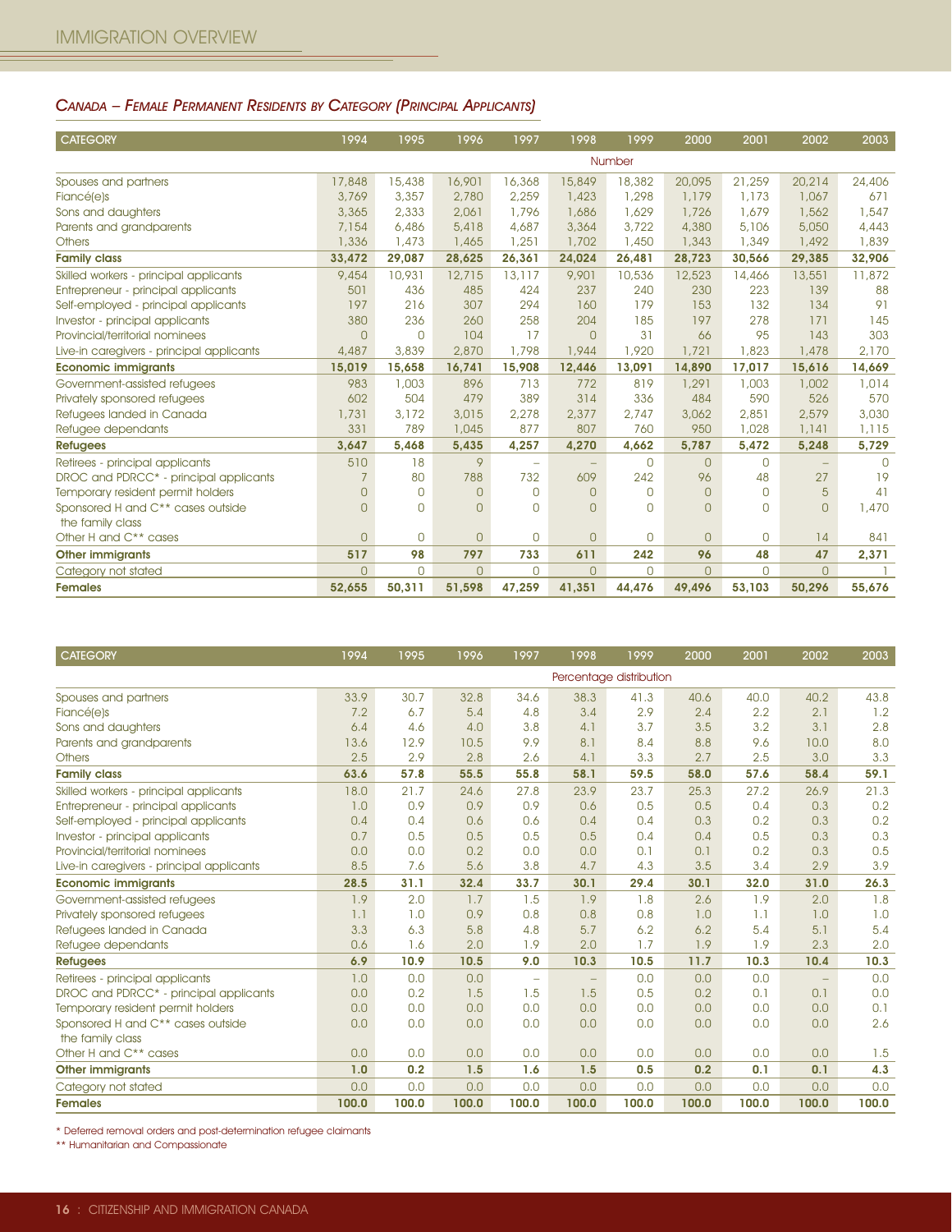## *Canada – Female Permanent Residents by Category (Principal Applicants)*

| CATEGORY | 1994 | 1995 | 1996 | 1997 | 1998 | 1999 | 2000 | 2001 | 2002 | 2003 |
|---|---|---|---|---|---|---|---|---|---|---|
| | | | | | Number | | | | | |
| Spouses and partners | 17,848 | 15,438 | 16,901 | 16,368 | 15,849 | 18,382 | 20,095 | 21,259 | 20,214 | 24,406 |
| Fiancé(e)s | 3,769 | 3,357 | 2,780 | 2,259 | 1,423 | 1,298 | 1,179 | 1,173 | 1,067 | 671 |
| Sons and daughters | 3,365 | 2,333 | 2,061 | 1,796 | 1,686 | 1,629 | 1,726 | 1,679 | 1,562 | 1,547 |
| Parents and grandparents | 7,154 | 6,486 | 5,418 | 4,687 | 3,364 | 3,722 | 4,380 | 5,106 | 5,050 | 4,443 |
| Others | 1,336 | 1,473 | 1,465 | 1,251 | 1,702 | 1,450 | 1,343 | 1,349 | 1,492 | 1,839 |
| **Family class** | **33,472** | **29,087** | **28,625** | **26,361** | **24,024** | **26,481** | **28,723** | **30,566** | **29,385** | **32,906** |
| Skilled workers - principal applicants | 9,454 | 10,931 | 12,715 | 13,117 | 9,901 | 10,536 | 12,523 | 14,466 | 13,551 | 11,872 |
| Entrepreneur - principal applicants | 501 | 436 | 485 | 424 | 237 | 240 | 230 | 223 | 139 | 88 |
| Self-employed - principal applicants | 197 | 216 | 307 | 294 | 160 | 179 | 153 | 132 | 134 | 91 |
| Investor - principal applicants | 380 | 236 | 260 | 258 | 204 | 185 | 197 | 278 | 171 | 145 |
| Provincial/territorial nominees | 0 | 0 | 104 | 17 | 0 | 31 | 66 | 95 | 143 | 303 |
| Live-in caregivers - principal applicants | 4,487 | 3,839 | 2,870 | 1,798 | 1,944 | 1,920 | 1,721 | 1,823 | 1,478 | 2,170 |
| **Economic immigrants** | **15,019** | **15,658** | **16,741** | **15,908** | **12,446** | **13,091** | **14,890** | **17,017** | **15,616** | **14,669** |
| Government-assisted refugees | 983 | 1,003 | 896 | 713 | 772 | 819 | 1,291 | 1,003 | 1,002 | 1,014 |
| Privately sponsored refugees | 602 | 504 | 479 | 389 | 314 | 336 | 484 | 590 | 526 | 570 |
| Refugees landed in Canada | 1,731 | 3,172 | 3,015 | 2,278 | 2,377 | 2,747 | 3,062 | 2,851 | 2,579 | 3,030 |
| Refugee dependants | 331 | 789 | 1,045 | 877 | 807 | 760 | 950 | 1,028 | 1,141 | 1,115 |
| **Refugees** | **3,647** | **5,468** | **5,435** | **4,257** | **4,270** | **4,662** | **5,787** | **5,472** | **5,248** | **5,729** |
| Retirees - principal applicants | 510 | 18 | 9 | – | – | 0 | 0 | 0 | – | 0 |
| DROC and PDRCC* - principal applicants | 7 | 80 | 788 | 732 | 609 | 242 | 96 | 48 | 27 | 19 |
| Temporary resident permit holders | 0 | 0 | 0 | 0 | 0 | 0 | 0 | 0 | 5 | 41 |
| Sponsored H and C** cases outside the family class | 0 | 0 | 0 | 0 | 0 | 0 | 0 | 0 | 0 | 1,470 |
| Other H and C** cases | 0 | 0 | 0 | 0 | 0 | 0 | 0 | 0 | 14 | 841 |
| **Other immigrants** | **517** | **98** | **797** | **733** | **611** | **242** | **96** | **48** | **47** | **2,371** |
| Category not stated | 0 | 0 | 0 | 0 | 0 | 0 | 0 | 0 | 0 | 1 |
| **Females** | **52,655** | **50,311** | **51,598** | **47,259** | **41,351** | **44,476** | **49,496** | **53,103** | **50,296** | **55,676** |

| CATEGORY | 1994 | 1995 | 1996 | 1997 | 1998 | 1999 | 2000 | 2001 | 2002 | 2003 |
|---|---|---|---|---|---|---|---|---|---|---|
| | | | | | Percentage distribution | | | | | |
| Spouses and partners | 33.9 | 30.7 | 32.8 | 34.6 | 38.3 | 41.3 | 40.6 | 40.0 | 40.2 | 43.8 |
| Fiancé(e)s | 7.2 | 6.7 | 5.4 | 4.8 | 3.4 | 2.9 | 2.4 | 2.2 | 2.1 | 1.2 |
| Sons and daughters | 6.4 | 4.6 | 4.0 | 3.8 | 4.1 | 3.7 | 3.5 | 3.2 | 3.1 | 2.8 |
| Parents and grandparents | 13.6 | 12.9 | 10.5 | 9.9 | 8.1 | 8.4 | 8.8 | 9.6 | 10.0 | 8.0 |
| Others | 2.5 | 2.9 | 2.8 | 2.6 | 4.1 | 3.3 | 2.7 | 2.5 | 3.0 | 3.3 |
| **Family class** | **63.6** | **57.8** | **55.5** | **55.8** | **58.1** | **59.5** | **58.0** | **57.6** | **58.4** | **59.1** |
| Skilled workers - principal applicants | 18.0 | 21.7 | 24.6 | 27.8 | 23.9 | 23.7 | 25.3 | 27.2 | 26.9 | 21.3 |
| Entrepreneur - principal applicants | 1.0 | 0.9 | 0.9 | 0.9 | 0.6 | 0.5 | 0.5 | 0.4 | 0.3 | 0.2 |
| Self-employed - principal applicants | 0.4 | 0.4 | 0.6 | 0.6 | 0.4 | 0.4 | 0.3 | 0.2 | 0.3 | 0.2 |
| Investor - principal applicants | 0.7 | 0.5 | 0.5 | 0.5 | 0.5 | 0.4 | 0.4 | 0.5 | 0.3 | 0.3 |
| Provincial/territorial nominees | 0.0 | 0.0 | 0.2 | 0.0 | 0.0 | 0.1 | 0.1 | 0.2 | 0.3 | 0.5 |
| Live-in caregivers - principal applicants | 8.5 | 7.6 | 5.6 | 3.8 | 4.7 | 4.3 | 3.5 | 3.4 | 2.9 | 3.9 |
| **Economic immigrants** | **28.5** | **31.1** | **32.4** | **33.7** | **30.1** | **29.4** | **30.1** | **32.0** | **31.0** | **26.3** |
| Government-assisted refugees | 1.9 | 2.0 | 1.7 | 1.5 | 1.9 | 1.8 | 2.6 | 1.9 | 2.0 | 1.8 |
| Privately sponsored refugees | 1.1 | 1.0 | 0.9 | 0.8 | 0.8 | 0.8 | 1.0 | 1.1 | 1.0 | 1.0 |
| Refugees landed in Canada | 3.3 | 6.3 | 5.8 | 4.8 | 5.7 | 6.2 | 6.2 | 5.4 | 5.1 | 5.4 |
| Refugee dependants | 0.6 | 1.6 | 2.0 | 1.9 | 2.0 | 1.7 | 1.9 | 1.9 | 2.3 | 2.0 |
| **Refugees** | **6.9** | **10.9** | **10.5** | **9.0** | **10.3** | **10.5** | **11.7** | **10.3** | **10.4** | **10.3** |
| Retirees - principal applicants | 1.0 | 0.0 | 0.0 | – | – | 0.0 | 0.0 | 0.0 | – | 0.0 |
| DROC and PDRCC* - principal applicants | 0.0 | 0.2 | 1.5 | 1.5 | 1.5 | 0.5 | 0.2 | 0.1 | 0.1 | 0.0 |
| Temporary resident permit holders | 0.0 | 0.0 | 0.0 | 0.0 | 0.0 | 0.0 | 0.0 | 0.0 | 0.0 | 0.1 |
| Sponsored H and C** cases outside the family class | 0.0 | 0.0 | 0.0 | 0.0 | 0.0 | 0.0 | 0.0 | 0.0 | 0.0 | 2.6 |
| Other H and C** cases | 0.0 | 0.0 | 0.0 | 0.0 | 0.0 | 0.0 | 0.0 | 0.0 | 0.0 | 1.5 |
| **Other immigrants** | **1.0** | **0.2** | **1.5** | **1.6** | **1.5** | **0.5** | **0.2** | **0.1** | **0.1** | **4.3** |
| Category not stated | 0.0 | 0.0 | 0.0 | 0.0 | 0.0 | 0.0 | 0.0 | 0.0 | 0.0 | 0.0 |
| **Females** | **100.0** | **100.0** | **100.0** | **100.0** | **100.0** | **100.0** | **100.0** | **100.0** | **100.0** | **100.0** |

\* Deferred removal orders and post-determination refugee claimants

\*\* Humanitarian and Compassionate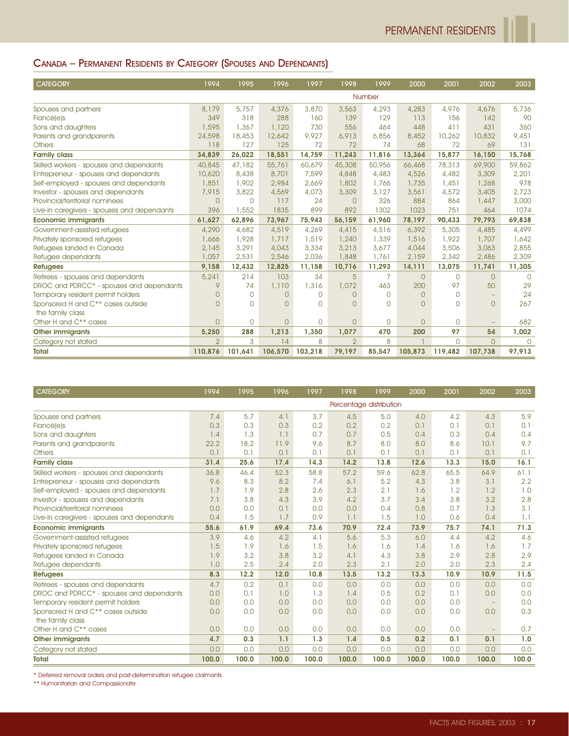## CANADA – PERMANENT RESIDENTS BY CATEGORY (SPOUSES AND DEPENDANTS)

| CATEGORY | 1994 | 1995 | 1996 | 1997 | 1998 | 1999 | 2000 | 2001 | 2002 | 2003 |
|---|---|---|---|---|---|---|---|---|---|---|
| | | | | | | Number | | | | |
| Spouses and partners | 8,179 | 5,757 | 4,376 | 3,870 | 3,563 | 4,293 | 4,283 | 4,976 | 4,676 | 5,736 |
| Fiancé(e)s | 349 | 318 | 288 | 160 | 139 | 129 | 113 | 156 | 142 | 90 |
| Sons and daughters | 1,595 | 1,367 | 1,120 | 730 | 556 | 464 | 448 | 411 | 431 | 360 |
| Parents and grandparents | 24,598 | 18,453 | 12,642 | 9,927 | 6,913 | 6,856 | 8,452 | 10,262 | 10,832 | 9,451 |
| Others | 118 | 127 | 125 | 72 | 72 | 74 | 68 | 72 | 69 | 131 |
| **Family class** | **34,839** | **26,022** | **18,551** | **14,759** | **11,243** | **11,816** | **13,364** | **15,877** | **16,150** | **15,768** |
| Skilled workers - spouses and dependants | 40,845 | 47,182 | 55,761 | 60,679 | 45,308 | 50,956 | 66,468 | 78,313 | 69,900 | 59,862 |
| Entrepreneur - spouses and dependants | 10,620 | 8,438 | 8,701 | 7,599 | 4,848 | 4,483 | 4,526 | 4,482 | 3,309 | 2,201 |
| Self-employed - spouses and dependants | 1,851 | 1,902 | 2,984 | 2,669 | 1,802 | 1,766 | 1,735 | 1,451 | 1,268 | 978 |
| Investor - spouses and dependants | 7,915 | 3,822 | 4,569 | 4,073 | 3,309 | 3,127 | 3,561 | 4,572 | 3,405 | 2,723 |
| Provincial/territorial nominees | 0 | 0 | 117 | 24 | 0 | 326 | 884 | 864 | 1,447 | 3,000 |
| Live-in caregivers - spouses and dependants | 396 | 1,552 | 1835 | 899 | 892 | 1302 | 1023 | 751 | 464 | 1074 |
| **Economic immigrants** | **61,627** | **62,896** | **73,967** | **75,943** | **56,159** | **61,960** | **78,197** | **90,433** | **79,793** | **69,838** |
| Government-assisted refugees | 4,290 | 4,682 | 4,519 | 4,269 | 4,415 | 4,516 | 6,392 | 5,305 | 4,485 | 4,499 |
| Privately sponsored refugees | 1,666 | 1,928 | 1,717 | 1,519 | 1,240 | 1,339 | 1,516 | 1,922 | 1,707 | 1,642 |
| Refugees landed in Canada | 2,145 | 3,291 | 4,043 | 3,334 | 3,213 | 3,677 | 4,044 | 3,506 | 3,063 | 2,855 |
| Refugee dependants | 1,057 | 2,531 | 2,546 | 2,036 | 1,848 | 1,761 | 2,159 | 2,342 | 2,486 | 2,309 |
| **Refugees** | **9,158** | **12,432** | **12,825** | **11,158** | **10,716** | **11,293** | **14,111** | **13,075** | **11,741** | **11,305** |
| Retirees - spouses and dependants | 5,241 | 214 | 103 | 34 | 5 | 7 | 0 | 0 | 0 | 0 |
| DROC and PDRCC* - spouses and dependants | 9 | 74 | 1,110 | 1,316 | 1,072 | 463 | 200 | 97 | 50 | 29 |
| Temporary resident permit holders | 0 | 0 | 0 | 0 | 0 | 0 | 0 | 0 | – | 24 |
| Sponsored H and C** cases outside the family class | 0 | 0 | 0 | 0 | 0 | 0 | 0 | 0 | 0 | 267 |
| Other H and C** cases | 0 | 0 | 0 | 0 | 0 | 0 | 0 | 0 | – | 682 |
| **Other immigrants** | **5,250** | **288** | **1,213** | **1,350** | **1,077** | **470** | **200** | **97** | **54** | **1,002** |
| Category not stated | 2 | 3 | 14 | 8 | 2 | 8 | 1 | 0 | 0 | 0 |
| **Total** | **110,876** | **101,641** | **106,570** | **103,218** | **79,197** | **85,547** | **105,873** | **119,482** | **107,738** | **97,913** |

| CATEGORY | 1994 | 1995 | 1996 | 1997 | 1998 | 1999 | 2000 | 2001 | 2002 | 2003 |
|---|---|---|---|---|---|---|---|---|---|---|
| | | | | | | Percentage distribution | | | | |
| Spouses and partners | 7.4 | 5.7 | 4.1 | 3.7 | 4.5 | 5.0 | 4.0 | 4.2 | 4.3 | 5.9 |
| Fiancé(e)s | 0.3 | 0.3 | 0.3 | 0.2 | 0.2 | 0.2 | 0.1 | 0.1 | 0.1 | 0.1 |
| Sons and daughters | 1.4 | 1.3 | 1.1 | 0.7 | 0.7 | 0.5 | 0.4 | 0.3 | 0.4 | 0.4 |
| Parents and grandparents | 22.2 | 18.2 | 11.9 | 9.6 | 8.7 | 8.0 | 8.0 | 8.6 | 10.1 | 9.7 |
| Others | 0.1 | 0.1 | 0.1 | 0.1 | 0.1 | 0.1 | 0.1 | 0.1 | 0.1 | 0.1 |
| **Family class** | **31.4** | **25.6** | **17.4** | **14.3** | **14.2** | **13.8** | **12.6** | **13.3** | **15.0** | **16.1** |
| Skilled workers - spouses and dependants | 36.8 | 46.4 | 52.3 | 58.8 | 57.2 | 59.6 | 62.8 | 65.5 | 64.9 | 61.1 |
| Entrepreneur - spouses and dependants | 9.6 | 8.3 | 8.2 | 7.4 | 6.1 | 5.2 | 4.3 | 3.8 | 3.1 | 2.2 |
| Self-employed - spouses and dependants | 1.7 | 1.9 | 2.8 | 2.6 | 2.3 | 2.1 | 1.6 | 1.2 | 1.2 | 1.0 |
| Investor - spouses and dependants | 7.1 | 3.8 | 4.3 | 3.9 | 4.2 | 3.7 | 3.4 | 3.8 | 3.2 | 2.8 |
| Provincial/territorial nominees | 0.0 | 0.0 | 0.1 | 0.0 | 0.0 | 0.4 | 0.8 | 0.7 | 1.3 | 3.1 |
| Live-in caregivers - spouses and dependants | 0.4 | 1.5 | 1.7 | 0.9 | 1.1 | 1.5 | 1.0 | 0.6 | 0.4 | 1.1 |
| **Economic immigrants** | **55.6** | **61.9** | **69.4** | **73.6** | **70.9** | **72.4** | **73.9** | **75.7** | **74.1** | **71.3** |
| Government-assisted refugees | 3.9 | 4.6 | 4.2 | 4.1 | 5.6 | 5.3 | 6.0 | 4.4 | 4.2 | 4.6 |
| Privately sponsored refugees | 1.5 | 1.9 | 1.6 | 1.5 | 1.6 | 1.6 | 1.4 | 1.6 | 1.6 | 1.7 |
| Refugees landed in Canada | 1.9 | 3.2 | 3.8 | 3.2 | 4.1 | 4.3 | 3.8 | 2.9 | 2.8 | 2.9 |
| Refugee dependants | 1.0 | 2.5 | 2.4 | 2.0 | 2.3 | 2.1 | 2.0 | 2.0 | 2.3 | 2.4 |
| **Refugees** | **8.3** | **12.2** | **12.0** | **10.8** | **13.5** | **13.2** | **13.3** | **10.9** | **10.9** | **11.5** |
| Retirees - spouses and dependants | 4.7 | 0.2 | 0.1 | 0.0 | 0.0 | 0.0 | 0.0 | 0.0 | 0.0 | 0.0 |
| DROC and PDRCC* - spouses and dependants | 0.0 | 0.1 | 1.0 | 1.3 | 1.4 | 0.5 | 0.2 | 0.1 | 0.0 | 0.0 |
| Temporary resident permit holders | 0.0 | 0.0 | 0.0 | 0.0 | 0.0 | 0.0 | 0.0 | 0.0 | – | 0.0 |
| Sponsored H and C** cases outside the family class | 0.0 | 0.0 | 0.0 | 0.0 | 0.0 | 0.0 | 0.0 | 0.0 | 0.0 | 0.3 |
| Other H and C** cases | 0.0 | 0.0 | 0.0 | 0.0 | 0.0 | 0.0 | 0.0 | 0.0 | – | 0.7 |
| **Other immigrants** | **4.7** | **0.3** | **1.1** | **1.3** | **1.4** | **0.5** | **0.2** | **0.1** | **0.1** | **1.0** |
| Category not stated | 0.0 | 0.0 | 0.0 | 0.0 | 0.0 | 0.0 | 0.0 | 0.0 | 0.0 | 0.0 |
| **Total** | **100.0** | **100.0** | **100.0** | **100.0** | **100.0** | **100.0** | **100.0** | **100.0** | **100.0** | **100.0** |

* Deferred removal orders and post-determination refugee claimants

** Humanitarian and Compassionate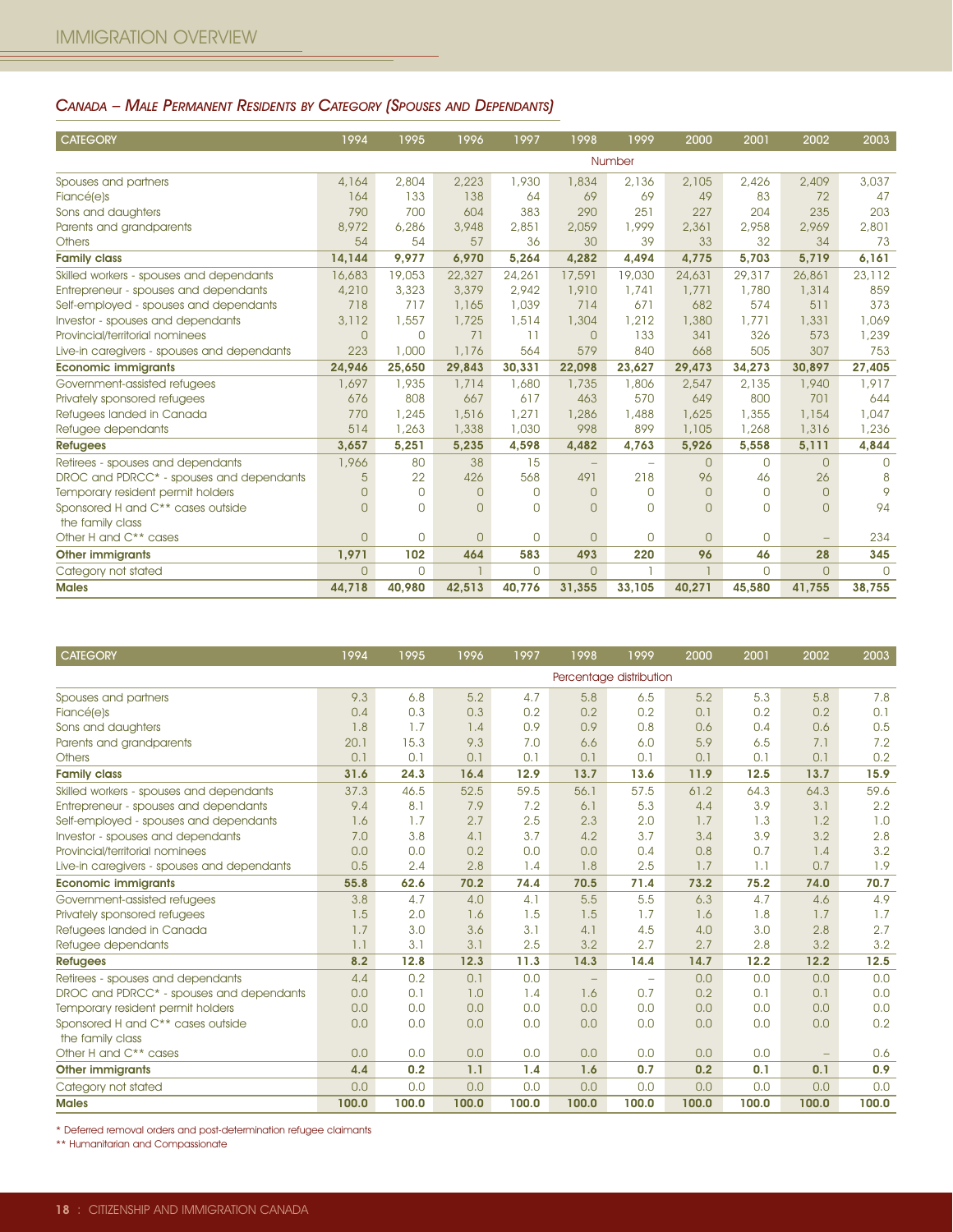## *Canada – Male Permanent Residents by Category (Spouses and Dependants)*

| CATEGORY | 1994 | 1995 | 1996 | 1997 | 1998 | 1999 | 2000 | 2001 | 2002 | 2003 |
|---|---|---|---|---|---|---|---|---|---|---|
| | | | | | Number | | | | | |
| Spouses and partners | 4,164 | 2,804 | 2,223 | 1,930 | 1,834 | 2,136 | 2,105 | 2,426 | 2,409 | 3,037 |
| Fiancé(e)s | 164 | 133 | 138 | 64 | 69 | 69 | 49 | 83 | 72 | 47 |
| Sons and daughters | 790 | 700 | 604 | 383 | 290 | 251 | 227 | 204 | 235 | 203 |
| Parents and grandparents | 8,972 | 6,286 | 3,948 | 2,851 | 2,059 | 1,999 | 2,361 | 2,958 | 2,969 | 2,801 |
| Others | 54 | 54 | 57 | 36 | 30 | 39 | 33 | 32 | 34 | 73 |
| **Family class** | **14,144** | **9,977** | **6,970** | **5,264** | **4,282** | **4,494** | **4,775** | **5,703** | **5,719** | **6,161** |
| Skilled workers - spouses and dependants | 16,683 | 19,053 | 22,327 | 24,261 | 17,591 | 19,030 | 24,631 | 29,317 | 26,861 | 23,112 |
| Entrepreneur - spouses and dependants | 4,210 | 3,323 | 3,379 | 2,942 | 1,910 | 1,741 | 1,771 | 1,780 | 1,314 | 859 |
| Self-employed - spouses and dependants | 718 | 717 | 1,165 | 1,039 | 714 | 671 | 682 | 574 | 511 | 373 |
| Investor - spouses and dependants | 3,112 | 1,557 | 1,725 | 1,514 | 1,304 | 1,212 | 1,380 | 1,771 | 1,331 | 1,069 |
| Provincial/territorial nominees | 0 | 0 | 71 | 11 | 0 | 133 | 341 | 326 | 573 | 1,239 |
| Live-in caregivers - spouses and dependants | 223 | 1,000 | 1,176 | 564 | 579 | 840 | 668 | 505 | 307 | 753 |
| **Economic immigrants** | **24,946** | **25,650** | **29,843** | **30,331** | **22,098** | **23,627** | **29,473** | **34,273** | **30,897** | **27,405** |
| Government-assisted refugees | 1,697 | 1,935 | 1,714 | 1,680 | 1,735 | 1,806 | 2,547 | 2,135 | 1,940 | 1,917 |
| Privately sponsored refugees | 676 | 808 | 667 | 617 | 463 | 570 | 649 | 800 | 701 | 644 |
| Refugees landed in Canada | 770 | 1,245 | 1,516 | 1,271 | 1,286 | 1,488 | 1,625 | 1,355 | 1,154 | 1,047 |
| Refugee dependants | 514 | 1,263 | 1,338 | 1,030 | 998 | 899 | 1,105 | 1,268 | 1,316 | 1,236 |
| **Refugees** | **3,657** | **5,251** | **5,235** | **4,598** | **4,482** | **4,763** | **5,926** | **5,558** | **5,111** | **4,844** |
| Retirees - spouses and dependants | 1,966 | 80 | 38 | 15 | – | – | 0 | 0 | 0 | 0 |
| DROC and PDRCC* - spouses and dependants | 5 | 22 | 426 | 568 | 491 | 218 | 96 | 46 | 26 | 8 |
| Temporary resident permit holders | 0 | 0 | 0 | 0 | 0 | 0 | 0 | 0 | 0 | 9 |
| Sponsored H and C** cases outside the family class | 0 | 0 | 0 | 0 | 0 | 0 | 0 | 0 | 0 | 94 |
| Other H and C** cases | 0 | 0 | 0 | 0 | 0 | 0 | 0 | 0 | – | 234 |
| **Other immigrants** | **1,971** | **102** | **464** | **583** | **493** | **220** | **96** | **46** | **28** | **345** |
| Category not stated | 0 | 0 | 1 | 0 | 0 | 1 | 1 | 0 | 0 | 0 |
| **Males** | **44,718** | **40,980** | **42,513** | **40,776** | **31,355** | **33,105** | **40,271** | **45,580** | **41,755** | **38,755** |

| CATEGORY | 1994 | 1995 | 1996 | 1997 | 1998 | 1999 | 2000 | 2001 | 2002 | 2003 |
|---|---|---|---|---|---|---|---|---|---|---|
| | | | | | Percentage distribution | | | | | |
| Spouses and partners | 9.3 | 6.8 | 5.2 | 4.7 | 5.8 | 6.5 | 5.2 | 5.3 | 5.8 | 7.8 |
| Fiancé(e)s | 0.4 | 0.3 | 0.3 | 0.2 | 0.2 | 0.2 | 0.1 | 0.2 | 0.2 | 0.1 |
| Sons and daughters | 1.8 | 1.7 | 1.4 | 0.9 | 0.9 | 0.8 | 0.6 | 0.4 | 0.6 | 0.5 |
| Parents and grandparents | 20.1 | 15.3 | 9.3 | 7.0 | 6.6 | 6.0 | 5.9 | 6.5 | 7.1 | 7.2 |
| Others | 0.1 | 0.1 | 0.1 | 0.1 | 0.1 | 0.1 | 0.1 | 0.1 | 0.1 | 0.2 |
| **Family class** | **31.6** | **24.3** | **16.4** | **12.9** | **13.7** | **13.6** | **11.9** | **12.5** | **13.7** | **15.9** |
| Skilled workers - spouses and dependants | 37.3 | 46.5 | 52.5 | 59.5 | 56.1 | 57.5 | 61.2 | 64.3 | 64.3 | 59.6 |
| Entrepreneur - spouses and dependants | 9.4 | 8.1 | 7.9 | 7.2 | 6.1 | 5.3 | 4.4 | 3.9 | 3.1 | 2.2 |
| Self-employed - spouses and dependants | 1.6 | 1.7 | 2.7 | 2.5 | 2.3 | 2.0 | 1.7 | 1.3 | 1.2 | 1.0 |
| Investor - spouses and dependants | 7.0 | 3.8 | 4.1 | 3.7 | 4.2 | 3.7 | 3.4 | 3.9 | 3.2 | 2.8 |
| Provincial/territorial nominees | 0.0 | 0.0 | 0.2 | 0.0 | 0.0 | 0.4 | 0.8 | 0.7 | 1.4 | 3.2 |
| Live-in caregivers - spouses and dependants | 0.5 | 2.4 | 2.8 | 1.4 | 1.8 | 2.5 | 1.7 | 1.1 | 0.7 | 1.9 |
| **Economic immigrants** | **55.8** | **62.6** | **70.2** | **74.4** | **70.5** | **71.4** | **73.2** | **75.2** | **74.0** | **70.7** |
| Government-assisted refugees | 3.8 | 4.7 | 4.0 | 4.1 | 5.5 | 5.5 | 6.3 | 4.7 | 4.6 | 4.9 |
| Privately sponsored refugees | 1.5 | 2.0 | 1.6 | 1.5 | 1.5 | 1.7 | 1.6 | 1.8 | 1.7 | 1.7 |
| Refugees landed in Canada | 1.7 | 3.0 | 3.6 | 3.1 | 4.1 | 4.5 | 4.0 | 3.0 | 2.8 | 2.7 |
| Refugee dependants | 1.1 | 3.1 | 3.1 | 2.5 | 3.2 | 2.7 | 2.7 | 2.8 | 3.2 | 3.2 |
| **Refugees** | **8.2** | **12.8** | **12.3** | **11.3** | **14.3** | **14.4** | **14.7** | **12.2** | **12.2** | **12.5** |
| Retirees - spouses and dependants | 4.4 | 0.2 | 0.1 | 0.0 | – | – | 0.0 | 0.0 | 0.0 | 0.0 |
| DROC and PDRCC* - spouses and dependants | 0.0 | 0.1 | 1.0 | 1.4 | 1.6 | 0.7 | 0.2 | 0.1 | 0.1 | 0.0 |
| Temporary resident permit holders | 0.0 | 0.0 | 0.0 | 0.0 | 0.0 | 0.0 | 0.0 | 0.0 | 0.0 | 0.0 |
| Sponsored H and C** cases outside the family class | 0.0 | 0.0 | 0.0 | 0.0 | 0.0 | 0.0 | 0.0 | 0.0 | 0.0 | 0.2 |
| Other H and C** cases | 0.0 | 0.0 | 0.0 | 0.0 | 0.0 | 0.0 | 0.0 | 0.0 | – | 0.6 |
| **Other immigrants** | **4.4** | **0.2** | **1.1** | **1.4** | **1.6** | **0.7** | **0.2** | **0.1** | **0.1** | **0.9** |
| Category not stated | 0.0 | 0.0 | 0.0 | 0.0 | 0.0 | 0.0 | 0.0 | 0.0 | 0.0 | 0.0 |
| **Males** | **100.0** | **100.0** | **100.0** | **100.0** | **100.0** | **100.0** | **100.0** | **100.0** | **100.0** | **100.0** |

* Deferred removal orders and post-determination refugee claimants

** Humanitarian and Compassionate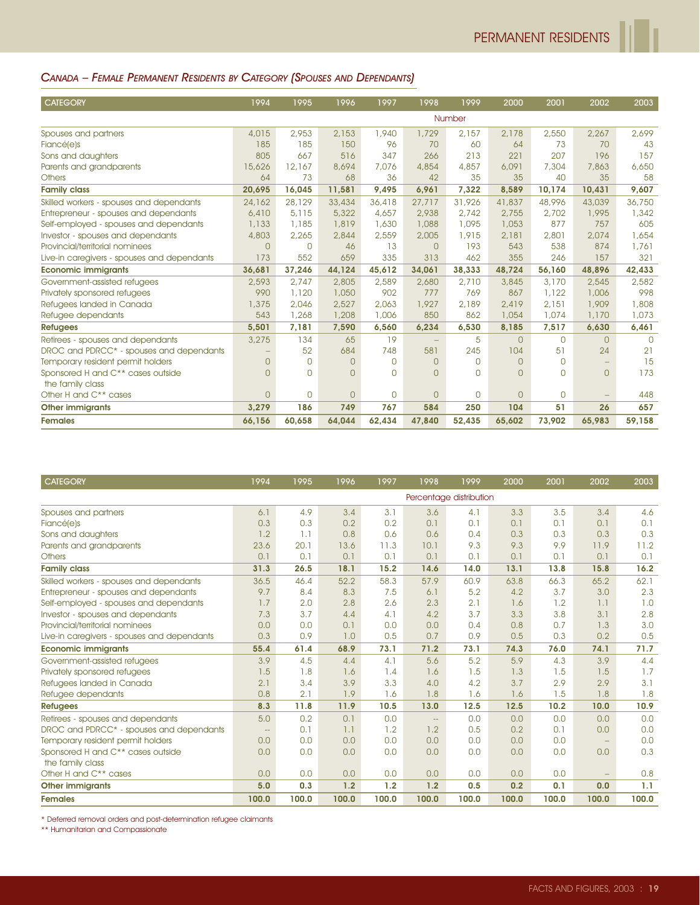## *Canada – Female Permanent Residents by Category (Spouses and Dependants)*

| CATEGORY | 1994 | 1995 | 1996 | 1997 | 1998 | 1999 | 2000 | 2001 | 2002 | 2003 |
|---|---|---|---|---|---|---|---|---|---|---|
| | | | | | | Number | | | | |
| Spouses and partners | 4,015 | 2,953 | 2,153 | 1,940 | 1,729 | 2,157 | 2,178 | 2,550 | 2,267 | 2,699 |
| Fiancé(e)s | 185 | 185 | 150 | 96 | 70 | 60 | 64 | 73 | 70 | 43 |
| Sons and daughters | 805 | 667 | 516 | 347 | 266 | 213 | 221 | 207 | 196 | 157 |
| Parents and grandparents | 15,626 | 12,167 | 8,694 | 7,076 | 4,854 | 4,857 | 6,091 | 7,304 | 7,863 | 6,650 |
| Others | 64 | 73 | 68 | 36 | 42 | 35 | 35 | 40 | 35 | 58 |
| **Family class** | **20,695** | **16,045** | **11,581** | **9,495** | **6,961** | **7,322** | **8,589** | **10,174** | **10,431** | **9,607** |
| Skilled workers - spouses and dependants | 24,162 | 28,129 | 33,434 | 36,418 | 27,717 | 31,926 | 41,837 | 48,996 | 43,039 | 36,750 |
| Entrepreneur - spouses and dependants | 6,410 | 5,115 | 5,322 | 4,657 | 2,938 | 2,742 | 2,755 | 2,702 | 1,995 | 1,342 |
| Self-employed - spouses and dependants | 1,133 | 1,185 | 1,819 | 1,630 | 1,088 | 1,095 | 1,053 | 877 | 757 | 605 |
| Investor - spouses and dependants | 4,803 | 2,265 | 2,844 | 2,559 | 2,005 | 1,915 | 2,181 | 2,801 | 2,074 | 1,654 |
| Provincial/territorial nominees | 0 | 0 | 46 | 13 | 0 | 193 | 543 | 538 | 874 | 1,761 |
| Live-in caregivers - spouses and dependants | 173 | 552 | 659 | 335 | 313 | 462 | 355 | 246 | 157 | 321 |
| **Economic immigrants** | **36,681** | **37,246** | **44,124** | **45,612** | **34,061** | **38,333** | **48,724** | **56,160** | **48,896** | **42,433** |
| Government-assisted refugees | 2,593 | 2,747 | 2,805 | 2,589 | 2,680 | 2,710 | 3,845 | 3,170 | 2,545 | 2,582 |
| Privately sponsored refugees | 990 | 1,120 | 1,050 | 902 | 777 | 769 | 867 | 1,122 | 1,006 | 998 |
| Refugees landed in Canada | 1,375 | 2,046 | 2,527 | 2,063 | 1,927 | 2,189 | 2,419 | 2,151 | 1,909 | 1,808 |
| Refugee dependants | 543 | 1,268 | 1,208 | 1,006 | 850 | 862 | 1,054 | 1,074 | 1,170 | 1,073 |
| **Refugees** | **5,501** | **7,181** | **7,590** | **6,560** | **6,234** | **6,530** | **8,185** | **7,517** | **6,630** | **6,461** |
| Retirees - spouses and dependants | 3,275 | 134 | 65 | 19 | – | 5 | 0 | 0 | 0 | 0 |
| DROC and PDRCC* - spouses and dependants | – | 52 | 684 | 748 | 581 | 245 | 104 | 51 | 24 | 21 |
| Temporary resident permit holders | 0 | 0 | 0 | 0 | 0 | 0 | 0 | 0 | – | 15 |
| Sponsored H and C** cases outside the family class | 0 | 0 | 0 | 0 | 0 | 0 | 0 | 0 | 0 | 173 |
| Other H and C** cases | 0 | 0 | 0 | 0 | 0 | 0 | 0 | 0 | – | 448 |
| **Other immigrants** | **3,279** | **186** | **749** | **767** | **584** | **250** | **104** | **51** | **26** | **657** |
| **Females** | **66,156** | **60,658** | **64,044** | **62,434** | **47,840** | **52,435** | **65,602** | **73,902** | **65,983** | **59,158** |

| CATEGORY | 1994 | 1995 | 1996 | 1997 | 1998 | 1999 | 2000 | 2001 | 2002 | 2003 |
|---|---|---|---|---|---|---|---|---|---|---|
| | | | | | Percentage distribution | | | | | |
| Spouses and partners | 6.1 | 4.9 | 3.4 | 3.1 | 3.6 | 4.1 | 3.3 | 3.5 | 3.4 | 4.6 |
| Fiancé(e)s | 0.3 | 0.3 | 0.2 | 0.2 | 0.1 | 0.1 | 0.1 | 0.1 | 0.1 | 0.1 |
| Sons and daughters | 1.2 | 1.1 | 0.8 | 0.6 | 0.6 | 0.4 | 0.3 | 0.3 | 0.3 | 0.3 |
| Parents and grandparents | 23.6 | 20.1 | 13.6 | 11.3 | 10.1 | 9.3 | 9.3 | 9.9 | 11.9 | 11.2 |
| Others | 0.1 | 0.1 | 0.1 | 0.1 | 0.1 | 0.1 | 0.1 | 0.1 | 0.1 | 0.1 |
| **Family class** | **31.3** | **26.5** | **18.1** | **15.2** | **14.6** | **14.0** | **13.1** | **13.8** | **15.8** | **16.2** |
| Skilled workers - spouses and dependants | 36.5 | 46.4 | 52.2 | 58.3 | 57.9 | 60.9 | 63.8 | 66.3 | 65.2 | 62.1 |
| Entrepreneur - spouses and dependants | 9.7 | 8.4 | 8.3 | 7.5 | 6.1 | 5.2 | 4.2 | 3.7 | 3.0 | 2.3 |
| Self-employed - spouses and dependants | 1.7 | 2.0 | 2.8 | 2.6 | 2.3 | 2.1 | 1.6 | 1.2 | 1.1 | 1.0 |
| Investor - spouses and dependants | 7.3 | 3.7 | 4.4 | 4.1 | 4.2 | 3.7 | 3.3 | 3.8 | 3.1 | 2.8 |
| Provincial/territorial nominees | 0.0 | 0.0 | 0.1 | 0.0 | 0.0 | 0.4 | 0.8 | 0.7 | 1.3 | 3.0 |
| Live-in caregivers - spouses and dependants | 0.3 | 0.9 | 1.0 | 0.5 | 0.7 | 0.9 | 0.5 | 0.3 | 0.2 | 0.5 |
| **Economic immigrants** | **55.4** | **61.4** | **68.9** | **73.1** | **71.2** | **73.1** | **74.3** | **76.0** | **74.1** | **71.7** |
| Government-assisted refugees | 3.9 | 4.5 | 4.4 | 4.1 | 5.6 | 5.2 | 5.9 | 4.3 | 3.9 | 4.4 |
| Privately sponsored refugees | 1.5 | 1.8 | 1.6 | 1.4 | 1.6 | 1.5 | 1.3 | 1.5 | 1.5 | 1.7 |
| Refugees landed in Canada | 2.1 | 3.4 | 3.9 | 3.3 | 4.0 | 4.2 | 3.7 | 2.9 | 2.9 | 3.1 |
| Refugee dependants | 0.8 | 2.1 | 1.9 | 1.6 | 1.8 | 1.6 | 1.6 | 1.5 | 1.8 | 1.8 |
| **Refugees** | **8.3** | **11.8** | **11.9** | **10.5** | **13.0** | **12.5** | **12.5** | **10.2** | **10.0** | **10.9** |
| Retirees - spouses and dependants | 5.0 | 0.2 | 0.1 | 0.0 | -- | 0.0 | 0.0 | 0.0 | 0.0 | 0.0 |
| DROC and PDRCC* - spouses and dependants | -- | 0.1 | 1.1 | 1.2 | 1.2 | 0.5 | 0.2 | 0.1 | 0.0 | 0.0 |
| Temporary resident permit holders | 0.0 | 0.0 | 0.0 | 0.0 | 0.0 | 0.0 | 0.0 | 0.0 | – | 0.0 |
| Sponsored H and C** cases outside the family class | 0.0 | 0.0 | 0.0 | 0.0 | 0.0 | 0.0 | 0.0 | 0.0 | 0.0 | 0.3 |
| Other H and C** cases | 0.0 | 0.0 | 0.0 | 0.0 | 0.0 | 0.0 | 0.0 | 0.0 | – | 0.8 |
| **Other immigrants** | **5.0** | **0.3** | **1.2** | **1.2** | **1.2** | **0.5** | **0.2** | **0.1** | **0.0** | **1.1** |
| **Females** | **100.0** | **100.0** | **100.0** | **100.0** | **100.0** | **100.0** | **100.0** | **100.0** | **100.0** | **100.0** |

\* Deferred removal orders and post-determination refugee claimants

\*\* Humanitarian and Compassionate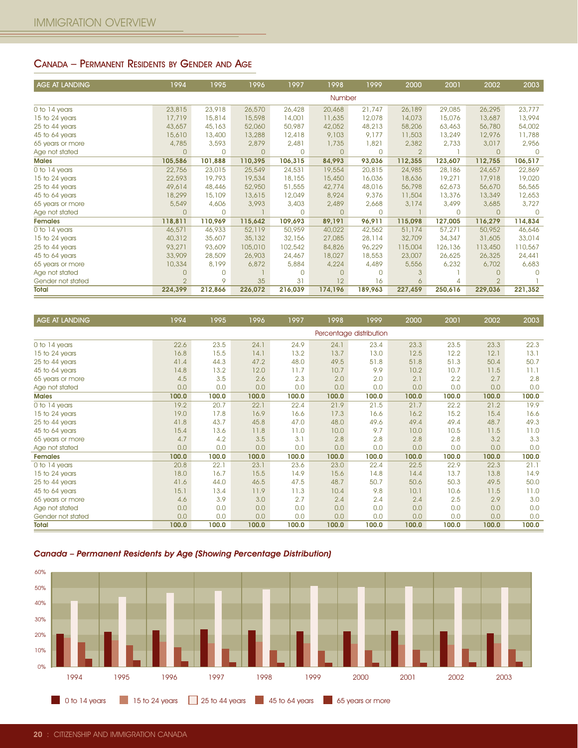## Canada – Permanent Residents by Gender and Age

| AGE AT LANDING | 1994 | 1995 | 1996 | 1997 | 1998 | 1999 | 2000 | 2001 | 2002 | 2003 |
|---|---|---|---|---|---|---|---|---|---|---|
| | | | | | Number | | | | | |
| 0 to 14 years | 23,815 | 23,918 | 26,570 | 26,428 | 20,468 | 21,747 | 26,189 | 29,085 | 26,295 | 23,777 |
| 15 to 24 years | 17,719 | 15,814 | 15,598 | 14,001 | 11,635 | 12,078 | 14,073 | 15,076 | 13,687 | 13,994 |
| 25 to 44 years | 43,657 | 45,163 | 52,060 | 50,987 | 42,052 | 48,213 | 58,206 | 63,463 | 56,780 | 54,002 |
| 45 to 64 years | 15,610 | 13,400 | 13,288 | 12,418 | 9,103 | 9,177 | 11,503 | 13,249 | 12,976 | 11,788 |
| 65 years or more | 4,785 | 3,593 | 2,879 | 2,481 | 1,735 | 1,821 | 2,382 | 2,733 | 3,017 | 2,956 |
| Age not stated | 0 | 0 | 0 | 0 | 0 | 0 | 2 | 1 | 0 | 0 |
| **Males** | **105,586** | **101,888** | **110,395** | **106,315** | **84,993** | **93,036** | **112,355** | **123,607** | **112,755** | **106,517** |
| 0 to 14 years | 22,756 | 23,015 | 25,549 | 24,531 | 19,554 | 20,815 | 24,985 | 28,186 | 24,657 | 22,869 |
| 15 to 24 years | 22,593 | 19,793 | 19,534 | 18,155 | 15,450 | 16,036 | 18,636 | 19,271 | 17,918 | 19,020 |
| 25 to 44 years | 49,614 | 48,446 | 52,950 | 51,555 | 42,774 | 48,016 | 56,798 | 62,673 | 56,670 | 56,565 |
| 45 to 64 years | 18,299 | 15,109 | 13,615 | 12,049 | 8,924 | 9,376 | 11,504 | 13,376 | 13,349 | 12,653 |
| 65 years or more | 5,549 | 4,606 | 3,993 | 3,403 | 2,489 | 2,668 | 3,174 | 3,499 | 3,685 | 3,727 |
| Age not stated | 0 | 0 | 1 | 0 | 0 | 0 | 1 | 0 | 0 | 0 |
| **Females** | **118,811** | **110,969** | **115,642** | **109,693** | **89,191** | **96,911** | **115,098** | **127,005** | **116,279** | **114,834** |
| 0 to 14 years | 46,571 | 46,933 | 52,119 | 50,959 | 40,022 | 42,562 | 51,174 | 57,271 | 50,952 | 46,646 |
| 15 to 24 years | 40,312 | 35,607 | 35,132 | 32,156 | 27,085 | 28,114 | 32,709 | 34,347 | 31,605 | 33,014 |
| 25 to 44 years | 93,271 | 93,609 | 105,010 | 102,542 | 84,826 | 96,229 | 115,004 | 126,136 | 113,450 | 110,567 |
| 45 to 64 years | 33,909 | 28,509 | 26,903 | 24,467 | 18,027 | 18,553 | 23,007 | 26,625 | 26,325 | 24,441 |
| 65 years or more | 10,334 | 8,199 | 6,872 | 5,884 | 4,224 | 4,489 | 5,556 | 6,232 | 6,702 | 6,683 |
| Age not stated | 0 | 0 | 1 | 0 | 0 | 0 | 3 | 1 | 0 | 0 |
| Gender not stated | 2 | 9 | 35 | 31 | 12 | 16 | 6 | 4 | 2 | 1 |
| **Total** | **224,399** | **212,866** | **226,072** | **216,039** | **174,196** | **189,963** | **227,459** | **250,616** | **229,036** | **221,352** |

| AGE AT LANDING | 1994 | 1995 | 1996 | 1997 | 1998 | 1999 | 2000 | 2001 | 2002 | 2003 |
|---|---|---|---|---|---|---|---|---|---|---|
| | | | | | Percentage distribution | | | | | |
| 0 to 14 years | 22.6 | 23.5 | 24.1 | 24.9 | 24.1 | 23.4 | 23.3 | 23.5 | 23.3 | 22.3 |
| 15 to 24 years | 16.8 | 15.5 | 14.1 | 13.2 | 13.7 | 13.0 | 12.5 | 12.2 | 12.1 | 13.1 |
| 25 to 44 years | 41.4 | 44.3 | 47.2 | 48.0 | 49.5 | 51.8 | 51.8 | 51.3 | 50.4 | 50.7 |
| 45 to 64 years | 14.8 | 13.2 | 12.0 | 11.7 | 10.7 | 9.9 | 10.2 | 10.7 | 11.5 | 11.1 |
| 65 years or more | 4.5 | 3.5 | 2.6 | 2.3 | 2.0 | 2.0 | 2.1 | 2.2 | 2.7 | 2.8 |
| Age not stated | 0.0 | 0.0 | 0.0 | 0.0 | 0.0 | 0.0 | 0.0 | 0.0 | 0.0 | 0.0 |
| **Males** | **100.0** | **100.0** | **100.0** | **100.0** | **100.0** | **100.0** | **100.0** | **100.0** | **100.0** | **100.0** |
| 0 to 14 years | 19.2 | 20.7 | 22.1 | 22.4 | 21.9 | 21.5 | 21.7 | 22.2 | 21.2 | 19.9 |
| 15 to 24 years | 19.0 | 17.8 | 16.9 | 16.6 | 17.3 | 16.6 | 16.2 | 15.2 | 15.4 | 16.6 |
| 25 to 44 years | 41.8 | 43.7 | 45.8 | 47.0 | 48.0 | 49.6 | 49.4 | 49.4 | 48.7 | 49.3 |
| 45 to 64 years | 15.4 | 13.6 | 11.8 | 11.0 | 10.0 | 9.7 | 10.0 | 10.5 | 11.5 | 11.0 |
| 65 years or more | 4.7 | 4.2 | 3.5 | 3.1 | 2.8 | 2.8 | 2.8 | 2.8 | 3.2 | 3.3 |
| Age not stated | 0.0 | 0.0 | 0.0 | 0.0 | 0.0 | 0.0 | 0.0 | 0.0 | 0.0 | 0.0 |
| **Females** | **100.0** | **100.0** | **100.0** | **100.0** | **100.0** | **100.0** | **100.0** | **100.0** | **100.0** | **100.0** |
| 0 to 14 years | 20.8 | 22.1 | 23.1 | 23.6 | 23.0 | 22.4 | 22.5 | 22.9 | 22.3 | 21.1 |
| 15 to 24 years | 18.0 | 16.7 | 15.5 | 14.9 | 15.6 | 14.8 | 14.4 | 13.7 | 13.8 | 14.9 |
| 25 to 44 years | 41.6 | 44.0 | 46.5 | 47.5 | 48.7 | 50.7 | 50.6 | 50.3 | 49.5 | 50.0 |
| 45 to 64 years | 15.1 | 13.4 | 11.9 | 11.3 | 10.4 | 9.8 | 10.1 | 10.6 | 11.5 | 11.0 |
| 65 years or more | 4.6 | 3.9 | 3.0 | 2.7 | 2.4 | 2.4 | 2.4 | 2.5 | 2.9 | 3.0 |
| Age not stated | 0.0 | 0.0 | 0.0 | 0.0 | 0.0 | 0.0 | 0.0 | 0.0 | 0.0 | 0.0 |
| Gender not stated | 0.0 | 0.0 | 0.0 | 0.0 | 0.0 | 0.0 | 0.0 | 0.0 | 0.0 | 0.0 |
| **Total** | **100.0** | **100.0** | **100.0** | **100.0** | **100.0** | **100.0** | **100.0** | **100.0** | **100.0** | **100.0** |

***Canada – Permanent Residents by Age (Showing Percentage Distribution)***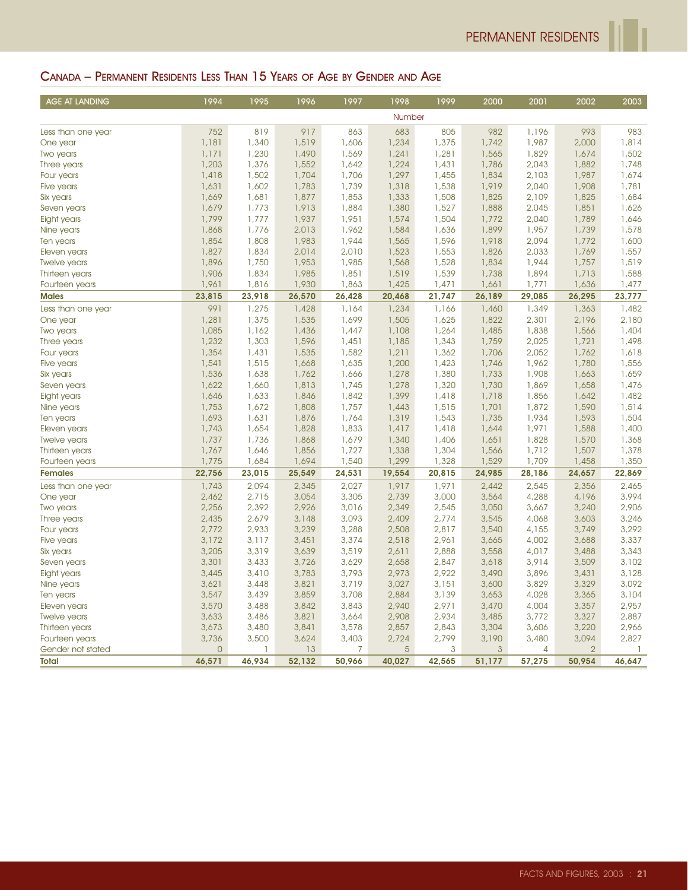## Canada – Permanent Residents Less Than 15 Years of Age by Gender and Age

| AGE AT LANDING | 1994 | 1995 | 1996 | 1997 | 1998 | 1999 | 2000 | 2001 | 2002 | 2003 |
|---|---|---|---|---|---|---|---|---|---|---|
| | | | | | Number | | | | | |
| Less than one year | 752 | 819 | 917 | 863 | 683 | 805 | 982 | 1,196 | 993 | 983 |
| One year | 1,181 | 1,340 | 1,519 | 1,606 | 1,234 | 1,375 | 1,742 | 1,987 | 2,000 | 1,814 |
| Two years | 1,171 | 1,230 | 1,490 | 1,569 | 1,241 | 1,281 | 1,565 | 1,829 | 1,674 | 1,502 |
| Three years | 1,203 | 1,376 | 1,552 | 1,642 | 1,224 | 1,431 | 1,786 | 2,043 | 1,882 | 1,748 |
| Four years | 1,418 | 1,502 | 1,704 | 1,706 | 1,297 | 1,455 | 1,834 | 2,103 | 1,987 | 1,674 |
| Five years | 1,631 | 1,602 | 1,783 | 1,739 | 1,318 | 1,538 | 1,919 | 2,040 | 1,908 | 1,781 |
| Six years | 1,669 | 1,681 | 1,877 | 1,853 | 1,333 | 1,508 | 1,825 | 2,109 | 1,825 | 1,684 |
| Seven years | 1,679 | 1,773 | 1,913 | 1,884 | 1,380 | 1,527 | 1,888 | 2,045 | 1,851 | 1,626 |
| Eight years | 1,799 | 1,777 | 1,937 | 1,951 | 1,574 | 1,504 | 1,772 | 2,040 | 1,789 | 1,646 |
| Nine years | 1,868 | 1,776 | 2,013 | 1,962 | 1,584 | 1,636 | 1,899 | 1,957 | 1,739 | 1,578 |
| Ten years | 1,854 | 1,808 | 1,983 | 1,944 | 1,565 | 1,596 | 1,918 | 2,094 | 1,772 | 1,600 |
| Eleven years | 1,827 | 1,834 | 2,014 | 2,010 | 1,523 | 1,553 | 1,826 | 2,033 | 1,769 | 1,557 |
| Twelve years | 1,896 | 1,750 | 1,953 | 1,985 | 1,568 | 1,528 | 1,834 | 1,944 | 1,757 | 1,519 |
| Thirteen years | 1,906 | 1,834 | 1,985 | 1,851 | 1,519 | 1,539 | 1,738 | 1,894 | 1,713 | 1,588 |
| Fourteen years | 1,961 | 1,816 | 1,930 | 1,863 | 1,425 | 1,471 | 1,661 | 1,771 | 1,636 | 1,477 |
| **Males** | **23,815** | **23,918** | **26,570** | **26,428** | **20,468** | **21,747** | **26,189** | **29,085** | **26,295** | **23,777** |
| Less than one year | 991 | 1,275 | 1,428 | 1,164 | 1,234 | 1,166 | 1,460 | 1,349 | 1,363 | 1,482 |
| One year | 1,281 | 1,375 | 1,535 | 1,699 | 1,505 | 1,625 | 1,822 | 2,301 | 2,196 | 2,180 |
| Two years | 1,085 | 1,162 | 1,436 | 1,447 | 1,108 | 1,264 | 1,485 | 1,838 | 1,566 | 1,404 |
| Three years | 1,232 | 1,303 | 1,596 | 1,451 | 1,185 | 1,343 | 1,759 | 2,025 | 1,721 | 1,498 |
| Four years | 1,354 | 1,431 | 1,535 | 1,582 | 1,211 | 1,362 | 1,706 | 2,052 | 1,762 | 1,618 |
| Five years | 1,541 | 1,515 | 1,668 | 1,635 | 1,200 | 1,423 | 1,746 | 1,962 | 1,780 | 1,556 |
| Six years | 1,536 | 1,638 | 1,762 | 1,666 | 1,278 | 1,380 | 1,733 | 1,908 | 1,663 | 1,659 |
| Seven years | 1,622 | 1,660 | 1,813 | 1,745 | 1,278 | 1,320 | 1,730 | 1,869 | 1,658 | 1,476 |
| Eight years | 1,646 | 1,633 | 1,846 | 1,842 | 1,399 | 1,418 | 1,718 | 1,856 | 1,642 | 1,482 |
| Nine years | 1,753 | 1,672 | 1,808 | 1,757 | 1,443 | 1,515 | 1,701 | 1,872 | 1,590 | 1,514 |
| Ten years | 1,693 | 1,631 | 1,876 | 1,764 | 1,319 | 1,543 | 1,735 | 1,934 | 1,593 | 1,504 |
| Eleven years | 1,743 | 1,654 | 1,828 | 1,833 | 1,417 | 1,418 | 1,644 | 1,971 | 1,588 | 1,400 |
| Twelve years | 1,737 | 1,736 | 1,868 | 1,679 | 1,340 | 1,406 | 1,651 | 1,828 | 1,570 | 1,368 |
| Thirteen years | 1,767 | 1,646 | 1,856 | 1,727 | 1,338 | 1,304 | 1,566 | 1,712 | 1,507 | 1,378 |
| Fourteen years | 1,775 | 1,684 | 1,694 | 1,540 | 1,299 | 1,328 | 1,529 | 1,709 | 1,458 | 1,350 |
| **Females** | **22,756** | **23,015** | **25,549** | **24,531** | **19,554** | **20,815** | **24,985** | **28,186** | **24,657** | **22,869** |
| Less than one year | 1,743 | 2,094 | 2,345 | 2,027 | 1,917 | 1,971 | 2,442 | 2,545 | 2,356 | 2,465 |
| One year | 2,462 | 2,715 | 3,054 | 3,305 | 2,739 | 3,000 | 3,564 | 4,288 | 4,196 | 3,994 |
| Two years | 2,256 | 2,392 | 2,926 | 3,016 | 2,349 | 2,545 | 3,050 | 3,667 | 3,240 | 2,906 |
| Three years | 2,435 | 2,679 | 3,148 | 3,093 | 2,409 | 2,774 | 3,545 | 4,068 | 3,603 | 3,246 |
| Four years | 2,772 | 2,933 | 3,239 | 3,288 | 2,508 | 2,817 | 3,540 | 4,155 | 3,749 | 3,292 |
| Five years | 3,172 | 3,117 | 3,451 | 3,374 | 2,518 | 2,961 | 3,665 | 4,002 | 3,688 | 3,337 |
| Six years | 3,205 | 3,319 | 3,639 | 3,519 | 2,611 | 2,888 | 3,558 | 4,017 | 3,488 | 3,343 |
| Seven years | 3,301 | 3,433 | 3,726 | 3,629 | 2,658 | 2,847 | 3,618 | 3,914 | 3,509 | 3,102 |
| Eight years | 3,445 | 3,410 | 3,783 | 3,793 | 2,973 | 2,922 | 3,490 | 3,896 | 3,431 | 3,128 |
| Nine years | 3,621 | 3,448 | 3,821 | 3,719 | 3,027 | 3,151 | 3,600 | 3,829 | 3,329 | 3,092 |
| Ten years | 3,547 | 3,439 | 3,859 | 3,708 | 2,884 | 3,139 | 3,653 | 4,028 | 3,365 | 3,104 |
| Eleven years | 3,570 | 3,488 | 3,842 | 3,843 | 2,940 | 2,971 | 3,470 | 4,004 | 3,357 | 2,957 |
| Twelve years | 3,633 | 3,486 | 3,821 | 3,664 | 2,908 | 2,934 | 3,485 | 3,772 | 3,327 | 2,887 |
| Thirteen years | 3,673 | 3,480 | 3,841 | 3,578 | 2,857 | 2,843 | 3,304 | 3,606 | 3,220 | 2,966 |
| Fourteen years | 3,736 | 3,500 | 3,624 | 3,403 | 2,724 | 2,799 | 3,190 | 3,480 | 3,094 | 2,827 |
| Gender not stated | 0 | 1 | 13 | 7 | 5 | 3 | 3 | 4 | 2 | 1 |
| **Total** | **46,571** | **46,934** | **52,132** | **50,966** | **40,027** | **42,565** | **51,177** | **57,275** | **50,954** | **46,647** |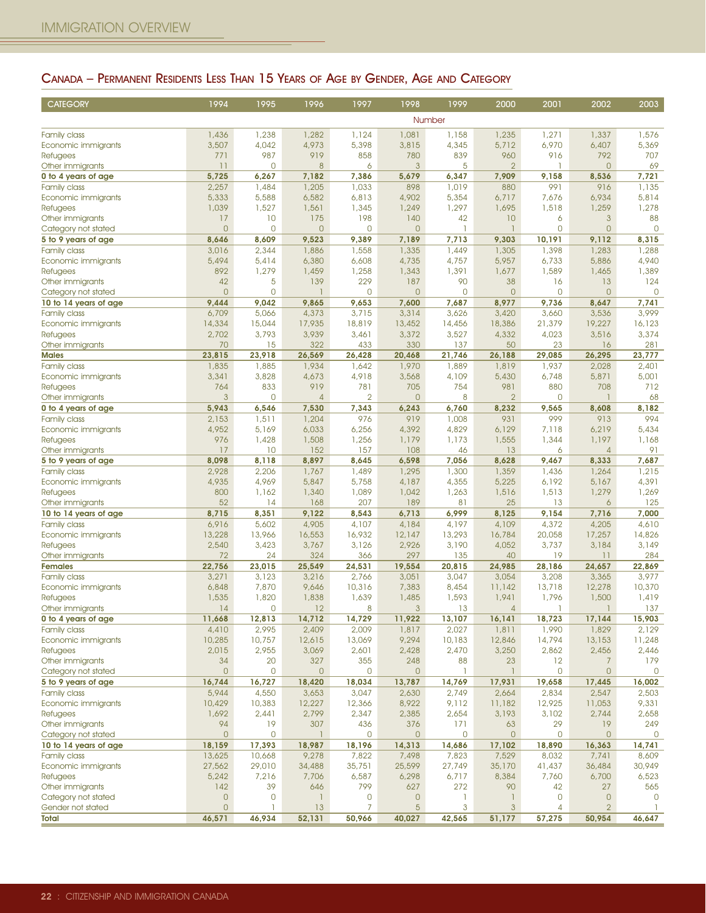## Canada – Permanent Residents Less Than 15 Years of Age by Gender, Age and Category

| CATEGORY | 1994 | 1995 | 1996 | 1997 | 1998 | 1999 | 2000 | 2001 | 2002 | 2003 |
|---|---|---|---|---|---|---|---|---|---|---|
| | Number | | | | | | | | | |
| Family class | 1,436 | 1,238 | 1,282 | 1,124 | 1,081 | 1,158 | 1,235 | 1,271 | 1,337 | 1,576 |
| Economic immigrants | 3,507 | 4,042 | 4,973 | 5,398 | 3,815 | 4,345 | 5,712 | 6,970 | 6,407 | 5,369 |
| Refugees | 771 | 987 | 919 | 858 | 780 | 839 | 960 | 916 | 792 | 707 |
| Other immigrants | 11 | 0 | 8 | 6 | 3 | 5 | 2 | 1 | 0 | 69 |
| **0 to 4 years of age** | **5,725** | **6,267** | **7,182** | **7,386** | **5,679** | **6,347** | **7,909** | **9,158** | **8,536** | **7,721** |
| Family class | 2,257 | 1,484 | 1,205 | 1,033 | 898 | 1,019 | 880 | 991 | 916 | 1,135 |
| Economic immigrants | 5,333 | 5,588 | 6,582 | 6,813 | 4,902 | 5,354 | 6,717 | 7,676 | 6,934 | 5,814 |
| Refugees | 1,039 | 1,527 | 1,561 | 1,345 | 1,249 | 1,297 | 1,695 | 1,518 | 1,259 | 1,278 |
| Other immigrants | 17 | 10 | 175 | 198 | 140 | 42 | 10 | 6 | 3 | 88 |
| Category not stated | 0 | 0 | 0 | 0 | 0 | 1 | 1 | 0 | 0 | 0 |
| **5 to 9 years of age** | **8,646** | **8,609** | **9,523** | **9,389** | **7,189** | **7,713** | **9,303** | **10,191** | **9,112** | **8,315** |
| Family class | 3,016 | 2,344 | 1,886 | 1,558 | 1,335 | 1,449 | 1,305 | 1,398 | 1,283 | 1,288 |
| Economic immigrants | 5,494 | 5,414 | 6,380 | 6,608 | 4,735 | 4,757 | 5,957 | 6,733 | 5,886 | 4,940 |
| Refugees | 892 | 1,279 | 1,459 | 1,258 | 1,343 | 1,391 | 1,677 | 1,589 | 1,465 | 1,389 |
| Other immigrants | 42 | 5 | 139 | 229 | 187 | 90 | 38 | 16 | 13 | 124 |
| Category not stated | 0 | 0 | 1 | 0 | 0 | 0 | 0 | 0 | 0 | 0 |
| **10 to 14 years of age** | **9,444** | **9,042** | **9,865** | **9,653** | **7,600** | **7,687** | **8,977** | **9,736** | **8,647** | **7,741** |
| Family class | 6,709 | 5,066 | 4,373 | 3,715 | 3,314 | 3,626 | 3,420 | 3,660 | 3,536 | 3,999 |
| Economic immigrants | 14,334 | 15,044 | 17,935 | 18,819 | 13,452 | 14,456 | 18,386 | 21,379 | 19,227 | 16,123 |
| Refugees | 2,702 | 3,793 | 3,939 | 3,461 | 3,372 | 3,527 | 4,332 | 4,023 | 3,516 | 3,374 |
| Other immigrants | 70 | 15 | 322 | 433 | 330 | 137 | 50 | 23 | 16 | 281 |
| **Males** | **23,815** | **23,918** | **26,569** | **26,428** | **20,468** | **21,746** | **26,188** | **29,085** | **26,295** | **23,777** |
| Family class | 1,835 | 1,885 | 1,934 | 1,642 | 1,970 | 1,889 | 1,819 | 1,937 | 2,028 | 2,401 |
| Economic immigrants | 3,341 | 3,828 | 4,673 | 4,918 | 3,568 | 4,109 | 5,430 | 6,748 | 5,871 | 5,001 |
| Refugees | 764 | 833 | 919 | 781 | 705 | 754 | 981 | 880 | 708 | 712 |
| Other immigrants | 3 | 0 | 4 | 2 | 0 | 8 | 2 | 0 | 1 | 68 |
| **0 to 4 years of age** | **5,943** | **6,546** | **7,530** | **7,343** | **6,243** | **6,760** | **8,232** | **9,565** | **8,608** | **8,182** |
| Family class | 2,153 | 1,511 | 1,204 | 976 | 919 | 1,008 | 931 | 999 | 913 | 994 |
| Economic immigrants | 4,952 | 5,169 | 6,033 | 6,256 | 4,392 | 4,829 | 6,129 | 7,118 | 6,219 | 5,434 |
| Refugees | 976 | 1,428 | 1,508 | 1,256 | 1,179 | 1,173 | 1,555 | 1,344 | 1,197 | 1,168 |
| Other immigrants | 17 | 10 | 152 | 157 | 108 | 46 | 13 | 6 | 4 | 91 |
| **5 to 9 years of age** | **8,098** | **8,118** | **8,897** | **8,645** | **6,598** | **7,056** | **8,628** | **9,467** | **8,333** | **7,687** |
| Family class | 2,928 | 2,206 | 1,767 | 1,489 | 1,295 | 1,300 | 1,359 | 1,436 | 1,264 | 1,215 |
| Economic immigrants | 4,935 | 4,969 | 5,847 | 5,758 | 4,187 | 4,355 | 5,225 | 6,192 | 5,167 | 4,391 |
| Refugees | 800 | 1,162 | 1,340 | 1,089 | 1,042 | 1,263 | 1,516 | 1,513 | 1,279 | 1,269 |
| Other immigrants | 52 | 14 | 168 | 207 | 189 | 81 | 25 | 13 | 6 | 125 |
| **10 to 14 years of age** | **8,715** | **8,351** | **9,122** | **8,543** | **6,713** | **6,999** | **8,125** | **9,154** | **7,716** | **7,000** |
| Family class | 6,916 | 5,602 | 4,905 | 4,107 | 4,184 | 4,197 | 4,109 | 4,372 | 4,205 | 4,610 |
| Economic immigrants | 13,228 | 13,966 | 16,553 | 16,932 | 12,147 | 13,293 | 16,784 | 20,058 | 17,257 | 14,826 |
| Refugees | 2,540 | 3,423 | 3,767 | 3,126 | 2,926 | 3,190 | 4,052 | 3,737 | 3,184 | 3,149 |
| Other immigrants | 72 | 24 | 324 | 366 | 297 | 135 | 40 | 19 | 11 | 284 |
| **Females** | **22,756** | **23,015** | **25,549** | **24,531** | **19,554** | **20,815** | **24,985** | **28,186** | **24,657** | **22,869** |
| Family class | 3,271 | 3,123 | 3,216 | 2,766 | 3,051 | 3,047 | 3,054 | 3,208 | 3,365 | 3,977 |
| Economic immigrants | 6,848 | 7,870 | 9,646 | 10,316 | 7,383 | 8,454 | 11,142 | 13,718 | 12,278 | 10,370 |
| Refugees | 1,535 | 1,820 | 1,838 | 1,639 | 1,485 | 1,593 | 1,941 | 1,796 | 1,500 | 1,419 |
| Other immigrants | 14 | 0 | 12 | 8 | 3 | 13 | 4 | 1 | 1 | 137 |
| **0 to 4 years of age** | **11,668** | **12,813** | **14,712** | **14,729** | **11,922** | **13,107** | **16,141** | **18,723** | **17,144** | **15,903** |
| Family class | 4,410 | 2,995 | 2,409 | 2,009 | 1,817 | 2,027 | 1,811 | 1,990 | 1,829 | 2,129 |
| Economic immigrants | 10,285 | 10,757 | 12,615 | 13,069 | 9,294 | 10,183 | 12,846 | 14,794 | 13,153 | 11,248 |
| Refugees | 2,015 | 2,955 | 3,069 | 2,601 | 2,428 | 2,470 | 3,250 | 2,862 | 2,456 | 2,446 |
| Other immigrants | 34 | 20 | 327 | 355 | 248 | 88 | 23 | 12 | 7 | 179 |
| Category not stated | 0 | 0 | 0 | 0 | 0 | 1 | 1 | 0 | 0 | 0 |
| **5 to 9 years of age** | **16,744** | **16,727** | **18,420** | **18,034** | **13,787** | **14,769** | **17,931** | **19,658** | **17,445** | **16,002** |
| Family class | 5,944 | 4,550 | 3,653 | 3,047 | 2,630 | 2,749 | 2,664 | 2,834 | 2,547 | 2,503 |
| Economic immigrants | 10,429 | 10,383 | 12,227 | 12,366 | 8,922 | 9,112 | 11,182 | 12,925 | 11,053 | 9,331 |
| Refugees | 1,692 | 2,441 | 2,799 | 2,347 | 2,385 | 2,654 | 3,193 | 3,102 | 2,744 | 2,658 |
| Other immigrants | 94 | 19 | 307 | 436 | 376 | 171 | 63 | 29 | 19 | 249 |
| Category not stated | 0 | 0 | 1 | 0 | 0 | 0 | 0 | 0 | 0 | 0 |
| **10 to 14 years of age** | **18,159** | **17,393** | **18,987** | **18,196** | **14,313** | **14,686** | **17,102** | **18,890** | **16,363** | **14,741** |
| Family class | 13,625 | 10,668 | 9,278 | 7,822 | 7,498 | 7,823 | 7,529 | 8,032 | 7,741 | 8,609 |
| Economic immigrants | 27,562 | 29,010 | 34,488 | 35,751 | 25,599 | 27,749 | 35,170 | 41,437 | 36,484 | 30,949 |
| Refugees | 5,242 | 7,216 | 7,706 | 6,587 | 6,298 | 6,717 | 8,384 | 7,760 | 6,700 | 6,523 |
| Other immigrants | 142 | 39 | 646 | 799 | 627 | 272 | 90 | 42 | 27 | 565 |
| Category not stated | 0 | 0 | 1 | 0 | 0 | 1 | 1 | 0 | 0 | 0 |
| Gender not stated | 0 | 1 | 13 | 7 | 5 | 3 | 3 | 4 | 2 | 1 |
| **Total** | **46,571** | **46,934** | **52,131** | **50,966** | **40,027** | **42,565** | **51,177** | **57,275** | **50,954** | **46,647** |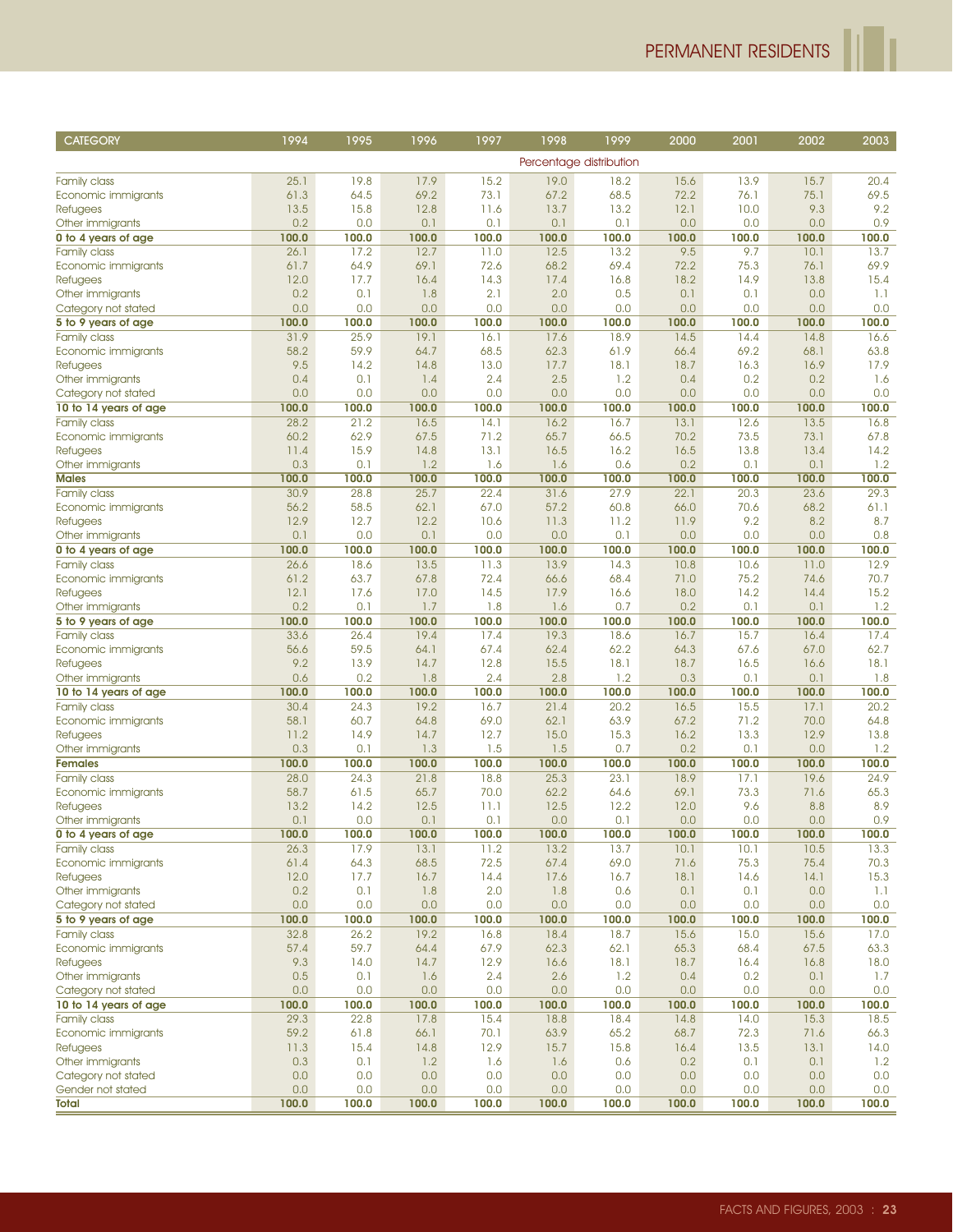| CATEGORY | 1994 | 1995 | 1996 | 1997 | 1998 | 1999 | 2000 | 2001 | 2002 | 2003 |
|---|---|---|---|---|---|---|---|---|---|---|
| | | | | | Percentage distribution | | | | | |
| Family class | 25.1 | 19.8 | 17.9 | 15.2 | 19.0 | 18.2 | 15.6 | 13.9 | 15.7 | 20.4 |
| Economic immigrants | 61.3 | 64.5 | 69.2 | 73.1 | 67.2 | 68.5 | 72.2 | 76.1 | 75.1 | 69.5 |
| Refugees | 13.5 | 15.8 | 12.8 | 11.6 | 13.7 | 13.2 | 12.1 | 10.0 | 9.3 | 9.2 |
| Other immigrants | 0.2 | 0.0 | 0.1 | 0.1 | 0.1 | 0.1 | 0.0 | 0.0 | 0.0 | 0.9 |
| **0 to 4 years of age** | **100.0** | **100.0** | **100.0** | **100.0** | **100.0** | **100.0** | **100.0** | **100.0** | **100.0** | **100.0** |
| Family class | 26.1 | 17.2 | 12.7 | 11.0 | 12.5 | 13.2 | 9.5 | 9.7 | 10.1 | 13.7 |
| Economic immigrants | 61.7 | 64.9 | 69.1 | 72.6 | 68.2 | 69.4 | 72.2 | 75.3 | 76.1 | 69.9 |
| Refugees | 12.0 | 17.7 | 16.4 | 14.3 | 17.4 | 16.8 | 18.2 | 14.9 | 13.8 | 15.4 |
| Other immigrants | 0.2 | 0.1 | 1.8 | 2.1 | 2.0 | 0.5 | 0.1 | 0.1 | 0.0 | 1.1 |
| Category not stated | 0.0 | 0.0 | 0.0 | 0.0 | 0.0 | 0.0 | 0.0 | 0.0 | 0.0 | 0.0 |
| **5 to 9 years of age** | **100.0** | **100.0** | **100.0** | **100.0** | **100.0** | **100.0** | **100.0** | **100.0** | **100.0** | **100.0** |
| Family class | 31.9 | 25.9 | 19.1 | 16.1 | 17.6 | 18.9 | 14.5 | 14.4 | 14.8 | 16.6 |
| Economic immigrants | 58.2 | 59.9 | 64.7 | 68.5 | 62.3 | 61.9 | 66.4 | 69.2 | 68.1 | 63.8 |
| Refugees | 9.5 | 14.2 | 14.8 | 13.0 | 17.7 | 18.1 | 18.7 | 16.3 | 16.9 | 17.9 |
| Other immigrants | 0.4 | 0.1 | 1.4 | 2.4 | 2.5 | 1.2 | 0.4 | 0.2 | 0.2 | 1.6 |
| Category not stated | 0.0 | 0.0 | 0.0 | 0.0 | 0.0 | 0.0 | 0.0 | 0.0 | 0.0 | 0.0 |
| **10 to 14 years of age** | **100.0** | **100.0** | **100.0** | **100.0** | **100.0** | **100.0** | **100.0** | **100.0** | **100.0** | **100.0** |
| Family class | 28.2 | 21.2 | 16.5 | 14.1 | 16.2 | 16.7 | 13.1 | 12.6 | 13.5 | 16.8 |
| Economic immigrants | 60.2 | 62.9 | 67.5 | 71.2 | 65.7 | 66.5 | 70.2 | 73.5 | 73.1 | 67.8 |
| Refugees | 11.4 | 15.9 | 14.8 | 13.1 | 16.5 | 16.2 | 16.5 | 13.8 | 13.4 | 14.2 |
| Other immigrants | 0.3 | 0.1 | 1.2 | 1.6 | 1.6 | 0.6 | 0.2 | 0.1 | 0.1 | 1.2 |
| **Males** | **100.0** | **100.0** | **100.0** | **100.0** | **100.0** | **100.0** | **100.0** | **100.0** | **100.0** | **100.0** |
| Family class | 30.9 | 28.8 | 25.7 | 22.4 | 31.6 | 27.9 | 22.1 | 20.3 | 23.6 | 29.3 |
| Economic immigrants | 56.2 | 58.5 | 62.1 | 67.0 | 57.2 | 60.8 | 66.0 | 70.6 | 68.2 | 61.1 |
| Refugees | 12.9 | 12.7 | 12.2 | 10.6 | 11.3 | 11.2 | 11.9 | 9.2 | 8.2 | 8.7 |
| Other immigrants | 0.1 | 0.0 | 0.1 | 0.0 | 0.0 | 0.1 | 0.0 | 0.0 | 0.0 | 0.8 |
| **0 to 4 years of age** | **100.0** | **100.0** | **100.0** | **100.0** | **100.0** | **100.0** | **100.0** | **100.0** | **100.0** | **100.0** |
| Family class | 26.6 | 18.6 | 13.5 | 11.3 | 13.9 | 14.3 | 10.8 | 10.6 | 11.0 | 12.9 |
| Economic immigrants | 61.2 | 63.7 | 67.8 | 72.4 | 66.6 | 68.4 | 71.0 | 75.2 | 74.6 | 70.7 |
| Refugees | 12.1 | 17.6 | 17.0 | 14.5 | 17.9 | 16.6 | 18.0 | 14.2 | 14.4 | 15.2 |
| Other immigrants | 0.2 | 0.1 | 1.7 | 1.8 | 1.6 | 0.7 | 0.2 | 0.1 | 0.1 | 1.2 |
| **5 to 9 years of age** | **100.0** | **100.0** | **100.0** | **100.0** | **100.0** | **100.0** | **100.0** | **100.0** | **100.0** | **100.0** |
| Family class | 33.6 | 26.4 | 19.4 | 17.4 | 19.3 | 18.6 | 16.7 | 15.7 | 16.4 | 17.4 |
| Economic immigrants | 56.6 | 59.5 | 64.1 | 67.4 | 62.4 | 62.2 | 64.3 | 67.6 | 67.0 | 62.7 |
| Refugees | 9.2 | 13.9 | 14.7 | 12.8 | 15.5 | 18.1 | 18.7 | 16.5 | 16.6 | 18.1 |
| Other immigrants | 0.6 | 0.2 | 1.8 | 2.4 | 2.8 | 1.2 | 0.3 | 0.1 | 0.1 | 1.8 |
| **10 to 14 years of age** | **100.0** | **100.0** | **100.0** | **100.0** | **100.0** | **100.0** | **100.0** | **100.0** | **100.0** | **100.0** |
| Family class | 30.4 | 24.3 | 19.2 | 16.7 | 21.4 | 20.2 | 16.5 | 15.5 | 17.1 | 20.2 |
| Economic immigrants | 58.1 | 60.7 | 64.8 | 69.0 | 62.1 | 63.9 | 67.2 | 71.2 | 70.0 | 64.8 |
| Refugees | 11.2 | 14.9 | 14.7 | 12.7 | 15.0 | 15.3 | 16.2 | 13.3 | 12.9 | 13.8 |
| Other immigrants | 0.3 | 0.1 | 1.3 | 1.5 | 1.5 | 0.7 | 0.2 | 0.1 | 0.0 | 1.2 |
| **Females** | **100.0** | **100.0** | **100.0** | **100.0** | **100.0** | **100.0** | **100.0** | **100.0** | **100.0** | **100.0** |
| Family class | 28.0 | 24.3 | 21.8 | 18.8 | 25.3 | 23.1 | 18.9 | 17.1 | 19.6 | 24.9 |
| Economic immigrants | 58.7 | 61.5 | 65.7 | 70.0 | 62.2 | 64.6 | 69.1 | 73.3 | 71.6 | 65.3 |
| Refugees | 13.2 | 14.2 | 12.5 | 11.1 | 12.5 | 12.2 | 12.0 | 9.6 | 8.8 | 8.9 |
| Other immigrants | 0.1 | 0.0 | 0.1 | 0.1 | 0.0 | 0.1 | 0.0 | 0.0 | 0.0 | 0.9 |
| **0 to 4 years of age** | **100.0** | **100.0** | **100.0** | **100.0** | **100.0** | **100.0** | **100.0** | **100.0** | **100.0** | **100.0** |
| Family class | 26.3 | 17.9 | 13.1 | 11.2 | 13.2 | 13.7 | 10.1 | 10.1 | 10.5 | 13.3 |
| Economic immigrants | 61.4 | 64.3 | 68.5 | 72.5 | 67.4 | 69.0 | 71.6 | 75.3 | 75.4 | 70.3 |
| Refugees | 12.0 | 17.7 | 16.7 | 14.4 | 17.6 | 16.7 | 18.1 | 14.6 | 14.1 | 15.3 |
| Other immigrants | 0.2 | 0.1 | 1.8 | 2.0 | 1.8 | 0.6 | 0.1 | 0.1 | 0.0 | 1.1 |
| Category not stated | 0.0 | 0.0 | 0.0 | 0.0 | 0.0 | 0.0 | 0.0 | 0.0 | 0.0 | 0.0 |
| **5 to 9 years of age** | **100.0** | **100.0** | **100.0** | **100.0** | **100.0** | **100.0** | **100.0** | **100.0** | **100.0** | **100.0** |
| Family class | 32.8 | 26.2 | 19.2 | 16.8 | 18.4 | 18.7 | 15.6 | 15.0 | 15.6 | 17.0 |
| Economic immigrants | 57.4 | 59.7 | 64.4 | 67.9 | 62.3 | 62.1 | 65.3 | 68.4 | 67.5 | 63.3 |
| Refugees | 9.3 | 14.0 | 14.7 | 12.9 | 16.6 | 18.1 | 18.7 | 16.4 | 16.8 | 18.0 |
| Other immigrants | 0.5 | 0.1 | 1.6 | 2.4 | 2.6 | 1.2 | 0.4 | 0.2 | 0.1 | 1.7 |
| Category not stated | 0.0 | 0.0 | 0.0 | 0.0 | 0.0 | 0.0 | 0.0 | 0.0 | 0.0 | 0.0 |
| **10 to 14 years of age** | **100.0** | **100.0** | **100.0** | **100.0** | **100.0** | **100.0** | **100.0** | **100.0** | **100.0** | **100.0** |
| Family class | 29.3 | 22.8 | 17.8 | 15.4 | 18.8 | 18.4 | 14.8 | 14.0 | 15.3 | 18.5 |
| Economic immigrants | 59.2 | 61.8 | 66.1 | 70.1 | 63.9 | 65.2 | 68.7 | 72.3 | 71.6 | 66.3 |
| Refugees | 11.3 | 15.4 | 14.8 | 12.9 | 15.7 | 15.8 | 16.4 | 13.5 | 13.1 | 14.0 |
| Other immigrants | 0.3 | 0.1 | 1.2 | 1.6 | 1.6 | 0.6 | 0.2 | 0.1 | 0.1 | 1.2 |
| Category not stated | 0.0 | 0.0 | 0.0 | 0.0 | 0.0 | 0.0 | 0.0 | 0.0 | 0.0 | 0.0 |
| Gender not stated | 0.0 | 0.0 | 0.0 | 0.0 | 0.0 | 0.0 | 0.0 | 0.0 | 0.0 | 0.0 |
| **Total** | **100.0** | **100.0** | **100.0** | **100.0** | **100.0** | **100.0** | **100.0** | **100.0** | **100.0** | **100.0** |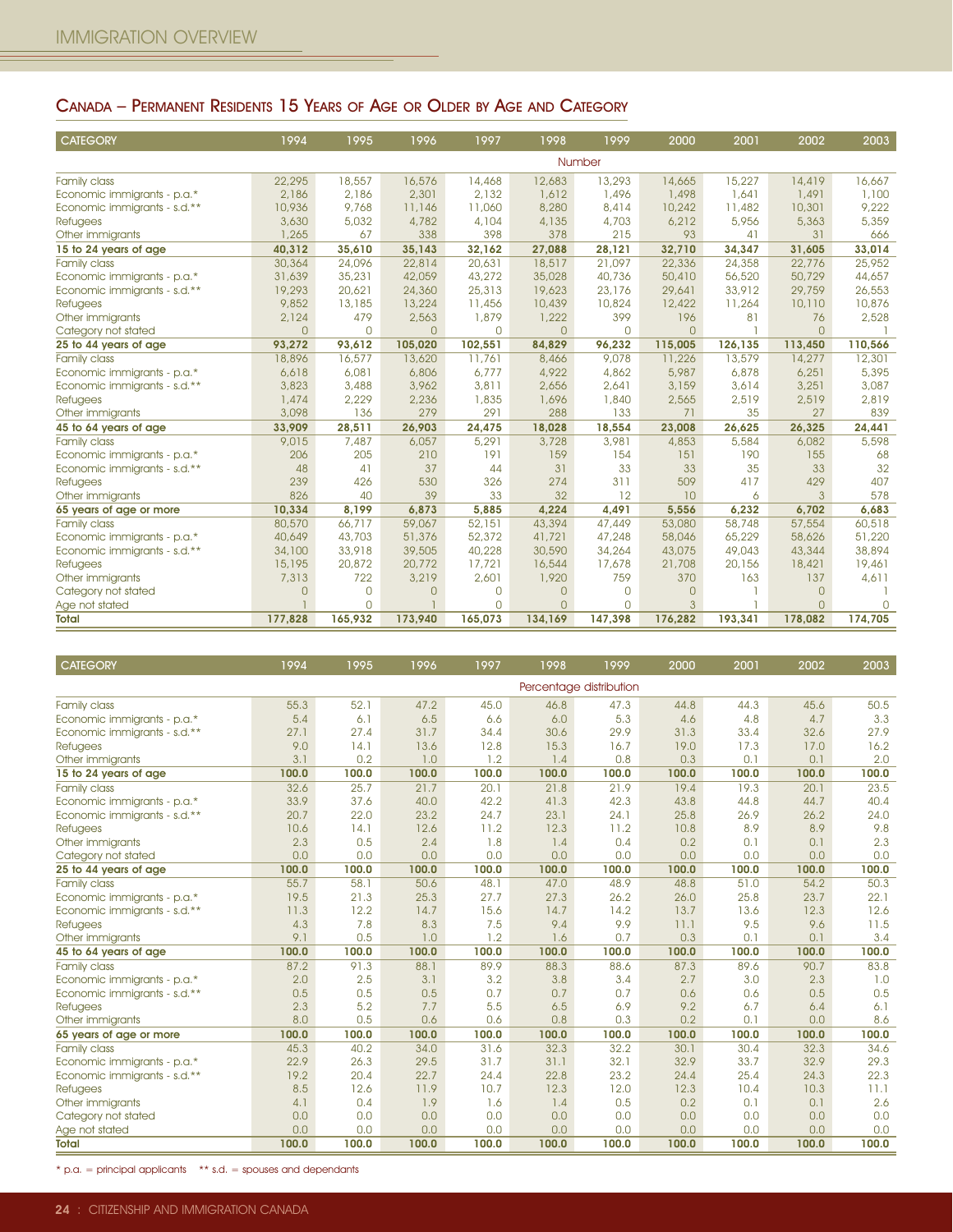## Canada – Permanent Residents 15 Years of Age or Older by Age and Category

| CATEGORY | 1994 | 1995 | 1996 | 1997 | 1998 | 1999 | 2000 | 2001 | 2002 | 2003 |
|---|---|---|---|---|---|---|---|---|---|---|
| | | | | | Number | | | | | |
| Family class | 22,295 | 18,557 | 16,576 | 14,468 | 12,683 | 13,293 | 14,665 | 15,227 | 14,419 | 16,667 |
| Economic immigrants - p.a.* | 2,186 | 2,186 | 2,301 | 2,132 | 1,612 | 1,496 | 1,498 | 1,641 | 1,491 | 1,100 |
| Economic immigrants - s.d.** | 10,936 | 9,768 | 11,146 | 11,060 | 8,280 | 8,414 | 10,242 | 11,482 | 10,301 | 9,222 |
| Refugees | 3,630 | 5,032 | 4,782 | 4,104 | 4,135 | 4,703 | 6,212 | 5,956 | 5,363 | 5,359 |
| Other immigrants | 1,265 | 67 | 338 | 398 | 378 | 215 | 93 | 41 | 31 | 666 |
| **15 to 24 years of age** | **40,312** | **35,610** | **35,143** | **32,162** | **27,088** | **28,121** | **32,710** | **34,347** | **31,605** | **33,014** |
| Family class | 30,364 | 24,096 | 22,814 | 20,631 | 18,517 | 21,097 | 22,336 | 24,358 | 22,776 | 25,952 |
| Economic immigrants - p.a.* | 31,639 | 35,231 | 42,059 | 43,272 | 35,028 | 40,736 | 50,410 | 56,520 | 50,729 | 44,657 |
| Economic immigrants - s.d.** | 19,293 | 20,621 | 24,360 | 25,313 | 19,623 | 23,176 | 29,641 | 33,912 | 29,759 | 26,553 |
| Refugees | 9,852 | 13,185 | 13,224 | 11,456 | 10,439 | 10,824 | 12,422 | 11,264 | 10,110 | 10,876 |
| Other immigrants | 2,124 | 479 | 2,563 | 1,879 | 1,222 | 399 | 196 | 81 | 76 | 2,528 |
| Category not stated | 0 | 0 | 0 | 0 | 0 | 0 | 0 | 1 | 0 | 1 |
| **25 to 44 years of age** | **93,272** | **93,612** | **105,020** | **102,551** | **84,829** | **96,232** | **115,005** | **126,135** | **113,450** | **110,566** |
| Family class | 18,896 | 16,577 | 13,620 | 11,761 | 8,466 | 9,078 | 11,226 | 13,579 | 14,277 | 12,301 |
| Economic immigrants - p.a.* | 6,618 | 6,081 | 6,806 | 6,777 | 4,922 | 4,862 | 5,987 | 6,878 | 6,251 | 5,395 |
| Economic immigrants - s.d.** | 3,823 | 3,488 | 3,962 | 3,811 | 2,656 | 2,641 | 3,159 | 3,614 | 3,251 | 3,087 |
| Refugees | 1,474 | 2,229 | 2,236 | 1,835 | 1,696 | 1,840 | 2,565 | 2,519 | 2,519 | 2,819 |
| Other immigrants | 3,098 | 136 | 279 | 291 | 288 | 133 | 71 | 35 | 27 | 839 |
| **45 to 64 years of age** | **33,909** | **28,511** | **26,903** | **24,475** | **18,028** | **18,554** | **23,008** | **26,625** | **26,325** | **24,441** |
| Family class | 9,015 | 7,487 | 6,057 | 5,291 | 3,728 | 3,981 | 4,853 | 5,584 | 6,082 | 5,598 |
| Economic immigrants - p.a.* | 206 | 205 | 210 | 191 | 159 | 154 | 151 | 190 | 155 | 68 |
| Economic immigrants - s.d.** | 48 | 41 | 37 | 44 | 31 | 33 | 33 | 35 | 33 | 32 |
| Refugees | 239 | 426 | 530 | 326 | 274 | 311 | 509 | 417 | 429 | 407 |
| Other immigrants | 826 | 40 | 39 | 33 | 32 | 12 | 10 | 6 | 3 | 578 |
| **65 years of age or more** | **10,334** | **8,199** | **6,873** | **5,885** | **4,224** | **4,491** | **5,556** | **6,232** | **6,702** | **6,683** |
| Family class | 80,570 | 66,717 | 59,067 | 52,151 | 43,394 | 47,449 | 53,080 | 58,748 | 57,554 | 60,518 |
| Economic immigrants - p.a.* | 40,649 | 43,703 | 51,376 | 52,372 | 41,721 | 47,248 | 58,046 | 65,229 | 58,626 | 51,220 |
| Economic immigrants - s.d.** | 34,100 | 33,918 | 39,505 | 40,228 | 30,590 | 34,264 | 43,075 | 49,043 | 43,344 | 38,894 |
| Refugees | 15,195 | 20,872 | 20,772 | 17,721 | 16,544 | 17,678 | 21,708 | 20,156 | 18,421 | 19,461 |
| Other immigrants | 7,313 | 722 | 3,219 | 2,601 | 1,920 | 759 | 370 | 163 | 137 | 4,611 |
| Category not stated | 0 | 0 | 0 | 0 | 0 | 0 | 0 | 1 | 0 | 1 |
| Age not stated | 1 | 0 | 1 | 0 | 0 | 0 | 3 | 1 | 0 | 0 |
| **Total** | **177,828** | **165,932** | **173,940** | **165,073** | **134,169** | **147,398** | **176,282** | **193,341** | **178,082** | **174,705** |

| CATEGORY | 1994 | 1995 | 1996 | 1997 | 1998 | 1999 | 2000 | 2001 | 2002 | 2003 |
|---|---|---|---|---|---|---|---|---|---|---|
| | | | | | Percentage distribution | | | | | |
| Family class | 55.3 | 52.1 | 47.2 | 45.0 | 46.8 | 47.3 | 44.8 | 44.3 | 45.6 | 50.5 |
| Economic immigrants - p.a.* | 5.4 | 6.1 | 6.5 | 6.6 | 6.0 | 5.3 | 4.6 | 4.8 | 4.7 | 3.3 |
| Economic immigrants - s.d.** | 27.1 | 27.4 | 31.7 | 34.4 | 30.6 | 29.9 | 31.3 | 33.4 | 32.6 | 27.9 |
| Refugees | 9.0 | 14.1 | 13.6 | 12.8 | 15.3 | 16.7 | 19.0 | 17.3 | 17.0 | 16.2 |
| Other immigrants | 3.1 | 0.2 | 1.0 | 1.2 | 1.4 | 0.8 | 0.3 | 0.1 | 0.1 | 2.0 |
| **15 to 24 years of age** | **100.0** | **100.0** | **100.0** | **100.0** | **100.0** | **100.0** | **100.0** | **100.0** | **100.0** | **100.0** |
| Family class | 32.6 | 25.7 | 21.7 | 20.1 | 21.8 | 21.9 | 19.4 | 19.3 | 20.1 | 23.5 |
| Economic immigrants - p.a.* | 33.9 | 37.6 | 40.0 | 42.2 | 41.3 | 42.3 | 43.8 | 44.8 | 44.7 | 40.4 |
| Economic immigrants - s.d.** | 20.7 | 22.0 | 23.2 | 24.7 | 23.1 | 24.1 | 25.8 | 26.9 | 26.2 | 24.0 |
| Refugees | 10.6 | 14.1 | 12.6 | 11.2 | 12.3 | 11.2 | 10.8 | 8.9 | 8.9 | 9.8 |
| Other immigrants | 2.3 | 0.5 | 2.4 | 1.8 | 1.4 | 0.4 | 0.2 | 0.1 | 0.1 | 2.3 |
| Category not stated | 0.0 | 0.0 | 0.0 | 0.0 | 0.0 | 0.0 | 0.0 | 0.0 | 0.0 | 0.0 |
| **25 to 44 years of age** | **100.0** | **100.0** | **100.0** | **100.0** | **100.0** | **100.0** | **100.0** | **100.0** | **100.0** | **100.0** |
| Family class | 55.7 | 58.1 | 50.6 | 48.1 | 47.0 | 48.9 | 48.8 | 51.0 | 54.2 | 50.3 |
| Economic immigrants - p.a.* | 19.5 | 21.3 | 25.3 | 27.7 | 27.3 | 26.2 | 26.0 | 25.8 | 23.7 | 22.1 |
| Economic immigrants - s.d.** | 11.3 | 12.2 | 14.7 | 15.6 | 14.7 | 14.2 | 13.7 | 13.6 | 12.3 | 12.6 |
| Refugees | 4.3 | 7.8 | 8.3 | 7.5 | 9.4 | 9.9 | 11.1 | 9.5 | 9.6 | 11.5 |
| Other immigrants | 9.1 | 0.5 | 1.0 | 1.2 | 1.6 | 0.7 | 0.3 | 0.1 | 0.1 | 3.4 |
| **45 to 64 years of age** | **100.0** | **100.0** | **100.0** | **100.0** | **100.0** | **100.0** | **100.0** | **100.0** | **100.0** | **100.0** |
| Family class | 87.2 | 91.3 | 88.1 | 89.9 | 88.3 | 88.6 | 87.3 | 89.6 | 90.7 | 83.8 |
| Economic immigrants - p.a.* | 2.0 | 2.5 | 3.1 | 3.2 | 3.8 | 3.4 | 2.7 | 3.0 | 2.3 | 1.0 |
| Economic immigrants - s.d.** | 0.5 | 0.5 | 0.5 | 0.7 | 0.7 | 0.7 | 0.6 | 0.6 | 0.5 | 0.5 |
| Refugees | 2.3 | 5.2 | 7.7 | 5.5 | 6.5 | 6.9 | 9.2 | 6.7 | 6.4 | 6.1 |
| Other immigrants | 8.0 | 0.5 | 0.6 | 0.6 | 0.8 | 0.3 | 0.2 | 0.1 | 0.0 | 8.6 |
| **65 years of age or more** | **100.0** | **100.0** | **100.0** | **100.0** | **100.0** | **100.0** | **100.0** | **100.0** | **100.0** | **100.0** |
| Family class | 45.3 | 40.2 | 34.0 | 31.6 | 32.3 | 32.2 | 30.1 | 30.4 | 32.3 | 34.6 |
| Economic immigrants - p.a.* | 22.9 | 26.3 | 29.5 | 31.7 | 31.1 | 32.1 | 32.9 | 33.7 | 32.9 | 29.3 |
| Economic immigrants - s.d.** | 19.2 | 20.4 | 22.7 | 24.4 | 22.8 | 23.2 | 24.4 | 25.4 | 24.3 | 22.3 |
| Refugees | 8.5 | 12.6 | 11.9 | 10.7 | 12.3 | 12.0 | 12.3 | 10.4 | 10.3 | 11.1 |
| Other immigrants | 4.1 | 0.4 | 1.9 | 1.6 | 1.4 | 0.5 | 0.2 | 0.1 | 0.1 | 2.6 |
| Category not stated | 0.0 | 0.0 | 0.0 | 0.0 | 0.0 | 0.0 | 0.0 | 0.0 | 0.0 | 0.0 |
| Age not stated | 0.0 | 0.0 | 0.0 | 0.0 | 0.0 | 0.0 | 0.0 | 0.0 | 0.0 | 0.0 |
| **Total** | **100.0** | **100.0** | **100.0** | **100.0** | **100.0** | **100.0** | **100.0** | **100.0** | **100.0** | **100.0** |

* p.a. = principal applicants ** s.d. = spouses and dependants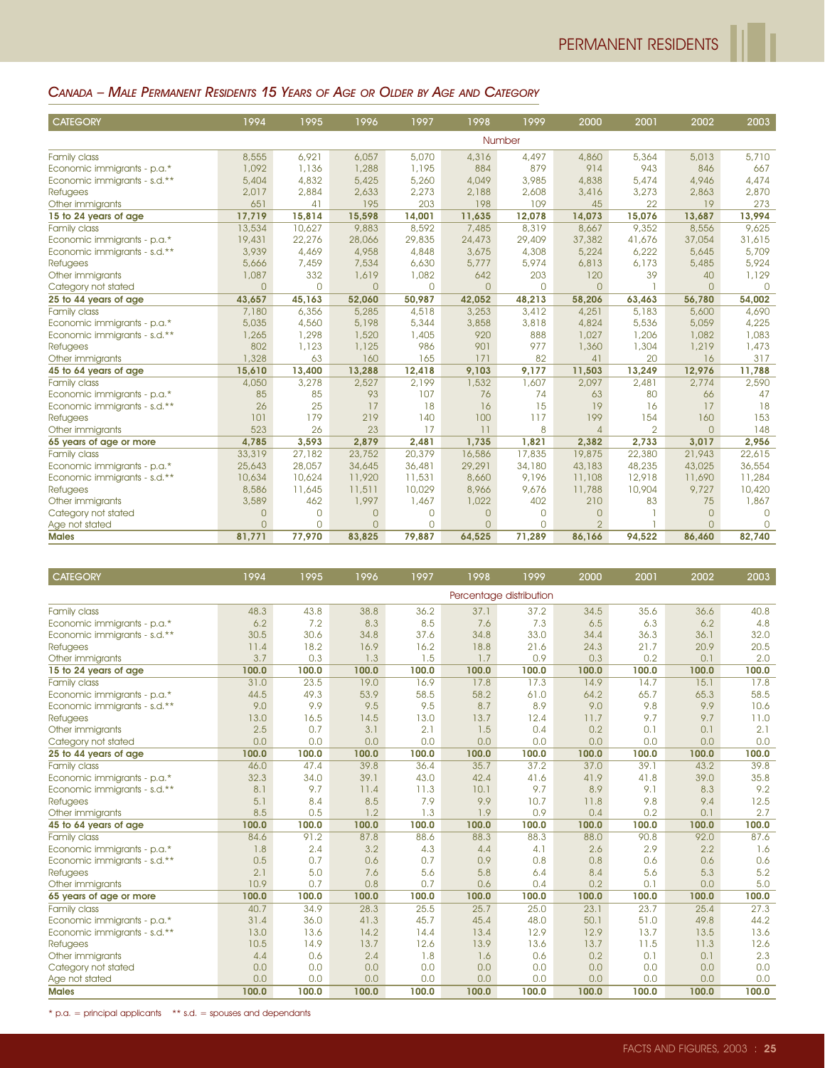## *Canada – Male Permanent Residents 15 Years of Age or Older by Age and Category*

| CATEGORY | 1994 | 1995 | 1996 | 1997 | 1998 | 1999 | 2000 | 2001 | 2002 | 2003 |
|---|---|---|---|---|---|---|---|---|---|---|
| | Number | | | | | | | | | |
| Family class | 8,555 | 6,921 | 6,057 | 5,070 | 4,316 | 4,497 | 4,860 | 5,364 | 5,013 | 5,710 |
| Economic immigrants - p.a.* | 1,092 | 1,136 | 1,288 | 1,195 | 884 | 879 | 914 | 943 | 846 | 667 |
| Economic immigrants - s.d.** | 5,404 | 4,832 | 5,425 | 5,260 | 4,049 | 3,985 | 4,838 | 5,474 | 4,946 | 4,474 |
| Refugees | 2,017 | 2,884 | 2,633 | 2,273 | 2,188 | 2,608 | 3,416 | 3,273 | 2,863 | 2,870 |
| Other immigrants | 651 | 41 | 195 | 203 | 198 | 109 | 45 | 22 | 19 | 273 |
| **15 to 24 years of age** | **17,719** | **15,814** | **15,598** | **14,001** | **11,635** | **12,078** | **14,073** | **15,076** | **13,687** | **13,994** |
| Family class | 13,534 | 10,627 | 9,883 | 8,592 | 7,485 | 8,319 | 8,667 | 9,352 | 8,556 | 9,625 |
| Economic immigrants - p.a.* | 19,431 | 22,276 | 28,066 | 29,835 | 24,473 | 29,409 | 37,382 | 41,676 | 37,054 | 31,615 |
| Economic immigrants - s.d.** | 3,939 | 4,469 | 4,958 | 4,848 | 3,675 | 4,308 | 5,224 | 6,222 | 5,645 | 5,709 |
| Refugees | 5,666 | 7,459 | 7,534 | 6,630 | 5,777 | 5,974 | 6,813 | 6,173 | 5,485 | 5,924 |
| Other immigrants | 1,087 | 332 | 1,619 | 1,082 | 642 | 203 | 120 | 39 | 40 | 1,129 |
| Category not stated | 0 | 0 | 0 | 0 | 0 | 0 | 0 | 1 | 0 | 0 |
| **25 to 44 years of age** | **43,657** | **45,163** | **52,060** | **50,987** | **42,052** | **48,213** | **58,206** | **63,463** | **56,780** | **54,002** |
| Family class | 7,180 | 6,356 | 5,285 | 4,518 | 3,253 | 3,412 | 4,251 | 5,183 | 5,600 | 4,690 |
| Economic immigrants - p.a.* | 5,035 | 4,560 | 5,198 | 5,344 | 3,858 | 3,818 | 4,824 | 5,536 | 5,059 | 4,225 |
| Economic immigrants - s.d.** | 1,265 | 1,298 | 1,520 | 1,405 | 920 | 888 | 1,027 | 1,206 | 1,082 | 1,083 |
| Refugees | 802 | 1,123 | 1,125 | 986 | 901 | 977 | 1,360 | 1,304 | 1,219 | 1,473 |
| Other immigrants | 1,328 | 63 | 160 | 165 | 171 | 82 | 41 | 20 | 16 | 317 |
| **45 to 64 years of age** | **15,610** | **13,400** | **13,288** | **12,418** | **9,103** | **9,177** | **11,503** | **13,249** | **12,976** | **11,788** |
| Family class | 4,050 | 3,278 | 2,527 | 2,199 | 1,532 | 1,607 | 2,097 | 2,481 | 2,774 | 2,590 |
| Economic immigrants - p.a.* | 85 | 85 | 93 | 107 | 76 | 74 | 63 | 80 | 66 | 47 |
| Economic immigrants - s.d.** | 26 | 25 | 17 | 18 | 16 | 15 | 19 | 16 | 17 | 18 |
| Refugees | 101 | 179 | 219 | 140 | 100 | 117 | 199 | 154 | 160 | 153 |
| Other immigrants | 523 | 26 | 23 | 17 | 11 | 8 | 4 | 2 | 0 | 148 |
| **65 years of age or more** | **4,785** | **3,593** | **2,879** | **2,481** | **1,735** | **1,821** | **2,382** | **2,733** | **3,017** | **2,956** |
| Family class | 33,319 | 27,182 | 23,752 | 20,379 | 16,586 | 17,835 | 19,875 | 22,380 | 21,943 | 22,615 |
| Economic immigrants - p.a.* | 25,643 | 28,057 | 34,645 | 36,481 | 29,291 | 34,180 | 43,183 | 48,235 | 43,025 | 36,554 |
| Economic immigrants - s.d.** | 10,634 | 10,624 | 11,920 | 11,531 | 8,660 | 9,196 | 11,108 | 12,918 | 11,690 | 11,284 |
| Refugees | 8,586 | 11,645 | 11,511 | 10,029 | 8,966 | 9,676 | 11,788 | 10,904 | 9,727 | 10,420 |
| Other immigrants | 3,589 | 462 | 1,997 | 1,467 | 1,022 | 402 | 210 | 83 | 75 | 1,867 |
| Category not stated | 0 | 0 | 0 | 0 | 0 | 0 | 0 | 1 | 0 | 0 |
| Age not stated | 0 | 0 | 0 | 0 | 0 | 0 | 2 | 1 | 0 | 0 |
| **Males** | **81,771** | **77,970** | **83,825** | **79,887** | **64,525** | **71,289** | **86,166** | **94,522** | **86,460** | **82,740** |

| CATEGORY | 1994 | 1995 | 1996 | 1997 | 1998 | 1999 | 2000 | 2001 | 2002 | 2003 |
|---|---|---|---|---|---|---|---|---|---|---|
| | Percentage distribution | | | | | | | | | |
| Family class | 48.3 | 43.8 | 38.8 | 36.2 | 37.1 | 37.2 | 34.5 | 35.6 | 36.6 | 40.8 |
| Economic immigrants - p.a.* | 6.2 | 7.2 | 8.3 | 8.5 | 7.6 | 7.3 | 6.5 | 6.3 | 6.2 | 4.8 |
| Economic immigrants - s.d.** | 30.5 | 30.6 | 34.8 | 37.6 | 34.8 | 33.0 | 34.4 | 36.3 | 36.1 | 32.0 |
| Refugees | 11.4 | 18.2 | 16.9 | 16.2 | 18.8 | 21.6 | 24.3 | 21.7 | 20.9 | 20.5 |
| Other immigrants | 3.7 | 0.3 | 1.3 | 1.5 | 1.7 | 0.9 | 0.3 | 0.2 | 0.1 | 2.0 |
| **15 to 24 years of age** | **100.0** | **100.0** | **100.0** | **100.0** | **100.0** | **100.0** | **100.0** | **100.0** | **100.0** | **100.0** |
| Family class | 31.0 | 23.5 | 19.0 | 16.9 | 17.8 | 17.3 | 14.9 | 14.7 | 15.1 | 17.8 |
| Economic immigrants - p.a.* | 44.5 | 49.3 | 53.9 | 58.5 | 58.2 | 61.0 | 64.2 | 65.7 | 65.3 | 58.5 |
| Economic immigrants - s.d.** | 9.0 | 9.9 | 9.5 | 9.5 | 8.7 | 8.9 | 9.0 | 9.8 | 9.9 | 10.6 |
| Refugees | 13.0 | 16.5 | 14.5 | 13.0 | 13.7 | 12.4 | 11.7 | 9.7 | 9.7 | 11.0 |
| Other immigrants | 2.5 | 0.7 | 3.1 | 2.1 | 1.5 | 0.4 | 0.2 | 0.1 | 0.1 | 2.1 |
| Category not stated | 0.0 | 0.0 | 0.0 | 0.0 | 0.0 | 0.0 | 0.0 | 0.0 | 0.0 | 0.0 |
| **25 to 44 years of age** | **100.0** | **100.0** | **100.0** | **100.0** | **100.0** | **100.0** | **100.0** | **100.0** | **100.0** | **100.0** |
| Family class | 46.0 | 47.4 | 39.8 | 36.4 | 35.7 | 37.2 | 37.0 | 39.1 | 43.2 | 39.8 |
| Economic immigrants - p.a.* | 32.3 | 34.0 | 39.1 | 43.0 | 42.4 | 41.6 | 41.9 | 41.8 | 39.0 | 35.8 |
| Economic immigrants - s.d.** | 8.1 | 9.7 | 11.4 | 11.3 | 10.1 | 9.7 | 8.9 | 9.1 | 8.3 | 9.2 |
| Refugees | 5.1 | 8.4 | 8.5 | 7.9 | 9.9 | 10.7 | 11.8 | 9.8 | 9.4 | 12.5 |
| Other immigrants | 8.5 | 0.5 | 1.2 | 1.3 | 1.9 | 0.9 | 0.4 | 0.2 | 0.1 | 2.7 |
| **45 to 64 years of age** | **100.0** | **100.0** | **100.0** | **100.0** | **100.0** | **100.0** | **100.0** | **100.0** | **100.0** | **100.0** |
| Family class | 84.6 | 91.2 | 87.8 | 88.6 | 88.3 | 88.3 | 88.0 | 90.8 | 92.0 | 87.6 |
| Economic immigrants - p.a.* | 1.8 | 2.4 | 3.2 | 4.3 | 4.4 | 4.1 | 2.6 | 2.9 | 2.2 | 1.6 |
| Economic immigrants - s.d.** | 0.5 | 0.7 | 0.6 | 0.7 | 0.9 | 0.8 | 0.8 | 0.6 | 0.6 | 0.6 |
| Refugees | 2.1 | 5.0 | 7.6 | 5.6 | 5.8 | 6.4 | 8.4 | 5.6 | 5.3 | 5.2 |
| Other immigrants | 10.9 | 0.7 | 0.8 | 0.7 | 0.6 | 0.4 | 0.2 | 0.1 | 0.0 | 5.0 |
| **65 years of age or more** | **100.0** | **100.0** | **100.0** | **100.0** | **100.0** | **100.0** | **100.0** | **100.0** | **100.0** | **100.0** |
| Family class | 40.7 | 34.9 | 28.3 | 25.5 | 25.7 | 25.0 | 23.1 | 23.7 | 25.4 | 27.3 |
| Economic immigrants - p.a.* | 31.4 | 36.0 | 41.3 | 45.7 | 45.4 | 48.0 | 50.1 | 51.0 | 49.8 | 44.2 |
| Economic immigrants - s.d.** | 13.0 | 13.6 | 14.2 | 14.4 | 13.4 | 12.9 | 12.9 | 13.7 | 13.5 | 13.6 |
| Refugees | 10.5 | 14.9 | 13.7 | 12.6 | 13.9 | 13.6 | 13.7 | 11.5 | 11.3 | 12.6 |
| Other immigrants | 4.4 | 0.6 | 2.4 | 1.8 | 1.6 | 0.6 | 0.2 | 0.1 | 0.1 | 2.3 |
| Category not stated | 0.0 | 0.0 | 0.0 | 0.0 | 0.0 | 0.0 | 0.0 | 0.0 | 0.0 | 0.0 |
| Age not stated | 0.0 | 0.0 | 0.0 | 0.0 | 0.0 | 0.0 | 0.0 | 0.0 | 0.0 | 0.0 |
| **Males** | **100.0** | **100.0** | **100.0** | **100.0** | **100.0** | **100.0** | **100.0** | **100.0** | **100.0** | **100.0** |

\* p.a. = principal applicants  \*\* s.d. = spouses and dependants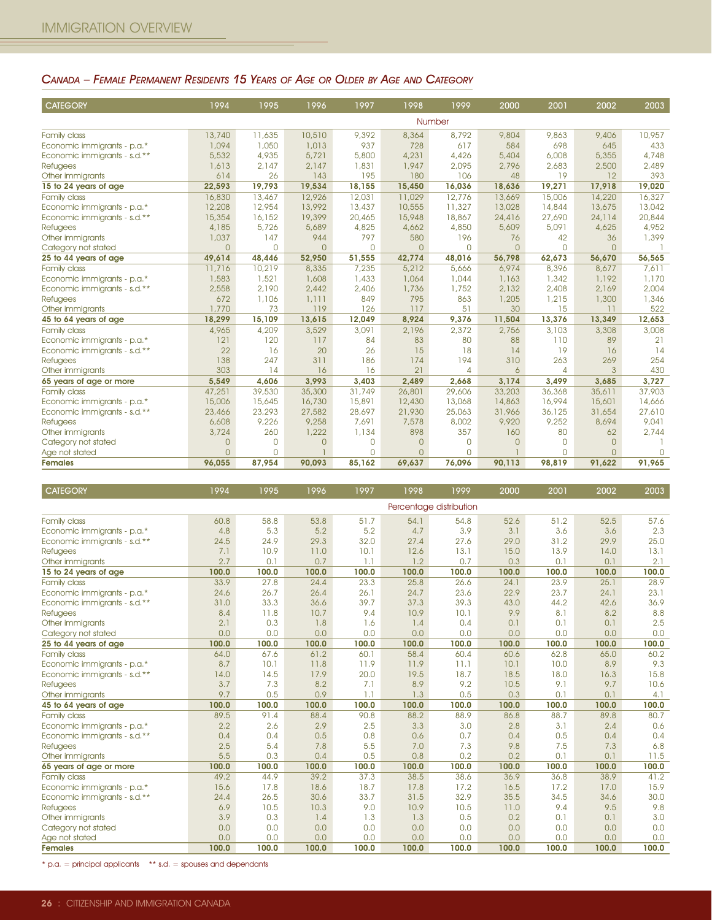## *Canada – Female Permanent Residents 15 Years of Age or Older by Age and Category*

| CATEGORY | 1994 | 1995 | 1996 | 1997 | 1998 | 1999 | 2000 | 2001 | 2002 | 2003 |
|---|---|---|---|---|---|---|---|---|---|---|
| | | | | | Number | | | | | |
| Family class | 13,740 | 11,635 | 10,510 | 9,392 | 8,364 | 8,792 | 9,804 | 9,863 | 9,406 | 10,957 |
| Economic immigrants - p.a.* | 1,094 | 1,050 | 1,013 | 937 | 728 | 617 | 584 | 698 | 645 | 433 |
| Economic immigrants - s.d.** | 5,532 | 4,935 | 5,721 | 5,800 | 4,231 | 4,426 | 5,404 | 6,008 | 5,355 | 4,748 |
| Refugees | 1,613 | 2,147 | 2,147 | 1,831 | 1,947 | 2,095 | 2,796 | 2,683 | 2,500 | 2,489 |
| Other immigrants | 614 | 26 | 143 | 195 | 180 | 106 | 48 | 19 | 12 | 393 |
| **15 to 24 years of age** | **22,593** | **19,793** | **19,534** | **18,155** | **15,450** | **16,036** | **18,636** | **19,271** | **17,918** | **19,020** |
| Family class | 16,830 | 13,467 | 12,926 | 12,031 | 11,029 | 12,776 | 13,669 | 15,006 | 14,220 | 16,327 |
| Economic immigrants - p.a.* | 12,208 | 12,954 | 13,992 | 13,437 | 10,555 | 11,327 | 13,028 | 14,844 | 13,675 | 13,042 |
| Economic immigrants - s.d.** | 15,354 | 16,152 | 19,399 | 20,465 | 15,948 | 18,867 | 24,416 | 27,690 | 24,114 | 20,844 |
| Refugees | 4,185 | 5,726 | 5,689 | 4,825 | 4,662 | 4,850 | 5,609 | 5,091 | 4,625 | 4,952 |
| Other immigrants | 1,037 | 147 | 944 | 797 | 580 | 196 | 76 | 42 | 36 | 1,399 |
| Category not stated | 0 | 0 | 0 | 0 | 0 | 0 | 0 | 0 | 0 | 1 |
| **25 to 44 years of age** | **49,614** | **48,446** | **52,950** | **51,555** | **42,774** | **48,016** | **56,798** | **62,673** | **56,670** | **56,565** |
| Family class | 11,716 | 10,219 | 8,335 | 7,235 | 5,212 | 5,666 | 6,974 | 8,396 | 8,677 | 7,611 |
| Economic immigrants - p.a.* | 1,583 | 1,521 | 1,608 | 1,433 | 1,064 | 1,044 | 1,163 | 1,342 | 1,192 | 1,170 |
| Economic immigrants - s.d.** | 2,558 | 2,190 | 2,442 | 2,406 | 1,736 | 1,752 | 2,132 | 2,408 | 2,169 | 2,004 |
| Refugees | 672 | 1,106 | 1,111 | 849 | 795 | 863 | 1,205 | 1,215 | 1,300 | 1,346 |
| Other immigrants | 1,770 | 73 | 119 | 126 | 117 | 51 | 30 | 15 | 11 | 522 |
| **45 to 64 years of age** | **18,299** | **15,109** | **13,615** | **12,049** | **8,924** | **9,376** | **11,504** | **13,376** | **13,349** | **12,653** |
| Family class | 4,965 | 4,209 | 3,529 | 3,091 | 2,196 | 2,372 | 2,756 | 3,103 | 3,308 | 3,008 |
| Economic immigrants - p.a.* | 121 | 120 | 117 | 84 | 83 | 80 | 88 | 110 | 89 | 21 |
| Economic immigrants - s.d.** | 22 | 16 | 20 | 26 | 15 | 18 | 14 | 19 | 16 | 14 |
| Refugees | 138 | 247 | 311 | 186 | 174 | 194 | 310 | 263 | 269 | 254 |
| Other immigrants | 303 | 14 | 16 | 16 | 21 | 4 | 6 | 4 | 3 | 430 |
| **65 years of age or more** | **5,549** | **4,606** | **3,993** | **3,403** | **2,489** | **2,668** | **3,174** | **3,499** | **3,685** | **3,727** |
| Family class | 47,251 | 39,530 | 35,300 | 31,749 | 26,801 | 29,606 | 33,203 | 36,368 | 35,611 | 37,903 |
| Economic immigrants - p.a.* | 15,006 | 15,645 | 16,730 | 15,891 | 12,430 | 13,068 | 14,863 | 16,994 | 15,601 | 14,666 |
| Economic immigrants - s.d.** | 23,466 | 23,293 | 27,582 | 28,697 | 21,930 | 25,063 | 31,966 | 36,125 | 31,654 | 27,610 |
| Refugees | 6,608 | 9,226 | 9,258 | 7,691 | 7,578 | 8,002 | 9,920 | 9,252 | 8,694 | 9,041 |
| Other immigrants | 3,724 | 260 | 1,222 | 1,134 | 898 | 357 | 160 | 80 | 62 | 2,744 |
| Category not stated | 0 | 0 | 0 | 0 | 0 | 0 | 0 | 0 | 0 | 1 |
| Age not stated | 0 | 0 | 1 | 0 | 0 | 0 | 1 | 0 | 0 | 0 |
| **Females** | **96,055** | **87,954** | **90,093** | **85,162** | **69,637** | **76,096** | **90,113** | **98,819** | **91,622** | **91,965** |

| CATEGORY | 1994 | 1995 | 1996 | 1997 | 1998 | 1999 | 2000 | 2001 | 2002 | 2003 |
|---|---|---|---|---|---|---|---|---|---|---|
| | | | | | Percentage distribution | | | | | |
| Family class | 60.8 | 58.8 | 53.8 | 51.7 | 54.1 | 54.8 | 52.6 | 51.2 | 52.5 | 57.6 |
| Economic immigrants - p.a.* | 4.8 | 5.3 | 5.2 | 5.2 | 4.7 | 3.9 | 3.1 | 3.6 | 3.6 | 2.3 |
| Economic immigrants - s.d.** | 24.5 | 24.9 | 29.3 | 32.0 | 27.4 | 27.6 | 29.0 | 31.2 | 29.9 | 25.0 |
| Refugees | 7.1 | 10.9 | 11.0 | 10.1 | 12.6 | 13.1 | 15.0 | 13.9 | 14.0 | 13.1 |
| Other immigrants | 2.7 | 0.1 | 0.7 | 1.1 | 1.2 | 0.7 | 0.3 | 0.1 | 0.1 | 2.1 |
| **15 to 24 years of age** | **100.0** | **100.0** | **100.0** | **100.0** | **100.0** | **100.0** | **100.0** | **100.0** | **100.0** | **100.0** |
| Family class | 33.9 | 27.8 | 24.4 | 23.3 | 25.8 | 26.6 | 24.1 | 23.9 | 25.1 | 28.9 |
| Economic immigrants - p.a.* | 24.6 | 26.7 | 26.4 | 26.1 | 24.7 | 23.6 | 22.9 | 23.7 | 24.1 | 23.1 |
| Economic immigrants - s.d.** | 31.0 | 33.3 | 36.6 | 39.7 | 37.3 | 39.3 | 43.0 | 44.2 | 42.6 | 36.9 |
| Refugees | 8.4 | 11.8 | 10.7 | 9.4 | 10.9 | 10.1 | 9.9 | 8.1 | 8.2 | 8.8 |
| Other immigrants | 2.1 | 0.3 | 1.8 | 1.6 | 1.4 | 0.4 | 0.1 | 0.1 | 0.1 | 2.5 |
| Category not stated | 0.0 | 0.0 | 0.0 | 0.0 | 0.0 | 0.0 | 0.0 | 0.0 | 0.0 | 0.0 |
| **25 to 44 years of age** | **100.0** | **100.0** | **100.0** | **100.0** | **100.0** | **100.0** | **100.0** | **100.0** | **100.0** | **100.0** |
| Family class | 64.0 | 67.6 | 61.2 | 60.1 | 58.4 | 60.4 | 60.6 | 62.8 | 65.0 | 60.2 |
| Economic immigrants - p.a.* | 8.7 | 10.1 | 11.8 | 11.9 | 11.9 | 11.1 | 10.1 | 10.0 | 8.9 | 9.3 |
| Economic immigrants - s.d.** | 14.0 | 14.5 | 17.9 | 20.0 | 19.5 | 18.7 | 18.5 | 18.0 | 16.3 | 15.8 |
| Refugees | 3.7 | 7.3 | 8.2 | 7.1 | 8.9 | 9.2 | 10.5 | 9.1 | 9.7 | 10.6 |
| Other immigrants | 9.7 | 0.5 | 0.9 | 1.1 | 1.3 | 0.5 | 0.3 | 0.1 | 0.1 | 4.1 |
| **45 to 64 years of age** | **100.0** | **100.0** | **100.0** | **100.0** | **100.0** | **100.0** | **100.0** | **100.0** | **100.0** | **100.0** |
| Family class | 89.5 | 91.4 | 88.4 | 90.8 | 88.2 | 88.9 | 86.8 | 88.7 | 89.8 | 80.7 |
| Economic immigrants - p.a.* | 2.2 | 2.6 | 2.9 | 2.5 | 3.3 | 3.0 | 2.8 | 3.1 | 2.4 | 0.6 |
| Economic immigrants - s.d.** | 0.4 | 0.4 | 0.5 | 0.8 | 0.6 | 0.7 | 0.4 | 0.5 | 0.4 | 0.4 |
| Refugees | 2.5 | 5.4 | 7.8 | 5.5 | 7.0 | 7.3 | 9.8 | 7.5 | 7.3 | 6.8 |
| Other immigrants | 5.5 | 0.3 | 0.4 | 0.5 | 0.8 | 0.2 | 0.2 | 0.1 | 0.1 | 11.5 |
| **65 years of age or more** | **100.0** | **100.0** | **100.0** | **100.0** | **100.0** | **100.0** | **100.0** | **100.0** | **100.0** | **100.0** |
| Family class | 49.2 | 44.9 | 39.2 | 37.3 | 38.5 | 38.6 | 36.9 | 36.8 | 38.9 | 41.2 |
| Economic immigrants - p.a.* | 15.6 | 17.8 | 18.6 | 18.7 | 17.8 | 17.2 | 16.5 | 17.2 | 17.0 | 15.9 |
| Economic immigrants - s.d.** | 24.4 | 26.5 | 30.6 | 33.7 | 31.5 | 32.9 | 35.5 | 34.5 | 34.6 | 30.0 |
| Refugees | 6.9 | 10.5 | 10.3 | 9.0 | 10.9 | 10.5 | 11.0 | 9.4 | 9.5 | 9.8 |
| Other immigrants | 3.9 | 0.3 | 1.4 | 1.3 | 1.3 | 0.5 | 0.2 | 0.1 | 0.1 | 3.0 |
| Category not stated | 0.0 | 0.0 | 0.0 | 0.0 | 0.0 | 0.0 | 0.0 | 0.0 | 0.0 | 0.0 |
| Age not stated | 0.0 | 0.0 | 0.0 | 0.0 | 0.0 | 0.0 | 0.0 | 0.0 | 0.0 | 0.0 |
| **Females** | **100.0** | **100.0** | **100.0** | **100.0** | **100.0** | **100.0** | **100.0** | **100.0** | **100.0** | **100.0** |

* p.a. = principal applicants ** s.d. = spouses and dependants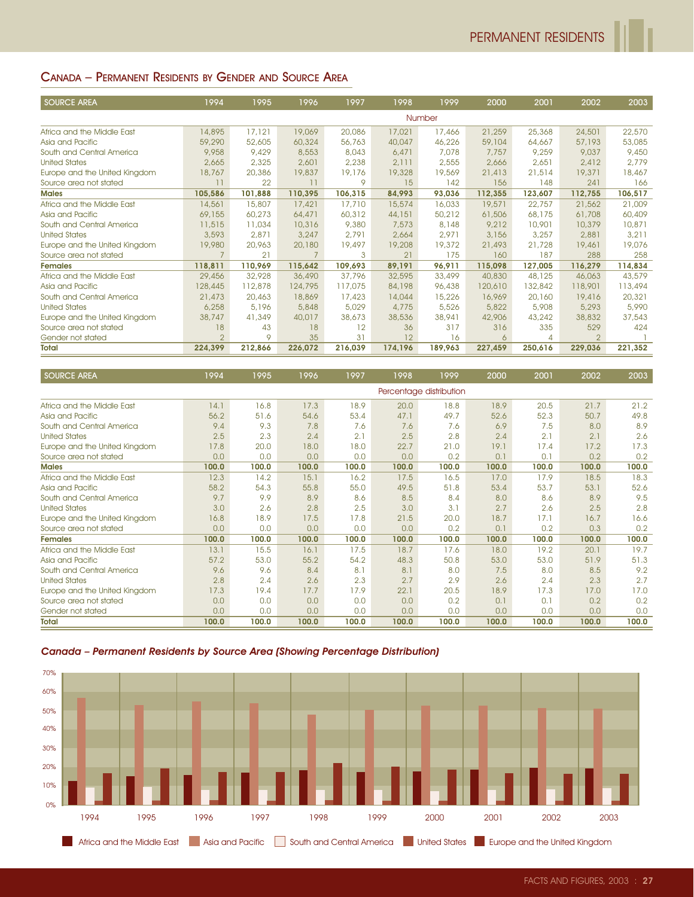## Canada – Permanent Residents by Gender and Source Area

| SOURCE AREA | 1994 | 1995 | 1996 | 1997 | 1998 | 1999 | 2000 | 2001 | 2002 | 2003 |
|---|---|---|---|---|---|---|---|---|---|---|
| | | | | | Number | | | | | |
| Africa and the Middle East | 14,895 | 17,121 | 19,069 | 20,086 | 17,021 | 17,466 | 21,259 | 25,368 | 24,501 | 22,570 |
| Asia and Pacific | 59,290 | 52,605 | 60,324 | 56,763 | 40,047 | 46,226 | 59,104 | 64,667 | 57,193 | 53,085 |
| South and Central America | 9,958 | 9,429 | 8,553 | 8,043 | 6,471 | 7,078 | 7,757 | 9,259 | 9,037 | 9,450 |
| United States | 2,665 | 2,325 | 2,601 | 2,238 | 2,111 | 2,555 | 2,666 | 2,651 | 2,412 | 2,779 |
| Europe and the United Kingdom | 18,767 | 20,386 | 19,837 | 19,176 | 19,328 | 19,569 | 21,413 | 21,514 | 19,371 | 18,467 |
| Source area not stated | 11 | 22 | 11 | 9 | 15 | 142 | 156 | 148 | 241 | 166 |
| **Males** | **105,586** | **101,888** | **110,395** | **106,315** | **84,993** | **93,036** | **112,355** | **123,607** | **112,755** | **106,517** |
| Africa and the Middle East | 14,561 | 15,807 | 17,421 | 17,710 | 15,574 | 16,033 | 19,571 | 22,757 | 21,562 | 21,009 |
| Asia and Pacific | 69,155 | 60,273 | 64,471 | 60,312 | 44,151 | 50,212 | 61,506 | 68,175 | 61,708 | 60,409 |
| South and Central America | 11,515 | 11,034 | 10,316 | 9,380 | 7,573 | 8,148 | 9,212 | 10,901 | 10,379 | 10,871 |
| United States | 3,593 | 2,871 | 3,247 | 2,791 | 2,664 | 2,971 | 3,156 | 3,257 | 2,881 | 3,211 |
| Europe and the United Kingdom | 19,980 | 20,963 | 20,180 | 19,497 | 19,208 | 19,372 | 21,493 | 21,728 | 19,461 | 19,076 |
| Source area not stated | 7 | 21 | 7 | 3 | 21 | 175 | 160 | 187 | 288 | 258 |
| **Females** | **118,811** | **110,969** | **115,642** | **109,693** | **89,191** | **96,911** | **115,098** | **127,005** | **116,279** | **114,834** |
| Africa and the Middle East | 29,456 | 32,928 | 36,490 | 37,796 | 32,595 | 33,499 | 40,830 | 48,125 | 46,063 | 43,579 |
| Asia and Pacific | 128,445 | 112,878 | 124,795 | 117,075 | 84,198 | 96,438 | 120,610 | 132,842 | 118,901 | 113,494 |
| South and Central America | 21,473 | 20,463 | 18,869 | 17,423 | 14,044 | 15,226 | 16,969 | 20,160 | 19,416 | 20,321 |
| United States | 6,258 | 5,196 | 5,848 | 5,029 | 4,775 | 5,526 | 5,822 | 5,908 | 5,293 | 5,990 |
| Europe and the United Kingdom | 38,747 | 41,349 | 40,017 | 38,673 | 38,536 | 38,941 | 42,906 | 43,242 | 38,832 | 37,543 |
| Source area not stated | 18 | 43 | 18 | 12 | 36 | 317 | 316 | 335 | 529 | 424 |
| Gender not stated | 2 | 9 | 35 | 31 | 12 | 16 | 6 | 4 | 2 | 1 |
| **Total** | **224,399** | **212,866** | **226,072** | **216,039** | **174,196** | **189,963** | **227,459** | **250,616** | **229,036** | **221,352** |

| SOURCE AREA | 1994 | 1995 | 1996 | 1997 | 1998 | 1999 | 2000 | 2001 | 2002 | 2003 |
|---|---|---|---|---|---|---|---|---|---|---|
| | | | | | Percentage distribution | | | | | |
| Africa and the Middle East | 14.1 | 16.8 | 17.3 | 18.9 | 20.0 | 18.8 | 18.9 | 20.5 | 21.7 | 21.2 |
| Asia and Pacific | 56.2 | 51.6 | 54.6 | 53.4 | 47.1 | 49.7 | 52.6 | 52.3 | 50.7 | 49.8 |
| South and Central America | 9.4 | 9.3 | 7.8 | 7.6 | 7.6 | 7.6 | 6.9 | 7.5 | 8.0 | 8.9 |
| United States | 2.5 | 2.3 | 2.4 | 2.1 | 2.5 | 2.8 | 2.4 | 2.1 | 2.1 | 2.6 |
| Europe and the United Kingdom | 17.8 | 20.0 | 18.0 | 18.0 | 22.7 | 21.0 | 19.1 | 17.4 | 17.2 | 17.3 |
| Source area not stated | 0.0 | 0.0 | 0.0 | 0.0 | 0.0 | 0.2 | 0.1 | 0.1 | 0.2 | 0.2 |
| **Males** | **100.0** | **100.0** | **100.0** | **100.0** | **100.0** | **100.0** | **100.0** | **100.0** | **100.0** | **100.0** |
| Africa and the Middle East | 12.3 | 14.2 | 15.1 | 16.2 | 17.5 | 16.5 | 17.0 | 17.9 | 18.5 | 18.3 |
| Asia and Pacific | 58.2 | 54.3 | 55.8 | 55.0 | 49.5 | 51.8 | 53.4 | 53.7 | 53.1 | 52.6 |
| South and Central America | 9.7 | 9.9 | 8.9 | 8.6 | 8.5 | 8.4 | 8.0 | 8.6 | 8.9 | 9.5 |
| United States | 3.0 | 2.6 | 2.8 | 2.5 | 3.0 | 3.1 | 2.7 | 2.6 | 2.5 | 2.8 |
| Europe and the United Kingdom | 16.8 | 18.9 | 17.5 | 17.8 | 21.5 | 20.0 | 18.7 | 17.1 | 16.7 | 16.6 |
| Source area not stated | 0.0 | 0.0 | 0.0 | 0.0 | 0.0 | 0.2 | 0.1 | 0.2 | 0.3 | 0.2 |
| **Females** | **100.0** | **100.0** | **100.0** | **100.0** | **100.0** | **100.0** | **100.0** | **100.0** | **100.0** | **100.0** |
| Africa and the Middle East | 13.1 | 15.5 | 16.1 | 17.5 | 18.7 | 17.6 | 18.0 | 19.2 | 20.1 | 19.7 |
| Asia and Pacific | 57.2 | 53.0 | 55.2 | 54.2 | 48.3 | 50.8 | 53.0 | 53.0 | 51.9 | 51.3 |
| South and Central America | 9.6 | 9.6 | 8.4 | 8.1 | 8.1 | 8.0 | 7.5 | 8.0 | 8.5 | 9.2 |
| United States | 2.8 | 2.4 | 2.6 | 2.3 | 2.7 | 2.9 | 2.6 | 2.4 | 2.3 | 2.7 |
| Europe and the United Kingdom | 17.3 | 19.4 | 17.7 | 17.9 | 22.1 | 20.5 | 18.9 | 17.3 | 17.0 | 17.0 |
| Source area not stated | 0.0 | 0.0 | 0.0 | 0.0 | 0.0 | 0.2 | 0.1 | 0.1 | 0.2 | 0.2 |
| Gender not stated | 0.0 | 0.0 | 0.0 | 0.0 | 0.0 | 0.0 | 0.0 | 0.0 | 0.0 | 0.0 |
| **Total** | **100.0** | **100.0** | **100.0** | **100.0** | **100.0** | **100.0** | **100.0** | **100.0** | **100.0** | **100.0** |

### *Canada – Permanent Residents by Source Area (Showing Percentage Distribution)*

Legend: Africa and the Middle East; Asia and Pacific; South and Central America; United States; Europe and the United Kingdom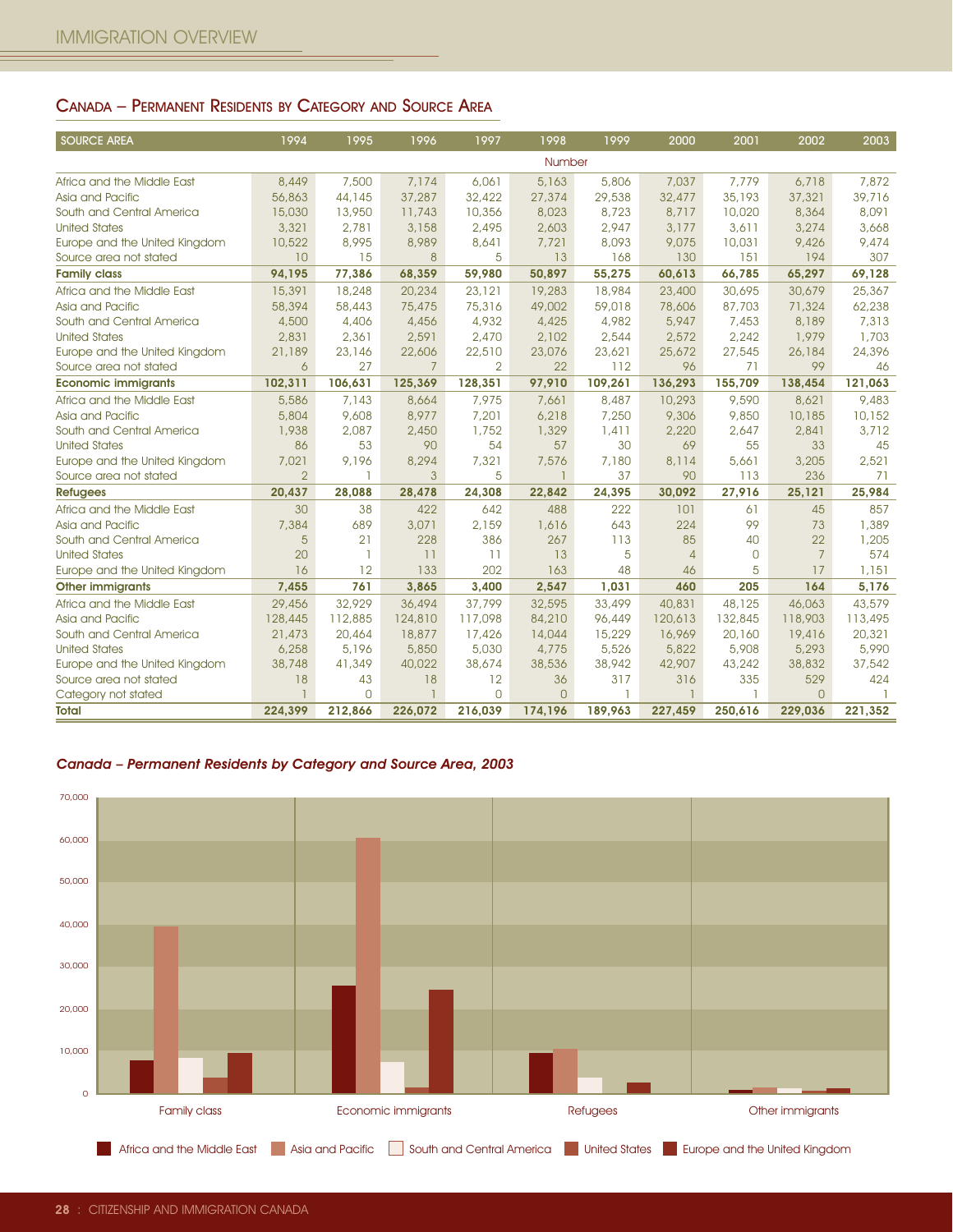## Canada – Permanent Residents by Category and Source Area

| SOURCE AREA | 1994 | 1995 | 1996 | 1997 | 1998 | 1999 | 2000 | 2001 | 2002 | 2003 |
|---|---|---|---|---|---|---|---|---|---|---|
| | | | | | Number | | | | | |
| Africa and the Middle East | 8,449 | 7,500 | 7,174 | 6,061 | 5,163 | 5,806 | 7,037 | 7,779 | 6,718 | 7,872 |
| Asia and Pacific | 56,863 | 44,145 | 37,287 | 32,422 | 27,374 | 29,538 | 32,477 | 35,193 | 37,321 | 39,716 |
| South and Central America | 15,030 | 13,950 | 11,743 | 10,356 | 8,023 | 8,723 | 8,717 | 10,020 | 8,364 | 8,091 |
| United States | 3,321 | 2,781 | 3,158 | 2,495 | 2,603 | 2,947 | 3,177 | 3,611 | 3,274 | 3,668 |
| Europe and the United Kingdom | 10,522 | 8,995 | 8,989 | 8,641 | 7,721 | 8,093 | 9,075 | 10,031 | 9,426 | 9,474 |
| Source area not stated | 10 | 15 | 8 | 5 | 13 | 168 | 130 | 151 | 194 | 307 |
| **Family class** | **94,195** | **77,386** | **68,359** | **59,980** | **50,897** | **55,275** | **60,613** | **66,785** | **65,297** | **69,128** |
| Africa and the Middle East | 15,391 | 18,248 | 20,234 | 23,121 | 19,283 | 18,984 | 23,400 | 30,695 | 30,679 | 25,367 |
| Asia and Pacific | 58,394 | 58,443 | 75,475 | 75,316 | 49,002 | 59,018 | 78,606 | 87,703 | 71,324 | 62,238 |
| South and Central America | 4,500 | 4,406 | 4,456 | 4,932 | 4,425 | 4,982 | 5,947 | 7,453 | 8,189 | 7,313 |
| United States | 2,831 | 2,361 | 2,591 | 2,470 | 2,102 | 2,544 | 2,572 | 2,242 | 1,979 | 1,703 |
| Europe and the United Kingdom | 21,189 | 23,146 | 22,606 | 22,510 | 23,076 | 23,621 | 25,672 | 27,545 | 26,184 | 24,396 |
| Source area not stated | 6 | 27 | 7 | 2 | 22 | 112 | 96 | 71 | 99 | 46 |
| **Economic immigrants** | **102,311** | **106,631** | **125,369** | **128,351** | **97,910** | **109,261** | **136,293** | **155,709** | **138,454** | **121,063** |
| Africa and the Middle East | 5,586 | 7,143 | 8,664 | 7,975 | 7,661 | 8,487 | 10,293 | 9,590 | 8,621 | 9,483 |
| Asia and Pacific | 5,804 | 9,608 | 8,977 | 7,201 | 6,218 | 7,250 | 9,306 | 9,850 | 10,185 | 10,152 |
| South and Central America | 1,938 | 2,087 | 2,450 | 1,752 | 1,329 | 1,411 | 2,220 | 2,647 | 2,841 | 3,712 |
| United States | 86 | 53 | 90 | 54 | 57 | 30 | 69 | 55 | 33 | 45 |
| Europe and the United Kingdom | 7,021 | 9,196 | 8,294 | 7,321 | 7,576 | 7,180 | 8,114 | 5,661 | 3,205 | 2,521 |
| Source area not stated | 2 | 1 | 3 | 5 | 1 | 37 | 90 | 113 | 236 | 71 |
| **Refugees** | **20,437** | **28,088** | **28,478** | **24,308** | **22,842** | **24,395** | **30,092** | **27,916** | **25,121** | **25,984** |
| Africa and the Middle East | 30 | 38 | 422 | 642 | 488 | 222 | 101 | 61 | 45 | 857 |
| Asia and Pacific | 7,384 | 689 | 3,071 | 2,159 | 1,616 | 643 | 224 | 99 | 73 | 1,389 |
| South and Central America | 5 | 21 | 228 | 386 | 267 | 113 | 85 | 40 | 22 | 1,205 |
| United States | 20 | 1 | 11 | 11 | 13 | 5 | 4 | 0 | 7 | 574 |
| Europe and the United Kingdom | 16 | 12 | 133 | 202 | 163 | 48 | 46 | 5 | 17 | 1,151 |
| **Other immigrants** | **7,455** | **761** | **3,865** | **3,400** | **2,547** | **1,031** | **460** | **205** | **164** | **5,176** |
| Africa and the Middle East | 29,456 | 32,929 | 36,494 | 37,799 | 32,595 | 33,499 | 40,831 | 48,125 | 46,063 | 43,579 |
| Asia and Pacific | 128,445 | 112,885 | 124,810 | 117,098 | 84,210 | 96,449 | 120,613 | 132,845 | 118,903 | 113,495 |
| South and Central America | 21,473 | 20,464 | 18,877 | 17,426 | 14,044 | 15,229 | 16,969 | 20,160 | 19,416 | 20,321 |
| United States | 6,258 | 5,196 | 5,850 | 5,030 | 4,775 | 5,526 | 5,822 | 5,908 | 5,293 | 5,990 |
| Europe and the United Kingdom | 38,748 | 41,349 | 40,022 | 38,674 | 38,536 | 38,942 | 42,907 | 43,242 | 38,832 | 37,542 |
| Source area not stated | 18 | 43 | 18 | 12 | 36 | 317 | 316 | 335 | 529 | 424 |
| Category not stated | 1 | 0 | 1 | 0 | 0 | 1 | 1 | 1 | 0 | 1 |
| **Total** | **224,399** | **212,866** | **226,072** | **216,039** | **174,196** | **189,963** | **227,459** | **250,616** | **229,036** | **221,352** |

***Canada – Permanent Residents by Category and Source Area, 2003***

Family class | Economic immigrants | Refugees | Other immigrants

Africa and the Middle East | Asia and Pacific | South and Central America | United States | Europe and the United Kingdom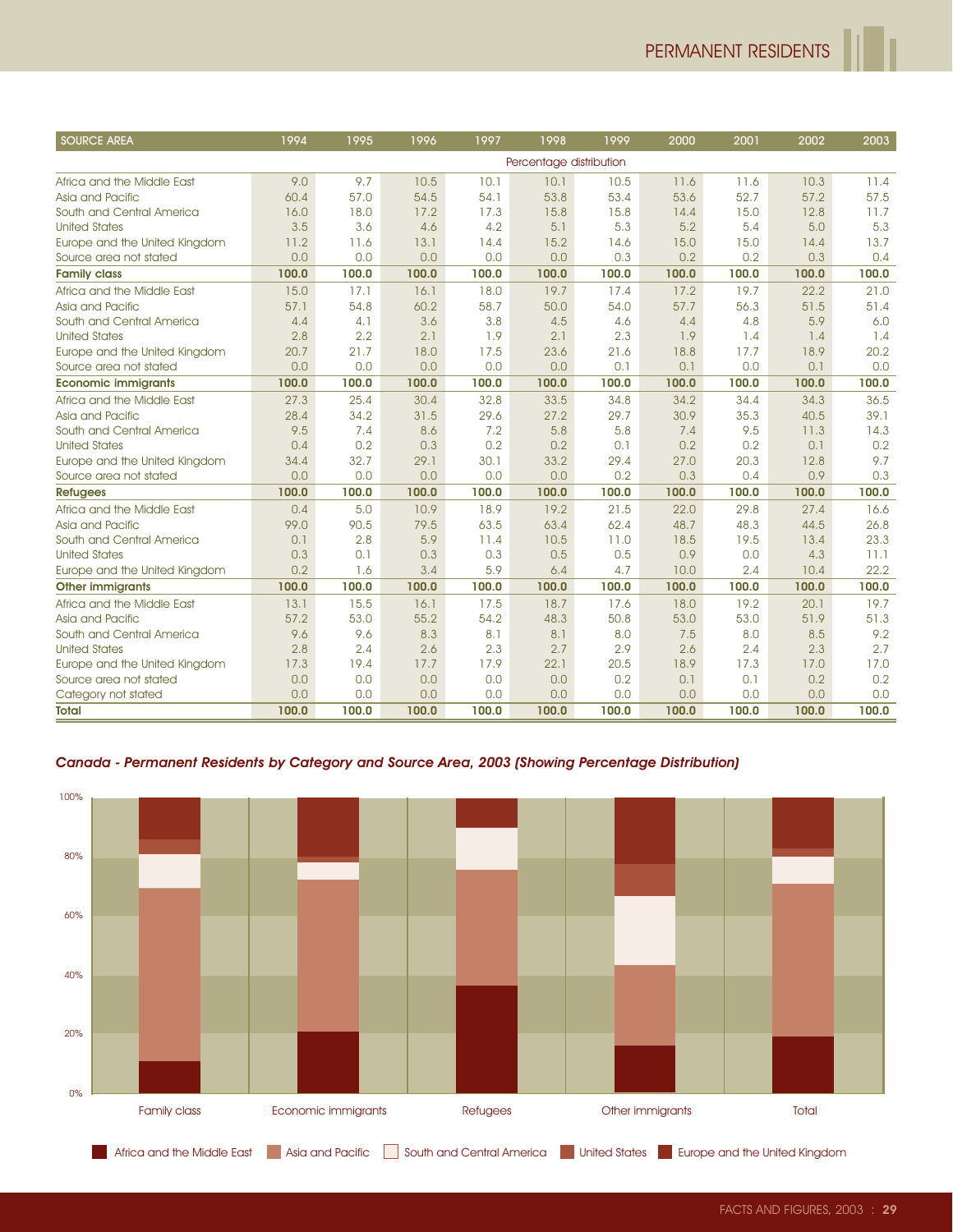| SOURCE AREA | 1994 | 1995 | 1996 | 1997 | 1998 | 1999 | 2000 | 2001 | 2002 | 2003 |
|---|---|---|---|---|---|---|---|---|---|---|
| | | | | | Percentage distribution | | | | | |
| Africa and the Middle East | 9.0 | 9.7 | 10.5 | 10.1 | 10.1 | 10.5 | 11.6 | 11.6 | 10.3 | 11.4 |
| Asia and Pacific | 60.4 | 57.0 | 54.5 | 54.1 | 53.8 | 53.4 | 53.6 | 52.7 | 57.2 | 57.5 |
| South and Central America | 16.0 | 18.0 | 17.2 | 17.3 | 15.8 | 15.8 | 14.4 | 15.0 | 12.8 | 11.7 |
| United States | 3.5 | 3.6 | 4.6 | 4.2 | 5.1 | 5.3 | 5.2 | 5.4 | 5.0 | 5.3 |
| Europe and the United Kingdom | 11.2 | 11.6 | 13.1 | 14.4 | 15.2 | 14.6 | 15.0 | 15.0 | 14.4 | 13.7 |
| Source area not stated | 0.0 | 0.0 | 0.0 | 0.0 | 0.0 | 0.3 | 0.2 | 0.2 | 0.3 | 0.4 |
| **Family class** | **100.0** | **100.0** | **100.0** | **100.0** | **100.0** | **100.0** | **100.0** | **100.0** | **100.0** | **100.0** |
| Africa and the Middle East | 15.0 | 17.1 | 16.1 | 18.0 | 19.7 | 17.4 | 17.2 | 19.7 | 22.2 | 21.0 |
| Asia and Pacific | 57.1 | 54.8 | 60.2 | 58.7 | 50.0 | 54.0 | 57.7 | 56.3 | 51.5 | 51.4 |
| South and Central America | 4.4 | 4.1 | 3.6 | 3.8 | 4.5 | 4.6 | 4.4 | 4.8 | 5.9 | 6.0 |
| United States | 2.8 | 2.2 | 2.1 | 1.9 | 2.1 | 2.3 | 1.9 | 1.4 | 1.4 | 1.4 |
| Europe and the United Kingdom | 20.7 | 21.7 | 18.0 | 17.5 | 23.6 | 21.6 | 18.8 | 17.7 | 18.9 | 20.2 |
| Source area not stated | 0.0 | 0.0 | 0.0 | 0.0 | 0.0 | 0.1 | 0.1 | 0.0 | 0.1 | 0.0 |
| **Economic immigrants** | **100.0** | **100.0** | **100.0** | **100.0** | **100.0** | **100.0** | **100.0** | **100.0** | **100.0** | **100.0** |
| Africa and the Middle East | 27.3 | 25.4 | 30.4 | 32.8 | 33.5 | 34.8 | 34.2 | 34.4 | 34.3 | 36.5 |
| Asia and Pacific | 28.4 | 34.2 | 31.5 | 29.6 | 27.2 | 29.7 | 30.9 | 35.3 | 40.5 | 39.1 |
| South and Central America | 9.5 | 7.4 | 8.6 | 7.2 | 5.8 | 5.8 | 7.4 | 9.5 | 11.3 | 14.3 |
| United States | 0.4 | 0.2 | 0.3 | 0.2 | 0.2 | 0.1 | 0.2 | 0.2 | 0.1 | 0.2 |
| Europe and the United Kingdom | 34.4 | 32.7 | 29.1 | 30.1 | 33.2 | 29.4 | 27.0 | 20.3 | 12.8 | 9.7 |
| Source area not stated | 0.0 | 0.0 | 0.0 | 0.0 | 0.0 | 0.2 | 0.3 | 0.4 | 0.9 | 0.3 |
| **Refugees** | **100.0** | **100.0** | **100.0** | **100.0** | **100.0** | **100.0** | **100.0** | **100.0** | **100.0** | **100.0** |
| Africa and the Middle East | 0.4 | 5.0 | 10.9 | 18.9 | 19.2 | 21.5 | 22.0 | 29.8 | 27.4 | 16.6 |
| Asia and Pacific | 99.0 | 90.5 | 79.5 | 63.5 | 63.4 | 62.4 | 48.7 | 48.3 | 44.5 | 26.8 |
| South and Central America | 0.1 | 2.8 | 5.9 | 11.4 | 10.5 | 11.0 | 18.5 | 19.5 | 13.4 | 23.3 |
| United States | 0.3 | 0.1 | 0.3 | 0.3 | 0.5 | 0.5 | 0.9 | 0.0 | 4.3 | 11.1 |
| Europe and the United Kingdom | 0.2 | 1.6 | 3.4 | 5.9 | 6.4 | 4.7 | 10.0 | 2.4 | 10.4 | 22.2 |
| **Other immigrants** | **100.0** | **100.0** | **100.0** | **100.0** | **100.0** | **100.0** | **100.0** | **100.0** | **100.0** | **100.0** |
| Africa and the Middle East | 13.1 | 15.5 | 16.1 | 17.5 | 18.7 | 17.6 | 18.0 | 19.2 | 20.1 | 19.7 |
| Asia and Pacific | 57.2 | 53.0 | 55.2 | 54.2 | 48.3 | 50.8 | 53.0 | 53.0 | 51.9 | 51.3 |
| South and Central America | 9.6 | 9.6 | 8.3 | 8.1 | 8.1 | 8.0 | 7.5 | 8.0 | 8.5 | 9.2 |
| United States | 2.8 | 2.4 | 2.6 | 2.3 | 2.7 | 2.9 | 2.6 | 2.4 | 2.3 | 2.7 |
| Europe and the United Kingdom | 17.3 | 19.4 | 17.7 | 17.9 | 22.1 | 20.5 | 18.9 | 17.3 | 17.0 | 17.0 |
| Source area not stated | 0.0 | 0.0 | 0.0 | 0.0 | 0.0 | 0.2 | 0.1 | 0.1 | 0.2 | 0.2 |
| Category not stated | 0.0 | 0.0 | 0.0 | 0.0 | 0.0 | 0.0 | 0.0 | 0.0 | 0.0 | 0.0 |
| **Total** | **100.0** | **100.0** | **100.0** | **100.0** | **100.0** | **100.0** | **100.0** | **100.0** | **100.0** | **100.0** |

***Canada - Permanent Residents by Category and Source Area, 2003 (Showing Percentage Distribution)***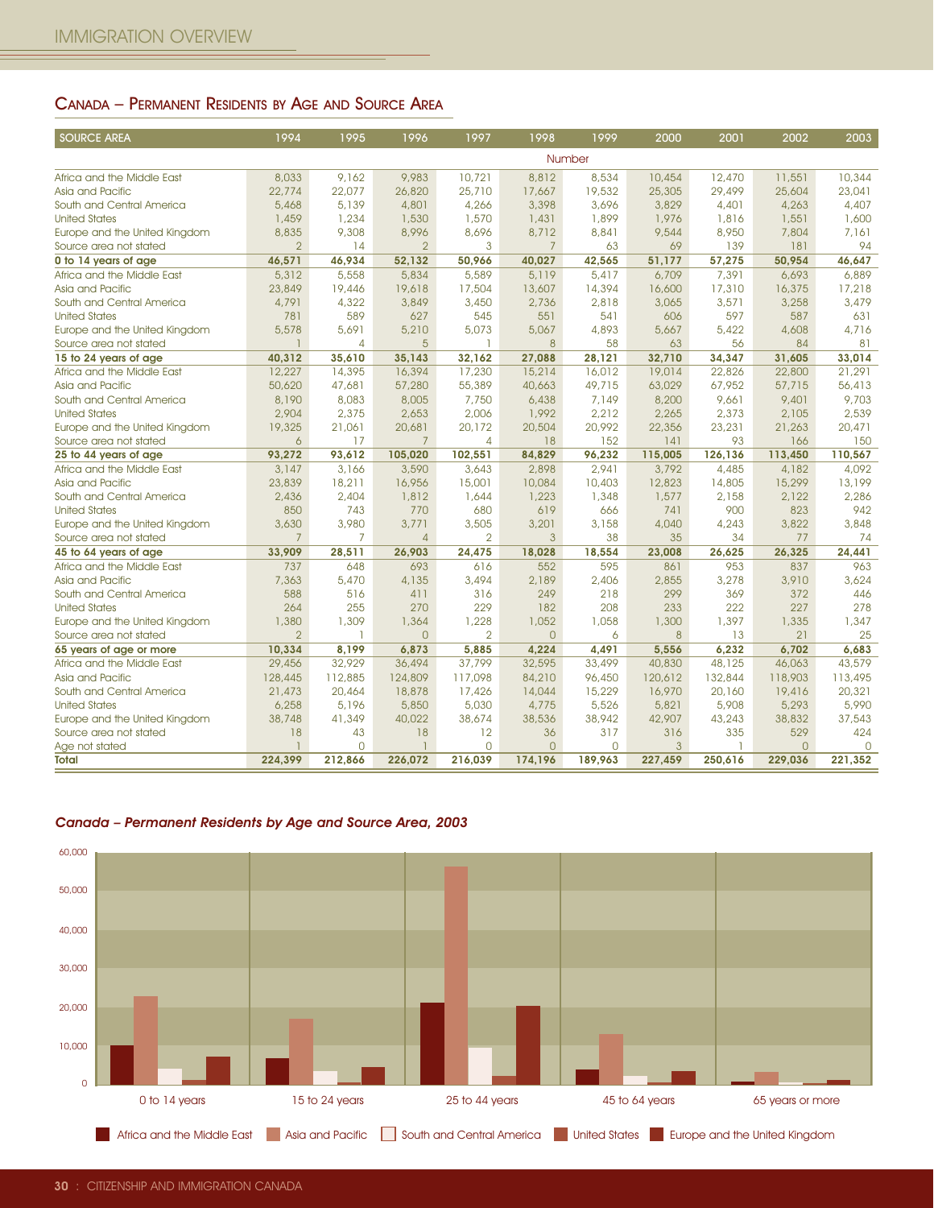## Canada – Permanent Residents by Age and Source Area

| SOURCE AREA | 1994 | 1995 | 1996 | 1997 | 1998 | 1999 | 2000 | 2001 | 2002 | 2003 |
|---|---|---|---|---|---|---|---|---|---|---|
| | | | | | | Number | | | | |
| Africa and the Middle East | 8,033 | 9,162 | 9,983 | 10,721 | 8,812 | 8,534 | 10,454 | 12,470 | 11,551 | 10,344 |
| Asia and Pacific | 22,774 | 22,077 | 26,820 | 25,710 | 17,667 | 19,532 | 25,305 | 29,499 | 25,604 | 23,041 |
| South and Central America | 5,468 | 5,139 | 4,801 | 4,266 | 3,398 | 3,696 | 3,829 | 4,401 | 4,263 | 4,407 |
| United States | 1,459 | 1,234 | 1,530 | 1,570 | 1,431 | 1,899 | 1,976 | 1,816 | 1,551 | 1,600 |
| Europe and the United Kingdom | 8,835 | 9,308 | 8,996 | 8,696 | 8,712 | 8,841 | 9,544 | 8,950 | 7,804 | 7,161 |
| Source area not stated | 2 | 14 | 2 | 3 | 7 | 63 | 69 | 139 | 181 | 94 |
| **0 to 14 years of age** | **46,571** | **46,934** | **52,132** | **50,966** | **40,027** | **42,565** | **51,177** | **57,275** | **50,954** | **46,647** |
| Africa and the Middle East | 5,312 | 5,558 | 5,834 | 5,589 | 5,119 | 5,417 | 6,709 | 7,391 | 6,693 | 6,889 |
| Asia and Pacific | 23,849 | 19,446 | 19,618 | 17,504 | 13,607 | 14,394 | 16,600 | 17,310 | 16,375 | 17,218 |
| South and Central America | 4,791 | 4,322 | 3,849 | 3,450 | 2,736 | 2,818 | 3,065 | 3,571 | 3,258 | 3,479 |
| United States | 781 | 589 | 627 | 545 | 551 | 541 | 606 | 597 | 587 | 631 |
| Europe and the United Kingdom | 5,578 | 5,691 | 5,210 | 5,073 | 5,067 | 4,893 | 5,667 | 5,422 | 4,608 | 4,716 |
| Source area not stated | 1 | 4 | 5 | 1 | 8 | 58 | 63 | 56 | 84 | 81 |
| **15 to 24 years of age** | **40,312** | **35,610** | **35,143** | **32,162** | **27,088** | **28,121** | **32,710** | **34,347** | **31,605** | **33,014** |
| Africa and the Middle East | 12,227 | 14,395 | 16,394 | 17,230 | 15,214 | 16,012 | 19,014 | 22,826 | 22,800 | 21,291 |
| Asia and Pacific | 50,620 | 47,681 | 57,280 | 55,389 | 40,663 | 49,715 | 63,029 | 67,952 | 57,715 | 56,413 |
| South and Central America | 8,190 | 8,083 | 8,005 | 7,750 | 6,438 | 7,149 | 8,200 | 9,661 | 9,401 | 9,703 |
| United States | 2,904 | 2,375 | 2,653 | 2,006 | 1,992 | 2,212 | 2,265 | 2,373 | 2,105 | 2,539 |
| Europe and the United Kingdom | 19,325 | 21,061 | 20,681 | 20,172 | 20,504 | 20,992 | 22,356 | 23,231 | 21,263 | 20,471 |
| Source area not stated | 6 | 17 | 7 | 4 | 18 | 152 | 141 | 93 | 166 | 150 |
| **25 to 44 years of age** | **93,272** | **93,612** | **105,020** | **102,551** | **84,829** | **96,232** | **115,005** | **126,136** | **113,450** | **110,567** |
| Africa and the Middle East | 3,147 | 3,166 | 3,590 | 3,643 | 2,898 | 2,941 | 3,792 | 4,485 | 4,182 | 4,092 |
| Asia and Pacific | 23,839 | 18,211 | 16,956 | 15,001 | 10,084 | 10,403 | 12,823 | 14,805 | 15,299 | 13,199 |
| South and Central America | 2,436 | 2,404 | 1,812 | 1,644 | 1,223 | 1,348 | 1,577 | 2,158 | 2,122 | 2,286 |
| United States | 850 | 743 | 770 | 680 | 619 | 666 | 741 | 900 | 823 | 942 |
| Europe and the United Kingdom | 3,630 | 3,980 | 3,771 | 3,505 | 3,201 | 3,158 | 4,040 | 4,243 | 3,822 | 3,848 |
| Source area not stated | 7 | 7 | 4 | 2 | 3 | 38 | 35 | 34 | 77 | 74 |
| **45 to 64 years of age** | **33,909** | **28,511** | **26,903** | **24,475** | **18,028** | **18,554** | **23,008** | **26,625** | **26,325** | **24,441** |
| Africa and the Middle East | 737 | 648 | 693 | 616 | 552 | 595 | 861 | 953 | 837 | 963 |
| Asia and Pacific | 7,363 | 5,470 | 4,135 | 3,494 | 2,189 | 2,406 | 2,855 | 3,278 | 3,910 | 3,624 |
| South and Central America | 588 | 516 | 411 | 316 | 249 | 218 | 299 | 369 | 372 | 446 |
| United States | 264 | 255 | 270 | 229 | 182 | 208 | 233 | 222 | 227 | 278 |
| Europe and the United Kingdom | 1,380 | 1,309 | 1,364 | 1,228 | 1,052 | 1,058 | 1,300 | 1,397 | 1,335 | 1,347 |
| Source area not stated | 2 | 1 | 0 | 2 | 0 | 6 | 8 | 13 | 21 | 25 |
| **65 years of age or more** | **10,334** | **8,199** | **6,873** | **5,885** | **4,224** | **4,491** | **5,556** | **6,232** | **6,702** | **6,683** |
| Africa and the Middle East | 29,456 | 32,929 | 36,494 | 37,799 | 32,595 | 33,499 | 40,830 | 48,125 | 46,063 | 43,579 |
| Asia and Pacific | 128,445 | 112,885 | 124,809 | 117,098 | 84,210 | 96,450 | 120,612 | 132,844 | 118,903 | 113,495 |
| South and Central America | 21,473 | 20,464 | 18,878 | 17,426 | 14,044 | 15,229 | 16,970 | 20,160 | 19,416 | 20,321 |
| United States | 6,258 | 5,196 | 5,850 | 5,030 | 4,775 | 5,526 | 5,821 | 5,908 | 5,293 | 5,990 |
| Europe and the United Kingdom | 38,748 | 41,349 | 40,022 | 38,674 | 38,536 | 38,942 | 42,907 | 43,243 | 38,832 | 37,543 |
| Source area not stated | 18 | 43 | 18 | 12 | 36 | 317 | 316 | 335 | 529 | 424 |
| Age not stated | 1 | 0 | 1 | 0 | 0 | 0 | 3 | 1 | 0 | 0 |
| **Total** | **224,399** | **212,866** | **226,072** | **216,039** | **174,196** | **189,963** | **227,459** | **250,616** | **229,036** | **221,352** |

### *Canada – Permanent Residents by Age and Source Area, 2003*

| Age group | Africa and the Middle East | Asia and Pacific | South and Central America | United States | Europe and the United Kingdom |
|---|---|---|---|---|---|
| 0 to 14 years | 10,344 | 23,041 | 4,407 | 1,600 | 7,161 |
| 15 to 24 years | 6,889 | 17,218 | 3,479 | 631 | 4,716 |
| 25 to 44 years | 21,291 | 56,413 | 9,703 | 2,539 | 20,471 |
| 45 to 64 years | 4,092 | 13,199 | 2,286 | 942 | 3,848 |
| 65 years or more | 963 | 3,624 | 446 | 278 | 1,347 |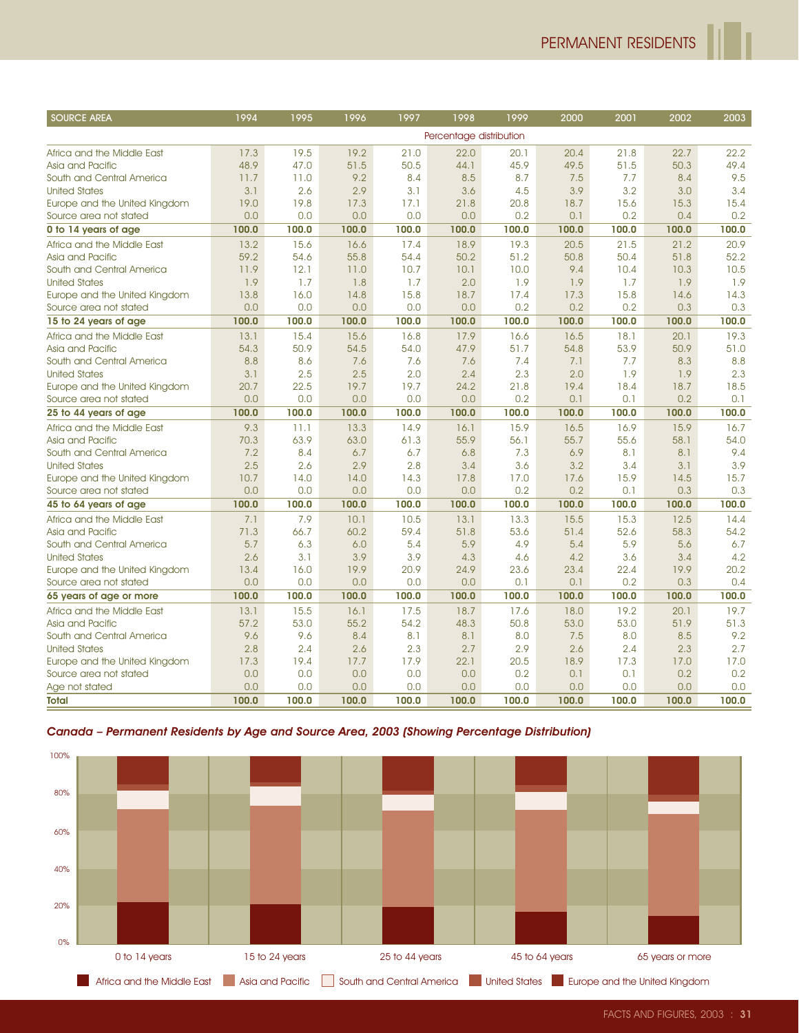| SOURCE AREA | 1994 | 1995 | 1996 | 1997 | 1998 | 1999 | 2000 | 2001 | 2002 | 2003 |
|---|---|---|---|---|---|---|---|---|---|---|
| | | | | | Percentage distribution | | | | | |
| Africa and the Middle East | 17.3 | 19.5 | 19.2 | 21.0 | 22.0 | 20.1 | 20.4 | 21.8 | 22.7 | 22.2 |
| Asia and Pacific | 48.9 | 47.0 | 51.5 | 50.5 | 44.1 | 45.9 | 49.5 | 51.5 | 50.3 | 49.4 |
| South and Central America | 11.7 | 11.0 | 9.2 | 8.4 | 8.5 | 8.7 | 7.5 | 7.7 | 8.4 | 9.5 |
| United States | 3.1 | 2.6 | 2.9 | 3.1 | 3.6 | 4.5 | 3.9 | 3.2 | 3.0 | 3.4 |
| Europe and the United Kingdom | 19.0 | 19.8 | 17.3 | 17.1 | 21.8 | 20.8 | 18.7 | 15.6 | 15.3 | 15.4 |
| Source area not stated | 0.0 | 0.0 | 0.0 | 0.0 | 0.0 | 0.2 | 0.1 | 0.2 | 0.4 | 0.2 |
| **0 to 14 years of age** | **100.0** | **100.0** | **100.0** | **100.0** | **100.0** | **100.0** | **100.0** | **100.0** | **100.0** | **100.0** |
| Africa and the Middle East | 13.2 | 15.6 | 16.6 | 17.4 | 18.9 | 19.3 | 20.5 | 21.5 | 21.2 | 20.9 |
| Asia and Pacific | 59.2 | 54.6 | 55.8 | 54.4 | 50.2 | 51.2 | 50.8 | 50.4 | 51.8 | 52.2 |
| South and Central America | 11.9 | 12.1 | 11.0 | 10.7 | 10.1 | 10.0 | 9.4 | 10.4 | 10.3 | 10.5 |
| United States | 1.9 | 1.7 | 1.8 | 1.7 | 2.0 | 1.9 | 1.9 | 1.7 | 1.9 | 1.9 |
| Europe and the United Kingdom | 13.8 | 16.0 | 14.8 | 15.8 | 18.7 | 17.4 | 17.3 | 15.8 | 14.6 | 14.3 |
| Source area not stated | 0.0 | 0.0 | 0.0 | 0.0 | 0.0 | 0.2 | 0.2 | 0.2 | 0.3 | 0.3 |
| **15 to 24 years of age** | **100.0** | **100.0** | **100.0** | **100.0** | **100.0** | **100.0** | **100.0** | **100.0** | **100.0** | **100.0** |
| Africa and the Middle East | 13.1 | 15.4 | 15.6 | 16.8 | 17.9 | 16.6 | 16.5 | 18.1 | 20.1 | 19.3 |
| Asia and Pacific | 54.3 | 50.9 | 54.5 | 54.0 | 47.9 | 51.7 | 54.8 | 53.9 | 50.9 | 51.0 |
| South and Central America | 8.8 | 8.6 | 7.6 | 7.6 | 7.6 | 7.4 | 7.1 | 7.7 | 8.3 | 8.8 |
| United States | 3.1 | 2.5 | 2.5 | 2.0 | 2.4 | 2.3 | 2.0 | 1.9 | 1.9 | 2.3 |
| Europe and the United Kingdom | 20.7 | 22.5 | 19.7 | 19.7 | 24.2 | 21.8 | 19.4 | 18.4 | 18.7 | 18.5 |
| Source area not stated | 0.0 | 0.0 | 0.0 | 0.0 | 0.0 | 0.2 | 0.1 | 0.1 | 0.2 | 0.1 |
| **25 to 44 years of age** | **100.0** | **100.0** | **100.0** | **100.0** | **100.0** | **100.0** | **100.0** | **100.0** | **100.0** | **100.0** |
| Africa and the Middle East | 9.3 | 11.1 | 13.3 | 14.9 | 16.1 | 15.9 | 16.5 | 16.9 | 15.9 | 16.7 |
| Asia and Pacific | 70.3 | 63.9 | 63.0 | 61.3 | 55.9 | 56.1 | 55.7 | 55.6 | 58.1 | 54.0 |
| South and Central America | 7.2 | 8.4 | 6.7 | 6.7 | 6.8 | 7.3 | 6.9 | 8.1 | 8.1 | 9.4 |
| United States | 2.5 | 2.6 | 2.9 | 2.8 | 3.4 | 3.6 | 3.2 | 3.4 | 3.1 | 3.9 |
| Europe and the United Kingdom | 10.7 | 14.0 | 14.0 | 14.3 | 17.8 | 17.0 | 17.6 | 15.9 | 14.5 | 15.7 |
| Source area not stated | 0.0 | 0.0 | 0.0 | 0.0 | 0.0 | 0.2 | 0.2 | 0.1 | 0.3 | 0.3 |
| **45 to 64 years of age** | **100.0** | **100.0** | **100.0** | **100.0** | **100.0** | **100.0** | **100.0** | **100.0** | **100.0** | **100.0** |
| Africa and the Middle East | 7.1 | 7.9 | 10.1 | 10.5 | 13.1 | 13.3 | 15.5 | 15.3 | 12.5 | 14.4 |
| Asia and Pacific | 71.3 | 66.7 | 60.2 | 59.4 | 51.8 | 53.6 | 51.4 | 52.6 | 58.3 | 54.2 |
| South and Central America | 5.7 | 6.3 | 6.0 | 5.4 | 5.9 | 4.9 | 5.4 | 5.9 | 5.6 | 6.7 |
| United States | 2.6 | 3.1 | 3.9 | 3.9 | 4.3 | 4.6 | 4.2 | 3.6 | 3.4 | 4.2 |
| Europe and the United Kingdom | 13.4 | 16.0 | 19.9 | 20.9 | 24.9 | 23.6 | 23.4 | 22.4 | 19.9 | 20.2 |
| Source area not stated | 0.0 | 0.0 | 0.0 | 0.0 | 0.0 | 0.1 | 0.1 | 0.2 | 0.3 | 0.4 |
| **65 years of age or more** | **100.0** | **100.0** | **100.0** | **100.0** | **100.0** | **100.0** | **100.0** | **100.0** | **100.0** | **100.0** |
| Africa and the Middle East | 13.1 | 15.5 | 16.1 | 17.5 | 18.7 | 17.6 | 18.0 | 19.2 | 20.1 | 19.7 |
| Asia and Pacific | 57.2 | 53.0 | 55.2 | 54.2 | 48.3 | 50.8 | 53.0 | 53.0 | 51.9 | 51.3 |
| South and Central America | 9.6 | 9.6 | 8.4 | 8.1 | 8.1 | 8.0 | 7.5 | 8.0 | 8.5 | 9.2 |
| United States | 2.8 | 2.4 | 2.6 | 2.3 | 2.7 | 2.9 | 2.6 | 2.4 | 2.3 | 2.7 |
| Europe and the United Kingdom | 17.3 | 19.4 | 17.7 | 17.9 | 22.1 | 20.5 | 18.9 | 17.3 | 17.0 | 17.0 |
| Source area not stated | 0.0 | 0.0 | 0.0 | 0.0 | 0.0 | 0.2 | 0.1 | 0.1 | 0.2 | 0.2 |
| Age not stated | 0.0 | 0.0 | 0.0 | 0.0 | 0.0 | 0.0 | 0.0 | 0.0 | 0.0 | 0.0 |
| **Total** | **100.0** | **100.0** | **100.0** | **100.0** | **100.0** | **100.0** | **100.0** | **100.0** | **100.0** | **100.0** |

***Canada – Permanent Residents by Age and Source Area, 2003 (Showing Percentage Distribution)***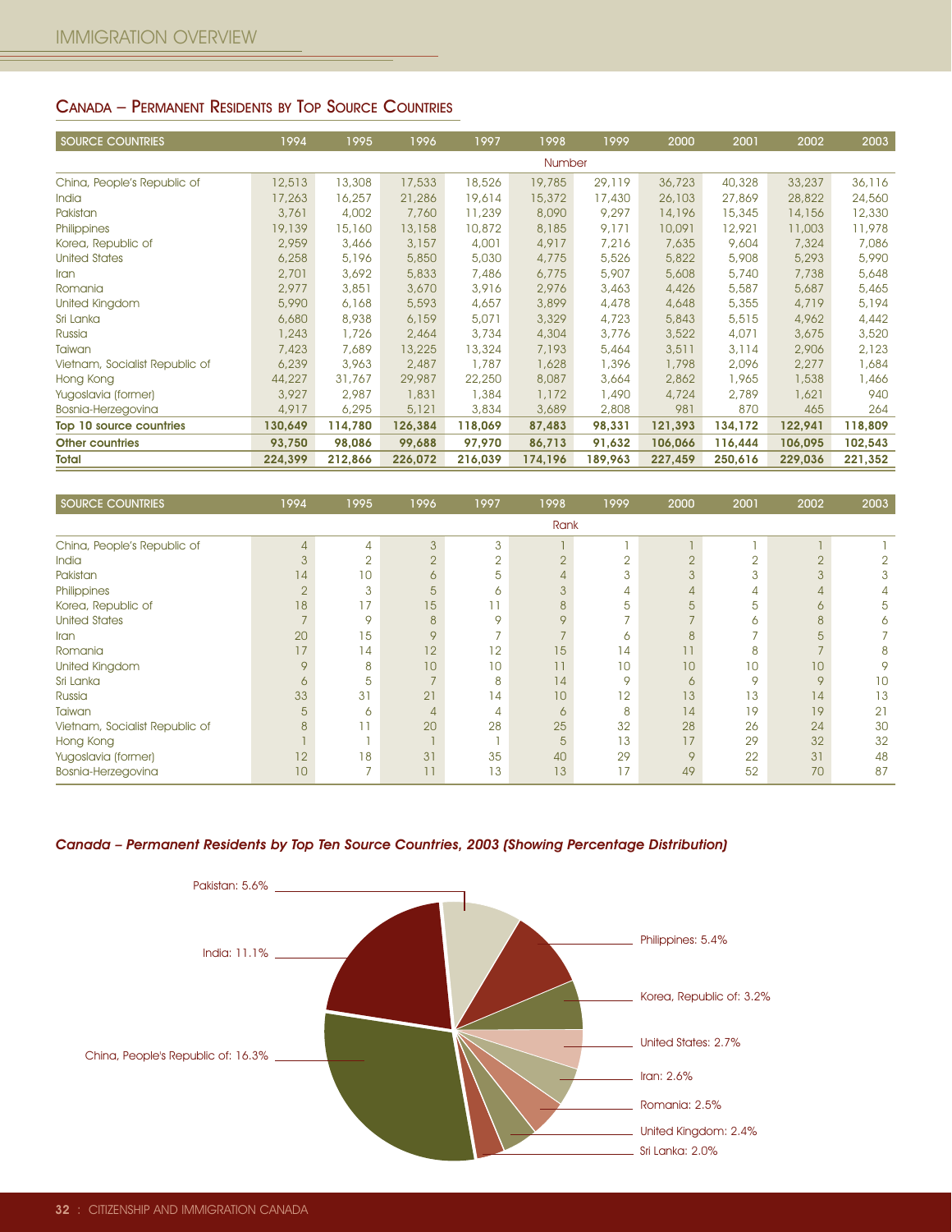## Canada – Permanent Residents by Top Source Countries

| Source Countries | 1994 | 1995 | 1996 | 1997 | 1998 | 1999 | 2000 | 2001 | 2002 | 2003 |
|---|---|---|---|---|---|---|---|---|---|---|
| | | | | | Number | | | | | |
| China, People's Republic of | 12,513 | 13,308 | 17,533 | 18,526 | 19,785 | 29,119 | 36,723 | 40,328 | 33,237 | 36,116 |
| India | 17,263 | 16,257 | 21,286 | 19,614 | 15,372 | 17,430 | 26,103 | 27,869 | 28,822 | 24,560 |
| Pakistan | 3,761 | 4,002 | 7,760 | 11,239 | 8,090 | 9,297 | 14,196 | 15,345 | 14,156 | 12,330 |
| Philippines | 19,139 | 15,160 | 13,158 | 10,872 | 8,185 | 9,171 | 10,091 | 12,921 | 11,003 | 11,978 |
| Korea, Republic of | 2,959 | 3,466 | 3,157 | 4,001 | 4,917 | 7,216 | 7,635 | 9,604 | 7,324 | 7,086 |
| United States | 6,258 | 5,196 | 5,850 | 5,030 | 4,775 | 5,526 | 5,822 | 5,908 | 5,293 | 5,990 |
| Iran | 2,701 | 3,692 | 5,833 | 7,486 | 6,775 | 5,907 | 5,608 | 5,740 | 7,738 | 5,648 |
| Romania | 2,977 | 3,851 | 3,670 | 3,916 | 2,976 | 3,463 | 4,426 | 5,587 | 5,687 | 5,465 |
| United Kingdom | 5,990 | 6,168 | 5,593 | 4,657 | 3,899 | 4,478 | 4,648 | 5,355 | 4,719 | 5,194 |
| Sri Lanka | 6,680 | 8,938 | 6,159 | 5,071 | 3,329 | 4,723 | 5,843 | 5,515 | 4,962 | 4,442 |
| Russia | 1,243 | 1,726 | 2,464 | 3,734 | 4,304 | 3,776 | 3,522 | 4,071 | 3,675 | 3,520 |
| Taiwan | 7,423 | 7,689 | 13,225 | 13,324 | 7,193 | 5,464 | 3,511 | 3,114 | 2,906 | 2,123 |
| Vietnam, Socialist Republic of | 6,239 | 3,963 | 2,487 | 1,787 | 1,628 | 1,396 | 1,798 | 2,096 | 2,277 | 1,684 |
| Hong Kong | 44,227 | 31,767 | 29,987 | 22,250 | 8,087 | 3,664 | 2,862 | 1,965 | 1,538 | 1,466 |
| Yugoslavia (former) | 3,927 | 2,987 | 1,831 | 1,384 | 1,172 | 1,490 | 4,724 | 2,789 | 1,621 | 940 |
| Bosnia-Herzegovina | 4,917 | 6,295 | 5,121 | 3,834 | 3,689 | 2,808 | 981 | 870 | 465 | 264 |
| **Top 10 source countries** | **130,649** | **114,780** | **126,384** | **118,069** | **87,483** | **98,331** | **121,393** | **134,172** | **122,941** | **118,809** |
| **Other countries** | **93,750** | **98,086** | **99,688** | **97,970** | **86,713** | **91,632** | **106,066** | **116,444** | **106,095** | **102,543** |
| **Total** | **224,399** | **212,866** | **226,072** | **216,039** | **174,196** | **189,963** | **227,459** | **250,616** | **229,036** | **221,352** |

| Source Countries | 1994 | 1995 | 1996 | 1997 | 1998 | 1999 | 2000 | 2001 | 2002 | 2003 |
|---|---|---|---|---|---|---|---|---|---|---|
| | | | | | Rank | | | | | |
| China, People's Republic of | 4 | 4 | 3 | 3 | 1 | 1 | 1 | 1 | 1 | 1 |
| India | 3 | 2 | 2 | 2 | 2 | 2 | 2 | 2 | 2 | 2 |
| Pakistan | 14 | 10 | 6 | 5 | 4 | 3 | 3 | 3 | 3 | 3 |
| Philippines | 2 | 3 | 5 | 6 | 3 | 4 | 4 | 4 | 4 | 4 |
| Korea, Republic of | 18 | 17 | 15 | 11 | 8 | 5 | 5 | 5 | 6 | 5 |
| United States | 7 | 9 | 8 | 9 | 9 | 7 | 7 | 6 | 8 | 6 |
| Iran | 20 | 15 | 9 | 7 | 7 | 6 | 8 | 7 | 5 | 7 |
| Romania | 17 | 14 | 12 | 12 | 15 | 14 | 11 | 8 | 7 | 8 |
| United Kingdom | 9 | 8 | 10 | 10 | 11 | 10 | 10 | 10 | 10 | 9 |
| Sri Lanka | 6 | 5 | 7 | 8 | 14 | 9 | 6 | 9 | 9 | 10 |
| Russia | 33 | 31 | 21 | 14 | 10 | 12 | 13 | 13 | 14 | 13 |
| Taiwan | 5 | 6 | 4 | 4 | 6 | 8 | 14 | 19 | 19 | 21 |
| Vietnam, Socialist Republic of | 8 | 11 | 20 | 28 | 25 | 32 | 28 | 26 | 24 | 30 |
| Hong Kong | 1 | 1 | 1 | 1 | 5 | 13 | 17 | 29 | 32 | 32 |
| Yugoslavia (former) | 12 | 18 | 31 | 35 | 40 | 29 | 9 | 22 | 31 | 48 |
| Bosnia-Herzegovina | 10 | 7 | 11 | 13 | 13 | 17 | 49 | 52 | 70 | 87 |

***Canada – Permanent Residents by Top Ten Source Countries, 2003 (Showing Percentage Distribution)***

- China, People's Republic of: 16.3%
- India: 11.1%
- Pakistan: 5.6%
- Philippines: 5.4%
- Korea, Republic of: 3.2%
- United States: 2.7%
- Iran: 2.6%
- Romania: 2.5%
- United Kingdom: 2.4%
- Sri Lanka: 2.0%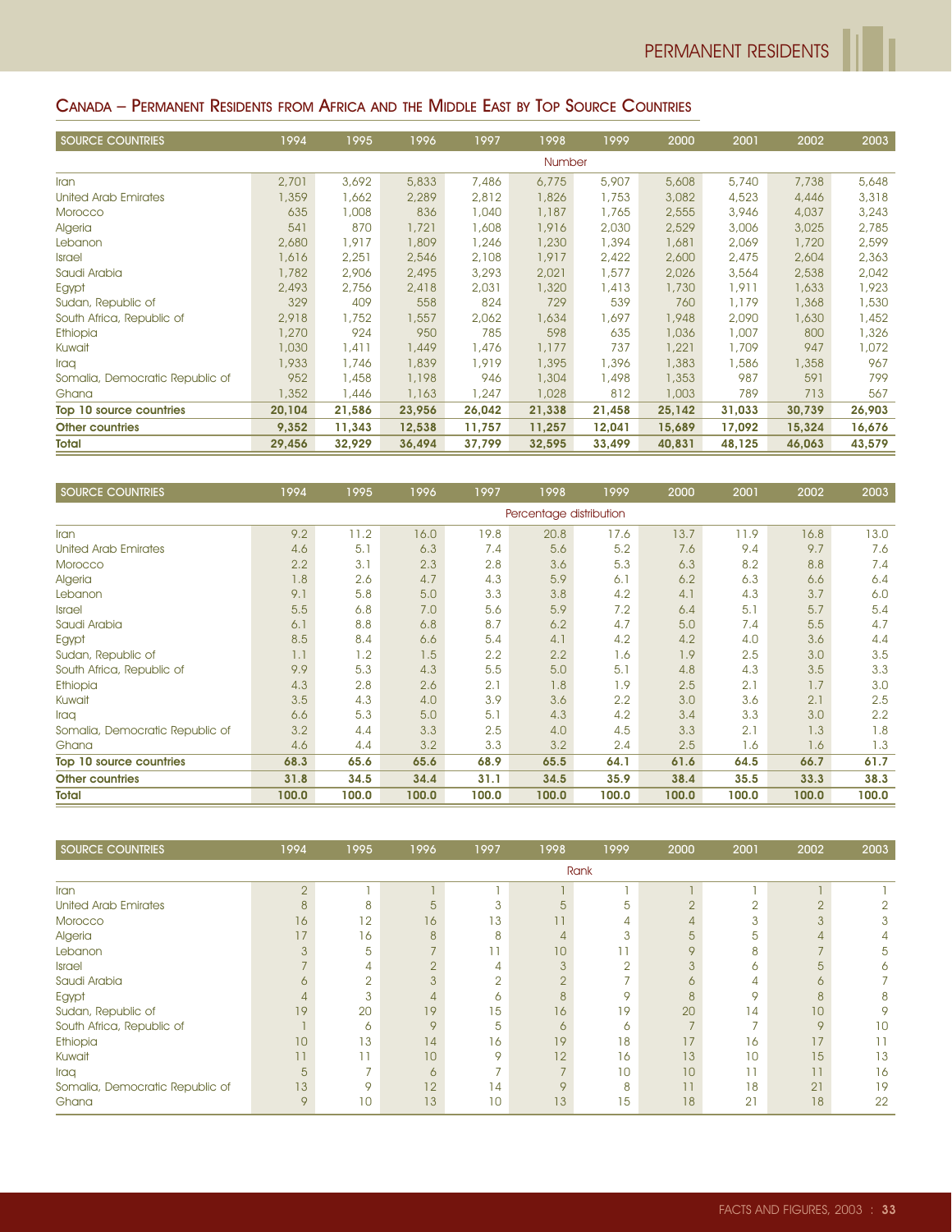## Canada – Permanent Residents from Africa and the Middle East by Top Source Countries

| SOURCE COUNTRIES | 1994 | 1995 | 1996 | 1997 | 1998 | 1999 | 2000 | 2001 | 2002 | 2003 |
|---|---|---|---|---|---|---|---|---|---|---|
| | | | | | Number | | | | | |
| Iran | 2,701 | 3,692 | 5,833 | 7,486 | 6,775 | 5,907 | 5,608 | 5,740 | 7,738 | 5,648 |
| United Arab Emirates | 1,359 | 1,662 | 2,289 | 2,812 | 1,826 | 1,753 | 3,082 | 4,523 | 4,446 | 3,318 |
| Morocco | 635 | 1,008 | 836 | 1,040 | 1,187 | 1,765 | 2,555 | 3,946 | 4,037 | 3,243 |
| Algeria | 541 | 870 | 1,721 | 1,608 | 1,916 | 2,030 | 2,529 | 3,006 | 3,025 | 2,785 |
| Lebanon | 2,680 | 1,917 | 1,809 | 1,246 | 1,230 | 1,394 | 1,681 | 2,069 | 1,720 | 2,599 |
| Israel | 1,616 | 2,251 | 2,546 | 2,108 | 1,917 | 2,422 | 2,600 | 2,475 | 2,604 | 2,363 |
| Saudi Arabia | 1,782 | 2,906 | 2,495 | 3,293 | 2,021 | 1,577 | 2,026 | 3,564 | 2,538 | 2,042 |
| Egypt | 2,493 | 2,756 | 2,418 | 2,031 | 1,320 | 1,413 | 1,730 | 1,911 | 1,633 | 1,923 |
| Sudan, Republic of | 329 | 409 | 558 | 824 | 729 | 539 | 760 | 1,179 | 1,368 | 1,530 |
| South Africa, Republic of | 2,918 | 1,752 | 1,557 | 2,062 | 1,634 | 1,697 | 1,948 | 2,090 | 1,630 | 1,452 |
| Ethiopia | 1,270 | 924 | 950 | 785 | 598 | 635 | 1,036 | 1,007 | 800 | 1,326 |
| Kuwait | 1,030 | 1,411 | 1,449 | 1,476 | 1,177 | 737 | 1,221 | 1,709 | 947 | 1,072 |
| Iraq | 1,933 | 1,746 | 1,839 | 1,919 | 1,395 | 1,396 | 1,383 | 1,586 | 1,358 | 967 |
| Somalia, Democratic Republic of | 952 | 1,458 | 1,198 | 946 | 1,304 | 1,498 | 1,353 | 987 | 591 | 799 |
| Ghana | 1,352 | 1,446 | 1,163 | 1,247 | 1,028 | 812 | 1,003 | 789 | 713 | 567 |
| **Top 10 source countries** | **20,104** | **21,586** | **23,956** | **26,042** | **21,338** | **21,458** | **25,142** | **31,033** | **30,739** | **26,903** |
| **Other countries** | **9,352** | **11,343** | **12,538** | **11,757** | **11,257** | **12,041** | **15,689** | **17,092** | **15,324** | **16,676** |
| **Total** | **29,456** | **32,929** | **36,494** | **37,799** | **32,595** | **33,499** | **40,831** | **48,125** | **46,063** | **43,579** |

| SOURCE COUNTRIES | 1994 | 1995 | 1996 | 1997 | 1998 | 1999 | 2000 | 2001 | 2002 | 2003 |
|---|---|---|---|---|---|---|---|---|---|---|
| | | | | | Percentage distribution | | | | | |
| Iran | 9.2 | 11.2 | 16.0 | 19.8 | 20.8 | 17.6 | 13.7 | 11.9 | 16.8 | 13.0 |
| United Arab Emirates | 4.6 | 5.1 | 6.3 | 7.4 | 5.6 | 5.2 | 7.6 | 9.4 | 9.7 | 7.6 |
| Morocco | 2.2 | 3.1 | 2.3 | 2.8 | 3.6 | 5.3 | 6.3 | 8.2 | 8.8 | 7.4 |
| Algeria | 1.8 | 2.6 | 4.7 | 4.3 | 5.9 | 6.1 | 6.2 | 6.3 | 6.6 | 6.4 |
| Lebanon | 9.1 | 5.8 | 5.0 | 3.3 | 3.8 | 4.2 | 4.1 | 4.3 | 3.7 | 6.0 |
| Israel | 5.5 | 6.8 | 7.0 | 5.6 | 5.9 | 7.2 | 6.4 | 5.1 | 5.7 | 5.4 |
| Saudi Arabia | 6.1 | 8.8 | 6.8 | 8.7 | 6.2 | 4.7 | 5.0 | 7.4 | 5.5 | 4.7 |
| Egypt | 8.5 | 8.4 | 6.6 | 5.4 | 4.1 | 4.2 | 4.2 | 4.0 | 3.6 | 4.4 |
| Sudan, Republic of | 1.1 | 1.2 | 1.5 | 2.2 | 2.2 | 1.6 | 1.9 | 2.5 | 3.0 | 3.5 |
| South Africa, Republic of | 9.9 | 5.3 | 4.3 | 5.5 | 5.0 | 5.1 | 4.8 | 4.3 | 3.5 | 3.3 |
| Ethiopia | 4.3 | 2.8 | 2.6 | 2.1 | 1.8 | 1.9 | 2.5 | 2.1 | 1.7 | 3.0 |
| Kuwait | 3.5 | 4.3 | 4.0 | 3.9 | 3.6 | 2.2 | 3.0 | 3.6 | 2.1 | 2.5 |
| Iraq | 6.6 | 5.3 | 5.0 | 5.1 | 4.3 | 4.2 | 3.4 | 3.3 | 3.0 | 2.2 |
| Somalia, Democratic Republic of | 3.2 | 4.4 | 3.3 | 2.5 | 4.0 | 4.5 | 3.3 | 2.1 | 1.3 | 1.8 |
| Ghana | 4.6 | 4.4 | 3.2 | 3.3 | 3.2 | 2.4 | 2.5 | 1.6 | 1.6 | 1.3 |
| **Top 10 source countries** | **68.3** | **65.6** | **65.6** | **68.9** | **65.5** | **64.1** | **61.6** | **64.5** | **66.7** | **61.7** |
| **Other countries** | **31.8** | **34.5** | **34.4** | **31.1** | **34.5** | **35.9** | **38.4** | **35.5** | **33.3** | **38.3** |
| **Total** | **100.0** | **100.0** | **100.0** | **100.0** | **100.0** | **100.0** | **100.0** | **100.0** | **100.0** | **100.0** |

| SOURCE COUNTRIES | 1994 | 1995 | 1996 | 1997 | 1998 | 1999 | 2000 | 2001 | 2002 | 2003 |
|---|---|---|---|---|---|---|---|---|---|---|
| | | | | | Rank | | | | | |
| Iran | 2 | 1 | 1 | 1 | 1 | 1 | 1 | 1 | 1 | 1 |
| United Arab Emirates | 8 | 8 | 5 | 3 | 5 | 5 | 2 | 2 | 2 | 2 |
| Morocco | 16 | 12 | 16 | 13 | 11 | 4 | 4 | 3 | 3 | 3 |
| Algeria | 17 | 16 | 8 | 8 | 4 | 3 | 5 | 5 | 4 | 4 |
| Lebanon | 3 | 5 | 7 | 11 | 10 | 11 | 9 | 8 | 7 | 5 |
| Israel | 7 | 4 | 2 | 4 | 3 | 2 | 3 | 6 | 5 | 6 |
| Saudi Arabia | 6 | 2 | 3 | 2 | 2 | 7 | 6 | 4 | 6 | 7 |
| Egypt | 4 | 3 | 4 | 6 | 8 | 9 | 8 | 9 | 8 | 8 |
| Sudan, Republic of | 19 | 20 | 19 | 15 | 16 | 19 | 20 | 14 | 10 | 9 |
| South Africa, Republic of | 1 | 6 | 9 | 5 | 6 | 6 | 7 | 7 | 9 | 10 |
| Ethiopia | 10 | 13 | 14 | 16 | 19 | 18 | 17 | 16 | 17 | 11 |
| Kuwait | 11 | 11 | 10 | 9 | 12 | 16 | 13 | 10 | 15 | 13 |
| Iraq | 5 | 7 | 6 | 7 | 7 | 10 | 10 | 11 | 11 | 16 |
| Somalia, Democratic Republic of | 13 | 9 | 12 | 14 | 9 | 8 | 11 | 18 | 21 | 19 |
| Ghana | 9 | 10 | 13 | 10 | 13 | 15 | 18 | 21 | 18 | 22 |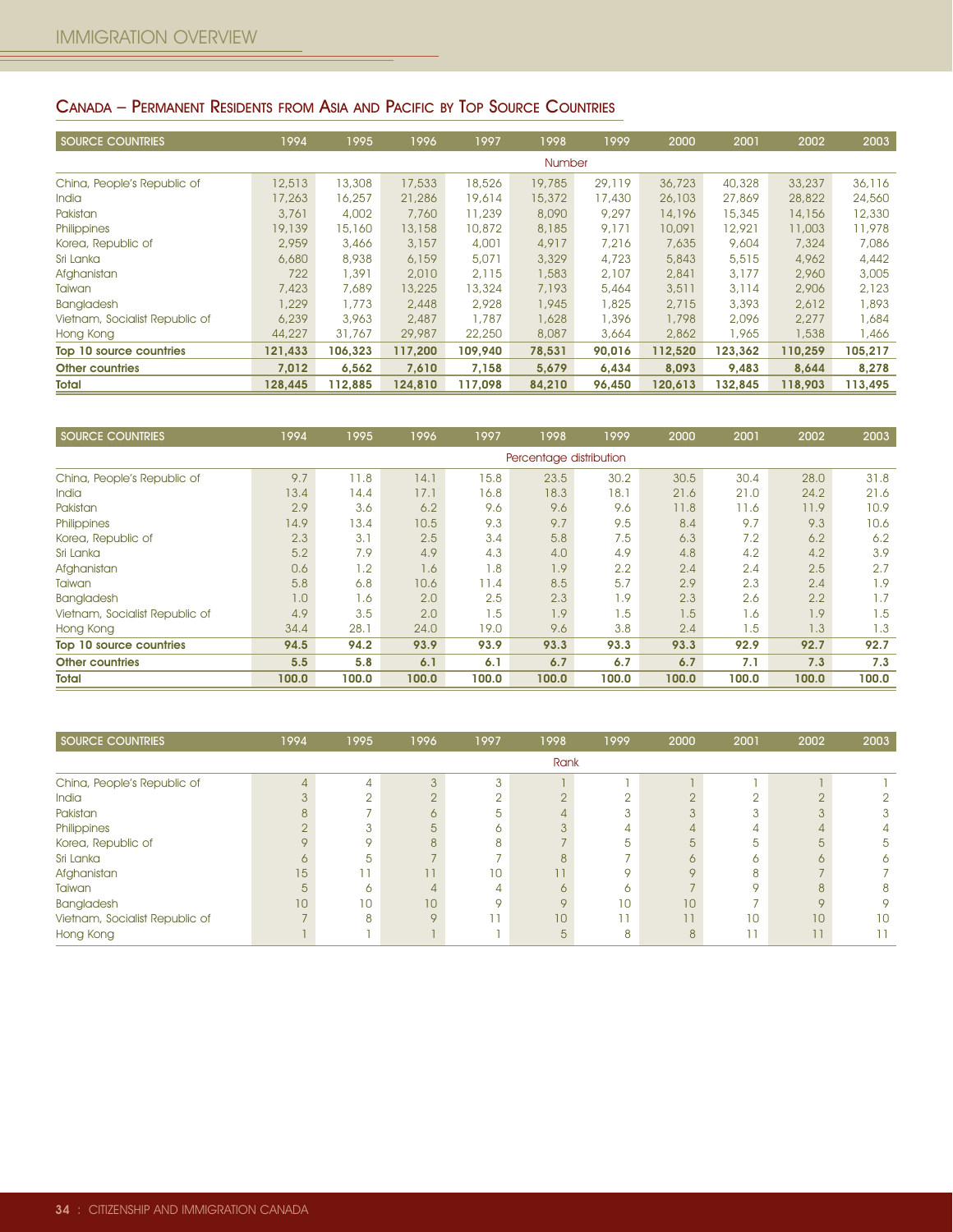## Canada – Permanent Residents from Asia and Pacific by Top Source Countries

| SOURCE COUNTRIES | 1994 | 1995 | 1996 | 1997 | 1998 | 1999 | 2000 | 2001 | 2002 | 2003 |
|---|---|---|---|---|---|---|---|---|---|---|
| | | | | | Number | | | | | |
| China, People's Republic of | 12,513 | 13,308 | 17,533 | 18,526 | 19,785 | 29,119 | 36,723 | 40,328 | 33,237 | 36,116 |
| India | 17,263 | 16,257 | 21,286 | 19,614 | 15,372 | 17,430 | 26,103 | 27,869 | 28,822 | 24,560 |
| Pakistan | 3,761 | 4,002 | 7,760 | 11,239 | 8,090 | 9,297 | 14,196 | 15,345 | 14,156 | 12,330 |
| Philippines | 19,139 | 15,160 | 13,158 | 10,872 | 8,185 | 9,171 | 10,091 | 12,921 | 11,003 | 11,978 |
| Korea, Republic of | 2,959 | 3,466 | 3,157 | 4,001 | 4,917 | 7,216 | 7,635 | 9,604 | 7,324 | 7,086 |
| Sri Lanka | 6,680 | 8,938 | 6,159 | 5,071 | 3,329 | 4,723 | 5,843 | 5,515 | 4,962 | 4,442 |
| Afghanistan | 722 | 1,391 | 2,010 | 2,115 | 1,583 | 2,107 | 2,841 | 3,177 | 2,960 | 3,005 |
| Taiwan | 7,423 | 7,689 | 13,225 | 13,324 | 7,193 | 5,464 | 3,511 | 3,114 | 2,906 | 2,123 |
| Bangladesh | 1,229 | 1,773 | 2,448 | 2,928 | 1,945 | 1,825 | 2,715 | 3,393 | 2,612 | 1,893 |
| Vietnam, Socialist Republic of | 6,239 | 3,963 | 2,487 | 1,787 | 1,628 | 1,396 | 1,798 | 2,096 | 2,277 | 1,684 |
| Hong Kong | 44,227 | 31,767 | 29,987 | 22,250 | 8,087 | 3,664 | 2,862 | 1,965 | 1,538 | 1,466 |
| **Top 10 source countries** | **121,433** | **106,323** | **117,200** | **109,940** | **78,531** | **90,016** | **112,520** | **123,362** | **110,259** | **105,217** |
| **Other countries** | **7,012** | **6,562** | **7,610** | **7,158** | **5,679** | **6,434** | **8,093** | **9,483** | **8,644** | **8,278** |
| **Total** | **128,445** | **112,885** | **124,810** | **117,098** | **84,210** | **96,450** | **120,613** | **132,845** | **118,903** | **113,495** |

| SOURCE COUNTRIES | 1994 | 1995 | 1996 | 1997 | 1998 | 1999 | 2000 | 2001 | 2002 | 2003 |
|---|---|---|---|---|---|---|---|---|---|---|
| | | | | | Percentage distribution | | | | | |
| China, People's Republic of | 9.7 | 11.8 | 14.1 | 15.8 | 23.5 | 30.2 | 30.5 | 30.4 | 28.0 | 31.8 |
| India | 13.4 | 14.4 | 17.1 | 16.8 | 18.3 | 18.1 | 21.6 | 21.0 | 24.2 | 21.6 |
| Pakistan | 2.9 | 3.6 | 6.2 | 9.6 | 9.6 | 9.6 | 11.8 | 11.6 | 11.9 | 10.9 |
| Philippines | 14.9 | 13.4 | 10.5 | 9.3 | 9.7 | 9.5 | 8.4 | 9.7 | 9.3 | 10.6 |
| Korea, Republic of | 2.3 | 3.1 | 2.5 | 3.4 | 5.8 | 7.5 | 6.3 | 7.2 | 6.2 | 6.2 |
| Sri Lanka | 5.2 | 7.9 | 4.9 | 4.3 | 4.0 | 4.9 | 4.8 | 4.2 | 4.2 | 3.9 |
| Afghanistan | 0.6 | 1.2 | 1.6 | 1.8 | 1.9 | 2.2 | 2.4 | 2.4 | 2.5 | 2.7 |
| Taiwan | 5.8 | 6.8 | 10.6 | 11.4 | 8.5 | 5.7 | 2.9 | 2.3 | 2.4 | 1.9 |
| Bangladesh | 1.0 | 1.6 | 2.0 | 2.5 | 2.3 | 1.9 | 2.3 | 2.6 | 2.2 | 1.7 |
| Vietnam, Socialist Republic of | 4.9 | 3.5 | 2.0 | 1.5 | 1.9 | 1.5 | 1.5 | 1.6 | 1.9 | 1.5 |
| Hong Kong | 34.4 | 28.1 | 24.0 | 19.0 | 9.6 | 3.8 | 2.4 | 1.5 | 1.3 | 1.3 |
| **Top 10 source countries** | **94.5** | **94.2** | **93.9** | **93.9** | **93.3** | **93.3** | **93.3** | **92.9** | **92.7** | **92.7** |
| **Other countries** | **5.5** | **5.8** | **6.1** | **6.1** | **6.7** | **6.7** | **6.7** | **7.1** | **7.3** | **7.3** |
| **Total** | **100.0** | **100.0** | **100.0** | **100.0** | **100.0** | **100.0** | **100.0** | **100.0** | **100.0** | **100.0** |

| SOURCE COUNTRIES | 1994 | 1995 | 1996 | 1997 | 1998 | 1999 | 2000 | 2001 | 2002 | 2003 |
|---|---|---|---|---|---|---|---|---|---|---|
| | | | | | Rank | | | | | |
| China, People's Republic of | 4 | 4 | 3 | 3 | 1 | 1 | 1 | 1 | 1 | 1 |
| India | 3 | 2 | 2 | 2 | 2 | 2 | 2 | 2 | 2 | 2 |
| Pakistan | 8 | 7 | 6 | 5 | 4 | 3 | 3 | 3 | 3 | 3 |
| Philippines | 2 | 3 | 5 | 6 | 3 | 4 | 4 | 4 | 4 | 4 |
| Korea, Republic of | 9 | 9 | 8 | 8 | 7 | 5 | 5 | 5 | 5 | 5 |
| Sri Lanka | 6 | 5 | 7 | 7 | 8 | 7 | 6 | 6 | 6 | 6 |
| Afghanistan | 15 | 11 | 11 | 10 | 11 | 9 | 9 | 8 | 7 | 7 |
| Taiwan | 5 | 6 | 4 | 4 | 6 | 6 | 7 | 9 | 8 | 8 |
| Bangladesh | 10 | 10 | 10 | 9 | 9 | 10 | 10 | 7 | 9 | 9 |
| Vietnam, Socialist Republic of | 7 | 8 | 9 | 11 | 10 | 11 | 11 | 10 | 10 | 10 |
| Hong Kong | 1 | 1 | 1 | 1 | 5 | 8 | 8 | 11 | 11 | 11 |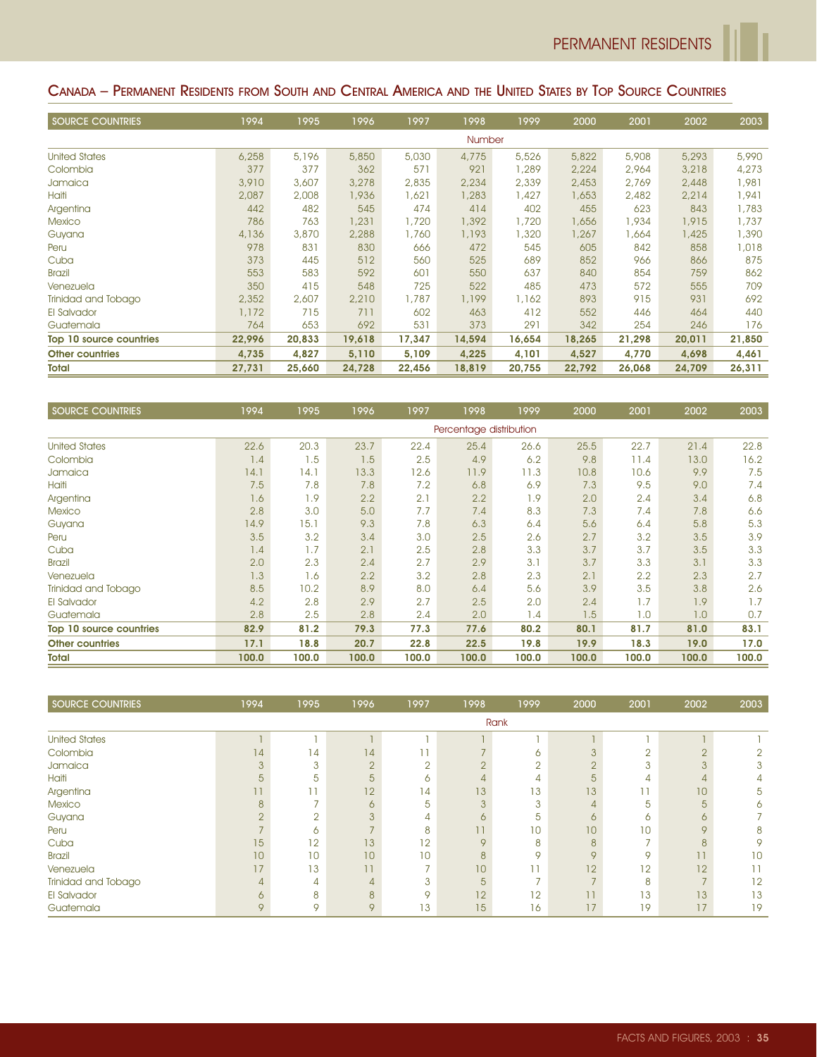## Canada – Permanent Residents from South and Central America and the United States by Top Source Countries

| SOURCE COUNTRIES | 1994 | 1995 | 1996 | 1997 | 1998 | 1999 | 2000 | 2001 | 2002 | 2003 |
|---|---|---|---|---|---|---|---|---|---|---|
| | | | | | Number | | | | | |
| United States | 6,258 | 5,196 | 5,850 | 5,030 | 4,775 | 5,526 | 5,822 | 5,908 | 5,293 | 5,990 |
| Colombia | 377 | 377 | 362 | 571 | 921 | 1,289 | 2,224 | 2,964 | 3,218 | 4,273 |
| Jamaica | 3,910 | 3,607 | 3,278 | 2,835 | 2,234 | 2,339 | 2,453 | 2,769 | 2,448 | 1,981 |
| Haiti | 2,087 | 2,008 | 1,936 | 1,621 | 1,283 | 1,427 | 1,653 | 2,482 | 2,214 | 1,941 |
| Argentina | 442 | 482 | 545 | 474 | 414 | 402 | 455 | 623 | 843 | 1,783 |
| Mexico | 786 | 763 | 1,231 | 1,720 | 1,392 | 1,720 | 1,656 | 1,934 | 1,915 | 1,737 |
| Guyana | 4,136 | 3,870 | 2,288 | 1,760 | 1,193 | 1,320 | 1,267 | 1,664 | 1,425 | 1,390 |
| Peru | 978 | 831 | 830 | 666 | 472 | 545 | 605 | 842 | 858 | 1,018 |
| Cuba | 373 | 445 | 512 | 560 | 525 | 689 | 852 | 966 | 866 | 875 |
| Brazil | 553 | 583 | 592 | 601 | 550 | 637 | 840 | 854 | 759 | 862 |
| Venezuela | 350 | 415 | 548 | 725 | 522 | 485 | 473 | 572 | 555 | 709 |
| Trinidad and Tobago | 2,352 | 2,607 | 2,210 | 1,787 | 1,199 | 1,162 | 893 | 915 | 931 | 692 |
| El Salvador | 1,172 | 715 | 711 | 602 | 463 | 412 | 552 | 446 | 464 | 440 |
| Guatemala | 764 | 653 | 692 | 531 | 373 | 291 | 342 | 254 | 246 | 176 |
| **Top 10 source countries** | **22,996** | **20,833** | **19,618** | **17,347** | **14,594** | **16,654** | **18,265** | **21,298** | **20,011** | **21,850** |
| **Other countries** | **4,735** | **4,827** | **5,110** | **5,109** | **4,225** | **4,101** | **4,527** | **4,770** | **4,698** | **4,461** |
| **Total** | **27,731** | **25,660** | **24,728** | **22,456** | **18,819** | **20,755** | **22,792** | **26,068** | **24,709** | **26,311** |

| SOURCE COUNTRIES | 1994 | 1995 | 1996 | 1997 | 1998 | 1999 | 2000 | 2001 | 2002 | 2003 |
|---|---|---|---|---|---|---|---|---|---|---|
| | | | | | Percentage distribution | | | | | |
| United States | 22.6 | 20.3 | 23.7 | 22.4 | 25.4 | 26.6 | 25.5 | 22.7 | 21.4 | 22.8 |
| Colombia | 1.4 | 1.5 | 1.5 | 2.5 | 4.9 | 6.2 | 9.8 | 11.4 | 13.0 | 16.2 |
| Jamaica | 14.1 | 14.1 | 13.3 | 12.6 | 11.9 | 11.3 | 10.8 | 10.6 | 9.9 | 7.5 |
| Haiti | 7.5 | 7.8 | 7.8 | 7.2 | 6.8 | 6.9 | 7.3 | 9.5 | 9.0 | 7.4 |
| Argentina | 1.6 | 1.9 | 2.2 | 2.1 | 2.2 | 1.9 | 2.0 | 2.4 | 3.4 | 6.8 |
| Mexico | 2.8 | 3.0 | 5.0 | 7.7 | 7.4 | 8.3 | 7.3 | 7.4 | 7.8 | 6.6 |
| Guyana | 14.9 | 15.1 | 9.3 | 7.8 | 6.3 | 6.4 | 5.6 | 6.4 | 5.8 | 5.3 |
| Peru | 3.5 | 3.2 | 3.4 | 3.0 | 2.5 | 2.6 | 2.7 | 3.2 | 3.5 | 3.9 |
| Cuba | 1.4 | 1.7 | 2.1 | 2.5 | 2.8 | 3.3 | 3.7 | 3.7 | 3.5 | 3.3 |
| Brazil | 2.0 | 2.3 | 2.4 | 2.7 | 2.9 | 3.1 | 3.7 | 3.3 | 3.1 | 3.3 |
| Venezuela | 1.3 | 1.6 | 2.2 | 3.2 | 2.8 | 2.3 | 2.1 | 2.2 | 2.3 | 2.7 |
| Trinidad and Tobago | 8.5 | 10.2 | 8.9 | 8.0 | 6.4 | 5.6 | 3.9 | 3.5 | 3.8 | 2.6 |
| El Salvador | 4.2 | 2.8 | 2.9 | 2.7 | 2.5 | 2.0 | 2.4 | 1.7 | 1.9 | 1.7 |
| Guatemala | 2.8 | 2.5 | 2.8 | 2.4 | 2.0 | 1.4 | 1.5 | 1.0 | 1.0 | 0.7 |
| **Top 10 source countries** | **82.9** | **81.2** | **79.3** | **77.3** | **77.6** | **80.2** | **80.1** | **81.7** | **81.0** | **83.1** |
| **Other countries** | **17.1** | **18.8** | **20.7** | **22.8** | **22.5** | **19.8** | **19.9** | **18.3** | **19.0** | **17.0** |
| **Total** | **100.0** | **100.0** | **100.0** | **100.0** | **100.0** | **100.0** | **100.0** | **100.0** | **100.0** | **100.0** |

| SOURCE COUNTRIES | 1994 | 1995 | 1996 | 1997 | 1998 | 1999 | 2000 | 2001 | 2002 | 2003 |
|---|---|---|---|---|---|---|---|---|---|---|
| | | | | | Rank | | | | | |
| United States | 1 | 1 | 1 | 1 | 1 | 1 | 1 | 1 | 1 | 1 |
| Colombia | 14 | 14 | 14 | 11 | 7 | 6 | 3 | 2 | 2 | 2 |
| Jamaica | 3 | 3 | 2 | 2 | 2 | 2 | 2 | 3 | 3 | 3 |
| Haiti | 5 | 5 | 5 | 6 | 4 | 4 | 5 | 4 | 4 | 4 |
| Argentina | 11 | 11 | 12 | 14 | 13 | 13 | 13 | 11 | 10 | 5 |
| Mexico | 8 | 7 | 6 | 5 | 3 | 3 | 4 | 5 | 5 | 6 |
| Guyana | 2 | 2 | 3 | 4 | 6 | 5 | 6 | 6 | 6 | 7 |
| Peru | 7 | 6 | 7 | 8 | 11 | 10 | 10 | 10 | 9 | 8 |
| Cuba | 15 | 12 | 13 | 12 | 9 | 8 | 8 | 7 | 8 | 9 |
| Brazil | 10 | 10 | 10 | 10 | 8 | 9 | 9 | 9 | 11 | 10 |
| Venezuela | 17 | 13 | 11 | 7 | 10 | 11 | 12 | 12 | 12 | 11 |
| Trinidad and Tobago | 4 | 4 | 4 | 3 | 5 | 7 | 7 | 8 | 7 | 12 |
| El Salvador | 6 | 8 | 8 | 9 | 12 | 12 | 11 | 13 | 13 | 13 |
| Guatemala | 9 | 9 | 9 | 13 | 15 | 16 | 17 | 19 | 17 | 19 |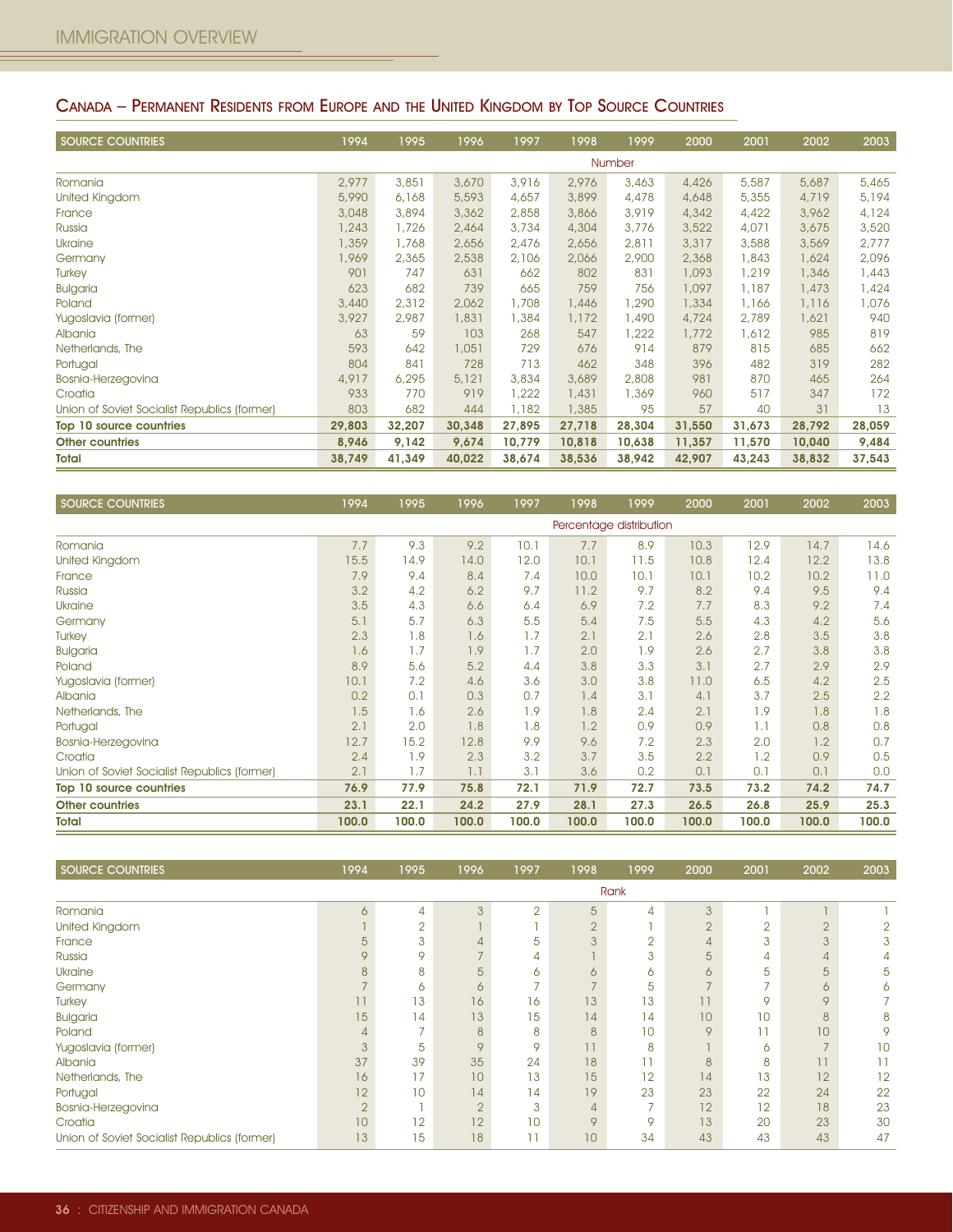## Canada – Permanent Residents from Europe and the United Kingdom by Top Source Countries

| SOURCE COUNTRIES | 1994 | 1995 | 1996 | 1997 | 1998 | 1999 | 2000 | 2001 | 2002 | 2003 |
|---|---|---|---|---|---|---|---|---|---|---|
| | | | | | Number | | | | | |
| Romania | 2,977 | 3,851 | 3,670 | 3,916 | 2,976 | 3,463 | 4,426 | 5,587 | 5,687 | 5,465 |
| United Kingdom | 5,990 | 6,168 | 5,593 | 4,657 | 3,899 | 4,478 | 4,648 | 5,355 | 4,719 | 5,194 |
| France | 3,048 | 3,894 | 3,362 | 2,858 | 3,866 | 3,919 | 4,342 | 4,422 | 3,962 | 4,124 |
| Russia | 1,243 | 1,726 | 2,464 | 3,734 | 4,304 | 3,776 | 3,522 | 4,071 | 3,675 | 3,520 |
| Ukraine | 1,359 | 1,768 | 2,656 | 2,476 | 2,656 | 2,811 | 3,317 | 3,588 | 3,569 | 2,777 |
| Germany | 1,969 | 2,365 | 2,538 | 2,106 | 2,066 | 2,900 | 2,368 | 1,843 | 1,624 | 2,096 |
| Turkey | 901 | 747 | 631 | 662 | 802 | 831 | 1,093 | 1,219 | 1,346 | 1,443 |
| Bulgaria | 623 | 682 | 739 | 665 | 759 | 756 | 1,097 | 1,187 | 1,473 | 1,424 |
| Poland | 3,440 | 2,312 | 2,062 | 1,708 | 1,446 | 1,290 | 1,334 | 1,166 | 1,116 | 1,076 |
| Yugoslavia (former) | 3,927 | 2,987 | 1,831 | 1,384 | 1,172 | 1,490 | 4,724 | 2,789 | 1,621 | 940 |
| Albania | 63 | 59 | 103 | 268 | 547 | 1,222 | 1,772 | 1,612 | 985 | 819 |
| Netherlands, The | 593 | 642 | 1,051 | 729 | 676 | 914 | 879 | 815 | 685 | 662 |
| Portugal | 804 | 841 | 728 | 713 | 462 | 348 | 396 | 482 | 319 | 282 |
| Bosnia-Herzegovina | 4,917 | 6,295 | 5,121 | 3,834 | 3,689 | 2,808 | 981 | 870 | 465 | 264 |
| Croatia | 933 | 770 | 919 | 1,222 | 1,431 | 1,369 | 960 | 517 | 347 | 172 |
| Union of Soviet Socialist Republics (former) | 803 | 682 | 444 | 1,182 | 1,385 | 95 | 57 | 40 | 31 | 13 |
| **Top 10 source countries** | **29,803** | **32,207** | **30,348** | **27,895** | **27,718** | **28,304** | **31,550** | **31,673** | **28,792** | **28,059** |
| **Other countries** | **8,946** | **9,142** | **9,674** | **10,779** | **10,818** | **10,638** | **11,357** | **11,570** | **10,040** | **9,484** |
| **Total** | **38,749** | **41,349** | **40,022** | **38,674** | **38,536** | **38,942** | **42,907** | **43,243** | **38,832** | **37,543** |

| SOURCE COUNTRIES | 1994 | 1995 | 1996 | 1997 | 1998 | 1999 | 2000 | 2001 | 2002 | 2003 |
|---|---|---|---|---|---|---|---|---|---|---|
| | | | | | Percentage distribution | | | | | |
| Romania | 7.7 | 9.3 | 9.2 | 10.1 | 7.7 | 8.9 | 10.3 | 12.9 | 14.7 | 14.6 |
| United Kingdom | 15.5 | 14.9 | 14.0 | 12.0 | 10.1 | 11.5 | 10.8 | 12.4 | 12.2 | 13.8 |
| France | 7.9 | 9.4 | 8.4 | 7.4 | 10.0 | 10.1 | 10.1 | 10.2 | 10.2 | 11.0 |
| Russia | 3.2 | 4.2 | 6.2 | 9.7 | 11.2 | 9.7 | 8.2 | 9.4 | 9.5 | 9.4 |
| Ukraine | 3.5 | 4.3 | 6.6 | 6.4 | 6.9 | 7.2 | 7.7 | 8.3 | 9.2 | 7.4 |
| Germany | 5.1 | 5.7 | 6.3 | 5.5 | 5.4 | 7.5 | 5.5 | 4.3 | 4.2 | 5.6 |
| Turkey | 2.3 | 1.8 | 1.6 | 1.7 | 2.1 | 2.1 | 2.6 | 2.8 | 3.5 | 3.8 |
| Bulgaria | 1.6 | 1.7 | 1.9 | 1.7 | 2.0 | 1.9 | 2.6 | 2.7 | 3.8 | 3.8 |
| Poland | 8.9 | 5.6 | 5.2 | 4.4 | 3.8 | 3.3 | 3.1 | 2.7 | 2.9 | 2.9 |
| Yugoslavia (former) | 10.1 | 7.2 | 4.6 | 3.6 | 3.0 | 3.8 | 11.0 | 6.5 | 4.2 | 2.5 |
| Albania | 0.2 | 0.1 | 0.3 | 0.7 | 1.4 | 3.1 | 4.1 | 3.7 | 2.5 | 2.2 |
| Netherlands, The | 1.5 | 1.6 | 2.6 | 1.9 | 1.8 | 2.4 | 2.1 | 1.9 | 1.8 | 1.8 |
| Portugal | 2.1 | 2.0 | 1.8 | 1.8 | 1.2 | 0.9 | 0.9 | 1.1 | 0.8 | 0.8 |
| Bosnia-Herzegovina | 12.7 | 15.2 | 12.8 | 9.9 | 9.6 | 7.2 | 2.3 | 2.0 | 1.2 | 0.7 |
| Croatia | 2.4 | 1.9 | 2.3 | 3.2 | 3.7 | 3.5 | 2.2 | 1.2 | 0.9 | 0.5 |
| Union of Soviet Socialist Republics (former) | 2.1 | 1.7 | 1.1 | 3.1 | 3.6 | 0.2 | 0.1 | 0.1 | 0.1 | 0.0 |
| **Top 10 source countries** | **76.9** | **77.9** | **75.8** | **72.1** | **71.9** | **72.7** | **73.5** | **73.2** | **74.2** | **74.7** |
| **Other countries** | **23.1** | **22.1** | **24.2** | **27.9** | **28.1** | **27.3** | **26.5** | **26.8** | **25.9** | **25.3** |
| **Total** | **100.0** | **100.0** | **100.0** | **100.0** | **100.0** | **100.0** | **100.0** | **100.0** | **100.0** | **100.0** |

| SOURCE COUNTRIES | 1994 | 1995 | 1996 | 1997 | 1998 | 1999 | 2000 | 2001 | 2002 | 2003 |
|---|---|---|---|---|---|---|---|---|---|---|
| | | | | | Rank | | | | | |
| Romania | 6 | 4 | 3 | 2 | 5 | 4 | 3 | 1 | 1 | 1 |
| United Kingdom | 1 | 2 | 1 | 1 | 2 | 1 | 2 | 2 | 2 | 2 |
| France | 5 | 3 | 4 | 5 | 3 | 2 | 4 | 3 | 3 | 3 |
| Russia | 9 | 9 | 7 | 4 | 1 | 3 | 5 | 4 | 4 | 4 |
| Ukraine | 8 | 8 | 5 | 6 | 6 | 6 | 6 | 5 | 5 | 5 |
| Germany | 7 | 6 | 6 | 7 | 7 | 5 | 7 | 7 | 6 | 6 |
| Turkey | 11 | 13 | 16 | 16 | 13 | 13 | 11 | 9 | 9 | 7 |
| Bulgaria | 15 | 14 | 13 | 15 | 14 | 14 | 10 | 10 | 8 | 8 |
| Poland | 4 | 7 | 8 | 8 | 8 | 10 | 9 | 11 | 10 | 9 |
| Yugoslavia (former) | 3 | 5 | 9 | 9 | 11 | 8 | 1 | 6 | 7 | 10 |
| Albania | 37 | 39 | 35 | 24 | 18 | 11 | 8 | 8 | 11 | 11 |
| Netherlands, The | 16 | 17 | 10 | 13 | 15 | 12 | 14 | 13 | 12 | 12 |
| Portugal | 12 | 10 | 14 | 14 | 19 | 23 | 23 | 22 | 24 | 22 |
| Bosnia-Herzegovina | 2 | 1 | 2 | 3 | 4 | 7 | 12 | 12 | 18 | 23 |
| Croatia | 10 | 12 | 12 | 10 | 9 | 9 | 13 | 20 | 23 | 30 |
| Union of Soviet Socialist Republics (former) | 13 | 15 | 18 | 11 | 10 | 34 | 43 | 43 | 43 | 47 |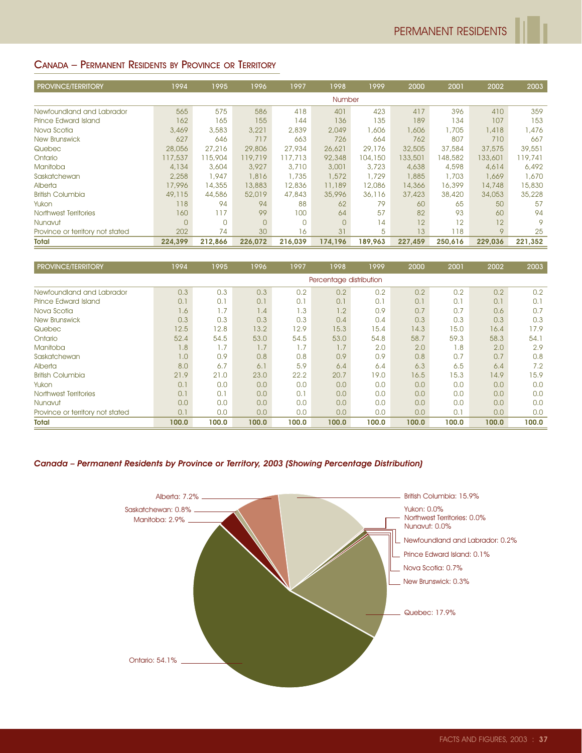## Canada – Permanent Residents by Province or Territory

| PROVINCE/TERRITORY | 1994 | 1995 | 1996 | 1997 | 1998 | 1999 | 2000 | 2001 | 2002 | 2003 |
|---|---|---|---|---|---|---|---|---|---|---|
| | | | | | Number | | | | | |
| Newfoundland and Labrador | 565 | 575 | 586 | 418 | 401 | 423 | 417 | 396 | 410 | 359 |
| Prince Edward Island | 162 | 165 | 155 | 144 | 136 | 135 | 189 | 134 | 107 | 153 |
| Nova Scotia | 3,469 | 3,583 | 3,221 | 2,839 | 2,049 | 1,606 | 1,606 | 1,705 | 1,418 | 1,476 |
| New Brunswick | 627 | 646 | 717 | 663 | 726 | 664 | 762 | 807 | 710 | 667 |
| Quebec | 28,056 | 27,216 | 29,806 | 27,934 | 26,621 | 29,176 | 32,505 | 37,584 | 37,575 | 39,551 |
| Ontario | 117,537 | 115,904 | 119,719 | 117,713 | 92,348 | 104,150 | 133,501 | 148,582 | 133,601 | 119,741 |
| Manitoba | 4,134 | 3,604 | 3,927 | 3,710 | 3,001 | 3,723 | 4,638 | 4,598 | 4,614 | 6,492 |
| Saskatchewan | 2,258 | 1,947 | 1,816 | 1,735 | 1,572 | 1,729 | 1,885 | 1,703 | 1,669 | 1,670 |
| Alberta | 17,996 | 14,355 | 13,883 | 12,836 | 11,189 | 12,086 | 14,366 | 16,399 | 14,748 | 15,830 |
| British Columbia | 49,115 | 44,586 | 52,019 | 47,843 | 35,996 | 36,116 | 37,423 | 38,420 | 34,053 | 35,228 |
| Yukon | 118 | 94 | 94 | 88 | 62 | 79 | 60 | 65 | 50 | 57 |
| Northwest Territories | 160 | 117 | 99 | 100 | 64 | 57 | 82 | 93 | 60 | 94 |
| Nunavut | 0 | 0 | 0 | 0 | 0 | 14 | 12 | 12 | 12 | 9 |
| Province or territory not stated | 202 | 74 | 30 | 16 | 31 | 5 | 13 | 118 | 9 | 25 |
| **Total** | **224,399** | **212,866** | **226,072** | **216,039** | **174,196** | **189,963** | **227,459** | **250,616** | **229,036** | **221,352** |

| PROVINCE/TERRITORY | 1994 | 1995 | 1996 | 1997 | 1998 | 1999 | 2000 | 2001 | 2002 | 2003 |
|---|---|---|---|---|---|---|---|---|---|---|
| | | | | | Percentage distribution | | | | | |
| Newfoundland and Labrador | 0.3 | 0.3 | 0.3 | 0.2 | 0.2 | 0.2 | 0.2 | 0.2 | 0.2 | 0.2 |
| Prince Edward Island | 0.1 | 0.1 | 0.1 | 0.1 | 0.1 | 0.1 | 0.1 | 0.1 | 0.1 | 0.1 |
| Nova Scotia | 1.6 | 1.7 | 1.4 | 1.3 | 1.2 | 0.9 | 0.7 | 0.7 | 0.6 | 0.7 |
| New Brunswick | 0.3 | 0.3 | 0.3 | 0.3 | 0.4 | 0.4 | 0.3 | 0.3 | 0.3 | 0.3 |
| Quebec | 12.5 | 12.8 | 13.2 | 12.9 | 15.3 | 15.4 | 14.3 | 15.0 | 16.4 | 17.9 |
| Ontario | 52.4 | 54.5 | 53.0 | 54.5 | 53.0 | 54.8 | 58.7 | 59.3 | 58.3 | 54.1 |
| Manitoba | 1.8 | 1.7 | 1.7 | 1.7 | 1.7 | 2.0 | 2.0 | 1.8 | 2.0 | 2.9 |
| Saskatchewan | 1.0 | 0.9 | 0.8 | 0.8 | 0.9 | 0.9 | 0.8 | 0.7 | 0.7 | 0.8 |
| Alberta | 8.0 | 6.7 | 6.1 | 5.9 | 6.4 | 6.4 | 6.3 | 6.5 | 6.4 | 7.2 |
| British Columbia | 21.9 | 21.0 | 23.0 | 22.2 | 20.7 | 19.0 | 16.5 | 15.3 | 14.9 | 15.9 |
| Yukon | 0.1 | 0.0 | 0.0 | 0.0 | 0.0 | 0.0 | 0.0 | 0.0 | 0.0 | 0.0 |
| Northwest Territories | 0.1 | 0.1 | 0.0 | 0.1 | 0.0 | 0.0 | 0.0 | 0.0 | 0.0 | 0.0 |
| Nunavut | 0.0 | 0.0 | 0.0 | 0.0 | 0.0 | 0.0 | 0.0 | 0.0 | 0.0 | 0.0 |
| Province or territory not stated | 0.1 | 0.0 | 0.0 | 0.0 | 0.0 | 0.0 | 0.0 | 0.1 | 0.0 | 0.0 |
| **Total** | **100.0** | **100.0** | **100.0** | **100.0** | **100.0** | **100.0** | **100.0** | **100.0** | **100.0** | **100.0** |

***Canada – Permanent Residents by Province or Territory, 2003 (Showing Percentage Distribution)***

Alberta: 7.2%
Saskatchewan: 0.8%
Manitoba: 2.9%
Ontario: 54.1%
British Columbia: 15.9%
Yukon: 0.0%
Northwest Territories: 0.0%
Nunavut: 0.0%
Newfoundland and Labrador: 0.2%
Prince Edward Island: 0.1%
Nova Scotia: 0.7%
New Brunswick: 0.3%
Quebec: 17.9%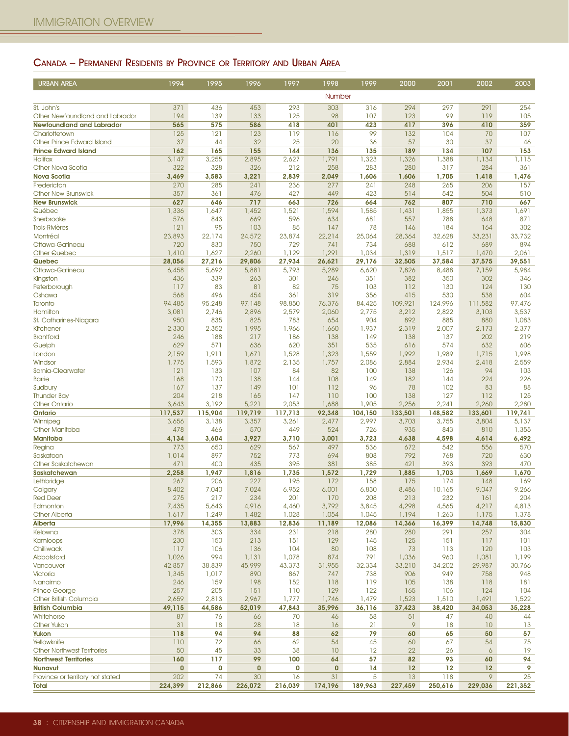## Canada – Permanent Residents by Province or Territory and Urban Area

| URBAN AREA | 1994 | 1995 | 1996 | 1997 | 1998 | 1999 | 2000 | 2001 | 2002 | 2003 |
|---|---|---|---|---|---|---|---|---|---|---|
| | | | | | Number | | | | | |
| St. John's | 371 | 436 | 453 | 293 | 303 | 316 | 294 | 297 | 291 | 254 |
| Other Newfoundland and Labrador | 194 | 139 | 133 | 125 | 98 | 107 | 123 | 99 | 119 | 105 |
| **Newfoundland and Labrador** | **565** | **575** | **586** | **418** | **401** | **423** | **417** | **396** | **410** | **359** |
| Charlottetown | 125 | 121 | 123 | 119 | 116 | 99 | 132 | 104 | 70 | 107 |
| Other Prince Edward Island | 37 | 44 | 32 | 25 | 20 | 36 | 57 | 30 | 37 | 46 |
| **Prince Edward Island** | **162** | **165** | **155** | **144** | **136** | **135** | **189** | **134** | **107** | **153** |
| Halifax | 3,147 | 3,255 | 2,895 | 2,627 | 1,791 | 1,323 | 1,326 | 1,388 | 1,134 | 1,115 |
| Other Nova Scotia | 322 | 328 | 326 | 212 | 258 | 283 | 280 | 317 | 284 | 361 |
| **Nova Scotia** | **3,469** | **3,583** | **3,221** | **2,839** | **2,049** | **1,606** | **1,606** | **1,705** | **1,418** | **1,476** |
| Fredericton | 270 | 285 | 241 | 236 | 277 | 241 | 248 | 265 | 206 | 157 |
| Other New Brunswick | 357 | 361 | 476 | 427 | 449 | 423 | 514 | 542 | 504 | 510 |
| **New Brunswick** | **627** | **646** | **717** | **663** | **726** | **664** | **762** | **807** | **710** | **667** |
| Québec | 1,336 | 1,647 | 1,452 | 1,521 | 1,594 | 1,585 | 1,431 | 1,855 | 1,373 | 1,691 |
| Sherbrooke | 576 | 843 | 669 | 596 | 634 | 681 | 557 | 788 | 648 | 871 |
| Trois-Rivières | 121 | 95 | 103 | 85 | 147 | 78 | 146 | 184 | 164 | 302 |
| Montréal | 23,893 | 22,174 | 24,572 | 23,874 | 22,214 | 25,064 | 28,364 | 32,628 | 33,231 | 33,732 |
| Ottawa-Gatineau | 720 | 830 | 750 | 729 | 741 | 734 | 688 | 612 | 689 | 894 |
| Other Quebec | 1,410 | 1,627 | 2,260 | 1,129 | 1,291 | 1,034 | 1,319 | 1,517 | 1,470 | 2,061 |
| **Quebec** | **28,056** | **27,216** | **29,806** | **27,934** | **26,621** | **29,176** | **32,505** | **37,584** | **37,575** | **39,551** |
| Ottawa-Gatineau | 6,458 | 5,692 | 5,881 | 5,793 | 5,289 | 6,620 | 7,826 | 8,488 | 7,159 | 5,984 |
| Kingston | 436 | 339 | 263 | 301 | 246 | 351 | 382 | 350 | 302 | 346 |
| Peterborough | 117 | 83 | 81 | 82 | 75 | 103 | 112 | 130 | 124 | 130 |
| Oshawa | 568 | 496 | 454 | 361 | 319 | 356 | 415 | 530 | 538 | 604 |
| Toronto | 94,485 | 95,248 | 97,148 | 98,850 | 76,376 | 84,425 | 109,921 | 124,996 | 111,582 | 97,476 |
| Hamilton | 3,081 | 2,746 | 2,896 | 2,579 | 2,060 | 2,775 | 3,212 | 2,822 | 3,103 | 3,537 |
| St. Catharines-Niagara | 950 | 835 | 825 | 783 | 654 | 904 | 892 | 885 | 880 | 1,083 |
| Kitchener | 2,330 | 2,352 | 1,995 | 1,966 | 1,660 | 1,937 | 2,319 | 2,007 | 2,173 | 2,377 |
| Brantford | 246 | 188 | 217 | 186 | 138 | 149 | 138 | 137 | 202 | 219 |
| Guelph | 629 | 571 | 636 | 620 | 351 | 535 | 616 | 574 | 632 | 606 |
| London | 2,159 | 1,911 | 1,671 | 1,528 | 1,323 | 1,559 | 1,992 | 1,989 | 1,715 | 1,998 |
| Windsor | 1,775 | 1,593 | 1,872 | 2,135 | 1,757 | 2,086 | 2,884 | 2,934 | 2,418 | 2,559 |
| Sarnia-Clearwater | 121 | 133 | 107 | 84 | 82 | 100 | 138 | 126 | 94 | 103 |
| Barrie | 168 | 170 | 138 | 144 | 108 | 149 | 182 | 144 | 224 | 226 |
| Sudbury | 167 | 137 | 149 | 101 | 112 | 96 | 78 | 102 | 83 | 88 |
| Thunder Bay | 204 | 218 | 165 | 147 | 110 | 100 | 138 | 127 | 112 | 125 |
| Other Ontario | 3,643 | 3,192 | 5,221 | 2,053 | 1,688 | 1,905 | 2,256 | 2,241 | 2,260 | 2,280 |
| **Ontario** | **117,537** | **115,904** | **119,719** | **117,713** | **92,348** | **104,150** | **133,501** | **148,582** | **133,601** | **119,741** |
| Winnipeg | 3,656 | 3,138 | 3,357 | 3,261 | 2,477 | 2,997 | 3,703 | 3,755 | 3,804 | 5,137 |
| Other Manitoba | 478 | 466 | 570 | 449 | 524 | 726 | 935 | 843 | 810 | 1,355 |
| **Manitoba** | **4,134** | **3,604** | **3,927** | **3,710** | **3,001** | **3,723** | **4,638** | **4,598** | **4,614** | **6,492** |
| Regina | 773 | 650 | 629 | 567 | 497 | 536 | 672 | 542 | 556 | 570 |
| Saskatoon | 1,014 | 897 | 752 | 773 | 694 | 808 | 792 | 768 | 720 | 630 |
| Other Saskatchewan | 471 | 400 | 435 | 395 | 381 | 385 | 421 | 393 | 393 | 470 |
| **Saskatchewan** | **2,258** | **1,947** | **1,816** | **1,735** | **1,572** | **1,729** | **1,885** | **1,703** | **1,669** | **1,670** |
| Lethbridge | 267 | 206 | 227 | 195 | 172 | 158 | 175 | 174 | 148 | 169 |
| Calgary | 8,402 | 7,040 | 7,024 | 6,952 | 6,001 | 6,830 | 8,486 | 10,165 | 9,047 | 9,266 |
| Red Deer | 275 | 217 | 234 | 201 | 170 | 208 | 213 | 232 | 161 | 204 |
| Edmonton | 7,435 | 5,643 | 4,916 | 4,460 | 3,792 | 3,845 | 4,298 | 4,565 | 4,217 | 4,813 |
| Other Alberta | 1,617 | 1,249 | 1,482 | 1,028 | 1,054 | 1,045 | 1,194 | 1,263 | 1,175 | 1,378 |
| **Alberta** | **17,996** | **14,355** | **13,883** | **12,836** | **11,189** | **12,086** | **14,366** | **16,399** | **14,748** | **15,830** |
| Kelowna | 378 | 303 | 334 | 231 | 218 | 280 | 280 | 291 | 257 | 304 |
| Kamloops | 230 | 150 | 213 | 151 | 129 | 145 | 125 | 151 | 117 | 101 |
| Chilliwack | 117 | 106 | 136 | 104 | 80 | 108 | 73 | 113 | 120 | 103 |
| Abbotsford | 1,026 | 994 | 1,131 | 1,078 | 874 | 791 | 1,036 | 960 | 1,081 | 1,199 |
| Vancouver | 42,857 | 38,839 | 45,999 | 43,373 | 31,955 | 32,334 | 33,210 | 34,202 | 29,987 | 30,766 |
| Victoria | 1,345 | 1,017 | 890 | 867 | 747 | 738 | 906 | 949 | 758 | 948 |
| Nanaimo | 246 | 159 | 198 | 152 | 118 | 119 | 105 | 138 | 118 | 181 |
| Prince George | 257 | 205 | 151 | 110 | 129 | 122 | 165 | 106 | 124 | 104 |
| Other British Columbia | 2,659 | 2,813 | 2,967 | 1,777 | 1,746 | 1,479 | 1,523 | 1,510 | 1,491 | 1,522 |
| **British Columbia** | **49,115** | **44,586** | **52,019** | **47,843** | **35,996** | **36,116** | **37,423** | **38,420** | **34,053** | **35,228** |
| Whitehorse | 87 | 76 | 66 | 70 | 46 | 58 | 51 | 47 | 40 | 44 |
| Other Yukon | 31 | 18 | 28 | 18 | 16 | 21 | 9 | 18 | 10 | 13 |
| **Yukon** | **118** | **94** | **94** | **88** | **62** | **79** | **60** | **65** | **50** | **57** |
| Yellowknife | 110 | 72 | 66 | 62 | 54 | 45 | 60 | 67 | 54 | 75 |
| Other Northwest Territories | 50 | 45 | 33 | 38 | 10 | 12 | 22 | 26 | 6 | 19 |
| **Northwest Territories** | **160** | **117** | **99** | **100** | **64** | **57** | **82** | **93** | **60** | **94** |
| **Nunavut** | **0** | **0** | **0** | **0** | **0** | **14** | **12** | **12** | **12** | **9** |
| Province or territory not stated | 202 | 74 | 30 | 16 | 31 | 5 | 13 | 118 | 9 | 25 |
| **Total** | **224,399** | **212,866** | **226,072** | **216,039** | **174,196** | **189,963** | **227,459** | **250,616** | **229,036** | **221,352** |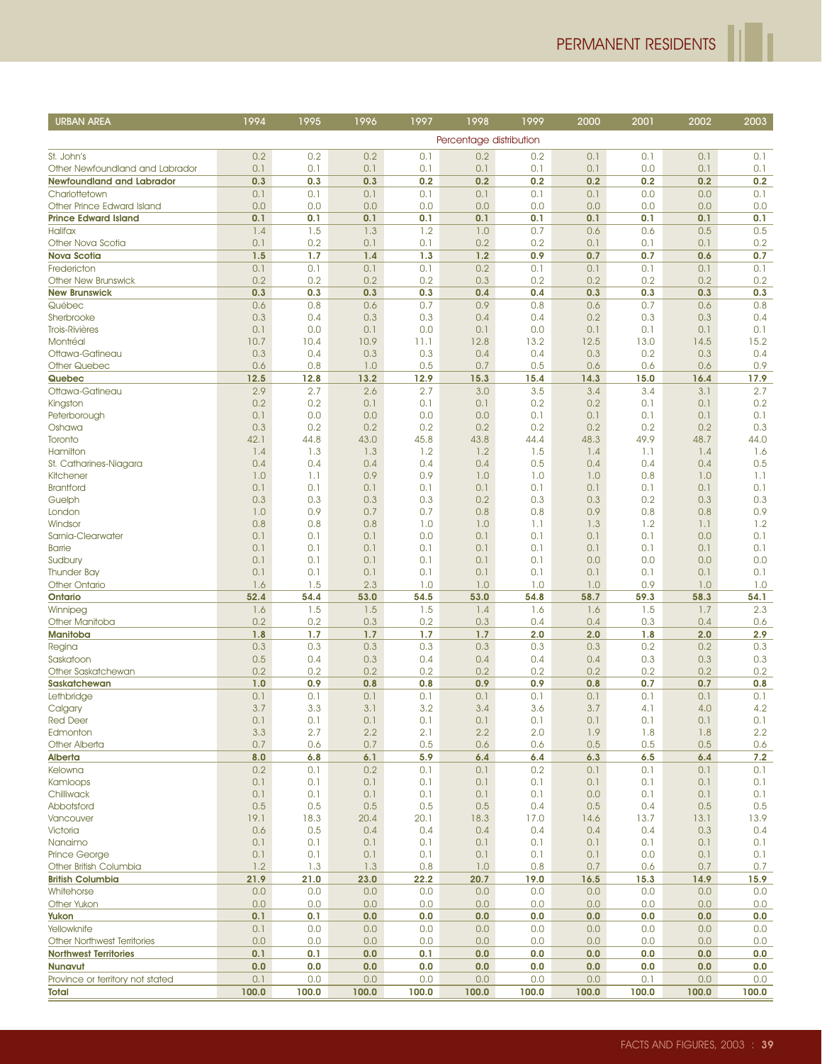| URBAN AREA | 1994 | 1995 | 1996 | 1997 | 1998 | 1999 | 2000 | 2001 | 2002 | 2003 |
|---|---|---|---|---|---|---|---|---|---|---|
| | Percentage distribution | | | | | | | | | |
| St. John's | 0.2 | 0.2 | 0.2 | 0.1 | 0.2 | 0.2 | 0.1 | 0.1 | 0.1 | 0.1 |
| Other Newfoundland and Labrador | 0.1 | 0.1 | 0.1 | 0.1 | 0.1 | 0.1 | 0.1 | 0.0 | 0.1 | 0.1 |
| **Newfoundland and Labrador** | **0.3** | **0.3** | **0.3** | **0.2** | **0.2** | **0.2** | **0.2** | **0.2** | **0.2** | **0.2** |
| Charlottetown | 0.1 | 0.1 | 0.1 | 0.1 | 0.1 | 0.1 | 0.1 | 0.0 | 0.0 | 0.1 |
| Other Prince Edward Island | 0.0 | 0.0 | 0.0 | 0.0 | 0.0 | 0.0 | 0.0 | 0.0 | 0.0 | 0.0 |
| **Prince Edward Island** | **0.1** | **0.1** | **0.1** | **0.1** | **0.1** | **0.1** | **0.1** | **0.1** | **0.1** | **0.1** |
| Halifax | 1.4 | 1.5 | 1.3 | 1.2 | 1.0 | 0.7 | 0.6 | 0.6 | 0.5 | 0.5 |
| Other Nova Scotia | 0.1 | 0.2 | 0.1 | 0.1 | 0.2 | 0.2 | 0.1 | 0.1 | 0.1 | 0.2 |
| **Nova Scotia** | **1.5** | **1.7** | **1.4** | **1.3** | **1.2** | **0.9** | **0.7** | **0.7** | **0.6** | **0.7** |
| Fredericton | 0.1 | 0.1 | 0.1 | 0.1 | 0.2 | 0.1 | 0.1 | 0.1 | 0.1 | 0.1 |
| Other New Brunswick | 0.2 | 0.2 | 0.2 | 0.2 | 0.3 | 0.2 | 0.2 | 0.2 | 0.2 | 0.2 |
| **New Brunswick** | **0.3** | **0.3** | **0.3** | **0.3** | **0.4** | **0.4** | **0.3** | **0.3** | **0.3** | **0.3** |
| Québec | 0.6 | 0.8 | 0.6 | 0.7 | 0.9 | 0.8 | 0.6 | 0.7 | 0.6 | 0.8 |
| Sherbrooke | 0.3 | 0.4 | 0.3 | 0.3 | 0.4 | 0.4 | 0.2 | 0.3 | 0.3 | 0.4 |
| Trois-Rivières | 0.1 | 0.0 | 0.1 | 0.0 | 0.1 | 0.0 | 0.1 | 0.1 | 0.1 | 0.1 |
| Montréal | 10.7 | 10.4 | 10.9 | 11.1 | 12.8 | 13.2 | 12.5 | 13.0 | 14.5 | 15.2 |
| Ottawa-Gatineau | 0.3 | 0.4 | 0.3 | 0.3 | 0.4 | 0.4 | 0.3 | 0.2 | 0.3 | 0.4 |
| Other Quebec | 0.6 | 0.8 | 1.0 | 0.5 | 0.7 | 0.5 | 0.6 | 0.6 | 0.6 | 0.9 |
| **Quebec** | **12.5** | **12.8** | **13.2** | **12.9** | **15.3** | **15.4** | **14.3** | **15.0** | **16.4** | **17.9** |
| Ottawa-Gatineau | 2.9 | 2.7 | 2.6 | 2.7 | 3.0 | 3.5 | 3.4 | 3.4 | 3.1 | 2.7 |
| Kingston | 0.2 | 0.2 | 0.1 | 0.1 | 0.1 | 0.2 | 0.2 | 0.1 | 0.1 | 0.2 |
| Peterborough | 0.1 | 0.0 | 0.0 | 0.0 | 0.0 | 0.1 | 0.1 | 0.1 | 0.1 | 0.1 |
| Oshawa | 0.3 | 0.2 | 0.2 | 0.2 | 0.2 | 0.2 | 0.2 | 0.2 | 0.2 | 0.3 |
| Toronto | 42.1 | 44.8 | 43.0 | 45.8 | 43.8 | 44.4 | 48.3 | 49.9 | 48.7 | 44.0 |
| Hamilton | 1.4 | 1.3 | 1.3 | 1.2 | 1.2 | 1.5 | 1.4 | 1.1 | 1.4 | 1.6 |
| St. Catharines-Niagara | 0.4 | 0.4 | 0.4 | 0.4 | 0.4 | 0.5 | 0.4 | 0.4 | 0.4 | 0.5 |
| Kitchener | 1.0 | 1.1 | 0.9 | 0.9 | 1.0 | 1.0 | 1.0 | 0.8 | 1.0 | 1.1 |
| Brantford | 0.1 | 0.1 | 0.1 | 0.1 | 0.1 | 0.1 | 0.1 | 0.1 | 0.1 | 0.1 |
| Guelph | 0.3 | 0.3 | 0.3 | 0.3 | 0.2 | 0.3 | 0.3 | 0.2 | 0.3 | 0.3 |
| London | 1.0 | 0.9 | 0.7 | 0.7 | 0.8 | 0.8 | 0.9 | 0.8 | 0.8 | 0.9 |
| Windsor | 0.8 | 0.8 | 0.8 | 1.0 | 1.0 | 1.1 | 1.3 | 1.2 | 1.1 | 1.2 |
| Sarnia-Clearwater | 0.1 | 0.1 | 0.1 | 0.0 | 0.1 | 0.1 | 0.1 | 0.1 | 0.0 | 0.1 |
| Barrie | 0.1 | 0.1 | 0.1 | 0.1 | 0.1 | 0.1 | 0.1 | 0.1 | 0.1 | 0.1 |
| Sudbury | 0.1 | 0.1 | 0.1 | 0.1 | 0.1 | 0.1 | 0.0 | 0.0 | 0.0 | 0.0 |
| Thunder Bay | 0.1 | 0.1 | 0.1 | 0.1 | 0.1 | 0.1 | 0.1 | 0.1 | 0.1 | 0.1 |
| Other Ontario | 1.6 | 1.5 | 2.3 | 1.0 | 1.0 | 1.0 | 1.0 | 0.9 | 1.0 | 1.0 |
| **Ontario** | **52.4** | **54.4** | **53.0** | **54.5** | **53.0** | **54.8** | **58.7** | **59.3** | **58.3** | **54.1** |
| Winnipeg | 1.6 | 1.5 | 1.5 | 1.5 | 1.4 | 1.6 | 1.6 | 1.5 | 1.7 | 2.3 |
| Other Manitoba | 0.2 | 0.2 | 0.3 | 0.2 | 0.3 | 0.4 | 0.4 | 0.3 | 0.4 | 0.6 |
| **Manitoba** | **1.8** | **1.7** | **1.7** | **1.7** | **1.7** | **2.0** | **2.0** | **1.8** | **2.0** | **2.9** |
| Regina | 0.3 | 0.3 | 0.3 | 0.3 | 0.3 | 0.3 | 0.3 | 0.2 | 0.2 | 0.3 |
| Saskatoon | 0.5 | 0.4 | 0.3 | 0.4 | 0.4 | 0.4 | 0.4 | 0.3 | 0.3 | 0.3 |
| Other Saskatchewan | 0.2 | 0.2 | 0.2 | 0.2 | 0.2 | 0.2 | 0.2 | 0.2 | 0.2 | 0.2 |
| **Saskatchewan** | **1.0** | **0.9** | **0.8** | **0.8** | **0.9** | **0.9** | **0.8** | **0.7** | **0.7** | **0.8** |
| Lethbridge | 0.1 | 0.1 | 0.1 | 0.1 | 0.1 | 0.1 | 0.1 | 0.1 | 0.1 | 0.1 |
| Calgary | 3.7 | 3.3 | 3.1 | 3.2 | 3.4 | 3.6 | 3.7 | 4.1 | 4.0 | 4.2 |
| Red Deer | 0.1 | 0.1 | 0.1 | 0.1 | 0.1 | 0.1 | 0.1 | 0.1 | 0.1 | 0.1 |
| Edmonton | 3.3 | 2.7 | 2.2 | 2.1 | 2.2 | 2.0 | 1.9 | 1.8 | 1.8 | 2.2 |
| Other Alberta | 0.7 | 0.6 | 0.7 | 0.5 | 0.6 | 0.6 | 0.5 | 0.5 | 0.5 | 0.6 |
| **Alberta** | **8.0** | **6.8** | **6.1** | **5.9** | **6.4** | **6.4** | **6.3** | **6.5** | **6.4** | **7.2** |
| Kelowna | 0.2 | 0.1 | 0.2 | 0.1 | 0.1 | 0.2 | 0.1 | 0.1 | 0.1 | 0.1 |
| Kamloops | 0.1 | 0.1 | 0.1 | 0.1 | 0.1 | 0.1 | 0.1 | 0.1 | 0.1 | 0.1 |
| Chilliwack | 0.1 | 0.1 | 0.1 | 0.1 | 0.1 | 0.1 | 0.0 | 0.1 | 0.1 | 0.1 |
| Abbotsford | 0.5 | 0.5 | 0.5 | 0.5 | 0.5 | 0.4 | 0.5 | 0.4 | 0.5 | 0.5 |
| Vancouver | 19.1 | 18.3 | 20.4 | 20.1 | 18.3 | 17.0 | 14.6 | 13.7 | 13.1 | 13.9 |
| Victoria | 0.6 | 0.5 | 0.4 | 0.4 | 0.4 | 0.4 | 0.4 | 0.4 | 0.3 | 0.4 |
| Nanaimo | 0.1 | 0.1 | 0.1 | 0.1 | 0.1 | 0.1 | 0.1 | 0.1 | 0.1 | 0.1 |
| Prince George | 0.1 | 0.1 | 0.1 | 0.1 | 0.1 | 0.1 | 0.1 | 0.0 | 0.1 | 0.1 |
| Other British Columbia | 1.2 | 1.3 | 1.3 | 0.8 | 1.0 | 0.8 | 0.7 | 0.6 | 0.7 | 0.7 |
| **British Columbia** | **21.9** | **21.0** | **23.0** | **22.2** | **20.7** | **19.0** | **16.5** | **15.3** | **14.9** | **15.9** |
| Whitehorse | 0.0 | 0.0 | 0.0 | 0.0 | 0.0 | 0.0 | 0.0 | 0.0 | 0.0 | 0.0 |
| Other Yukon | 0.0 | 0.0 | 0.0 | 0.0 | 0.0 | 0.0 | 0.0 | 0.0 | 0.0 | 0.0 |
| **Yukon** | **0.1** | **0.1** | **0.0** | **0.0** | **0.0** | **0.0** | **0.0** | **0.0** | **0.0** | **0.0** |
| Yellowknife | 0.1 | 0.0 | 0.0 | 0.0 | 0.0 | 0.0 | 0.0 | 0.0 | 0.0 | 0.0 |
| Other Northwest Territories | 0.0 | 0.0 | 0.0 | 0.0 | 0.0 | 0.0 | 0.0 | 0.0 | 0.0 | 0.0 |
| **Northwest Territories** | **0.1** | **0.1** | **0.0** | **0.1** | **0.0** | **0.0** | **0.0** | **0.0** | **0.0** | **0.0** |
| **Nunavut** | **0.0** | **0.0** | **0.0** | **0.0** | **0.0** | **0.0** | **0.0** | **0.0** | **0.0** | **0.0** |
| Province or territory not stated | 0.1 | 0.0 | 0.0 | 0.0 | 0.0 | 0.0 | 0.0 | 0.1 | 0.0 | 0.0 |
| **Total** | **100.0** | **100.0** | **100.0** | **100.0** | **100.0** | **100.0** | **100.0** | **100.0** | **100.0** | **100.0** |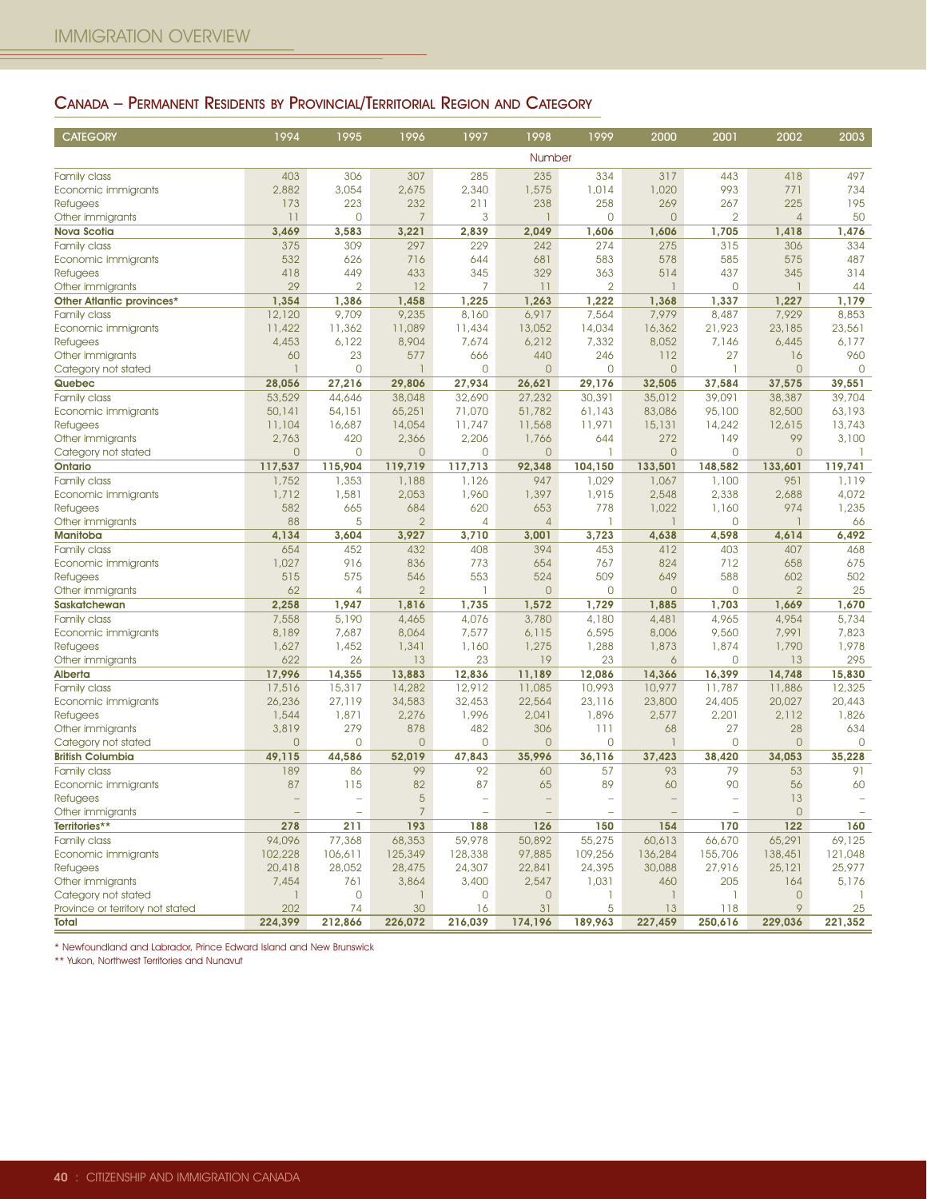## Canada – Permanent Residents by Provincial/Territorial Region and Category

| CATEGORY | 1994 | 1995 | 1996 | 1997 | 1998 | 1999 | 2000 | 2001 | 2002 | 2003 |
|---|---|---|---|---|---|---|---|---|---|---|
| | Number | | | | | | | | | |
| Family class | 403 | 306 | 307 | 285 | 235 | 334 | 317 | 443 | 418 | 497 |
| Economic immigrants | 2,882 | 3,054 | 2,675 | 2,340 | 1,575 | 1,014 | 1,020 | 993 | 771 | 734 |
| Refugees | 173 | 223 | 232 | 211 | 238 | 258 | 269 | 267 | 225 | 195 |
| Other immigrants | 11 | 0 | 7 | 3 | 1 | 0 | 0 | 2 | 4 | 50 |
| **Nova Scotia** | **3,469** | **3,583** | **3,221** | **2,839** | **2,049** | **1,606** | **1,606** | **1,705** | **1,418** | **1,476** |
| Family class | 375 | 309 | 297 | 229 | 242 | 274 | 275 | 315 | 306 | 334 |
| Economic immigrants | 532 | 626 | 716 | 644 | 681 | 583 | 578 | 585 | 575 | 487 |
| Refugees | 418 | 449 | 433 | 345 | 329 | 363 | 514 | 437 | 345 | 314 |
| Other immigrants | 29 | 2 | 12 | 7 | 11 | 2 | 1 | 0 | 1 | 44 |
| **Other Atlantic provinces*** | **1,354** | **1,386** | **1,458** | **1,225** | **1,263** | **1,222** | **1,368** | **1,337** | **1,227** | **1,179** |
| Family class | 12,120 | 9,709 | 9,235 | 8,160 | 6,917 | 7,564 | 7,979 | 8,487 | 7,929 | 8,853 |
| Economic immigrants | 11,422 | 11,362 | 11,089 | 11,434 | 13,052 | 14,034 | 16,362 | 21,923 | 23,185 | 23,561 |
| Refugees | 4,453 | 6,122 | 8,904 | 7,674 | 6,212 | 7,332 | 8,052 | 7,146 | 6,445 | 6,177 |
| Other immigrants | 60 | 23 | 577 | 666 | 440 | 246 | 112 | 27 | 16 | 960 |
| Category not stated | 1 | 0 | 1 | 0 | 0 | 0 | 0 | 1 | 0 | 0 |
| **Quebec** | **28,056** | **27,216** | **29,806** | **27,934** | **26,621** | **29,176** | **32,505** | **37,584** | **37,575** | **39,551** |
| Family class | 53,529 | 44,646 | 38,048 | 32,690 | 27,232 | 30,391 | 35,012 | 39,091 | 38,387 | 39,704 |
| Economic immigrants | 50,141 | 54,151 | 65,251 | 71,070 | 51,782 | 61,143 | 83,086 | 95,100 | 82,500 | 63,193 |
| Refugees | 11,104 | 16,687 | 14,054 | 11,747 | 11,568 | 11,971 | 15,131 | 14,242 | 12,615 | 13,743 |
| Other immigrants | 2,763 | 420 | 2,366 | 2,206 | 1,766 | 644 | 272 | 149 | 99 | 3,100 |
| Category not stated | 0 | 0 | 0 | 0 | 0 | 1 | 0 | 0 | 0 | 1 |
| **Ontario** | **117,537** | **115,904** | **119,719** | **117,713** | **92,348** | **104,150** | **133,501** | **148,582** | **133,601** | **119,741** |
| Family class | 1,752 | 1,353 | 1,188 | 1,126 | 947 | 1,029 | 1,067 | 1,100 | 951 | 1,119 |
| Economic immigrants | 1,712 | 1,581 | 2,053 | 1,960 | 1,397 | 1,915 | 2,548 | 2,338 | 2,688 | 4,072 |
| Refugees | 582 | 665 | 684 | 620 | 653 | 778 | 1,022 | 1,160 | 974 | 1,235 |
| Other immigrants | 88 | 5 | 2 | 4 | 4 | 1 | 1 | 0 | 1 | 66 |
| **Manitoba** | **4,134** | **3,604** | **3,927** | **3,710** | **3,001** | **3,723** | **4,638** | **4,598** | **4,614** | **6,492** |
| Family class | 654 | 452 | 432 | 408 | 394 | 453 | 412 | 403 | 407 | 468 |
| Economic immigrants | 1,027 | 916 | 836 | 773 | 654 | 767 | 824 | 712 | 658 | 675 |
| Refugees | 515 | 575 | 546 | 553 | 524 | 509 | 649 | 588 | 602 | 502 |
| Other immigrants | 62 | 4 | 2 | 1 | 0 | 0 | 0 | 0 | 2 | 25 |
| **Saskatchewan** | **2,258** | **1,947** | **1,816** | **1,735** | **1,572** | **1,729** | **1,885** | **1,703** | **1,669** | **1,670** |
| Family class | 7,558 | 5,190 | 4,465 | 4,076 | 3,780 | 4,180 | 4,481 | 4,965 | 4,954 | 5,734 |
| Economic immigrants | 8,189 | 7,687 | 8,064 | 7,577 | 6,115 | 6,595 | 8,006 | 9,560 | 7,991 | 7,823 |
| Refugees | 1,627 | 1,452 | 1,341 | 1,160 | 1,275 | 1,288 | 1,873 | 1,874 | 1,790 | 1,978 |
| Other immigrants | 622 | 26 | 13 | 23 | 19 | 23 | 6 | 0 | 13 | 295 |
| **Alberta** | **17,996** | **14,355** | **13,883** | **12,836** | **11,189** | **12,086** | **14,366** | **16,399** | **14,748** | **15,830** |
| Family class | 17,516 | 15,317 | 14,282 | 12,912 | 11,085 | 10,993 | 10,977 | 11,787 | 11,886 | 12,325 |
| Economic immigrants | 26,236 | 27,119 | 34,583 | 32,453 | 22,564 | 23,116 | 23,800 | 24,405 | 20,027 | 20,443 |
| Refugees | 1,544 | 1,871 | 2,276 | 1,996 | 2,041 | 1,896 | 2,577 | 2,201 | 2,112 | 1,826 |
| Other immigrants | 3,819 | 279 | 878 | 482 | 306 | 111 | 68 | 27 | 28 | 634 |
| Category not stated | 0 | 0 | 0 | 0 | 0 | 0 | 1 | 0 | 0 | 0 |
| **British Columbia** | **49,115** | **44,586** | **52,019** | **47,843** | **35,996** | **36,116** | **37,423** | **38,420** | **34,053** | **35,228** |
| Family class | 189 | 86 | 99 | 92 | 60 | 57 | 93 | 79 | 53 | 91 |
| Economic immigrants | 87 | 115 | 82 | 87 | 65 | 89 | 60 | 90 | 56 | 60 |
| Refugees | – | – | 5 | – | – | – | – | – | 13 | – |
| Other immigrants | – | – | 7 | – | – | – | – | – | 0 | – |
| **Territories**** | **278** | **211** | **193** | **188** | **126** | **150** | **154** | **170** | **122** | **160** |
| Family class | 94,096 | 77,368 | 68,353 | 59,978 | 50,892 | 55,275 | 60,613 | 66,670 | 65,291 | 69,125 |
| Economic immigrants | 102,228 | 106,611 | 125,349 | 128,338 | 97,885 | 109,256 | 136,284 | 155,706 | 138,451 | 121,048 |
| Refugees | 20,418 | 28,052 | 28,475 | 24,307 | 22,841 | 24,395 | 30,088 | 27,916 | 25,121 | 25,977 |
| Other immigrants | 7,454 | 761 | 3,864 | 3,400 | 2,547 | 1,031 | 460 | 205 | 164 | 5,176 |
| Category not stated | 1 | 0 | 1 | 0 | 0 | 1 | 1 | 1 | 0 | 1 |
| Province or territory not stated | 202 | 74 | 30 | 16 | 31 | 5 | 13 | 118 | 9 | 25 |
| **Total** | **224,399** | **212,866** | **226,072** | **216,039** | **174,196** | **189,963** | **227,459** | **250,616** | **229,036** | **221,352** |

* Newfoundland and Labrador, Prince Edward Island and New Brunswick

** Yukon, Northwest Territories and Nunavut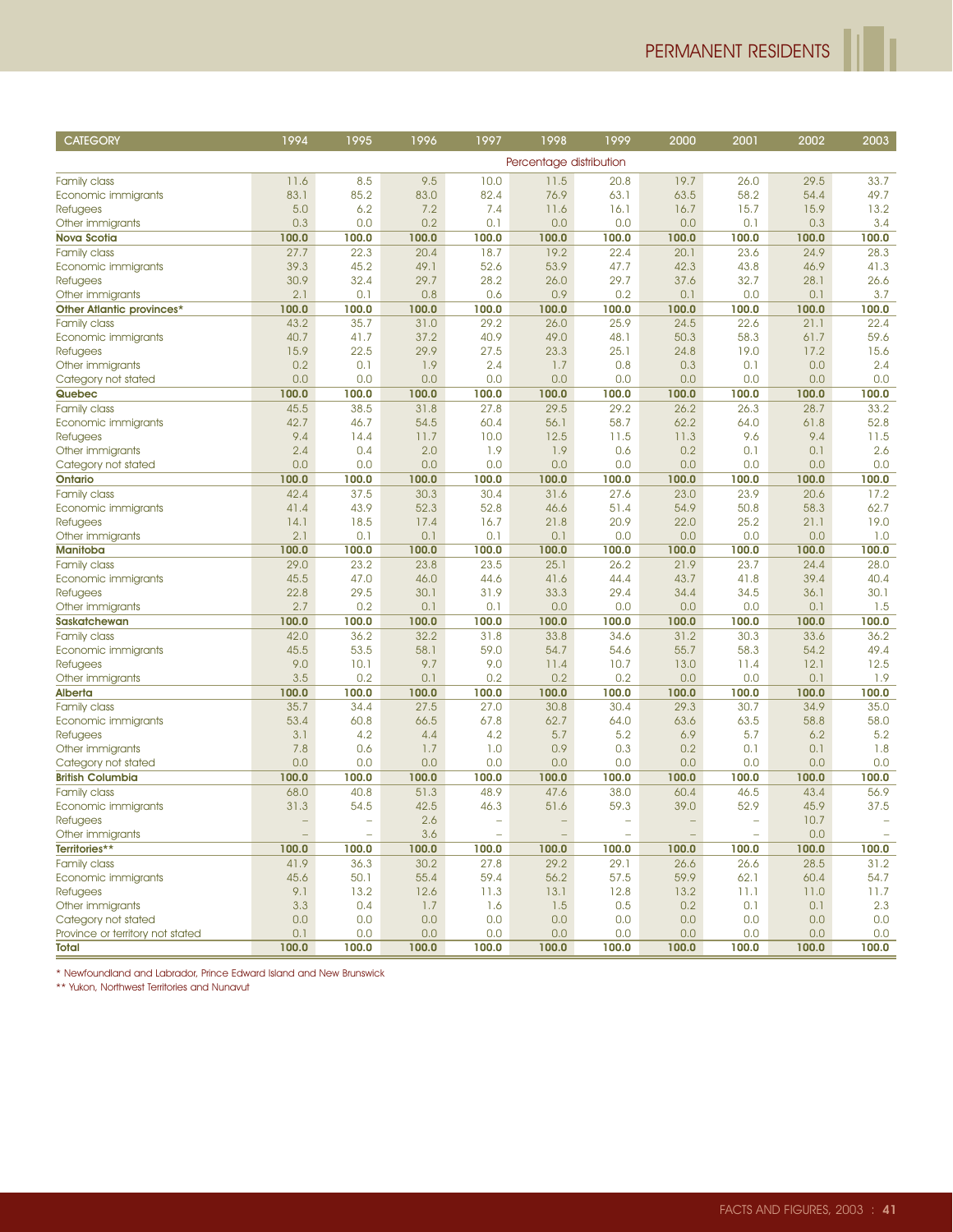| CATEGORY | 1994 | 1995 | 1996 | 1997 | 1998 | 1999 | 2000 | 2001 | 2002 | 2003 |
|---|---|---|---|---|---|---|---|---|---|---|
| | Percentage distribution | | | | | | | | | |
| Family class | 11.6 | 8.5 | 9.5 | 10.0 | 11.5 | 20.8 | 19.7 | 26.0 | 29.5 | 33.7 |
| Economic immigrants | 83.1 | 85.2 | 83.0 | 82.4 | 76.9 | 63.1 | 63.5 | 58.2 | 54.4 | 49.7 |
| Refugees | 5.0 | 6.2 | 7.2 | 7.4 | 11.6 | 16.1 | 16.7 | 15.7 | 15.9 | 13.2 |
| Other immigrants | 0.3 | 0.0 | 0.2 | 0.1 | 0.0 | 0.0 | 0.0 | 0.1 | 0.3 | 3.4 |
| **Nova Scotia** | **100.0** | **100.0** | **100.0** | **100.0** | **100.0** | **100.0** | **100.0** | **100.0** | **100.0** | **100.0** |
| Family class | 27.7 | 22.3 | 20.4 | 18.7 | 19.2 | 22.4 | 20.1 | 23.6 | 24.9 | 28.3 |
| Economic immigrants | 39.3 | 45.2 | 49.1 | 52.6 | 53.9 | 47.7 | 42.3 | 43.8 | 46.9 | 41.3 |
| Refugees | 30.9 | 32.4 | 29.7 | 28.2 | 26.0 | 29.7 | 37.6 | 32.7 | 28.1 | 26.6 |
| Other immigrants | 2.1 | 0.1 | 0.8 | 0.6 | 0.9 | 0.2 | 0.1 | 0.0 | 0.1 | 3.7 |
| **Other Atlantic provinces*** | **100.0** | **100.0** | **100.0** | **100.0** | **100.0** | **100.0** | **100.0** | **100.0** | **100.0** | **100.0** |
| Family class | 43.2 | 35.7 | 31.0 | 29.2 | 26.0 | 25.9 | 24.5 | 22.6 | 21.1 | 22.4 |
| Economic immigrants | 40.7 | 41.7 | 37.2 | 40.9 | 49.0 | 48.1 | 50.3 | 58.3 | 61.7 | 59.6 |
| Refugees | 15.9 | 22.5 | 29.9 | 27.5 | 23.3 | 25.1 | 24.8 | 19.0 | 17.2 | 15.6 |
| Other immigrants | 0.2 | 0.1 | 1.9 | 2.4 | 1.7 | 0.8 | 0.3 | 0.1 | 0.0 | 2.4 |
| Category not stated | 0.0 | 0.0 | 0.0 | 0.0 | 0.0 | 0.0 | 0.0 | 0.0 | 0.0 | 0.0 |
| **Quebec** | **100.0** | **100.0** | **100.0** | **100.0** | **100.0** | **100.0** | **100.0** | **100.0** | **100.0** | **100.0** |
| Family class | 45.5 | 38.5 | 31.8 | 27.8 | 29.5 | 29.2 | 26.2 | 26.3 | 28.7 | 33.2 |
| Economic immigrants | 42.7 | 46.7 | 54.5 | 60.4 | 56.1 | 58.7 | 62.2 | 64.0 | 61.8 | 52.8 |
| Refugees | 9.4 | 14.4 | 11.7 | 10.0 | 12.5 | 11.5 | 11.3 | 9.6 | 9.4 | 11.5 |
| Other immigrants | 2.4 | 0.4 | 2.0 | 1.9 | 1.9 | 0.6 | 0.2 | 0.1 | 0.1 | 2.6 |
| Category not stated | 0.0 | 0.0 | 0.0 | 0.0 | 0.0 | 0.0 | 0.0 | 0.0 | 0.0 | 0.0 |
| **Ontario** | **100.0** | **100.0** | **100.0** | **100.0** | **100.0** | **100.0** | **100.0** | **100.0** | **100.0** | **100.0** |
| Family class | 42.4 | 37.5 | 30.3 | 30.4 | 31.6 | 27.6 | 23.0 | 23.9 | 20.6 | 17.2 |
| Economic immigrants | 41.4 | 43.9 | 52.3 | 52.8 | 46.6 | 51.4 | 54.9 | 50.8 | 58.3 | 62.7 |
| Refugees | 14.1 | 18.5 | 17.4 | 16.7 | 21.8 | 20.9 | 22.0 | 25.2 | 21.1 | 19.0 |
| Other immigrants | 2.1 | 0.1 | 0.1 | 0.1 | 0.1 | 0.0 | 0.0 | 0.0 | 0.0 | 1.0 |
| **Manitoba** | **100.0** | **100.0** | **100.0** | **100.0** | **100.0** | **100.0** | **100.0** | **100.0** | **100.0** | **100.0** |
| Family class | 29.0 | 23.2 | 23.8 | 23.5 | 25.1 | 26.2 | 21.9 | 23.7 | 24.4 | 28.0 |
| Economic immigrants | 45.5 | 47.0 | 46.0 | 44.6 | 41.6 | 44.4 | 43.7 | 41.8 | 39.4 | 40.4 |
| Refugees | 22.8 | 29.5 | 30.1 | 31.9 | 33.3 | 29.4 | 34.4 | 34.5 | 36.1 | 30.1 |
| Other immigrants | 2.7 | 0.2 | 0.1 | 0.1 | 0.0 | 0.0 | 0.0 | 0.0 | 0.1 | 1.5 |
| **Saskatchewan** | **100.0** | **100.0** | **100.0** | **100.0** | **100.0** | **100.0** | **100.0** | **100.0** | **100.0** | **100.0** |
| Family class | 42.0 | 36.2 | 32.2 | 31.8 | 33.8 | 34.6 | 31.2 | 30.3 | 33.6 | 36.2 |
| Economic immigrants | 45.5 | 53.5 | 58.1 | 59.0 | 54.7 | 54.6 | 55.7 | 58.3 | 54.2 | 49.4 |
| Refugees | 9.0 | 10.1 | 9.7 | 9.0 | 11.4 | 10.7 | 13.0 | 11.4 | 12.1 | 12.5 |
| Other immigrants | 3.5 | 0.2 | 0.1 | 0.2 | 0.2 | 0.2 | 0.0 | 0.0 | 0.1 | 1.9 |
| **Alberta** | **100.0** | **100.0** | **100.0** | **100.0** | **100.0** | **100.0** | **100.0** | **100.0** | **100.0** | **100.0** |
| Family class | 35.7 | 34.4 | 27.5 | 27.0 | 30.8 | 30.4 | 29.3 | 30.7 | 34.9 | 35.0 |
| Economic immigrants | 53.4 | 60.8 | 66.5 | 67.8 | 62.7 | 64.0 | 63.6 | 63.5 | 58.8 | 58.0 |
| Refugees | 3.1 | 4.2 | 4.4 | 4.2 | 5.7 | 5.2 | 6.9 | 5.7 | 6.2 | 5.2 |
| Other immigrants | 7.8 | 0.6 | 1.7 | 1.0 | 0.9 | 0.3 | 0.2 | 0.1 | 0.1 | 1.8 |
| Category not stated | 0.0 | 0.0 | 0.0 | 0.0 | 0.0 | 0.0 | 0.0 | 0.0 | 0.0 | 0.0 |
| **British Columbia** | **100.0** | **100.0** | **100.0** | **100.0** | **100.0** | **100.0** | **100.0** | **100.0** | **100.0** | **100.0** |
| Family class | 68.0 | 40.8 | 51.3 | 48.9 | 47.6 | 38.0 | 60.4 | 46.5 | 43.4 | 56.9 |
| Economic immigrants | 31.3 | 54.5 | 42.5 | 46.3 | 51.6 | 59.3 | 39.0 | 52.9 | 45.9 | 37.5 |
| Refugees | – | – | 2.6 | – | – | – | – | – | 10.7 | – |
| Other immigrants | – | – | 3.6 | – | – | – | – | – | 0.0 | – |
| **Territories**** | **100.0** | **100.0** | **100.0** | **100.0** | **100.0** | **100.0** | **100.0** | **100.0** | **100.0** | **100.0** |
| Family class | 41.9 | 36.3 | 30.2 | 27.8 | 29.2 | 29.1 | 26.6 | 26.6 | 28.5 | 31.2 |
| Economic immigrants | 45.6 | 50.1 | 55.4 | 59.4 | 56.2 | 57.5 | 59.9 | 62.1 | 60.4 | 54.7 |
| Refugees | 9.1 | 13.2 | 12.6 | 11.3 | 13.1 | 12.8 | 13.2 | 11.1 | 11.0 | 11.7 |
| Other immigrants | 3.3 | 0.4 | 1.7 | 1.6 | 1.5 | 0.5 | 0.2 | 0.1 | 0.1 | 2.3 |
| Category not stated | 0.0 | 0.0 | 0.0 | 0.0 | 0.0 | 0.0 | 0.0 | 0.0 | 0.0 | 0.0 |
| Province or territory not stated | 0.1 | 0.0 | 0.0 | 0.0 | 0.0 | 0.0 | 0.0 | 0.0 | 0.0 | 0.0 |
| **Total** | **100.0** | **100.0** | **100.0** | **100.0** | **100.0** | **100.0** | **100.0** | **100.0** | **100.0** | **100.0** |

* Newfoundland and Labrador, Prince Edward Island and New Brunswick

** Yukon, Northwest Territories and Nunavut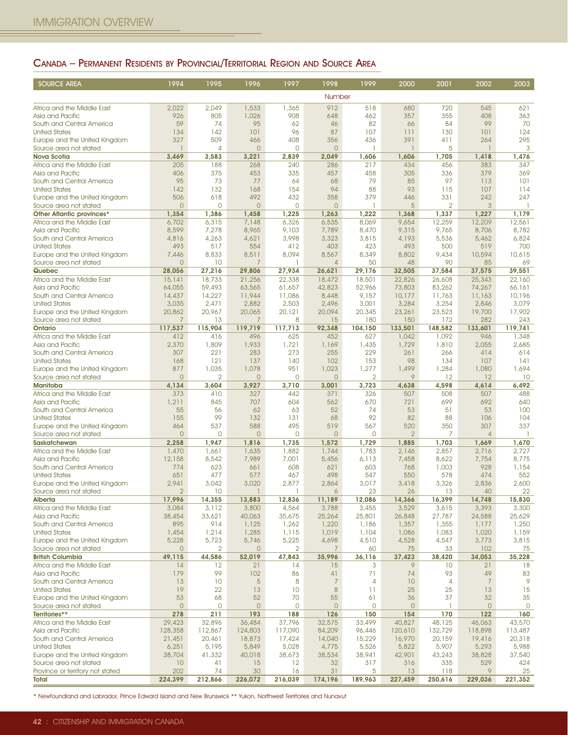## Canada – Permanent Residents by Provincial/Territorial Region and Source Area

| SOURCE AREA | 1994 | 1995 | 1996 | 1997 | 1998 | 1999 | 2000 | 2001 | 2002 | 2003 |
|---|---|---|---|---|---|---|---|---|---|---|
| | | | | | Number | | | | | |
| Africa and the Middle East | 2,022 | 2,049 | 1,533 | 1,365 | 912 | 518 | 680 | 720 | 545 | 621 |
| Asia and Pacific | 926 | 805 | 1,026 | 908 | 648 | 462 | 357 | 355 | 408 | 363 |
| South and Central America | 59 | 74 | 95 | 62 | 46 | 82 | 66 | 84 | 99 | 70 |
| United States | 134 | 142 | 101 | 96 | 87 | 107 | 111 | 130 | 101 | 124 |
| Europe and the United Kingdom | 327 | 509 | 466 | 408 | 356 | 436 | 391 | 411 | 264 | 295 |
| Source area not stated | 1 | 4 | 0 | 0 | 0 | 1 | 1 | 5 | 1 | 3 |
| **Nova Scotia** | **3,469** | **3,583** | **3,221** | **2,839** | **2,049** | **1,606** | **1,606** | **1,705** | **1,418** | **1,476** |
| Africa and the Middle East | 205 | 188 | 268 | 240 | 286 | 217 | 434 | 456 | 383 | 347 |
| Asia and Pacific | 406 | 375 | 453 | 335 | 457 | 458 | 305 | 336 | 379 | 369 |
| South and Central America | 95 | 73 | 77 | 64 | 68 | 79 | 85 | 97 | 113 | 101 |
| United States | 142 | 132 | 168 | 154 | 94 | 88 | 93 | 115 | 107 | 114 |
| Europe and the United Kingdom | 506 | 618 | 492 | 432 | 358 | 379 | 446 | 331 | 242 | 247 |
| Source area not stated | 0 | 0 | 0 | 0 | 0 | 1 | 5 | 2 | 3 | 1 |
| **Other Atlantic provinces*** | **1,354** | **1,386** | **1,458** | **1,225** | **1,263** | **1,222** | **1,368** | **1,337** | **1,227** | **1,179** |
| Africa and the Middle East | 6,702 | 6,315 | 7,148 | 6,326 | 6,535 | 8,069 | 9,654 | 12,259 | 12,209 | 12,561 |
| Asia and Pacific | 8,599 | 7,278 | 8,965 | 9,103 | 7,789 | 8,470 | 9,315 | 9,765 | 8,706 | 8,782 |
| South and Central America | 4,816 | 4,263 | 4,621 | 3,998 | 3,323 | 3,815 | 4,193 | 5,536 | 5,462 | 6,824 |
| United States | 493 | 517 | 554 | 412 | 403 | 423 | 493 | 500 | 519 | 700 |
| Europe and the United Kingdom | 7,446 | 8,833 | 8,511 | 8,094 | 8,567 | 8,349 | 8,802 | 9,434 | 10,594 | 10,615 |
| Source area not stated | 0 | 10 | 7 | 1 | 4 | 50 | 48 | 90 | 85 | 69 |
| **Quebec** | **28,056** | **27,216** | **29,806** | **27,934** | **26,621** | **29,176** | **32,505** | **37,584** | **37,575** | **39,551** |
| Africa and the Middle East | 15,141 | 18,733 | 21,256 | 22,338 | 18,472 | 18,501 | 22,826 | 26,608 | 25,343 | 22,160 |
| Asia and Pacific | 64,055 | 59,493 | 63,565 | 61,657 | 42,823 | 52,966 | 73,803 | 83,262 | 74,267 | 66,161 |
| South and Central America | 14,437 | 14,227 | 11,944 | 11,086 | 8,448 | 9,157 | 10,177 | 11,763 | 11,163 | 10,196 |
| United States | 3,035 | 2,471 | 2,882 | 2,503 | 2,496 | 3,001 | 3,284 | 3,254 | 2,846 | 3,079 |
| Europe and the United Kingdom | 20,862 | 20,967 | 20,065 | 20,121 | 20,094 | 20,345 | 23,261 | 23,523 | 19,700 | 17,902 |
| Source area not stated | 7 | 13 | 7 | 8 | 15 | 180 | 150 | 172 | 282 | 243 |
| **Ontario** | **117,537** | **115,904** | **119,719** | **117,713** | **92,348** | **104,150** | **133,501** | **148,582** | **133,601** | **119,741** |
| Africa and the Middle East | 412 | 416 | 496 | 625 | 452 | 627 | 1,042 | 1,092 | 946 | 1,348 |
| Asia and Pacific | 2,370 | 1,809 | 1,933 | 1,721 | 1,169 | 1,435 | 1,729 | 1,810 | 2,055 | 2,685 |
| South and Central America | 307 | 221 | 283 | 273 | 255 | 229 | 261 | 266 | 414 | 614 |
| United States | 168 | 121 | 137 | 140 | 102 | 153 | 98 | 134 | 107 | 141 |
| Europe and the United Kingdom | 877 | 1,035 | 1,078 | 951 | 1,023 | 1,277 | 1,499 | 1,284 | 1,080 | 1,694 |
| Source area not stated | 0 | 2 | 0 | 0 | 0 | 2 | 9 | 12 | 12 | 10 |
| **Manitoba** | **4,134** | **3,604** | **3,927** | **3,710** | **3,001** | **3,723** | **4,638** | **4,598** | **4,614** | **6,492** |
| Africa and the Middle East | 373 | 410 | 327 | 442 | 371 | 326 | 507 | 508 | 507 | 488 |
| Asia and Pacific | 1,211 | 845 | 707 | 604 | 562 | 670 | 721 | 699 | 692 | 640 |
| South and Central America | 55 | 56 | 62 | 63 | 52 | 74 | 53 | 51 | 53 | 100 |
| United States | 155 | 99 | 132 | 131 | 68 | 92 | 82 | 88 | 106 | 104 |
| Europe and the United Kingdom | 464 | 537 | 588 | 495 | 519 | 567 | 520 | 350 | 307 | 337 |
| Source area not stated | 0 | 0 | 0 | 0 | 0 | 0 | 2 | 7 | 4 | 1 |
| **Saskatchewan** | **2,258** | **1,947** | **1,816** | **1,735** | **1,572** | **1,729** | **1,885** | **1,703** | **1,669** | **1,670** |
| Africa and the Middle East | 1,470 | 1,661 | 1,635 | 1,882 | 1,744 | 1,783 | 2,146 | 2,857 | 2,716 | 2,727 |
| Asia and Pacific | 12,158 | 8,542 | 7,989 | 7,001 | 5,456 | 6,113 | 7,458 | 8,622 | 7,754 | 8,775 |
| South and Central America | 774 | 623 | 661 | 608 | 621 | 603 | 768 | 1,003 | 928 | 1,154 |
| United States | 651 | 477 | 577 | 467 | 498 | 547 | 550 | 578 | 474 | 552 |
| Europe and the United Kingdom | 2,941 | 3,042 | 3,020 | 2,877 | 2,864 | 3,017 | 3,418 | 3,326 | 2,836 | 2,600 |
| Source area not stated | 2 | 10 | 1 | 1 | 6 | 23 | 26 | 13 | 40 | 22 |
| **Alberta** | **17,996** | **14,355** | **13,883** | **12,836** | **11,189** | **12,086** | **14,366** | **16,399** | **14,748** | **15,830** |
| Africa and the Middle East | 3,084 | 3,112 | 3,800 | 4,564 | 3,788 | 3,455 | 3,529 | 3,615 | 3,393 | 3,300 |
| Asia and Pacific | 38,454 | 33,621 | 40,063 | 35,675 | 25,264 | 25,801 | 26,848 | 27,787 | 24,588 | 25,629 |
| South and Central America | 895 | 914 | 1,125 | 1,262 | 1,220 | 1,186 | 1,357 | 1,355 | 1,177 | 1,250 |
| United States | 1,454 | 1,214 | 1,285 | 1,115 | 1,019 | 1,104 | 1,086 | 1,083 | 1,020 | 1,159 |
| Europe and the United Kingdom | 5,228 | 5,723 | 5,746 | 5,225 | 4,698 | 4,510 | 4,528 | 4,547 | 3,773 | 3,815 |
| Source area not stated | 0 | 2 | 0 | 2 | 7 | 60 | 75 | 33 | 102 | 75 |
| **British Columbia** | **49,115** | **44,586** | **52,019** | **47,843** | **35,996** | **36,116** | **37,423** | **38,420** | **34,053** | **35,228** |
| Africa and the Middle East | 14 | 12 | 21 | 14 | 15 | 3 | 9 | 10 | 21 | 18 |
| Asia and Pacific | 179 | 99 | 102 | 86 | 41 | 71 | 74 | 93 | 49 | 83 |
| South and Central America | 13 | 10 | 5 | 8 | 7 | 4 | 10 | 4 | 7 | 9 |
| United States | 19 | 22 | 13 | 10 | 8 | 11 | 25 | 25 | 13 | 15 |
| Europe and the United Kingdom | 53 | 68 | 52 | 70 | 55 | 61 | 36 | 37 | 32 | 35 |
| Source area not stated | 0 | 0 | 0 | 0 | 0 | 0 | 0 | 1 | 0 | 0 |
| **Territories**** | **278** | **211** | **193** | **188** | **126** | **150** | **154** | **170** | **122** | **160** |
| Africa and the Middle East | 29,423 | 32,896 | 36,484 | 37,796 | 32,575 | 33,499 | 40,827 | 48,125 | 46,063 | 43,570 |
| Asia and Pacific | 128,358 | 112,867 | 124,803 | 117,090 | 84,209 | 96,446 | 120,610 | 132,729 | 118,898 | 113,487 |
| South and Central America | 21,451 | 20,461 | 18,873 | 17,424 | 14,040 | 15,229 | 16,970 | 20,159 | 19,416 | 20,318 |
| United States | 6,251 | 5,195 | 5,849 | 5,028 | 4,775 | 5,526 | 5,822 | 5,907 | 5,293 | 5,988 |
| Europe and the United Kingdom | 38,704 | 41,332 | 40,018 | 38,673 | 38,534 | 38,941 | 42,901 | 43,243 | 38,828 | 37,540 |
| Source area not stated | 10 | 41 | 15 | 12 | 32 | 317 | 316 | 335 | 529 | 424 |
| Province or territory not stated | 202 | 74 | 30 | 16 | 31 | 5 | 13 | 118 | 9 | 25 |
| **Total** | **224,399** | **212,866** | **226,072** | **216,039** | **174,196** | **189,963** | **227,459** | **250,616** | **229,036** | **221,352** |

* Newfoundland and Labrador, Prince Edward Island and New Brunswick ** Yukon, Northwest Territories and Nunavut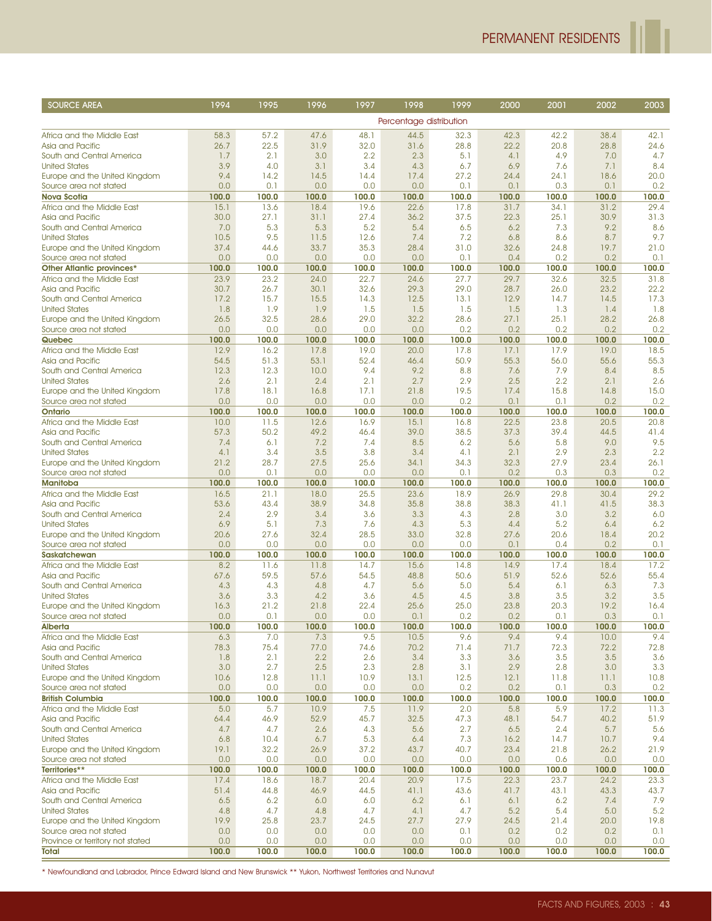| SOURCE AREA | 1994 | 1995 | 1996 | 1997 | 1998 | 1999 | 2000 | 2001 | 2002 | 2003 |
|---|---|---|---|---|---|---|---|---|---|---|
| | Percentage distribution | | | | | | | | | |
| Africa and the Middle East | 58.3 | 57.2 | 47.6 | 48.1 | 44.5 | 32.3 | 42.3 | 42.2 | 38.4 | 42.1 |
| Asia and Pacific | 26.7 | 22.5 | 31.9 | 32.0 | 31.6 | 28.8 | 22.2 | 20.8 | 28.8 | 24.6 |
| South and Central America | 1.7 | 2.1 | 3.0 | 2.2 | 2.3 | 5.1 | 4.1 | 4.9 | 7.0 | 4.7 |
| United States | 3.9 | 4.0 | 3.1 | 3.4 | 4.3 | 6.7 | 6.9 | 7.6 | 7.1 | 8.4 |
| Europe and the United Kingdom | 9.4 | 14.2 | 14.5 | 14.4 | 17.4 | 27.2 | 24.4 | 24.1 | 18.6 | 20.0 |
| Source area not stated | 0.0 | 0.1 | 0.0 | 0.0 | 0.0 | 0.1 | 0.1 | 0.3 | 0.1 | 0.2 |
| **Nova Scotia** | **100.0** | **100.0** | **100.0** | **100.0** | **100.0** | **100.0** | **100.0** | **100.0** | **100.0** | **100.0** |
| Africa and the Middle East | 15.1 | 13.6 | 18.4 | 19.6 | 22.6 | 17.8 | 31.7 | 34.1 | 31.2 | 29.4 |
| Asia and Pacific | 30.0 | 27.1 | 31.1 | 27.4 | 36.2 | 37.5 | 22.3 | 25.1 | 30.9 | 31.3 |
| South and Central America | 7.0 | 5.3 | 5.3 | 5.2 | 5.4 | 6.5 | 6.2 | 7.3 | 9.2 | 8.6 |
| United States | 10.5 | 9.5 | 11.5 | 12.6 | 7.4 | 7.2 | 6.8 | 8.6 | 8.7 | 9.7 |
| Europe and the United Kingdom | 37.4 | 44.6 | 33.7 | 35.3 | 28.4 | 31.0 | 32.6 | 24.8 | 19.7 | 21.0 |
| Source area not stated | 0.0 | 0.0 | 0.0 | 0.0 | 0.0 | 0.1 | 0.4 | 0.2 | 0.2 | 0.1 |
| **Other Atlantic provinces*** | **100.0** | **100.0** | **100.0** | **100.0** | **100.0** | **100.0** | **100.0** | **100.0** | **100.0** | **100.0** |
| Africa and the Middle East | 23.9 | 23.2 | 24.0 | 22.7 | 24.6 | 27.7 | 29.7 | 32.6 | 32.5 | 31.8 |
| Asia and Pacific | 30.7 | 26.7 | 30.1 | 32.6 | 29.3 | 29.0 | 28.7 | 26.0 | 23.2 | 22.2 |
| South and Central America | 17.2 | 15.7 | 15.5 | 14.3 | 12.5 | 13.1 | 12.9 | 14.7 | 14.5 | 17.3 |
| United States | 1.8 | 1.9 | 1.9 | 1.5 | 1.5 | 1.5 | 1.5 | 1.3 | 1.4 | 1.8 |
| Europe and the United Kingdom | 26.5 | 32.5 | 28.6 | 29.0 | 32.2 | 28.6 | 27.1 | 25.1 | 28.2 | 26.8 |
| Source area not stated | 0.0 | 0.0 | 0.0 | 0.0 | 0.0 | 0.2 | 0.2 | 0.2 | 0.2 | 0.2 |
| **Quebec** | **100.0** | **100.0** | **100.0** | **100.0** | **100.0** | **100.0** | **100.0** | **100.0** | **100.0** | **100.0** |
| Africa and the Middle East | 12.9 | 16.2 | 17.8 | 19.0 | 20.0 | 17.8 | 17.1 | 17.9 | 19.0 | 18.5 |
| Asia and Pacific | 54.5 | 51.3 | 53.1 | 52.4 | 46.4 | 50.9 | 55.3 | 56.0 | 55.6 | 55.3 |
| South and Central America | 12.3 | 12.3 | 10.0 | 9.4 | 9.2 | 8.8 | 7.6 | 7.9 | 8.4 | 8.5 |
| United States | 2.6 | 2.1 | 2.4 | 2.1 | 2.7 | 2.9 | 2.5 | 2.2 | 2.1 | 2.6 |
| Europe and the United Kingdom | 17.8 | 18.1 | 16.8 | 17.1 | 21.8 | 19.5 | 17.4 | 15.8 | 14.8 | 15.0 |
| Source area not stated | 0.0 | 0.0 | 0.0 | 0.0 | 0.0 | 0.2 | 0.1 | 0.1 | 0.2 | 0.2 |
| **Ontario** | **100.0** | **100.0** | **100.0** | **100.0** | **100.0** | **100.0** | **100.0** | **100.0** | **100.0** | **100.0** |
| Africa and the Middle East | 10.0 | 11.5 | 12.6 | 16.9 | 15.1 | 16.8 | 22.5 | 23.8 | 20.5 | 20.8 |
| Asia and Pacific | 57.3 | 50.2 | 49.2 | 46.4 | 39.0 | 38.5 | 37.3 | 39.4 | 44.5 | 41.4 |
| South and Central America | 7.4 | 6.1 | 7.2 | 7.4 | 8.5 | 6.2 | 5.6 | 5.8 | 9.0 | 9.5 |
| United States | 4.1 | 3.4 | 3.5 | 3.8 | 3.4 | 4.1 | 2.1 | 2.9 | 2.3 | 2.2 |
| Europe and the United Kingdom | 21.2 | 28.7 | 27.5 | 25.6 | 34.1 | 34.3 | 32.3 | 27.9 | 23.4 | 26.1 |
| Source area not stated | 0.0 | 0.1 | 0.0 | 0.0 | 0.0 | 0.1 | 0.2 | 0.3 | 0.3 | 0.2 |
| **Manitoba** | **100.0** | **100.0** | **100.0** | **100.0** | **100.0** | **100.0** | **100.0** | **100.0** | **100.0** | **100.0** |
| Africa and the Middle East | 16.5 | 21.1 | 18.0 | 25.5 | 23.6 | 18.9 | 26.9 | 29.8 | 30.4 | 29.2 |
| Asia and Pacific | 53.6 | 43.4 | 38.9 | 34.8 | 35.8 | 38.8 | 38.3 | 41.1 | 41.5 | 38.3 |
| South and Central America | 2.4 | 2.9 | 3.4 | 3.6 | 3.3 | 4.3 | 2.8 | 3.0 | 3.2 | 6.0 |
| United States | 6.9 | 5.1 | 7.3 | 7.6 | 4.3 | 5.3 | 4.4 | 5.2 | 6.4 | 6.2 |
| Europe and the United Kingdom | 20.6 | 27.6 | 32.4 | 28.5 | 33.0 | 32.8 | 27.6 | 20.6 | 18.4 | 20.2 |
| Source area not stated | 0.0 | 0.0 | 0.0 | 0.0 | 0.0 | 0.0 | 0.1 | 0.4 | 0.2 | 0.1 |
| **Saskatchewan** | **100.0** | **100.0** | **100.0** | **100.0** | **100.0** | **100.0** | **100.0** | **100.0** | **100.0** | **100.0** |
| Africa and the Middle East | 8.2 | 11.6 | 11.8 | 14.7 | 15.6 | 14.8 | 14.9 | 17.4 | 18.4 | 17.2 |
| Asia and Pacific | 67.6 | 59.5 | 57.6 | 54.5 | 48.8 | 50.6 | 51.9 | 52.6 | 52.6 | 55.4 |
| South and Central America | 4.3 | 4.3 | 4.8 | 4.7 | 5.6 | 5.0 | 5.4 | 6.1 | 6.3 | 7.3 |
| United States | 3.6 | 3.3 | 4.2 | 3.6 | 4.5 | 4.5 | 3.8 | 3.5 | 3.2 | 3.5 |
| Europe and the United Kingdom | 16.3 | 21.2 | 21.8 | 22.4 | 25.6 | 25.0 | 23.8 | 20.3 | 19.2 | 16.4 |
| Source area not stated | 0.0 | 0.1 | 0.0 | 0.0 | 0.1 | 0.2 | 0.2 | 0.1 | 0.3 | 0.1 |
| **Alberta** | **100.0** | **100.0** | **100.0** | **100.0** | **100.0** | **100.0** | **100.0** | **100.0** | **100.0** | **100.0** |
| Africa and the Middle East | 6.3 | 7.0 | 7.3 | 9.5 | 10.5 | 9.6 | 9.4 | 9.4 | 10.0 | 9.4 |
| Asia and Pacific | 78.3 | 75.4 | 77.0 | 74.6 | 70.2 | 71.4 | 71.7 | 72.3 | 72.2 | 72.8 |
| South and Central America | 1.8 | 2.1 | 2.2 | 2.6 | 3.4 | 3.3 | 3.6 | 3.5 | 3.5 | 3.6 |
| United States | 3.0 | 2.7 | 2.5 | 2.3 | 2.8 | 3.1 | 2.9 | 2.8 | 3.0 | 3.3 |
| Europe and the United Kingdom | 10.6 | 12.8 | 11.1 | 10.9 | 13.1 | 12.5 | 12.1 | 11.8 | 11.1 | 10.8 |
| Source area not stated | 0.0 | 0.0 | 0.0 | 0.0 | 0.0 | 0.2 | 0.2 | 0.1 | 0.3 | 0.2 |
| **British Columbia** | **100.0** | **100.0** | **100.0** | **100.0** | **100.0** | **100.0** | **100.0** | **100.0** | **100.0** | **100.0** |
| Africa and the Middle East | 5.0 | 5.7 | 10.9 | 7.5 | 11.9 | 2.0 | 5.8 | 5.9 | 17.2 | 11.3 |
| Asia and Pacific | 64.4 | 46.9 | 52.9 | 45.7 | 32.5 | 47.3 | 48.1 | 54.7 | 40.2 | 51.9 |
| South and Central America | 4.7 | 4.7 | 2.6 | 4.3 | 5.6 | 2.7 | 6.5 | 2.4 | 5.7 | 5.6 |
| United States | 6.8 | 10.4 | 6.7 | 5.3 | 6.4 | 7.3 | 16.2 | 14.7 | 10.7 | 9.4 |
| Europe and the United Kingdom | 19.1 | 32.2 | 26.9 | 37.2 | 43.7 | 40.7 | 23.4 | 21.8 | 26.2 | 21.9 |
| Source area not stated | 0.0 | 0.0 | 0.0 | 0.0 | 0.0 | 0.0 | 0.0 | 0.6 | 0.0 | 0.0 |
| **Territories**** | **100.0** | **100.0** | **100.0** | **100.0** | **100.0** | **100.0** | **100.0** | **100.0** | **100.0** | **100.0** |
| Africa and the Middle East | 17.4 | 18.6 | 18.7 | 20.4 | 20.9 | 17.5 | 22.3 | 23.7 | 24.2 | 23.3 |
| Asia and Pacific | 51.4 | 44.8 | 46.9 | 44.5 | 41.1 | 43.6 | 41.7 | 43.1 | 43.3 | 43.7 |
| South and Central America | 6.5 | 6.2 | 6.0 | 6.0 | 6.2 | 6.1 | 6.1 | 6.2 | 7.4 | 7.9 |
| United States | 4.8 | 4.7 | 4.8 | 4.7 | 4.1 | 4.7 | 5.2 | 5.4 | 5.0 | 5.2 |
| Europe and the United Kingdom | 19.9 | 25.8 | 23.7 | 24.5 | 27.7 | 27.9 | 24.5 | 21.4 | 20.0 | 19.8 |
| Source area not stated | 0.0 | 0.0 | 0.0 | 0.0 | 0.0 | 0.1 | 0.2 | 0.2 | 0.2 | 0.1 |
| Province or territory not stated | 0.0 | 0.0 | 0.0 | 0.0 | 0.0 | 0.0 | 0.0 | 0.0 | 0.0 | 0.0 |
| **Total** | **100.0** | **100.0** | **100.0** | **100.0** | **100.0** | **100.0** | **100.0** | **100.0** | **100.0** | **100.0** |

* Newfoundland and Labrador, Prince Edward Island and New Brunswick ** Yukon, Northwest Territories and Nunavut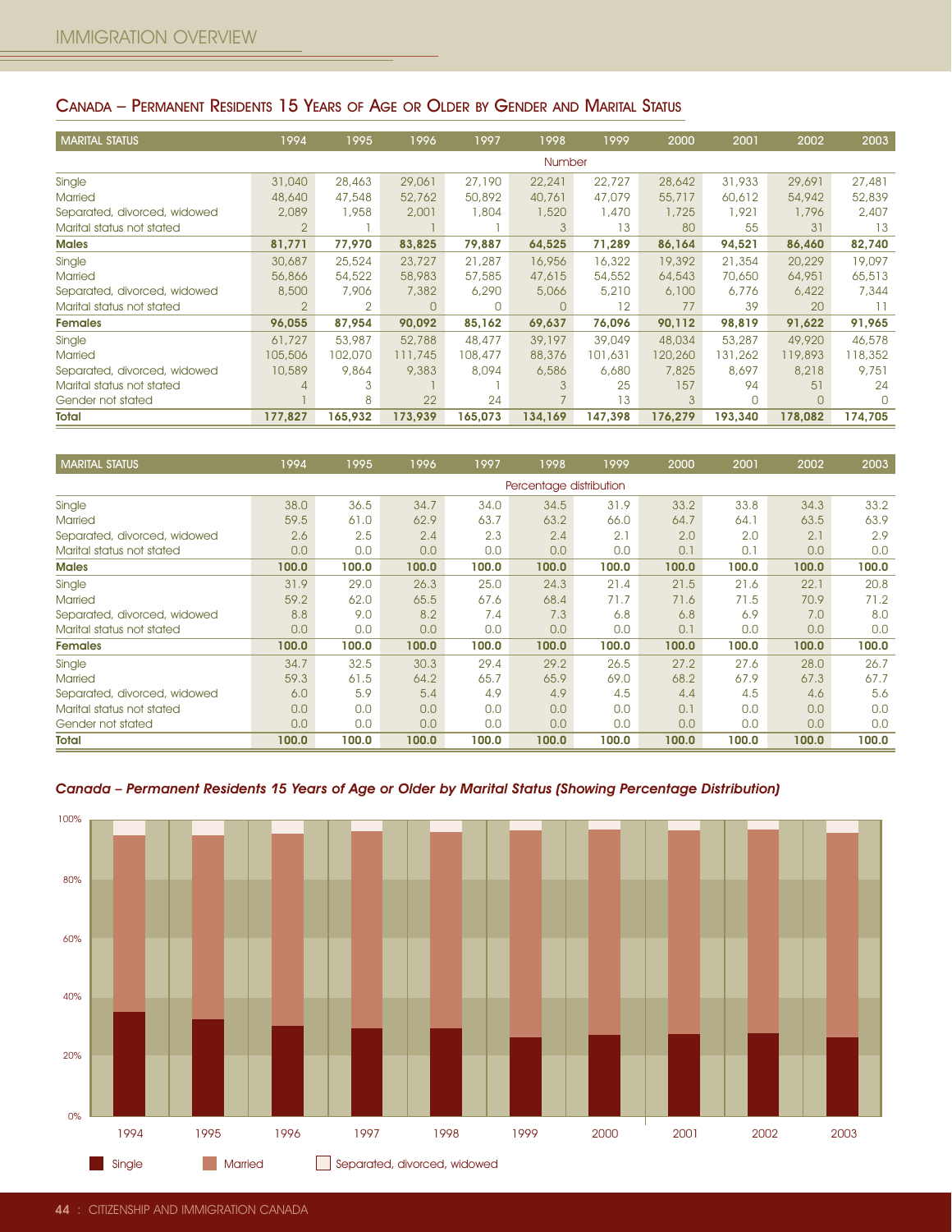## Canada – Permanent Residents 15 Years of Age or Older by Gender and Marital Status

| MARITAL STATUS | 1994 | 1995 | 1996 | 1997 | 1998 | 1999 | 2000 | 2001 | 2002 | 2003 |
|---|---|---|---|---|---|---|---|---|---|---|
| | | | | | Number | | | | | |
| Single | 31,040 | 28,463 | 29,061 | 27,190 | 22,241 | 22,727 | 28,642 | 31,933 | 29,691 | 27,481 |
| Married | 48,640 | 47,548 | 52,762 | 50,892 | 40,761 | 47,079 | 55,717 | 60,612 | 54,942 | 52,839 |
| Separated, divorced, widowed | 2,089 | 1,958 | 2,001 | 1,804 | 1,520 | 1,470 | 1,725 | 1,921 | 1,796 | 2,407 |
| Marital status not stated | 2 | 1 | 1 | 1 | 3 | 13 | 80 | 55 | 31 | 13 |
| **Males** | **81,771** | **77,970** | **83,825** | **79,887** | **64,525** | **71,289** | **86,164** | **94,521** | **86,460** | **82,740** |
| Single | 30,687 | 25,524 | 23,727 | 21,287 | 16,956 | 16,322 | 19,392 | 21,354 | 20,229 | 19,097 |
| Married | 56,866 | 54,522 | 58,983 | 57,585 | 47,615 | 54,552 | 64,543 | 70,650 | 64,951 | 65,513 |
| Separated, divorced, widowed | 8,500 | 7,906 | 7,382 | 6,290 | 5,066 | 5,210 | 6,100 | 6,776 | 6,422 | 7,344 |
| Marital status not stated | 2 | 2 | 0 | 0 | 0 | 12 | 77 | 39 | 20 | 11 |
| **Females** | **96,055** | **87,954** | **90,092** | **85,162** | **69,637** | **76,096** | **90,112** | **98,819** | **91,622** | **91,965** |
| Single | 61,727 | 53,987 | 52,788 | 48,477 | 39,197 | 39,049 | 48,034 | 53,287 | 49,920 | 46,578 |
| Married | 105,506 | 102,070 | 111,745 | 108,477 | 88,376 | 101,631 | 120,260 | 131,262 | 119,893 | 118,352 |
| Separated, divorced, widowed | 10,589 | 9,864 | 9,383 | 8,094 | 6,586 | 6,680 | 7,825 | 8,697 | 8,218 | 9,751 |
| Marital status not stated | 4 | 3 | 1 | 1 | 3 | 25 | 157 | 94 | 51 | 24 |
| Gender not stated | 1 | 8 | 22 | 24 | 7 | 13 | 3 | 0 | 0 | 0 |
| **Total** | **177,827** | **165,932** | **173,939** | **165,073** | **134,169** | **147,398** | **176,279** | **193,340** | **178,082** | **174,705** |

| MARITAL STATUS | 1994 | 1995 | 1996 | 1997 | 1998 | 1999 | 2000 | 2001 | 2002 | 2003 |
|---|---|---|---|---|---|---|---|---|---|---|
| | | | | | Percentage distribution | | | | | |
| Single | 38.0 | 36.5 | 34.7 | 34.0 | 34.5 | 31.9 | 33.2 | 33.8 | 34.3 | 33.2 |
| Married | 59.5 | 61.0 | 62.9 | 63.7 | 63.2 | 66.0 | 64.7 | 64.1 | 63.5 | 63.9 |
| Separated, divorced, widowed | 2.6 | 2.5 | 2.4 | 2.3 | 2.4 | 2.1 | 2.0 | 2.0 | 2.1 | 2.9 |
| Marital status not stated | 0.0 | 0.0 | 0.0 | 0.0 | 0.0 | 0.0 | 0.1 | 0.1 | 0.0 | 0.0 |
| **Males** | **100.0** | **100.0** | **100.0** | **100.0** | **100.0** | **100.0** | **100.0** | **100.0** | **100.0** | **100.0** |
| Single | 31.9 | 29.0 | 26.3 | 25.0 | 24.3 | 21.4 | 21.5 | 21.6 | 22.1 | 20.8 |
| Married | 59.2 | 62.0 | 65.5 | 67.6 | 68.4 | 71.7 | 71.6 | 71.5 | 70.9 | 71.2 |
| Separated, divorced, widowed | 8.8 | 9.0 | 8.2 | 7.4 | 7.3 | 6.8 | 6.8 | 6.9 | 7.0 | 8.0 |
| Marital status not stated | 0.0 | 0.0 | 0.0 | 0.0 | 0.0 | 0.0 | 0.1 | 0.0 | 0.0 | 0.0 |
| **Females** | **100.0** | **100.0** | **100.0** | **100.0** | **100.0** | **100.0** | **100.0** | **100.0** | **100.0** | **100.0** |
| Single | 34.7 | 32.5 | 30.3 | 29.4 | 29.2 | 26.5 | 27.2 | 27.6 | 28.0 | 26.7 |
| Married | 59.3 | 61.5 | 64.2 | 65.7 | 65.9 | 69.0 | 68.2 | 67.9 | 67.3 | 67.7 |
| Separated, divorced, widowed | 6.0 | 5.9 | 5.4 | 4.9 | 4.9 | 4.5 | 4.4 | 4.5 | 4.6 | 5.6 |
| Marital status not stated | 0.0 | 0.0 | 0.0 | 0.0 | 0.0 | 0.0 | 0.1 | 0.0 | 0.0 | 0.0 |
| Gender not stated | 0.0 | 0.0 | 0.0 | 0.0 | 0.0 | 0.0 | 0.0 | 0.0 | 0.0 | 0.0 |
| **Total** | **100.0** | **100.0** | **100.0** | **100.0** | **100.0** | **100.0** | **100.0** | **100.0** | **100.0** | **100.0** |

***Canada – Permanent Residents 15 Years of Age or Older by Marital Status (Showing Percentage Distribution)***

Single | Married | Separated, divorced, widowed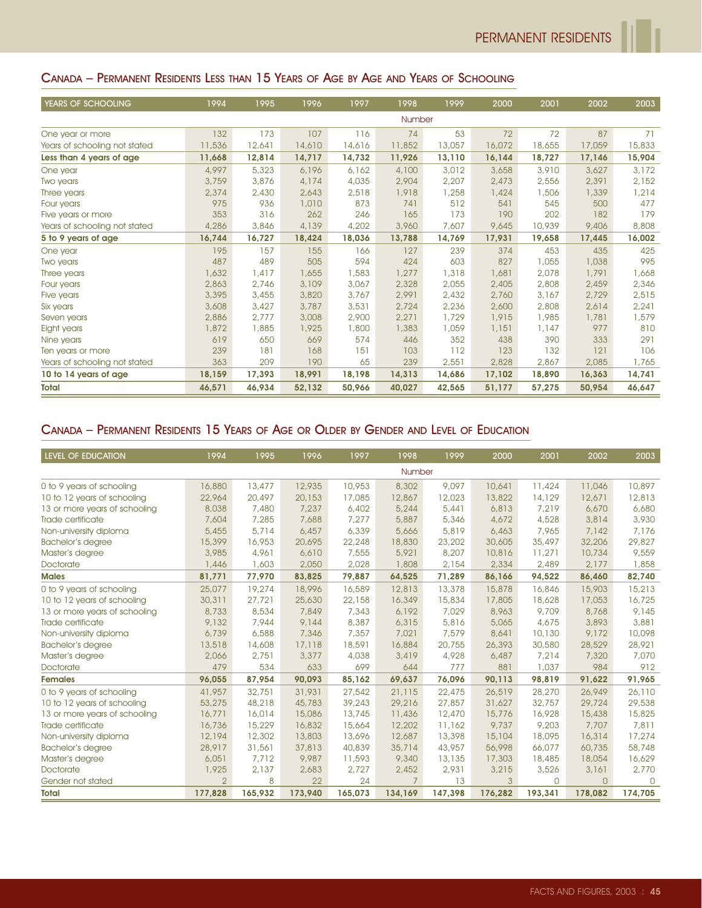## Canada – Permanent Residents Less than 15 Years of Age by Age and Years of Schooling

| Years of schooling | 1994 | 1995 | 1996 | 1997 | 1998 | 1999 | 2000 | 2001 | 2002 | 2003 |
|---|---|---|---|---|---|---|---|---|---|---|
| | | | | | Number | | | | | |
| One year or more | 132 | 173 | 107 | 116 | 74 | 53 | 72 | 72 | 87 | 71 |
| Years of schooling not stated | 11,536 | 12,641 | 14,610 | 14,616 | 11,852 | 13,057 | 16,072 | 18,655 | 17,059 | 15,833 |
| **Less than 4 years of age** | **11,668** | **12,814** | **14,717** | **14,732** | **11,926** | **13,110** | **16,144** | **18,727** | **17,146** | **15,904** |
| One year | 4,997 | 5,323 | 6,196 | 6,162 | 4,100 | 3,012 | 3,658 | 3,910 | 3,627 | 3,172 |
| Two years | 3,759 | 3,876 | 4,174 | 4,035 | 2,904 | 2,207 | 2,473 | 2,556 | 2,391 | 2,152 |
| Three years | 2,374 | 2,430 | 2,643 | 2,518 | 1,918 | 1,258 | 1,424 | 1,506 | 1,339 | 1,214 |
| Four years | 975 | 936 | 1,010 | 873 | 741 | 512 | 541 | 545 | 500 | 477 |
| Five years or more | 353 | 316 | 262 | 246 | 165 | 173 | 190 | 202 | 182 | 179 |
| Years of schooling not stated | 4,286 | 3,846 | 4,139 | 4,202 | 3,960 | 7,607 | 9,645 | 10,939 | 9,406 | 8,808 |
| **5 to 9 years of age** | **16,744** | **16,727** | **18,424** | **18,036** | **13,788** | **14,769** | **17,931** | **19,658** | **17,445** | **16,002** |
| One year | 195 | 157 | 155 | 166 | 127 | 239 | 374 | 453 | 435 | 425 |
| Two years | 487 | 489 | 505 | 594 | 424 | 603 | 827 | 1,055 | 1,038 | 995 |
| Three years | 1,632 | 1,417 | 1,655 | 1,583 | 1,277 | 1,318 | 1,681 | 2,078 | 1,791 | 1,668 |
| Four years | 2,863 | 2,746 | 3,109 | 3,067 | 2,328 | 2,055 | 2,405 | 2,808 | 2,459 | 2,346 |
| Five years | 3,395 | 3,455 | 3,820 | 3,767 | 2,991 | 2,432 | 2,760 | 3,167 | 2,729 | 2,515 |
| Six years | 3,608 | 3,427 | 3,787 | 3,531 | 2,724 | 2,236 | 2,600 | 2,808 | 2,614 | 2,241 |
| Seven years | 2,886 | 2,777 | 3,008 | 2,900 | 2,271 | 1,729 | 1,915 | 1,985 | 1,781 | 1,579 |
| Eight years | 1,872 | 1,885 | 1,925 | 1,800 | 1,383 | 1,059 | 1,151 | 1,147 | 977 | 810 |
| Nine years | 619 | 650 | 669 | 574 | 446 | 352 | 438 | 390 | 333 | 291 |
| Ten years or more | 239 | 181 | 168 | 151 | 103 | 112 | 123 | 132 | 121 | 106 |
| Years of schooling not stated | 363 | 209 | 190 | 65 | 239 | 2,551 | 2,828 | 2,867 | 2,085 | 1,765 |
| **10 to 14 years of age** | **18,159** | **17,393** | **18,991** | **18,198** | **14,313** | **14,686** | **17,102** | **18,890** | **16,363** | **14,741** |
| **Total** | **46,571** | **46,934** | **52,132** | **50,966** | **40,027** | **42,565** | **51,177** | **57,275** | **50,954** | **46,647** |

## Canada – Permanent Residents 15 Years of Age or Older by Gender and Level of Education

| Level of education | 1994 | 1995 | 1996 | 1997 | 1998 | 1999 | 2000 | 2001 | 2002 | 2003 |
|---|---|---|---|---|---|---|---|---|---|---|
| | | | | | Number | | | | | |
| 0 to 9 years of schooling | 16,880 | 13,477 | 12,935 | 10,953 | 8,302 | 9,097 | 10,641 | 11,424 | 11,046 | 10,897 |
| 10 to 12 years of schooling | 22,964 | 20,497 | 20,153 | 17,085 | 12,867 | 12,023 | 13,822 | 14,129 | 12,671 | 12,813 |
| 13 or more years of schooling | 8,038 | 7,480 | 7,237 | 6,402 | 5,244 | 5,441 | 6,813 | 7,219 | 6,670 | 6,680 |
| Trade certificate | 7,604 | 7,285 | 7,688 | 7,277 | 5,887 | 5,346 | 4,672 | 4,528 | 3,814 | 3,930 |
| Non-university diploma | 5,455 | 5,714 | 6,457 | 6,339 | 5,666 | 5,819 | 6,463 | 7,965 | 7,142 | 7,176 |
| Bachelor's degree | 15,399 | 16,953 | 20,695 | 22,248 | 18,830 | 23,202 | 30,605 | 35,497 | 32,206 | 29,827 |
| Master's degree | 3,985 | 4,961 | 6,610 | 7,555 | 5,921 | 8,207 | 10,816 | 11,271 | 10,734 | 9,559 |
| Doctorate | 1,446 | 1,603 | 2,050 | 2,028 | 1,808 | 2,154 | 2,334 | 2,489 | 2,177 | 1,858 |
| **Males** | **81,771** | **77,970** | **83,825** | **79,887** | **64,525** | **71,289** | **86,166** | **94,522** | **86,460** | **82,740** |
| 0 to 9 years of schooling | 25,077 | 19,274 | 18,996 | 16,589 | 12,813 | 13,378 | 15,878 | 16,846 | 15,903 | 15,213 |
| 10 to 12 years of schooling | 30,311 | 27,721 | 25,630 | 22,158 | 16,349 | 15,834 | 17,805 | 18,628 | 17,053 | 16,725 |
| 13 or more years of schooling | 8,733 | 8,534 | 7,849 | 7,343 | 6,192 | 7,029 | 8,963 | 9,709 | 8,768 | 9,145 |
| Trade certificate | 9,132 | 7,944 | 9,144 | 8,387 | 6,315 | 5,816 | 5,065 | 4,675 | 3,893 | 3,881 |
| Non-university diploma | 6,739 | 6,588 | 7,346 | 7,357 | 7,021 | 7,579 | 8,641 | 10,130 | 9,172 | 10,098 |
| Bachelor's degree | 13,518 | 14,608 | 17,118 | 18,591 | 16,884 | 20,755 | 26,393 | 30,580 | 28,529 | 28,921 |
| Master's degree | 2,066 | 2,751 | 3,377 | 4,038 | 3,419 | 4,928 | 6,487 | 7,214 | 7,320 | 7,070 |
| Doctorate | 479 | 534 | 633 | 699 | 644 | 777 | 881 | 1,037 | 984 | 912 |
| **Females** | **96,055** | **87,954** | **90,093** | **85,162** | **69,637** | **76,096** | **90,113** | **98,819** | **91,622** | **91,965** |
| 0 to 9 years of schooling | 41,957 | 32,751 | 31,931 | 27,542 | 21,115 | 22,475 | 26,519 | 28,270 | 26,949 | 26,110 |
| 10 to 12 years of schooling | 53,275 | 48,218 | 45,783 | 39,243 | 29,216 | 27,857 | 31,627 | 32,757 | 29,724 | 29,538 |
| 13 or more years of schooling | 16,771 | 16,014 | 15,086 | 13,745 | 11,436 | 12,470 | 15,776 | 16,928 | 15,438 | 15,825 |
| Trade certificate | 16,736 | 15,229 | 16,832 | 15,664 | 12,202 | 11,162 | 9,737 | 9,203 | 7,707 | 7,811 |
| Non-university diploma | 12,194 | 12,302 | 13,803 | 13,696 | 12,687 | 13,398 | 15,104 | 18,095 | 16,314 | 17,274 |
| Bachelor's degree | 28,917 | 31,561 | 37,813 | 40,839 | 35,714 | 43,957 | 56,998 | 66,077 | 60,735 | 58,748 |
| Master's degree | 6,051 | 7,712 | 9,987 | 11,593 | 9,340 | 13,135 | 17,303 | 18,485 | 18,054 | 16,629 |
| Doctorate | 1,925 | 2,137 | 2,683 | 2,727 | 2,452 | 2,931 | 3,215 | 3,526 | 3,161 | 2,770 |
| Gender not stated | 2 | 8 | 22 | 24 | 7 | 13 | 3 | 0 | 0 | 0 |
| **Total** | **177,828** | **165,932** | **173,940** | **165,073** | **134,169** | **147,398** | **176,282** | **193,341** | **178,082** | **174,705** |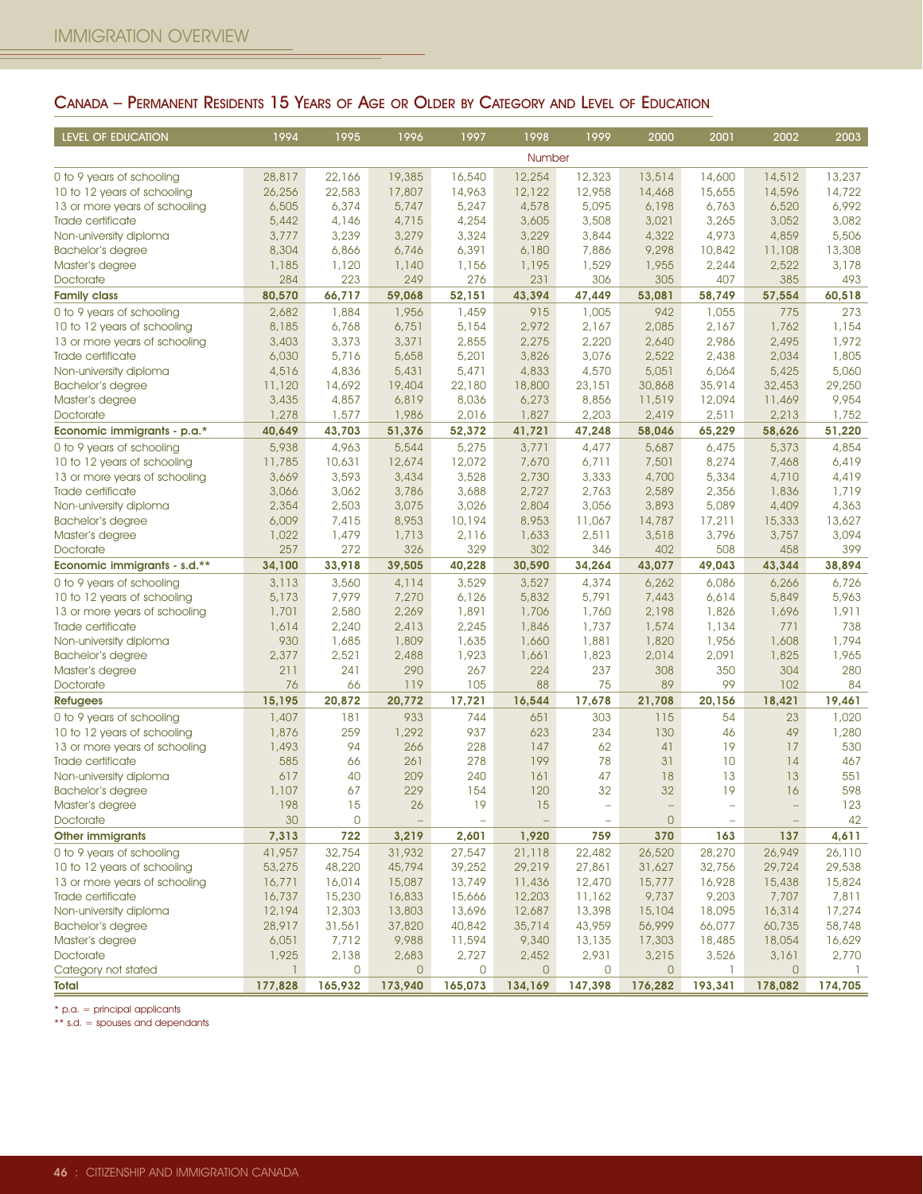## Canada – Permanent Residents 15 Years of Age or Older by Category and Level of Education

| LEVEL OF EDUCATION | 1994 | 1995 | 1996 | 1997 | 1998 | 1999 | 2000 | 2001 | 2002 | 2003 |
|---|---|---|---|---|---|---|---|---|---|---|
| | | | | | Number | | | | | |
| 0 to 9 years of schooling | 28,817 | 22,166 | 19,385 | 16,540 | 12,254 | 12,323 | 13,514 | 14,600 | 14,512 | 13,237 |
| 10 to 12 years of schooling | 26,256 | 22,583 | 17,807 | 14,963 | 12,122 | 12,958 | 14,468 | 15,655 | 14,596 | 14,722 |
| 13 or more years of schooling | 6,505 | 6,374 | 5,747 | 5,247 | 4,578 | 5,095 | 6,198 | 6,763 | 6,520 | 6,992 |
| Trade certificate | 5,442 | 4,146 | 4,715 | 4,254 | 3,605 | 3,508 | 3,021 | 3,265 | 3,052 | 3,082 |
| Non-university diploma | 3,777 | 3,239 | 3,279 | 3,324 | 3,229 | 3,844 | 4,322 | 4,973 | 4,859 | 5,506 |
| Bachelor's degree | 8,304 | 6,866 | 6,746 | 6,391 | 6,180 | 7,886 | 9,298 | 10,842 | 11,108 | 13,308 |
| Master's degree | 1,185 | 1,120 | 1,140 | 1,156 | 1,195 | 1,529 | 1,955 | 2,244 | 2,522 | 3,178 |
| Doctorate | 284 | 223 | 249 | 276 | 231 | 306 | 305 | 407 | 385 | 493 |
| **Family class** | **80,570** | **66,717** | **59,068** | **52,151** | **43,394** | **47,449** | **53,081** | **58,749** | **57,554** | **60,518** |
| 0 to 9 years of schooling | 2,682 | 1,884 | 1,956 | 1,459 | 915 | 1,005 | 942 | 1,055 | 775 | 273 |
| 10 to 12 years of schooling | 8,185 | 6,768 | 6,751 | 5,154 | 2,972 | 2,167 | 2,085 | 2,167 | 1,762 | 1,154 |
| 13 or more years of schooling | 3,403 | 3,373 | 3,371 | 2,855 | 2,275 | 2,220 | 2,640 | 2,986 | 2,495 | 1,972 |
| Trade certificate | 6,030 | 5,716 | 5,658 | 5,201 | 3,826 | 3,076 | 2,522 | 2,438 | 2,034 | 1,805 |
| Non-university diploma | 4,516 | 4,836 | 5,431 | 5,471 | 4,833 | 4,570 | 5,051 | 6,064 | 5,425 | 5,060 |
| Bachelor's degree | 11,120 | 14,692 | 19,404 | 22,180 | 18,800 | 23,151 | 30,868 | 35,914 | 32,453 | 29,250 |
| Master's degree | 3,435 | 4,857 | 6,819 | 8,036 | 6,273 | 8,856 | 11,519 | 12,094 | 11,469 | 9,954 |
| Doctorate | 1,278 | 1,577 | 1,986 | 2,016 | 1,827 | 2,203 | 2,419 | 2,511 | 2,213 | 1,752 |
| **Economic immigrants - p.a.*** | **40,649** | **43,703** | **51,376** | **52,372** | **41,721** | **47,248** | **58,046** | **65,229** | **58,626** | **51,220** |
| 0 to 9 years of schooling | 5,938 | 4,963 | 5,544 | 5,275 | 3,771 | 4,477 | 5,687 | 6,475 | 5,373 | 4,854 |
| 10 to 12 years of schooling | 11,785 | 10,631 | 12,674 | 12,072 | 7,670 | 6,711 | 7,501 | 8,274 | 7,468 | 6,419 |
| 13 or more years of schooling | 3,669 | 3,593 | 3,434 | 3,528 | 2,730 | 3,333 | 4,700 | 5,334 | 4,710 | 4,419 |
| Trade certificate | 3,066 | 3,062 | 3,786 | 3,688 | 2,727 | 2,763 | 2,589 | 2,356 | 1,836 | 1,719 |
| Non-university diploma | 2,354 | 2,503 | 3,075 | 3,026 | 2,804 | 3,056 | 3,893 | 5,089 | 4,409 | 4,363 |
| Bachelor's degree | 6,009 | 7,415 | 8,953 | 10,194 | 8,953 | 11,067 | 14,787 | 17,211 | 15,333 | 13,627 |
| Master's degree | 1,022 | 1,479 | 1,713 | 2,116 | 1,633 | 2,511 | 3,518 | 3,796 | 3,757 | 3,094 |
| Doctorate | 257 | 272 | 326 | 329 | 302 | 346 | 402 | 508 | 458 | 399 |
| **Economic immigrants - s.d.**** | **34,100** | **33,918** | **39,505** | **40,228** | **30,590** | **34,264** | **43,077** | **49,043** | **43,344** | **38,894** |
| 0 to 9 years of schooling | 3,113 | 3,560 | 4,114 | 3,529 | 3,527 | 4,374 | 6,262 | 6,086 | 6,266 | 6,726 |
| 10 to 12 years of schooling | 5,173 | 7,979 | 7,270 | 6,126 | 5,832 | 5,791 | 7,443 | 6,614 | 5,849 | 5,963 |
| 13 or more years of schooling | 1,701 | 2,580 | 2,269 | 1,891 | 1,706 | 1,760 | 2,198 | 1,826 | 1,696 | 1,911 |
| Trade certificate | 1,614 | 2,240 | 2,413 | 2,245 | 1,846 | 1,737 | 1,574 | 1,134 | 771 | 738 |
| Non-university diploma | 930 | 1,685 | 1,809 | 1,635 | 1,660 | 1,881 | 1,820 | 1,956 | 1,608 | 1,794 |
| Bachelor's degree | 2,377 | 2,521 | 2,488 | 1,923 | 1,661 | 1,823 | 2,014 | 2,091 | 1,825 | 1,965 |
| Master's degree | 211 | 241 | 290 | 267 | 224 | 237 | 308 | 350 | 304 | 280 |
| Doctorate | 76 | 66 | 119 | 105 | 88 | 75 | 89 | 99 | 102 | 84 |
| **Refugees** | **15,195** | **20,872** | **20,772** | **17,721** | **16,544** | **17,678** | **21,708** | **20,156** | **18,421** | **19,461** |
| 0 to 9 years of schooling | 1,407 | 181 | 933 | 744 | 651 | 303 | 115 | 54 | 23 | 1,020 |
| 10 to 12 years of schooling | 1,876 | 259 | 1,292 | 937 | 623 | 234 | 130 | 46 | 49 | 1,280 |
| 13 or more years of schooling | 1,493 | 94 | 266 | 228 | 147 | 62 | 41 | 19 | 17 | 530 |
| Trade certificate | 585 | 66 | 261 | 278 | 199 | 78 | 31 | 10 | 14 | 467 |
| Non-university diploma | 617 | 40 | 209 | 240 | 161 | 47 | 18 | 13 | 13 | 551 |
| Bachelor's degree | 1,107 | 67 | 229 | 154 | 120 | 32 | 32 | 19 | 16 | 598 |
| Master's degree | 198 | 15 | 26 | 19 | 15 | – | – | – | – | 123 |
| Doctorate | 30 | 0 | – | – | – | – | 0 | – | – | 42 |
| **Other immigrants** | **7,313** | **722** | **3,219** | **2,601** | **1,920** | **759** | **370** | **163** | **137** | **4,611** |
| 0 to 9 years of schooling | 41,957 | 32,754 | 31,932 | 27,547 | 21,118 | 22,482 | 26,520 | 28,270 | 26,949 | 26,110 |
| 10 to 12 years of schooling | 53,275 | 48,220 | 45,794 | 39,252 | 29,219 | 27,861 | 31,627 | 32,756 | 29,724 | 29,538 |
| 13 or more years of schooling | 16,771 | 16,014 | 15,087 | 13,749 | 11,436 | 12,470 | 15,777 | 16,928 | 15,438 | 15,824 |
| Trade certificate | 16,737 | 15,230 | 16,833 | 15,666 | 12,203 | 11,162 | 9,737 | 9,203 | 7,707 | 7,811 |
| Non-university diploma | 12,194 | 12,303 | 13,803 | 13,696 | 12,687 | 13,398 | 15,104 | 18,095 | 16,314 | 17,274 |
| Bachelor's degree | 28,917 | 31,561 | 37,820 | 40,842 | 35,714 | 43,959 | 56,999 | 66,077 | 60,735 | 58,748 |
| Master's degree | 6,051 | 7,712 | 9,988 | 11,594 | 9,340 | 13,135 | 17,303 | 18,485 | 18,054 | 16,629 |
| Doctorate | 1,925 | 2,138 | 2,683 | 2,727 | 2,452 | 2,931 | 3,215 | 3,526 | 3,161 | 2,770 |
| Category not stated | 1 | 0 | 0 | 0 | 0 | 0 | 0 | 1 | 0 | 1 |
| **Total** | **177,828** | **165,932** | **173,940** | **165,073** | **134,169** | **147,398** | **176,282** | **193,341** | **178,082** | **174,705** |

* p.a. = principal applicants

** s.d. = spouses and dependants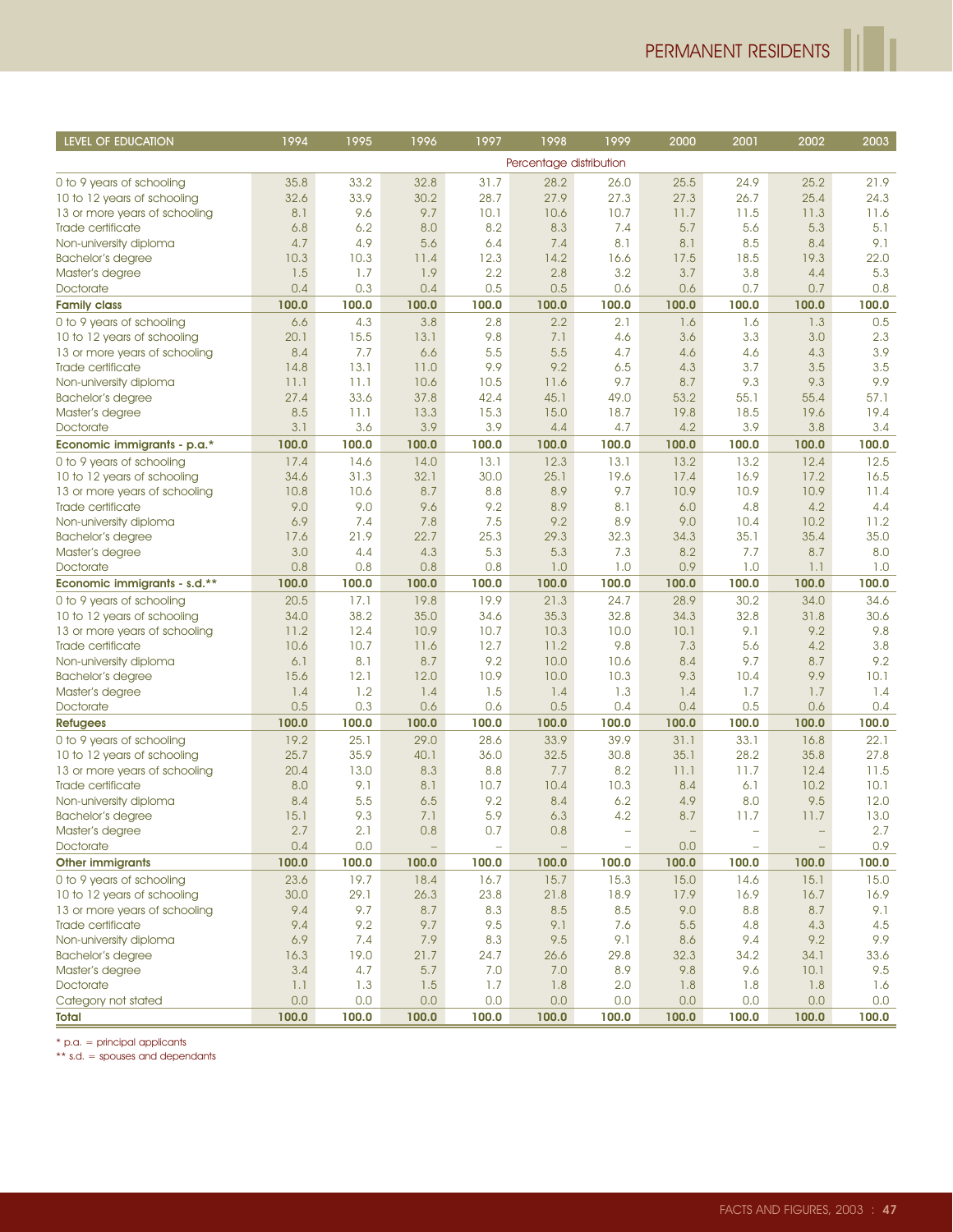| LEVEL OF EDUCATION | 1994 | 1995 | 1996 | 1997 | 1998 | 1999 | 2000 | 2001 | 2002 | 2003 |
|---|---|---|---|---|---|---|---|---|---|---|
| | Percentage distribution | | | | | | | | | |
| 0 to 9 years of schooling | 35.8 | 33.2 | 32.8 | 31.7 | 28.2 | 26.0 | 25.5 | 24.9 | 25.2 | 21.9 |
| 10 to 12 years of schooling | 32.6 | 33.9 | 30.2 | 28.7 | 27.9 | 27.3 | 27.3 | 26.7 | 25.4 | 24.3 |
| 13 or more years of schooling | 8.1 | 9.6 | 9.7 | 10.1 | 10.6 | 10.7 | 11.7 | 11.5 | 11.3 | 11.6 |
| Trade certificate | 6.8 | 6.2 | 8.0 | 8.2 | 8.3 | 7.4 | 5.7 | 5.6 | 5.3 | 5.1 |
| Non-university diploma | 4.7 | 4.9 | 5.6 | 6.4 | 7.4 | 8.1 | 8.1 | 8.5 | 8.4 | 9.1 |
| Bachelor's degree | 10.3 | 10.3 | 11.4 | 12.3 | 14.2 | 16.6 | 17.5 | 18.5 | 19.3 | 22.0 |
| Master's degree | 1.5 | 1.7 | 1.9 | 2.2 | 2.8 | 3.2 | 3.7 | 3.8 | 4.4 | 5.3 |
| Doctorate | 0.4 | 0.3 | 0.4 | 0.5 | 0.5 | 0.6 | 0.6 | 0.7 | 0.7 | 0.8 |
| **Family class** | **100.0** | **100.0** | **100.0** | **100.0** | **100.0** | **100.0** | **100.0** | **100.0** | **100.0** | **100.0** |
| 0 to 9 years of schooling | 6.6 | 4.3 | 3.8 | 2.8 | 2.2 | 2.1 | 1.6 | 1.6 | 1.3 | 0.5 |
| 10 to 12 years of schooling | 20.1 | 15.5 | 13.1 | 9.8 | 7.1 | 4.6 | 3.6 | 3.3 | 3.0 | 2.3 |
| 13 or more years of schooling | 8.4 | 7.7 | 6.6 | 5.5 | 5.5 | 4.7 | 4.6 | 4.6 | 4.3 | 3.9 |
| Trade certificate | 14.8 | 13.1 | 11.0 | 9.9 | 9.2 | 6.5 | 4.3 | 3.7 | 3.5 | 3.5 |
| Non-university diploma | 11.1 | 11.1 | 10.6 | 10.5 | 11.6 | 9.7 | 8.7 | 9.3 | 9.3 | 9.9 |
| Bachelor's degree | 27.4 | 33.6 | 37.8 | 42.4 | 45.1 | 49.0 | 53.2 | 55.1 | 55.4 | 57.1 |
| Master's degree | 8.5 | 11.1 | 13.3 | 15.3 | 15.0 | 18.7 | 19.8 | 18.5 | 19.6 | 19.4 |
| Doctorate | 3.1 | 3.6 | 3.9 | 3.9 | 4.4 | 4.7 | 4.2 | 3.9 | 3.8 | 3.4 |
| **Economic immigrants - p.a.*** | **100.0** | **100.0** | **100.0** | **100.0** | **100.0** | **100.0** | **100.0** | **100.0** | **100.0** | **100.0** |
| 0 to 9 years of schooling | 17.4 | 14.6 | 14.0 | 13.1 | 12.3 | 13.1 | 13.2 | 13.2 | 12.4 | 12.5 |
| 10 to 12 years of schooling | 34.6 | 31.3 | 32.1 | 30.0 | 25.1 | 19.6 | 17.4 | 16.9 | 17.2 | 16.5 |
| 13 or more years of schooling | 10.8 | 10.6 | 8.7 | 8.8 | 8.9 | 9.7 | 10.9 | 10.9 | 10.9 | 11.4 |
| Trade certificate | 9.0 | 9.0 | 9.6 | 9.2 | 8.9 | 8.1 | 6.0 | 4.8 | 4.2 | 4.4 |
| Non-university diploma | 6.9 | 7.4 | 7.8 | 7.5 | 9.2 | 8.9 | 9.0 | 10.4 | 10.2 | 11.2 |
| Bachelor's degree | 17.6 | 21.9 | 22.7 | 25.3 | 29.3 | 32.3 | 34.3 | 35.1 | 35.4 | 35.0 |
| Master's degree | 3.0 | 4.4 | 4.3 | 5.3 | 5.3 | 7.3 | 8.2 | 7.7 | 8.7 | 8.0 |
| Doctorate | 0.8 | 0.8 | 0.8 | 0.8 | 1.0 | 1.0 | 0.9 | 1.0 | 1.1 | 1.0 |
| **Economic immigrants - s.d.**** | **100.0** | **100.0** | **100.0** | **100.0** | **100.0** | **100.0** | **100.0** | **100.0** | **100.0** | **100.0** |
| 0 to 9 years of schooling | 20.5 | 17.1 | 19.8 | 19.9 | 21.3 | 24.7 | 28.9 | 30.2 | 34.0 | 34.6 |
| 10 to 12 years of schooling | 34.0 | 38.2 | 35.0 | 34.6 | 35.3 | 32.8 | 34.3 | 32.8 | 31.8 | 30.6 |
| 13 or more years of schooling | 11.2 | 12.4 | 10.9 | 10.7 | 10.3 | 10.0 | 10.1 | 9.1 | 9.2 | 9.8 |
| Trade certificate | 10.6 | 10.7 | 11.6 | 12.7 | 11.2 | 9.8 | 7.3 | 5.6 | 4.2 | 3.8 |
| Non-university diploma | 6.1 | 8.1 | 8.7 | 9.2 | 10.0 | 10.6 | 8.4 | 9.7 | 8.7 | 9.2 |
| Bachelor's degree | 15.6 | 12.1 | 12.0 | 10.9 | 10.0 | 10.3 | 9.3 | 10.4 | 9.9 | 10.1 |
| Master's degree | 1.4 | 1.2 | 1.4 | 1.5 | 1.4 | 1.3 | 1.4 | 1.7 | 1.7 | 1.4 |
| Doctorate | 0.5 | 0.3 | 0.6 | 0.6 | 0.5 | 0.4 | 0.4 | 0.5 | 0.6 | 0.4 |
| **Refugees** | **100.0** | **100.0** | **100.0** | **100.0** | **100.0** | **100.0** | **100.0** | **100.0** | **100.0** | **100.0** |
| 0 to 9 years of schooling | 19.2 | 25.1 | 29.0 | 28.6 | 33.9 | 39.9 | 31.1 | 33.1 | 16.8 | 22.1 |
| 10 to 12 years of schooling | 25.7 | 35.9 | 40.1 | 36.0 | 32.5 | 30.8 | 35.1 | 28.2 | 35.8 | 27.8 |
| 13 or more years of schooling | 20.4 | 13.0 | 8.3 | 8.8 | 7.7 | 8.2 | 11.1 | 11.7 | 12.4 | 11.5 |
| Trade certificate | 8.0 | 9.1 | 8.1 | 10.7 | 10.4 | 10.3 | 8.4 | 6.1 | 10.2 | 10.1 |
| Non-university diploma | 8.4 | 5.5 | 6.5 | 9.2 | 8.4 | 6.2 | 4.9 | 8.0 | 9.5 | 12.0 |
| Bachelor's degree | 15.1 | 9.3 | 7.1 | 5.9 | 6.3 | 4.2 | 8.7 | 11.7 | 11.7 | 13.0 |
| Master's degree | 2.7 | 2.1 | 0.8 | 0.7 | 0.8 | – | – | – | – | 2.7 |
| Doctorate | 0.4 | 0.0 | – | – | – | – | 0.0 | – | – | 0.9 |
| **Other immigrants** | **100.0** | **100.0** | **100.0** | **100.0** | **100.0** | **100.0** | **100.0** | **100.0** | **100.0** | **100.0** |
| 0 to 9 years of schooling | 23.6 | 19.7 | 18.4 | 16.7 | 15.7 | 15.3 | 15.0 | 14.6 | 15.1 | 15.0 |
| 10 to 12 years of schooling | 30.0 | 29.1 | 26.3 | 23.8 | 21.8 | 18.9 | 17.9 | 16.9 | 16.7 | 16.9 |
| 13 or more years of schooling | 9.4 | 9.7 | 8.7 | 8.3 | 8.5 | 8.5 | 9.0 | 8.8 | 8.7 | 9.1 |
| Trade certificate | 9.4 | 9.2 | 9.7 | 9.5 | 9.1 | 7.6 | 5.5 | 4.8 | 4.3 | 4.5 |
| Non-university diploma | 6.9 | 7.4 | 7.9 | 8.3 | 9.5 | 9.1 | 8.6 | 9.4 | 9.2 | 9.9 |
| Bachelor's degree | 16.3 | 19.0 | 21.7 | 24.7 | 26.6 | 29.8 | 32.3 | 34.2 | 34.1 | 33.6 |
| Master's degree | 3.4 | 4.7 | 5.7 | 7.0 | 7.0 | 8.9 | 9.8 | 9.6 | 10.1 | 9.5 |
| Doctorate | 1.1 | 1.3 | 1.5 | 1.7 | 1.8 | 2.0 | 1.8 | 1.8 | 1.8 | 1.6 |
| Category not stated | 0.0 | 0.0 | 0.0 | 0.0 | 0.0 | 0.0 | 0.0 | 0.0 | 0.0 | 0.0 |
| **Total** | **100.0** | **100.0** | **100.0** | **100.0** | **100.0** | **100.0** | **100.0** | **100.0** | **100.0** | **100.0** |

\* p.a. = principal applicants

** s.d. = spouses and dependants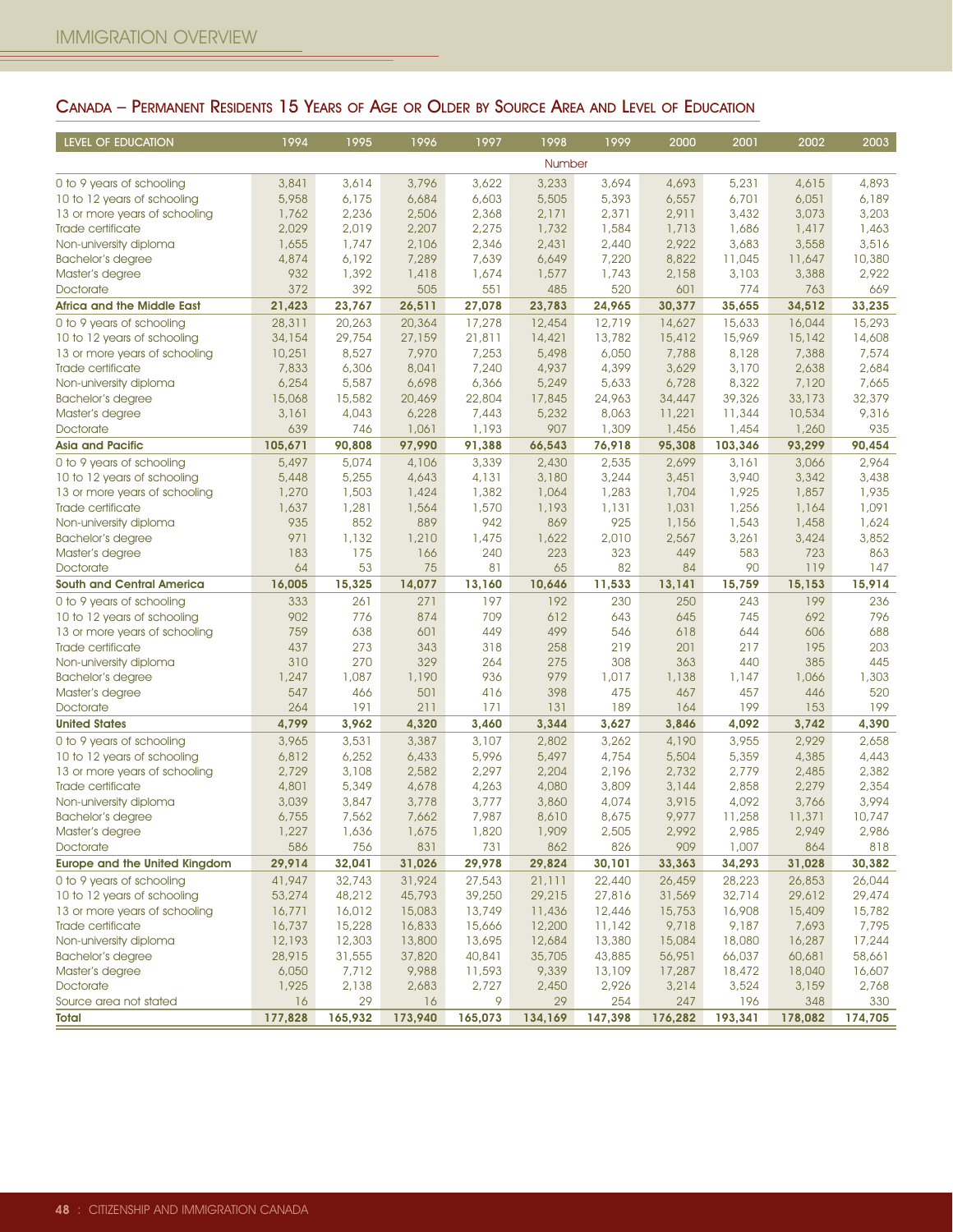## Canada – Permanent Residents 15 Years of Age or Older by Source Area and Level of Education

| LEVEL OF EDUCATION | 1994 | 1995 | 1996 | 1997 | 1998 | 1999 | 2000 | 2001 | 2002 | 2003 |
|---|---|---|---|---|---|---|---|---|---|---|
| | | | | | Number | | | | | |
| 0 to 9 years of schooling | 3,841 | 3,614 | 3,796 | 3,622 | 3,233 | 3,694 | 4,693 | 5,231 | 4,615 | 4,893 |
| 10 to 12 years of schooling | 5,958 | 6,175 | 6,684 | 6,603 | 5,505 | 5,393 | 6,557 | 6,701 | 6,051 | 6,189 |
| 13 or more years of schooling | 1,762 | 2,236 | 2,506 | 2,368 | 2,171 | 2,371 | 2,911 | 3,432 | 3,073 | 3,203 |
| Trade certificate | 2,029 | 2,019 | 2,207 | 2,275 | 1,732 | 1,584 | 1,713 | 1,686 | 1,417 | 1,463 |
| Non-university diploma | 1,655 | 1,747 | 2,106 | 2,346 | 2,431 | 2,440 | 2,922 | 3,683 | 3,558 | 3,516 |
| Bachelor's degree | 4,874 | 6,192 | 7,289 | 7,639 | 6,649 | 7,220 | 8,822 | 11,045 | 11,647 | 10,380 |
| Master's degree | 932 | 1,392 | 1,418 | 1,674 | 1,577 | 1,743 | 2,158 | 3,103 | 3,388 | 2,922 |
| Doctorate | 372 | 392 | 505 | 551 | 485 | 520 | 601 | 774 | 763 | 669 |
| **Africa and the Middle East** | **21,423** | **23,767** | **26,511** | **27,078** | **23,783** | **24,965** | **30,377** | **35,655** | **34,512** | **33,235** |
| 0 to 9 years of schooling | 28,311 | 20,263 | 20,364 | 17,278 | 12,454 | 12,719 | 14,627 | 15,633 | 16,044 | 15,293 |
| 10 to 12 years of schooling | 34,154 | 29,754 | 27,159 | 21,811 | 14,421 | 13,782 | 15,412 | 15,969 | 15,142 | 14,608 |
| 13 or more years of schooling | 10,251 | 8,527 | 7,970 | 7,253 | 5,498 | 6,050 | 7,788 | 8,128 | 7,388 | 7,574 |
| Trade certificate | 7,833 | 6,306 | 8,041 | 7,240 | 4,937 | 4,399 | 3,629 | 3,170 | 2,638 | 2,684 |
| Non-university diploma | 6,254 | 5,587 | 6,698 | 6,366 | 5,249 | 5,633 | 6,728 | 8,322 | 7,120 | 7,665 |
| Bachelor's degree | 15,068 | 15,582 | 20,469 | 22,804 | 17,845 | 24,963 | 34,447 | 39,326 | 33,173 | 32,379 |
| Master's degree | 3,161 | 4,043 | 6,228 | 7,443 | 5,232 | 8,063 | 11,221 | 11,344 | 10,534 | 9,316 |
| Doctorate | 639 | 746 | 1,061 | 1,193 | 907 | 1,309 | 1,456 | 1,454 | 1,260 | 935 |
| **Asia and Pacific** | **105,671** | **90,808** | **97,990** | **91,388** | **66,543** | **76,918** | **95,308** | **103,346** | **93,299** | **90,454** |
| 0 to 9 years of schooling | 5,497 | 5,074 | 4,106 | 3,339 | 2,430 | 2,535 | 2,699 | 3,161 | 3,066 | 2,964 |
| 10 to 12 years of schooling | 5,448 | 5,255 | 4,643 | 4,131 | 3,180 | 3,244 | 3,451 | 3,940 | 3,342 | 3,438 |
| 13 or more years of schooling | 1,270 | 1,503 | 1,424 | 1,382 | 1,064 | 1,283 | 1,704 | 1,925 | 1,857 | 1,935 |
| Trade certificate | 1,637 | 1,281 | 1,564 | 1,570 | 1,193 | 1,131 | 1,031 | 1,256 | 1,164 | 1,091 |
| Non-university diploma | 935 | 852 | 889 | 942 | 869 | 925 | 1,156 | 1,543 | 1,458 | 1,624 |
| Bachelor's degree | 971 | 1,132 | 1,210 | 1,475 | 1,622 | 2,010 | 2,567 | 3,261 | 3,424 | 3,852 |
| Master's degree | 183 | 175 | 166 | 240 | 223 | 323 | 449 | 583 | 723 | 863 |
| Doctorate | 64 | 53 | 75 | 81 | 65 | 82 | 84 | 90 | 119 | 147 |
| **South and Central America** | **16,005** | **15,325** | **14,077** | **13,160** | **10,646** | **11,533** | **13,141** | **15,759** | **15,153** | **15,914** |
| 0 to 9 years of schooling | 333 | 261 | 271 | 197 | 192 | 230 | 250 | 243 | 199 | 236 |
| 10 to 12 years of schooling | 902 | 776 | 874 | 709 | 612 | 643 | 645 | 745 | 692 | 796 |
| 13 or more years of schooling | 759 | 638 | 601 | 449 | 499 | 546 | 618 | 644 | 606 | 688 |
| Trade certificate | 437 | 273 | 343 | 318 | 258 | 219 | 201 | 217 | 195 | 203 |
| Non-university diploma | 310 | 270 | 329 | 264 | 275 | 308 | 363 | 440 | 385 | 445 |
| Bachelor's degree | 1,247 | 1,087 | 1,190 | 936 | 979 | 1,017 | 1,138 | 1,147 | 1,066 | 1,303 |
| Master's degree | 547 | 466 | 501 | 416 | 398 | 475 | 467 | 457 | 446 | 520 |
| Doctorate | 264 | 191 | 211 | 171 | 131 | 189 | 164 | 199 | 153 | 199 |
| **United States** | **4,799** | **3,962** | **4,320** | **3,460** | **3,344** | **3,627** | **3,846** | **4,092** | **3,742** | **4,390** |
| 0 to 9 years of schooling | 3,965 | 3,531 | 3,387 | 3,107 | 2,802 | 3,262 | 4,190 | 3,955 | 2,929 | 2,658 |
| 10 to 12 years of schooling | 6,812 | 6,252 | 6,433 | 5,996 | 5,497 | 4,754 | 5,504 | 5,359 | 4,385 | 4,443 |
| 13 or more years of schooling | 2,729 | 3,108 | 2,582 | 2,297 | 2,204 | 2,196 | 2,732 | 2,779 | 2,485 | 2,382 |
| Trade certificate | 4,801 | 5,349 | 4,678 | 4,263 | 4,080 | 3,809 | 3,144 | 2,858 | 2,279 | 2,354 |
| Non-university diploma | 3,039 | 3,847 | 3,778 | 3,777 | 3,860 | 4,074 | 3,915 | 4,092 | 3,766 | 3,994 |
| Bachelor's degree | 6,755 | 7,562 | 7,662 | 7,987 | 8,610 | 8,675 | 9,977 | 11,258 | 11,371 | 10,747 |
| Master's degree | 1,227 | 1,636 | 1,675 | 1,820 | 1,909 | 2,505 | 2,992 | 2,985 | 2,949 | 2,986 |
| Doctorate | 586 | 756 | 831 | 731 | 862 | 826 | 909 | 1,007 | 864 | 818 |
| **Europe and the United Kingdom** | **29,914** | **32,041** | **31,026** | **29,978** | **29,824** | **30,101** | **33,363** | **34,293** | **31,028** | **30,382** |
| 0 to 9 years of schooling | 41,947 | 32,743 | 31,924 | 27,543 | 21,111 | 22,440 | 26,459 | 28,223 | 26,853 | 26,044 |
| 10 to 12 years of schooling | 53,274 | 48,212 | 45,793 | 39,250 | 29,215 | 27,816 | 31,569 | 32,714 | 29,612 | 29,474 |
| 13 or more years of schooling | 16,771 | 16,012 | 15,083 | 13,749 | 11,436 | 12,446 | 15,753 | 16,908 | 15,409 | 15,782 |
| Trade certificate | 16,737 | 15,228 | 16,833 | 15,666 | 12,200 | 11,142 | 9,718 | 9,187 | 7,693 | 7,795 |
| Non-university diploma | 12,193 | 12,303 | 13,800 | 13,695 | 12,684 | 13,380 | 15,084 | 18,080 | 16,287 | 17,244 |
| Bachelor's degree | 28,915 | 31,555 | 37,820 | 40,841 | 35,705 | 43,885 | 56,951 | 66,037 | 60,681 | 58,661 |
| Master's degree | 6,050 | 7,712 | 9,988 | 11,593 | 9,339 | 13,109 | 17,287 | 18,472 | 18,040 | 16,607 |
| Doctorate | 1,925 | 2,138 | 2,683 | 2,727 | 2,450 | 2,926 | 3,214 | 3,524 | 3,159 | 2,768 |
| Source area not stated | 16 | 29 | 16 | 9 | 29 | 254 | 247 | 196 | 348 | 330 |
| **Total** | **177,828** | **165,932** | **173,940** | **165,073** | **134,169** | **147,398** | **176,282** | **193,341** | **178,082** | **174,705** |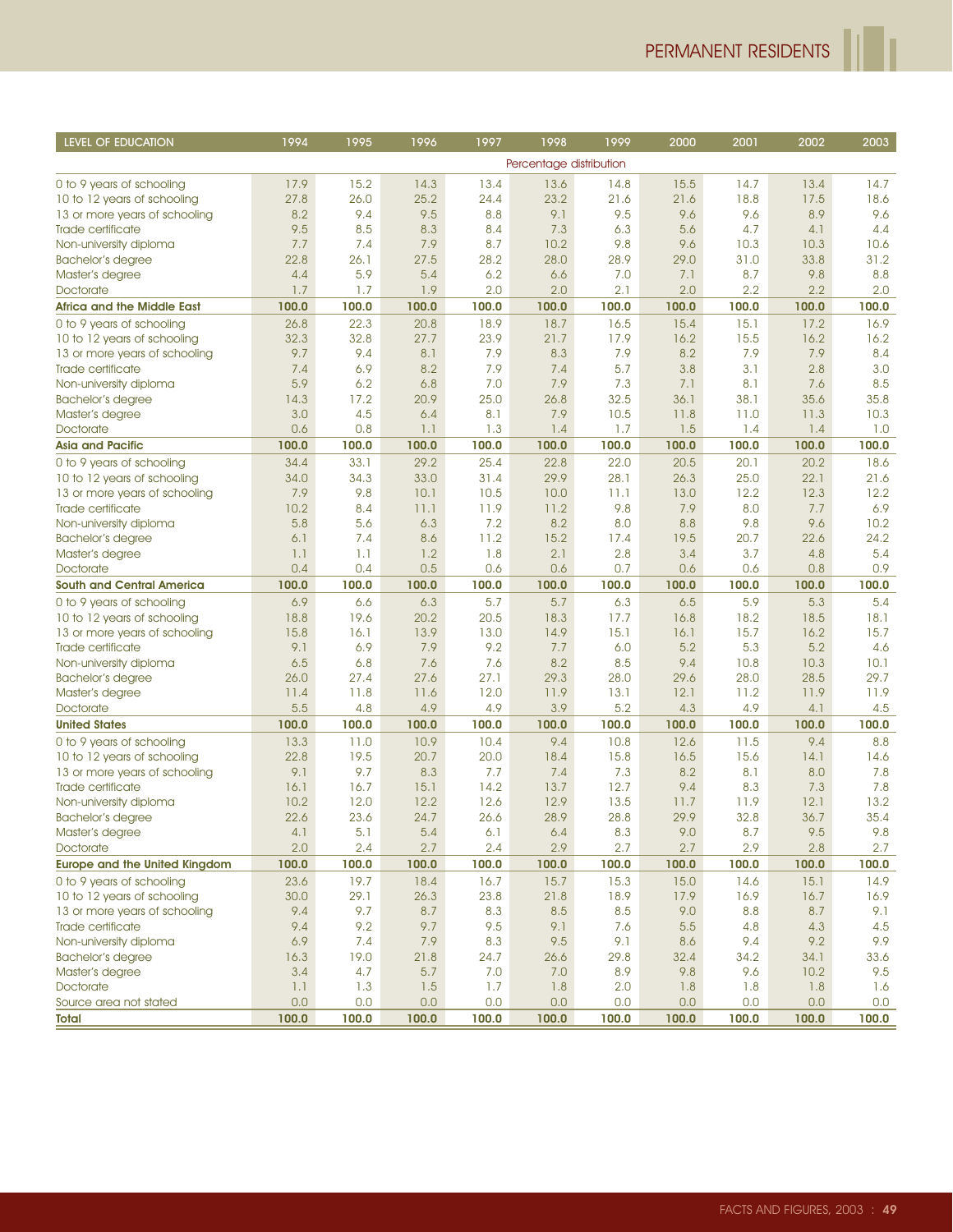| LEVEL OF EDUCATION | 1994 | 1995 | 1996 | 1997 | 1998 | 1999 | 2000 | 2001 | 2002 | 2003 |
|---|---|---|---|---|---|---|---|---|---|---|
| | Percentage distribution | | | | | | | | | |
| 0 to 9 years of schooling | 17.9 | 15.2 | 14.3 | 13.4 | 13.6 | 14.8 | 15.5 | 14.7 | 13.4 | 14.7 |
| 10 to 12 years of schooling | 27.8 | 26.0 | 25.2 | 24.4 | 23.2 | 21.6 | 21.6 | 18.8 | 17.5 | 18.6 |
| 13 or more years of schooling | 8.2 | 9.4 | 9.5 | 8.8 | 9.1 | 9.5 | 9.6 | 9.6 | 8.9 | 9.6 |
| Trade certificate | 9.5 | 8.5 | 8.3 | 8.4 | 7.3 | 6.3 | 5.6 | 4.7 | 4.1 | 4.4 |
| Non-university diploma | 7.7 | 7.4 | 7.9 | 8.7 | 10.2 | 9.8 | 9.6 | 10.3 | 10.3 | 10.6 |
| Bachelor's degree | 22.8 | 26.1 | 27.5 | 28.2 | 28.0 | 28.9 | 29.0 | 31.0 | 33.8 | 31.2 |
| Master's degree | 4.4 | 5.9 | 5.4 | 6.2 | 6.6 | 7.0 | 7.1 | 8.7 | 9.8 | 8.8 |
| Doctorate | 1.7 | 1.7 | 1.9 | 2.0 | 2.0 | 2.1 | 2.0 | 2.2 | 2.2 | 2.0 |
| **Africa and the Middle East** | **100.0** | **100.0** | **100.0** | **100.0** | **100.0** | **100.0** | **100.0** | **100.0** | **100.0** | **100.0** |
| 0 to 9 years of schooling | 26.8 | 22.3 | 20.8 | 18.9 | 18.7 | 16.5 | 15.4 | 15.1 | 17.2 | 16.9 |
| 10 to 12 years of schooling | 32.3 | 32.8 | 27.7 | 23.9 | 21.7 | 17.9 | 16.2 | 15.5 | 16.2 | 16.2 |
| 13 or more years of schooling | 9.7 | 9.4 | 8.1 | 7.9 | 8.3 | 7.9 | 8.2 | 7.9 | 7.9 | 8.4 |
| Trade certificate | 7.4 | 6.9 | 8.2 | 7.9 | 7.4 | 5.7 | 3.8 | 3.1 | 2.8 | 3.0 |
| Non-university diploma | 5.9 | 6.2 | 6.8 | 7.0 | 7.9 | 7.3 | 7.1 | 8.1 | 7.6 | 8.5 |
| Bachelor's degree | 14.3 | 17.2 | 20.9 | 25.0 | 26.8 | 32.5 | 36.1 | 38.1 | 35.6 | 35.8 |
| Master's degree | 3.0 | 4.5 | 6.4 | 8.1 | 7.9 | 10.5 | 11.8 | 11.0 | 11.3 | 10.3 |
| Doctorate | 0.6 | 0.8 | 1.1 | 1.3 | 1.4 | 1.7 | 1.5 | 1.4 | 1.4 | 1.0 |
| **Asia and Pacific** | **100.0** | **100.0** | **100.0** | **100.0** | **100.0** | **100.0** | **100.0** | **100.0** | **100.0** | **100.0** |
| 0 to 9 years of schooling | 34.4 | 33.1 | 29.2 | 25.4 | 22.8 | 22.0 | 20.5 | 20.1 | 20.2 | 18.6 |
| 10 to 12 years of schooling | 34.0 | 34.3 | 33.0 | 31.4 | 29.9 | 28.1 | 26.3 | 25.0 | 22.1 | 21.6 |
| 13 or more years of schooling | 7.9 | 9.8 | 10.1 | 10.5 | 10.0 | 11.1 | 13.0 | 12.2 | 12.3 | 12.2 |
| Trade certificate | 10.2 | 8.4 | 11.1 | 11.9 | 11.2 | 9.8 | 7.9 | 8.0 | 7.7 | 6.9 |
| Non-university diploma | 5.8 | 5.6 | 6.3 | 7.2 | 8.2 | 8.0 | 8.8 | 9.8 | 9.6 | 10.2 |
| Bachelor's degree | 6.1 | 7.4 | 8.6 | 11.2 | 15.2 | 17.4 | 19.5 | 20.7 | 22.6 | 24.2 |
| Master's degree | 1.1 | 1.1 | 1.2 | 1.8 | 2.1 | 2.8 | 3.4 | 3.7 | 4.8 | 5.4 |
| Doctorate | 0.4 | 0.4 | 0.5 | 0.6 | 0.6 | 0.7 | 0.6 | 0.6 | 0.8 | 0.9 |
| **South and Central America** | **100.0** | **100.0** | **100.0** | **100.0** | **100.0** | **100.0** | **100.0** | **100.0** | **100.0** | **100.0** |
| 0 to 9 years of schooling | 6.9 | 6.6 | 6.3 | 5.7 | 5.7 | 6.3 | 6.5 | 5.9 | 5.3 | 5.4 |
| 10 to 12 years of schooling | 18.8 | 19.6 | 20.2 | 20.5 | 18.3 | 17.7 | 16.8 | 18.2 | 18.5 | 18.1 |
| 13 or more years of schooling | 15.8 | 16.1 | 13.9 | 13.0 | 14.9 | 15.1 | 16.1 | 15.7 | 16.2 | 15.7 |
| Trade certificate | 9.1 | 6.9 | 7.9 | 9.2 | 7.7 | 6.0 | 5.2 | 5.3 | 5.2 | 4.6 |
| Non-university diploma | 6.5 | 6.8 | 7.6 | 7.6 | 8.2 | 8.5 | 9.4 | 10.8 | 10.3 | 10.1 |
| Bachelor's degree | 26.0 | 27.4 | 27.6 | 27.1 | 29.3 | 28.0 | 29.6 | 28.0 | 28.5 | 29.7 |
| Master's degree | 11.4 | 11.8 | 11.6 | 12.0 | 11.9 | 13.1 | 12.1 | 11.2 | 11.9 | 11.9 |
| Doctorate | 5.5 | 4.8 | 4.9 | 4.9 | 3.9 | 5.2 | 4.3 | 4.9 | 4.1 | 4.5 |
| **United States** | **100.0** | **100.0** | **100.0** | **100.0** | **100.0** | **100.0** | **100.0** | **100.0** | **100.0** | **100.0** |
| 0 to 9 years of schooling | 13.3 | 11.0 | 10.9 | 10.4 | 9.4 | 10.8 | 12.6 | 11.5 | 9.4 | 8.8 |
| 10 to 12 years of schooling | 22.8 | 19.5 | 20.7 | 20.0 | 18.4 | 15.8 | 16.5 | 15.6 | 14.1 | 14.6 |
| 13 or more years of schooling | 9.1 | 9.7 | 8.3 | 7.7 | 7.4 | 7.3 | 8.2 | 8.1 | 8.0 | 7.8 |
| Trade certificate | 16.1 | 16.7 | 15.1 | 14.2 | 13.7 | 12.7 | 9.4 | 8.3 | 7.3 | 7.8 |
| Non-university diploma | 10.2 | 12.0 | 12.2 | 12.6 | 12.9 | 13.5 | 11.7 | 11.9 | 12.1 | 13.2 |
| Bachelor's degree | 22.6 | 23.6 | 24.7 | 26.6 | 28.9 | 28.8 | 29.9 | 32.8 | 36.7 | 35.4 |
| Master's degree | 4.1 | 5.1 | 5.4 | 6.1 | 6.4 | 8.3 | 9.0 | 8.7 | 9.5 | 9.8 |
| Doctorate | 2.0 | 2.4 | 2.7 | 2.4 | 2.9 | 2.7 | 2.7 | 2.9 | 2.8 | 2.7 |
| **Europe and the United Kingdom** | **100.0** | **100.0** | **100.0** | **100.0** | **100.0** | **100.0** | **100.0** | **100.0** | **100.0** | **100.0** |
| 0 to 9 years of schooling | 23.6 | 19.7 | 18.4 | 16.7 | 15.7 | 15.3 | 15.0 | 14.6 | 15.1 | 14.9 |
| 10 to 12 years of schooling | 30.0 | 29.1 | 26.3 | 23.8 | 21.8 | 18.9 | 17.9 | 16.9 | 16.7 | 16.9 |
| 13 or more years of schooling | 9.4 | 9.7 | 8.7 | 8.3 | 8.5 | 8.5 | 9.0 | 8.8 | 8.7 | 9.1 |
| Trade certificate | 9.4 | 9.2 | 9.7 | 9.5 | 9.1 | 7.6 | 5.5 | 4.8 | 4.3 | 4.5 |
| Non-university diploma | 6.9 | 7.4 | 7.9 | 8.3 | 9.5 | 9.1 | 8.6 | 9.4 | 9.2 | 9.9 |
| Bachelor's degree | 16.3 | 19.0 | 21.8 | 24.7 | 26.6 | 29.8 | 32.4 | 34.2 | 34.1 | 33.6 |
| Master's degree | 3.4 | 4.7 | 5.7 | 7.0 | 7.0 | 8.9 | 9.8 | 9.6 | 10.2 | 9.5 |
| Doctorate | 1.1 | 1.3 | 1.5 | 1.7 | 1.8 | 2.0 | 1.8 | 1.8 | 1.8 | 1.6 |
| Source area not stated | 0.0 | 0.0 | 0.0 | 0.0 | 0.0 | 0.0 | 0.0 | 0.0 | 0.0 | 0.0 |
| **Total** | **100.0** | **100.0** | **100.0** | **100.0** | **100.0** | **100.0** | **100.0** | **100.0** | **100.0** | **100.0** |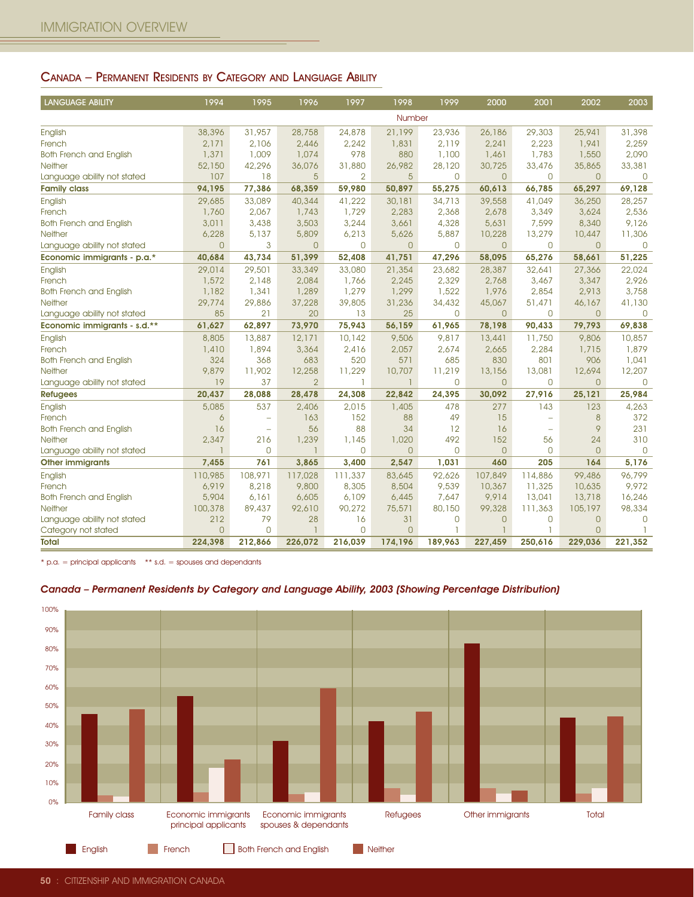## Canada – Permanent Residents by Category and Language Ability

| LANGUAGE ABILITY | 1994 | 1995 | 1996 | 1997 | 1998 | 1999 | 2000 | 2001 | 2002 | 2003 |
|---|---|---|---|---|---|---|---|---|---|---|
| | | | | | Number | | | | | |
| English | 38,396 | 31,957 | 28,758 | 24,878 | 21,199 | 23,936 | 26,186 | 29,303 | 25,941 | 31,398 |
| French | 2,171 | 2,106 | 2,446 | 2,242 | 1,831 | 2,119 | 2,241 | 2,223 | 1,941 | 2,259 |
| Both French and English | 1,371 | 1,009 | 1,074 | 978 | 880 | 1,100 | 1,461 | 1,783 | 1,550 | 2,090 |
| Neither | 52,150 | 42,296 | 36,076 | 31,880 | 26,982 | 28,120 | 30,725 | 33,476 | 35,865 | 33,381 |
| Language ability not stated | 107 | 18 | 5 | 2 | 5 | 0 | 0 | 0 | 0 | 0 |
| **Family class** | **94,195** | **77,386** | **68,359** | **59,980** | **50,897** | **55,275** | **60,613** | **66,785** | **65,297** | **69,128** |
| English | 29,685 | 33,089 | 40,344 | 41,222 | 30,181 | 34,713 | 39,558 | 41,049 | 36,250 | 28,257 |
| French | 1,760 | 2,067 | 1,743 | 1,729 | 2,283 | 2,368 | 2,678 | 3,349 | 3,624 | 2,536 |
| Both French and English | 3,011 | 3,438 | 3,503 | 3,244 | 3,661 | 4,328 | 5,631 | 7,599 | 8,340 | 9,126 |
| Neither | 6,228 | 5,137 | 5,809 | 6,213 | 5,626 | 5,887 | 10,228 | 13,279 | 10,447 | 11,306 |
| Language ability not stated | 0 | 3 | 0 | 0 | 0 | 0 | 0 | 0 | 0 | 0 |
| **Economic immigrants - p.a.*** | **40,684** | **43,734** | **51,399** | **52,408** | **41,751** | **47,296** | **58,095** | **65,276** | **58,661** | **51,225** |
| English | 29,014 | 29,501 | 33,349 | 33,080 | 21,354 | 23,682 | 28,387 | 32,641 | 27,366 | 22,024 |
| French | 1,572 | 2,148 | 2,084 | 1,766 | 2,245 | 2,329 | 2,768 | 3,467 | 3,347 | 2,926 |
| Both French and English | 1,182 | 1,341 | 1,289 | 1,279 | 1,299 | 1,522 | 1,976 | 2,854 | 2,913 | 3,758 |
| Neither | 29,774 | 29,886 | 37,228 | 39,805 | 31,236 | 34,432 | 45,067 | 51,471 | 46,167 | 41,130 |
| Language ability not stated | 85 | 21 | 20 | 13 | 25 | 0 | 0 | 0 | 0 | 0 |
| **Economic immigrants - s.d.**** | **61,627** | **62,897** | **73,970** | **75,943** | **56,159** | **61,965** | **78,198** | **90,433** | **79,793** | **69,838** |
| English | 8,805 | 13,887 | 12,171 | 10,142 | 9,506 | 9,817 | 13,441 | 11,750 | 9,806 | 10,857 |
| French | 1,410 | 1,894 | 3,364 | 2,416 | 2,057 | 2,674 | 2,665 | 2,284 | 1,715 | 1,879 |
| Both French and English | 324 | 368 | 683 | 520 | 571 | 685 | 830 | 801 | 906 | 1,041 |
| Neither | 9,879 | 11,902 | 12,258 | 11,229 | 10,707 | 11,219 | 13,156 | 13,081 | 12,694 | 12,207 |
| Language ability not stated | 19 | 37 | 2 | 1 | 1 | 0 | 0 | 0 | 0 | 0 |
| **Refugees** | **20,437** | **28,088** | **28,478** | **24,308** | **22,842** | **24,395** | **30,092** | **27,916** | **25,121** | **25,984** |
| English | 5,085 | 537 | 2,406 | 2,015 | 1,405 | 478 | 277 | 143 | 123 | 4,263 |
| French | 6 | – | 163 | 152 | 88 | 49 | 15 | – | 8 | 372 |
| Both French and English | 16 | – | 56 | 88 | 34 | 12 | 16 | – | 9 | 231 |
| Neither | 2,347 | 216 | 1,239 | 1,145 | 1,020 | 492 | 152 | 56 | 24 | 310 |
| Language ability not stated | 1 | 0 | 1 | 0 | 0 | 0 | 0 | 0 | 0 | 0 |
| **Other immigrants** | **7,455** | **761** | **3,865** | **3,400** | **2,547** | **1,031** | **460** | **205** | **164** | **5,176** |
| English | 110,985 | 108,971 | 117,028 | 111,337 | 83,645 | 92,626 | 107,849 | 114,886 | 99,486 | 96,799 |
| French | 6,919 | 8,218 | 9,800 | 8,305 | 8,504 | 9,539 | 10,367 | 11,325 | 10,635 | 9,972 |
| Both French and English | 5,904 | 6,161 | 6,605 | 6,109 | 6,445 | 7,647 | 9,914 | 13,041 | 13,718 | 16,246 |
| Neither | 100,378 | 89,437 | 92,610 | 90,272 | 75,571 | 80,150 | 99,328 | 111,363 | 105,197 | 98,334 |
| Language ability not stated | 212 | 79 | 28 | 16 | 31 | 0 | 0 | 0 | 0 | 0 |
| Category not stated | 0 | 0 | 1 | 0 | 0 | 1 | 1 | 1 | 0 | 1 |
| **Total** | **224,398** | **212,866** | **226,072** | **216,039** | **174,196** | **189,963** | **227,459** | **250,616** | **229,036** | **221,352** |

\* p.a. = principal applicants ** s.d. = spouses and dependants

***Canada – Permanent Residents by Category and Language Ability, 2003 (Showing Percentage Distribution)***

Categories: Family class; Economic immigrants principal applicants; Economic immigrants spouses & dependants; Refugees; Other immigrants; Total

Legend: English; French; Both French and English; Neither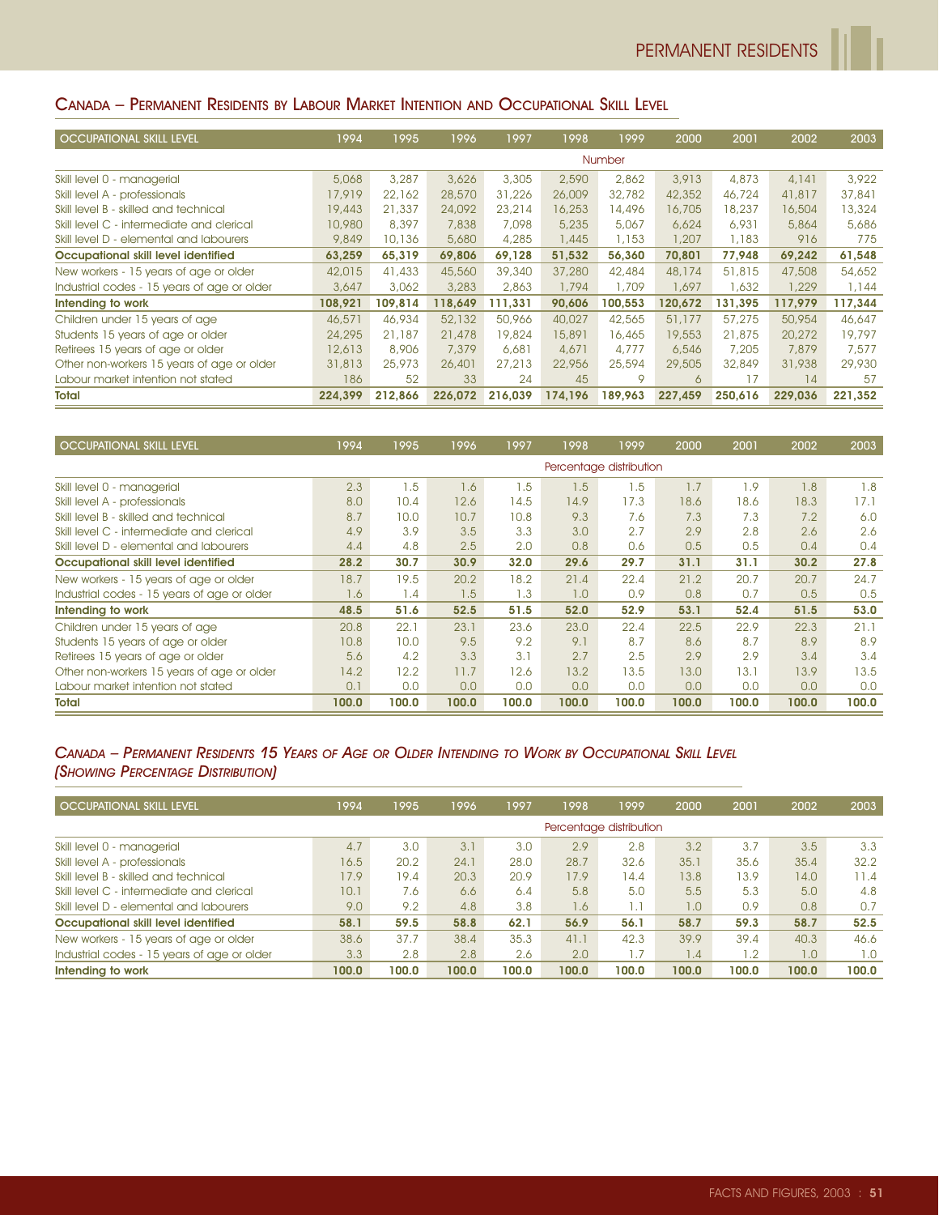## Canada – Permanent Residents by Labour Market Intention and Occupational Skill Level

| OCCUPATIONAL SKILL LEVEL | 1994 | 1995 | 1996 | 1997 | 1998 | 1999 | 2000 | 2001 | 2002 | 2003 |
|---|---|---|---|---|---|---|---|---|---|---|
| | Number | | | | | | | | | |
| Skill level 0 - managerial | 5,068 | 3,287 | 3,626 | 3,305 | 2,590 | 2,862 | 3,913 | 4,873 | 4,141 | 3,922 |
| Skill level A - professionals | 17,919 | 22,162 | 28,570 | 31,226 | 26,009 | 32,782 | 42,352 | 46,724 | 41,817 | 37,841 |
| Skill level B - skilled and technical | 19,443 | 21,337 | 24,092 | 23,214 | 16,253 | 14,496 | 16,705 | 18,237 | 16,504 | 13,324 |
| Skill level C - intermediate and clerical | 10,980 | 8,397 | 7,838 | 7,098 | 5,235 | 5,067 | 6,624 | 6,931 | 5,864 | 5,686 |
| Skill level D - elemental and labourers | 9,849 | 10,136 | 5,680 | 4,285 | 1,445 | 1,153 | 1,207 | 1,183 | 916 | 775 |
| **Occupational skill level identified** | **63,259** | **65,319** | **69,806** | **69,128** | **51,532** | **56,360** | **70,801** | **77,948** | **69,242** | **61,548** |
| New workers - 15 years of age or older | 42,015 | 41,433 | 45,560 | 39,340 | 37,280 | 42,484 | 48,174 | 51,815 | 47,508 | 54,652 |
| Industrial codes - 15 years of age or older | 3,647 | 3,062 | 3,283 | 2,863 | 1,794 | 1,709 | 1,697 | 1,632 | 1,229 | 1,144 |
| **Intending to work** | **108,921** | **109,814** | **118,649** | **111,331** | **90,606** | **100,553** | **120,672** | **131,395** | **117,979** | **117,344** |
| Children under 15 years of age | 46,571 | 46,934 | 52,132 | 50,966 | 40,027 | 42,565 | 51,177 | 57,275 | 50,954 | 46,647 |
| Students 15 years of age or older | 24,295 | 21,187 | 21,478 | 19,824 | 15,891 | 16,465 | 19,553 | 21,875 | 20,272 | 19,797 |
| Retirees 15 years of age or older | 12,613 | 8,906 | 7,379 | 6,681 | 4,671 | 4,777 | 6,546 | 7,205 | 7,879 | 7,577 |
| Other non-workers 15 years of age or older | 31,813 | 25,973 | 26,401 | 27,213 | 22,956 | 25,594 | 29,505 | 32,849 | 31,938 | 29,930 |
| Labour market intention not stated | 186 | 52 | 33 | 24 | 45 | 9 | 6 | 17 | 14 | 57 |
| **Total** | **224,399** | **212,866** | **226,072** | **216,039** | **174,196** | **189,963** | **227,459** | **250,616** | **229,036** | **221,352** |

| OCCUPATIONAL SKILL LEVEL | 1994 | 1995 | 1996 | 1997 | 1998 | 1999 | 2000 | 2001 | 2002 | 2003 |
|---|---|---|---|---|---|---|---|---|---|---|
| | Percentage distribution | | | | | | | | | |
| Skill level 0 - managerial | 2.3 | 1.5 | 1.6 | 1.5 | 1.5 | 1.5 | 1.7 | 1.9 | 1.8 | 1.8 |
| Skill level A - professionals | 8.0 | 10.4 | 12.6 | 14.5 | 14.9 | 17.3 | 18.6 | 18.6 | 18.3 | 17.1 |
| Skill level B - skilled and technical | 8.7 | 10.0 | 10.7 | 10.8 | 9.3 | 7.6 | 7.3 | 7.3 | 7.2 | 6.0 |
| Skill level C - intermediate and clerical | 4.9 | 3.9 | 3.5 | 3.3 | 3.0 | 2.7 | 2.9 | 2.8 | 2.6 | 2.6 |
| Skill level D - elemental and labourers | 4.4 | 4.8 | 2.5 | 2.0 | 0.8 | 0.6 | 0.5 | 0.5 | 0.4 | 0.4 |
| **Occupational skill level identified** | **28.2** | **30.7** | **30.9** | **32.0** | **29.6** | **29.7** | **31.1** | **31.1** | **30.2** | **27.8** |
| New workers - 15 years of age or older | 18.7 | 19.5 | 20.2 | 18.2 | 21.4 | 22.4 | 21.2 | 20.7 | 20.7 | 24.7 |
| Industrial codes - 15 years of age or older | 1.6 | 1.4 | 1.5 | 1.3 | 1.0 | 0.9 | 0.8 | 0.7 | 0.5 | 0.5 |
| **Intending to work** | **48.5** | **51.6** | **52.5** | **51.5** | **52.0** | **52.9** | **53.1** | **52.4** | **51.5** | **53.0** |
| Children under 15 years of age | 20.8 | 22.1 | 23.1 | 23.6 | 23.0 | 22.4 | 22.5 | 22.9 | 22.3 | 21.1 |
| Students 15 years of age or older | 10.8 | 10.0 | 9.5 | 9.2 | 9.1 | 8.7 | 8.6 | 8.7 | 8.9 | 8.9 |
| Retirees 15 years of age or older | 5.6 | 4.2 | 3.3 | 3.1 | 2.7 | 2.5 | 2.9 | 2.9 | 3.4 | 3.4 |
| Other non-workers 15 years of age or older | 14.2 | 12.2 | 11.7 | 12.6 | 13.2 | 13.5 | 13.0 | 13.1 | 13.9 | 13.5 |
| Labour market intention not stated | 0.1 | 0.0 | 0.0 | 0.0 | 0.0 | 0.0 | 0.0 | 0.0 | 0.0 | 0.0 |
| **Total** | **100.0** | **100.0** | **100.0** | **100.0** | **100.0** | **100.0** | **100.0** | **100.0** | **100.0** | **100.0** |

## *Canada – Permanent Residents 15 Years of Age or Older Intending to Work by Occupational Skill Level (Showing Percentage Distribution)*

| OCCUPATIONAL SKILL LEVEL | 1994 | 1995 | 1996 | 1997 | 1998 | 1999 | 2000 | 2001 | 2002 | 2003 |
|---|---|---|---|---|---|---|---|---|---|---|
| | Percentage distribution | | | | | | | | | |
| Skill level 0 - managerial | 4.7 | 3.0 | 3.1 | 3.0 | 2.9 | 2.8 | 3.2 | 3.7 | 3.5 | 3.3 |
| Skill level A - professionals | 16.5 | 20.2 | 24.1 | 28.0 | 28.7 | 32.6 | 35.1 | 35.6 | 35.4 | 32.2 |
| Skill level B - skilled and technical | 17.9 | 19.4 | 20.3 | 20.9 | 17.9 | 14.4 | 13.8 | 13.9 | 14.0 | 11.4 |
| Skill level C - intermediate and clerical | 10.1 | 7.6 | 6.6 | 6.4 | 5.8 | 5.0 | 5.5 | 5.3 | 5.0 | 4.8 |
| Skill level D - elemental and labourers | 9.0 | 9.2 | 4.8 | 3.8 | 1.6 | 1.1 | 1.0 | 0.9 | 0.8 | 0.7 |
| **Occupational skill level identified** | **58.1** | **59.5** | **58.8** | **62.1** | **56.9** | **56.1** | **58.7** | **59.3** | **58.7** | **52.5** |
| New workers - 15 years of age or older | 38.6 | 37.7 | 38.4 | 35.3 | 41.1 | 42.3 | 39.9 | 39.4 | 40.3 | 46.6 |
| Industrial codes - 15 years of age or older | 3.3 | 2.8 | 2.8 | 2.6 | 2.0 | 1.7 | 1.4 | 1.2 | 1.0 | 1.0 |
| **Intending to work** | **100.0** | **100.0** | **100.0** | **100.0** | **100.0** | **100.0** | **100.0** | **100.0** | **100.0** | **100.0** |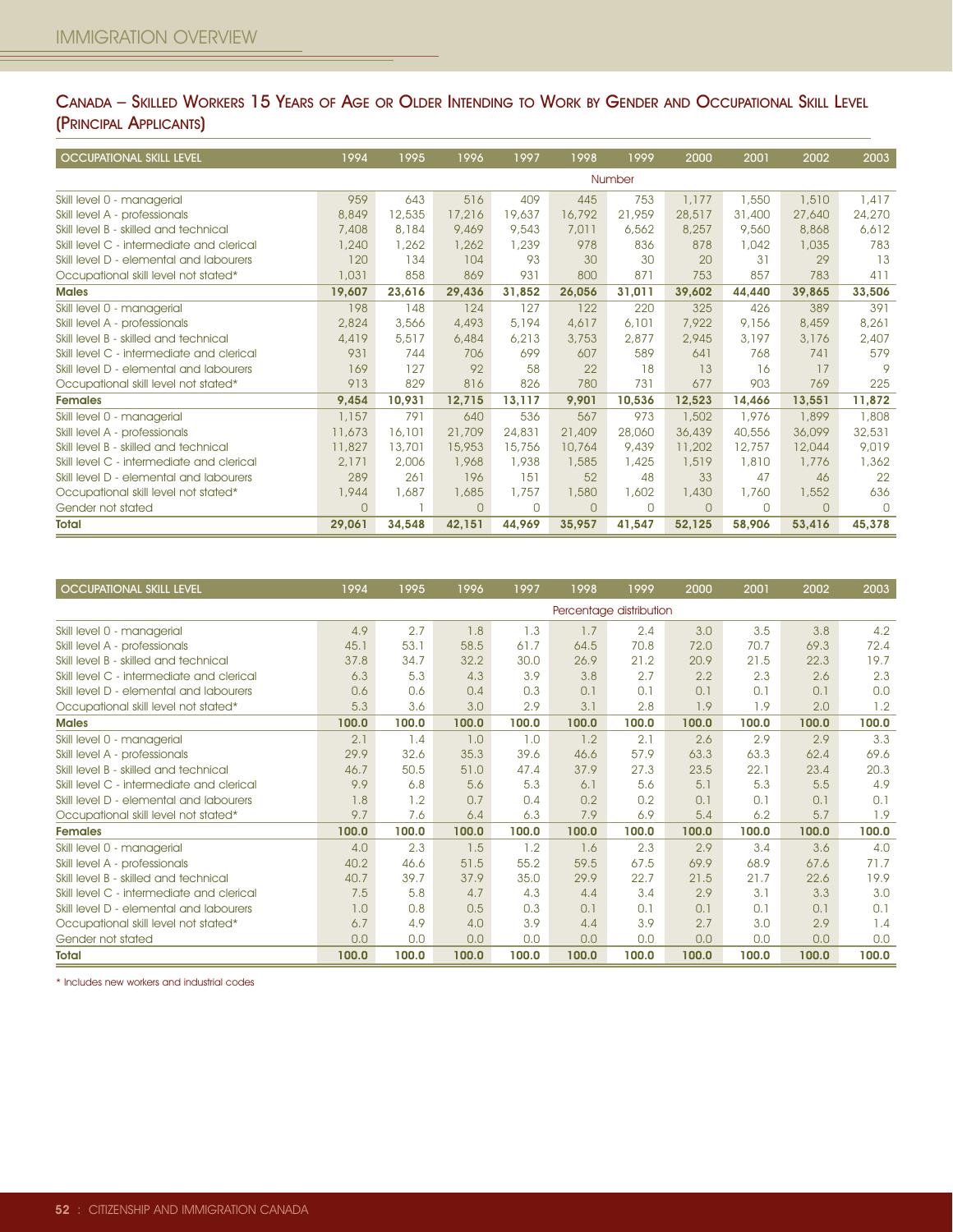## Canada – Skilled Workers 15 Years of Age or Older Intending to Work by Gender and Occupational Skill Level (Principal Applicants)

| OCCUPATIONAL SKILL LEVEL | 1994 | 1995 | 1996 | 1997 | 1998 | 1999 | 2000 | 2001 | 2002 | 2003 |
|---|---|---|---|---|---|---|---|---|---|---|
| | Number | | | | | | | | | |
| Skill level 0 - managerial | 959 | 643 | 516 | 409 | 445 | 753 | 1,177 | 1,550 | 1,510 | 1,417 |
| Skill level A - professionals | 8,849 | 12,535 | 17,216 | 19,637 | 16,792 | 21,959 | 28,517 | 31,400 | 27,640 | 24,270 |
| Skill level B - skilled and technical | 7,408 | 8,184 | 9,469 | 9,543 | 7,011 | 6,562 | 8,257 | 9,560 | 8,868 | 6,612 |
| Skill level C - intermediate and clerical | 1,240 | 1,262 | 1,262 | 1,239 | 978 | 836 | 878 | 1,042 | 1,035 | 783 |
| Skill level D - elemental and labourers | 120 | 134 | 104 | 93 | 30 | 30 | 20 | 31 | 29 | 13 |
| Occupational skill level not stated* | 1,031 | 858 | 869 | 931 | 800 | 871 | 753 | 857 | 783 | 411 |
| **Males** | **19,607** | **23,616** | **29,436** | **31,852** | **26,056** | **31,011** | **39,602** | **44,440** | **39,865** | **33,506** |
| Skill level 0 - managerial | 198 | 148 | 124 | 127 | 122 | 220 | 325 | 426 | 389 | 391 |
| Skill level A - professionals | 2,824 | 3,566 | 4,493 | 5,194 | 4,617 | 6,101 | 7,922 | 9,156 | 8,459 | 8,261 |
| Skill level B - skilled and technical | 4,419 | 5,517 | 6,484 | 6,213 | 3,753 | 2,877 | 2,945 | 3,197 | 3,176 | 2,407 |
| Skill level C - intermediate and clerical | 931 | 744 | 706 | 699 | 607 | 589 | 641 | 768 | 741 | 579 |
| Skill level D - elemental and labourers | 169 | 127 | 92 | 58 | 22 | 18 | 13 | 16 | 17 | 9 |
| Occupational skill level not stated* | 913 | 829 | 816 | 826 | 780 | 731 | 677 | 903 | 769 | 225 |
| **Females** | **9,454** | **10,931** | **12,715** | **13,117** | **9,901** | **10,536** | **12,523** | **14,466** | **13,551** | **11,872** |
| Skill level 0 - managerial | 1,157 | 791 | 640 | 536 | 567 | 973 | 1,502 | 1,976 | 1,899 | 1,808 |
| Skill level A - professionals | 11,673 | 16,101 | 21,709 | 24,831 | 21,409 | 28,060 | 36,439 | 40,556 | 36,099 | 32,531 |
| Skill level B - skilled and technical | 11,827 | 13,701 | 15,953 | 15,756 | 10,764 | 9,439 | 11,202 | 12,757 | 12,044 | 9,019 |
| Skill level C - intermediate and clerical | 2,171 | 2,006 | 1,968 | 1,938 | 1,585 | 1,425 | 1,519 | 1,810 | 1,776 | 1,362 |
| Skill level D - elemental and labourers | 289 | 261 | 196 | 151 | 52 | 48 | 33 | 47 | 46 | 22 |
| Occupational skill level not stated* | 1,944 | 1,687 | 1,685 | 1,757 | 1,580 | 1,602 | 1,430 | 1,760 | 1,552 | 636 |
| Gender not stated | 0 | 1 | 0 | 0 | 0 | 0 | 0 | 0 | 0 | 0 |
| **Total** | **29,061** | **34,548** | **42,151** | **44,969** | **35,957** | **41,547** | **52,125** | **58,906** | **53,416** | **45,378** |

| OCCUPATIONAL SKILL LEVEL | 1994 | 1995 | 1996 | 1997 | 1998 | 1999 | 2000 | 2001 | 2002 | 2003 |
|---|---|---|---|---|---|---|---|---|---|---|
| | Percentage distribution | | | | | | | | | |
| Skill level 0 - managerial | 4.9 | 2.7 | 1.8 | 1.3 | 1.7 | 2.4 | 3.0 | 3.5 | 3.8 | 4.2 |
| Skill level A - professionals | 45.1 | 53.1 | 58.5 | 61.7 | 64.5 | 70.8 | 72.0 | 70.7 | 69.3 | 72.4 |
| Skill level B - skilled and technical | 37.8 | 34.7 | 32.2 | 30.0 | 26.9 | 21.2 | 20.9 | 21.5 | 22.3 | 19.7 |
| Skill level C - intermediate and clerical | 6.3 | 5.3 | 4.3 | 3.9 | 3.8 | 2.7 | 2.2 | 2.3 | 2.6 | 2.3 |
| Skill level D - elemental and labourers | 0.6 | 0.6 | 0.4 | 0.3 | 0.1 | 0.1 | 0.1 | 0.1 | 0.1 | 0.0 |
| Occupational skill level not stated* | 5.3 | 3.6 | 3.0 | 2.9 | 3.1 | 2.8 | 1.9 | 1.9 | 2.0 | 1.2 |
| **Males** | **100.0** | **100.0** | **100.0** | **100.0** | **100.0** | **100.0** | **100.0** | **100.0** | **100.0** | **100.0** |
| Skill level 0 - managerial | 2.1 | 1.4 | 1.0 | 1.0 | 1.2 | 2.1 | 2.6 | 2.9 | 2.9 | 3.3 |
| Skill level A - professionals | 29.9 | 32.6 | 35.3 | 39.6 | 46.6 | 57.9 | 63.3 | 63.3 | 62.4 | 69.6 |
| Skill level B - skilled and technical | 46.7 | 50.5 | 51.0 | 47.4 | 37.9 | 27.3 | 23.5 | 22.1 | 23.4 | 20.3 |
| Skill level C - intermediate and clerical | 9.9 | 6.8 | 5.6 | 5.3 | 6.1 | 5.6 | 5.1 | 5.3 | 5.5 | 4.9 |
| Skill level D - elemental and labourers | 1.8 | 1.2 | 0.7 | 0.4 | 0.2 | 0.2 | 0.1 | 0.1 | 0.1 | 0.1 |
| Occupational skill level not stated* | 9.7 | 7.6 | 6.4 | 6.3 | 7.9 | 6.9 | 5.4 | 6.2 | 5.7 | 1.9 |
| **Females** | **100.0** | **100.0** | **100.0** | **100.0** | **100.0** | **100.0** | **100.0** | **100.0** | **100.0** | **100.0** |
| Skill level 0 - managerial | 4.0 | 2.3 | 1.5 | 1.2 | 1.6 | 2.3 | 2.9 | 3.4 | 3.6 | 4.0 |
| Skill level A - professionals | 40.2 | 46.6 | 51.5 | 55.2 | 59.5 | 67.5 | 69.9 | 68.9 | 67.6 | 71.7 |
| Skill level B - skilled and technical | 40.7 | 39.7 | 37.9 | 35.0 | 29.9 | 22.7 | 21.5 | 21.7 | 22.6 | 19.9 |
| Skill level C - intermediate and clerical | 7.5 | 5.8 | 4.7 | 4.3 | 4.4 | 3.4 | 2.9 | 3.1 | 3.3 | 3.0 |
| Skill level D - elemental and labourers | 1.0 | 0.8 | 0.5 | 0.3 | 0.1 | 0.1 | 0.1 | 0.1 | 0.1 | 0.1 |
| Occupational skill level not stated* | 6.7 | 4.9 | 4.0 | 3.9 | 4.4 | 3.9 | 2.7 | 3.0 | 2.9 | 1.4 |
| Gender not stated | 0.0 | 0.0 | 0.0 | 0.0 | 0.0 | 0.0 | 0.0 | 0.0 | 0.0 | 0.0 |
| **Total** | **100.0** | **100.0** | **100.0** | **100.0** | **100.0** | **100.0** | **100.0** | **100.0** | **100.0** | **100.0** |

* Includes new workers and industrial codes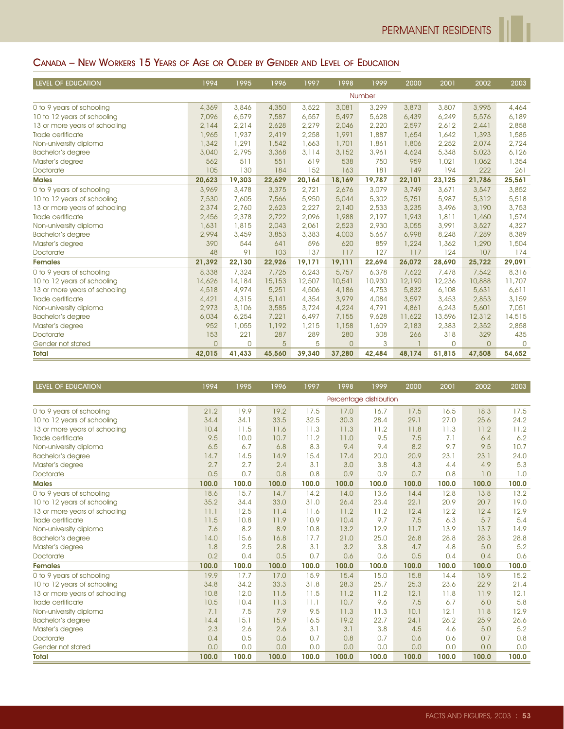## Canada – New Workers 15 Years of Age or Older by Gender and Level of Education

| LEVEL OF EDUCATION | 1994 | 1995 | 1996 | 1997 | 1998 | 1999 | 2000 | 2001 | 2002 | 2003 |
|---|---|---|---|---|---|---|---|---|---|---|
| | Number | | | | | | | | | |
| 0 to 9 years of schooling | 4,369 | 3,846 | 4,350 | 3,522 | 3,081 | 3,299 | 3,873 | 3,807 | 3,995 | 4,464 |
| 10 to 12 years of schooling | 7,096 | 6,579 | 7,587 | 6,557 | 5,497 | 5,628 | 6,439 | 6,249 | 5,576 | 6,189 |
| 13 or more years of schooling | 2,144 | 2,214 | 2,628 | 2,279 | 2,046 | 2,220 | 2,597 | 2,612 | 2,441 | 2,858 |
| Trade certificate | 1,965 | 1,937 | 2,419 | 2,258 | 1,991 | 1,887 | 1,654 | 1,642 | 1,393 | 1,585 |
| Non-university diploma | 1,342 | 1,291 | 1,542 | 1,663 | 1,701 | 1,861 | 1,806 | 2,252 | 2,074 | 2,724 |
| Bachelor's degree | 3,040 | 2,795 | 3,368 | 3,114 | 3,152 | 3,961 | 4,624 | 5,348 | 5,023 | 6,126 |
| Master's degree | 562 | 511 | 551 | 619 | 538 | 750 | 959 | 1,021 | 1,062 | 1,354 |
| Doctorate | 105 | 130 | 184 | 152 | 163 | 181 | 149 | 194 | 222 | 261 |
| **Males** | **20,623** | **19,303** | **22,629** | **20,164** | **18,169** | **19,787** | **22,101** | **23,125** | **21,786** | **25,561** |
| 0 to 9 years of schooling | 3,969 | 3,478 | 3,375 | 2,721 | 2,676 | 3,079 | 3,749 | 3,671 | 3,547 | 3,852 |
| 10 to 12 years of schooling | 7,530 | 7,605 | 7,566 | 5,950 | 5,044 | 5,302 | 5,751 | 5,987 | 5,312 | 5,518 |
| 13 or more years of schooling | 2,374 | 2,760 | 2,623 | 2,227 | 2,140 | 2,533 | 3,235 | 3,496 | 3,190 | 3,753 |
| Trade certificate | 2,456 | 2,378 | 2,722 | 2,096 | 1,988 | 2,197 | 1,943 | 1,811 | 1,460 | 1,574 |
| Non-university diploma | 1,631 | 1,815 | 2,043 | 2,061 | 2,523 | 2,930 | 3,055 | 3,991 | 3,527 | 4,327 |
| Bachelor's degree | 2,994 | 3,459 | 3,853 | 3,383 | 4,003 | 5,667 | 6,998 | 8,248 | 7,289 | 8,389 |
| Master's degree | 390 | 544 | 641 | 596 | 620 | 859 | 1,224 | 1,362 | 1,290 | 1,504 |
| Doctorate | 48 | 91 | 103 | 137 | 117 | 127 | 117 | 124 | 107 | 174 |
| **Females** | **21,392** | **22,130** | **22,926** | **19,171** | **19,111** | **22,694** | **26,072** | **28,690** | **25,722** | **29,091** |
| 0 to 9 years of schooling | 8,338 | 7,324 | 7,725 | 6,243 | 5,757 | 6,378 | 7,622 | 7,478 | 7,542 | 8,316 |
| 10 to 12 years of schooling | 14,626 | 14,184 | 15,153 | 12,507 | 10,541 | 10,930 | 12,190 | 12,236 | 10,888 | 11,707 |
| 13 or more years of schooling | 4,518 | 4,974 | 5,251 | 4,506 | 4,186 | 4,753 | 5,832 | 6,108 | 5,631 | 6,611 |
| Trade certificate | 4,421 | 4,315 | 5,141 | 4,354 | 3,979 | 4,084 | 3,597 | 3,453 | 2,853 | 3,159 |
| Non-university diploma | 2,973 | 3,106 | 3,585 | 3,724 | 4,224 | 4,791 | 4,861 | 6,243 | 5,601 | 7,051 |
| Bachelor's degree | 6,034 | 6,254 | 7,221 | 6,497 | 7,155 | 9,628 | 11,622 | 13,596 | 12,312 | 14,515 |
| Master's degree | 952 | 1,055 | 1,192 | 1,215 | 1,158 | 1,609 | 2,183 | 2,383 | 2,352 | 2,858 |
| Doctorate | 153 | 221 | 287 | 289 | 280 | 308 | 266 | 318 | 329 | 435 |
| Gender not stated | 0 | 0 | 5 | 5 | 0 | 3 | 1 | 0 | 0 | 0 |
| **Total** | **42,015** | **41,433** | **45,560** | **39,340** | **37,280** | **42,484** | **48,174** | **51,815** | **47,508** | **54,652** |

| LEVEL OF EDUCATION | 1994 | 1995 | 1996 | 1997 | 1998 | 1999 | 2000 | 2001 | 2002 | 2003 |
|---|---|---|---|---|---|---|---|---|---|---|
| | Percentage distribution | | | | | | | | | |
| 0 to 9 years of schooling | 21.2 | 19.9 | 19.2 | 17.5 | 17.0 | 16.7 | 17.5 | 16.5 | 18.3 | 17.5 |
| 10 to 12 years of schooling | 34.4 | 34.1 | 33.5 | 32.5 | 30.3 | 28.4 | 29.1 | 27.0 | 25.6 | 24.2 |
| 13 or more years of schooling | 10.4 | 11.5 | 11.6 | 11.3 | 11.3 | 11.2 | 11.8 | 11.3 | 11.2 | 11.2 |
| Trade certificate | 9.5 | 10.0 | 10.7 | 11.2 | 11.0 | 9.5 | 7.5 | 7.1 | 6.4 | 6.2 |
| Non-university diploma | 6.5 | 6.7 | 6.8 | 8.3 | 9.4 | 9.4 | 8.2 | 9.7 | 9.5 | 10.7 |
| Bachelor's degree | 14.7 | 14.5 | 14.9 | 15.4 | 17.4 | 20.0 | 20.9 | 23.1 | 23.1 | 24.0 |
| Master's degree | 2.7 | 2.7 | 2.4 | 3.1 | 3.0 | 3.8 | 4.3 | 4.4 | 4.9 | 5.3 |
| Doctorate | 0.5 | 0.7 | 0.8 | 0.8 | 0.9 | 0.9 | 0.7 | 0.8 | 1.0 | 1.0 |
| **Males** | **100.0** | **100.0** | **100.0** | **100.0** | **100.0** | **100.0** | **100.0** | **100.0** | **100.0** | **100.0** |
| 0 to 9 years of schooling | 18.6 | 15.7 | 14.7 | 14.2 | 14.0 | 13.6 | 14.4 | 12.8 | 13.8 | 13.2 |
| 10 to 12 years of schooling | 35.2 | 34.4 | 33.0 | 31.0 | 26.4 | 23.4 | 22.1 | 20.9 | 20.7 | 19.0 |
| 13 or more years of schooling | 11.1 | 12.5 | 11.4 | 11.6 | 11.2 | 11.2 | 12.4 | 12.2 | 12.4 | 12.9 |
| Trade certificate | 11.5 | 10.8 | 11.9 | 10.9 | 10.4 | 9.7 | 7.5 | 6.3 | 5.7 | 5.4 |
| Non-university diploma | 7.6 | 8.2 | 8.9 | 10.8 | 13.2 | 12.9 | 11.7 | 13.9 | 13.7 | 14.9 |
| Bachelor's degree | 14.0 | 15.6 | 16.8 | 17.7 | 21.0 | 25.0 | 26.8 | 28.8 | 28.3 | 28.8 |
| Master's degree | 1.8 | 2.5 | 2.8 | 3.1 | 3.2 | 3.8 | 4.7 | 4.8 | 5.0 | 5.2 |
| Doctorate | 0.2 | 0.4 | 0.5 | 0.7 | 0.6 | 0.6 | 0.5 | 0.4 | 0.4 | 0.6 |
| **Females** | **100.0** | **100.0** | **100.0** | **100.0** | **100.0** | **100.0** | **100.0** | **100.0** | **100.0** | **100.0** |
| 0 to 9 years of schooling | 19.9 | 17.7 | 17.0 | 15.9 | 15.4 | 15.0 | 15.8 | 14.4 | 15.9 | 15.2 |
| 10 to 12 years of schooling | 34.8 | 34.2 | 33.3 | 31.8 | 28.3 | 25.7 | 25.3 | 23.6 | 22.9 | 21.4 |
| 13 or more years of schooling | 10.8 | 12.0 | 11.5 | 11.5 | 11.2 | 11.2 | 12.1 | 11.8 | 11.9 | 12.1 |
| Trade certificate | 10.5 | 10.4 | 11.3 | 11.1 | 10.7 | 9.6 | 7.5 | 6.7 | 6.0 | 5.8 |
| Non-university diploma | 7.1 | 7.5 | 7.9 | 9.5 | 11.3 | 11.3 | 10.1 | 12.1 | 11.8 | 12.9 |
| Bachelor's degree | 14.4 | 15.1 | 15.9 | 16.5 | 19.2 | 22.7 | 24.1 | 26.2 | 25.9 | 26.6 |
| Master's degree | 2.3 | 2.6 | 2.6 | 3.1 | 3.1 | 3.8 | 4.5 | 4.6 | 5.0 | 5.2 |
| Doctorate | 0.4 | 0.5 | 0.6 | 0.7 | 0.8 | 0.7 | 0.6 | 0.6 | 0.7 | 0.8 |
| Gender not stated | 0.0 | 0.0 | 0.0 | 0.0 | 0.0 | 0.0 | 0.0 | 0.0 | 0.0 | 0.0 |
| **Total** | **100.0** | **100.0** | **100.0** | **100.0** | **100.0** | **100.0** | **100.0** | **100.0** | **100.0** | **100.0** |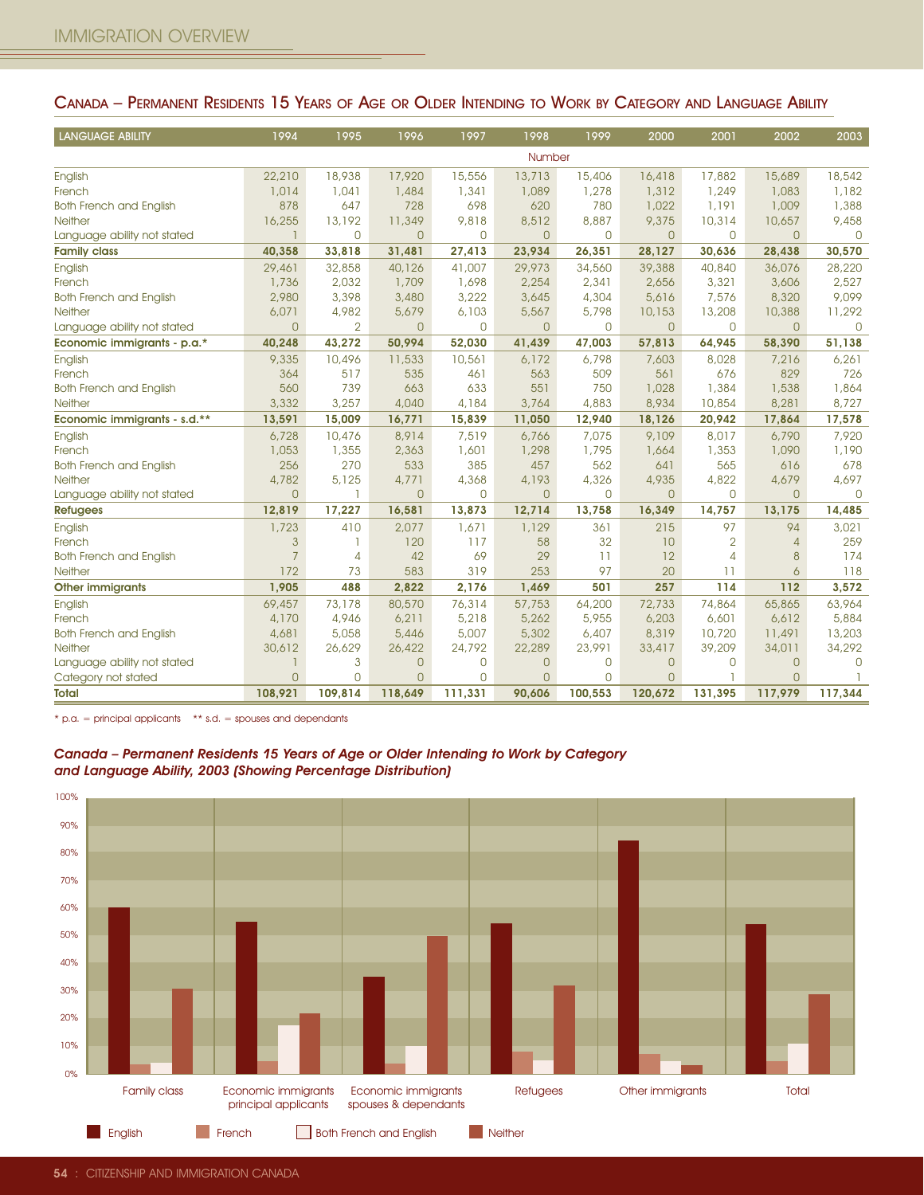## Canada – Permanent Residents 15 Years of Age or Older Intending to Work by Category and Language Ability

| LANGUAGE ABILITY | 1994 | 1995 | 1996 | 1997 | 1998 | 1999 | 2000 | 2001 | 2002 | 2003 |
|---|---|---|---|---|---|---|---|---|---|---|
| | | | | | Number | | | | | |
| English | 22,210 | 18,938 | 17,920 | 15,556 | 13,713 | 15,406 | 16,418 | 17,882 | 15,689 | 18,542 |
| French | 1,014 | 1,041 | 1,484 | 1,341 | 1,089 | 1,278 | 1,312 | 1,249 | 1,083 | 1,182 |
| Both French and English | 878 | 647 | 728 | 698 | 620 | 780 | 1,022 | 1,191 | 1,009 | 1,388 |
| Neither | 16,255 | 13,192 | 11,349 | 9,818 | 8,512 | 8,887 | 9,375 | 10,314 | 10,657 | 9,458 |
| Language ability not stated | 1 | 0 | 0 | 0 | 0 | 0 | 0 | 0 | 0 | 0 |
| **Family class** | **40,358** | **33,818** | **31,481** | **27,413** | **23,934** | **26,351** | **28,127** | **30,636** | **28,438** | **30,570** |
| English | 29,461 | 32,858 | 40,126 | 41,007 | 29,973 | 34,560 | 39,388 | 40,840 | 36,076 | 28,220 |
| French | 1,736 | 2,032 | 1,709 | 1,698 | 2,254 | 2,341 | 2,656 | 3,321 | 3,606 | 2,527 |
| Both French and English | 2,980 | 3,398 | 3,480 | 3,222 | 3,645 | 4,304 | 5,616 | 7,576 | 8,320 | 9,099 |
| Neither | 6,071 | 4,982 | 5,679 | 6,103 | 5,567 | 5,798 | 10,153 | 13,208 | 10,388 | 11,292 |
| Language ability not stated | 0 | 2 | 0 | 0 | 0 | 0 | 0 | 0 | 0 | 0 |
| **Economic immigrants - p.a.*** | **40,248** | **43,272** | **50,994** | **52,030** | **41,439** | **47,003** | **57,813** | **64,945** | **58,390** | **51,138** |
| English | 9,335 | 10,496 | 11,533 | 10,561 | 6,172 | 6,798 | 7,603 | 8,028 | 7,216 | 6,261 |
| French | 364 | 517 | 535 | 461 | 563 | 509 | 561 | 676 | 829 | 726 |
| Both French and English | 560 | 739 | 663 | 633 | 551 | 750 | 1,028 | 1,384 | 1,538 | 1,864 |
| Neither | 3,332 | 3,257 | 4,040 | 4,184 | 3,764 | 4,883 | 8,934 | 10,854 | 8,281 | 8,727 |
| **Economic immigrants - s.d.**** | **13,591** | **15,009** | **16,771** | **15,839** | **11,050** | **12,940** | **18,126** | **20,942** | **17,864** | **17,578** |
| English | 6,728 | 10,476 | 8,914 | 7,519 | 6,766 | 7,075 | 9,109 | 8,017 | 6,790 | 7,920 |
| French | 1,053 | 1,355 | 2,363 | 1,601 | 1,298 | 1,795 | 1,664 | 1,353 | 1,090 | 1,190 |
| Both French and English | 256 | 270 | 533 | 385 | 457 | 562 | 641 | 565 | 616 | 678 |
| Neither | 4,782 | 5,125 | 4,771 | 4,368 | 4,193 | 4,326 | 4,935 | 4,822 | 4,679 | 4,697 |
| Language ability not stated | 0 | 1 | 0 | 0 | 0 | 0 | 0 | 0 | 0 | 0 |
| **Refugees** | **12,819** | **17,227** | **16,581** | **13,873** | **12,714** | **13,758** | **16,349** | **14,757** | **13,175** | **14,485** |
| English | 1,723 | 410 | 2,077 | 1,671 | 1,129 | 361 | 215 | 97 | 94 | 3,021 |
| French | 3 | 1 | 120 | 117 | 58 | 32 | 10 | 2 | 4 | 259 |
| Both French and English | 7 | 4 | 42 | 69 | 29 | 11 | 12 | 4 | 8 | 174 |
| Neither | 172 | 73 | 583 | 319 | 253 | 97 | 20 | 11 | 6 | 118 |
| **Other immigrants** | **1,905** | **488** | **2,822** | **2,176** | **1,469** | **501** | **257** | **114** | **112** | **3,572** |
| English | 69,457 | 73,178 | 80,570 | 76,314 | 57,753 | 64,200 | 72,733 | 74,864 | 65,865 | 63,964 |
| French | 4,170 | 4,946 | 6,211 | 5,218 | 5,262 | 5,955 | 6,203 | 6,601 | 6,612 | 5,884 |
| Both French and English | 4,681 | 5,058 | 5,446 | 5,007 | 5,302 | 6,407 | 8,319 | 10,720 | 11,491 | 13,203 |
| Neither | 30,612 | 26,629 | 26,422 | 24,792 | 22,289 | 23,991 | 33,417 | 39,209 | 34,011 | 34,292 |
| Language ability not stated | 1 | 3 | 0 | 0 | 0 | 0 | 0 | 0 | 0 | 0 |
| Category not stated | 0 | 0 | 0 | 0 | 0 | 0 | 0 | 1 | 0 | 1 |
| **Total** | **108,921** | **109,814** | **118,649** | **111,331** | **90,606** | **100,553** | **120,672** | **131,395** | **117,979** | **117,344** |

\* p.a. = principal applicants ** s.d. = spouses and dependants

### *Canada – Permanent Residents 15 Years of Age or Older Intending to Work by Category and Language Ability, 2003 (Showing Percentage Distribution)*

| | English | French | Both French and English | Neither |
|---|---|---|---|---|
| Family class | ~60% | ~4% | ~4% | ~31% |
| Economic immigrants principal applicants | ~55% | ~5% | ~18% | ~22% |
| Economic immigrants spouses & dependants | ~35% | ~4% | ~10% | ~50% |
| Refugees | ~55% | ~8% | ~5% | ~32% |
| Other immigrants | ~85% | ~7% | ~5% | ~3% |
| Total | ~54% | ~5% | ~11% | ~29% |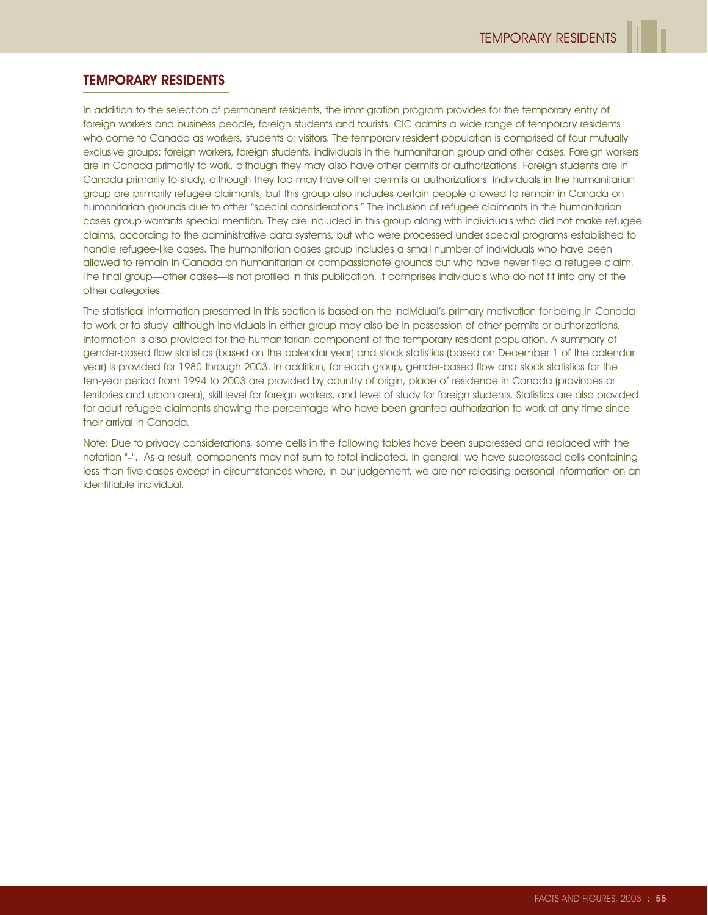## TEMPORARY RESIDENTS

In addition to the selection of permanent residents, the immigration program provides for the temporary entry of foreign workers and business people, foreign students and tourists. CIC admits a wide range of temporary residents who come to Canada as workers, students or visitors. The temporary resident population is comprised of four mutually exclusive groups: foreign workers, foreign students, individuals in the humanitarian group and other cases. Foreign workers are in Canada primarily to work, although they may also have other permits or authorizations. Foreign students are in Canada primarily to study, although they too may have other permits or authorizations. Individuals in the humanitarian group are primarily refugee claimants, but this group also includes certain people allowed to remain in Canada on humanitarian grounds due to other "special considerations." The inclusion of refugee claimants in the humanitarian cases group warrants special mention. They are included in this group along with individuals who did not make refugee claims, according to the administrative data systems, but who were processed under special programs established to handle refugee-like cases. The humanitarian cases group includes a small number of individuals who have been allowed to remain in Canada on humanitarian or compassionate grounds but who have never filed a refugee claim. The final group—other cases—is not profiled in this publication. It comprises individuals who do not fit into any of the other categories.

The statistical information presented in this section is based on the individual's primary motivation for being in Canada–to work or to study–although individuals in either group may also be in possession of other permits or authorizations. Information is also provided for the humanitarian component of the temporary resident population. A summary of gender-based flow statistics (based on the calendar year) and stock statistics (based on December 1 of the calendar year) is provided for 1980 through 2003. In addition, for each group, gender-based flow and stock statistics for the ten-year period from 1994 to 2003 are provided by country of origin, place of residence in Canada (provinces or territories and urban area), skill level for foreign workers, and level of study for foreign students. Statistics are also provided for adult refugee claimants showing the percentage who have been granted authorization to work at any time since their arrival in Canada.

Note: Due to privacy considerations, some cells in the following tables have been suppressed and replaced with the notation "–". As a result, components may not sum to total indicated. In general, we have suppressed cells containing less than five cases except in circumstances where, in our judgement, we are not releasing personal information on an identifiable individual.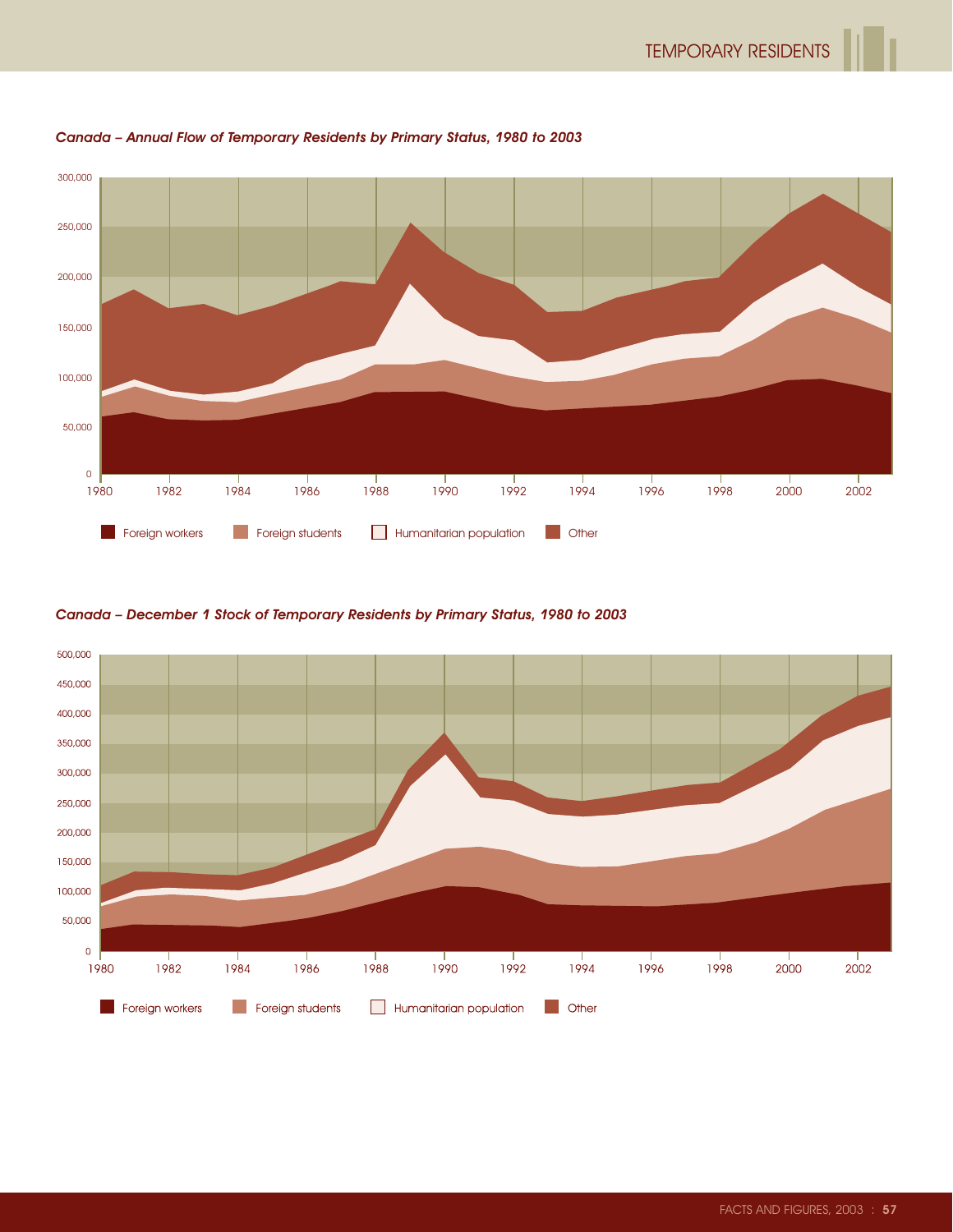*Canada – Annual Flow of Temporary Residents by Primary Status, 1980 to 2003*

*Canada – December 1 Stock of Temporary Residents by Primary Status, 1980 to 2003*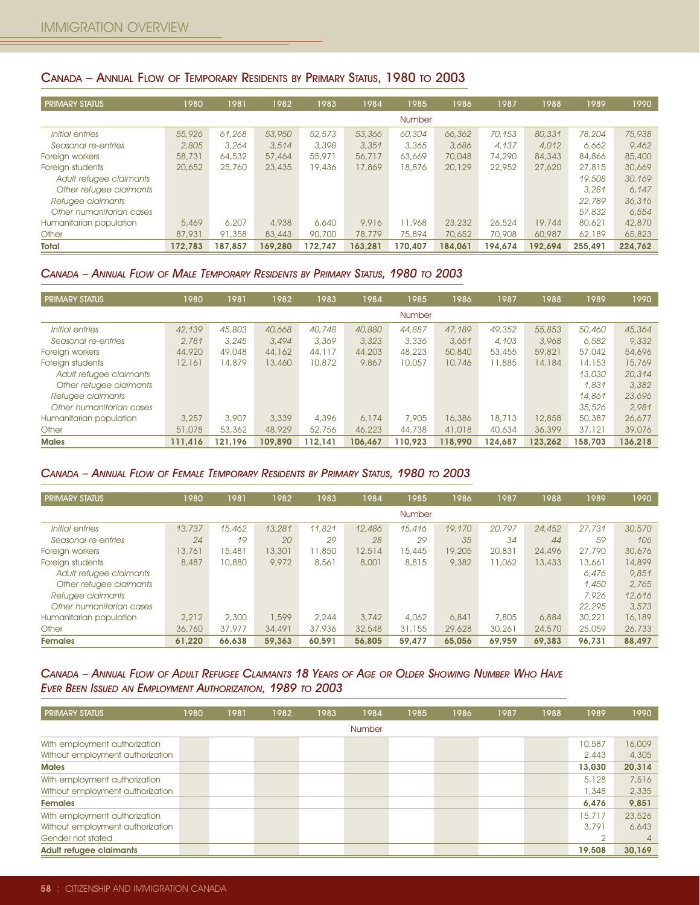## Canada – Annual Flow of Temporary Residents by Primary Status, 1980 to 2003

| PRIMARY STATUS | 1980 | 1981 | 1982 | 1983 | 1984 | 1985 | 1986 | 1987 | 1988 | 1989 | 1990 |
|---|---|---|---|---|---|---|---|---|---|---|---|
| | | | | | | Number | | | | | |
| *Initial entries* | *55,926* | *61,268* | *53,950* | *52,573* | *53,366* | *60,304* | *66,362* | *70,153* | *80,331* | *78,204* | *75,938* |
| *Seasonal re-entries* | *2,805* | *3,264* | *3,514* | *3,398* | *3,351* | *3,365* | *3,686* | *4,137* | *4,012* | *6,662* | *9,462* |
| Foreign workers | 58,731 | 64,532 | 57,464 | 55,971 | 56,717 | 63,669 | 70,048 | 74,290 | 84,343 | 84,866 | 85,400 |
| Foreign students | 20,652 | 25,760 | 23,435 | 19,436 | 17,869 | 18,876 | 20,129 | 22,952 | 27,620 | 27,815 | 30,669 |
| *Adult refugee claimants* | | | | | | | | | | *19,508* | *30,169* |
| *Other refugee claimants* | | | | | | | | | | *3,281* | *6,147* |
| *Refugee claimants* | | | | | | | | | | *22,789* | *36,316* |
| *Other humanitarian cases* | | | | | | | | | | *57,832* | *6,554* |
| Humanitarian population | 5,469 | 6,207 | 4,938 | 6,640 | 9,916 | 11,968 | 23,232 | 26,524 | 19,744 | 80,621 | 42,870 |
| Other | 87,931 | 91,358 | 83,443 | 90,700 | 78,779 | 75,894 | 70,652 | 70,908 | 60,987 | 62,189 | 65,823 |
| **Total** | **172,783** | **187,857** | **169,280** | **172,747** | **163,281** | **170,407** | **184,061** | **194,674** | **192,694** | **255,491** | **224,762** |

## *Canada – Annual Flow of Male Temporary Residents by Primary Status, 1980 to 2003*

| PRIMARY STATUS | 1980 | 1981 | 1982 | 1983 | 1984 | 1985 | 1986 | 1987 | 1988 | 1989 | 1990 |
|---|---|---|---|---|---|---|---|---|---|---|---|
| | | | | | | Number | | | | | |
| *Initial entries* | *42,139* | *45,803* | *40,668* | *40,748* | *40,880* | *44,887* | *47,189* | *49,352* | *55,853* | *50,460* | *45,364* |
| *Seasonal re-entries* | *2,781* | *3,245* | *3,494* | *3,369* | *3,323* | *3,336* | *3,651* | *4,103* | *3,968* | *6,582* | *9,332* |
| Foreign workers | 44,920 | 49,048 | 44,162 | 44,117 | 44,203 | 48,223 | 50,840 | 53,455 | 59,821 | 57,042 | 54,696 |
| Foreign students | 12,161 | 14,879 | 13,460 | 10,872 | 9,867 | 10,057 | 10,746 | 11,885 | 14,184 | 14,153 | 15,769 |
| *Adult refugee claimants* | | | | | | | | | | *13,030* | *20,314* |
| *Other refugee claimants* | | | | | | | | | | *1,831* | *3,382* |
| *Refugee claimants* | | | | | | | | | | *14,861* | *23,696* |
| *Other humanitarian cases* | | | | | | | | | | *35,526* | *2,981* |
| Humanitarian population | 3,257 | 3,907 | 3,339 | 4,396 | 6,174 | 7,905 | 16,386 | 18,713 | 12,858 | 50,387 | 26,677 |
| Other | 51,078 | 53,362 | 48,929 | 52,756 | 46,223 | 44,738 | 41,018 | 40,634 | 36,399 | 37,121 | 39,076 |
| **Males** | **111,416** | **121,196** | **109,890** | **112,141** | **106,467** | **110,923** | **118,990** | **124,687** | **123,262** | **158,703** | **136,218** |

## *Canada – Annual Flow of Female Temporary Residents by Primary Status, 1980 to 2003*

| PRIMARY STATUS | 1980 | 1981 | 1982 | 1983 | 1984 | 1985 | 1986 | 1987 | 1988 | 1989 | 1990 |
|---|---|---|---|---|---|---|---|---|---|---|---|
| | | | | | | Number | | | | | |
| *Initial entries* | *13,737* | *15,462* | *13,281* | *11,821* | *12,486* | *15,416* | *19,170* | *20,797* | *24,452* | *27,731* | *30,570* |
| *Seasonal re-entries* | *24* | *19* | *20* | *29* | *28* | *29* | *35* | *34* | *44* | *59* | *106* |
| Foreign workers | 13,761 | 15,481 | 13,301 | 11,850 | 12,514 | 15,445 | 19,205 | 20,831 | 24,496 | 27,790 | 30,676 |
| Foreign students | 8,487 | 10,880 | 9,972 | 8,561 | 8,001 | 8,815 | 9,382 | 11,062 | 13,433 | 13,661 | 14,899 |
| *Adult refugee claimants* | | | | | | | | | | *6,476* | *9,851* |
| *Other refugee claimants* | | | | | | | | | | *1,450* | *2,765* |
| *Refugee claimants* | | | | | | | | | | *7,926* | *12,616* |
| *Other humanitarian cases* | | | | | | | | | | *22,295* | *3,573* |
| Humanitarian population | 2,212 | 2,300 | 1,599 | 2,244 | 3,742 | 4,062 | 6,841 | 7,805 | 6,884 | 30,221 | 16,189 |
| Other | 36,760 | 37,977 | 34,491 | 37,936 | 32,548 | 31,155 | 29,628 | 30,261 | 24,570 | 25,059 | 26,733 |
| **Females** | **61,220** | **66,638** | **59,363** | **60,591** | **56,805** | **59,477** | **65,056** | **69,959** | **69,383** | **96,731** | **88,497** |

## *Canada – Annual Flow of Adult Refugee Claimants 18 Years of Age or Older Showing Number Who Have Ever Been Issued an Employment Authorization, 1989 to 2003*

| PRIMARY STATUS | 1980 | 1981 | 1982 | 1983 | 1984 | 1985 | 1986 | 1987 | 1988 | 1989 | 1990 |
|---|---|---|---|---|---|---|---|---|---|---|---|
| | | | | | Number | | | | | | |
| With employment authorization | | | | | | | | | | 10,587 | 16,009 |
| Without employment authorization | | | | | | | | | | 2,443 | 4,305 |
| **Males** | | | | | | | | | | **13,030** | **20,314** |
| With employment authorization | | | | | | | | | | 5,128 | 7,516 |
| Without employment authorization | | | | | | | | | | 1,348 | 2,335 |
| **Females** | | | | | | | | | | **6,476** | **9,851** |
| With employment authorization | | | | | | | | | | 15,717 | 23,526 |
| Without employment authorization | | | | | | | | | | 3,791 | 6,643 |
| Gender not stated | | | | | | | | | | 2 | 4 |
| **Adult refugee claimants** | | | | | | | | | | **19,508** | **30,169** |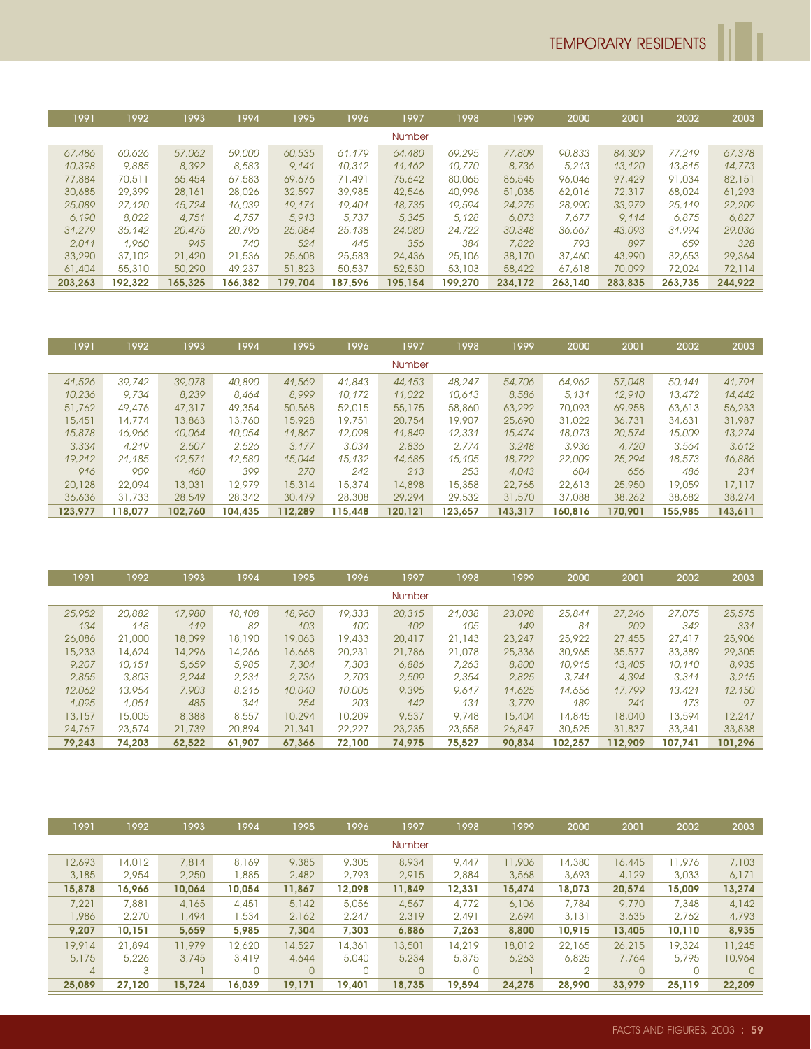# TEMPORARY RESIDENTS

| 1991 | 1992 | 1993 | 1994 | 1995 | 1996 | 1997 | 1998 | 1999 | 2000 | 2001 | 2002 | 2003 |
|---|---|---|---|---|---|---|---|---|---|---|---|---|
| | | | | | | Number | | | | | | |
| *67,486* | *60,626* | *57,062* | *59,000* | *60,535* | *61,179* | *64,480* | *69,295* | *77,809* | *90,833* | *84,309* | *77,219* | *67,378* |
| *10,398* | *9,885* | *8,392* | *8,583* | *9,141* | *10,312* | *11,162* | *10,770* | *8,736* | *5,213* | *13,120* | *13,815* | *14,773* |
| 77,884 | 70,511 | 65,454 | 67,583 | 69,676 | 71,491 | 75,642 | 80,065 | 86,545 | 96,046 | 97,429 | 91,034 | 82,151 |
| 30,685 | 29,399 | 28,161 | 28,026 | 32,597 | 39,985 | 42,546 | 40,996 | 51,035 | 62,016 | 72,317 | 68,024 | 61,293 |
| *25,089* | *27,120* | *15,724* | *16,039* | *19,171* | *19,401* | *18,735* | *19,594* | *24,275* | *28,990* | *33,979* | *25,119* | *22,209* |
| *6,190* | *8,022* | *4,751* | *4,757* | *5,913* | *5,737* | *5,345* | *5,128* | *6,073* | *7,677* | *9,114* | *6,875* | *6,827* |
| *31,279* | *35,142* | *20,475* | *20,796* | *25,084* | *25,138* | *24,080* | *24,722* | *30,348* | *36,667* | *43,093* | *31,994* | *29,036* |
| *2,011* | *1,960* | *945* | *740* | *524* | *445* | *356* | *384* | *7,822* | *793* | *897* | *659* | *328* |
| 33,290 | 37,102 | 21,420 | 21,536 | 25,608 | 25,583 | 24,436 | 25,106 | 38,170 | 37,460 | 43,990 | 32,653 | 29,364 |
| 61,404 | 55,310 | 50,290 | 49,237 | 51,823 | 50,537 | 52,530 | 53,103 | 58,422 | 67,618 | 70,099 | 72,024 | 72,114 |
| **203,263** | **192,322** | **165,325** | **166,382** | **179,704** | **187,596** | **195,154** | **199,270** | **234,172** | **263,140** | **283,835** | **263,735** | **244,922** |

| 1991 | 1992 | 1993 | 1994 | 1995 | 1996 | 1997 | 1998 | 1999 | 2000 | 2001 | 2002 | 2003 |
|---|---|---|---|---|---|---|---|---|---|---|---|---|
| | | | | | | Number | | | | | | |
| *41,526* | *39,742* | *39,078* | *40,890* | *41,569* | *41,843* | *44,153* | *48,247* | *54,706* | *64,962* | *57,048* | *50,141* | *41,791* |
| *10,236* | *9,734* | *8,239* | *8,464* | *8,999* | *10,172* | *11,022* | *10,613* | *8,586* | *5,131* | *12,910* | *13,472* | *14,442* |
| 51,762 | 49,476 | 47,317 | 49,354 | 50,568 | 52,015 | 55,175 | 58,860 | 63,292 | 70,093 | 69,958 | 63,613 | 56,233 |
| 15,451 | 14,774 | 13,863 | 13,760 | 15,928 | 19,751 | 20,754 | 19,907 | 25,690 | 31,022 | 36,731 | 34,631 | 31,987 |
| *15,878* | *16,966* | *10,064* | *10,054* | *11,867* | *12,098* | *11,849* | *12,331* | *15,474* | *18,073* | *20,574* | *15,009* | *13,274* |
| *3,334* | *4,219* | *2,507* | *2,526* | *3,177* | *3,034* | *2,836* | *2,774* | *3,248* | *3,936* | *4,720* | *3,564* | *3,612* |
| *19,212* | *21,185* | *12,571* | *12,580* | *15,044* | *15,132* | *14,685* | *15,105* | *18,722* | *22,009* | *25,294* | *18,573* | *16,886* |
| *916* | *909* | *460* | *399* | *270* | *242* | *213* | *253* | *4,043* | *604* | *656* | *486* | *231* |
| 20,128 | 22,094 | 13,031 | 12,979 | 15,314 | 15,374 | 14,898 | 15,358 | 22,765 | 22,613 | 25,950 | 19,059 | 17,117 |
| 36,636 | 31,733 | 28,549 | 28,342 | 30,479 | 28,308 | 29,294 | 29,532 | 31,570 | 37,088 | 38,262 | 38,682 | 38,274 |
| **123,977** | **118,077** | **102,760** | **104,435** | **112,289** | **115,448** | **120,121** | **123,657** | **143,317** | **160,816** | **170,901** | **155,985** | **143,611** |

| 1991 | 1992 | 1993 | 1994 | 1995 | 1996 | 1997 | 1998 | 1999 | 2000 | 2001 | 2002 | 2003 |
|---|---|---|---|---|---|---|---|---|---|---|---|---|
| | | | | | | Number | | | | | | |
| *25,952* | *20,882* | *17,980* | *18,108* | *18,960* | *19,333* | *20,315* | *21,038* | *23,098* | *25,841* | *27,246* | *27,075* | *25,575* |
| *134* | *118* | *119* | *82* | *103* | *100* | *102* | *105* | *149* | *81* | *209* | *342* | *331* |
| 26,086 | 21,000 | 18,099 | 18,190 | 19,063 | 19,433 | 20,417 | 21,143 | 23,247 | 25,922 | 27,455 | 27,417 | 25,906 |
| 15,233 | 14,624 | 14,296 | 14,266 | 16,668 | 20,231 | 21,786 | 21,078 | 25,336 | 30,965 | 35,577 | 33,389 | 29,305 |
| *9,207* | *10,151* | *5,659* | *5,985* | *7,304* | *7,303* | *6,886* | *7,263* | *8,800* | *10,915* | *13,405* | *10,110* | *8,935* |
| *2,855* | *3,803* | *2,244* | *2,231* | *2,736* | *2,703* | *2,509* | *2,354* | *2,825* | *3,741* | *4,394* | *3,311* | *3,215* |
| *12,062* | *13,954* | *7,903* | *8,216* | *10,040* | *10,006* | *9,395* | *9,617* | *11,625* | *14,656* | *17,799* | *13,421* | *12,150* |
| *1,095* | *1,051* | *485* | *341* | *254* | *203* | *142* | *131* | *3,779* | *189* | *241* | *173* | *97* |
| 13,157 | 15,005 | 8,388 | 8,557 | 10,294 | 10,209 | 9,537 | 9,748 | 15,404 | 14,845 | 18,040 | 13,594 | 12,247 |
| 24,767 | 23,574 | 21,739 | 20,894 | 21,341 | 22,227 | 23,235 | 23,558 | 26,847 | 30,525 | 31,837 | 33,341 | 33,838 |
| **79,243** | **74,203** | **62,522** | **61,907** | **67,366** | **72,100** | **74,975** | **75,527** | **90,834** | **102,257** | **112,909** | **107,741** | **101,296** |

| 1991 | 1992 | 1993 | 1994 | 1995 | 1996 | 1997 | 1998 | 1999 | 2000 | 2001 | 2002 | 2003 |
|---|---|---|---|---|---|---|---|---|---|---|---|---|
| | | | | | | Number | | | | | | |
| 12,693 | 14,012 | 7,814 | 8,169 | 9,385 | 9,305 | 8,934 | 9,447 | 11,906 | 14,380 | 16,445 | 11,976 | 7,103 |
| 3,185 | 2,954 | 2,250 | 1,885 | 2,482 | 2,793 | 2,915 | 2,884 | 3,568 | 3,693 | 4,129 | 3,033 | 6,171 |
| **15,878** | **16,966** | **10,064** | **10,054** | **11,867** | **12,098** | **11,849** | **12,331** | **15,474** | **18,073** | **20,574** | **15,009** | **13,274** |
| 7,221 | 7,881 | 4,165 | 4,451 | 5,142 | 5,056 | 4,567 | 4,772 | 6,106 | 7,784 | 9,770 | 7,348 | 4,142 |
| 1,986 | 2,270 | 1,494 | 1,534 | 2,162 | 2,247 | 2,319 | 2,491 | 2,694 | 3,131 | 3,635 | 2,762 | 4,793 |
| **9,207** | **10,151** | **5,659** | **5,985** | **7,304** | **7,303** | **6,886** | **7,263** | **8,800** | **10,915** | **13,405** | **10,110** | **8,935** |
| 19,914 | 21,894 | 11,979 | 12,620 | 14,527 | 14,361 | 13,501 | 14,219 | 18,012 | 22,165 | 26,215 | 19,324 | 11,245 |
| 5,175 | 5,226 | 3,745 | 3,419 | 4,644 | 5,040 | 5,234 | 5,375 | 6,263 | 6,825 | 7,764 | 5,795 | 10,964 |
| 4 | 3 | 1 | 0 | 0 | 0 | 0 | 0 | 1 | 2 | 0 | 0 | 0 |
| **25,089** | **27,120** | **15,724** | **16,039** | **19,171** | **19,401** | **18,735** | **19,594** | **24,275** | **28,990** | **33,979** | **25,119** | **22,209** |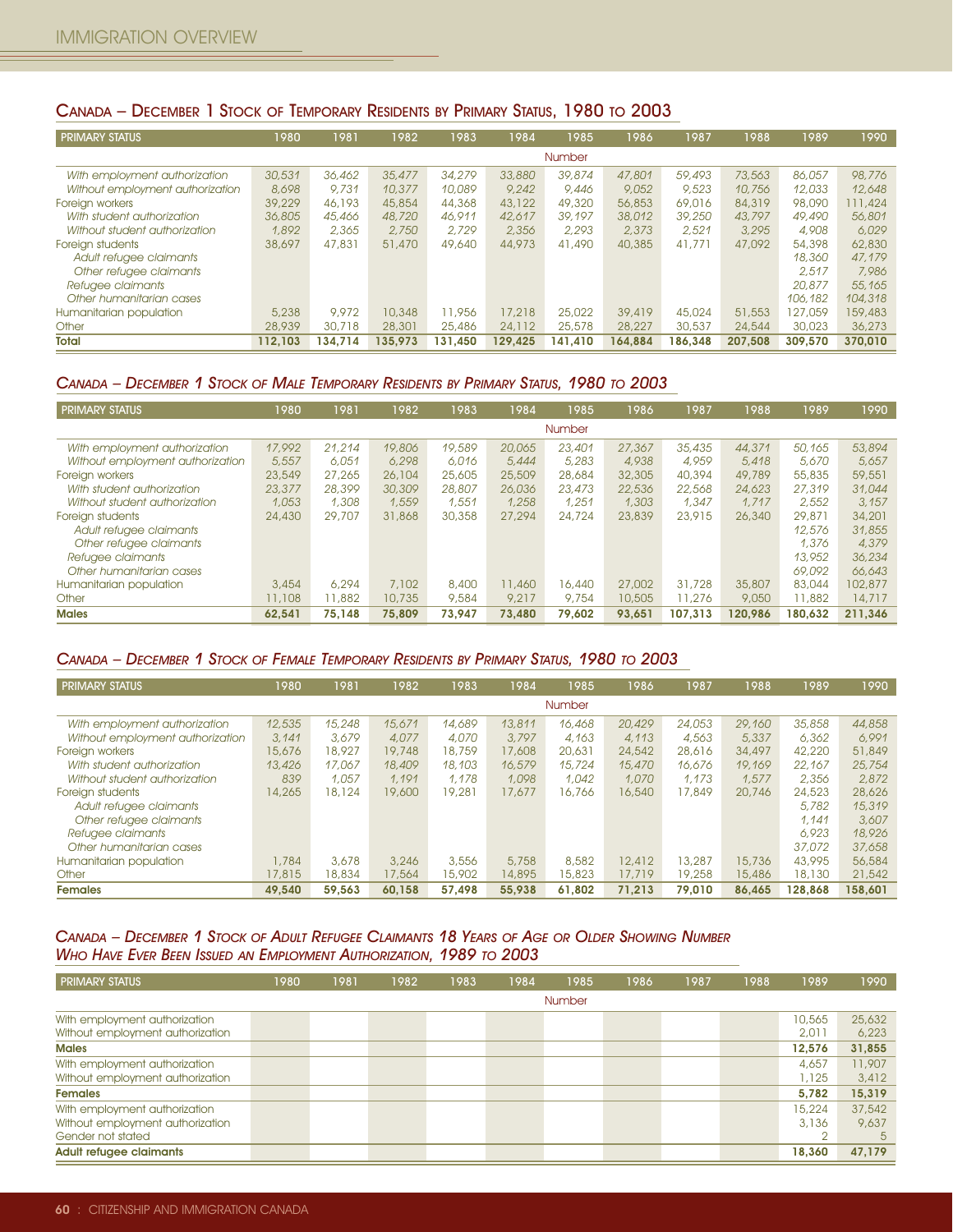## Canada – December 1 Stock of Temporary Residents by Primary Status, 1980 to 2003

| Primary Status | 1980 | 1981 | 1982 | 1983 | 1984 | 1985 | 1986 | 1987 | 1988 | 1989 | 1990 |
|---|---|---|---|---|---|---|---|---|---|---|---|
| | | | | | | Number | | | | | |
| *With employment authorization* | *30,531* | *36,462* | *35,477* | *34,279* | *33,880* | *39,874* | *47,801* | *59,493* | *73,563* | *86,057* | *98,776* |
| *Without employment authorization* | *8,698* | *9,731* | *10,377* | *10,089* | *9,242* | *9,446* | *9,052* | *9,523* | *10,756* | *12,033* | *12,648* |
| Foreign workers | 39,229 | 46,193 | 45,854 | 44,368 | 43,122 | 49,320 | 56,853 | 69,016 | 84,319 | 98,090 | 111,424 |
| *With student authorization* | *36,805* | *45,466* | *48,720* | *46,911* | *42,617* | *39,197* | *38,012* | *39,250* | *43,797* | *49,490* | *56,801* |
| *Without student authorization* | *1,892* | *2,365* | *2,750* | *2,729* | *2,356* | *2,293* | *2,373* | *2,521* | *3,295* | *4,908* | *6,029* |
| Foreign students | 38,697 | 47,831 | 51,470 | 49,640 | 44,973 | 41,490 | 40,385 | 41,771 | 47,092 | 54,398 | 62,830 |
| *Adult refugee claimants* | | | | | | | | | | *18,360* | *47,179* |
| *Other refugee claimants* | | | | | | | | | | *2,517* | *7,986* |
| *Refugee claimants* | | | | | | | | | | *20,877* | *55,165* |
| *Other humanitarian cases* | | | | | | | | | | *106,182* | *104,318* |
| Humanitarian population | 5,238 | 9,972 | 10,348 | 11,956 | 17,218 | 25,022 | 39,419 | 45,024 | 51,553 | 127,059 | 159,483 |
| Other | 28,939 | 30,718 | 28,301 | 25,486 | 24,112 | 25,578 | 28,227 | 30,537 | 24,544 | 30,023 | 36,273 |
| **Total** | **112,103** | **134,714** | **135,973** | **131,450** | **129,425** | **141,410** | **164,884** | **186,348** | **207,508** | **309,570** | **370,010** |

## *Canada – December 1 Stock of Male Temporary Residents by Primary Status, 1980 to 2003*

| Primary Status | 1980 | 1981 | 1982 | 1983 | 1984 | 1985 | 1986 | 1987 | 1988 | 1989 | 1990 |
|---|---|---|---|---|---|---|---|---|---|---|---|
| | | | | | | Number | | | | | |
| *With employment authorization* | *17,992* | *21,214* | *19,806* | *19,589* | *20,065* | *23,401* | *27,367* | *35,435* | *44,371* | *50,165* | *53,894* |
| *Without employment authorization* | *5,557* | *6,051* | *6,298* | *6,016* | *5,444* | *5,283* | *4,938* | *4,959* | *5,418* | *5,670* | *5,657* |
| Foreign workers | 23,549 | 27,265 | 26,104 | 25,605 | 25,509 | 28,684 | 32,305 | 40,394 | 49,789 | 55,835 | 59,551 |
| *With student authorization* | *23,377* | *28,399* | *30,309* | *28,807* | *26,036* | *23,473* | *22,536* | *22,568* | *24,623* | *27,319* | *31,044* |
| *Without student authorization* | *1,053* | *1,308* | *1,559* | *1,551* | *1,258* | *1,251* | *1,303* | *1,347* | *1,717* | *2,552* | *3,157* |
| Foreign students | 24,430 | 29,707 | 31,868 | 30,358 | 27,294 | 24,724 | 23,839 | 23,915 | 26,340 | 29,871 | 34,201 |
| *Adult refugee claimants* | | | | | | | | | | *12,576* | *31,855* |
| *Other refugee claimants* | | | | | | | | | | *1,376* | *4,379* |
| *Refugee claimants* | | | | | | | | | | *13,952* | *36,234* |
| *Other humanitarian cases* | | | | | | | | | | *69,092* | *66,643* |
| Humanitarian population | 3,454 | 6,294 | 7,102 | 8,400 | 11,460 | 16,440 | 27,002 | 31,728 | 35,807 | 83,044 | 102,877 |
| Other | 11,108 | 11,882 | 10,735 | 9,584 | 9,217 | 9,754 | 10,505 | 11,276 | 9,050 | 11,882 | 14,717 |
| **Males** | **62,541** | **75,148** | **75,809** | **73,947** | **73,480** | **79,602** | **93,651** | **107,313** | **120,986** | **180,632** | **211,346** |

## *Canada – December 1 Stock of Female Temporary Residents by Primary Status, 1980 to 2003*

| Primary Status | 1980 | 1981 | 1982 | 1983 | 1984 | 1985 | 1986 | 1987 | 1988 | 1989 | 1990 |
|---|---|---|---|---|---|---|---|---|---|---|---|
| | | | | | | Number | | | | | |
| *With employment authorization* | *12,535* | *15,248* | *15,671* | *14,689* | *13,811* | *16,468* | *20,429* | *24,053* | *29,160* | *35,858* | *44,858* |
| *Without employment authorization* | *3,141* | *3,679* | *4,077* | *4,070* | *3,797* | *4,163* | *4,113* | *4,563* | *5,337* | *6,362* | *6,991* |
| Foreign workers | 15,676 | 18,927 | 19,748 | 18,759 | 17,608 | 20,631 | 24,542 | 28,616 | 34,497 | 42,220 | 51,849 |
| *With student authorization* | *13,426* | *17,067* | *18,409* | *18,103* | *16,579* | *15,724* | *15,470* | *16,676* | *19,169* | *22,167* | *25,754* |
| *Without student authorization* | *839* | *1,057* | *1,191* | *1,178* | *1,098* | *1,042* | *1,070* | *1,173* | *1,577* | *2,356* | *2,872* |
| Foreign students | 14,265 | 18,124 | 19,600 | 19,281 | 17,677 | 16,766 | 16,540 | 17,849 | 20,746 | 24,523 | 28,626 |
| *Adult refugee claimants* | | | | | | | | | | *5,782* | *15,319* |
| *Other refugee claimants* | | | | | | | | | | *1,141* | *3,607* |
| *Refugee claimants* | | | | | | | | | | *6,923* | *18,926* |
| *Other humanitarian cases* | | | | | | | | | | *37,072* | *37,658* |
| Humanitarian population | 1,784 | 3,678 | 3,246 | 3,556 | 5,758 | 8,582 | 12,412 | 13,287 | 15,736 | 43,995 | 56,584 |
| Other | 17,815 | 18,834 | 17,564 | 15,902 | 14,895 | 15,823 | 17,719 | 19,258 | 15,486 | 18,130 | 21,542 |
| **Females** | **49,540** | **59,563** | **60,158** | **57,498** | **55,938** | **61,802** | **71,213** | **79,010** | **86,465** | **128,868** | **158,601** |

## *Canada – December 1 Stock of Adult Refugee Claimants 18 Years of Age or Older Showing Number Who Have Ever Been Issued an Employment Authorization, 1989 to 2003*

| Primary Status | 1980 | 1981 | 1982 | 1983 | 1984 | 1985 | 1986 | 1987 | 1988 | 1989 | 1990 |
|---|---|---|---|---|---|---|---|---|---|---|---|
| | | | | | | Number | | | | | |
| With employment authorization | | | | | | | | | | 10,565 | 25,632 |
| Without employment authorization | | | | | | | | | | 2,011 | 6,223 |
| **Males** | | | | | | | | | | **12,576** | **31,855** |
| With employment authorization | | | | | | | | | | 4,657 | 11,907 |
| Without employment authorization | | | | | | | | | | 1,125 | 3,412 |
| **Females** | | | | | | | | | | **5,782** | **15,319** |
| With employment authorization | | | | | | | | | | 15,224 | 37,542 |
| Without employment authorization | | | | | | | | | | 3,136 | 9,637 |
| Gender not stated | | | | | | | | | | 2 | 5 |
| **Adult refugee claimants** | | | | | | | | | | **18,360** | **47,179** |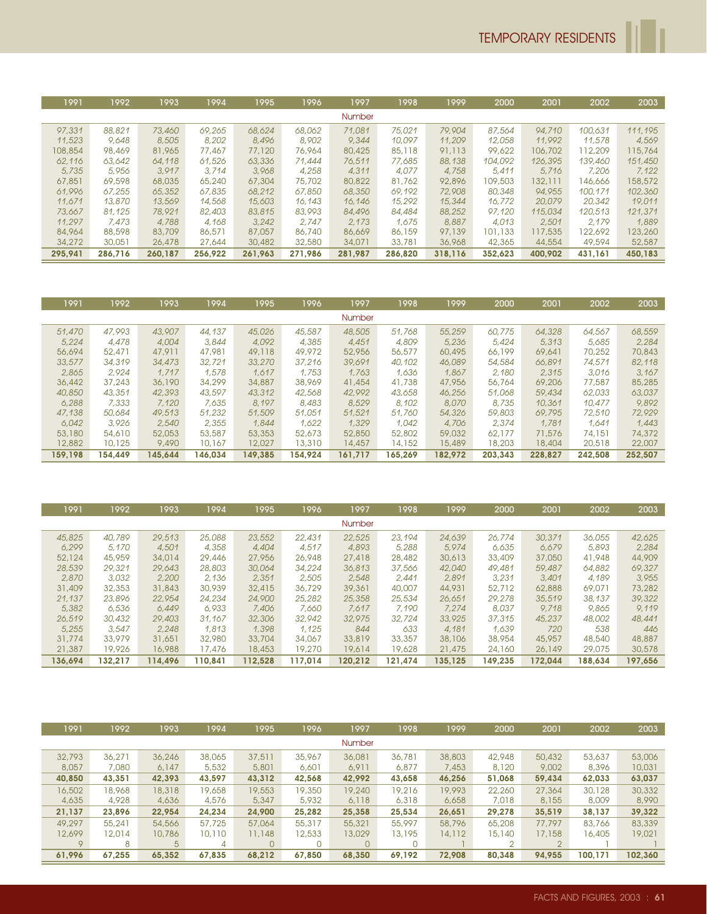| 1991 | 1992 | 1993 | 1994 | 1995 | 1996 | 1997 | 1998 | 1999 | 2000 | 2001 | 2002 | 2003 |
|---|---|---|---|---|---|---|---|---|---|---|---|---|
| | | | | | | Number | | | | | | |
| *97,331* | *88,821* | *73,460* | *69,265* | *68,624* | *68,062* | *71,081* | *75,021* | *79,904* | *87,564* | *94,710* | *100,631* | *111,195* |
| *11,523* | *9,648* | *8,505* | *8,202* | *8,496* | *8,902* | *9,344* | *10,097* | *11,209* | *12,058* | *11,992* | *11,578* | *4,569* |
| 108,854 | 98,469 | 81,965 | 77,467 | 77,120 | 76,964 | 80,425 | 85,118 | 91,113 | 99,622 | 106,702 | 112,209 | 115,764 |
| *62,116* | *63,642* | *64,118* | *61,526* | *63,336* | *71,444* | *76,511* | *77,685* | *88,138* | *104,092* | *126,395* | *139,460* | *151,450* |
| *5,735* | *5,956* | *3,917* | *3,714* | *3,968* | *4,258* | *4,311* | *4,077* | *4,758* | *5,411* | *5,716* | *7,206* | *7,122* |
| 67,851 | 69,598 | 68,035 | 65,240 | 67,304 | 75,702 | 80,822 | 81,762 | 92,896 | 109,503 | 132,111 | 146,666 | 158,572 |
| *61,996* | *67,255* | *65,352* | *67,835* | *68,212* | *67,850* | *68,350* | *69,192* | *72,908* | *80,348* | *94,955* | *100,171* | *102,360* |
| *11,671* | *13,870* | *13,569* | *14,568* | *15,603* | *16,143* | *16,146* | *15,292* | *15,344* | *16,772* | *20,079* | *20,342* | *19,011* |
| *73,667* | *81,125* | *78,921* | *82,403* | *83,815* | *83,993* | *84,496* | *84,484* | *88,252* | *97,120* | *115,034* | *120,513* | *121,371* |
| *11,297* | *7,473* | *4,788* | *4,168* | *3,242* | *2,747* | *2,173* | *1,675* | *8,887* | *4,013* | *2,501* | *2,179* | *1,889* |
| 84,964 | 88,598 | 83,709 | 86,571 | 87,057 | 86,740 | 86,669 | 86,159 | 97,139 | 101,133 | 117,535 | 122,692 | 123,260 |
| 34,272 | 30,051 | 26,478 | 27,644 | 30,482 | 32,580 | 34,071 | 33,781 | 36,968 | 42,365 | 44,554 | 49,594 | 52,587 |
| **295,941** | **286,716** | **260,187** | **256,922** | **261,963** | **271,986** | **281,987** | **286,820** | **318,116** | **352,623** | **400,902** | **431,161** | **450,183** |

| 1991 | 1992 | 1993 | 1994 | 1995 | 1996 | 1997 | 1998 | 1999 | 2000 | 2001 | 2002 | 2003 |
|---|---|---|---|---|---|---|---|---|---|---|---|---|
| | | | | | | Number | | | | | | |
| *51,470* | *47,993* | *43,907* | *44,137* | *45,026* | *45,587* | *48,505* | *51,768* | *55,259* | *60,775* | *64,328* | *64,567* | *68,559* |
| *5,224* | *4,478* | *4,004* | *3,844* | *4,092* | *4,385* | *4,451* | *4,809* | *5,236* | *5,424* | *5,313* | *5,685* | *2,284* |
| 56,694 | 52,471 | 47,911 | 47,981 | 49,118 | 49,972 | 52,956 | 56,577 | 60,495 | 66,199 | 69,641 | 70,252 | 70,843 |
| *33,577* | *34,319* | *34,473* | *32,721* | *33,270* | *37,216* | *39,691* | *40,102* | *46,089* | *54,584* | *66,891* | *74,571* | *82,118* |
| *2,865* | *2,924* | *1,717* | *1,578* | *1,617* | *1,753* | *1,763* | *1,636* | *1,867* | *2,180* | *2,315* | *3,016* | *3,167* |
| 36,442 | 37,243 | 36,190 | 34,299 | 34,887 | 38,969 | 41,454 | 41,738 | 47,956 | 56,764 | 69,206 | 77,587 | 85,285 |
| *40,850* | *43,351* | *42,393* | *43,597* | *43,312* | *42,568* | *42,992* | *43,658* | *46,256* | *51,068* | *59,434* | *62,033* | *63,037* |
| *6,288* | *7,333* | *7,120* | *7,635* | *8,197* | *8,483* | *8,529* | *8,102* | *8,070* | *8,735* | *10,361* | *10,477* | *9,892* |
| *47,138* | *50,684* | *49,513* | *51,232* | *51,509* | *51,051* | *51,521* | *51,760* | *54,326* | *59,803* | *69,795* | *72,510* | *72,929* |
| *6,042* | *3,926* | *2,540* | *2,355* | *1,844* | *1,622* | *1,329* | *1,042* | *4,706* | *2,374* | *1,781* | *1,641* | *1,443* |
| 53,180 | 54,610 | 52,053 | 53,587 | 53,353 | 52,673 | 52,850 | 52,802 | 59,032 | 62,177 | 71,576 | 74,151 | 74,372 |
| 12,882 | 10,125 | 9,490 | 10,167 | 12,027 | 13,310 | 14,457 | 14,152 | 15,489 | 18,203 | 18,404 | 20,518 | 22,007 |
| **159,198** | **154,449** | **145,644** | **146,034** | **149,385** | **154,924** | **161,717** | **165,269** | **182,972** | **203,343** | **228,827** | **242,508** | **252,507** |

| 1991 | 1992 | 1993 | 1994 | 1995 | 1996 | 1997 | 1998 | 1999 | 2000 | 2001 | 2002 | 2003 |
|---|---|---|---|---|---|---|---|---|---|---|---|---|
| | | | | | | Number | | | | | | |
| *45,825* | *40,789* | *29,513* | *25,088* | *23,552* | *22,431* | *22,525* | *23,194* | *24,639* | *26,774* | *30,371* | *36,055* | *42,625* |
| *6,299* | *5,170* | *4,501* | *4,358* | *4,404* | *4,517* | *4,893* | *5,288* | *5,974* | *6,635* | *6,679* | *5,893* | *2,284* |
| 52,124 | 45,959 | 34,014 | 29,446 | 27,956 | 26,948 | 27,418 | 28,482 | 30,613 | 33,409 | 37,050 | 41,948 | 44,909 |
| *28,539* | *29,321* | *29,643* | *28,803* | *30,064* | *34,224* | *36,813* | *37,566* | *42,040* | *49,481* | *59,487* | *64,882* | *69,327* |
| *2,870* | *3,032* | *2,200* | *2,136* | *2,351* | *2,505* | *2,548* | *2,441* | *2,891* | *3,231* | *3,401* | *4,189* | *3,955* |
| 31,409 | 32,353 | 31,843 | 30,939 | 32,415 | 36,729 | 39,361 | 40,007 | 44,931 | 52,712 | 62,888 | 69,071 | 73,282 |
| *21,137* | *23,896* | *22,954* | *24,234* | *24,900* | *25,282* | *25,358* | *25,534* | *26,651* | *29,278* | *35,519* | *38,137* | *39,322* |
| *5,382* | *6,536* | *6,449* | *6,933* | *7,406* | *7,660* | *7,617* | *7,190* | *7,274* | *8,037* | *9,718* | *9,865* | *9,119* |
| *26,519* | *30,432* | *29,403* | *31,167* | *32,306* | *32,942* | *32,975* | *32,724* | *33,925* | *37,315* | *45,237* | *48,002* | *48,441* |
| *5,255* | *3,547* | *2,248* | *1,813* | *1,398* | *1,125* | *844* | *633* | *4,181* | *1,639* | *720* | *538* | *446* |
| 31,774 | 33,979 | 31,651 | 32,980 | 33,704 | 34,067 | 33,819 | 33,357 | 38,106 | 38,954 | 45,957 | 48,540 | 48,887 |
| 21,387 | 19,926 | 16,988 | 17,476 | 18,453 | 19,270 | 19,614 | 19,628 | 21,475 | 24,160 | 26,149 | 29,075 | 30,578 |
| **136,694** | **132,217** | **114,496** | **110,841** | **112,528** | **117,014** | **120,212** | **121,474** | **135,125** | **149,235** | **172,044** | **188,634** | **197,656** |

| 1991 | 1992 | 1993 | 1994 | 1995 | 1996 | 1997 | 1998 | 1999 | 2000 | 2001 | 2002 | 2003 |
|---|---|---|---|---|---|---|---|---|---|---|---|---|
| | | | | | | Number | | | | | | |
| 32,793 | 36,271 | 36,246 | 38,065 | 37,511 | 35,967 | 36,081 | 36,781 | 38,803 | 42,948 | 50,432 | 53,637 | 53,006 |
| 8,057 | 7,080 | 6,147 | 5,532 | 5,801 | 6,601 | 6,911 | 6,877 | 7,453 | 8,120 | 9,002 | 8,396 | 10,031 |
| **40,850** | **43,351** | **42,393** | **43,597** | **43,312** | **42,568** | **42,992** | **43,658** | **46,256** | **51,068** | **59,434** | **62,033** | **63,037** |
| 16,502 | 18,968 | 18,318 | 19,658 | 19,553 | 19,350 | 19,240 | 19,216 | 19,993 | 22,260 | 27,364 | 30,128 | 30,332 |
| 4,635 | 4,928 | 4,636 | 4,576 | 5,347 | 5,932 | 6,118 | 6,318 | 6,658 | 7,018 | 8,155 | 8,009 | 8,990 |
| **21,137** | **23,896** | **22,954** | **24,234** | **24,900** | **25,282** | **25,358** | **25,534** | **26,651** | **29,278** | **35,519** | **38,137** | **39,322** |
| 49,297 | 55,241 | 54,566 | 57,725 | 57,064 | 55,317 | 55,321 | 55,997 | 58,796 | 65,208 | 77,797 | 83,766 | 83,339 |
| 12,699 | 12,014 | 10,786 | 10,110 | 11,148 | 12,533 | 13,029 | 13,195 | 14,112 | 15,140 | 17,158 | 16,405 | 19,021 |
| 9 | 8 | 5 | 4 | 0 | 0 | 0 | 0 | 1 | 2 | 2 | 1 | 1 |
| **61,996** | **67,255** | **65,352** | **67,835** | **68,212** | **67,850** | **68,350** | **69,192** | **72,908** | **80,348** | **94,955** | **100,171** | **102,360** |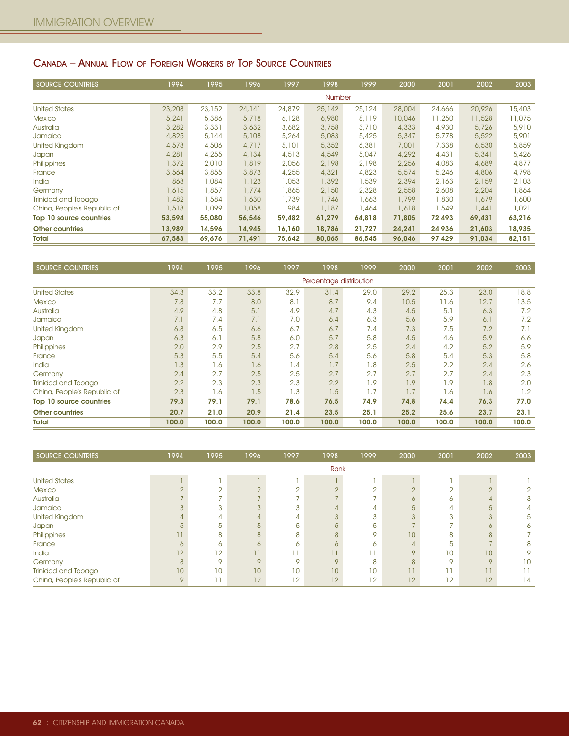## Canada – Annual Flow of Foreign Workers by Top Source Countries

| SOURCE COUNTRIES | 1994 | 1995 | 1996 | 1997 | 1998 | 1999 | 2000 | 2001 | 2002 | 2003 |
|---|---|---|---|---|---|---|---|---|---|---|
| | | | | | Number | | | | | |
| United States | 23,208 | 23,152 | 24,141 | 24,879 | 25,142 | 25,124 | 28,004 | 24,666 | 20,926 | 15,403 |
| Mexico | 5,241 | 5,386 | 5,718 | 6,128 | 6,980 | 8,119 | 10,046 | 11,250 | 11,528 | 11,075 |
| Australia | 3,282 | 3,331 | 3,632 | 3,682 | 3,758 | 3,710 | 4,333 | 4,930 | 5,726 | 5,910 |
| Jamaica | 4,825 | 5,144 | 5,108 | 5,264 | 5,083 | 5,425 | 5,347 | 5,778 | 5,522 | 5,901 |
| United Kingdom | 4,578 | 4,506 | 4,717 | 5,101 | 5,352 | 6,381 | 7,001 | 7,338 | 6,530 | 5,859 |
| Japan | 4,281 | 4,255 | 4,134 | 4,513 | 4,549 | 5,047 | 4,292 | 4,431 | 5,341 | 5,426 |
| Philippines | 1,372 | 2,010 | 1,819 | 2,056 | 2,198 | 2,198 | 2,256 | 4,083 | 4,689 | 4,877 |
| France | 3,564 | 3,855 | 3,873 | 4,255 | 4,321 | 4,823 | 5,574 | 5,246 | 4,806 | 4,798 |
| India | 868 | 1,084 | 1,123 | 1,053 | 1,392 | 1,539 | 2,394 | 2,163 | 2,159 | 2,103 |
| Germany | 1,615 | 1,857 | 1,774 | 1,865 | 2,150 | 2,328 | 2,558 | 2,608 | 2,204 | 1,864 |
| Trinidad and Tobago | 1,482 | 1,584 | 1,630 | 1,739 | 1,746 | 1,663 | 1,799 | 1,830 | 1,679 | 1,600 |
| China, People's Republic of | 1,518 | 1,099 | 1,058 | 984 | 1,187 | 1,464 | 1,618 | 1,549 | 1,441 | 1,021 |
| **Top 10 source countries** | **53,594** | **55,080** | **56,546** | **59,482** | **61,279** | **64,818** | **71,805** | **72,493** | **69,431** | **63,216** |
| **Other countries** | **13,989** | **14,596** | **14,945** | **16,160** | **18,786** | **21,727** | **24,241** | **24,936** | **21,603** | **18,935** |
| **Total** | **67,583** | **69,676** | **71,491** | **75,642** | **80,065** | **86,545** | **96,046** | **97,429** | **91,034** | **82,151** |

| SOURCE COUNTRIES | 1994 | 1995 | 1996 | 1997 | 1998 | 1999 | 2000 | 2001 | 2002 | 2003 |
|---|---|---|---|---|---|---|---|---|---|---|
| | | | | | Percentage distribution | | | | | |
| United States | 34.3 | 33.2 | 33.8 | 32.9 | 31.4 | 29.0 | 29.2 | 25.3 | 23.0 | 18.8 |
| Mexico | 7.8 | 7.7 | 8.0 | 8.1 | 8.7 | 9.4 | 10.5 | 11.6 | 12.7 | 13.5 |
| Australia | 4.9 | 4.8 | 5.1 | 4.9 | 4.7 | 4.3 | 4.5 | 5.1 | 6.3 | 7.2 |
| Jamaica | 7.1 | 7.4 | 7.1 | 7.0 | 6.4 | 6.3 | 5.6 | 5.9 | 6.1 | 7.2 |
| United Kingdom | 6.8 | 6.5 | 6.6 | 6.7 | 6.7 | 7.4 | 7.3 | 7.5 | 7.2 | 7.1 |
| Japan | 6.3 | 6.1 | 5.8 | 6.0 | 5.7 | 5.8 | 4.5 | 4.6 | 5.9 | 6.6 |
| Philippines | 2.0 | 2.9 | 2.5 | 2.7 | 2.8 | 2.5 | 2.4 | 4.2 | 5.2 | 5.9 |
| France | 5.3 | 5.5 | 5.4 | 5.6 | 5.4 | 5.6 | 5.8 | 5.4 | 5.3 | 5.8 |
| India | 1.3 | 1.6 | 1.6 | 1.4 | 1.7 | 1.8 | 2.5 | 2.2 | 2.4 | 2.6 |
| Germany | 2.4 | 2.7 | 2.5 | 2.5 | 2.7 | 2.7 | 2.7 | 2.7 | 2.4 | 2.3 |
| Trinidad and Tobago | 2.2 | 2.3 | 2.3 | 2.3 | 2.2 | 1.9 | 1.9 | 1.9 | 1.8 | 2.0 |
| China, People's Republic of | 2.3 | 1.6 | 1.5 | 1.3 | 1.5 | 1.7 | 1.7 | 1.6 | 1.6 | 1.2 |
| **Top 10 source countries** | **79.3** | **79.1** | **79.1** | **78.6** | **76.5** | **74.9** | **74.8** | **74.4** | **76.3** | **77.0** |
| **Other countries** | **20.7** | **21.0** | **20.9** | **21.4** | **23.5** | **25.1** | **25.2** | **25.6** | **23.7** | **23.1** |
| **Total** | **100.0** | **100.0** | **100.0** | **100.0** | **100.0** | **100.0** | **100.0** | **100.0** | **100.0** | **100.0** |

| SOURCE COUNTRIES | 1994 | 1995 | 1996 | 1997 | 1998 | 1999 | 2000 | 2001 | 2002 | 2003 |
|---|---|---|---|---|---|---|---|---|---|---|
| | | | | | Rank | | | | | |
| United States | 1 | 1 | 1 | 1 | 1 | 1 | 1 | 1 | 1 | 1 |
| Mexico | 2 | 2 | 2 | 2 | 2 | 2 | 2 | 2 | 2 | 2 |
| Australia | 7 | 7 | 7 | 7 | 7 | 7 | 6 | 6 | 4 | 3 |
| Jamaica | 3 | 3 | 3 | 3 | 4 | 4 | 5 | 4 | 5 | 4 |
| United Kingdom | 4 | 4 | 4 | 4 | 3 | 3 | 3 | 3 | 3 | 5 |
| Japan | 5 | 5 | 5 | 5 | 5 | 5 | 7 | 7 | 6 | 6 |
| Philippines | 11 | 8 | 8 | 8 | 8 | 9 | 10 | 8 | 8 | 7 |
| France | 6 | 6 | 6 | 6 | 6 | 6 | 4 | 5 | 7 | 8 |
| India | 12 | 12 | 11 | 11 | 11 | 11 | 9 | 10 | 10 | 9 |
| Germany | 8 | 9 | 9 | 9 | 9 | 8 | 8 | 9 | 9 | 10 |
| Trinidad and Tobago | 10 | 10 | 10 | 10 | 10 | 10 | 11 | 11 | 11 | 11 |
| China, People's Republic of | 9 | 11 | 12 | 12 | 12 | 12 | 12 | 12 | 12 | 14 |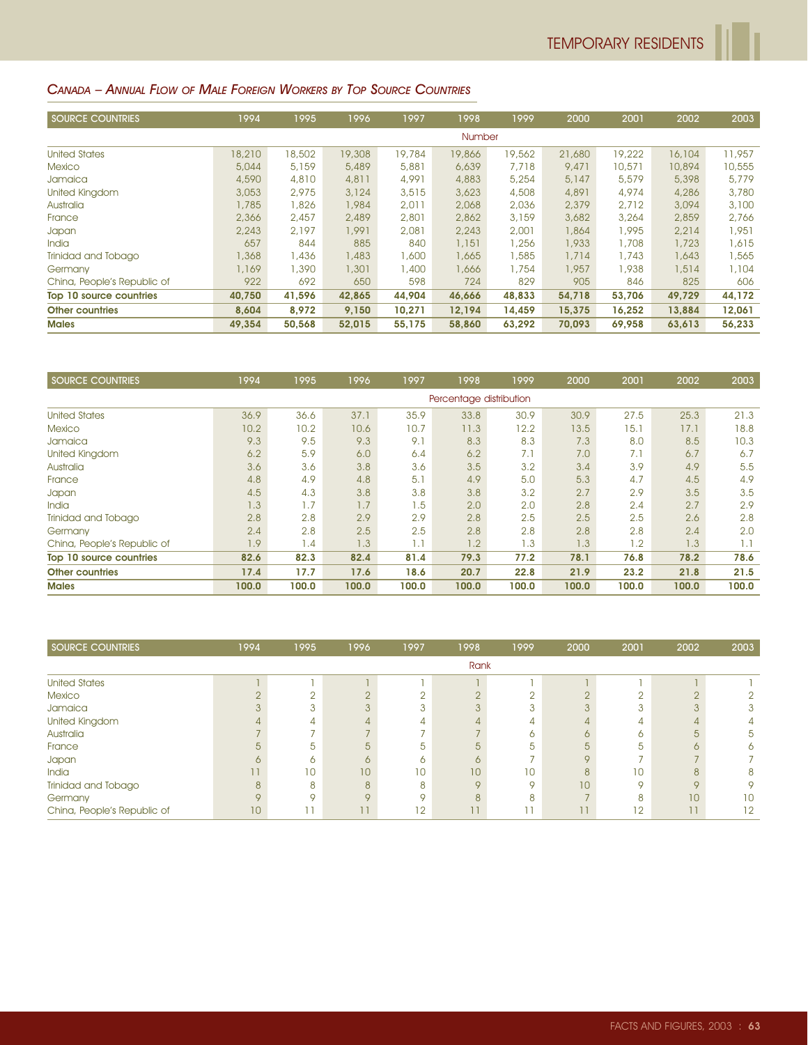## *Canada – Annual Flow of Male Foreign Workers by Top Source Countries*

| SOURCE COUNTRIES | 1994 | 1995 | 1996 | 1997 | 1998 | 1999 | 2000 | 2001 | 2002 | 2003 |
|---|---|---|---|---|---|---|---|---|---|---|
| | Number | | | | | | | | | |
| United States | 18,210 | 18,502 | 19,308 | 19,784 | 19,866 | 19,562 | 21,680 | 19,222 | 16,104 | 11,957 |
| Mexico | 5,044 | 5,159 | 5,489 | 5,881 | 6,639 | 7,718 | 9,471 | 10,571 | 10,894 | 10,555 |
| Jamaica | 4,590 | 4,810 | 4,811 | 4,991 | 4,883 | 5,254 | 5,147 | 5,579 | 5,398 | 5,779 |
| United Kingdom | 3,053 | 2,975 | 3,124 | 3,515 | 3,623 | 4,508 | 4,891 | 4,974 | 4,286 | 3,780 |
| Australia | 1,785 | 1,826 | 1,984 | 2,011 | 2,068 | 2,036 | 2,379 | 2,712 | 3,094 | 3,100 |
| France | 2,366 | 2,457 | 2,489 | 2,801 | 2,862 | 3,159 | 3,682 | 3,264 | 2,859 | 2,766 |
| Japan | 2,243 | 2,197 | 1,991 | 2,081 | 2,243 | 2,001 | 1,864 | 1,995 | 2,214 | 1,951 |
| India | 657 | 844 | 885 | 840 | 1,151 | 1,256 | 1,933 | 1,708 | 1,723 | 1,615 |
| Trinidad and Tobago | 1,368 | 1,436 | 1,483 | 1,600 | 1,665 | 1,585 | 1,714 | 1,743 | 1,643 | 1,565 |
| Germany | 1,169 | 1,390 | 1,301 | 1,400 | 1,666 | 1,754 | 1,957 | 1,938 | 1,514 | 1,104 |
| China, People's Republic of | 922 | 692 | 650 | 598 | 724 | 829 | 905 | 846 | 825 | 606 |
| **Top 10 source countries** | **40,750** | **41,596** | **42,865** | **44,904** | **46,666** | **48,833** | **54,718** | **53,706** | **49,729** | **44,172** |
| **Other countries** | **8,604** | **8,972** | **9,150** | **10,271** | **12,194** | **14,459** | **15,375** | **16,252** | **13,884** | **12,061** |
| **Males** | **49,354** | **50,568** | **52,015** | **55,175** | **58,860** | **63,292** | **70,093** | **69,958** | **63,613** | **56,233** |

| SOURCE COUNTRIES | 1994 | 1995 | 1996 | 1997 | 1998 | 1999 | 2000 | 2001 | 2002 | 2003 |
|---|---|---|---|---|---|---|---|---|---|---|
| | Percentage distribution | | | | | | | | | |
| United States | 36.9 | 36.6 | 37.1 | 35.9 | 33.8 | 30.9 | 30.9 | 27.5 | 25.3 | 21.3 |
| Mexico | 10.2 | 10.2 | 10.6 | 10.7 | 11.3 | 12.2 | 13.5 | 15.1 | 17.1 | 18.8 |
| Jamaica | 9.3 | 9.5 | 9.3 | 9.1 | 8.3 | 8.3 | 7.3 | 8.0 | 8.5 | 10.3 |
| United Kingdom | 6.2 | 5.9 | 6.0 | 6.4 | 6.2 | 7.1 | 7.0 | 7.1 | 6.7 | 6.7 |
| Australia | 3.6 | 3.6 | 3.8 | 3.6 | 3.5 | 3.2 | 3.4 | 3.9 | 4.9 | 5.5 |
| France | 4.8 | 4.9 | 4.8 | 5.1 | 4.9 | 5.0 | 5.3 | 4.7 | 4.5 | 4.9 |
| Japan | 4.5 | 4.3 | 3.8 | 3.8 | 3.8 | 3.2 | 2.7 | 2.9 | 3.5 | 3.5 |
| India | 1.3 | 1.7 | 1.7 | 1.5 | 2.0 | 2.0 | 2.8 | 2.4 | 2.7 | 2.9 |
| Trinidad and Tobago | 2.8 | 2.8 | 2.9 | 2.9 | 2.8 | 2.5 | 2.5 | 2.5 | 2.6 | 2.8 |
| Germany | 2.4 | 2.8 | 2.5 | 2.5 | 2.8 | 2.8 | 2.8 | 2.8 | 2.4 | 2.0 |
| China, People's Republic of | 1.9 | 1.4 | 1.3 | 1.1 | 1.2 | 1.3 | 1.3 | 1.2 | 1.3 | 1.1 |
| **Top 10 source countries** | **82.6** | **82.3** | **82.4** | **81.4** | **79.3** | **77.2** | **78.1** | **76.8** | **78.2** | **78.6** |
| **Other countries** | **17.4** | **17.7** | **17.6** | **18.6** | **20.7** | **22.8** | **21.9** | **23.2** | **21.8** | **21.5** |
| **Males** | **100.0** | **100.0** | **100.0** | **100.0** | **100.0** | **100.0** | **100.0** | **100.0** | **100.0** | **100.0** |

| SOURCE COUNTRIES | 1994 | 1995 | 1996 | 1997 | 1998 | 1999 | 2000 | 2001 | 2002 | 2003 |
|---|---|---|---|---|---|---|---|---|---|---|
| | Rank | | | | | | | | | |
| United States | 1 | 1 | 1 | 1 | 1 | 1 | 1 | 1 | 1 | 1 |
| Mexico | 2 | 2 | 2 | 2 | 2 | 2 | 2 | 2 | 2 | 2 |
| Jamaica | 3 | 3 | 3 | 3 | 3 | 3 | 3 | 3 | 3 | 3 |
| United Kingdom | 4 | 4 | 4 | 4 | 4 | 4 | 4 | 4 | 4 | 4 |
| Australia | 7 | 7 | 7 | 7 | 7 | 6 | 6 | 6 | 5 | 5 |
| France | 5 | 5 | 5 | 5 | 5 | 5 | 5 | 5 | 6 | 6 |
| Japan | 6 | 6 | 6 | 6 | 6 | 7 | 9 | 7 | 7 | 7 |
| India | 11 | 10 | 10 | 10 | 10 | 10 | 8 | 10 | 8 | 8 |
| Trinidad and Tobago | 8 | 8 | 8 | 8 | 9 | 9 | 10 | 9 | 9 | 9 |
| Germany | 9 | 9 | 9 | 9 | 8 | 8 | 7 | 8 | 10 | 10 |
| China, People's Republic of | 10 | 11 | 11 | 12 | 11 | 11 | 11 | 12 | 11 | 12 |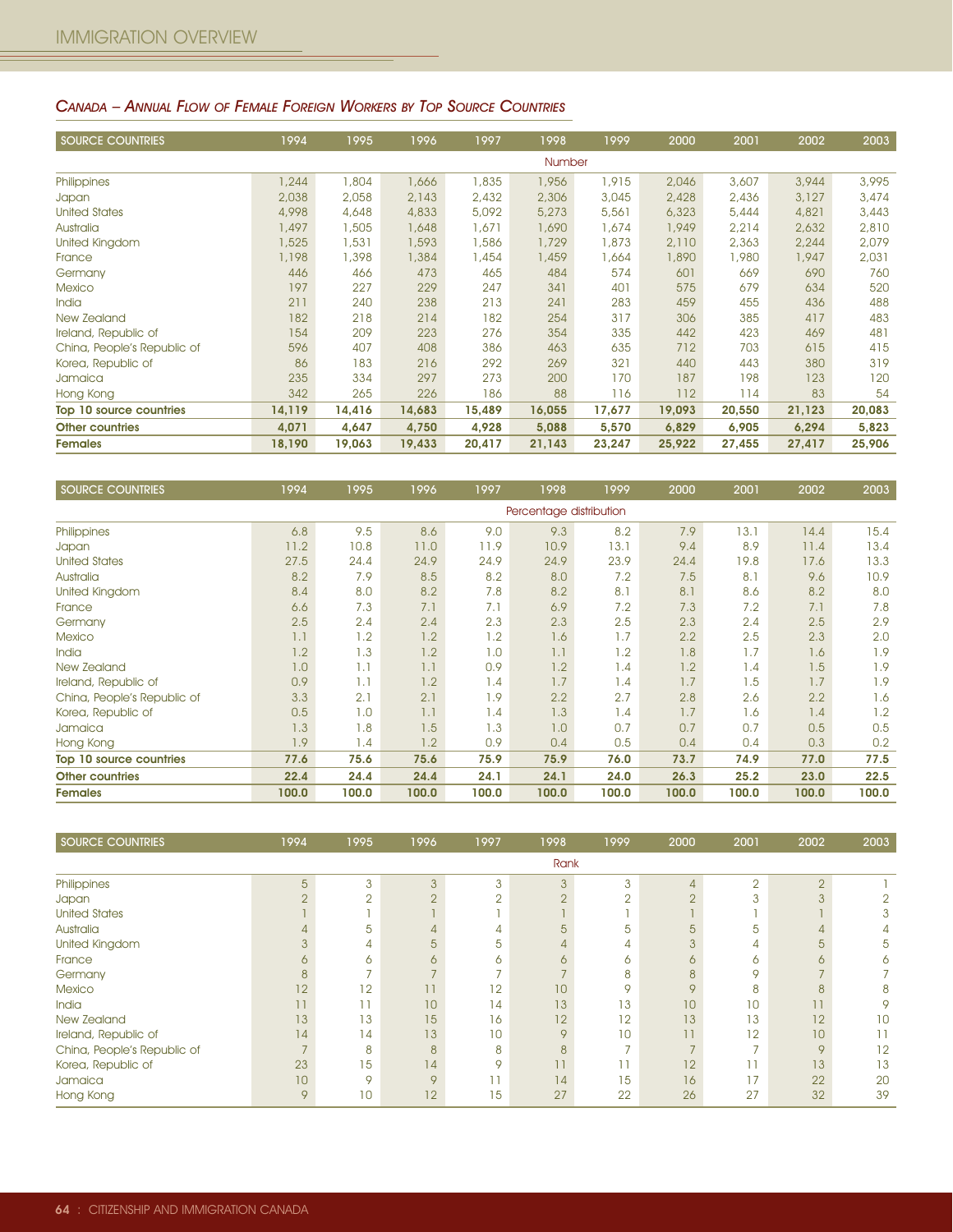## CANADA – ANNUAL FLOW OF FEMALE FOREIGN WORKERS BY TOP SOURCE COUNTRIES

| SOURCE COUNTRIES | 1994 | 1995 | 1996 | 1997 | 1998 | 1999 | 2000 | 2001 | 2002 | 2003 |
|---|---|---|---|---|---|---|---|---|---|---|
| | | | | | Number | | | | | |
| Philippines | 1,244 | 1,804 | 1,666 | 1,835 | 1,956 | 1,915 | 2,046 | 3,607 | 3,944 | 3,995 |
| Japan | 2,038 | 2,058 | 2,143 | 2,432 | 2,306 | 3,045 | 2,428 | 2,436 | 3,127 | 3,474 |
| United States | 4,998 | 4,648 | 4,833 | 5,092 | 5,273 | 5,561 | 6,323 | 5,444 | 4,821 | 3,443 |
| Australia | 1,497 | 1,505 | 1,648 | 1,671 | 1,690 | 1,674 | 1,949 | 2,214 | 2,632 | 2,810 |
| United Kingdom | 1,525 | 1,531 | 1,593 | 1,586 | 1,729 | 1,873 | 2,110 | 2,363 | 2,244 | 2,079 |
| France | 1,198 | 1,398 | 1,384 | 1,454 | 1,459 | 1,664 | 1,890 | 1,980 | 1,947 | 2,031 |
| Germany | 446 | 466 | 473 | 465 | 484 | 574 | 601 | 669 | 690 | 760 |
| Mexico | 197 | 227 | 229 | 247 | 341 | 401 | 575 | 679 | 634 | 520 |
| India | 211 | 240 | 238 | 213 | 241 | 283 | 459 | 455 | 436 | 488 |
| New Zealand | 182 | 218 | 214 | 182 | 254 | 317 | 306 | 385 | 417 | 483 |
| Ireland, Republic of | 154 | 209 | 223 | 276 | 354 | 335 | 442 | 423 | 469 | 481 |
| China, People's Republic of | 596 | 407 | 408 | 386 | 463 | 635 | 712 | 703 | 615 | 415 |
| Korea, Republic of | 86 | 183 | 216 | 292 | 269 | 321 | 440 | 443 | 380 | 319 |
| Jamaica | 235 | 334 | 297 | 273 | 200 | 170 | 187 | 198 | 123 | 120 |
| Hong Kong | 342 | 265 | 226 | 186 | 88 | 116 | 112 | 114 | 83 | 54 |
| **Top 10 source countries** | **14,119** | **14,416** | **14,683** | **15,489** | **16,055** | **17,677** | **19,093** | **20,550** | **21,123** | **20,083** |
| **Other countries** | **4,071** | **4,647** | **4,750** | **4,928** | **5,088** | **5,570** | **6,829** | **6,905** | **6,294** | **5,823** |
| **Females** | **18,190** | **19,063** | **19,433** | **20,417** | **21,143** | **23,247** | **25,922** | **27,455** | **27,417** | **25,906** |

| SOURCE COUNTRIES | 1994 | 1995 | 1996 | 1997 | 1998 | 1999 | 2000 | 2001 | 2002 | 2003 |
|---|---|---|---|---|---|---|---|---|---|---|
| | | | | | Percentage distribution | | | | | |
| Philippines | 6.8 | 9.5 | 8.6 | 9.0 | 9.3 | 8.2 | 7.9 | 13.1 | 14.4 | 15.4 |
| Japan | 11.2 | 10.8 | 11.0 | 11.9 | 10.9 | 13.1 | 9.4 | 8.9 | 11.4 | 13.4 |
| United States | 27.5 | 24.4 | 24.9 | 24.9 | 24.9 | 23.9 | 24.4 | 19.8 | 17.6 | 13.3 |
| Australia | 8.2 | 7.9 | 8.5 | 8.2 | 8.0 | 7.2 | 7.5 | 8.1 | 9.6 | 10.9 |
| United Kingdom | 8.4 | 8.0 | 8.2 | 7.8 | 8.2 | 8.1 | 8.1 | 8.6 | 8.2 | 8.0 |
| France | 6.6 | 7.3 | 7.1 | 7.1 | 6.9 | 7.2 | 7.3 | 7.2 | 7.1 | 7.8 |
| Germany | 2.5 | 2.4 | 2.4 | 2.3 | 2.3 | 2.5 | 2.3 | 2.4 | 2.5 | 2.9 |
| Mexico | 1.1 | 1.2 | 1.2 | 1.2 | 1.6 | 1.7 | 2.2 | 2.5 | 2.3 | 2.0 |
| India | 1.2 | 1.3 | 1.2 | 1.0 | 1.1 | 1.2 | 1.8 | 1.7 | 1.6 | 1.9 |
| New Zealand | 1.0 | 1.1 | 1.1 | 0.9 | 1.2 | 1.4 | 1.2 | 1.4 | 1.5 | 1.9 |
| Ireland, Republic of | 0.9 | 1.1 | 1.2 | 1.4 | 1.7 | 1.4 | 1.7 | 1.5 | 1.7 | 1.9 |
| China, People's Republic of | 3.3 | 2.1 | 2.1 | 1.9 | 2.2 | 2.7 | 2.8 | 2.6 | 2.2 | 1.6 |
| Korea, Republic of | 0.5 | 1.0 | 1.1 | 1.4 | 1.3 | 1.4 | 1.7 | 1.6 | 1.4 | 1.2 |
| Jamaica | 1.3 | 1.8 | 1.5 | 1.3 | 1.0 | 0.7 | 0.7 | 0.7 | 0.5 | 0.5 |
| Hong Kong | 1.9 | 1.4 | 1.2 | 0.9 | 0.4 | 0.5 | 0.4 | 0.4 | 0.3 | 0.2 |
| **Top 10 source countries** | **77.6** | **75.6** | **75.6** | **75.9** | **75.9** | **76.0** | **73.7** | **74.9** | **77.0** | **77.5** |
| **Other countries** | **22.4** | **24.4** | **24.4** | **24.1** | **24.1** | **24.0** | **26.3** | **25.2** | **23.0** | **22.5** |
| **Females** | **100.0** | **100.0** | **100.0** | **100.0** | **100.0** | **100.0** | **100.0** | **100.0** | **100.0** | **100.0** |

| SOURCE COUNTRIES | 1994 | 1995 | 1996 | 1997 | 1998 | 1999 | 2000 | 2001 | 2002 | 2003 |
|---|---|---|---|---|---|---|---|---|---|---|
| | | | | | Rank | | | | | |
| Philippines | 5 | 3 | 3 | 3 | 3 | 3 | 4 | 2 | 2 | 1 |
| Japan | 2 | 2 | 2 | 2 | 2 | 2 | 2 | 3 | 3 | 2 |
| United States | 1 | 1 | 1 | 1 | 1 | 1 | 1 | 1 | 1 | 3 |
| Australia | 4 | 5 | 4 | 4 | 5 | 5 | 5 | 5 | 4 | 4 |
| United Kingdom | 3 | 4 | 5 | 5 | 4 | 4 | 3 | 4 | 5 | 5 |
| France | 6 | 6 | 6 | 6 | 6 | 6 | 6 | 6 | 6 | 6 |
| Germany | 8 | 7 | 7 | 7 | 7 | 8 | 8 | 9 | 7 | 7 |
| Mexico | 12 | 12 | 11 | 12 | 10 | 9 | 9 | 8 | 8 | 8 |
| India | 11 | 11 | 10 | 14 | 13 | 13 | 10 | 10 | 11 | 9 |
| New Zealand | 13 | 13 | 15 | 16 | 12 | 12 | 13 | 13 | 12 | 10 |
| Ireland, Republic of | 14 | 14 | 13 | 10 | 9 | 10 | 11 | 12 | 10 | 11 |
| China, People's Republic of | 7 | 8 | 8 | 8 | 8 | 7 | 7 | 7 | 9 | 12 |
| Korea, Republic of | 23 | 15 | 14 | 9 | 11 | 11 | 12 | 11 | 13 | 13 |
| Jamaica | 10 | 9 | 9 | 11 | 14 | 15 | 16 | 17 | 22 | 20 |
| Hong Kong | 9 | 10 | 12 | 15 | 27 | 22 | 26 | 27 | 32 | 39 |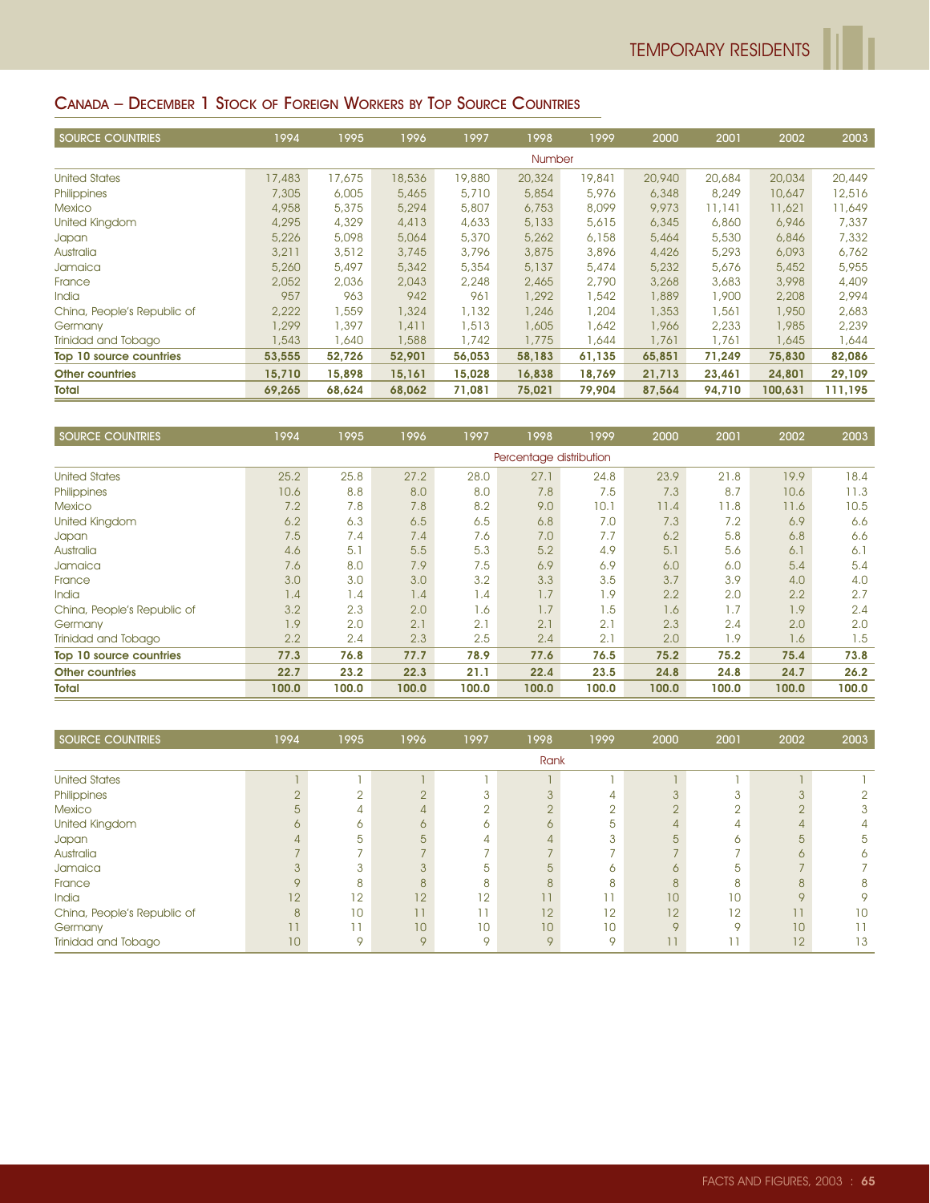## Canada – December 1 Stock of Foreign Workers by Top Source Countries

| SOURCE COUNTRIES | 1994 | 1995 | 1996 | 1997 | 1998 | 1999 | 2000 | 2001 | 2002 | 2003 |
|---|---|---|---|---|---|---|---|---|---|---|
| | | | | | Number | | | | | |
| United States | 17,483 | 17,675 | 18,536 | 19,880 | 20,324 | 19,841 | 20,940 | 20,684 | 20,034 | 20,449 |
| Philippines | 7,305 | 6,005 | 5,465 | 5,710 | 5,854 | 5,976 | 6,348 | 8,249 | 10,647 | 12,516 |
| Mexico | 4,958 | 5,375 | 5,294 | 5,807 | 6,753 | 8,099 | 9,973 | 11,141 | 11,621 | 11,649 |
| United Kingdom | 4,295 | 4,329 | 4,413 | 4,633 | 5,133 | 5,615 | 6,345 | 6,860 | 6,946 | 7,337 |
| Japan | 5,226 | 5,098 | 5,064 | 5,370 | 5,262 | 6,158 | 5,464 | 5,530 | 6,846 | 7,332 |
| Australia | 3,211 | 3,512 | 3,745 | 3,796 | 3,875 | 3,896 | 4,426 | 5,293 | 6,093 | 6,762 |
| Jamaica | 5,260 | 5,497 | 5,342 | 5,354 | 5,137 | 5,474 | 5,232 | 5,676 | 5,452 | 5,955 |
| France | 2,052 | 2,036 | 2,043 | 2,248 | 2,465 | 2,790 | 3,268 | 3,683 | 3,998 | 4,409 |
| India | 957 | 963 | 942 | 961 | 1,292 | 1,542 | 1,889 | 1,900 | 2,208 | 2,994 |
| China, People's Republic of | 2,222 | 1,559 | 1,324 | 1,132 | 1,246 | 1,204 | 1,353 | 1,561 | 1,950 | 2,683 |
| Germany | 1,299 | 1,397 | 1,411 | 1,513 | 1,605 | 1,642 | 1,966 | 2,233 | 1,985 | 2,239 |
| Trinidad and Tobago | 1,543 | 1,640 | 1,588 | 1,742 | 1,775 | 1,644 | 1,761 | 1,761 | 1,645 | 1,644 |
| **Top 10 source countries** | **53,555** | **52,726** | **52,901** | **56,053** | **58,183** | **61,135** | **65,851** | **71,249** | **75,830** | **82,086** |
| **Other countries** | **15,710** | **15,898** | **15,161** | **15,028** | **16,838** | **18,769** | **21,713** | **23,461** | **24,801** | **29,109** |
| **Total** | **69,265** | **68,624** | **68,062** | **71,081** | **75,021** | **79,904** | **87,564** | **94,710** | **100,631** | **111,195** |

| SOURCE COUNTRIES | 1994 | 1995 | 1996 | 1997 | 1998 | 1999 | 2000 | 2001 | 2002 | 2003 |
|---|---|---|---|---|---|---|---|---|---|---|
| | | | | | Percentage distribution | | | | | |
| United States | 25.2 | 25.8 | 27.2 | 28.0 | 27.1 | 24.8 | 23.9 | 21.8 | 19.9 | 18.4 |
| Philippines | 10.6 | 8.8 | 8.0 | 8.0 | 7.8 | 7.5 | 7.3 | 8.7 | 10.6 | 11.3 |
| Mexico | 7.2 | 7.8 | 7.8 | 8.2 | 9.0 | 10.1 | 11.4 | 11.8 | 11.6 | 10.5 |
| United Kingdom | 6.2 | 6.3 | 6.5 | 6.5 | 6.8 | 7.0 | 7.3 | 7.2 | 6.9 | 6.6 |
| Japan | 7.5 | 7.4 | 7.4 | 7.6 | 7.0 | 7.7 | 6.2 | 5.8 | 6.8 | 6.6 |
| Australia | 4.6 | 5.1 | 5.5 | 5.3 | 5.2 | 4.9 | 5.1 | 5.6 | 6.1 | 6.1 |
| Jamaica | 7.6 | 8.0 | 7.9 | 7.5 | 6.9 | 6.9 | 6.0 | 6.0 | 5.4 | 5.4 |
| France | 3.0 | 3.0 | 3.0 | 3.2 | 3.3 | 3.5 | 3.7 | 3.9 | 4.0 | 4.0 |
| India | 1.4 | 1.4 | 1.4 | 1.4 | 1.7 | 1.9 | 2.2 | 2.0 | 2.2 | 2.7 |
| China, People's Republic of | 3.2 | 2.3 | 2.0 | 1.6 | 1.7 | 1.5 | 1.6 | 1.7 | 1.9 | 2.4 |
| Germany | 1.9 | 2.0 | 2.1 | 2.1 | 2.1 | 2.1 | 2.3 | 2.4 | 2.0 | 2.0 |
| Trinidad and Tobago | 2.2 | 2.4 | 2.3 | 2.5 | 2.4 | 2.1 | 2.0 | 1.9 | 1.6 | 1.5 |
| **Top 10 source countries** | **77.3** | **76.8** | **77.7** | **78.9** | **77.6** | **76.5** | **75.2** | **75.2** | **75.4** | **73.8** |
| **Other countries** | **22.7** | **23.2** | **22.3** | **21.1** | **22.4** | **23.5** | **24.8** | **24.8** | **24.7** | **26.2** |
| **Total** | **100.0** | **100.0** | **100.0** | **100.0** | **100.0** | **100.0** | **100.0** | **100.0** | **100.0** | **100.0** |

| SOURCE COUNTRIES | 1994 | 1995 | 1996 | 1997 | 1998 | 1999 | 2000 | 2001 | 2002 | 2003 |
|---|---|---|---|---|---|---|---|---|---|---|
| | | | | | Rank | | | | | |
| United States | 1 | 1 | 1 | 1 | 1 | 1 | 1 | 1 | 1 | 1 |
| Philippines | 2 | 2 | 2 | 3 | 3 | 4 | 3 | 3 | 3 | 2 |
| Mexico | 5 | 4 | 4 | 2 | 2 | 2 | 2 | 2 | 2 | 3 |
| United Kingdom | 6 | 6 | 6 | 6 | 6 | 5 | 4 | 4 | 4 | 4 |
| Japan | 4 | 5 | 5 | 4 | 4 | 3 | 5 | 6 | 5 | 5 |
| Australia | 7 | 7 | 7 | 7 | 7 | 7 | 7 | 7 | 6 | 6 |
| Jamaica | 3 | 3 | 3 | 5 | 5 | 6 | 6 | 5 | 7 | 7 |
| France | 9 | 8 | 8 | 8 | 8 | 8 | 8 | 8 | 8 | 8 |
| India | 12 | 12 | 12 | 12 | 11 | 11 | 10 | 10 | 9 | 9 |
| China, People's Republic of | 8 | 10 | 11 | 11 | 12 | 12 | 12 | 12 | 11 | 10 |
| Germany | 11 | 11 | 10 | 10 | 10 | 10 | 9 | 9 | 10 | 11 |
| Trinidad and Tobago | 10 | 9 | 9 | 9 | 9 | 9 | 11 | 11 | 12 | 13 |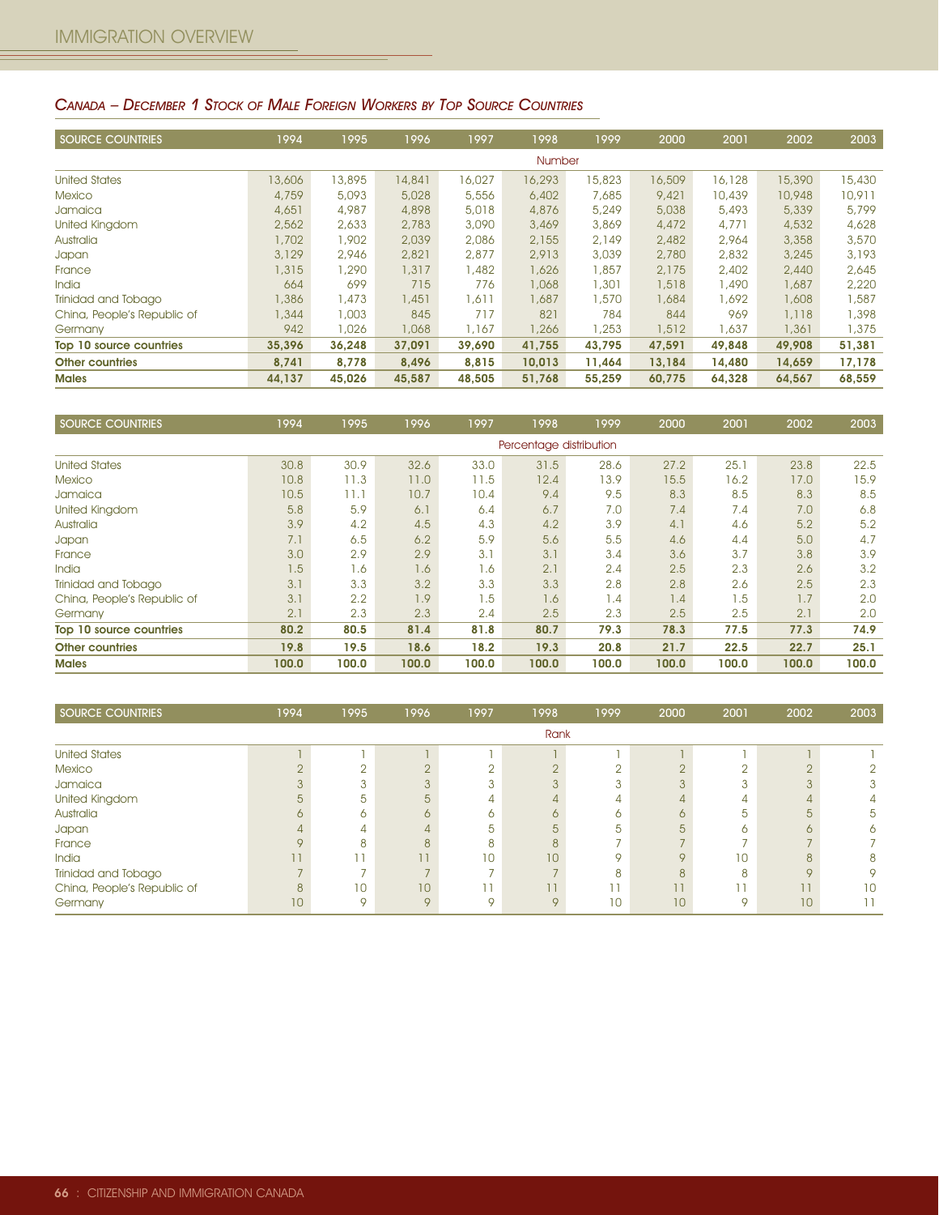## *Canada – December 1 Stock of Male Foreign Workers by Top Source Countries*

| SOURCE COUNTRIES | 1994 | 1995 | 1996 | 1997 | 1998 | 1999 | 2000 | 2001 | 2002 | 2003 |
|---|---|---|---|---|---|---|---|---|---|---|
| | | | | | Number | | | | | |
| United States | 13,606 | 13,895 | 14,841 | 16,027 | 16,293 | 15,823 | 16,509 | 16,128 | 15,390 | 15,430 |
| Mexico | 4,759 | 5,093 | 5,028 | 5,556 | 6,402 | 7,685 | 9,421 | 10,439 | 10,948 | 10,911 |
| Jamaica | 4,651 | 4,987 | 4,898 | 5,018 | 4,876 | 5,249 | 5,038 | 5,493 | 5,339 | 5,799 |
| United Kingdom | 2,562 | 2,633 | 2,783 | 3,090 | 3,469 | 3,869 | 4,472 | 4,771 | 4,532 | 4,628 |
| Australia | 1,702 | 1,902 | 2,039 | 2,086 | 2,155 | 2,149 | 2,482 | 2,964 | 3,358 | 3,570 |
| Japan | 3,129 | 2,946 | 2,821 | 2,877 | 2,913 | 3,039 | 2,780 | 2,832 | 3,245 | 3,193 |
| France | 1,315 | 1,290 | 1,317 | 1,482 | 1,626 | 1,857 | 2,175 | 2,402 | 2,440 | 2,645 |
| India | 664 | 699 | 715 | 776 | 1,068 | 1,301 | 1,518 | 1,490 | 1,687 | 2,220 |
| Trinidad and Tobago | 1,386 | 1,473 | 1,451 | 1,611 | 1,687 | 1,570 | 1,684 | 1,692 | 1,608 | 1,587 |
| China, People's Republic of | 1,344 | 1,003 | 845 | 717 | 821 | 784 | 844 | 969 | 1,118 | 1,398 |
| Germany | 942 | 1,026 | 1,068 | 1,167 | 1,266 | 1,253 | 1,512 | 1,637 | 1,361 | 1,375 |
| **Top 10 source countries** | **35,396** | **36,248** | **37,091** | **39,690** | **41,755** | **43,795** | **47,591** | **49,848** | **49,908** | **51,381** |
| **Other countries** | **8,741** | **8,778** | **8,496** | **8,815** | **10,013** | **11,464** | **13,184** | **14,480** | **14,659** | **17,178** |
| **Males** | **44,137** | **45,026** | **45,587** | **48,505** | **51,768** | **55,259** | **60,775** | **64,328** | **64,567** | **68,559** |

| SOURCE COUNTRIES | 1994 | 1995 | 1996 | 1997 | 1998 | 1999 | 2000 | 2001 | 2002 | 2003 |
|---|---|---|---|---|---|---|---|---|---|---|
| | | | | | Percentage distribution | | | | | |
| United States | 30.8 | 30.9 | 32.6 | 33.0 | 31.5 | 28.6 | 27.2 | 25.1 | 23.8 | 22.5 |
| Mexico | 10.8 | 11.3 | 11.0 | 11.5 | 12.4 | 13.9 | 15.5 | 16.2 | 17.0 | 15.9 |
| Jamaica | 10.5 | 11.1 | 10.7 | 10.4 | 9.4 | 9.5 | 8.3 | 8.5 | 8.3 | 8.5 |
| United Kingdom | 5.8 | 5.9 | 6.1 | 6.4 | 6.7 | 7.0 | 7.4 | 7.4 | 7.0 | 6.8 |
| Australia | 3.9 | 4.2 | 4.5 | 4.3 | 4.2 | 3.9 | 4.1 | 4.6 | 5.2 | 5.2 |
| Japan | 7.1 | 6.5 | 6.2 | 5.9 | 5.6 | 5.5 | 4.6 | 4.4 | 5.0 | 4.7 |
| France | 3.0 | 2.9 | 2.9 | 3.1 | 3.1 | 3.4 | 3.6 | 3.7 | 3.8 | 3.9 |
| India | 1.5 | 1.6 | 1.6 | 1.6 | 2.1 | 2.4 | 2.5 | 2.3 | 2.6 | 3.2 |
| Trinidad and Tobago | 3.1 | 3.3 | 3.2 | 3.3 | 3.3 | 2.8 | 2.8 | 2.6 | 2.5 | 2.3 |
| China, People's Republic of | 3.1 | 2.2 | 1.9 | 1.5 | 1.6 | 1.4 | 1.4 | 1.5 | 1.7 | 2.0 |
| Germany | 2.1 | 2.3 | 2.3 | 2.4 | 2.5 | 2.3 | 2.5 | 2.5 | 2.1 | 2.0 |
| **Top 10 source countries** | **80.2** | **80.5** | **81.4** | **81.8** | **80.7** | **79.3** | **78.3** | **77.5** | **77.3** | **74.9** |
| **Other countries** | **19.8** | **19.5** | **18.6** | **18.2** | **19.3** | **20.8** | **21.7** | **22.5** | **22.7** | **25.1** |
| **Males** | **100.0** | **100.0** | **100.0** | **100.0** | **100.0** | **100.0** | **100.0** | **100.0** | **100.0** | **100.0** |

| SOURCE COUNTRIES | 1994 | 1995 | 1996 | 1997 | 1998 | 1999 | 2000 | 2001 | 2002 | 2003 |
|---|---|---|---|---|---|---|---|---|---|---|
| | | | | | Rank | | | | | |
| United States | 1 | 1 | 1 | 1 | 1 | 1 | 1 | 1 | 1 | 1 |
| Mexico | 2 | 2 | 2 | 2 | 2 | 2 | 2 | 2 | 2 | 2 |
| Jamaica | 3 | 3 | 3 | 3 | 3 | 3 | 3 | 3 | 3 | 3 |
| United Kingdom | 5 | 5 | 5 | 4 | 4 | 4 | 4 | 4 | 4 | 4 |
| Australia | 6 | 6 | 6 | 6 | 6 | 6 | 6 | 5 | 5 | 5 |
| Japan | 4 | 4 | 4 | 5 | 5 | 5 | 5 | 6 | 6 | 6 |
| France | 9 | 8 | 8 | 8 | 8 | 7 | 7 | 7 | 7 | 7 |
| India | 11 | 11 | 11 | 10 | 10 | 9 | 9 | 10 | 8 | 8 |
| Trinidad and Tobago | 7 | 7 | 7 | 7 | 7 | 8 | 8 | 8 | 9 | 9 |
| China, People's Republic of | 8 | 10 | 10 | 11 | 11 | 11 | 11 | 11 | 11 | 10 |
| Germany | 10 | 9 | 9 | 9 | 9 | 10 | 10 | 9 | 10 | 11 |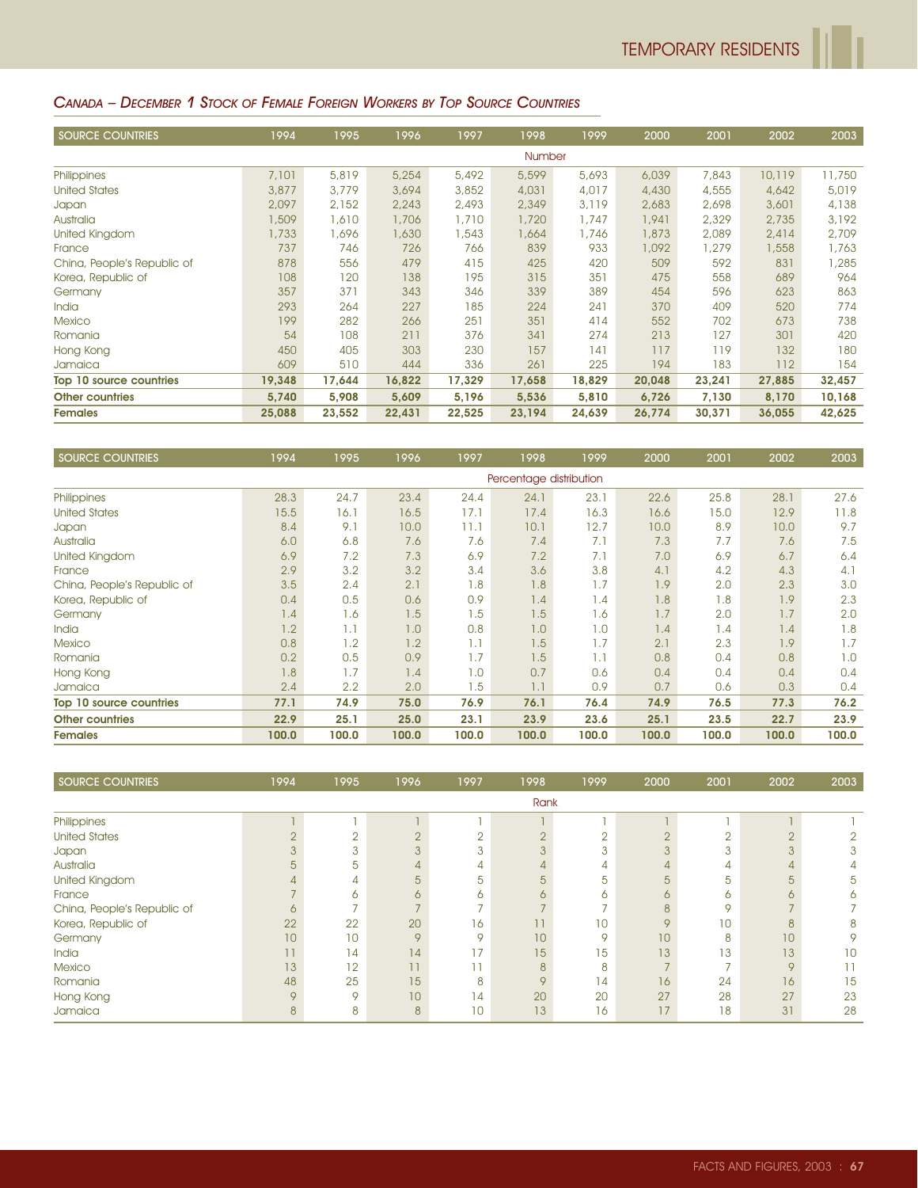## *Canada – December 1 Stock of Female Foreign Workers by Top Source Countries*

| SOURCE COUNTRIES | 1994 | 1995 | 1996 | 1997 | 1998 | 1999 | 2000 | 2001 | 2002 | 2003 |
|---|---|---|---|---|---|---|---|---|---|---|
| | | | | | Number | | | | | |
| Philippines | 7,101 | 5,819 | 5,254 | 5,492 | 5,599 | 5,693 | 6,039 | 7,843 | 10,119 | 11,750 |
| United States | 3,877 | 3,779 | 3,694 | 3,852 | 4,031 | 4,017 | 4,430 | 4,555 | 4,642 | 5,019 |
| Japan | 2,097 | 2,152 | 2,243 | 2,493 | 2,349 | 3,119 | 2,683 | 2,698 | 3,601 | 4,138 |
| Australia | 1,509 | 1,610 | 1,706 | 1,710 | 1,720 | 1,747 | 1,941 | 2,329 | 2,735 | 3,192 |
| United Kingdom | 1,733 | 1,696 | 1,630 | 1,543 | 1,664 | 1,746 | 1,873 | 2,089 | 2,414 | 2,709 |
| France | 737 | 746 | 726 | 766 | 839 | 933 | 1,092 | 1,279 | 1,558 | 1,763 |
| China, People's Republic of | 878 | 556 | 479 | 415 | 425 | 420 | 509 | 592 | 831 | 1,285 |
| Korea, Republic of | 108 | 120 | 138 | 195 | 315 | 351 | 475 | 558 | 689 | 964 |
| Germany | 357 | 371 | 343 | 346 | 339 | 389 | 454 | 596 | 623 | 863 |
| India | 293 | 264 | 227 | 185 | 224 | 241 | 370 | 409 | 520 | 774 |
| Mexico | 199 | 282 | 266 | 251 | 351 | 414 | 552 | 702 | 673 | 738 |
| Romania | 54 | 108 | 211 | 376 | 341 | 274 | 213 | 127 | 301 | 420 |
| Hong Kong | 450 | 405 | 303 | 230 | 157 | 141 | 117 | 119 | 132 | 180 |
| Jamaica | 609 | 510 | 444 | 336 | 261 | 225 | 194 | 183 | 112 | 154 |
| **Top 10 source countries** | **19,348** | **17,644** | **16,822** | **17,329** | **17,658** | **18,829** | **20,048** | **23,241** | **27,885** | **32,457** |
| **Other countries** | **5,740** | **5,908** | **5,609** | **5,196** | **5,536** | **5,810** | **6,726** | **7,130** | **8,170** | **10,168** |
| **Females** | **25,088** | **23,552** | **22,431** | **22,525** | **23,194** | **24,639** | **26,774** | **30,371** | **36,055** | **42,625** |

| SOURCE COUNTRIES | 1994 | 1995 | 1996 | 1997 | 1998 | 1999 | 2000 | 2001 | 2002 | 2003 |
|---|---|---|---|---|---|---|---|---|---|---|
| | | | | | Percentage distribution | | | | | |
| Philippines | 28.3 | 24.7 | 23.4 | 24.4 | 24.1 | 23.1 | 22.6 | 25.8 | 28.1 | 27.6 |
| United States | 15.5 | 16.1 | 16.5 | 17.1 | 17.4 | 16.3 | 16.6 | 15.0 | 12.9 | 11.8 |
| Japan | 8.4 | 9.1 | 10.0 | 11.1 | 10.1 | 12.7 | 10.0 | 8.9 | 10.0 | 9.7 |
| Australia | 6.0 | 6.8 | 7.6 | 7.6 | 7.4 | 7.1 | 7.3 | 7.7 | 7.6 | 7.5 |
| United Kingdom | 6.9 | 7.2 | 7.3 | 6.9 | 7.2 | 7.1 | 7.0 | 6.9 | 6.7 | 6.4 |
| France | 2.9 | 3.2 | 3.2 | 3.4 | 3.6 | 3.8 | 4.1 | 4.2 | 4.3 | 4.1 |
| China, People's Republic of | 3.5 | 2.4 | 2.1 | 1.8 | 1.8 | 1.7 | 1.9 | 2.0 | 2.3 | 3.0 |
| Korea, Republic of | 0.4 | 0.5 | 0.6 | 0.9 | 1.4 | 1.4 | 1.8 | 1.8 | 1.9 | 2.3 |
| Germany | 1.4 | 1.6 | 1.5 | 1.5 | 1.5 | 1.6 | 1.7 | 2.0 | 1.7 | 2.0 |
| India | 1.2 | 1.1 | 1.0 | 0.8 | 1.0 | 1.0 | 1.4 | 1.4 | 1.4 | 1.8 |
| Mexico | 0.8 | 1.2 | 1.2 | 1.1 | 1.5 | 1.7 | 2.1 | 2.3 | 1.9 | 1.7 |
| Romania | 0.2 | 0.5 | 0.9 | 1.7 | 1.5 | 1.1 | 0.8 | 0.4 | 0.8 | 1.0 |
| Hong Kong | 1.8 | 1.7 | 1.4 | 1.0 | 0.7 | 0.6 | 0.4 | 0.4 | 0.4 | 0.4 |
| Jamaica | 2.4 | 2.2 | 2.0 | 1.5 | 1.1 | 0.9 | 0.7 | 0.6 | 0.3 | 0.4 |
| **Top 10 source countries** | **77.1** | **74.9** | **75.0** | **76.9** | **76.1** | **76.4** | **74.9** | **76.5** | **77.3** | **76.2** |
| **Other countries** | **22.9** | **25.1** | **25.0** | **23.1** | **23.9** | **23.6** | **25.1** | **23.5** | **22.7** | **23.9** |
| **Females** | **100.0** | **100.0** | **100.0** | **100.0** | **100.0** | **100.0** | **100.0** | **100.0** | **100.0** | **100.0** |

| SOURCE COUNTRIES | 1994 | 1995 | 1996 | 1997 | 1998 | 1999 | 2000 | 2001 | 2002 | 2003 |
|---|---|---|---|---|---|---|---|---|---|---|
| | | | | | Rank | | | | | |
| Philippines | 1 | 1 | 1 | 1 | 1 | 1 | 1 | 1 | 1 | 1 |
| United States | 2 | 2 | 2 | 2 | 2 | 2 | 2 | 2 | 2 | 2 |
| Japan | 3 | 3 | 3 | 3 | 3 | 3 | 3 | 3 | 3 | 3 |
| Australia | 5 | 5 | 4 | 4 | 4 | 4 | 4 | 4 | 4 | 4 |
| United Kingdom | 4 | 4 | 5 | 5 | 5 | 5 | 5 | 5 | 5 | 5 |
| France | 7 | 6 | 6 | 6 | 6 | 6 | 6 | 6 | 6 | 6 |
| China, People's Republic of | 6 | 7 | 7 | 7 | 7 | 7 | 8 | 9 | 7 | 7 |
| Korea, Republic of | 22 | 22 | 20 | 16 | 11 | 10 | 9 | 10 | 8 | 8 |
| Germany | 10 | 10 | 9 | 9 | 10 | 9 | 10 | 8 | 10 | 9 |
| India | 11 | 14 | 14 | 17 | 15 | 15 | 13 | 13 | 13 | 10 |
| Mexico | 13 | 12 | 11 | 11 | 8 | 8 | 7 | 7 | 9 | 11 |
| Romania | 48 | 25 | 15 | 8 | 9 | 14 | 16 | 24 | 16 | 15 |
| Hong Kong | 9 | 9 | 10 | 14 | 20 | 20 | 27 | 28 | 27 | 23 |
| Jamaica | 8 | 8 | 8 | 10 | 13 | 16 | 17 | 18 | 31 | 28 |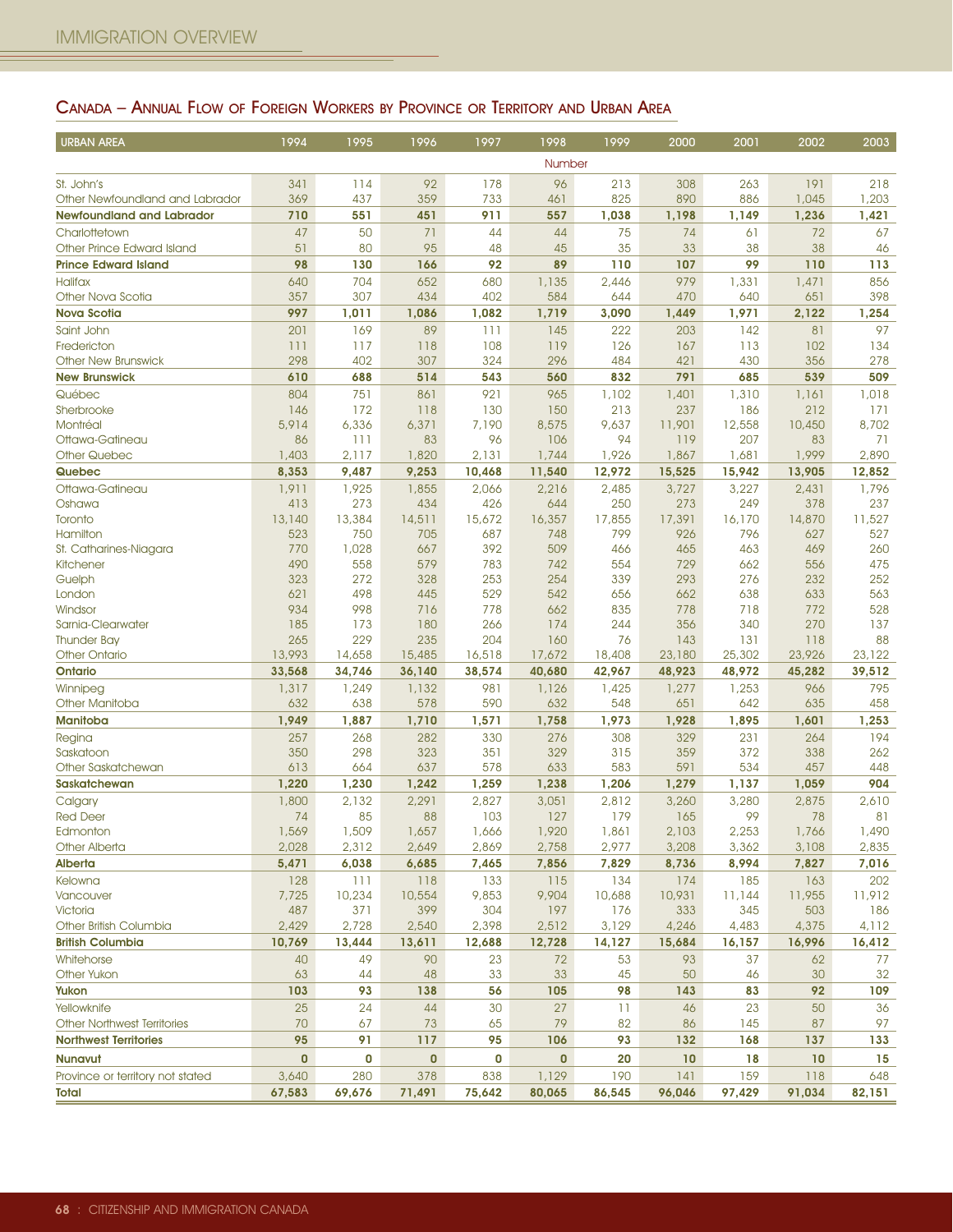## Canada – Annual Flow of Foreign Workers by Province or Territory and Urban Area

| URBAN AREA | 1994 | 1995 | 1996 | 1997 | 1998 | 1999 | 2000 | 2001 | 2002 | 2003 |
|---|---|---|---|---|---|---|---|---|---|---|
| | | | | | Number | | | | | |
| St. John's | 341 | 114 | 92 | 178 | 96 | 213 | 308 | 263 | 191 | 218 |
| Other Newfoundland and Labrador | 369 | 437 | 359 | 733 | 461 | 825 | 890 | 886 | 1,045 | 1,203 |
| **Newfoundland and Labrador** | **710** | **551** | **451** | **911** | **557** | **1,038** | **1,198** | **1,149** | **1,236** | **1,421** |
| Charlottetown | 47 | 50 | 71 | 44 | 44 | 75 | 74 | 61 | 72 | 67 |
| Other Prince Edward Island | 51 | 80 | 95 | 48 | 45 | 35 | 33 | 38 | 38 | 46 |
| **Prince Edward Island** | **98** | **130** | **166** | **92** | **89** | **110** | **107** | **99** | **110** | **113** |
| Halifax | 640 | 704 | 652 | 680 | 1,135 | 2,446 | 979 | 1,331 | 1,471 | 856 |
| Other Nova Scotia | 357 | 307 | 434 | 402 | 584 | 644 | 470 | 640 | 651 | 398 |
| **Nova Scotia** | **997** | **1,011** | **1,086** | **1,082** | **1,719** | **3,090** | **1,449** | **1,971** | **2,122** | **1,254** |
| Saint John | 201 | 169 | 89 | 111 | 145 | 222 | 203 | 142 | 81 | 97 |
| Fredericton | 111 | 117 | 118 | 108 | 119 | 126 | 167 | 113 | 102 | 134 |
| Other New Brunswick | 298 | 402 | 307 | 324 | 296 | 484 | 421 | 430 | 356 | 278 |
| **New Brunswick** | **610** | **688** | **514** | **543** | **560** | **832** | **791** | **685** | **539** | **509** |
| Québec | 804 | 751 | 861 | 921 | 965 | 1,102 | 1,401 | 1,310 | 1,161 | 1,018 |
| Sherbrooke | 146 | 172 | 118 | 130 | 150 | 213 | 237 | 186 | 212 | 171 |
| Montréal | 5,914 | 6,336 | 6,371 | 7,190 | 8,575 | 9,637 | 11,901 | 12,558 | 10,450 | 8,702 |
| Ottawa-Gatineau | 86 | 111 | 83 | 96 | 106 | 94 | 119 | 207 | 83 | 71 |
| Other Quebec | 1,403 | 2,117 | 1,820 | 2,131 | 1,744 | 1,926 | 1,867 | 1,681 | 1,999 | 2,890 |
| **Quebec** | **8,353** | **9,487** | **9,253** | **10,468** | **11,540** | **12,972** | **15,525** | **15,942** | **13,905** | **12,852** |
| Ottawa-Gatineau | 1,911 | 1,925 | 1,855 | 2,066 | 2,216 | 2,485 | 3,727 | 3,227 | 2,431 | 1,796 |
| Oshawa | 413 | 273 | 434 | 426 | 644 | 250 | 273 | 249 | 378 | 237 |
| Toronto | 13,140 | 13,384 | 14,511 | 15,672 | 16,357 | 17,855 | 17,391 | 16,170 | 14,870 | 11,527 |
| Hamilton | 523 | 750 | 705 | 687 | 748 | 799 | 926 | 796 | 627 | 527 |
| St. Catharines-Niagara | 770 | 1,028 | 667 | 392 | 509 | 466 | 465 | 463 | 469 | 260 |
| Kitchener | 490 | 558 | 579 | 783 | 742 | 554 | 729 | 662 | 556 | 475 |
| Guelph | 323 | 272 | 328 | 253 | 254 | 339 | 293 | 276 | 232 | 252 |
| London | 621 | 498 | 445 | 529 | 542 | 656 | 662 | 638 | 633 | 563 |
| Windsor | 934 | 998 | 716 | 778 | 662 | 835 | 778 | 718 | 772 | 528 |
| Sarnia-Clearwater | 185 | 173 | 180 | 266 | 174 | 244 | 356 | 340 | 270 | 137 |
| Thunder Bay | 265 | 229 | 235 | 204 | 160 | 76 | 143 | 131 | 118 | 88 |
| Other Ontario | 13,993 | 14,658 | 15,485 | 16,518 | 17,672 | 18,408 | 23,180 | 25,302 | 23,926 | 23,122 |
| **Ontario** | **33,568** | **34,746** | **36,140** | **38,574** | **40,680** | **42,967** | **48,923** | **48,972** | **45,282** | **39,512** |
| Winnipeg | 1,317 | 1,249 | 1,132 | 981 | 1,126 | 1,425 | 1,277 | 1,253 | 966 | 795 |
| Other Manitoba | 632 | 638 | 578 | 590 | 632 | 548 | 651 | 642 | 635 | 458 |
| **Manitoba** | **1,949** | **1,887** | **1,710** | **1,571** | **1,758** | **1,973** | **1,928** | **1,895** | **1,601** | **1,253** |
| Regina | 257 | 268 | 282 | 330 | 276 | 308 | 329 | 231 | 264 | 194 |
| Saskatoon | 350 | 298 | 323 | 351 | 329 | 315 | 359 | 372 | 338 | 262 |
| Other Saskatchewan | 613 | 664 | 637 | 578 | 633 | 583 | 591 | 534 | 457 | 448 |
| **Saskatchewan** | **1,220** | **1,230** | **1,242** | **1,259** | **1,238** | **1,206** | **1,279** | **1,137** | **1,059** | **904** |
| Calgary | 1,800 | 2,132 | 2,291 | 2,827 | 3,051 | 2,812 | 3,260 | 3,280 | 2,875 | 2,610 |
| Red Deer | 74 | 85 | 88 | 103 | 127 | 179 | 165 | 99 | 78 | 81 |
| Edmonton | 1,569 | 1,509 | 1,657 | 1,666 | 1,920 | 1,861 | 2,103 | 2,253 | 1,766 | 1,490 |
| Other Alberta | 2,028 | 2,312 | 2,649 | 2,869 | 2,758 | 2,977 | 3,208 | 3,362 | 3,108 | 2,835 |
| **Alberta** | **5,471** | **6,038** | **6,685** | **7,465** | **7,856** | **7,829** | **8,736** | **8,994** | **7,827** | **7,016** |
| Kelowna | 128 | 111 | 118 | 133 | 115 | 134 | 174 | 185 | 163 | 202 |
| Vancouver | 7,725 | 10,234 | 10,554 | 9,853 | 9,904 | 10,688 | 10,931 | 11,144 | 11,955 | 11,912 |
| Victoria | 487 | 371 | 399 | 304 | 197 | 176 | 333 | 345 | 503 | 186 |
| Other British Columbia | 2,429 | 2,728 | 2,540 | 2,398 | 2,512 | 3,129 | 4,246 | 4,483 | 4,375 | 4,112 |
| **British Columbia** | **10,769** | **13,444** | **13,611** | **12,688** | **12,728** | **14,127** | **15,684** | **16,157** | **16,996** | **16,412** |
| Whitehorse | 40 | 49 | 90 | 23 | 72 | 53 | 93 | 37 | 62 | 77 |
| Other Yukon | 63 | 44 | 48 | 33 | 33 | 45 | 50 | 46 | 30 | 32 |
| **Yukon** | **103** | **93** | **138** | **56** | **105** | **98** | **143** | **83** | **92** | **109** |
| Yellowknife | 25 | 24 | 44 | 30 | 27 | 11 | 46 | 23 | 50 | 36 |
| Other Northwest Territories | 70 | 67 | 73 | 65 | 79 | 82 | 86 | 145 | 87 | 97 |
| **Northwest Territories** | **95** | **91** | **117** | **95** | **106** | **93** | **132** | **168** | **137** | **133** |
| **Nunavut** | **0** | **0** | **0** | **0** | **0** | **20** | **10** | **18** | **10** | **15** |
| Province or territory not stated | 3,640 | 280 | 378 | 838 | 1,129 | 190 | 141 | 159 | 118 | 648 |
| **Total** | **67,583** | **69,676** | **71,491** | **75,642** | **80,065** | **86,545** | **96,046** | **97,429** | **91,034** | **82,151** |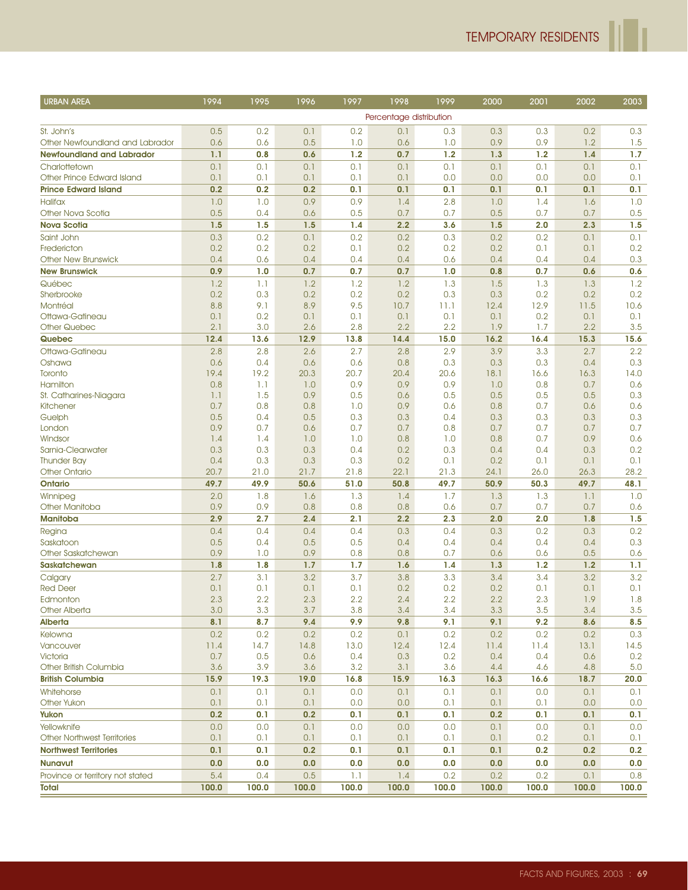| URBAN AREA | 1994 | 1995 | 1996 | 1997 | 1998 | 1999 | 2000 | 2001 | 2002 | 2003 |
|---|---|---|---|---|---|---|---|---|---|---|
| | Percentage distribution | | | | | | | | | |
| St. John's | 0.5 | 0.2 | 0.1 | 0.2 | 0.1 | 0.3 | 0.3 | 0.3 | 0.2 | 0.3 |
| Other Newfoundland and Labrador | 0.6 | 0.6 | 0.5 | 1.0 | 0.6 | 1.0 | 0.9 | 0.9 | 1.2 | 1.5 |
| **Newfoundland and Labrador** | **1.1** | **0.8** | **0.6** | **1.2** | **0.7** | **1.2** | **1.3** | **1.2** | **1.4** | **1.7** |
| Charlottetown | 0.1 | 0.1 | 0.1 | 0.1 | 0.1 | 0.1 | 0.1 | 0.1 | 0.1 | 0.1 |
| Other Prince Edward Island | 0.1 | 0.1 | 0.1 | 0.1 | 0.1 | 0.0 | 0.0 | 0.0 | 0.0 | 0.1 |
| **Prince Edward Island** | **0.2** | **0.2** | **0.2** | **0.1** | **0.1** | **0.1** | **0.1** | **0.1** | **0.1** | **0.1** |
| Halifax | 1.0 | 1.0 | 0.9 | 0.9 | 1.4 | 2.8 | 1.0 | 1.4 | 1.6 | 1.0 |
| Other Nova Scotia | 0.5 | 0.4 | 0.6 | 0.5 | 0.7 | 0.7 | 0.5 | 0.7 | 0.7 | 0.5 |
| **Nova Scotia** | **1.5** | **1.5** | **1.5** | **1.4** | **2.2** | **3.6** | **1.5** | **2.0** | **2.3** | **1.5** |
| Saint John | 0.3 | 0.2 | 0.1 | 0.2 | 0.2 | 0.3 | 0.2 | 0.2 | 0.1 | 0.1 |
| Fredericton | 0.2 | 0.2 | 0.2 | 0.1 | 0.2 | 0.2 | 0.2 | 0.1 | 0.1 | 0.2 |
| Other New Brunswick | 0.4 | 0.6 | 0.4 | 0.4 | 0.4 | 0.6 | 0.4 | 0.4 | 0.4 | 0.3 |
| **New Brunswick** | **0.9** | **1.0** | **0.7** | **0.7** | **0.7** | **1.0** | **0.8** | **0.7** | **0.6** | **0.6** |
| Québec | 1.2 | 1.1 | 1.2 | 1.2 | 1.2 | 1.3 | 1.5 | 1.3 | 1.3 | 1.2 |
| Sherbrooke | 0.2 | 0.3 | 0.2 | 0.2 | 0.2 | 0.3 | 0.3 | 0.2 | 0.2 | 0.2 |
| Montréal | 8.8 | 9.1 | 8.9 | 9.5 | 10.7 | 11.1 | 12.4 | 12.9 | 11.5 | 10.6 |
| Ottawa-Gatineau | 0.1 | 0.2 | 0.1 | 0.1 | 0.1 | 0.1 | 0.1 | 0.2 | 0.1 | 0.1 |
| Other Quebec | 2.1 | 3.0 | 2.6 | 2.8 | 2.2 | 2.2 | 1.9 | 1.7 | 2.2 | 3.5 |
| **Quebec** | **12.4** | **13.6** | **12.9** | **13.8** | **14.4** | **15.0** | **16.2** | **16.4** | **15.3** | **15.6** |
| Ottawa-Gatineau | 2.8 | 2.8 | 2.6 | 2.7 | 2.8 | 2.9 | 3.9 | 3.3 | 2.7 | 2.2 |
| Oshawa | 0.6 | 0.4 | 0.6 | 0.6 | 0.8 | 0.3 | 0.3 | 0.3 | 0.4 | 0.3 |
| Toronto | 19.4 | 19.2 | 20.3 | 20.7 | 20.4 | 20.6 | 18.1 | 16.6 | 16.3 | 14.0 |
| Hamilton | 0.8 | 1.1 | 1.0 | 0.9 | 0.9 | 0.9 | 1.0 | 0.8 | 0.7 | 0.6 |
| St. Catharines-Niagara | 1.1 | 1.5 | 0.9 | 0.5 | 0.6 | 0.5 | 0.5 | 0.5 | 0.5 | 0.3 |
| Kitchener | 0.7 | 0.8 | 0.8 | 1.0 | 0.9 | 0.6 | 0.8 | 0.7 | 0.6 | 0.6 |
| Guelph | 0.5 | 0.4 | 0.5 | 0.3 | 0.3 | 0.4 | 0.3 | 0.3 | 0.3 | 0.3 |
| London | 0.9 | 0.7 | 0.6 | 0.7 | 0.7 | 0.8 | 0.7 | 0.7 | 0.7 | 0.7 |
| Windsor | 1.4 | 1.4 | 1.0 | 1.0 | 0.8 | 1.0 | 0.8 | 0.7 | 0.9 | 0.6 |
| Sarnia-Clearwater | 0.3 | 0.3 | 0.3 | 0.4 | 0.2 | 0.3 | 0.4 | 0.4 | 0.3 | 0.2 |
| Thunder Bay | 0.4 | 0.3 | 0.3 | 0.3 | 0.2 | 0.1 | 0.2 | 0.1 | 0.1 | 0.1 |
| Other Ontario | 20.7 | 21.0 | 21.7 | 21.8 | 22.1 | 21.3 | 24.1 | 26.0 | 26.3 | 28.2 |
| **Ontario** | **49.7** | **49.9** | **50.6** | **51.0** | **50.8** | **49.7** | **50.9** | **50.3** | **49.7** | **48.1** |
| Winnipeg | 2.0 | 1.8 | 1.6 | 1.3 | 1.4 | 1.7 | 1.3 | 1.3 | 1.1 | 1.0 |
| Other Manitoba | 0.9 | 0.9 | 0.8 | 0.8 | 0.8 | 0.6 | 0.7 | 0.7 | 0.7 | 0.6 |
| **Manitoba** | **2.9** | **2.7** | **2.4** | **2.1** | **2.2** | **2.3** | **2.0** | **2.0** | **1.8** | **1.5** |
| Regina | 0.4 | 0.4 | 0.4 | 0.4 | 0.3 | 0.4 | 0.3 | 0.2 | 0.3 | 0.2 |
| Saskatoon | 0.5 | 0.4 | 0.5 | 0.5 | 0.4 | 0.4 | 0.4 | 0.4 | 0.4 | 0.3 |
| Other Saskatchewan | 0.9 | 1.0 | 0.9 | 0.8 | 0.8 | 0.7 | 0.6 | 0.6 | 0.5 | 0.6 |
| **Saskatchewan** | **1.8** | **1.8** | **1.7** | **1.7** | **1.6** | **1.4** | **1.3** | **1.2** | **1.2** | **1.1** |
| Calgary | 2.7 | 3.1 | 3.2 | 3.7 | 3.8 | 3.3 | 3.4 | 3.4 | 3.2 | 3.2 |
| Red Deer | 0.1 | 0.1 | 0.1 | 0.1 | 0.2 | 0.2 | 0.2 | 0.1 | 0.1 | 0.1 |
| Edmonton | 2.3 | 2.2 | 2.3 | 2.2 | 2.4 | 2.2 | 2.2 | 2.3 | 1.9 | 1.8 |
| Other Alberta | 3.0 | 3.3 | 3.7 | 3.8 | 3.4 | 3.4 | 3.3 | 3.5 | 3.4 | 3.5 |
| **Alberta** | **8.1** | **8.7** | **9.4** | **9.9** | **9.8** | **9.1** | **9.1** | **9.2** | **8.6** | **8.5** |
| Kelowna | 0.2 | 0.2 | 0.2 | 0.2 | 0.1 | 0.2 | 0.2 | 0.2 | 0.2 | 0.3 |
| Vancouver | 11.4 | 14.7 | 14.8 | 13.0 | 12.4 | 12.4 | 11.4 | 11.4 | 13.1 | 14.5 |
| Victoria | 0.7 | 0.5 | 0.6 | 0.4 | 0.3 | 0.2 | 0.4 | 0.4 | 0.6 | 0.2 |
| Other British Columbia | 3.6 | 3.9 | 3.6 | 3.2 | 3.1 | 3.6 | 4.4 | 4.6 | 4.8 | 5.0 |
| **British Columbia** | **15.9** | **19.3** | **19.0** | **16.8** | **15.9** | **16.3** | **16.3** | **16.6** | **18.7** | **20.0** |
| Whitehorse | 0.1 | 0.1 | 0.1 | 0.0 | 0.1 | 0.1 | 0.1 | 0.0 | 0.1 | 0.1 |
| Other Yukon | 0.1 | 0.1 | 0.1 | 0.0 | 0.0 | 0.1 | 0.1 | 0.1 | 0.0 | 0.0 |
| **Yukon** | **0.2** | **0.1** | **0.2** | **0.1** | **0.1** | **0.1** | **0.2** | **0.1** | **0.1** | **0.1** |
| Yellowknife | 0.0 | 0.0 | 0.1 | 0.0 | 0.0 | 0.0 | 0.1 | 0.0 | 0.1 | 0.0 |
| Other Northwest Territories | 0.1 | 0.1 | 0.1 | 0.1 | 0.1 | 0.1 | 0.1 | 0.2 | 0.1 | 0.1 |
| **Northwest Territories** | **0.1** | **0.1** | **0.2** | **0.1** | **0.1** | **0.1** | **0.1** | **0.2** | **0.2** | **0.2** |
| **Nunavut** | **0.0** | **0.0** | **0.0** | **0.0** | **0.0** | **0.0** | **0.0** | **0.0** | **0.0** | **0.0** |
| Province or territory not stated | 5.4 | 0.4 | 0.5 | 1.1 | 1.4 | 0.2 | 0.2 | 0.2 | 0.1 | 0.8 |
| **Total** | **100.0** | **100.0** | **100.0** | **100.0** | **100.0** | **100.0** | **100.0** | **100.0** | **100.0** | **100.0** |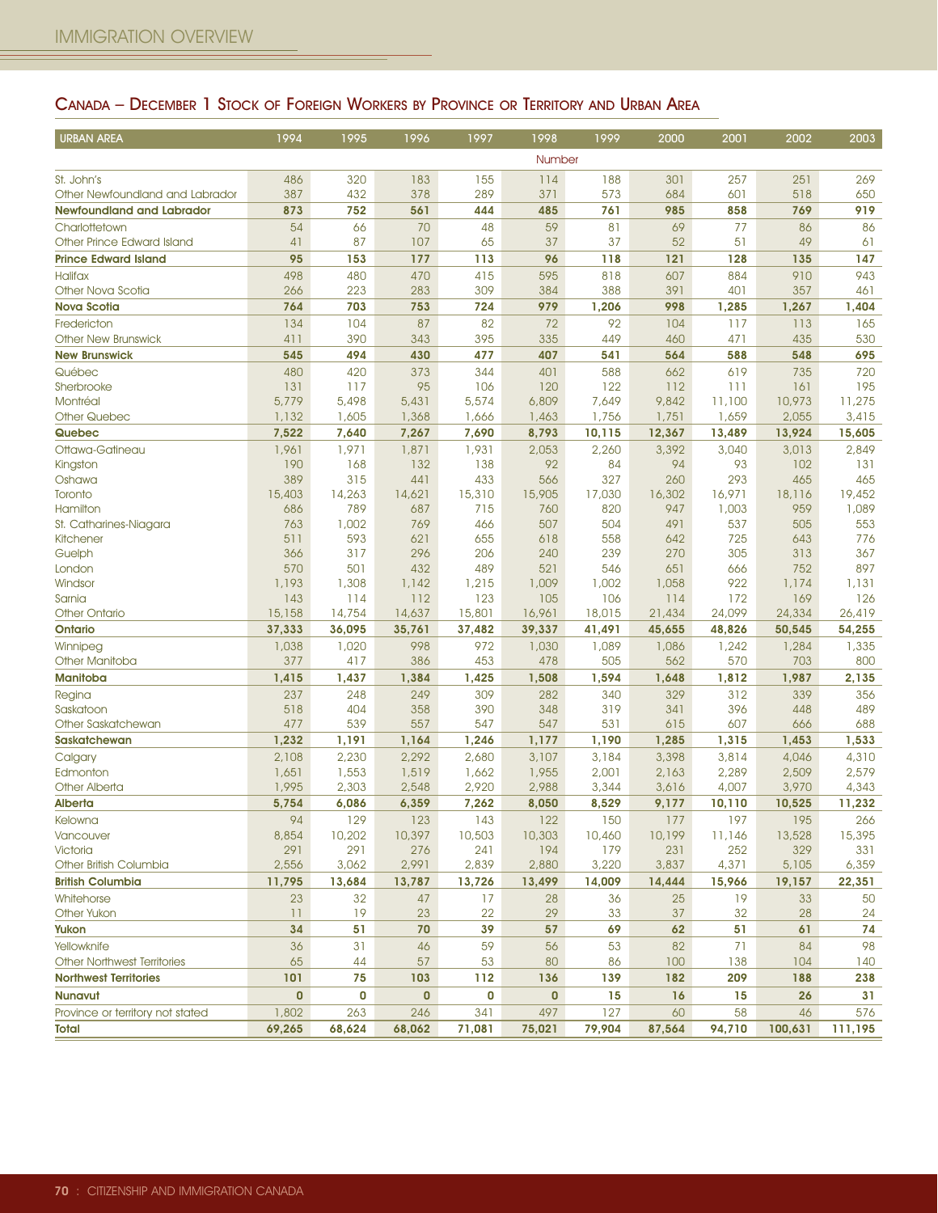## Canada – December 1 Stock of Foreign Workers by Province or Territory and Urban Area

| URBAN AREA | 1994 | 1995 | 1996 | 1997 | 1998 | 1999 | 2000 | 2001 | 2002 | 2003 |
|---|---|---|---|---|---|---|---|---|---|---|
| | | | | | Number | | | | | |
| St. John's | 486 | 320 | 183 | 155 | 114 | 188 | 301 | 257 | 251 | 269 |
| Other Newfoundland and Labrador | 387 | 432 | 378 | 289 | 371 | 573 | 684 | 601 | 518 | 650 |
| **Newfoundland and Labrador** | **873** | **752** | **561** | **444** | **485** | **761** | **985** | **858** | **769** | **919** |
| Charlottetown | 54 | 66 | 70 | 48 | 59 | 81 | 69 | 77 | 86 | 86 |
| Other Prince Edward Island | 41 | 87 | 107 | 65 | 37 | 37 | 52 | 51 | 49 | 61 |
| **Prince Edward Island** | **95** | **153** | **177** | **113** | **96** | **118** | **121** | **128** | **135** | **147** |
| Halifax | 498 | 480 | 470 | 415 | 595 | 818 | 607 | 884 | 910 | 943 |
| Other Nova Scotia | 266 | 223 | 283 | 309 | 384 | 388 | 391 | 401 | 357 | 461 |
| **Nova Scotia** | **764** | **703** | **753** | **724** | **979** | **1,206** | **998** | **1,285** | **1,267** | **1,404** |
| Fredericton | 134 | 104 | 87 | 82 | 72 | 92 | 104 | 117 | 113 | 165 |
| Other New Brunswick | 411 | 390 | 343 | 395 | 335 | 449 | 460 | 471 | 435 | 530 |
| **New Brunswick** | **545** | **494** | **430** | **477** | **407** | **541** | **564** | **588** | **548** | **695** |
| Québec | 480 | 420 | 373 | 344 | 401 | 588 | 662 | 619 | 735 | 720 |
| Sherbrooke | 131 | 117 | 95 | 106 | 120 | 122 | 112 | 111 | 161 | 195 |
| Montréal | 5,779 | 5,498 | 5,431 | 5,574 | 6,809 | 7,649 | 9,842 | 11,100 | 10,973 | 11,275 |
| Other Quebec | 1,132 | 1,605 | 1,368 | 1,666 | 1,463 | 1,756 | 1,751 | 1,659 | 2,055 | 3,415 |
| **Quebec** | **7,522** | **7,640** | **7,267** | **7,690** | **8,793** | **10,115** | **12,367** | **13,489** | **13,924** | **15,605** |
| Ottawa-Gatineau | 1,961 | 1,971 | 1,871 | 1,931 | 2,053 | 2,260 | 3,392 | 3,040 | 3,013 | 2,849 |
| Kingston | 190 | 168 | 132 | 138 | 92 | 84 | 94 | 93 | 102 | 131 |
| Oshawa | 389 | 315 | 441 | 433 | 566 | 327 | 260 | 293 | 465 | 465 |
| Toronto | 15,403 | 14,263 | 14,621 | 15,310 | 15,905 | 17,030 | 16,302 | 16,971 | 18,116 | 19,452 |
| Hamilton | 686 | 789 | 687 | 715 | 760 | 820 | 947 | 1,003 | 959 | 1,089 |
| St. Catharines-Niagara | 763 | 1,002 | 769 | 466 | 507 | 504 | 491 | 537 | 505 | 553 |
| Kitchener | 511 | 593 | 621 | 655 | 618 | 558 | 642 | 725 | 643 | 776 |
| Guelph | 366 | 317 | 296 | 206 | 240 | 239 | 270 | 305 | 313 | 367 |
| London | 570 | 501 | 432 | 489 | 521 | 546 | 651 | 666 | 752 | 897 |
| Windsor | 1,193 | 1,308 | 1,142 | 1,215 | 1,009 | 1,002 | 1,058 | 922 | 1,174 | 1,131 |
| Sarnia | 143 | 114 | 112 | 123 | 105 | 106 | 114 | 172 | 169 | 126 |
| Other Ontario | 15,158 | 14,754 | 14,637 | 15,801 | 16,961 | 18,015 | 21,434 | 24,099 | 24,334 | 26,419 |
| **Ontario** | **37,333** | **36,095** | **35,761** | **37,482** | **39,337** | **41,491** | **45,655** | **48,826** | **50,545** | **54,255** |
| Winnipeg | 1,038 | 1,020 | 998 | 972 | 1,030 | 1,089 | 1,086 | 1,242 | 1,284 | 1,335 |
| Other Manitoba | 377 | 417 | 386 | 453 | 478 | 505 | 562 | 570 | 703 | 800 |
| **Manitoba** | **1,415** | **1,437** | **1,384** | **1,425** | **1,508** | **1,594** | **1,648** | **1,812** | **1,987** | **2,135** |
| Regina | 237 | 248 | 249 | 309 | 282 | 340 | 329 | 312 | 339 | 356 |
| Saskatoon | 518 | 404 | 358 | 390 | 348 | 319 | 341 | 396 | 448 | 489 |
| Other Saskatchewan | 477 | 539 | 557 | 547 | 547 | 531 | 615 | 607 | 666 | 688 |
| **Saskatchewan** | **1,232** | **1,191** | **1,164** | **1,246** | **1,177** | **1,190** | **1,285** | **1,315** | **1,453** | **1,533** |
| Calgary | 2,108 | 2,230 | 2,292 | 2,680 | 3,107 | 3,184 | 3,398 | 3,814 | 4,046 | 4,310 |
| Edmonton | 1,651 | 1,553 | 1,519 | 1,662 | 1,955 | 2,001 | 2,163 | 2,289 | 2,509 | 2,579 |
| Other Alberta | 1,995 | 2,303 | 2,548 | 2,920 | 2,988 | 3,344 | 3,616 | 4,007 | 3,970 | 4,343 |
| **Alberta** | **5,754** | **6,086** | **6,359** | **7,262** | **8,050** | **8,529** | **9,177** | **10,110** | **10,525** | **11,232** |
| Kelowna | 94 | 129 | 123 | 143 | 122 | 150 | 177 | 197 | 195 | 266 |
| Vancouver | 8,854 | 10,202 | 10,397 | 10,503 | 10,303 | 10,460 | 10,199 | 11,146 | 13,528 | 15,395 |
| Victoria | 291 | 291 | 276 | 241 | 194 | 179 | 231 | 252 | 329 | 331 |
| Other British Columbia | 2,556 | 3,062 | 2,991 | 2,839 | 2,880 | 3,220 | 3,837 | 4,371 | 5,105 | 6,359 |
| **British Columbia** | **11,795** | **13,684** | **13,787** | **13,726** | **13,499** | **14,009** | **14,444** | **15,966** | **19,157** | **22,351** |
| Whitehorse | 23 | 32 | 47 | 17 | 28 | 36 | 25 | 19 | 33 | 50 |
| Other Yukon | 11 | 19 | 23 | 22 | 29 | 33 | 37 | 32 | 28 | 24 |
| **Yukon** | **34** | **51** | **70** | **39** | **57** | **69** | **62** | **51** | **61** | **74** |
| Yellowknife | 36 | 31 | 46 | 59 | 56 | 53 | 82 | 71 | 84 | 98 |
| Other Northwest Territories | 65 | 44 | 57 | 53 | 80 | 86 | 100 | 138 | 104 | 140 |
| **Northwest Territories** | **101** | **75** | **103** | **112** | **136** | **139** | **182** | **209** | **188** | **238** |
| **Nunavut** | **0** | **0** | **0** | **0** | **0** | **15** | **16** | **15** | **26** | **31** |
| Province or territory not stated | 1,802 | 263 | 246 | 341 | 497 | 127 | 60 | 58 | 46 | 576 |
| **Total** | **69,265** | **68,624** | **68,062** | **71,081** | **75,021** | **79,904** | **87,564** | **94,710** | **100,631** | **111,195** |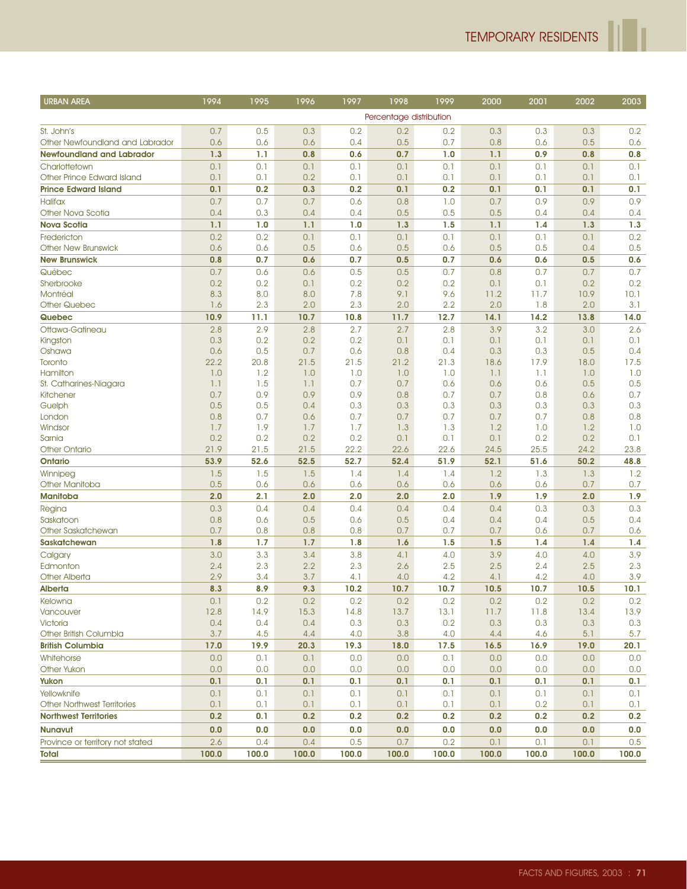| URBAN AREA | 1994 | 1995 | 1996 | 1997 | 1998 | 1999 | 2000 | 2001 | 2002 | 2003 |
|---|---|---|---|---|---|---|---|---|---|---|
| | Percentage distribution | | | | | | | | | |
| St. John's | 0.7 | 0.5 | 0.3 | 0.2 | 0.2 | 0.2 | 0.3 | 0.3 | 0.3 | 0.2 |
| Other Newfoundland and Labrador | 0.6 | 0.6 | 0.6 | 0.4 | 0.5 | 0.7 | 0.8 | 0.6 | 0.5 | 0.6 |
| **Newfoundland and Labrador** | **1.3** | **1.1** | **0.8** | **0.6** | **0.7** | **1.0** | **1.1** | **0.9** | **0.8** | **0.8** |
| Charlottetown | 0.1 | 0.1 | 0.1 | 0.1 | 0.1 | 0.1 | 0.1 | 0.1 | 0.1 | 0.1 |
| Other Prince Edward Island | 0.1 | 0.1 | 0.2 | 0.1 | 0.1 | 0.1 | 0.1 | 0.1 | 0.1 | 0.1 |
| **Prince Edward Island** | **0.1** | **0.2** | **0.3** | **0.2** | **0.1** | **0.2** | **0.1** | **0.1** | **0.1** | **0.1** |
| Halifax | 0.7 | 0.7 | 0.7 | 0.6 | 0.8 | 1.0 | 0.7 | 0.9 | 0.9 | 0.9 |
| Other Nova Scotia | 0.4 | 0.3 | 0.4 | 0.4 | 0.5 | 0.5 | 0.5 | 0.4 | 0.4 | 0.4 |
| **Nova Scotia** | **1.1** | **1.0** | **1.1** | **1.0** | **1.3** | **1.5** | **1.1** | **1.4** | **1.3** | **1.3** |
| Fredericton | 0.2 | 0.2 | 0.1 | 0.1 | 0.1 | 0.1 | 0.1 | 0.1 | 0.1 | 0.2 |
| Other New Brunswick | 0.6 | 0.6 | 0.5 | 0.6 | 0.5 | 0.6 | 0.5 | 0.5 | 0.4 | 0.5 |
| **New Brunswick** | **0.8** | **0.7** | **0.6** | **0.7** | **0.5** | **0.7** | **0.6** | **0.6** | **0.5** | **0.6** |
| Québec | 0.7 | 0.6 | 0.6 | 0.5 | 0.5 | 0.7 | 0.8 | 0.7 | 0.7 | 0.7 |
| Sherbrooke | 0.2 | 0.2 | 0.1 | 0.2 | 0.2 | 0.2 | 0.1 | 0.1 | 0.2 | 0.2 |
| Montréal | 8.3 | 8.0 | 8.0 | 7.8 | 9.1 | 9.6 | 11.2 | 11.7 | 10.9 | 10.1 |
| Other Quebec | 1.6 | 2.3 | 2.0 | 2.3 | 2.0 | 2.2 | 2.0 | 1.8 | 2.0 | 3.1 |
| **Quebec** | **10.9** | **11.1** | **10.7** | **10.8** | **11.7** | **12.7** | **14.1** | **14.2** | **13.8** | **14.0** |
| Ottawa-Gatineau | 2.8 | 2.9 | 2.8 | 2.7 | 2.7 | 2.8 | 3.9 | 3.2 | 3.0 | 2.6 |
| Kingston | 0.3 | 0.2 | 0.2 | 0.2 | 0.1 | 0.1 | 0.1 | 0.1 | 0.1 | 0.1 |
| Oshawa | 0.6 | 0.5 | 0.7 | 0.6 | 0.8 | 0.4 | 0.3 | 0.3 | 0.5 | 0.4 |
| Toronto | 22.2 | 20.8 | 21.5 | 21.5 | 21.2 | 21.3 | 18.6 | 17.9 | 18.0 | 17.5 |
| Hamilton | 1.0 | 1.2 | 1.0 | 1.0 | 1.0 | 1.0 | 1.1 | 1.1 | 1.0 | 1.0 |
| St. Catharines-Niagara | 1.1 | 1.5 | 1.1 | 0.7 | 0.7 | 0.6 | 0.6 | 0.6 | 0.5 | 0.5 |
| Kitchener | 0.7 | 0.9 | 0.9 | 0.9 | 0.8 | 0.7 | 0.7 | 0.8 | 0.6 | 0.7 |
| Guelph | 0.5 | 0.5 | 0.4 | 0.3 | 0.3 | 0.3 | 0.3 | 0.3 | 0.3 | 0.3 |
| London | 0.8 | 0.7 | 0.6 | 0.7 | 0.7 | 0.7 | 0.7 | 0.7 | 0.8 | 0.8 |
| Windsor | 1.7 | 1.9 | 1.7 | 1.7 | 1.3 | 1.3 | 1.2 | 1.0 | 1.2 | 1.0 |
| Sarnia | 0.2 | 0.2 | 0.2 | 0.2 | 0.1 | 0.1 | 0.1 | 0.2 | 0.2 | 0.1 |
| Other Ontario | 21.9 | 21.5 | 21.5 | 22.2 | 22.6 | 22.6 | 24.5 | 25.5 | 24.2 | 23.8 |
| **Ontario** | **53.9** | **52.6** | **52.5** | **52.7** | **52.4** | **51.9** | **52.1** | **51.6** | **50.2** | **48.8** |
| Winnipeg | 1.5 | 1.5 | 1.5 | 1.4 | 1.4 | 1.4 | 1.2 | 1.3 | 1.3 | 1.2 |
| Other Manitoba | 0.5 | 0.6 | 0.6 | 0.6 | 0.6 | 0.6 | 0.6 | 0.6 | 0.7 | 0.7 |
| **Manitoba** | **2.0** | **2.1** | **2.0** | **2.0** | **2.0** | **2.0** | **1.9** | **1.9** | **2.0** | **1.9** |
| Regina | 0.3 | 0.4 | 0.4 | 0.4 | 0.4 | 0.4 | 0.4 | 0.3 | 0.3 | 0.3 |
| Saskatoon | 0.8 | 0.6 | 0.5 | 0.6 | 0.5 | 0.4 | 0.4 | 0.4 | 0.5 | 0.4 |
| Other Saskatchewan | 0.7 | 0.8 | 0.8 | 0.8 | 0.7 | 0.7 | 0.7 | 0.6 | 0.7 | 0.6 |
| **Saskatchewan** | **1.8** | **1.7** | **1.7** | **1.8** | **1.6** | **1.5** | **1.5** | **1.4** | **1.4** | **1.4** |
| Calgary | 3.0 | 3.3 | 3.4 | 3.8 | 4.1 | 4.0 | 3.9 | 4.0 | 4.0 | 3.9 |
| Edmonton | 2.4 | 2.3 | 2.2 | 2.3 | 2.6 | 2.5 | 2.5 | 2.4 | 2.5 | 2.3 |
| Other Alberta | 2.9 | 3.4 | 3.7 | 4.1 | 4.0 | 4.2 | 4.1 | 4.2 | 4.0 | 3.9 |
| **Alberta** | **8.3** | **8.9** | **9.3** | **10.2** | **10.7** | **10.7** | **10.5** | **10.7** | **10.5** | **10.1** |
| Kelowna | 0.1 | 0.2 | 0.2 | 0.2 | 0.2 | 0.2 | 0.2 | 0.2 | 0.2 | 0.2 |
| Vancouver | 12.8 | 14.9 | 15.3 | 14.8 | 13.7 | 13.1 | 11.7 | 11.8 | 13.4 | 13.9 |
| Victoria | 0.4 | 0.4 | 0.4 | 0.3 | 0.3 | 0.2 | 0.3 | 0.3 | 0.3 | 0.3 |
| Other British Columbia | 3.7 | 4.5 | 4.4 | 4.0 | 3.8 | 4.0 | 4.4 | 4.6 | 5.1 | 5.7 |
| **British Columbia** | **17.0** | **19.9** | **20.3** | **19.3** | **18.0** | **17.5** | **16.5** | **16.9** | **19.0** | **20.1** |
| Whitehorse | 0.0 | 0.1 | 0.1 | 0.0 | 0.0 | 0.1 | 0.0 | 0.0 | 0.0 | 0.0 |
| Other Yukon | 0.0 | 0.0 | 0.0 | 0.0 | 0.0 | 0.0 | 0.0 | 0.0 | 0.0 | 0.0 |
| **Yukon** | **0.1** | **0.1** | **0.1** | **0.1** | **0.1** | **0.1** | **0.1** | **0.1** | **0.1** | **0.1** |
| Yellowknife | 0.1 | 0.1 | 0.1 | 0.1 | 0.1 | 0.1 | 0.1 | 0.1 | 0.1 | 0.1 |
| Other Northwest Territories | 0.1 | 0.1 | 0.1 | 0.1 | 0.1 | 0.1 | 0.1 | 0.2 | 0.1 | 0.1 |
| **Northwest Territories** | **0.2** | **0.1** | **0.2** | **0.2** | **0.2** | **0.2** | **0.2** | **0.2** | **0.2** | **0.2** |
| **Nunavut** | **0.0** | **0.0** | **0.0** | **0.0** | **0.0** | **0.0** | **0.0** | **0.0** | **0.0** | **0.0** |
| Province or territory not stated | 2.6 | 0.4 | 0.4 | 0.5 | 0.7 | 0.2 | 0.1 | 0.1 | 0.1 | 0.5 |
| **Total** | **100.0** | **100.0** | **100.0** | **100.0** | **100.0** | **100.0** | **100.0** | **100.0** | **100.0** | **100.0** |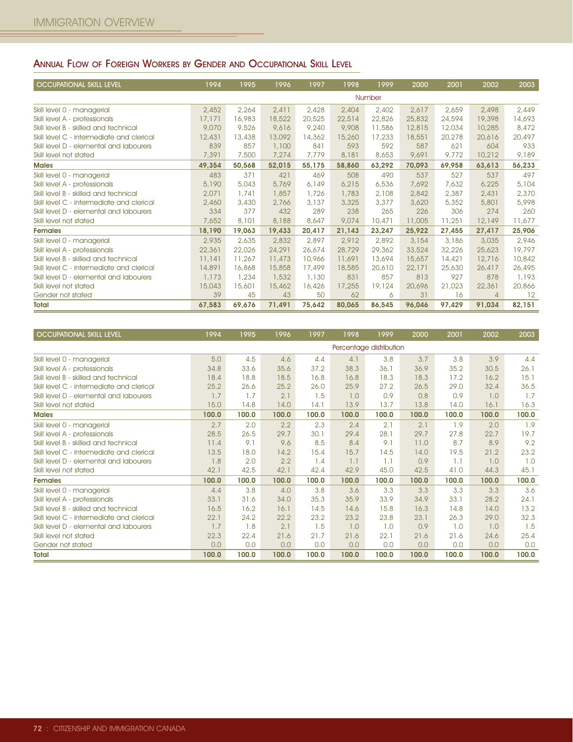## Annual Flow of Foreign Workers by Gender and Occupational Skill Level

| OCCUPATIONAL SKILL LEVEL | 1994 | 1995 | 1996 | 1997 | 1998 | 1999 | 2000 | 2001 | 2002 | 2003 |
|---|---|---|---|---|---|---|---|---|---|---|
| | | | | | | Number | | | | |
| Skill level 0 - managerial | 2,452 | 2,264 | 2,411 | 2,428 | 2,404 | 2,402 | 2,617 | 2,659 | 2,498 | 2,449 |
| Skill level A - professionals | 17,171 | 16,983 | 18,522 | 20,525 | 22,514 | 22,826 | 25,832 | 24,594 | 19,398 | 14,693 |
| Skill level B - skilled and technical | 9,070 | 9,526 | 9,616 | 9,240 | 9,908 | 11,586 | 12,815 | 12,034 | 10,285 | 8,472 |
| Skill level C - intermediate and clerical | 12,431 | 13,438 | 13,092 | 14,362 | 15,260 | 17,233 | 18,551 | 20,278 | 20,616 | 20,497 |
| Skill level D - elemental and labourers | 839 | 857 | 1,100 | 841 | 593 | 592 | 587 | 621 | 604 | 933 |
| Skill level not stated | 7,391 | 7,500 | 7,274 | 7,779 | 8,181 | 8,653 | 9,691 | 9,772 | 10,212 | 9,189 |
| **Males** | **49,354** | **50,568** | **52,015** | **55,175** | **58,860** | **63,292** | **70,093** | **69,958** | **63,613** | **56,233** |
| Skill level 0 - managerial | 483 | 371 | 421 | 469 | 508 | 490 | 537 | 527 | 537 | 497 |
| Skill level A - professionals | 5,190 | 5,043 | 5,769 | 6,149 | 6,215 | 6,536 | 7,692 | 7,632 | 6,225 | 5,104 |
| Skill level B - skilled and technical | 2,071 | 1,741 | 1,857 | 1,726 | 1,783 | 2,108 | 2,842 | 2,387 | 2,431 | 2,370 |
| Skill level C - intermediate and clerical | 2,460 | 3,430 | 2,766 | 3,137 | 3,325 | 3,377 | 3,620 | 5,352 | 5,801 | 5,998 |
| Skill level D - elemental and labourers | 334 | 377 | 432 | 289 | 238 | 265 | 226 | 306 | 274 | 260 |
| Skill level not stated | 7,652 | 8,101 | 8,188 | 8,647 | 9,074 | 10,471 | 11,005 | 11,251 | 12,149 | 11,677 |
| **Females** | **18,190** | **19,063** | **19,433** | **20,417** | **21,143** | **23,247** | **25,922** | **27,455** | **27,417** | **25,906** |
| Skill level 0 - managerial | 2,935 | 2,635 | 2,832 | 2,897 | 2,912 | 2,892 | 3,154 | 3,186 | 3,035 | 2,946 |
| Skill level A - professionals | 22,361 | 22,026 | 24,291 | 26,674 | 28,729 | 29,362 | 33,524 | 32,226 | 25,623 | 19,797 |
| Skill level B - skilled and technical | 11,141 | 11,267 | 11,473 | 10,966 | 11,691 | 13,694 | 15,657 | 14,421 | 12,716 | 10,842 |
| Skill level C - intermediate and clerical | 14,891 | 16,868 | 15,858 | 17,499 | 18,585 | 20,610 | 22,171 | 25,630 | 26,417 | 26,495 |
| Skill level D - elemental and labourers | 1,173 | 1,234 | 1,532 | 1,130 | 831 | 857 | 813 | 927 | 878 | 1,193 |
| Skill level not stated | 15,043 | 15,601 | 15,462 | 16,426 | 17,255 | 19,124 | 20,696 | 21,023 | 22,361 | 20,866 |
| Gender not stated | 39 | 45 | 43 | 50 | 62 | 6 | 31 | 16 | 4 | 12 |
| **Total** | **67,583** | **69,676** | **71,491** | **75,642** | **80,065** | **86,545** | **96,046** | **97,429** | **91,034** | **82,151** |

| OCCUPATIONAL SKILL LEVEL | 1994 | 1995 | 1996 | 1997 | 1998 | 1999 | 2000 | 2001 | 2002 | 2003 |
|---|---|---|---|---|---|---|---|---|---|---|
| | | | | | | Percentage distribution | | | | |
| Skill level 0 - managerial | 5.0 | 4.5 | 4.6 | 4.4 | 4.1 | 3.8 | 3.7 | 3.8 | 3.9 | 4.4 |
| Skill level A - professionals | 34.8 | 33.6 | 35.6 | 37.2 | 38.3 | 36.1 | 36.9 | 35.2 | 30.5 | 26.1 |
| Skill level B - skilled and technical | 18.4 | 18.8 | 18.5 | 16.8 | 16.8 | 18.3 | 18.3 | 17.2 | 16.2 | 15.1 |
| Skill level C - intermediate and clerical | 25.2 | 26.6 | 25.2 | 26.0 | 25.9 | 27.2 | 26.5 | 29.0 | 32.4 | 36.5 |
| Skill level D - elemental and labourers | 1.7 | 1.7 | 2.1 | 1.5 | 1.0 | 0.9 | 0.8 | 0.9 | 1.0 | 1.7 |
| Skill level not stated | 15.0 | 14.8 | 14.0 | 14.1 | 13.9 | 13.7 | 13.8 | 14.0 | 16.1 | 16.3 |
| **Males** | **100.0** | **100.0** | **100.0** | **100.0** | **100.0** | **100.0** | **100.0** | **100.0** | **100.0** | **100.0** |
| Skill level 0 - managerial | 2.7 | 2.0 | 2.2 | 2.3 | 2.4 | 2.1 | 2.1 | 1.9 | 2.0 | 1.9 |
| Skill level A - professionals | 28.5 | 26.5 | 29.7 | 30.1 | 29.4 | 28.1 | 29.7 | 27.8 | 22.7 | 19.7 |
| Skill level B - skilled and technical | 11.4 | 9.1 | 9.6 | 8.5 | 8.4 | 9.1 | 11.0 | 8.7 | 8.9 | 9.2 |
| Skill level C - intermediate and clerical | 13.5 | 18.0 | 14.2 | 15.4 | 15.7 | 14.5 | 14.0 | 19.5 | 21.2 | 23.2 |
| Skill level D - elemental and labourers | 1.8 | 2.0 | 2.2 | 1.4 | 1.1 | 1.1 | 0.9 | 1.1 | 1.0 | 1.0 |
| Skill level not stated | 42.1 | 42.5 | 42.1 | 42.4 | 42.9 | 45.0 | 42.5 | 41.0 | 44.3 | 45.1 |
| **Females** | **100.0** | **100.0** | **100.0** | **100.0** | **100.0** | **100.0** | **100.0** | **100.0** | **100.0** | **100.0** |
| Skill level 0 - managerial | 4.4 | 3.8 | 4.0 | 3.8 | 3.6 | 3.3 | 3.3 | 3.3 | 3.3 | 3.6 |
| Skill level A - professionals | 33.1 | 31.6 | 34.0 | 35.3 | 35.9 | 33.9 | 34.9 | 33.1 | 28.2 | 24.1 |
| Skill level B - skilled and technical | 16.5 | 16.2 | 16.1 | 14.5 | 14.6 | 15.8 | 16.3 | 14.8 | 14.0 | 13.2 |
| Skill level C - intermediate and clerical | 22.1 | 24.2 | 22.2 | 23.2 | 23.2 | 23.8 | 23.1 | 26.3 | 29.0 | 32.3 |
| Skill level D - elemental and labourers | 1.7 | 1.8 | 2.1 | 1.5 | 1.0 | 1.0 | 0.9 | 1.0 | 1.0 | 1.5 |
| Skill level not stated | 22.3 | 22.4 | 21.6 | 21.7 | 21.6 | 22.1 | 21.6 | 21.6 | 24.6 | 25.4 |
| Gender not stated | 0.0 | 0.0 | 0.0 | 0.0 | 0.0 | 0.0 | 0.0 | 0.0 | 0.0 | 0.0 |
| **Total** | **100.0** | **100.0** | **100.0** | **100.0** | **100.0** | **100.0** | **100.0** | **100.0** | **100.0** | **100.0** |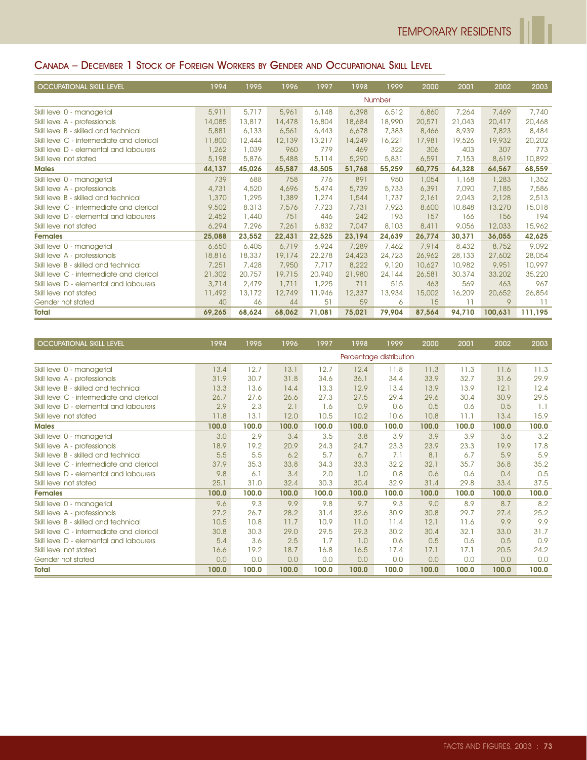## Canada – December 1 Stock of Foreign Workers by Gender and Occupational Skill Level

| OCCUPATIONAL SKILL LEVEL | 1994 | 1995 | 1996 | 1997 | 1998 | 1999 | 2000 | 2001 | 2002 | 2003 |
|---|---|---|---|---|---|---|---|---|---|---|
| | Number | | | | | | | | | |
| Skill level 0 - managerial | 5,911 | 5,717 | 5,961 | 6,148 | 6,398 | 6,512 | 6,860 | 7,264 | 7,469 | 7,740 |
| Skill level A - professionals | 14,085 | 13,817 | 14,478 | 16,804 | 18,684 | 18,990 | 20,571 | 21,043 | 20,417 | 20,468 |
| Skill level B - skilled and technical | 5,881 | 6,133 | 6,561 | 6,443 | 6,678 | 7,383 | 8,466 | 8,939 | 7,823 | 8,484 |
| Skill level C - intermediate and clerical | 11,800 | 12,444 | 12,139 | 13,217 | 14,249 | 16,221 | 17,981 | 19,526 | 19,932 | 20,202 |
| Skill level D - elemental and labourers | 1,262 | 1,039 | 960 | 779 | 469 | 322 | 306 | 403 | 307 | 773 |
| Skill level not stated | 5,198 | 5,876 | 5,488 | 5,114 | 5,290 | 5,831 | 6,591 | 7,153 | 8,619 | 10,892 |
| **Males** | **44,137** | **45,026** | **45,587** | **48,505** | **51,768** | **55,259** | **60,775** | **64,328** | **64,567** | **68,559** |
| Skill level 0 - managerial | 739 | 688 | 758 | 776 | 891 | 950 | 1,054 | 1,168 | 1,283 | 1,352 |
| Skill level A - professionals | 4,731 | 4,520 | 4,696 | 5,474 | 5,739 | 5,733 | 6,391 | 7,090 | 7,185 | 7,586 |
| Skill level B - skilled and technical | 1,370 | 1,295 | 1,389 | 1,274 | 1,544 | 1,737 | 2,161 | 2,043 | 2,128 | 2,513 |
| Skill level C - intermediate and clerical | 9,502 | 8,313 | 7,576 | 7,723 | 7,731 | 7,923 | 8,600 | 10,848 | 13,270 | 15,018 |
| Skill level D - elemental and labourers | 2,452 | 1,440 | 751 | 446 | 242 | 193 | 157 | 166 | 156 | 194 |
| Skill level not stated | 6,294 | 7,296 | 7,261 | 6,832 | 7,047 | 8,103 | 8,411 | 9,056 | 12,033 | 15,962 |
| **Females** | **25,088** | **23,552** | **22,431** | **22,525** | **23,194** | **24,639** | **26,774** | **30,371** | **36,055** | **42,625** |
| Skill level 0 - managerial | 6,650 | 6,405 | 6,719 | 6,924 | 7,289 | 7,462 | 7,914 | 8,432 | 8,752 | 9,092 |
| Skill level A - professionals | 18,816 | 18,337 | 19,174 | 22,278 | 24,423 | 24,723 | 26,962 | 28,133 | 27,602 | 28,054 |
| Skill level B - skilled and technical | 7,251 | 7,428 | 7,950 | 7,717 | 8,222 | 9,120 | 10,627 | 10,982 | 9,951 | 10,997 |
| Skill level C - intermediate and clerical | 21,302 | 20,757 | 19,715 | 20,940 | 21,980 | 24,144 | 26,581 | 30,374 | 33,202 | 35,220 |
| Skill level D - elemental and labourers | 3,714 | 2,479 | 1,711 | 1,225 | 711 | 515 | 463 | 569 | 463 | 967 |
| Skill level not stated | 11,492 | 13,172 | 12,749 | 11,946 | 12,337 | 13,934 | 15,002 | 16,209 | 20,652 | 26,854 |
| Gender not stated | 40 | 46 | 44 | 51 | 59 | 6 | 15 | 11 | 9 | 11 |
| **Total** | **69,265** | **68,624** | **68,062** | **71,081** | **75,021** | **79,904** | **87,564** | **94,710** | **100,631** | **111,195** |

| OCCUPATIONAL SKILL LEVEL | 1994 | 1995 | 1996 | 1997 | 1998 | 1999 | 2000 | 2001 | 2002 | 2003 |
|---|---|---|---|---|---|---|---|---|---|---|
| | Percentage distribution | | | | | | | | | |
| Skill level 0 - managerial | 13.4 | 12.7 | 13.1 | 12.7 | 12.4 | 11.8 | 11.3 | 11.3 | 11.6 | 11.3 |
| Skill level A - professionals | 31.9 | 30.7 | 31.8 | 34.6 | 36.1 | 34.4 | 33.9 | 32.7 | 31.6 | 29.9 |
| Skill level B - skilled and technical | 13.3 | 13.6 | 14.4 | 13.3 | 12.9 | 13.4 | 13.9 | 13.9 | 12.1 | 12.4 |
| Skill level C - intermediate and clerical | 26.7 | 27.6 | 26.6 | 27.3 | 27.5 | 29.4 | 29.6 | 30.4 | 30.9 | 29.5 |
| Skill level D - elemental and labourers | 2.9 | 2.3 | 2.1 | 1.6 | 0.9 | 0.6 | 0.5 | 0.6 | 0.5 | 1.1 |
| Skill level not stated | 11.8 | 13.1 | 12.0 | 10.5 | 10.2 | 10.6 | 10.8 | 11.1 | 13.4 | 15.9 |
| **Males** | **100.0** | **100.0** | **100.0** | **100.0** | **100.0** | **100.0** | **100.0** | **100.0** | **100.0** | **100.0** |
| Skill level 0 - managerial | 3.0 | 2.9 | 3.4 | 3.5 | 3.8 | 3.9 | 3.9 | 3.9 | 3.6 | 3.2 |
| Skill level A - professionals | 18.9 | 19.2 | 20.9 | 24.3 | 24.7 | 23.3 | 23.9 | 23.3 | 19.9 | 17.8 |
| Skill level B - skilled and technical | 5.5 | 5.5 | 6.2 | 5.7 | 6.7 | 7.1 | 8.1 | 6.7 | 5.9 | 5.9 |
| Skill level C - intermediate and clerical | 37.9 | 35.3 | 33.8 | 34.3 | 33.3 | 32.2 | 32.1 | 35.7 | 36.8 | 35.2 |
| Skill level D - elemental and labourers | 9.8 | 6.1 | 3.4 | 2.0 | 1.0 | 0.8 | 0.6 | 0.6 | 0.4 | 0.5 |
| Skill level not stated | 25.1 | 31.0 | 32.4 | 30.3 | 30.4 | 32.9 | 31.4 | 29.8 | 33.4 | 37.5 |
| **Females** | **100.0** | **100.0** | **100.0** | **100.0** | **100.0** | **100.0** | **100.0** | **100.0** | **100.0** | **100.0** |
| Skill level 0 - managerial | 9.6 | 9.3 | 9.9 | 9.8 | 9.7 | 9.3 | 9.0 | 8.9 | 8.7 | 8.2 |
| Skill level A - professionals | 27.2 | 26.7 | 28.2 | 31.4 | 32.6 | 30.9 | 30.8 | 29.7 | 27.4 | 25.2 |
| Skill level B - skilled and technical | 10.5 | 10.8 | 11.7 | 10.9 | 11.0 | 11.4 | 12.1 | 11.6 | 9.9 | 9.9 |
| Skill level C - intermediate and clerical | 30.8 | 30.3 | 29.0 | 29.5 | 29.3 | 30.2 | 30.4 | 32.1 | 33.0 | 31.7 |
| Skill level D - elemental and labourers | 5.4 | 3.6 | 2.5 | 1.7 | 1.0 | 0.6 | 0.5 | 0.6 | 0.5 | 0.9 |
| Skill level not stated | 16.6 | 19.2 | 18.7 | 16.8 | 16.5 | 17.4 | 17.1 | 17.1 | 20.5 | 24.2 |
| Gender not stated | 0.0 | 0.0 | 0.0 | 0.0 | 0.0 | 0.0 | 0.0 | 0.0 | 0.0 | 0.0 |
| **Total** | **100.0** | **100.0** | **100.0** | **100.0** | **100.0** | **100.0** | **100.0** | **100.0** | **100.0** | **100.0** |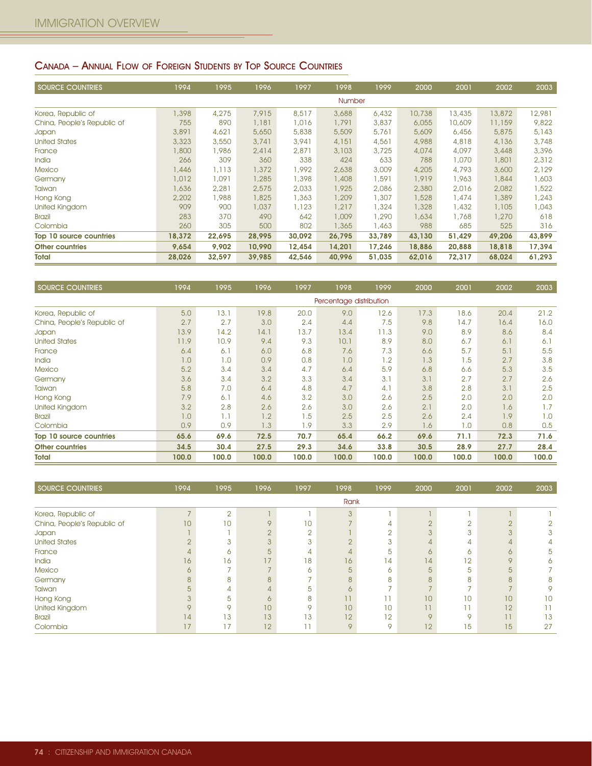## Canada – Annual Flow of Foreign Students by Top Source Countries

| SOURCE COUNTRIES | 1994 | 1995 | 1996 | 1997 | 1998 | 1999 | 2000 | 2001 | 2002 | 2003 |
|---|---|---|---|---|---|---|---|---|---|---|
| | | | | | Number | | | | | |
| Korea, Republic of | 1,398 | 4,275 | 7,915 | 8,517 | 3,688 | 6,432 | 10,738 | 13,435 | 13,872 | 12,981 |
| China, People's Republic of | 755 | 890 | 1,181 | 1,016 | 1,791 | 3,837 | 6,055 | 10,609 | 11,159 | 9,822 |
| Japan | 3,891 | 4,621 | 5,650 | 5,838 | 5,509 | 5,761 | 5,609 | 6,456 | 5,875 | 5,143 |
| United States | 3,323 | 3,550 | 3,741 | 3,941 | 4,151 | 4,561 | 4,988 | 4,818 | 4,136 | 3,748 |
| France | 1,800 | 1,986 | 2,414 | 2,871 | 3,103 | 3,725 | 4,074 | 4,097 | 3,448 | 3,396 |
| India | 266 | 309 | 360 | 338 | 424 | 633 | 788 | 1,070 | 1,801 | 2,312 |
| Mexico | 1,446 | 1,113 | 1,372 | 1,992 | 2,638 | 3,009 | 4,205 | 4,793 | 3,600 | 2,129 |
| Germany | 1,012 | 1,091 | 1,285 | 1,398 | 1,408 | 1,591 | 1,919 | 1,963 | 1,844 | 1,603 |
| Taiwan | 1,636 | 2,281 | 2,575 | 2,033 | 1,925 | 2,086 | 2,380 | 2,016 | 2,082 | 1,522 |
| Hong Kong | 2,202 | 1,988 | 1,825 | 1,363 | 1,209 | 1,307 | 1,528 | 1,474 | 1,389 | 1,243 |
| United Kingdom | 909 | 900 | 1,037 | 1,123 | 1,217 | 1,324 | 1,328 | 1,432 | 1,105 | 1,043 |
| Brazil | 283 | 370 | 490 | 642 | 1,009 | 1,290 | 1,634 | 1,768 | 1,270 | 618 |
| Colombia | 260 | 305 | 500 | 802 | 1,365 | 1,463 | 988 | 685 | 525 | 316 |
| **Top 10 source countries** | **18,372** | **22,695** | **28,995** | **30,092** | **26,795** | **33,789** | **43,130** | **51,429** | **49,206** | **43,899** |
| **Other countries** | **9,654** | **9,902** | **10,990** | **12,454** | **14,201** | **17,246** | **18,886** | **20,888** | **18,818** | **17,394** |
| **Total** | **28,026** | **32,597** | **39,985** | **42,546** | **40,996** | **51,035** | **62,016** | **72,317** | **68,024** | **61,293** |

| SOURCE COUNTRIES | 1994 | 1995 | 1996 | 1997 | 1998 | 1999 | 2000 | 2001 | 2002 | 2003 |
|---|---|---|---|---|---|---|---|---|---|---|
| | | | | | Percentage distribution | | | | | |
| Korea, Republic of | 5.0 | 13.1 | 19.8 | 20.0 | 9.0 | 12.6 | 17.3 | 18.6 | 20.4 | 21.2 |
| China, People's Republic of | 2.7 | 2.7 | 3.0 | 2.4 | 4.4 | 7.5 | 9.8 | 14.7 | 16.4 | 16.0 |
| Japan | 13.9 | 14.2 | 14.1 | 13.7 | 13.4 | 11.3 | 9.0 | 8.9 | 8.6 | 8.4 |
| United States | 11.9 | 10.9 | 9.4 | 9.3 | 10.1 | 8.9 | 8.0 | 6.7 | 6.1 | 6.1 |
| France | 6.4 | 6.1 | 6.0 | 6.8 | 7.6 | 7.3 | 6.6 | 5.7 | 5.1 | 5.5 |
| India | 1.0 | 1.0 | 0.9 | 0.8 | 1.0 | 1.2 | 1.3 | 1.5 | 2.7 | 3.8 |
| Mexico | 5.2 | 3.4 | 3.4 | 4.7 | 6.4 | 5.9 | 6.8 | 6.6 | 5.3 | 3.5 |
| Germany | 3.6 | 3.4 | 3.2 | 3.3 | 3.4 | 3.1 | 3.1 | 2.7 | 2.7 | 2.6 |
| Taiwan | 5.8 | 7.0 | 6.4 | 4.8 | 4.7 | 4.1 | 3.8 | 2.8 | 3.1 | 2.5 |
| Hong Kong | 7.9 | 6.1 | 4.6 | 3.2 | 3.0 | 2.6 | 2.5 | 2.0 | 2.0 | 2.0 |
| United Kingdom | 3.2 | 2.8 | 2.6 | 2.6 | 3.0 | 2.6 | 2.1 | 2.0 | 1.6 | 1.7 |
| Brazil | 1.0 | 1.1 | 1.2 | 1.5 | 2.5 | 2.5 | 2.6 | 2.4 | 1.9 | 1.0 |
| Colombia | 0.9 | 0.9 | 1.3 | 1.9 | 3.3 | 2.9 | 1.6 | 1.0 | 0.8 | 0.5 |
| **Top 10 source countries** | **65.6** | **69.6** | **72.5** | **70.7** | **65.4** | **66.2** | **69.6** | **71.1** | **72.3** | **71.6** |
| **Other countries** | **34.5** | **30.4** | **27.5** | **29.3** | **34.6** | **33.8** | **30.5** | **28.9** | **27.7** | **28.4** |
| **Total** | **100.0** | **100.0** | **100.0** | **100.0** | **100.0** | **100.0** | **100.0** | **100.0** | **100.0** | **100.0** |

| SOURCE COUNTRIES | 1994 | 1995 | 1996 | 1997 | 1998 | 1999 | 2000 | 2001 | 2002 | 2003 |
|---|---|---|---|---|---|---|---|---|---|---|
| | | | | | Rank | | | | | |
| Korea, Republic of | 7 | 2 | 1 | 1 | 3 | 1 | 1 | 1 | 1 | 1 |
| China, People's Republic of | 10 | 10 | 9 | 10 | 7 | 4 | 2 | 2 | 2 | 2 |
| Japan | 1 | 1 | 2 | 2 | 1 | 2 | 3 | 3 | 3 | 3 |
| United States | 2 | 3 | 3 | 3 | 2 | 3 | 4 | 4 | 4 | 4 |
| France | 4 | 6 | 5 | 4 | 4 | 5 | 6 | 6 | 6 | 5 |
| India | 16 | 16 | 17 | 18 | 16 | 14 | 14 | 12 | 9 | 6 |
| Mexico | 6 | 7 | 7 | 6 | 5 | 6 | 5 | 5 | 5 | 7 |
| Germany | 8 | 8 | 8 | 7 | 8 | 8 | 8 | 8 | 8 | 8 |
| Taiwan | 5 | 4 | 4 | 5 | 6 | 7 | 7 | 7 | 7 | 9 |
| Hong Kong | 3 | 5 | 6 | 8 | 11 | 11 | 10 | 10 | 10 | 10 |
| United Kingdom | 9 | 9 | 10 | 9 | 10 | 10 | 11 | 11 | 12 | 11 |
| Brazil | 14 | 13 | 13 | 13 | 12 | 12 | 9 | 9 | 11 | 13 |
| Colombia | 17 | 17 | 12 | 11 | 9 | 9 | 12 | 15 | 15 | 27 |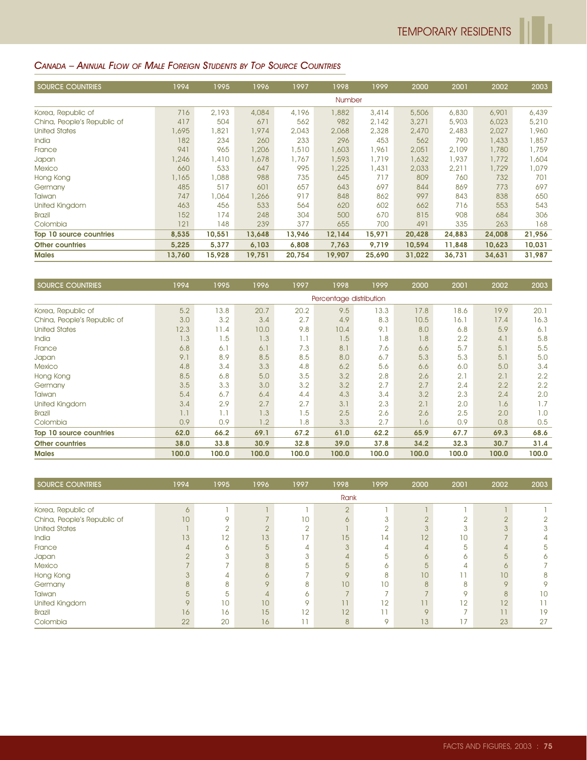## Canada – Annual Flow of Male Foreign Students by Top Source Countries

| SOURCE COUNTRIES | 1994 | 1995 | 1996 | 1997 | 1998 | 1999 | 2000 | 2001 | 2002 | 2003 |
|---|---|---|---|---|---|---|---|---|---|---|
| | | | | | Number | | | | | |
| Korea, Republic of | 716 | 2,193 | 4,084 | 4,196 | 1,882 | 3,414 | 5,506 | 6,830 | 6,901 | 6,439 |
| China, People's Republic of | 417 | 504 | 671 | 562 | 982 | 2,142 | 3,271 | 5,903 | 6,023 | 5,210 |
| United States | 1,695 | 1,821 | 1,974 | 2,043 | 2,068 | 2,328 | 2,470 | 2,483 | 2,027 | 1,960 |
| India | 182 | 234 | 260 | 233 | 296 | 453 | 562 | 790 | 1,433 | 1,857 |
| France | 941 | 965 | 1,206 | 1,510 | 1,603 | 1,961 | 2,051 | 2,109 | 1,780 | 1,759 |
| Japan | 1,246 | 1,410 | 1,678 | 1,767 | 1,593 | 1,719 | 1,632 | 1,937 | 1,772 | 1,604 |
| Mexico | 660 | 533 | 647 | 995 | 1,225 | 1,431 | 2,033 | 2,211 | 1,729 | 1,079 |
| Hong Kong | 1,165 | 1,088 | 988 | 735 | 645 | 717 | 809 | 760 | 732 | 701 |
| Germany | 485 | 517 | 601 | 657 | 643 | 697 | 844 | 869 | 773 | 697 |
| Taiwan | 747 | 1,064 | 1,266 | 917 | 848 | 862 | 997 | 843 | 838 | 650 |
| United Kingdom | 463 | 456 | 533 | 564 | 620 | 602 | 662 | 716 | 553 | 543 |
| Brazil | 152 | 174 | 248 | 304 | 500 | 670 | 815 | 908 | 684 | 306 |
| Colombia | 121 | 148 | 239 | 377 | 655 | 700 | 491 | 335 | 263 | 168 |
| **Top 10 source countries** | **8,535** | **10,551** | **13,648** | **13,946** | **12,144** | **15,971** | **20,428** | **24,883** | **24,008** | **21,956** |
| **Other countries** | **5,225** | **5,377** | **6,103** | **6,808** | **7,763** | **9,719** | **10,594** | **11,848** | **10,623** | **10,031** |
| **Males** | **13,760** | **15,928** | **19,751** | **20,754** | **19,907** | **25,690** | **31,022** | **36,731** | **34,631** | **31,987** |

| SOURCE COUNTRIES | 1994 | 1995 | 1996 | 1997 | 1998 | 1999 | 2000 | 2001 | 2002 | 2003 |
|---|---|---|---|---|---|---|---|---|---|---|
| | | | | | Percentage distribution | | | | | |
| Korea, Republic of | 5.2 | 13.8 | 20.7 | 20.2 | 9.5 | 13.3 | 17.8 | 18.6 | 19.9 | 20.1 |
| China, People's Republic of | 3.0 | 3.2 | 3.4 | 2.7 | 4.9 | 8.3 | 10.5 | 16.1 | 17.4 | 16.3 |
| United States | 12.3 | 11.4 | 10.0 | 9.8 | 10.4 | 9.1 | 8.0 | 6.8 | 5.9 | 6.1 |
| India | 1.3 | 1.5 | 1.3 | 1.1 | 1.5 | 1.8 | 1.8 | 2.2 | 4.1 | 5.8 |
| France | 6.8 | 6.1 | 6.1 | 7.3 | 8.1 | 7.6 | 6.6 | 5.7 | 5.1 | 5.5 |
| Japan | 9.1 | 8.9 | 8.5 | 8.5 | 8.0 | 6.7 | 5.3 | 5.3 | 5.1 | 5.0 |
| Mexico | 4.8 | 3.4 | 3.3 | 4.8 | 6.2 | 5.6 | 6.6 | 6.0 | 5.0 | 3.4 |
| Hong Kong | 8.5 | 6.8 | 5.0 | 3.5 | 3.2 | 2.8 | 2.6 | 2.1 | 2.1 | 2.2 |
| Germany | 3.5 | 3.3 | 3.0 | 3.2 | 3.2 | 2.7 | 2.7 | 2.4 | 2.2 | 2.2 |
| Taiwan | 5.4 | 6.7 | 6.4 | 4.4 | 4.3 | 3.4 | 3.2 | 2.3 | 2.4 | 2.0 |
| United Kingdom | 3.4 | 2.9 | 2.7 | 2.7 | 3.1 | 2.3 | 2.1 | 2.0 | 1.6 | 1.7 |
| Brazil | 1.1 | 1.1 | 1.3 | 1.5 | 2.5 | 2.6 | 2.6 | 2.5 | 2.0 | 1.0 |
| Colombia | 0.9 | 0.9 | 1.2 | 1.8 | 3.3 | 2.7 | 1.6 | 0.9 | 0.8 | 0.5 |
| **Top 10 source countries** | **62.0** | **66.2** | **69.1** | **67.2** | **61.0** | **62.2** | **65.9** | **67.7** | **69.3** | **68.6** |
| **Other countries** | **38.0** | **33.8** | **30.9** | **32.8** | **39.0** | **37.8** | **34.2** | **32.3** | **30.7** | **31.4** |
| **Males** | **100.0** | **100.0** | **100.0** | **100.0** | **100.0** | **100.0** | **100.0** | **100.0** | **100.0** | **100.0** |

| SOURCE COUNTRIES | 1994 | 1995 | 1996 | 1997 | 1998 | 1999 | 2000 | 2001 | 2002 | 2003 |
|---|---|---|---|---|---|---|---|---|---|---|
| | | | | | Rank | | | | | |
| Korea, Republic of | 6 | 1 | 1 | 1 | 2 | 1 | 1 | 1 | 1 | 1 |
| China, People's Republic of | 10 | 9 | 7 | 10 | 6 | 3 | 2 | 2 | 2 | 2 |
| United States | 1 | 2 | 2 | 2 | 1 | 2 | 3 | 3 | 3 | 3 |
| India | 13 | 12 | 13 | 17 | 15 | 14 | 12 | 10 | 7 | 4 |
| France | 4 | 6 | 5 | 4 | 3 | 4 | 4 | 5 | 4 | 5 |
| Japan | 2 | 3 | 3 | 3 | 4 | 5 | 6 | 6 | 5 | 6 |
| Mexico | 7 | 7 | 8 | 5 | 5 | 6 | 5 | 4 | 6 | 7 |
| Hong Kong | 3 | 4 | 6 | 7 | 9 | 8 | 10 | 11 | 10 | 8 |
| Germany | 8 | 8 | 9 | 8 | 10 | 10 | 8 | 8 | 9 | 9 |
| Taiwan | 5 | 5 | 4 | 6 | 7 | 7 | 7 | 9 | 8 | 10 |
| United Kingdom | 9 | 10 | 10 | 9 | 11 | 12 | 11 | 12 | 12 | 11 |
| Brazil | 16 | 16 | 15 | 12 | 12 | 11 | 9 | 7 | 11 | 19 |
| Colombia | 22 | 20 | 16 | 11 | 8 | 9 | 13 | 17 | 23 | 27 |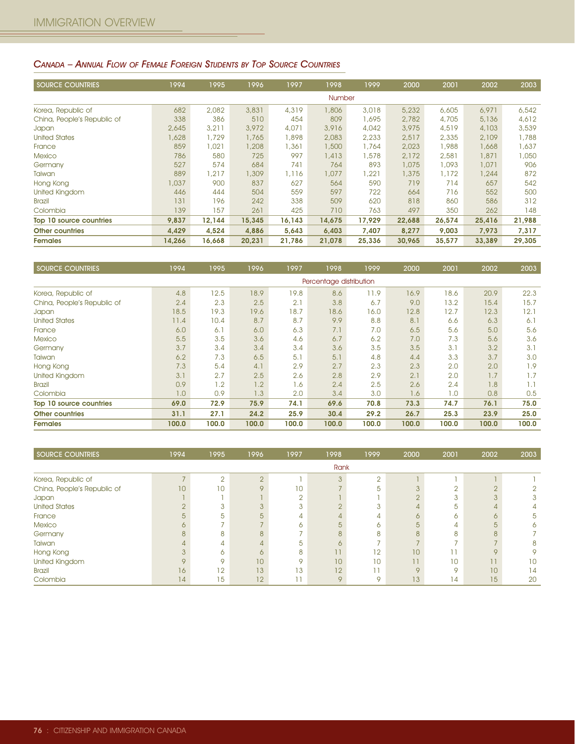## *Canada – Annual Flow of Female Foreign Students by Top Source Countries*

| SOURCE COUNTRIES | 1994 | 1995 | 1996 | 1997 | 1998 | 1999 | 2000 | 2001 | 2002 | 2003 |
|---|---|---|---|---|---|---|---|---|---|---|
| | | | | | Number | | | | | |
| Korea, Republic of | 682 | 2,082 | 3,831 | 4,319 | 1,806 | 3,018 | 5,232 | 6,605 | 6,971 | 6,542 |
| China, People's Republic of | 338 | 386 | 510 | 454 | 809 | 1,695 | 2,782 | 4,705 | 5,136 | 4,612 |
| Japan | 2,645 | 3,211 | 3,972 | 4,071 | 3,916 | 4,042 | 3,975 | 4,519 | 4,103 | 3,539 |
| United States | 1,628 | 1,729 | 1,765 | 1,898 | 2,083 | 2,233 | 2,517 | 2,335 | 2,109 | 1,788 |
| France | 859 | 1,021 | 1,208 | 1,361 | 1,500 | 1,764 | 2,023 | 1,988 | 1,668 | 1,637 |
| Mexico | 786 | 580 | 725 | 997 | 1,413 | 1,578 | 2,172 | 2,581 | 1,871 | 1,050 |
| Germany | 527 | 574 | 684 | 741 | 764 | 893 | 1,075 | 1,093 | 1,071 | 906 |
| Taiwan | 889 | 1,217 | 1,309 | 1,116 | 1,077 | 1,221 | 1,375 | 1,172 | 1,244 | 872 |
| Hong Kong | 1,037 | 900 | 837 | 627 | 564 | 590 | 719 | 714 | 657 | 542 |
| United Kingdom | 446 | 444 | 504 | 559 | 597 | 722 | 664 | 716 | 552 | 500 |
| Brazil | 131 | 196 | 242 | 338 | 509 | 620 | 818 | 860 | 586 | 312 |
| Colombia | 139 | 157 | 261 | 425 | 710 | 763 | 497 | 350 | 262 | 148 |
| **Top 10 source countries** | **9,837** | **12,144** | **15,345** | **16,143** | **14,675** | **17,929** | **22,688** | **26,574** | **25,416** | **21,988** |
| **Other countries** | **4,429** | **4,524** | **4,886** | **5,643** | **6,403** | **7,407** | **8,277** | **9,003** | **7,973** | **7,317** |
| **Females** | **14,266** | **16,668** | **20,231** | **21,786** | **21,078** | **25,336** | **30,965** | **35,577** | **33,389** | **29,305** |

| SOURCE COUNTRIES | 1994 | 1995 | 1996 | 1997 | 1998 | 1999 | 2000 | 2001 | 2002 | 2003 |
|---|---|---|---|---|---|---|---|---|---|---|
| | | | | | Percentage distribution | | | | | |
| Korea, Republic of | 4.8 | 12.5 | 18.9 | 19.8 | 8.6 | 11.9 | 16.9 | 18.6 | 20.9 | 22.3 |
| China, People's Republic of | 2.4 | 2.3 | 2.5 | 2.1 | 3.8 | 6.7 | 9.0 | 13.2 | 15.4 | 15.7 |
| Japan | 18.5 | 19.3 | 19.6 | 18.7 | 18.6 | 16.0 | 12.8 | 12.7 | 12.3 | 12.1 |
| United States | 11.4 | 10.4 | 8.7 | 8.7 | 9.9 | 8.8 | 8.1 | 6.6 | 6.3 | 6.1 |
| France | 6.0 | 6.1 | 6.0 | 6.3 | 7.1 | 7.0 | 6.5 | 5.6 | 5.0 | 5.6 |
| Mexico | 5.5 | 3.5 | 3.6 | 4.6 | 6.7 | 6.2 | 7.0 | 7.3 | 5.6 | 3.6 |
| Germany | 3.7 | 3.4 | 3.4 | 3.4 | 3.6 | 3.5 | 3.5 | 3.1 | 3.2 | 3.1 |
| Taiwan | 6.2 | 7.3 | 6.5 | 5.1 | 5.1 | 4.8 | 4.4 | 3.3 | 3.7 | 3.0 |
| Hong Kong | 7.3 | 5.4 | 4.1 | 2.9 | 2.7 | 2.3 | 2.3 | 2.0 | 2.0 | 1.9 |
| United Kingdom | 3.1 | 2.7 | 2.5 | 2.6 | 2.8 | 2.9 | 2.1 | 2.0 | 1.7 | 1.7 |
| Brazil | 0.9 | 1.2 | 1.2 | 1.6 | 2.4 | 2.5 | 2.6 | 2.4 | 1.8 | 1.1 |
| Colombia | 1.0 | 0.9 | 1.3 | 2.0 | 3.4 | 3.0 | 1.6 | 1.0 | 0.8 | 0.5 |
| **Top 10 source countries** | **69.0** | **72.9** | **75.9** | **74.1** | **69.6** | **70.8** | **73.3** | **74.7** | **76.1** | **75.0** |
| **Other countries** | **31.1** | **27.1** | **24.2** | **25.9** | **30.4** | **29.2** | **26.7** | **25.3** | **23.9** | **25.0** |
| **Females** | **100.0** | **100.0** | **100.0** | **100.0** | **100.0** | **100.0** | **100.0** | **100.0** | **100.0** | **100.0** |

| SOURCE COUNTRIES | 1994 | 1995 | 1996 | 1997 | 1998 | 1999 | 2000 | 2001 | 2002 | 2003 |
|---|---|---|---|---|---|---|---|---|---|---|
| | | | | | Rank | | | | | |
| Korea, Republic of | 7 | 2 | 2 | 1 | 3 | 2 | 1 | 1 | 1 | 1 |
| China, People's Republic of | 10 | 10 | 9 | 10 | 7 | 5 | 3 | 2 | 2 | 2 |
| Japan | 1 | 1 | 1 | 2 | 1 | 1 | 2 | 3 | 3 | 3 |
| United States | 2 | 3 | 3 | 3 | 2 | 3 | 4 | 5 | 4 | 4 |
| France | 5 | 5 | 5 | 4 | 4 | 4 | 6 | 6 | 6 | 5 |
| Mexico | 6 | 7 | 7 | 6 | 5 | 6 | 5 | 4 | 5 | 6 |
| Germany | 8 | 8 | 8 | 7 | 8 | 8 | 8 | 8 | 8 | 7 |
| Taiwan | 4 | 4 | 4 | 5 | 6 | 7 | 7 | 7 | 7 | 8 |
| Hong Kong | 3 | 6 | 6 | 8 | 11 | 12 | 10 | 11 | 9 | 9 |
| United Kingdom | 9 | 9 | 10 | 9 | 10 | 10 | 11 | 10 | 11 | 10 |
| Brazil | 16 | 12 | 13 | 13 | 12 | 11 | 9 | 9 | 10 | 14 |
| Colombia | 14 | 15 | 12 | 11 | 9 | 9 | 13 | 14 | 15 | 20 |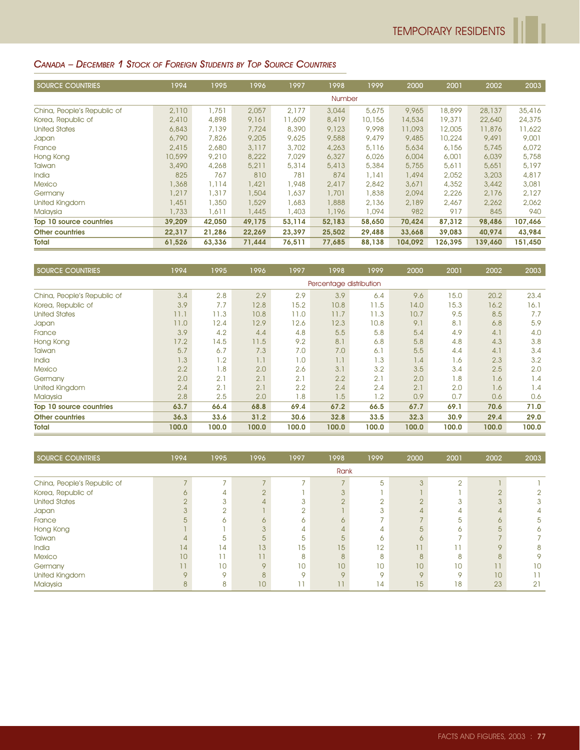## *Canada – December 1 Stock of Foreign Students by Top Source Countries*

| SOURCE COUNTRIES | 1994 | 1995 | 1996 | 1997 | 1998 | 1999 | 2000 | 2001 | 2002 | 2003 |
|---|---|---|---|---|---|---|---|---|---|---|
| | | | | | Number | | | | | |
| China, People's Republic of | 2,110 | 1,751 | 2,057 | 2,177 | 3,044 | 5,675 | 9,965 | 18,899 | 28,137 | 35,416 |
| Korea, Republic of | 2,410 | 4,898 | 9,161 | 11,609 | 8,419 | 10,156 | 14,534 | 19,371 | 22,640 | 24,375 |
| United States | 6,843 | 7,139 | 7,724 | 8,390 | 9,123 | 9,998 | 11,093 | 12,005 | 11,876 | 11,622 |
| Japan | 6,790 | 7,826 | 9,205 | 9,625 | 9,588 | 9,479 | 9,485 | 10,224 | 9,491 | 9,001 |
| France | 2,415 | 2,680 | 3,117 | 3,702 | 4,263 | 5,116 | 5,634 | 6,156 | 5,745 | 6,072 |
| Hong Kong | 10,599 | 9,210 | 8,222 | 7,029 | 6,327 | 6,026 | 6,004 | 6,001 | 6,039 | 5,758 |
| Taiwan | 3,490 | 4,268 | 5,211 | 5,314 | 5,413 | 5,384 | 5,755 | 5,611 | 5,651 | 5,197 |
| India | 825 | 767 | 810 | 781 | 874 | 1,141 | 1,494 | 2,052 | 3,203 | 4,817 |
| Mexico | 1,368 | 1,114 | 1,421 | 1,948 | 2,417 | 2,842 | 3,671 | 4,352 | 3,442 | 3,081 |
| Germany | 1,217 | 1,317 | 1,504 | 1,637 | 1,701 | 1,838 | 2,094 | 2,226 | 2,176 | 2,127 |
| United Kingdom | 1,451 | 1,350 | 1,529 | 1,683 | 1,888 | 2,136 | 2,189 | 2,467 | 2,262 | 2,062 |
| Malaysia | 1,733 | 1,611 | 1,445 | 1,403 | 1,196 | 1,094 | 982 | 917 | 845 | 940 |
| **Top 10 source countries** | **39,209** | **42,050** | **49,175** | **53,114** | **52,183** | **58,650** | **70,424** | **87,312** | **98,486** | **107,466** |
| **Other countries** | **22,317** | **21,286** | **22,269** | **23,397** | **25,502** | **29,488** | **33,668** | **39,083** | **40,974** | **43,984** |
| **Total** | **61,526** | **63,336** | **71,444** | **76,511** | **77,685** | **88,138** | **104,092** | **126,395** | **139,460** | **151,450** |

| SOURCE COUNTRIES | 1994 | 1995 | 1996 | 1997 | 1998 | 1999 | 2000 | 2001 | 2002 | 2003 |
|---|---|---|---|---|---|---|---|---|---|---|
| | | | | | Percentage distribution | | | | | |
| China, People's Republic of | 3.4 | 2.8 | 2.9 | 2.9 | 3.9 | 6.4 | 9.6 | 15.0 | 20.2 | 23.4 |
| Korea, Republic of | 3.9 | 7.7 | 12.8 | 15.2 | 10.8 | 11.5 | 14.0 | 15.3 | 16.2 | 16.1 |
| United States | 11.1 | 11.3 | 10.8 | 11.0 | 11.7 | 11.3 | 10.7 | 9.5 | 8.5 | 7.7 |
| Japan | 11.0 | 12.4 | 12.9 | 12.6 | 12.3 | 10.8 | 9.1 | 8.1 | 6.8 | 5.9 |
| France | 3.9 | 4.2 | 4.4 | 4.8 | 5.5 | 5.8 | 5.4 | 4.9 | 4.1 | 4.0 |
| Hong Kong | 17.2 | 14.5 | 11.5 | 9.2 | 8.1 | 6.8 | 5.8 | 4.8 | 4.3 | 3.8 |
| Taiwan | 5.7 | 6.7 | 7.3 | 7.0 | 7.0 | 6.1 | 5.5 | 4.4 | 4.1 | 3.4 |
| India | 1.3 | 1.2 | 1.1 | 1.0 | 1.1 | 1.3 | 1.4 | 1.6 | 2.3 | 3.2 |
| Mexico | 2.2 | 1.8 | 2.0 | 2.6 | 3.1 | 3.2 | 3.5 | 3.4 | 2.5 | 2.0 |
| Germany | 2.0 | 2.1 | 2.1 | 2.1 | 2.2 | 2.1 | 2.0 | 1.8 | 1.6 | 1.4 |
| United Kingdom | 2.4 | 2.1 | 2.1 | 2.2 | 2.4 | 2.4 | 2.1 | 2.0 | 1.6 | 1.4 |
| Malaysia | 2.8 | 2.5 | 2.0 | 1.8 | 1.5 | 1.2 | 0.9 | 0.7 | 0.6 | 0.6 |
| **Top 10 source countries** | **63.7** | **66.4** | **68.8** | **69.4** | **67.2** | **66.5** | **67.7** | **69.1** | **70.6** | **71.0** |
| **Other countries** | **36.3** | **33.6** | **31.2** | **30.6** | **32.8** | **33.5** | **32.3** | **30.9** | **29.4** | **29.0** |
| **Total** | **100.0** | **100.0** | **100.0** | **100.0** | **100.0** | **100.0** | **100.0** | **100.0** | **100.0** | **100.0** |

| SOURCE COUNTRIES | 1994 | 1995 | 1996 | 1997 | 1998 | 1999 | 2000 | 2001 | 2002 | 2003 |
|---|---|---|---|---|---|---|---|---|---|---|
| | | | | | Rank | | | | | |
| China, People's Republic of | 7 | 7 | 7 | 7 | 7 | 5 | 3 | 2 | 1 | 1 |
| Korea, Republic of | 6 | 4 | 2 | 1 | 3 | 1 | 1 | 1 | 2 | 2 |
| United States | 2 | 3 | 4 | 3 | 2 | 2 | 2 | 3 | 3 | 3 |
| Japan | 3 | 2 | 1 | 2 | 1 | 3 | 4 | 4 | 4 | 4 |
| France | 5 | 6 | 6 | 6 | 6 | 7 | 7 | 5 | 6 | 5 |
| Hong Kong | 1 | 1 | 3 | 4 | 4 | 4 | 5 | 6 | 5 | 6 |
| Taiwan | 4 | 5 | 5 | 5 | 5 | 6 | 6 | 7 | 7 | 7 |
| India | 14 | 14 | 13 | 15 | 15 | 12 | 11 | 11 | 9 | 8 |
| Mexico | 10 | 11 | 11 | 8 | 8 | 8 | 8 | 8 | 8 | 9 |
| Germany | 11 | 10 | 9 | 10 | 10 | 10 | 10 | 10 | 11 | 10 |
| United Kingdom | 9 | 9 | 8 | 9 | 9 | 9 | 9 | 9 | 10 | 11 |
| Malaysia | 8 | 8 | 10 | 11 | 11 | 14 | 15 | 18 | 23 | 21 |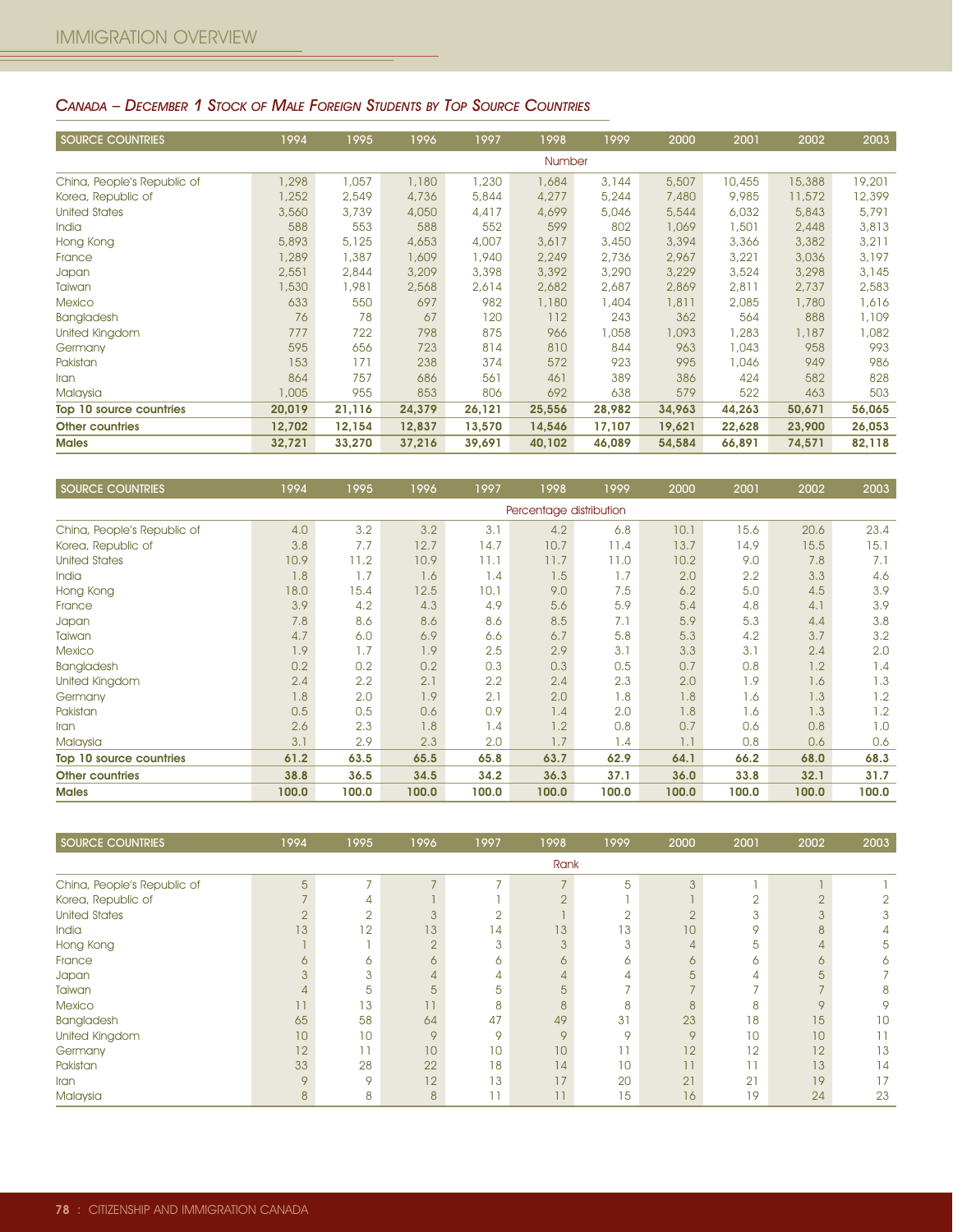## *Canada – December 1 Stock of Male Foreign Students by Top Source Countries*

| SOURCE COUNTRIES | 1994 | 1995 | 1996 | 1997 | 1998 | 1999 | 2000 | 2001 | 2002 | 2003 |
|---|---|---|---|---|---|---|---|---|---|---|
| | | | | | Number | | | | | |
| China, People's Republic of | 1,298 | 1,057 | 1,180 | 1,230 | 1,684 | 3,144 | 5,507 | 10,455 | 15,388 | 19,201 |
| Korea, Republic of | 1,252 | 2,549 | 4,736 | 5,844 | 4,277 | 5,244 | 7,480 | 9,985 | 11,572 | 12,399 |
| United States | 3,560 | 3,739 | 4,050 | 4,417 | 4,699 | 5,046 | 5,544 | 6,032 | 5,843 | 5,791 |
| India | 588 | 553 | 588 | 552 | 599 | 802 | 1,069 | 1,501 | 2,448 | 3,813 |
| Hong Kong | 5,893 | 5,125 | 4,653 | 4,007 | 3,617 | 3,450 | 3,394 | 3,366 | 3,382 | 3,211 |
| France | 1,289 | 1,387 | 1,609 | 1,940 | 2,249 | 2,736 | 2,967 | 3,221 | 3,036 | 3,197 |
| Japan | 2,551 | 2,844 | 3,209 | 3,398 | 3,392 | 3,290 | 3,229 | 3,524 | 3,298 | 3,145 |
| Taiwan | 1,530 | 1,981 | 2,568 | 2,614 | 2,682 | 2,687 | 2,869 | 2,811 | 2,737 | 2,583 |
| Mexico | 633 | 550 | 697 | 982 | 1,180 | 1,404 | 1,811 | 2,085 | 1,780 | 1,616 |
| Bangladesh | 76 | 78 | 67 | 120 | 112 | 243 | 362 | 564 | 888 | 1,109 |
| United Kingdom | 777 | 722 | 798 | 875 | 966 | 1,058 | 1,093 | 1,283 | 1,187 | 1,082 |
| Germany | 595 | 656 | 723 | 814 | 810 | 844 | 963 | 1,043 | 958 | 993 |
| Pakistan | 153 | 171 | 238 | 374 | 572 | 923 | 995 | 1,046 | 949 | 986 |
| Iran | 864 | 757 | 686 | 561 | 461 | 389 | 386 | 424 | 582 | 828 |
| Malaysia | 1,005 | 955 | 853 | 806 | 692 | 638 | 579 | 522 | 463 | 503 |
| **Top 10 source countries** | **20,019** | **21,116** | **24,379** | **26,121** | **25,556** | **28,982** | **34,963** | **44,263** | **50,671** | **56,065** |
| **Other countries** | **12,702** | **12,154** | **12,837** | **13,570** | **14,546** | **17,107** | **19,621** | **22,628** | **23,900** | **26,053** |
| **Males** | **32,721** | **33,270** | **37,216** | **39,691** | **40,102** | **46,089** | **54,584** | **66,891** | **74,571** | **82,118** |

| SOURCE COUNTRIES | 1994 | 1995 | 1996 | 1997 | 1998 | 1999 | 2000 | 2001 | 2002 | 2003 |
|---|---|---|---|---|---|---|---|---|---|---|
| | | | | | Percentage distribution | | | | | |
| China, People's Republic of | 4.0 | 3.2 | 3.2 | 3.1 | 4.2 | 6.8 | 10.1 | 15.6 | 20.6 | 23.4 |
| Korea, Republic of | 3.8 | 7.7 | 12.7 | 14.7 | 10.7 | 11.4 | 13.7 | 14.9 | 15.5 | 15.1 |
| United States | 10.9 | 11.2 | 10.9 | 11.1 | 11.7 | 11.0 | 10.2 | 9.0 | 7.8 | 7.1 |
| India | 1.8 | 1.7 | 1.6 | 1.4 | 1.5 | 1.7 | 2.0 | 2.2 | 3.3 | 4.6 |
| Hong Kong | 18.0 | 15.4 | 12.5 | 10.1 | 9.0 | 7.5 | 6.2 | 5.0 | 4.5 | 3.9 |
| France | 3.9 | 4.2 | 4.3 | 4.9 | 5.6 | 5.9 | 5.4 | 4.8 | 4.1 | 3.9 |
| Japan | 7.8 | 8.6 | 8.6 | 8.6 | 8.5 | 7.1 | 5.9 | 5.3 | 4.4 | 3.8 |
| Taiwan | 4.7 | 6.0 | 6.9 | 6.6 | 6.7 | 5.8 | 5.3 | 4.2 | 3.7 | 3.2 |
| Mexico | 1.9 | 1.7 | 1.9 | 2.5 | 2.9 | 3.1 | 3.3 | 3.1 | 2.4 | 2.0 |
| Bangladesh | 0.2 | 0.2 | 0.2 | 0.3 | 0.3 | 0.5 | 0.7 | 0.8 | 1.2 | 1.4 |
| United Kingdom | 2.4 | 2.2 | 2.1 | 2.2 | 2.4 | 2.3 | 2.0 | 1.9 | 1.6 | 1.3 |
| Germany | 1.8 | 2.0 | 1.9 | 2.1 | 2.0 | 1.8 | 1.8 | 1.6 | 1.3 | 1.2 |
| Pakistan | 0.5 | 0.5 | 0.6 | 0.9 | 1.4 | 2.0 | 1.8 | 1.6 | 1.3 | 1.2 |
| Iran | 2.6 | 2.3 | 1.8 | 1.4 | 1.2 | 0.8 | 0.7 | 0.6 | 0.8 | 1.0 |
| Malaysia | 3.1 | 2.9 | 2.3 | 2.0 | 1.7 | 1.4 | 1.1 | 0.8 | 0.6 | 0.6 |
| **Top 10 source countries** | **61.2** | **63.5** | **65.5** | **65.8** | **63.7** | **62.9** | **64.1** | **66.2** | **68.0** | **68.3** |
| **Other countries** | **38.8** | **36.5** | **34.5** | **34.2** | **36.3** | **37.1** | **36.0** | **33.8** | **32.1** | **31.7** |
| **Males** | **100.0** | **100.0** | **100.0** | **100.0** | **100.0** | **100.0** | **100.0** | **100.0** | **100.0** | **100.0** |

| SOURCE COUNTRIES | 1994 | 1995 | 1996 | 1997 | 1998 | 1999 | 2000 | 2001 | 2002 | 2003 |
|---|---|---|---|---|---|---|---|---|---|---|
| | | | | | Rank | | | | | |
| China, People's Republic of | 5 | 7 | 7 | 7 | 7 | 5 | 3 | 1 | 1 | 1 |
| Korea, Republic of | 7 | 4 | 1 | 1 | 2 | 1 | 1 | 2 | 2 | 2 |
| United States | 2 | 2 | 3 | 2 | 1 | 2 | 2 | 3 | 3 | 3 |
| India | 13 | 12 | 13 | 14 | 13 | 13 | 10 | 9 | 8 | 4 |
| Hong Kong | 1 | 1 | 2 | 3 | 3 | 3 | 4 | 5 | 4 | 5 |
| France | 6 | 6 | 6 | 6 | 6 | 6 | 6 | 6 | 6 | 6 |
| Japan | 3 | 3 | 4 | 4 | 4 | 4 | 5 | 4 | 5 | 7 |
| Taiwan | 4 | 5 | 5 | 5 | 5 | 7 | 7 | 7 | 7 | 8 |
| Mexico | 11 | 13 | 11 | 8 | 8 | 8 | 8 | 8 | 9 | 9 |
| Bangladesh | 65 | 58 | 64 | 47 | 49 | 31 | 23 | 18 | 15 | 10 |
| United Kingdom | 10 | 10 | 9 | 9 | 9 | 9 | 9 | 10 | 10 | 11 |
| Germany | 12 | 11 | 10 | 10 | 10 | 11 | 12 | 12 | 12 | 13 |
| Pakistan | 33 | 28 | 22 | 18 | 14 | 10 | 11 | 11 | 13 | 14 |
| Iran | 9 | 9 | 12 | 13 | 17 | 20 | 21 | 21 | 19 | 17 |
| Malaysia | 8 | 8 | 8 | 11 | 11 | 15 | 16 | 19 | 24 | 23 |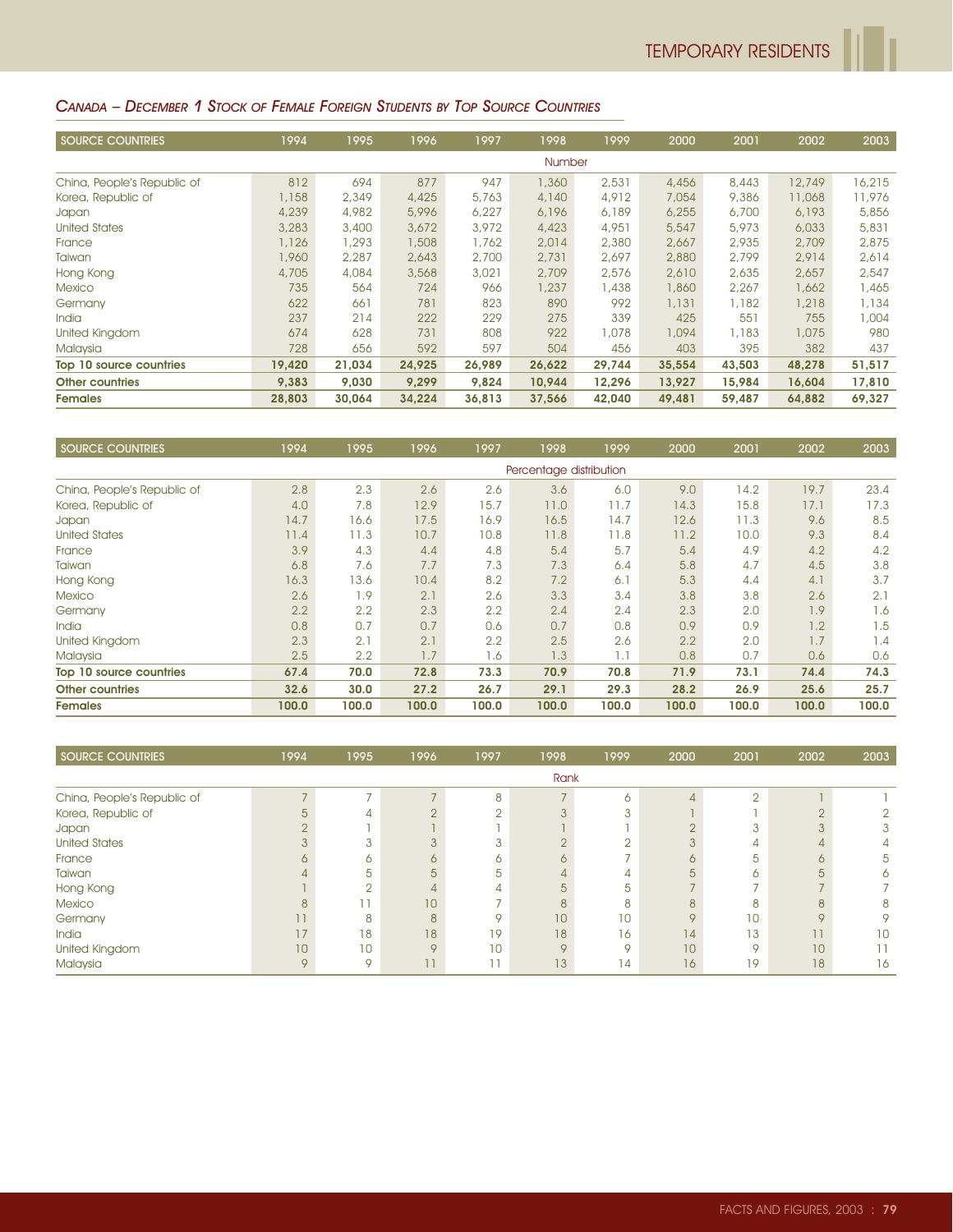## *Canada – December 1 Stock of Female Foreign Students by Top Source Countries*

| SOURCE COUNTRIES | 1994 | 1995 | 1996 | 1997 | 1998 | 1999 | 2000 | 2001 | 2002 | 2003 |
|---|---|---|---|---|---|---|---|---|---|---|
| | | | | | Number | | | | | |
| China, People's Republic of | 812 | 694 | 877 | 947 | 1,360 | 2,531 | 4,456 | 8,443 | 12,749 | 16,215 |
| Korea, Republic of | 1,158 | 2,349 | 4,425 | 5,763 | 4,140 | 4,912 | 7,054 | 9,386 | 11,068 | 11,976 |
| Japan | 4,239 | 4,982 | 5,996 | 6,227 | 6,196 | 6,189 | 6,255 | 6,700 | 6,193 | 5,856 |
| United States | 3,283 | 3,400 | 3,672 | 3,972 | 4,423 | 4,951 | 5,547 | 5,973 | 6,033 | 5,831 |
| France | 1,126 | 1,293 | 1,508 | 1,762 | 2,014 | 2,380 | 2,667 | 2,935 | 2,709 | 2,875 |
| Taiwan | 1,960 | 2,287 | 2,643 | 2,700 | 2,731 | 2,697 | 2,880 | 2,799 | 2,914 | 2,614 |
| Hong Kong | 4,705 | 4,084 | 3,568 | 3,021 | 2,709 | 2,576 | 2,610 | 2,635 | 2,657 | 2,547 |
| Mexico | 735 | 564 | 724 | 966 | 1,237 | 1,438 | 1,860 | 2,267 | 1,662 | 1,465 |
| Germany | 622 | 661 | 781 | 823 | 890 | 992 | 1,131 | 1,182 | 1,218 | 1,134 |
| India | 237 | 214 | 222 | 229 | 275 | 339 | 425 | 551 | 755 | 1,004 |
| United Kingdom | 674 | 628 | 731 | 808 | 922 | 1,078 | 1,094 | 1,183 | 1,075 | 980 |
| Malaysia | 728 | 656 | 592 | 597 | 504 | 456 | 403 | 395 | 382 | 437 |
| **Top 10 source countries** | **19,420** | **21,034** | **24,925** | **26,989** | **26,622** | **29,744** | **35,554** | **43,503** | **48,278** | **51,517** |
| **Other countries** | **9,383** | **9,030** | **9,299** | **9,824** | **10,944** | **12,296** | **13,927** | **15,984** | **16,604** | **17,810** |
| **Females** | **28,803** | **30,064** | **34,224** | **36,813** | **37,566** | **42,040** | **49,481** | **59,487** | **64,882** | **69,327** |

| SOURCE COUNTRIES | 1994 | 1995 | 1996 | 1997 | 1998 | 1999 | 2000 | 2001 | 2002 | 2003 |
|---|---|---|---|---|---|---|---|---|---|---|
| | | | | | Percentage distribution | | | | | |
| China, People's Republic of | 2.8 | 2.3 | 2.6 | 2.6 | 3.6 | 6.0 | 9.0 | 14.2 | 19.7 | 23.4 |
| Korea, Republic of | 4.0 | 7.8 | 12.9 | 15.7 | 11.0 | 11.7 | 14.3 | 15.8 | 17.1 | 17.3 |
| Japan | 14.7 | 16.6 | 17.5 | 16.9 | 16.5 | 14.7 | 12.6 | 11.3 | 9.6 | 8.5 |
| United States | 11.4 | 11.3 | 10.7 | 10.8 | 11.8 | 11.8 | 11.2 | 10.0 | 9.3 | 8.4 |
| France | 3.9 | 4.3 | 4.4 | 4.8 | 5.4 | 5.7 | 5.4 | 4.9 | 4.2 | 4.2 |
| Taiwan | 6.8 | 7.6 | 7.7 | 7.3 | 7.3 | 6.4 | 5.8 | 4.7 | 4.5 | 3.8 |
| Hong Kong | 16.3 | 13.6 | 10.4 | 8.2 | 7.2 | 6.1 | 5.3 | 4.4 | 4.1 | 3.7 |
| Mexico | 2.6 | 1.9 | 2.1 | 2.6 | 3.3 | 3.4 | 3.8 | 3.8 | 2.6 | 2.1 |
| Germany | 2.2 | 2.2 | 2.3 | 2.2 | 2.4 | 2.4 | 2.3 | 2.0 | 1.9 | 1.6 |
| India | 0.8 | 0.7 | 0.7 | 0.6 | 0.7 | 0.8 | 0.9 | 0.9 | 1.2 | 1.5 |
| United Kingdom | 2.3 | 2.1 | 2.1 | 2.2 | 2.5 | 2.6 | 2.2 | 2.0 | 1.7 | 1.4 |
| Malaysia | 2.5 | 2.2 | 1.7 | 1.6 | 1.3 | 1.1 | 0.8 | 0.7 | 0.6 | 0.6 |
| **Top 10 source countries** | **67.4** | **70.0** | **72.8** | **73.3** | **70.9** | **70.8** | **71.9** | **73.1** | **74.4** | **74.3** |
| **Other countries** | **32.6** | **30.0** | **27.2** | **26.7** | **29.1** | **29.3** | **28.2** | **26.9** | **25.6** | **25.7** |
| **Females** | **100.0** | **100.0** | **100.0** | **100.0** | **100.0** | **100.0** | **100.0** | **100.0** | **100.0** | **100.0** |

| SOURCE COUNTRIES | 1994 | 1995 | 1996 | 1997 | 1998 | 1999 | 2000 | 2001 | 2002 | 2003 |
|---|---|---|---|---|---|---|---|---|---|---|
| | | | | | Rank | | | | | |
| China, People's Republic of | 7 | 7 | 7 | 8 | 7 | 6 | 4 | 2 | 1 | 1 |
| Korea, Republic of | 5 | 4 | 2 | 2 | 3 | 3 | 1 | 1 | 2 | 2 |
| Japan | 2 | 1 | 1 | 1 | 1 | 1 | 2 | 3 | 3 | 3 |
| United States | 3 | 3 | 3 | 3 | 2 | 2 | 3 | 4 | 4 | 4 |
| France | 6 | 6 | 6 | 6 | 6 | 7 | 6 | 5 | 6 | 5 |
| Taiwan | 4 | 5 | 5 | 5 | 4 | 4 | 5 | 6 | 5 | 6 |
| Hong Kong | 1 | 2 | 4 | 4 | 5 | 5 | 7 | 7 | 7 | 7 |
| Mexico | 8 | 11 | 10 | 7 | 8 | 8 | 8 | 8 | 8 | 8 |
| Germany | 11 | 8 | 8 | 9 | 10 | 10 | 9 | 10 | 9 | 9 |
| India | 17 | 18 | 18 | 19 | 18 | 16 | 14 | 13 | 11 | 10 |
| United Kingdom | 10 | 10 | 9 | 10 | 9 | 9 | 10 | 9 | 10 | 11 |
| Malaysia | 9 | 9 | 11 | 11 | 13 | 14 | 16 | 19 | 18 | 16 |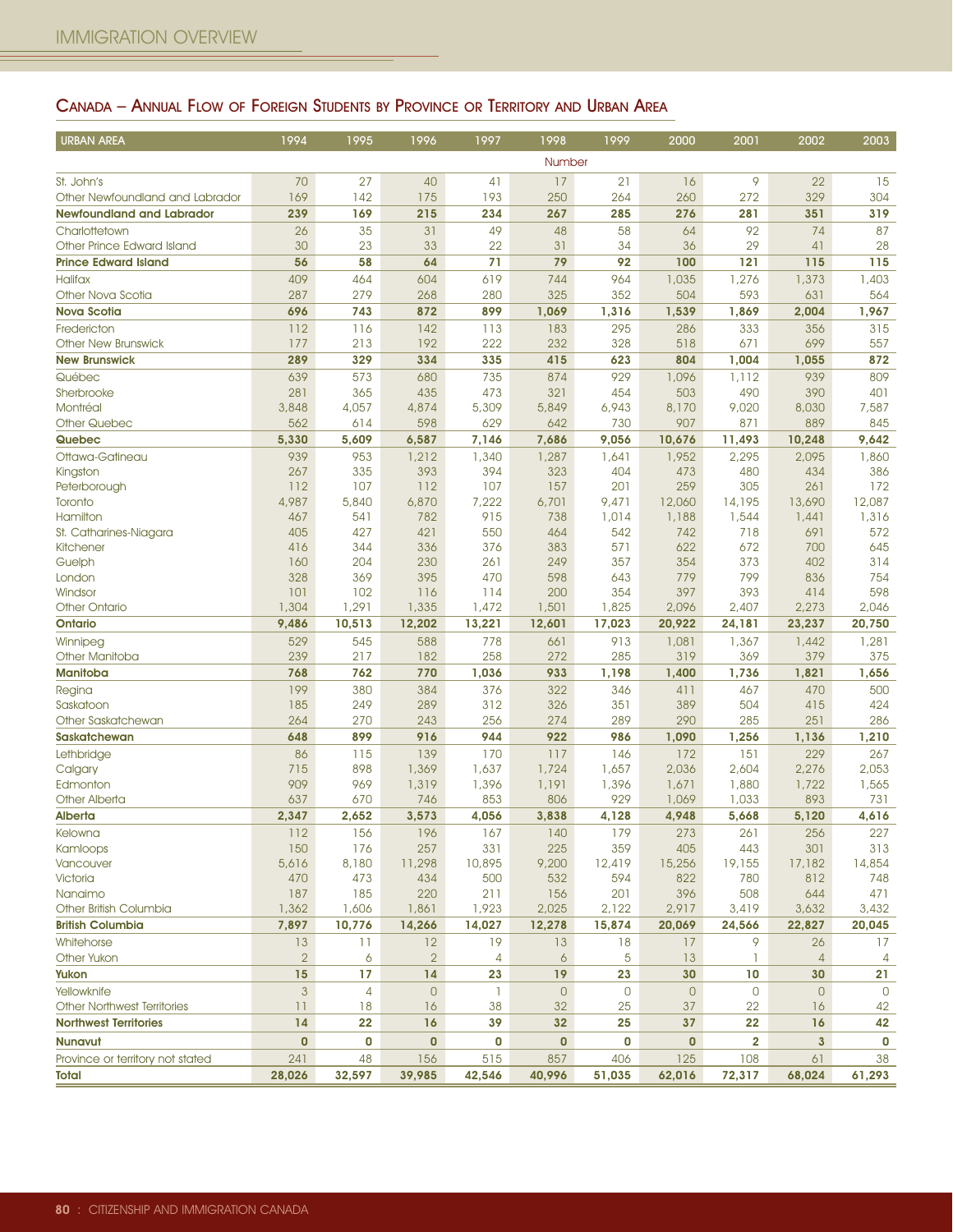## Canada – Annual Flow of Foreign Students by Province or Territory and Urban Area

| URBAN AREA | 1994 | 1995 | 1996 | 1997 | 1998 | 1999 | 2000 | 2001 | 2002 | 2003 |
|---|---|---|---|---|---|---|---|---|---|---|
| | | | | | Number | | | | | |
| St. John's | 70 | 27 | 40 | 41 | 17 | 21 | 16 | 9 | 22 | 15 |
| Other Newfoundland and Labrador | 169 | 142 | 175 | 193 | 250 | 264 | 260 | 272 | 329 | 304 |
| **Newfoundland and Labrador** | **239** | **169** | **215** | **234** | **267** | **285** | **276** | **281** | **351** | **319** |
| Charlottetown | 26 | 35 | 31 | 49 | 48 | 58 | 64 | 92 | 74 | 87 |
| Other Prince Edward Island | 30 | 23 | 33 | 22 | 31 | 34 | 36 | 29 | 41 | 28 |
| **Prince Edward Island** | **56** | **58** | **64** | **71** | **79** | **92** | **100** | **121** | **115** | **115** |
| Halifax | 409 | 464 | 604 | 619 | 744 | 964 | 1,035 | 1,276 | 1,373 | 1,403 |
| Other Nova Scotia | 287 | 279 | 268 | 280 | 325 | 352 | 504 | 593 | 631 | 564 |
| **Nova Scotia** | **696** | **743** | **872** | **899** | **1,069** | **1,316** | **1,539** | **1,869** | **2,004** | **1,967** |
| Fredericton | 112 | 116 | 142 | 113 | 183 | 295 | 286 | 333 | 356 | 315 |
| Other New Brunswick | 177 | 213 | 192 | 222 | 232 | 328 | 518 | 671 | 699 | 557 |
| **New Brunswick** | **289** | **329** | **334** | **335** | **415** | **623** | **804** | **1,004** | **1,055** | **872** |
| Québec | 639 | 573 | 680 | 735 | 874 | 929 | 1,096 | 1,112 | 939 | 809 |
| Sherbrooke | 281 | 365 | 435 | 473 | 321 | 454 | 503 | 490 | 390 | 401 |
| Montréal | 3,848 | 4,057 | 4,874 | 5,309 | 5,849 | 6,943 | 8,170 | 9,020 | 8,030 | 7,587 |
| Other Quebec | 562 | 614 | 598 | 629 | 642 | 730 | 907 | 871 | 889 | 845 |
| **Quebec** | **5,330** | **5,609** | **6,587** | **7,146** | **7,686** | **9,056** | **10,676** | **11,493** | **10,248** | **9,642** |
| Ottawa-Gatineau | 939 | 953 | 1,212 | 1,340 | 1,287 | 1,641 | 1,952 | 2,295 | 2,095 | 1,860 |
| Kingston | 267 | 335 | 393 | 394 | 323 | 404 | 473 | 480 | 434 | 386 |
| Peterborough | 112 | 107 | 112 | 107 | 157 | 201 | 259 | 305 | 261 | 172 |
| Toronto | 4,987 | 5,840 | 6,870 | 7,222 | 6,701 | 9,471 | 12,060 | 14,195 | 13,690 | 12,087 |
| Hamilton | 467 | 541 | 782 | 915 | 738 | 1,014 | 1,188 | 1,544 | 1,441 | 1,316 |
| St. Catharines-Niagara | 405 | 427 | 421 | 550 | 464 | 542 | 742 | 718 | 691 | 572 |
| Kitchener | 416 | 344 | 336 | 376 | 383 | 571 | 622 | 672 | 700 | 645 |
| Guelph | 160 | 204 | 230 | 261 | 249 | 357 | 354 | 373 | 402 | 314 |
| London | 328 | 369 | 395 | 470 | 598 | 643 | 779 | 799 | 836 | 754 |
| Windsor | 101 | 102 | 116 | 114 | 200 | 354 | 397 | 393 | 414 | 598 |
| Other Ontario | 1,304 | 1,291 | 1,335 | 1,472 | 1,501 | 1,825 | 2,096 | 2,407 | 2,273 | 2,046 |
| **Ontario** | **9,486** | **10,513** | **12,202** | **13,221** | **12,601** | **17,023** | **20,922** | **24,181** | **23,237** | **20,750** |
| Winnipeg | 529 | 545 | 588 | 778 | 661 | 913 | 1,081 | 1,367 | 1,442 | 1,281 |
| Other Manitoba | 239 | 217 | 182 | 258 | 272 | 285 | 319 | 369 | 379 | 375 |
| **Manitoba** | **768** | **762** | **770** | **1,036** | **933** | **1,198** | **1,400** | **1,736** | **1,821** | **1,656** |
| Regina | 199 | 380 | 384 | 376 | 322 | 346 | 411 | 467 | 470 | 500 |
| Saskatoon | 185 | 249 | 289 | 312 | 326 | 351 | 389 | 504 | 415 | 424 |
| Other Saskatchewan | 264 | 270 | 243 | 256 | 274 | 289 | 290 | 285 | 251 | 286 |
| **Saskatchewan** | **648** | **899** | **916** | **944** | **922** | **986** | **1,090** | **1,256** | **1,136** | **1,210** |
| Lethbridge | 86 | 115 | 139 | 170 | 117 | 146 | 172 | 151 | 229 | 267 |
| Calgary | 715 | 898 | 1,369 | 1,637 | 1,724 | 1,657 | 2,036 | 2,604 | 2,276 | 2,053 |
| Edmonton | 909 | 969 | 1,319 | 1,396 | 1,191 | 1,396 | 1,671 | 1,880 | 1,722 | 1,565 |
| Other Alberta | 637 | 670 | 746 | 853 | 806 | 929 | 1,069 | 1,033 | 893 | 731 |
| **Alberta** | **2,347** | **2,652** | **3,573** | **4,056** | **3,838** | **4,128** | **4,948** | **5,668** | **5,120** | **4,616** |
| Kelowna | 112 | 156 | 196 | 167 | 140 | 179 | 273 | 261 | 256 | 227 |
| Kamloops | 150 | 176 | 257 | 331 | 225 | 359 | 405 | 443 | 301 | 313 |
| Vancouver | 5,616 | 8,180 | 11,298 | 10,895 | 9,200 | 12,419 | 15,256 | 19,155 | 17,182 | 14,854 |
| Victoria | 470 | 473 | 434 | 500 | 532 | 594 | 822 | 780 | 812 | 748 |
| Nanaimo | 187 | 185 | 220 | 211 | 156 | 201 | 396 | 508 | 644 | 471 |
| Other British Columbia | 1,362 | 1,606 | 1,861 | 1,923 | 2,025 | 2,122 | 2,917 | 3,419 | 3,632 | 3,432 |
| **British Columbia** | **7,897** | **10,776** | **14,266** | **14,027** | **12,278** | **15,874** | **20,069** | **24,566** | **22,827** | **20,045** |
| Whitehorse | 13 | 11 | 12 | 19 | 13 | 18 | 17 | 9 | 26 | 17 |
| Other Yukon | 2 | 6 | 2 | 4 | 6 | 5 | 13 | 1 | 4 | 4 |
| **Yukon** | **15** | **17** | **14** | **23** | **19** | **23** | **30** | **10** | **30** | **21** |
| Yellowknife | 3 | 4 | 0 | 1 | 0 | 0 | 0 | 0 | 0 | 0 |
| Other Northwest Territories | 11 | 18 | 16 | 38 | 32 | 25 | 37 | 22 | 16 | 42 |
| **Northwest Territories** | **14** | **22** | **16** | **39** | **32** | **25** | **37** | **22** | **16** | **42** |
| **Nunavut** | **0** | **0** | **0** | **0** | **0** | **0** | **0** | **2** | **3** | **0** |
| Province or territory not stated | 241 | 48 | 156 | 515 | 857 | 406 | 125 | 108 | 61 | 38 |
| **Total** | **28,026** | **32,597** | **39,985** | **42,546** | **40,996** | **51,035** | **62,016** | **72,317** | **68,024** | **61,293** |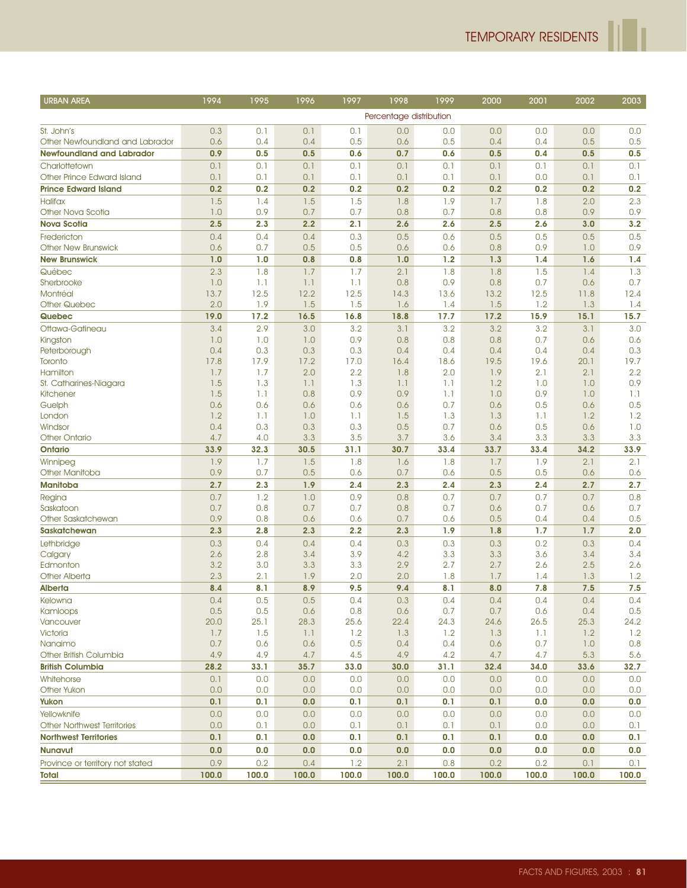| URBAN AREA | 1994 | 1995 | 1996 | 1997 | 1998 | 1999 | 2000 | 2001 | 2002 | 2003 |
|---|---|---|---|---|---|---|---|---|---|---|
| | Percentage distribution | | | | | | | | | |
| St. John's | 0.3 | 0.1 | 0.1 | 0.1 | 0.0 | 0.0 | 0.0 | 0.0 | 0.0 | 0.0 |
| Other Newfoundland and Labrador | 0.6 | 0.4 | 0.4 | 0.5 | 0.6 | 0.5 | 0.4 | 0.4 | 0.5 | 0.5 |
| **Newfoundland and Labrador** | **0.9** | **0.5** | **0.5** | **0.6** | **0.7** | **0.6** | **0.5** | **0.4** | **0.5** | **0.5** |
| Charlottetown | 0.1 | 0.1 | 0.1 | 0.1 | 0.1 | 0.1 | 0.1 | 0.1 | 0.1 | 0.1 |
| Other Prince Edward Island | 0.1 | 0.1 | 0.1 | 0.1 | 0.1 | 0.1 | 0.1 | 0.0 | 0.1 | 0.1 |
| **Prince Edward Island** | **0.2** | **0.2** | **0.2** | **0.2** | **0.2** | **0.2** | **0.2** | **0.2** | **0.2** | **0.2** |
| Halifax | 1.5 | 1.4 | 1.5 | 1.5 | 1.8 | 1.9 | 1.7 | 1.8 | 2.0 | 2.3 |
| Other Nova Scotia | 1.0 | 0.9 | 0.7 | 0.7 | 0.8 | 0.7 | 0.8 | 0.8 | 0.9 | 0.9 |
| **Nova Scotia** | **2.5** | **2.3** | **2.2** | **2.1** | **2.6** | **2.6** | **2.5** | **2.6** | **3.0** | **3.2** |
| Fredericton | 0.4 | 0.4 | 0.4 | 0.3 | 0.5 | 0.6 | 0.5 | 0.5 | 0.5 | 0.5 |
| Other New Brunswick | 0.6 | 0.7 | 0.5 | 0.5 | 0.6 | 0.6 | 0.8 | 0.9 | 1.0 | 0.9 |
| **New Brunswick** | **1.0** | **1.0** | **0.8** | **0.8** | **1.0** | **1.2** | **1.3** | **1.4** | **1.6** | **1.4** |
| Québec | 2.3 | 1.8 | 1.7 | 1.7 | 2.1 | 1.8 | 1.8 | 1.5 | 1.4 | 1.3 |
| Sherbrooke | 1.0 | 1.1 | 1.1 | 1.1 | 0.8 | 0.9 | 0.8 | 0.7 | 0.6 | 0.7 |
| Montréal | 13.7 | 12.5 | 12.2 | 12.5 | 14.3 | 13.6 | 13.2 | 12.5 | 11.8 | 12.4 |
| Other Quebec | 2.0 | 1.9 | 1.5 | 1.5 | 1.6 | 1.4 | 1.5 | 1.2 | 1.3 | 1.4 |
| **Quebec** | **19.0** | **17.2** | **16.5** | **16.8** | **18.8** | **17.7** | **17.2** | **15.9** | **15.1** | **15.7** |
| Ottawa-Gatineau | 3.4 | 2.9 | 3.0 | 3.2 | 3.1 | 3.2 | 3.2 | 3.2 | 3.1 | 3.0 |
| Kingston | 1.0 | 1.0 | 1.0 | 0.9 | 0.8 | 0.8 | 0.8 | 0.7 | 0.6 | 0.6 |
| Peterborough | 0.4 | 0.3 | 0.3 | 0.3 | 0.4 | 0.4 | 0.4 | 0.4 | 0.4 | 0.3 |
| Toronto | 17.8 | 17.9 | 17.2 | 17.0 | 16.4 | 18.6 | 19.5 | 19.6 | 20.1 | 19.7 |
| Hamilton | 1.7 | 1.7 | 2.0 | 2.2 | 1.8 | 2.0 | 1.9 | 2.1 | 2.1 | 2.2 |
| St. Catharines-Niagara | 1.5 | 1.3 | 1.1 | 1.3 | 1.1 | 1.1 | 1.2 | 1.0 | 1.0 | 0.9 |
| Kitchener | 1.5 | 1.1 | 0.8 | 0.9 | 0.9 | 1.1 | 1.0 | 0.9 | 1.0 | 1.1 |
| Guelph | 0.6 | 0.6 | 0.6 | 0.6 | 0.6 | 0.7 | 0.6 | 0.5 | 0.6 | 0.5 |
| London | 1.2 | 1.1 | 1.0 | 1.1 | 1.5 | 1.3 | 1.3 | 1.1 | 1.2 | 1.2 |
| Windsor | 0.4 | 0.3 | 0.3 | 0.3 | 0.5 | 0.7 | 0.6 | 0.5 | 0.6 | 1.0 |
| Other Ontario | 4.7 | 4.0 | 3.3 | 3.5 | 3.7 | 3.6 | 3.4 | 3.3 | 3.3 | 3.3 |
| **Ontario** | **33.9** | **32.3** | **30.5** | **31.1** | **30.7** | **33.4** | **33.7** | **33.4** | **34.2** | **33.9** |
| Winnipeg | 1.9 | 1.7 | 1.5 | 1.8 | 1.6 | 1.8 | 1.7 | 1.9 | 2.1 | 2.1 |
| Other Manitoba | 0.9 | 0.7 | 0.5 | 0.6 | 0.7 | 0.6 | 0.5 | 0.5 | 0.6 | 0.6 |
| **Manitoba** | **2.7** | **2.3** | **1.9** | **2.4** | **2.3** | **2.4** | **2.3** | **2.4** | **2.7** | **2.7** |
| Regina | 0.7 | 1.2 | 1.0 | 0.9 | 0.8 | 0.7 | 0.7 | 0.7 | 0.7 | 0.8 |
| Saskatoon | 0.7 | 0.8 | 0.7 | 0.7 | 0.8 | 0.7 | 0.6 | 0.7 | 0.6 | 0.7 |
| Other Saskatchewan | 0.9 | 0.8 | 0.6 | 0.6 | 0.7 | 0.6 | 0.5 | 0.4 | 0.4 | 0.5 |
| **Saskatchewan** | **2.3** | **2.8** | **2.3** | **2.2** | **2.3** | **1.9** | **1.8** | **1.7** | **1.7** | **2.0** |
| Lethbridge | 0.3 | 0.4 | 0.4 | 0.4 | 0.3 | 0.3 | 0.3 | 0.2 | 0.3 | 0.4 |
| Calgary | 2.6 | 2.8 | 3.4 | 3.9 | 4.2 | 3.3 | 3.3 | 3.6 | 3.4 | 3.4 |
| Edmonton | 3.2 | 3.0 | 3.3 | 3.3 | 2.9 | 2.7 | 2.7 | 2.6 | 2.5 | 2.6 |
| Other Alberta | 2.3 | 2.1 | 1.9 | 2.0 | 2.0 | 1.8 | 1.7 | 1.4 | 1.3 | 1.2 |
| **Alberta** | **8.4** | **8.1** | **8.9** | **9.5** | **9.4** | **8.1** | **8.0** | **7.8** | **7.5** | **7.5** |
| Kelowna | 0.4 | 0.5 | 0.5 | 0.4 | 0.3 | 0.4 | 0.4 | 0.4 | 0.4 | 0.4 |
| Kamloops | 0.5 | 0.5 | 0.6 | 0.8 | 0.6 | 0.7 | 0.7 | 0.6 | 0.4 | 0.5 |
| Vancouver | 20.0 | 25.1 | 28.3 | 25.6 | 22.4 | 24.3 | 24.6 | 26.5 | 25.3 | 24.2 |
| Victoria | 1.7 | 1.5 | 1.1 | 1.2 | 1.3 | 1.2 | 1.3 | 1.1 | 1.2 | 1.2 |
| Nanaimo | 0.7 | 0.6 | 0.6 | 0.5 | 0.4 | 0.4 | 0.6 | 0.7 | 1.0 | 0.8 |
| Other British Columbia | 4.9 | 4.9 | 4.7 | 4.5 | 4.9 | 4.2 | 4.7 | 4.7 | 5.3 | 5.6 |
| **British Columbia** | **28.2** | **33.1** | **35.7** | **33.0** | **30.0** | **31.1** | **32.4** | **34.0** | **33.6** | **32.7** |
| Whitehorse | 0.1 | 0.0 | 0.0 | 0.0 | 0.0 | 0.0 | 0.0 | 0.0 | 0.0 | 0.0 |
| Other Yukon | 0.0 | 0.0 | 0.0 | 0.0 | 0.0 | 0.0 | 0.0 | 0.0 | 0.0 | 0.0 |
| **Yukon** | **0.1** | **0.1** | **0.0** | **0.1** | **0.1** | **0.1** | **0.1** | **0.0** | **0.0** | **0.0** |
| Yellowknife | 0.0 | 0.0 | 0.0 | 0.0 | 0.0 | 0.0 | 0.0 | 0.0 | 0.0 | 0.0 |
| Other Northwest Territories | 0.0 | 0.1 | 0.0 | 0.1 | 0.1 | 0.1 | 0.1 | 0.0 | 0.0 | 0.1 |
| **Northwest Territories** | **0.1** | **0.1** | **0.0** | **0.1** | **0.1** | **0.1** | **0.1** | **0.0** | **0.0** | **0.1** |
| **Nunavut** | **0.0** | **0.0** | **0.0** | **0.0** | **0.0** | **0.0** | **0.0** | **0.0** | **0.0** | **0.0** |
| Province or territory not stated | 0.9 | 0.2 | 0.4 | 1.2 | 2.1 | 0.8 | 0.2 | 0.2 | 0.1 | 0.1 |
| **Total** | **100.0** | **100.0** | **100.0** | **100.0** | **100.0** | **100.0** | **100.0** | **100.0** | **100.0** | **100.0** |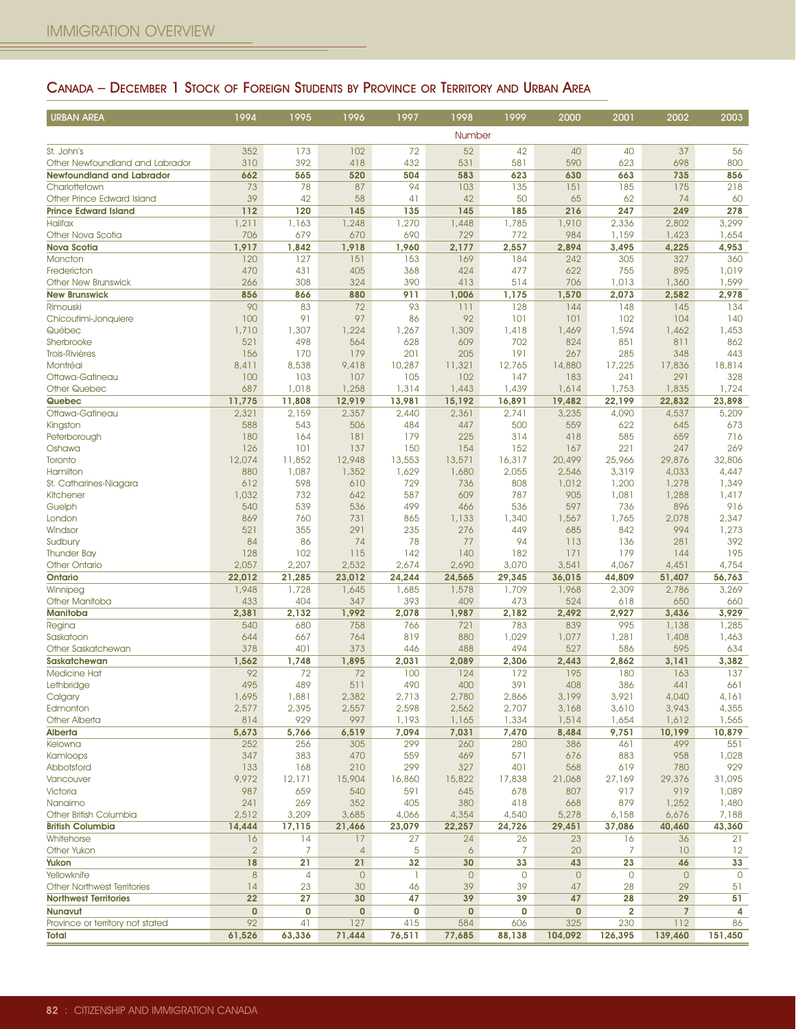## Canada – December 1 Stock of Foreign Students by Province or Territory and Urban Area

| URBAN AREA | 1994 | 1995 | 1996 | 1997 | 1998 | 1999 | 2000 | 2001 | 2002 | 2003 |
|---|---|---|---|---|---|---|---|---|---|---|
| | | | | | Number | | | | | |
| St. John's | 352 | 173 | 102 | 72 | 52 | 42 | 40 | 40 | 37 | 56 |
| Other Newfoundland and Labrador | 310 | 392 | 418 | 432 | 531 | 581 | 590 | 623 | 698 | 800 |
| **Newfoundland and Labrador** | **662** | **565** | **520** | **504** | **583** | **623** | **630** | **663** | **735** | **856** |
| Charlottetown | 73 | 78 | 87 | 94 | 103 | 135 | 151 | 185 | 175 | 218 |
| Other Prince Edward Island | 39 | 42 | 58 | 41 | 42 | 50 | 65 | 62 | 74 | 60 |
| **Prince Edward Island** | **112** | **120** | **145** | **135** | **145** | **185** | **216** | **247** | **249** | **278** |
| Halifax | 1,211 | 1,163 | 1,248 | 1,270 | 1,448 | 1,785 | 1,910 | 2,336 | 2,802 | 3,299 |
| Other Nova Scotia | 706 | 679 | 670 | 690 | 729 | 772 | 984 | 1,159 | 1,423 | 1,654 |
| **Nova Scotia** | **1,917** | **1,842** | **1,918** | **1,960** | **2,177** | **2,557** | **2,894** | **3,495** | **4,225** | **4,953** |
| Moncton | 120 | 127 | 151 | 153 | 169 | 184 | 242 | 305 | 327 | 360 |
| Fredericton | 470 | 431 | 405 | 368 | 424 | 477 | 622 | 755 | 895 | 1,019 |
| Other New Brunswick | 266 | 308 | 324 | 390 | 413 | 514 | 706 | 1,013 | 1,360 | 1,599 |
| **New Brunswick** | **856** | **866** | **880** | **911** | **1,006** | **1,175** | **1,570** | **2,073** | **2,582** | **2,978** |
| Rimouski | 90 | 83 | 72 | 93 | 111 | 128 | 144 | 148 | 145 | 134 |
| Chicoutimi-Jonquiere | 100 | 91 | 97 | 86 | 92 | 101 | 101 | 102 | 104 | 140 |
| Québec | 1,710 | 1,307 | 1,224 | 1,267 | 1,309 | 1,418 | 1,469 | 1,594 | 1,462 | 1,453 |
| Sherbrooke | 521 | 498 | 564 | 628 | 609 | 702 | 824 | 851 | 811 | 862 |
| Trois-Rivières | 156 | 170 | 179 | 201 | 205 | 191 | 267 | 285 | 348 | 443 |
| Montréal | 8,411 | 8,538 | 9,418 | 10,287 | 11,321 | 12,765 | 14,880 | 17,225 | 17,836 | 18,814 |
| Ottawa-Gatineau | 100 | 103 | 107 | 105 | 102 | 147 | 183 | 241 | 291 | 328 |
| Other Quebec | 687 | 1,018 | 1,258 | 1,314 | 1,443 | 1,439 | 1,614 | 1,753 | 1,835 | 1,724 |
| **Quebec** | **11,775** | **11,808** | **12,919** | **13,981** | **15,192** | **16,891** | **19,482** | **22,199** | **22,832** | **23,898** |
| Ottawa-Gatineau | 2,321 | 2,159 | 2,357 | 2,440 | 2,361 | 2,741 | 3,235 | 4,090 | 4,537 | 5,209 |
| Kingston | 588 | 543 | 506 | 484 | 447 | 500 | 559 | 622 | 645 | 673 |
| Peterborough | 180 | 164 | 181 | 179 | 225 | 314 | 418 | 585 | 659 | 716 |
| Oshawa | 126 | 101 | 137 | 150 | 154 | 152 | 167 | 221 | 247 | 269 |
| Toronto | 12,074 | 11,852 | 12,948 | 13,553 | 13,571 | 16,317 | 20,499 | 25,966 | 29,876 | 32,806 |
| Hamilton | 880 | 1,087 | 1,352 | 1,629 | 1,680 | 2,055 | 2,546 | 3,319 | 4,033 | 4,447 |
| St. Catharines-Niagara | 612 | 598 | 610 | 729 | 736 | 808 | 1,012 | 1,200 | 1,278 | 1,349 |
| Kitchener | 1,032 | 732 | 642 | 587 | 609 | 787 | 905 | 1,081 | 1,288 | 1,417 |
| Guelph | 540 | 539 | 536 | 499 | 466 | 536 | 597 | 736 | 896 | 916 |
| London | 869 | 760 | 731 | 865 | 1,133 | 1,340 | 1,567 | 1,765 | 2,078 | 2,347 |
| Windsor | 521 | 355 | 291 | 235 | 276 | 449 | 685 | 842 | 994 | 1,273 |
| Sudbury | 84 | 86 | 74 | 78 | 77 | 94 | 113 | 136 | 281 | 392 |
| Thunder Bay | 128 | 102 | 115 | 142 | 140 | 182 | 171 | 179 | 144 | 195 |
| Other Ontario | 2,057 | 2,207 | 2,532 | 2,674 | 2,690 | 3,070 | 3,541 | 4,067 | 4,451 | 4,754 |
| **Ontario** | **22,012** | **21,285** | **23,012** | **24,244** | **24,565** | **29,345** | **36,015** | **44,809** | **51,407** | **56,763** |
| Winnipeg | 1,948 | 1,728 | 1,645 | 1,685 | 1,578 | 1,709 | 1,968 | 2,309 | 2,786 | 3,269 |
| Other Manitoba | 433 | 404 | 347 | 393 | 409 | 473 | 524 | 618 | 650 | 660 |
| **Manitoba** | **2,381** | **2,132** | **1,992** | **2,078** | **1,987** | **2,182** | **2,492** | **2,927** | **3,436** | **3,929** |
| Regina | 540 | 680 | 758 | 766 | 721 | 783 | 839 | 995 | 1,138 | 1,285 |
| Saskatoon | 644 | 667 | 764 | 819 | 880 | 1,029 | 1,077 | 1,281 | 1,408 | 1,463 |
| Other Saskatchewan | 378 | 401 | 373 | 446 | 488 | 494 | 527 | 586 | 595 | 634 |
| **Saskatchewan** | **1,562** | **1,748** | **1,895** | **2,031** | **2,089** | **2,306** | **2,443** | **2,862** | **3,141** | **3,382** |
| Medicine Hat | 92 | 72 | 72 | 100 | 124 | 172 | 195 | 180 | 163 | 137 |
| Lethbridge | 495 | 489 | 511 | 490 | 400 | 391 | 408 | 386 | 441 | 661 |
| Calgary | 1,695 | 1,881 | 2,382 | 2,713 | 2,780 | 2,866 | 3,199 | 3,921 | 4,040 | 4,161 |
| Edmonton | 2,577 | 2,395 | 2,557 | 2,598 | 2,562 | 2,707 | 3,168 | 3,610 | 3,943 | 4,355 |
| Other Alberta | 814 | 929 | 997 | 1,193 | 1,165 | 1,334 | 1,514 | 1,654 | 1,612 | 1,565 |
| **Alberta** | **5,673** | **5,766** | **6,519** | **7,094** | **7,031** | **7,470** | **8,484** | **9,751** | **10,199** | **10,879** |
| Kelowna | 252 | 256 | 305 | 299 | 260 | 280 | 386 | 461 | 499 | 551 |
| Kamloops | 347 | 383 | 470 | 559 | 469 | 571 | 676 | 883 | 958 | 1,028 |
| Abbotsford | 133 | 168 | 210 | 299 | 327 | 401 | 568 | 619 | 780 | 929 |
| Vancouver | 9,972 | 12,171 | 15,904 | 16,860 | 15,822 | 17,838 | 21,068 | 27,169 | 29,376 | 31,095 |
| Victoria | 987 | 659 | 540 | 591 | 645 | 678 | 807 | 917 | 919 | 1,089 |
| Nanaimo | 241 | 269 | 352 | 405 | 380 | 418 | 668 | 879 | 1,252 | 1,480 |
| Other British Columbia | 2,512 | 3,209 | 3,685 | 4,066 | 4,354 | 4,540 | 5,278 | 6,158 | 6,676 | 7,188 |
| **British Columbia** | **14,444** | **17,115** | **21,466** | **23,079** | **22,257** | **24,726** | **29,451** | **37,086** | **40,460** | **43,360** |
| Whitehorse | 16 | 14 | 17 | 27 | 24 | 26 | 23 | 16 | 36 | 21 |
| Other Yukon | 2 | 7 | 4 | 5 | 6 | 7 | 20 | 7 | 10 | 12 |
| **Yukon** | **18** | **21** | **21** | **32** | **30** | **33** | **43** | **23** | **46** | **33** |
| Yellowknife | 8 | 4 | 0 | 1 | 0 | 0 | 0 | 0 | 0 | 0 |
| Other Northwest Territories | 14 | 23 | 30 | 46 | 39 | 39 | 47 | 28 | 29 | 51 |
| **Northwest Territories** | **22** | **27** | **30** | **47** | **39** | **39** | **47** | **28** | **29** | **51** |
| **Nunavut** | **0** | **0** | **0** | **0** | **0** | **0** | **0** | **2** | **7** | **4** |
| Province or territory not stated | 92 | 41 | 127 | 415 | 584 | 606 | 325 | 230 | 112 | 86 |
| **Total** | **61,526** | **63,336** | **71,444** | **76,511** | **77,685** | **88,138** | **104,092** | **126,395** | **139,460** | **151,450** |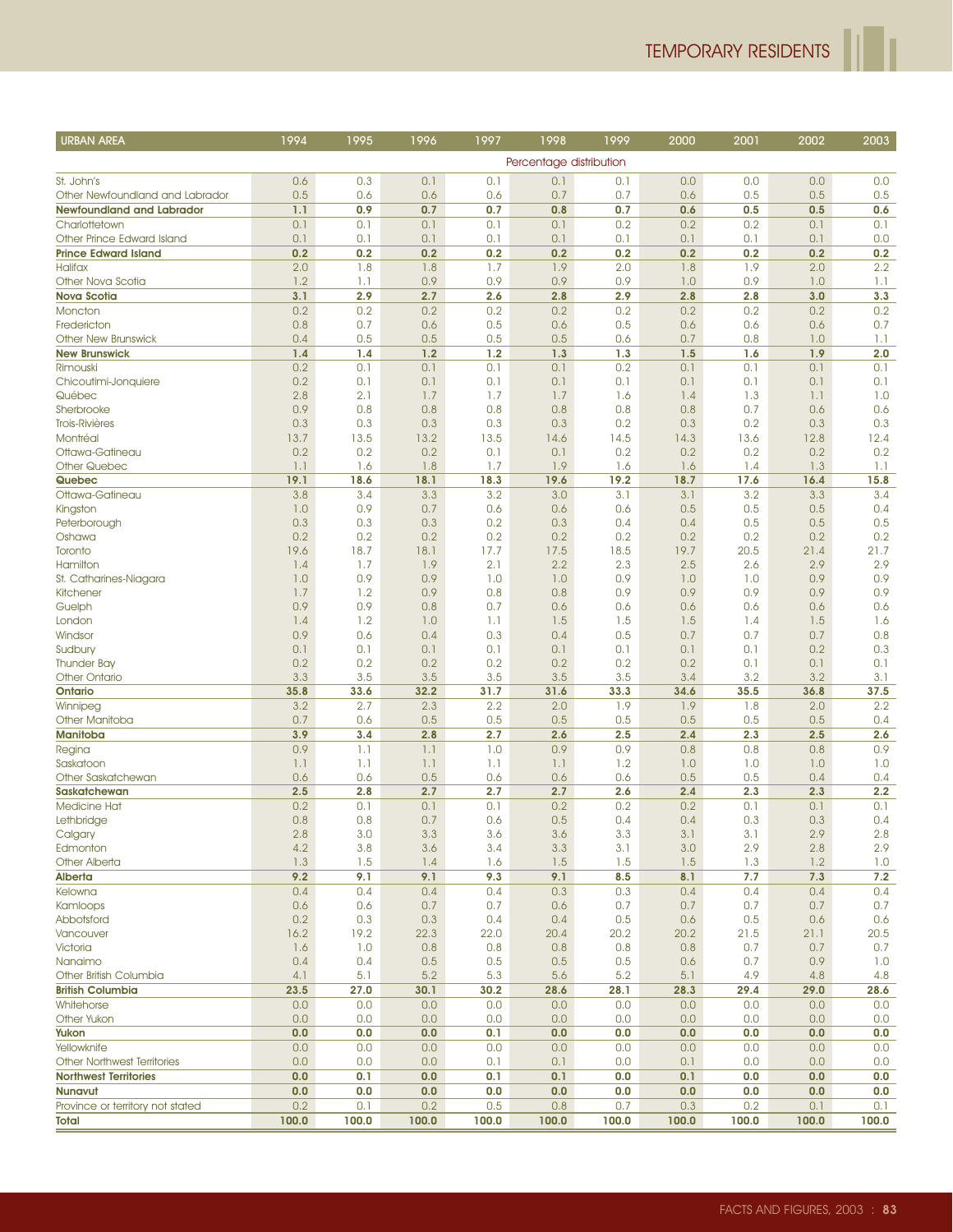| URBAN AREA | 1994 | 1995 | 1996 | 1997 | 1998 | 1999 | 2000 | 2001 | 2002 | 2003 |
|---|---|---|---|---|---|---|---|---|---|---|
| | Percentage distribution | | | | | | | | | |
| St. John's | 0.6 | 0.3 | 0.1 | 0.1 | 0.1 | 0.1 | 0.0 | 0.0 | 0.0 | 0.0 |
| Other Newfoundland and Labrador | 0.5 | 0.6 | 0.6 | 0.6 | 0.7 | 0.7 | 0.6 | 0.5 | 0.5 | 0.5 |
| **Newfoundland and Labrador** | **1.1** | **0.9** | **0.7** | **0.7** | **0.8** | **0.7** | **0.6** | **0.5** | **0.5** | **0.6** |
| Charlottetown | 0.1 | 0.1 | 0.1 | 0.1 | 0.1 | 0.2 | 0.2 | 0.2 | 0.1 | 0.1 |
| Other Prince Edward Island | 0.1 | 0.1 | 0.1 | 0.1 | 0.1 | 0.1 | 0.1 | 0.1 | 0.1 | 0.0 |
| **Prince Edward Island** | **0.2** | **0.2** | **0.2** | **0.2** | **0.2** | **0.2** | **0.2** | **0.2** | **0.2** | **0.2** |
| Halifax | 2.0 | 1.8 | 1.8 | 1.7 | 1.9 | 2.0 | 1.8 | 1.9 | 2.0 | 2.2 |
| Other Nova Scotia | 1.2 | 1.1 | 0.9 | 0.9 | 0.9 | 0.9 | 1.0 | 0.9 | 1.0 | 1.1 |
| **Nova Scotia** | **3.1** | **2.9** | **2.7** | **2.6** | **2.8** | **2.9** | **2.8** | **2.8** | **3.0** | **3.3** |
| Moncton | 0.2 | 0.2 | 0.2 | 0.2 | 0.2 | 0.2 | 0.2 | 0.2 | 0.2 | 0.2 |
| Fredericton | 0.8 | 0.7 | 0.6 | 0.5 | 0.6 | 0.5 | 0.6 | 0.6 | 0.6 | 0.7 |
| Other New Brunswick | 0.4 | 0.5 | 0.5 | 0.5 | 0.5 | 0.6 | 0.7 | 0.8 | 1.0 | 1.1 |
| **New Brunswick** | **1.4** | **1.4** | **1.2** | **1.2** | **1.3** | **1.3** | **1.5** | **1.6** | **1.9** | **2.0** |
| Rimouski | 0.2 | 0.1 | 0.1 | 0.1 | 0.1 | 0.2 | 0.1 | 0.1 | 0.1 | 0.1 |
| Chicoutimi-Jonquiere | 0.2 | 0.1 | 0.1 | 0.1 | 0.1 | 0.1 | 0.1 | 0.1 | 0.1 | 0.1 |
| Québec | 2.8 | 2.1 | 1.7 | 1.7 | 1.7 | 1.6 | 1.4 | 1.3 | 1.1 | 1.0 |
| Sherbrooke | 0.9 | 0.8 | 0.8 | 0.8 | 0.8 | 0.8 | 0.8 | 0.7 | 0.6 | 0.6 |
| Trois-Rivières | 0.3 | 0.3 | 0.3 | 0.3 | 0.3 | 0.2 | 0.3 | 0.2 | 0.3 | 0.3 |
| Montréal | 13.7 | 13.5 | 13.2 | 13.5 | 14.6 | 14.5 | 14.3 | 13.6 | 12.8 | 12.4 |
| Ottawa-Gatineau | 0.2 | 0.2 | 0.2 | 0.1 | 0.1 | 0.2 | 0.2 | 0.2 | 0.2 | 0.2 |
| Other Quebec | 1.1 | 1.6 | 1.8 | 1.7 | 1.9 | 1.6 | 1.6 | 1.4 | 1.3 | 1.1 |
| **Quebec** | **19.1** | **18.6** | **18.1** | **18.3** | **19.6** | **19.2** | **18.7** | **17.6** | **16.4** | **15.8** |
| Ottawa-Gatineau | 3.8 | 3.4 | 3.3 | 3.2 | 3.0 | 3.1 | 3.1 | 3.2 | 3.3 | 3.4 |
| Kingston | 1.0 | 0.9 | 0.7 | 0.6 | 0.6 | 0.6 | 0.5 | 0.5 | 0.5 | 0.4 |
| Peterborough | 0.3 | 0.3 | 0.3 | 0.2 | 0.3 | 0.4 | 0.4 | 0.5 | 0.5 | 0.5 |
| Oshawa | 0.2 | 0.2 | 0.2 | 0.2 | 0.2 | 0.2 | 0.2 | 0.2 | 0.2 | 0.2 |
| Toronto | 19.6 | 18.7 | 18.1 | 17.7 | 17.5 | 18.5 | 19.7 | 20.5 | 21.4 | 21.7 |
| Hamilton | 1.4 | 1.7 | 1.9 | 2.1 | 2.2 | 2.3 | 2.5 | 2.6 | 2.9 | 2.9 |
| St. Catharines-Niagara | 1.0 | 0.9 | 0.9 | 1.0 | 1.0 | 0.9 | 1.0 | 1.0 | 0.9 | 0.9 |
| Kitchener | 1.7 | 1.2 | 0.9 | 0.8 | 0.8 | 0.9 | 0.9 | 0.9 | 0.9 | 0.9 |
| Guelph | 0.9 | 0.9 | 0.8 | 0.7 | 0.6 | 0.6 | 0.6 | 0.6 | 0.6 | 0.6 |
| London | 1.4 | 1.2 | 1.0 | 1.1 | 1.5 | 1.5 | 1.5 | 1.4 | 1.5 | 1.6 |
| Windsor | 0.9 | 0.6 | 0.4 | 0.3 | 0.4 | 0.5 | 0.7 | 0.7 | 0.7 | 0.8 |
| Sudbury | 0.1 | 0.1 | 0.1 | 0.1 | 0.1 | 0.1 | 0.1 | 0.1 | 0.2 | 0.3 |
| Thunder Bay | 0.2 | 0.2 | 0.2 | 0.2 | 0.2 | 0.2 | 0.2 | 0.1 | 0.1 | 0.1 |
| Other Ontario | 3.3 | 3.5 | 3.5 | 3.5 | 3.5 | 3.5 | 3.4 | 3.2 | 3.2 | 3.1 |
| **Ontario** | **35.8** | **33.6** | **32.2** | **31.7** | **31.6** | **33.3** | **34.6** | **35.5** | **36.8** | **37.5** |
| Winnipeg | 3.2 | 2.7 | 2.3 | 2.2 | 2.0 | 1.9 | 1.9 | 1.8 | 2.0 | 2.2 |
| Other Manitoba | 0.7 | 0.6 | 0.5 | 0.5 | 0.5 | 0.5 | 0.5 | 0.5 | 0.5 | 0.4 |
| **Manitoba** | **3.9** | **3.4** | **2.8** | **2.7** | **2.6** | **2.5** | **2.4** | **2.3** | **2.5** | **2.6** |
| Regina | 0.9 | 1.1 | 1.1 | 1.0 | 0.9 | 0.9 | 0.8 | 0.8 | 0.8 | 0.9 |
| Saskatoon | 1.1 | 1.1 | 1.1 | 1.1 | 1.1 | 1.2 | 1.0 | 1.0 | 1.0 | 1.0 |
| Other Saskatchewan | 0.6 | 0.6 | 0.5 | 0.6 | 0.6 | 0.6 | 0.5 | 0.5 | 0.4 | 0.4 |
| **Saskatchewan** | **2.5** | **2.8** | **2.7** | **2.7** | **2.7** | **2.6** | **2.4** | **2.3** | **2.3** | **2.2** |
| Medicine Hat | 0.2 | 0.1 | 0.1 | 0.1 | 0.2 | 0.2 | 0.2 | 0.1 | 0.1 | 0.1 |
| Lethbridge | 0.8 | 0.8 | 0.7 | 0.6 | 0.5 | 0.4 | 0.4 | 0.3 | 0.3 | 0.4 |
| Calgary | 2.8 | 3.0 | 3.3 | 3.6 | 3.6 | 3.3 | 3.1 | 3.1 | 2.9 | 2.8 |
| Edmonton | 4.2 | 3.8 | 3.6 | 3.4 | 3.3 | 3.1 | 3.0 | 2.9 | 2.8 | 2.9 |
| Other Alberta | 1.3 | 1.5 | 1.4 | 1.6 | 1.5 | 1.5 | 1.5 | 1.3 | 1.2 | 1.0 |
| **Alberta** | **9.2** | **9.1** | **9.1** | **9.3** | **9.1** | **8.5** | **8.1** | **7.7** | **7.3** | **7.2** |
| Kelowna | 0.4 | 0.4 | 0.4 | 0.4 | 0.3 | 0.3 | 0.4 | 0.4 | 0.4 | 0.4 |
| Kamloops | 0.6 | 0.6 | 0.7 | 0.7 | 0.6 | 0.7 | 0.7 | 0.7 | 0.7 | 0.7 |
| Abbotsford | 0.2 | 0.3 | 0.3 | 0.4 | 0.4 | 0.5 | 0.6 | 0.5 | 0.6 | 0.6 |
| Vancouver | 16.2 | 19.2 | 22.3 | 22.0 | 20.4 | 20.2 | 20.2 | 21.5 | 21.1 | 20.5 |
| Victoria | 1.6 | 1.0 | 0.8 | 0.8 | 0.8 | 0.8 | 0.8 | 0.7 | 0.7 | 0.7 |
| Nanaimo | 0.4 | 0.4 | 0.5 | 0.5 | 0.5 | 0.5 | 0.6 | 0.7 | 0.9 | 1.0 |
| Other British Columbia | 4.1 | 5.1 | 5.2 | 5.3 | 5.6 | 5.2 | 5.1 | 4.9 | 4.8 | 4.8 |
| **British Columbia** | **23.5** | **27.0** | **30.1** | **30.2** | **28.6** | **28.1** | **28.3** | **29.4** | **29.0** | **28.6** |
| Whitehorse | 0.0 | 0.0 | 0.0 | 0.0 | 0.0 | 0.0 | 0.0 | 0.0 | 0.0 | 0.0 |
| Other Yukon | 0.0 | 0.0 | 0.0 | 0.0 | 0.0 | 0.0 | 0.0 | 0.0 | 0.0 | 0.0 |
| **Yukon** | **0.0** | **0.0** | **0.0** | **0.1** | **0.0** | **0.0** | **0.0** | **0.0** | **0.0** | **0.0** |
| Yellowknife | 0.0 | 0.0 | 0.0 | 0.0 | 0.0 | 0.0 | 0.0 | 0.0 | 0.0 | 0.0 |
| Other Northwest Territories | 0.0 | 0.0 | 0.0 | 0.1 | 0.1 | 0.0 | 0.1 | 0.0 | 0.0 | 0.0 |
| **Northwest Territories** | **0.0** | **0.1** | **0.0** | **0.1** | **0.1** | **0.0** | **0.1** | **0.0** | **0.0** | **0.0** |
| **Nunavut** | **0.0** | **0.0** | **0.0** | **0.0** | **0.0** | **0.0** | **0.0** | **0.0** | **0.0** | **0.0** |
| Province or territory not stated | 0.2 | 0.1 | 0.2 | 0.5 | 0.8 | 0.7 | 0.3 | 0.2 | 0.1 | 0.1 |
| **Total** | **100.0** | **100.0** | **100.0** | **100.0** | **100.0** | **100.0** | **100.0** | **100.0** | **100.0** | **100.0** |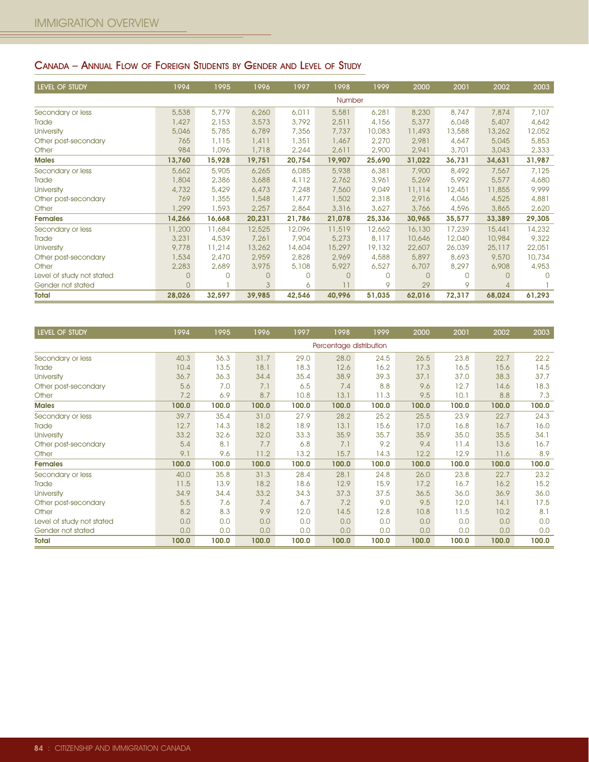## Canada – Annual Flow of Foreign Students by Gender and Level of Study

| LEVEL OF STUDY | 1994 | 1995 | 1996 | 1997 | 1998 | 1999 | 2000 | 2001 | 2002 | 2003 |
|---|---|---|---|---|---|---|---|---|---|---|
| | | | | | Number | | | | | |
| Secondary or less | 5,538 | 5,779 | 6,260 | 6,011 | 5,581 | 6,281 | 8,230 | 8,747 | 7,874 | 7,107 |
| Trade | 1,427 | 2,153 | 3,573 | 3,792 | 2,511 | 4,156 | 5,377 | 6,048 | 5,407 | 4,642 |
| University | 5,046 | 5,785 | 6,789 | 7,356 | 7,737 | 10,083 | 11,493 | 13,588 | 13,262 | 12,052 |
| Other post-secondary | 765 | 1,115 | 1,411 | 1,351 | 1,467 | 2,270 | 2,981 | 4,647 | 5,045 | 5,853 |
| Other | 984 | 1,096 | 1,718 | 2,244 | 2,611 | 2,900 | 2,941 | 3,701 | 3,043 | 2,333 |
| **Males** | **13,760** | **15,928** | **19,751** | **20,754** | **19,907** | **25,690** | **31,022** | **36,731** | **34,631** | **31,987** |
| Secondary or less | 5,662 | 5,905 | 6,265 | 6,085 | 5,938 | 6,381 | 7,900 | 8,492 | 7,567 | 7,125 |
| Trade | 1,804 | 2,386 | 3,688 | 4,112 | 2,762 | 3,961 | 5,269 | 5,992 | 5,577 | 4,680 |
| University | 4,732 | 5,429 | 6,473 | 7,248 | 7,560 | 9,049 | 11,114 | 12,451 | 11,855 | 9,999 |
| Other post-secondary | 769 | 1,355 | 1,548 | 1,477 | 1,502 | 2,318 | 2,916 | 4,046 | 4,525 | 4,881 |
| Other | 1,299 | 1,593 | 2,257 | 2,864 | 3,316 | 3,627 | 3,766 | 4,596 | 3,865 | 2,620 |
| **Females** | **14,266** | **16,668** | **20,231** | **21,786** | **21,078** | **25,336** | **30,965** | **35,577** | **33,389** | **29,305** |
| Secondary or less | 11,200 | 11,684 | 12,525 | 12,096 | 11,519 | 12,662 | 16,130 | 17,239 | 15,441 | 14,232 |
| Trade | 3,231 | 4,539 | 7,261 | 7,904 | 5,273 | 8,117 | 10,646 | 12,040 | 10,984 | 9,322 |
| University | 9,778 | 11,214 | 13,262 | 14,604 | 15,297 | 19,132 | 22,607 | 26,039 | 25,117 | 22,051 |
| Other post-secondary | 1,534 | 2,470 | 2,959 | 2,828 | 2,969 | 4,588 | 5,897 | 8,693 | 9,570 | 10,734 |
| Other | 2,283 | 2,689 | 3,975 | 5,108 | 5,927 | 6,527 | 6,707 | 8,297 | 6,908 | 4,953 |
| Level of study not stated | 0 | 0 | 0 | 0 | 0 | 0 | 0 | 0 | 0 | 0 |
| Gender not stated | 0 | 1 | 3 | 6 | 11 | 9 | 29 | 9 | 4 | 1 |
| **Total** | **28,026** | **32,597** | **39,985** | **42,546** | **40,996** | **51,035** | **62,016** | **72,317** | **68,024** | **61,293** |

| LEVEL OF STUDY | 1994 | 1995 | 1996 | 1997 | 1998 | 1999 | 2000 | 2001 | 2002 | 2003 |
|---|---|---|---|---|---|---|---|---|---|---|
| | | | | | Percentage distribution | | | | | |
| Secondary or less | 40.3 | 36.3 | 31.7 | 29.0 | 28.0 | 24.5 | 26.5 | 23.8 | 22.7 | 22.2 |
| Trade | 10.4 | 13.5 | 18.1 | 18.3 | 12.6 | 16.2 | 17.3 | 16.5 | 15.6 | 14.5 |
| University | 36.7 | 36.3 | 34.4 | 35.4 | 38.9 | 39.3 | 37.1 | 37.0 | 38.3 | 37.7 |
| Other post-secondary | 5.6 | 7.0 | 7.1 | 6.5 | 7.4 | 8.8 | 9.6 | 12.7 | 14.6 | 18.3 |
| Other | 7.2 | 6.9 | 8.7 | 10.8 | 13.1 | 11.3 | 9.5 | 10.1 | 8.8 | 7.3 |
| **Males** | **100.0** | **100.0** | **100.0** | **100.0** | **100.0** | **100.0** | **100.0** | **100.0** | **100.0** | **100.0** |
| Secondary or less | 39.7 | 35.4 | 31.0 | 27.9 | 28.2 | 25.2 | 25.5 | 23.9 | 22.7 | 24.3 |
| Trade | 12.7 | 14.3 | 18.2 | 18.9 | 13.1 | 15.6 | 17.0 | 16.8 | 16.7 | 16.0 |
| University | 33.2 | 32.6 | 32.0 | 33.3 | 35.9 | 35.7 | 35.9 | 35.0 | 35.5 | 34.1 |
| Other post-secondary | 5.4 | 8.1 | 7.7 | 6.8 | 7.1 | 9.2 | 9.4 | 11.4 | 13.6 | 16.7 |
| Other | 9.1 | 9.6 | 11.2 | 13.2 | 15.7 | 14.3 | 12.2 | 12.9 | 11.6 | 8.9 |
| **Females** | **100.0** | **100.0** | **100.0** | **100.0** | **100.0** | **100.0** | **100.0** | **100.0** | **100.0** | **100.0** |
| Secondary or less | 40.0 | 35.8 | 31.3 | 28.4 | 28.1 | 24.8 | 26.0 | 23.8 | 22.7 | 23.2 |
| Trade | 11.5 | 13.9 | 18.2 | 18.6 | 12.9 | 15.9 | 17.2 | 16.7 | 16.2 | 15.2 |
| University | 34.9 | 34.4 | 33.2 | 34.3 | 37.3 | 37.5 | 36.5 | 36.0 | 36.9 | 36.0 |
| Other post-secondary | 5.5 | 7.6 | 7.4 | 6.7 | 7.2 | 9.0 | 9.5 | 12.0 | 14.1 | 17.5 |
| Other | 8.2 | 8.3 | 9.9 | 12.0 | 14.5 | 12.8 | 10.8 | 11.5 | 10.2 | 8.1 |
| Level of study not stated | 0.0 | 0.0 | 0.0 | 0.0 | 0.0 | 0.0 | 0.0 | 0.0 | 0.0 | 0.0 |
| Gender not stated | 0.0 | 0.0 | 0.0 | 0.0 | 0.0 | 0.0 | 0.0 | 0.0 | 0.0 | 0.0 |
| **Total** | **100.0** | **100.0** | **100.0** | **100.0** | **100.0** | **100.0** | **100.0** | **100.0** | **100.0** | **100.0** |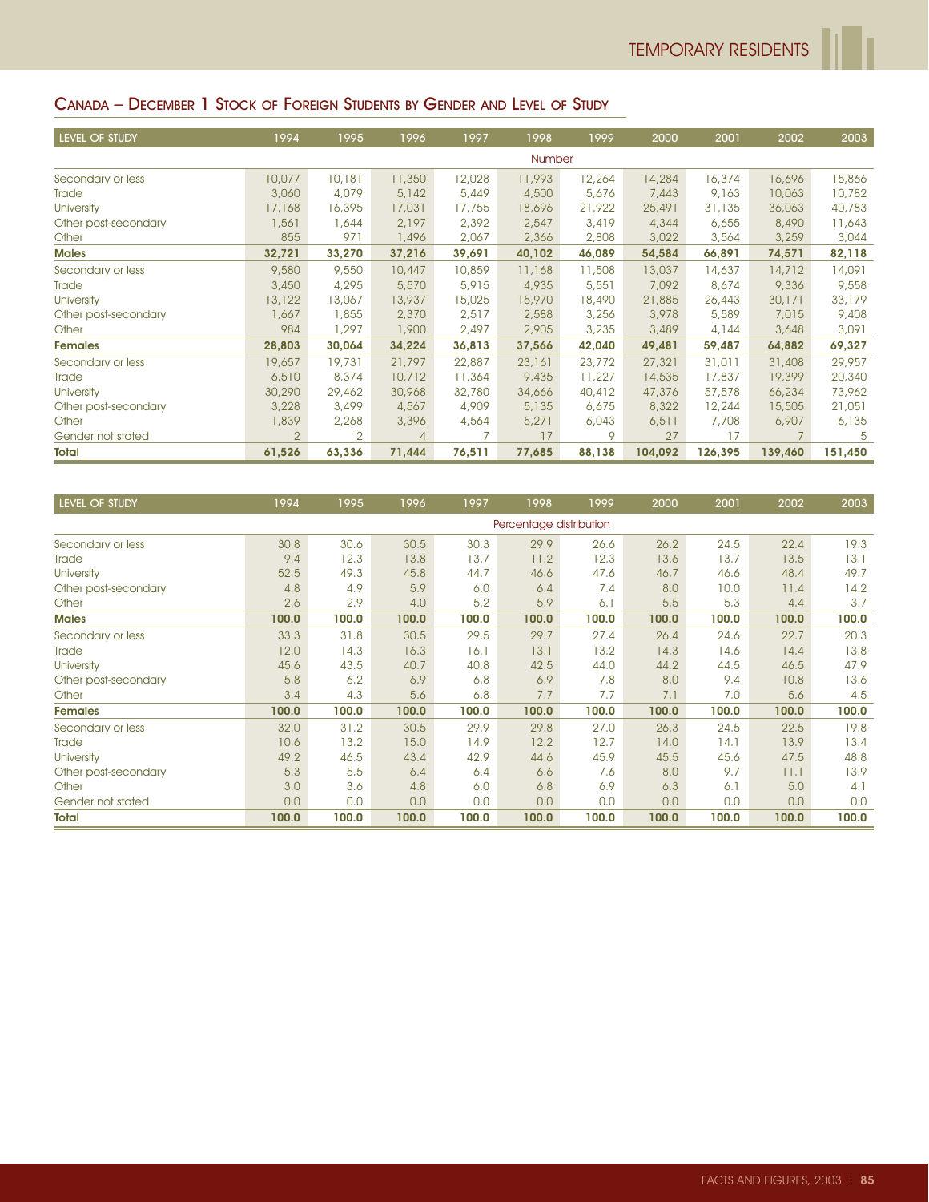## Canada – December 1 Stock of Foreign Students by Gender and Level of Study

| LEVEL OF STUDY | 1994 | 1995 | 1996 | 1997 | 1998 | 1999 | 2000 | 2001 | 2002 | 2003 |
|---|---|---|---|---|---|---|---|---|---|---|
| | | | | | Number | | | | | |
| Secondary or less | 10,077 | 10,181 | 11,350 | 12,028 | 11,993 | 12,264 | 14,284 | 16,374 | 16,696 | 15,866 |
| Trade | 3,060 | 4,079 | 5,142 | 5,449 | 4,500 | 5,676 | 7,443 | 9,163 | 10,063 | 10,782 |
| University | 17,168 | 16,395 | 17,031 | 17,755 | 18,696 | 21,922 | 25,491 | 31,135 | 36,063 | 40,783 |
| Other post-secondary | 1,561 | 1,644 | 2,197 | 2,392 | 2,547 | 3,419 | 4,344 | 6,655 | 8,490 | 11,643 |
| Other | 855 | 971 | 1,496 | 2,067 | 2,366 | 2,808 | 3,022 | 3,564 | 3,259 | 3,044 |
| **Males** | **32,721** | **33,270** | **37,216** | **39,691** | **40,102** | **46,089** | **54,584** | **66,891** | **74,571** | **82,118** |
| Secondary or less | 9,580 | 9,550 | 10,447 | 10,859 | 11,168 | 11,508 | 13,037 | 14,637 | 14,712 | 14,091 |
| Trade | 3,450 | 4,295 | 5,570 | 5,915 | 4,935 | 5,551 | 7,092 | 8,674 | 9,336 | 9,558 |
| University | 13,122 | 13,067 | 13,937 | 15,025 | 15,970 | 18,490 | 21,885 | 26,443 | 30,171 | 33,179 |
| Other post-secondary | 1,667 | 1,855 | 2,370 | 2,517 | 2,588 | 3,256 | 3,978 | 5,589 | 7,015 | 9,408 |
| Other | 984 | 1,297 | 1,900 | 2,497 | 2,905 | 3,235 | 3,489 | 4,144 | 3,648 | 3,091 |
| **Females** | **28,803** | **30,064** | **34,224** | **36,813** | **37,566** | **42,040** | **49,481** | **59,487** | **64,882** | **69,327** |
| Secondary or less | 19,657 | 19,731 | 21,797 | 22,887 | 23,161 | 23,772 | 27,321 | 31,011 | 31,408 | 29,957 |
| Trade | 6,510 | 8,374 | 10,712 | 11,364 | 9,435 | 11,227 | 14,535 | 17,837 | 19,399 | 20,340 |
| University | 30,290 | 29,462 | 30,968 | 32,780 | 34,666 | 40,412 | 47,376 | 57,578 | 66,234 | 73,962 |
| Other post-secondary | 3,228 | 3,499 | 4,567 | 4,909 | 5,135 | 6,675 | 8,322 | 12,244 | 15,505 | 21,051 |
| Other | 1,839 | 2,268 | 3,396 | 4,564 | 5,271 | 6,043 | 6,511 | 7,708 | 6,907 | 6,135 |
| Gender not stated | 2 | 2 | 4 | 7 | 17 | 9 | 27 | 17 | 7 | 5 |
| **Total** | **61,526** | **63,336** | **71,444** | **76,511** | **77,685** | **88,138** | **104,092** | **126,395** | **139,460** | **151,450** |

| LEVEL OF STUDY | 1994 | 1995 | 1996 | 1997 | 1998 | 1999 | 2000 | 2001 | 2002 | 2003 |
|---|---|---|---|---|---|---|---|---|---|---|
| | | | | | Percentage distribution | | | | | |
| Secondary or less | 30.8 | 30.6 | 30.5 | 30.3 | 29.9 | 26.6 | 26.2 | 24.5 | 22.4 | 19.3 |
| Trade | 9.4 | 12.3 | 13.8 | 13.7 | 11.2 | 12.3 | 13.6 | 13.7 | 13.5 | 13.1 |
| University | 52.5 | 49.3 | 45.8 | 44.7 | 46.6 | 47.6 | 46.7 | 46.6 | 48.4 | 49.7 |
| Other post-secondary | 4.8 | 4.9 | 5.9 | 6.0 | 6.4 | 7.4 | 8.0 | 10.0 | 11.4 | 14.2 |
| Other | 2.6 | 2.9 | 4.0 | 5.2 | 5.9 | 6.1 | 5.5 | 5.3 | 4.4 | 3.7 |
| **Males** | **100.0** | **100.0** | **100.0** | **100.0** | **100.0** | **100.0** | **100.0** | **100.0** | **100.0** | **100.0** |
| Secondary or less | 33.3 | 31.8 | 30.5 | 29.5 | 29.7 | 27.4 | 26.4 | 24.6 | 22.7 | 20.3 |
| Trade | 12.0 | 14.3 | 16.3 | 16.1 | 13.1 | 13.2 | 14.3 | 14.6 | 14.4 | 13.8 |
| University | 45.6 | 43.5 | 40.7 | 40.8 | 42.5 | 44.0 | 44.2 | 44.5 | 46.5 | 47.9 |
| Other post-secondary | 5.8 | 6.2 | 6.9 | 6.8 | 6.9 | 7.8 | 8.0 | 9.4 | 10.8 | 13.6 |
| Other | 3.4 | 4.3 | 5.6 | 6.8 | 7.7 | 7.7 | 7.1 | 7.0 | 5.6 | 4.5 |
| **Females** | **100.0** | **100.0** | **100.0** | **100.0** | **100.0** | **100.0** | **100.0** | **100.0** | **100.0** | **100.0** |
| Secondary or less | 32.0 | 31.2 | 30.5 | 29.9 | 29.8 | 27.0 | 26.3 | 24.5 | 22.5 | 19.8 |
| Trade | 10.6 | 13.2 | 15.0 | 14.9 | 12.2 | 12.7 | 14.0 | 14.1 | 13.9 | 13.4 |
| University | 49.2 | 46.5 | 43.4 | 42.9 | 44.6 | 45.9 | 45.5 | 45.6 | 47.5 | 48.8 |
| Other post-secondary | 5.3 | 5.5 | 6.4 | 6.4 | 6.6 | 7.6 | 8.0 | 9.7 | 11.1 | 13.9 |
| Other | 3.0 | 3.6 | 4.8 | 6.0 | 6.8 | 6.9 | 6.3 | 6.1 | 5.0 | 4.1 |
| Gender not stated | 0.0 | 0.0 | 0.0 | 0.0 | 0.0 | 0.0 | 0.0 | 0.0 | 0.0 | 0.0 |
| **Total** | **100.0** | **100.0** | **100.0** | **100.0** | **100.0** | **100.0** | **100.0** | **100.0** | **100.0** | **100.0** |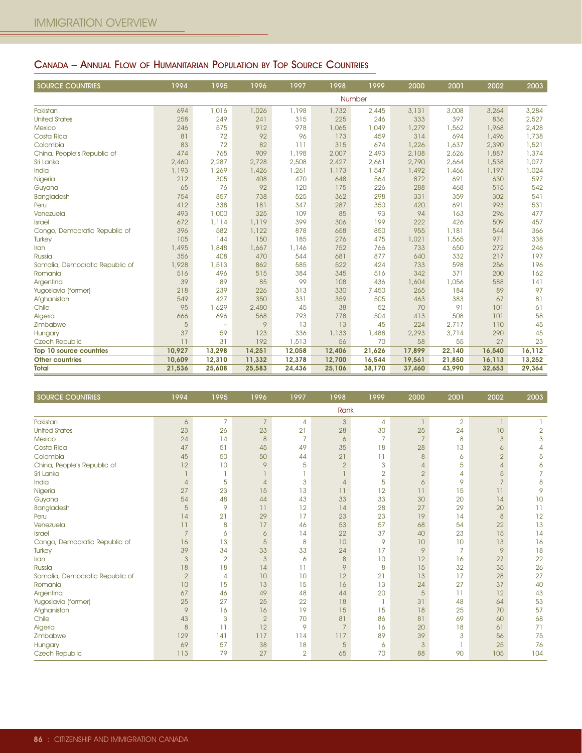## Canada – Annual Flow of Humanitarian Population by Top Source Countries

| SOURCE COUNTRIES | 1994 | 1995 | 1996 | 1997 | 1998 | 1999 | 2000 | 2001 | 2002 | 2003 |
|---|---|---|---|---|---|---|---|---|---|---|
| | | | | | Number | | | | | |
| Pakistan | 694 | 1,016 | 1,026 | 1,198 | 1,732 | 2,445 | 3,131 | 3,008 | 3,264 | 3,284 |
| United States | 258 | 249 | 241 | 315 | 225 | 246 | 333 | 397 | 836 | 2,527 |
| Mexico | 246 | 575 | 912 | 978 | 1,065 | 1,049 | 1,279 | 1,562 | 1,968 | 2,428 |
| Costa Rica | 81 | 72 | 92 | 96 | 173 | 459 | 314 | 694 | 1,496 | 1,738 |
| Colombia | 83 | 72 | 82 | 111 | 315 | 674 | 1,226 | 1,637 | 2,390 | 1,521 |
| China, People's Republic of | 474 | 765 | 909 | 1,198 | 2,007 | 2,493 | 2,108 | 2,626 | 1,887 | 1,374 |
| Sri Lanka | 2,460 | 2,287 | 2,728 | 2,508 | 2,427 | 2,661 | 2,790 | 2,664 | 1,538 | 1,077 |
| India | 1,193 | 1,269 | 1,426 | 1,261 | 1,173 | 1,547 | 1,492 | 1,466 | 1,197 | 1,024 |
| Nigeria | 212 | 305 | 408 | 470 | 648 | 564 | 872 | 691 | 630 | 597 |
| Guyana | 65 | 76 | 92 | 120 | 175 | 226 | 288 | 468 | 515 | 542 |
| Bangladesh | 754 | 857 | 738 | 525 | 362 | 298 | 331 | 359 | 302 | 541 |
| Peru | 412 | 338 | 181 | 347 | 287 | 350 | 420 | 691 | 993 | 531 |
| Venezuela | 493 | 1,000 | 325 | 109 | 85 | 93 | 94 | 163 | 296 | 477 |
| Israel | 672 | 1,114 | 1,119 | 399 | 306 | 199 | 222 | 426 | 509 | 457 |
| Congo, Democratic Republic of | 396 | 582 | 1,122 | 878 | 658 | 850 | 955 | 1,181 | 544 | 366 |
| Turkey | 105 | 144 | 150 | 185 | 276 | 475 | 1,021 | 1,565 | 971 | 338 |
| Iran | 1,495 | 1,848 | 1,667 | 1,146 | 752 | 766 | 733 | 650 | 272 | 246 |
| Russia | 356 | 408 | 470 | 544 | 681 | 877 | 640 | 332 | 217 | 197 |
| Somalia, Democratic Republic of | 1,928 | 1,513 | 862 | 585 | 522 | 424 | 733 | 598 | 256 | 196 |
| Romania | 516 | 496 | 515 | 384 | 345 | 516 | 342 | 371 | 200 | 162 |
| Argentina | 39 | 89 | 85 | 99 | 108 | 436 | 1,604 | 1,056 | 588 | 141 |
| Yugoslavia (former) | 218 | 239 | 226 | 313 | 330 | 7,450 | 265 | 184 | 89 | 97 |
| Afghanistan | 549 | 427 | 350 | 331 | 359 | 505 | 463 | 383 | 67 | 81 |
| Chile | 95 | 1,629 | 2,480 | 45 | 38 | 52 | 70 | 91 | 101 | 61 |
| Algeria | 666 | 696 | 568 | 793 | 778 | 504 | 413 | 508 | 101 | 58 |
| Zimbabwe | 5 | – | 9 | 13 | 13 | 45 | 224 | 2,717 | 110 | 45 |
| Hungary | 37 | 59 | 123 | 336 | 1,133 | 1,488 | 2,293 | 3,714 | 290 | 45 |
| Czech Republic | 11 | 31 | 192 | 1,513 | 56 | 70 | 58 | 55 | 27 | 23 |
| **Top 10 source countries** | **10,927** | **13,298** | **14,251** | **12,058** | **12,406** | **21,626** | **17,899** | **22,140** | **16,540** | **16,112** |
| **Other countries** | **10,609** | **12,310** | **11,332** | **12,378** | **12,700** | **16,544** | **19,561** | **21,850** | **16,113** | **13,252** |
| **Total** | **21,536** | **25,608** | **25,583** | **24,436** | **25,106** | **38,170** | **37,460** | **43,990** | **32,653** | **29,364** |

| SOURCE COUNTRIES | 1994 | 1995 | 1996 | 1997 | 1998 | 1999 | 2000 | 2001 | 2002 | 2003 |
|---|---|---|---|---|---|---|---|---|---|---|
| | | | | | Rank | | | | | |
| Pakistan | 6 | 7 | 7 | 4 | 3 | 4 | 1 | 2 | 1 | 1 |
| United States | 23 | 26 | 23 | 21 | 28 | 30 | 25 | 24 | 10 | 2 |
| Mexico | 24 | 14 | 8 | 7 | 6 | 7 | 7 | 8 | 3 | 3 |
| Costa Rica | 47 | 51 | 45 | 49 | 35 | 18 | 28 | 13 | 6 | 4 |
| Colombia | 45 | 50 | 50 | 44 | 21 | 11 | 8 | 6 | 2 | 5 |
| China, People's Republic of | 12 | 10 | 9 | 5 | 2 | 3 | 4 | 5 | 4 | 6 |
| Sri Lanka | 1 | 1 | 1 | 1 | 1 | 2 | 2 | 4 | 5 | 7 |
| India | 4 | 5 | 4 | 3 | 4 | 5 | 6 | 9 | 7 | 8 |
| Nigeria | 27 | 23 | 15 | 13 | 11 | 12 | 11 | 15 | 11 | 9 |
| Guyana | 54 | 48 | 44 | 43 | 33 | 33 | 30 | 20 | 14 | 10 |
| Bangladesh | 5 | 9 | 11 | 12 | 14 | 28 | 27 | 29 | 20 | 11 |
| Peru | 14 | 21 | 29 | 17 | 23 | 23 | 19 | 14 | 8 | 12 |
| Venezuela | 11 | 8 | 17 | 46 | 53 | 57 | 68 | 54 | 22 | 13 |
| Israel | 7 | 6 | 6 | 14 | 22 | 37 | 40 | 23 | 15 | 14 |
| Congo, Democratic Republic of | 16 | 13 | 5 | 8 | 10 | 9 | 10 | 10 | 13 | 16 |
| Turkey | 39 | 34 | 33 | 33 | 24 | 17 | 9 | 7 | 9 | 18 |
| Iran | 3 | 2 | 3 | 6 | 8 | 10 | 12 | 16 | 27 | 22 |
| Russia | 18 | 18 | 14 | 11 | 9 | 8 | 15 | 32 | 35 | 26 |
| Somalia, Democratic Republic of | 2 | 4 | 10 | 10 | 12 | 21 | 13 | 17 | 28 | 27 |
| Romania | 10 | 15 | 13 | 15 | 16 | 13 | 24 | 27 | 37 | 40 |
| Argentina | 67 | 46 | 49 | 48 | 44 | 20 | 5 | 11 | 12 | 43 |
| Yugoslavia (former) | 25 | 27 | 25 | 22 | 18 | 1 | 31 | 48 | 64 | 53 |
| Afghanistan | 9 | 16 | 16 | 19 | 15 | 15 | 18 | 25 | 70 | 57 |
| Chile | 43 | 3 | 2 | 70 | 81 | 86 | 81 | 69 | 60 | 68 |
| Algeria | 8 | 11 | 12 | 9 | 7 | 16 | 20 | 18 | 61 | 71 |
| Zimbabwe | 129 | 141 | 117 | 114 | 117 | 89 | 39 | 3 | 56 | 75 |
| Hungary | 69 | 57 | 38 | 18 | 5 | 6 | 3 | 1 | 25 | 76 |
| Czech Republic | 113 | 79 | 27 | 2 | 65 | 70 | 88 | 90 | 105 | 104 |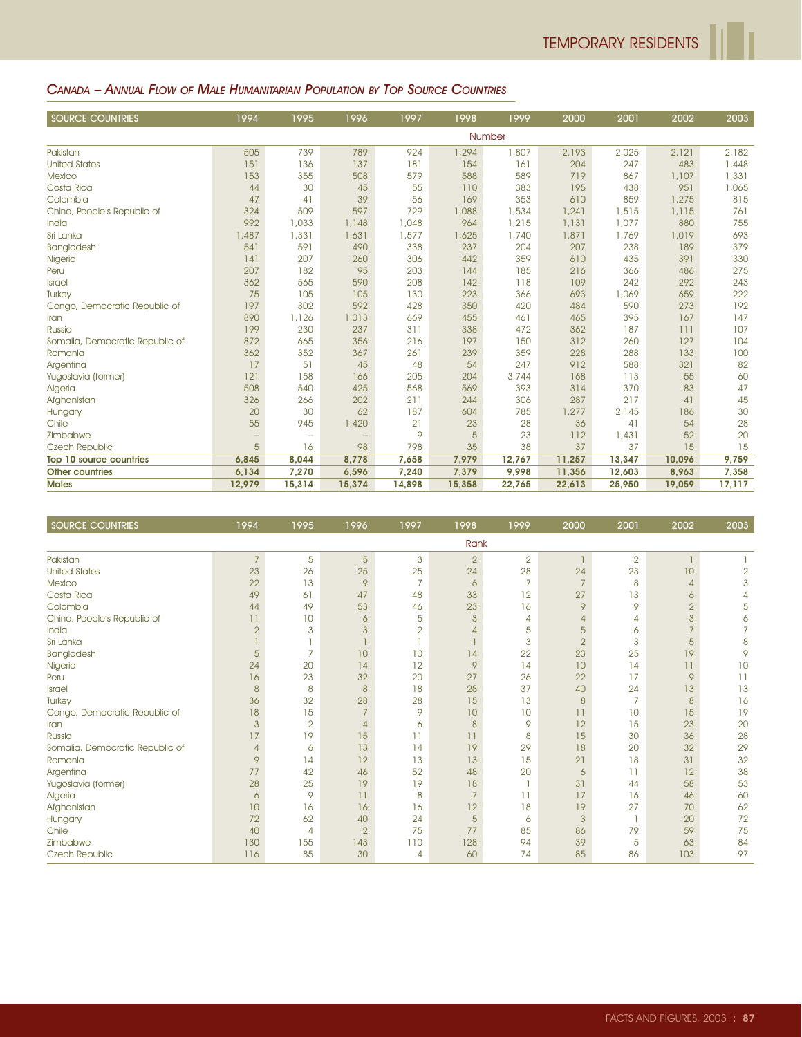## CANADA – ANNUAL FLOW OF MALE HUMANITARIAN POPULATION BY TOP SOURCE COUNTRIES

| SOURCE COUNTRIES | 1994 | 1995 | 1996 | 1997 | 1998 | 1999 | 2000 | 2001 | 2002 | 2003 |
|---|---|---|---|---|---|---|---|---|---|---|
| | | | | | Number | | | | | |
| Pakistan | 505 | 739 | 789 | 924 | 1,294 | 1,807 | 2,193 | 2,025 | 2,121 | 2,182 |
| United States | 151 | 136 | 137 | 181 | 154 | 161 | 204 | 247 | 483 | 1,448 |
| Mexico | 153 | 355 | 508 | 579 | 588 | 589 | 719 | 867 | 1,107 | 1,331 |
| Costa Rica | 44 | 30 | 45 | 55 | 110 | 383 | 195 | 438 | 951 | 1,065 |
| Colombia | 47 | 41 | 39 | 56 | 169 | 353 | 610 | 859 | 1,275 | 815 |
| China, People's Republic of | 324 | 509 | 597 | 729 | 1,088 | 1,534 | 1,241 | 1,515 | 1,115 | 761 |
| India | 992 | 1,033 | 1,148 | 1,048 | 964 | 1,215 | 1,131 | 1,077 | 880 | 755 |
| Sri Lanka | 1,487 | 1,331 | 1,631 | 1,577 | 1,625 | 1,740 | 1,871 | 1,769 | 1,019 | 693 |
| Bangladesh | 541 | 591 | 490 | 338 | 237 | 204 | 207 | 238 | 189 | 379 |
| Nigeria | 141 | 207 | 260 | 306 | 442 | 359 | 610 | 435 | 391 | 330 |
| Peru | 207 | 182 | 95 | 203 | 144 | 185 | 216 | 366 | 486 | 275 |
| Israel | 362 | 565 | 590 | 208 | 142 | 118 | 109 | 242 | 292 | 243 |
| Turkey | 75 | 105 | 105 | 130 | 223 | 366 | 693 | 1,069 | 659 | 222 |
| Congo, Democratic Republic of | 197 | 302 | 592 | 428 | 350 | 420 | 484 | 590 | 273 | 192 |
| Iran | 890 | 1,126 | 1,013 | 669 | 455 | 461 | 465 | 395 | 167 | 147 |
| Russia | 199 | 230 | 237 | 311 | 338 | 472 | 362 | 187 | 111 | 107 |
| Somalia, Democratic Republic of | 872 | 665 | 356 | 216 | 197 | 150 | 312 | 260 | 127 | 104 |
| Romania | 362 | 352 | 367 | 261 | 239 | 359 | 228 | 288 | 133 | 100 |
| Argentina | 17 | 51 | 45 | 48 | 54 | 247 | 912 | 588 | 321 | 82 |
| Yugoslavia (former) | 121 | 158 | 166 | 205 | 204 | 3,744 | 168 | 113 | 55 | 60 |
| Algeria | 508 | 540 | 425 | 568 | 569 | 393 | 314 | 370 | 83 | 47 |
| Afghanistan | 326 | 266 | 202 | 211 | 244 | 306 | 287 | 217 | 41 | 45 |
| Hungary | 20 | 30 | 62 | 187 | 604 | 785 | 1,277 | 2,145 | 186 | 30 |
| Chile | 55 | 945 | 1,420 | 21 | 23 | 28 | 36 | 41 | 54 | 28 |
| Zimbabwe | – | – | – | 9 | 5 | 23 | 112 | 1,431 | 52 | 20 |
| Czech Republic | 5 | 16 | 98 | 798 | 35 | 38 | 37 | 37 | 15 | 15 |
| **Top 10 source countries** | **6,845** | **8,044** | **8,778** | **7,658** | **7,979** | **12,767** | **11,257** | **13,347** | **10,096** | **9,759** |
| **Other countries** | **6,134** | **7,270** | **6,596** | **7,240** | **7,379** | **9,998** | **11,356** | **12,603** | **8,963** | **7,358** |
| **Males** | **12,979** | **15,314** | **15,374** | **14,898** | **15,358** | **22,765** | **22,613** | **25,950** | **19,059** | **17,117** |

| SOURCE COUNTRIES | 1994 | 1995 | 1996 | 1997 | 1998 | 1999 | 2000 | 2001 | 2002 | 2003 |
|---|---|---|---|---|---|---|---|---|---|---|
| | | | | | Rank | | | | | |
| Pakistan | 7 | 5 | 5 | 3 | 2 | 2 | 1 | 2 | 1 | 1 |
| United States | 23 | 26 | 25 | 25 | 24 | 28 | 24 | 23 | 10 | 2 |
| Mexico | 22 | 13 | 9 | 7 | 6 | 7 | 7 | 8 | 4 | 3 |
| Costa Rica | 49 | 61 | 47 | 48 | 33 | 12 | 27 | 13 | 6 | 4 |
| Colombia | 44 | 49 | 53 | 46 | 23 | 16 | 9 | 9 | 2 | 5 |
| China, People's Republic of | 11 | 10 | 6 | 5 | 3 | 4 | 4 | 4 | 3 | 6 |
| India | 2 | 3 | 3 | 2 | 4 | 5 | 5 | 6 | 7 | 7 |
| Sri Lanka | 1 | 1 | 1 | 1 | 1 | 3 | 2 | 3 | 5 | 8 |
| Bangladesh | 5 | 7 | 10 | 10 | 14 | 22 | 23 | 25 | 19 | 9 |
| Nigeria | 24 | 20 | 14 | 12 | 9 | 14 | 10 | 14 | 11 | 10 |
| Peru | 16 | 23 | 32 | 20 | 27 | 26 | 22 | 17 | 9 | 11 |
| Israel | 8 | 8 | 8 | 18 | 28 | 37 | 40 | 24 | 13 | 13 |
| Turkey | 36 | 32 | 28 | 28 | 15 | 13 | 8 | 7 | 8 | 16 |
| Congo, Democratic Republic of | 18 | 15 | 7 | 9 | 10 | 10 | 11 | 10 | 15 | 19 |
| Iran | 3 | 2 | 4 | 6 | 8 | 9 | 12 | 15 | 23 | 20 |
| Russia | 17 | 19 | 15 | 11 | 11 | 8 | 15 | 30 | 36 | 28 |
| Somalia, Democratic Republic of | 4 | 6 | 13 | 14 | 19 | 29 | 18 | 20 | 32 | 29 |
| Romania | 9 | 14 | 12 | 13 | 13 | 15 | 21 | 18 | 31 | 32 |
| Argentina | 77 | 42 | 46 | 52 | 48 | 20 | 6 | 11 | 12 | 38 |
| Yugoslavia (former) | 28 | 25 | 19 | 19 | 18 | 1 | 31 | 44 | 58 | 53 |
| Algeria | 6 | 9 | 11 | 8 | 7 | 11 | 17 | 16 | 46 | 60 |
| Afghanistan | 10 | 16 | 16 | 16 | 12 | 18 | 19 | 27 | 70 | 62 |
| Hungary | 72 | 62 | 40 | 24 | 5 | 6 | 3 | 1 | 20 | 72 |
| Chile | 40 | 4 | 2 | 75 | 77 | 85 | 86 | 79 | 59 | 75 |
| Zimbabwe | 130 | 155 | 143 | 110 | 128 | 94 | 39 | 5 | 63 | 84 |
| Czech Republic | 116 | 85 | 30 | 4 | 60 | 74 | 85 | 86 | 103 | 97 |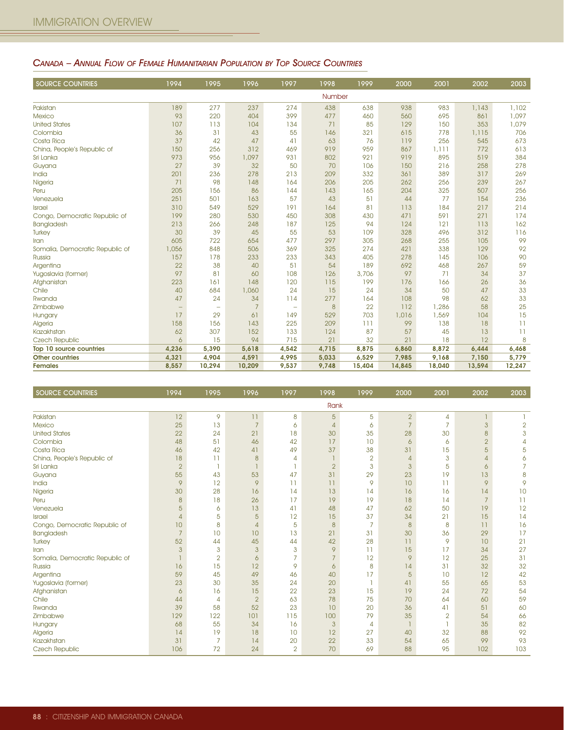## *Canada – Annual Flow of Female Humanitarian Population by Top Source Countries*

| SOURCE COUNTRIES | 1994 | 1995 | 1996 | 1997 | 1998 | 1999 | 2000 | 2001 | 2002 | 2003 |
|---|---|---|---|---|---|---|---|---|---|---|
| | | | | | Number | | | | | |
| Pakistan | 189 | 277 | 237 | 274 | 438 | 638 | 938 | 983 | 1,143 | 1,102 |
| Mexico | 93 | 220 | 404 | 399 | 477 | 460 | 560 | 695 | 861 | 1,097 |
| United States | 107 | 113 | 104 | 134 | 71 | 85 | 129 | 150 | 353 | 1,079 |
| Colombia | 36 | 31 | 43 | 55 | 146 | 321 | 615 | 778 | 1,115 | 706 |
| Costa Rica | 37 | 42 | 47 | 41 | 63 | 76 | 119 | 256 | 545 | 673 |
| China, People's Republic of | 150 | 256 | 312 | 469 | 919 | 959 | 867 | 1,111 | 772 | 613 |
| Sri Lanka | 973 | 956 | 1,097 | 931 | 802 | 921 | 919 | 895 | 519 | 384 |
| Guyana | 27 | 39 | 32 | 50 | 70 | 106 | 150 | 216 | 258 | 278 |
| India | 201 | 236 | 278 | 213 | 209 | 332 | 361 | 389 | 317 | 269 |
| Nigeria | 71 | 98 | 148 | 164 | 206 | 205 | 262 | 256 | 239 | 267 |
| Peru | 205 | 156 | 86 | 144 | 143 | 165 | 204 | 325 | 507 | 256 |
| Venezuela | 251 | 501 | 163 | 57 | 43 | 51 | 44 | 77 | 154 | 236 |
| Israel | 310 | 549 | 529 | 191 | 164 | 81 | 113 | 184 | 217 | 214 |
| Congo, Democratic Republic of | 199 | 280 | 530 | 450 | 308 | 430 | 471 | 591 | 271 | 174 |
| Bangladesh | 213 | 266 | 248 | 187 | 125 | 94 | 124 | 121 | 113 | 162 |
| Turkey | 30 | 39 | 45 | 55 | 53 | 109 | 328 | 496 | 312 | 116 |
| Iran | 605 | 722 | 654 | 477 | 297 | 305 | 268 | 255 | 105 | 99 |
| Somalia, Democratic Republic of | 1,056 | 848 | 506 | 369 | 325 | 274 | 421 | 338 | 129 | 92 |
| Russia | 157 | 178 | 233 | 233 | 343 | 405 | 278 | 145 | 106 | 90 |
| Argentina | 22 | 38 | 40 | 51 | 54 | 189 | 692 | 468 | 267 | 59 |
| Yugoslavia (former) | 97 | 81 | 60 | 108 | 126 | 3,706 | 97 | 71 | 34 | 37 |
| Afghanistan | 223 | 161 | 148 | 120 | 115 | 199 | 176 | 166 | 26 | 36 |
| Chile | 40 | 684 | 1,060 | 24 | 15 | 24 | 34 | 50 | 47 | 33 |
| Rwanda | 47 | 24 | 34 | 114 | 277 | 164 | 108 | 98 | 62 | 33 |
| Zimbabwe | – | – | 7 | – | 8 | 22 | 112 | 1,286 | 58 | 25 |
| Hungary | 17 | 29 | 61 | 149 | 529 | 703 | 1,016 | 1,569 | 104 | 15 |
| Algeria | 158 | 156 | 143 | 225 | 209 | 111 | 99 | 138 | 18 | 11 |
| Kazakhstan | 62 | 307 | 152 | 133 | 124 | 87 | 57 | 45 | 13 | 11 |
| Czech Republic | 6 | 15 | 94 | 715 | 21 | 32 | 21 | 18 | 12 | 8 |
| **Top 10 source countries** | **4,236** | **5,390** | **5,618** | **4,542** | **4,715** | **8,875** | **6,860** | **8,872** | **6,444** | **6,468** |
| **Other countries** | **4,321** | **4,904** | **4,591** | **4,995** | **5,033** | **6,529** | **7,985** | **9,168** | **7,150** | **5,779** |
| **Females** | **8,557** | **10,294** | **10,209** | **9,537** | **9,748** | **15,404** | **14,845** | **18,040** | **13,594** | **12,247** |

| SOURCE COUNTRIES | 1994 | 1995 | 1996 | 1997 | 1998 | 1999 | 2000 | 2001 | 2002 | 2003 |
|---|---|---|---|---|---|---|---|---|---|---|
| | | | | | Rank | | | | | |
| Pakistan | 12 | 9 | 11 | 8 | 5 | 5 | 2 | 4 | 1 | 1 |
| Mexico | 25 | 13 | 7 | 6 | 4 | 6 | 7 | 7 | 3 | 2 |
| United States | 22 | 24 | 21 | 18 | 30 | 35 | 28 | 30 | 8 | 3 |
| Colombia | 48 | 51 | 46 | 42 | 17 | 10 | 6 | 6 | 2 | 4 |
| Costa Rica | 46 | 42 | 41 | 49 | 37 | 38 | 31 | 15 | 5 | 5 |
| China, People's Republic of | 18 | 11 | 8 | 4 | 1 | 2 | 4 | 3 | 4 | 6 |
| Sri Lanka | 2 | 1 | 1 | 1 | 2 | 3 | 3 | 5 | 6 | 7 |
| Guyana | 55 | 43 | 53 | 47 | 31 | 29 | 23 | 19 | 13 | 8 |
| India | 9 | 12 | 9 | 11 | 11 | 9 | 10 | 11 | 9 | 9 |
| Nigeria | 30 | 28 | 16 | 14 | 13 | 14 | 16 | 16 | 14 | 10 |
| Peru | 8 | 18 | 26 | 17 | 19 | 19 | 18 | 14 | 7 | 11 |
| Venezuela | 5 | 6 | 13 | 41 | 48 | 47 | 62 | 50 | 19 | 12 |
| Israel | 4 | 5 | 5 | 12 | 15 | 37 | 34 | 21 | 15 | 14 |
| Congo, Democratic Republic of | 10 | 8 | 4 | 5 | 8 | 7 | 8 | 8 | 11 | 16 |
| Bangladesh | 7 | 10 | 10 | 13 | 21 | 31 | 30 | 36 | 29 | 17 |
| Turkey | 52 | 44 | 45 | 44 | 42 | 28 | 11 | 9 | 10 | 21 |
| Iran | 3 | 3 | 3 | 3 | 9 | 11 | 15 | 17 | 34 | 27 |
| Somalia, Democratic Republic of | 1 | 2 | 6 | 7 | 7 | 12 | 9 | 12 | 25 | 31 |
| Russia | 16 | 15 | 12 | 9 | 6 | 8 | 14 | 31 | 32 | 32 |
| Argentina | 59 | 45 | 49 | 46 | 40 | 17 | 5 | 10 | 12 | 42 |
| Yugoslavia (former) | 23 | 30 | 35 | 24 | 20 | 1 | 41 | 55 | 65 | 53 |
| Afghanistan | 6 | 16 | 15 | 22 | 23 | 15 | 19 | 24 | 72 | 54 |
| Chile | 44 | 4 | 2 | 63 | 78 | 75 | 70 | 64 | 60 | 59 |
| Rwanda | 39 | 58 | 52 | 23 | 10 | 20 | 36 | 41 | 51 | 60 |
| Zimbabwe | 129 | 122 | 101 | 115 | 100 | 79 | 35 | 2 | 54 | 66 |
| Hungary | 68 | 55 | 34 | 16 | 3 | 4 | 1 | 1 | 35 | 82 |
| Algeria | 14 | 19 | 18 | 10 | 12 | 27 | 40 | 32 | 88 | 92 |
| Kazakhstan | 31 | 7 | 14 | 20 | 22 | 33 | 54 | 65 | 99 | 93 |
| Czech Republic | 106 | 72 | 24 | 2 | 70 | 69 | 88 | 95 | 102 | 103 |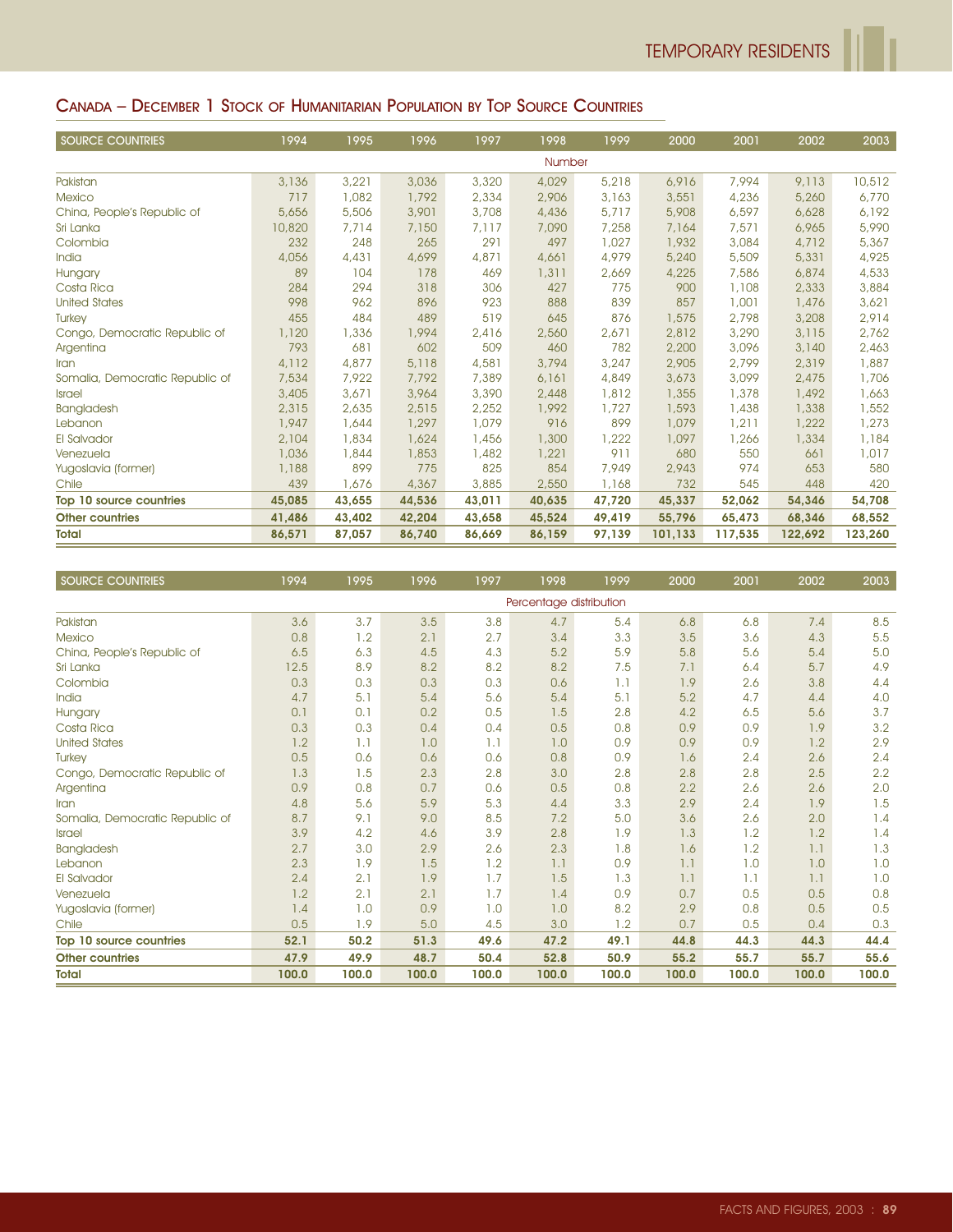## Canada – December 1 Stock of Humanitarian Population by Top Source Countries

| Source Countries | 1994 | 1995 | 1996 | 1997 | 1998 | 1999 | 2000 | 2001 | 2002 | 2003 |
|---|---|---|---|---|---|---|---|---|---|---|
| | | | | | Number | | | | | |
| Pakistan | 3,136 | 3,221 | 3,036 | 3,320 | 4,029 | 5,218 | 6,916 | 7,994 | 9,113 | 10,512 |
| Mexico | 717 | 1,082 | 1,792 | 2,334 | 2,906 | 3,163 | 3,551 | 4,236 | 5,260 | 6,770 |
| China, People's Republic of | 5,656 | 5,506 | 3,901 | 3,708 | 4,436 | 5,717 | 5,908 | 6,597 | 6,628 | 6,192 |
| Sri Lanka | 10,820 | 7,714 | 7,150 | 7,117 | 7,090 | 7,258 | 7,164 | 7,571 | 6,965 | 5,990 |
| Colombia | 232 | 248 | 265 | 291 | 497 | 1,027 | 1,932 | 3,084 | 4,712 | 5,367 |
| India | 4,056 | 4,431 | 4,699 | 4,871 | 4,661 | 4,979 | 5,240 | 5,509 | 5,331 | 4,925 |
| Hungary | 89 | 104 | 178 | 469 | 1,311 | 2,669 | 4,225 | 7,586 | 6,874 | 4,533 |
| Costa Rica | 284 | 294 | 318 | 306 | 427 | 775 | 900 | 1,108 | 2,333 | 3,884 |
| United States | 998 | 962 | 896 | 923 | 888 | 839 | 857 | 1,001 | 1,476 | 3,621 |
| Turkey | 455 | 484 | 489 | 519 | 645 | 876 | 1,575 | 2,798 | 3,208 | 2,914 |
| Congo, Democratic Republic of | 1,120 | 1,336 | 1,994 | 2,416 | 2,560 | 2,671 | 2,812 | 3,290 | 3,115 | 2,762 |
| Argentina | 793 | 681 | 602 | 509 | 460 | 782 | 2,200 | 3,096 | 3,140 | 2,463 |
| Iran | 4,112 | 4,877 | 5,118 | 4,581 | 3,794 | 3,247 | 2,905 | 2,799 | 2,319 | 1,887 |
| Somalia, Democratic Republic of | 7,534 | 7,922 | 7,792 | 7,389 | 6,161 | 4,849 | 3,673 | 3,099 | 2,475 | 1,706 |
| Israel | 3,405 | 3,671 | 3,964 | 3,390 | 2,448 | 1,812 | 1,355 | 1,378 | 1,492 | 1,663 |
| Bangladesh | 2,315 | 2,635 | 2,515 | 2,252 | 1,992 | 1,727 | 1,593 | 1,438 | 1,338 | 1,552 |
| Lebanon | 1,947 | 1,644 | 1,297 | 1,079 | 916 | 899 | 1,079 | 1,211 | 1,222 | 1,273 |
| El Salvador | 2,104 | 1,834 | 1,624 | 1,456 | 1,300 | 1,222 | 1,097 | 1,266 | 1,334 | 1,184 |
| Venezuela | 1,036 | 1,844 | 1,853 | 1,482 | 1,221 | 911 | 680 | 550 | 661 | 1,017 |
| Yugoslavia (former) | 1,188 | 899 | 775 | 825 | 854 | 7,949 | 2,943 | 974 | 653 | 580 |
| Chile | 439 | 1,676 | 4,367 | 3,885 | 2,550 | 1,168 | 732 | 545 | 448 | 420 |
| **Top 10 source countries** | **45,085** | **43,655** | **44,536** | **43,011** | **40,635** | **47,720** | **45,337** | **52,062** | **54,346** | **54,708** |
| **Other countries** | **41,486** | **43,402** | **42,204** | **43,658** | **45,524** | **49,419** | **55,796** | **65,473** | **68,346** | **68,552** |
| **Total** | **86,571** | **87,057** | **86,740** | **86,669** | **86,159** | **97,139** | **101,133** | **117,535** | **122,692** | **123,260** |

| Source Countries | 1994 | 1995 | 1996 | 1997 | 1998 | 1999 | 2000 | 2001 | 2002 | 2003 |
|---|---|---|---|---|---|---|---|---|---|---|
| | | | | | Percentage distribution | | | | | |
| Pakistan | 3.6 | 3.7 | 3.5 | 3.8 | 4.7 | 5.4 | 6.8 | 6.8 | 7.4 | 8.5 |
| Mexico | 0.8 | 1.2 | 2.1 | 2.7 | 3.4 | 3.3 | 3.5 | 3.6 | 4.3 | 5.5 |
| China, People's Republic of | 6.5 | 6.3 | 4.5 | 4.3 | 5.2 | 5.9 | 5.8 | 5.6 | 5.4 | 5.0 |
| Sri Lanka | 12.5 | 8.9 | 8.2 | 8.2 | 8.2 | 7.5 | 7.1 | 6.4 | 5.7 | 4.9 |
| Colombia | 0.3 | 0.3 | 0.3 | 0.3 | 0.6 | 1.1 | 1.9 | 2.6 | 3.8 | 4.4 |
| India | 4.7 | 5.1 | 5.4 | 5.6 | 5.4 | 5.1 | 5.2 | 4.7 | 4.4 | 4.0 |
| Hungary | 0.1 | 0.1 | 0.2 | 0.5 | 1.5 | 2.8 | 4.2 | 6.5 | 5.6 | 3.7 |
| Costa Rica | 0.3 | 0.3 | 0.4 | 0.4 | 0.5 | 0.8 | 0.9 | 0.9 | 1.9 | 3.2 |
| United States | 1.2 | 1.1 | 1.0 | 1.1 | 1.0 | 0.9 | 0.9 | 0.9 | 1.2 | 2.9 |
| Turkey | 0.5 | 0.6 | 0.6 | 0.6 | 0.8 | 0.9 | 1.6 | 2.4 | 2.6 | 2.4 |
| Congo, Democratic Republic of | 1.3 | 1.5 | 2.3 | 2.8 | 3.0 | 2.8 | 2.8 | 2.8 | 2.5 | 2.2 |
| Argentina | 0.9 | 0.8 | 0.7 | 0.6 | 0.5 | 0.8 | 2.2 | 2.6 | 2.6 | 2.0 |
| Iran | 4.8 | 5.6 | 5.9 | 5.3 | 4.4 | 3.3 | 2.9 | 2.4 | 1.9 | 1.5 |
| Somalia, Democratic Republic of | 8.7 | 9.1 | 9.0 | 8.5 | 7.2 | 5.0 | 3.6 | 2.6 | 2.0 | 1.4 |
| Israel | 3.9 | 4.2 | 4.6 | 3.9 | 2.8 | 1.9 | 1.3 | 1.2 | 1.2 | 1.4 |
| Bangladesh | 2.7 | 3.0 | 2.9 | 2.6 | 2.3 | 1.8 | 1.6 | 1.2 | 1.1 | 1.3 |
| Lebanon | 2.3 | 1.9 | 1.5 | 1.2 | 1.1 | 0.9 | 1.1 | 1.0 | 1.0 | 1.0 |
| El Salvador | 2.4 | 2.1 | 1.9 | 1.7 | 1.5 | 1.3 | 1.1 | 1.1 | 1.1 | 1.0 |
| Venezuela | 1.2 | 2.1 | 2.1 | 1.7 | 1.4 | 0.9 | 0.7 | 0.5 | 0.5 | 0.8 |
| Yugoslavia (former) | 1.4 | 1.0 | 0.9 | 1.0 | 1.0 | 8.2 | 2.9 | 0.8 | 0.5 | 0.5 |
| Chile | 0.5 | 1.9 | 5.0 | 4.5 | 3.0 | 1.2 | 0.7 | 0.5 | 0.4 | 0.3 |
| **Top 10 source countries** | **52.1** | **50.2** | **51.3** | **49.6** | **47.2** | **49.1** | **44.8** | **44.3** | **44.3** | **44.4** |
| **Other countries** | **47.9** | **49.9** | **48.7** | **50.4** | **52.8** | **50.9** | **55.2** | **55.7** | **55.7** | **55.6** |
| **Total** | **100.0** | **100.0** | **100.0** | **100.0** | **100.0** | **100.0** | **100.0** | **100.0** | **100.0** | **100.0** |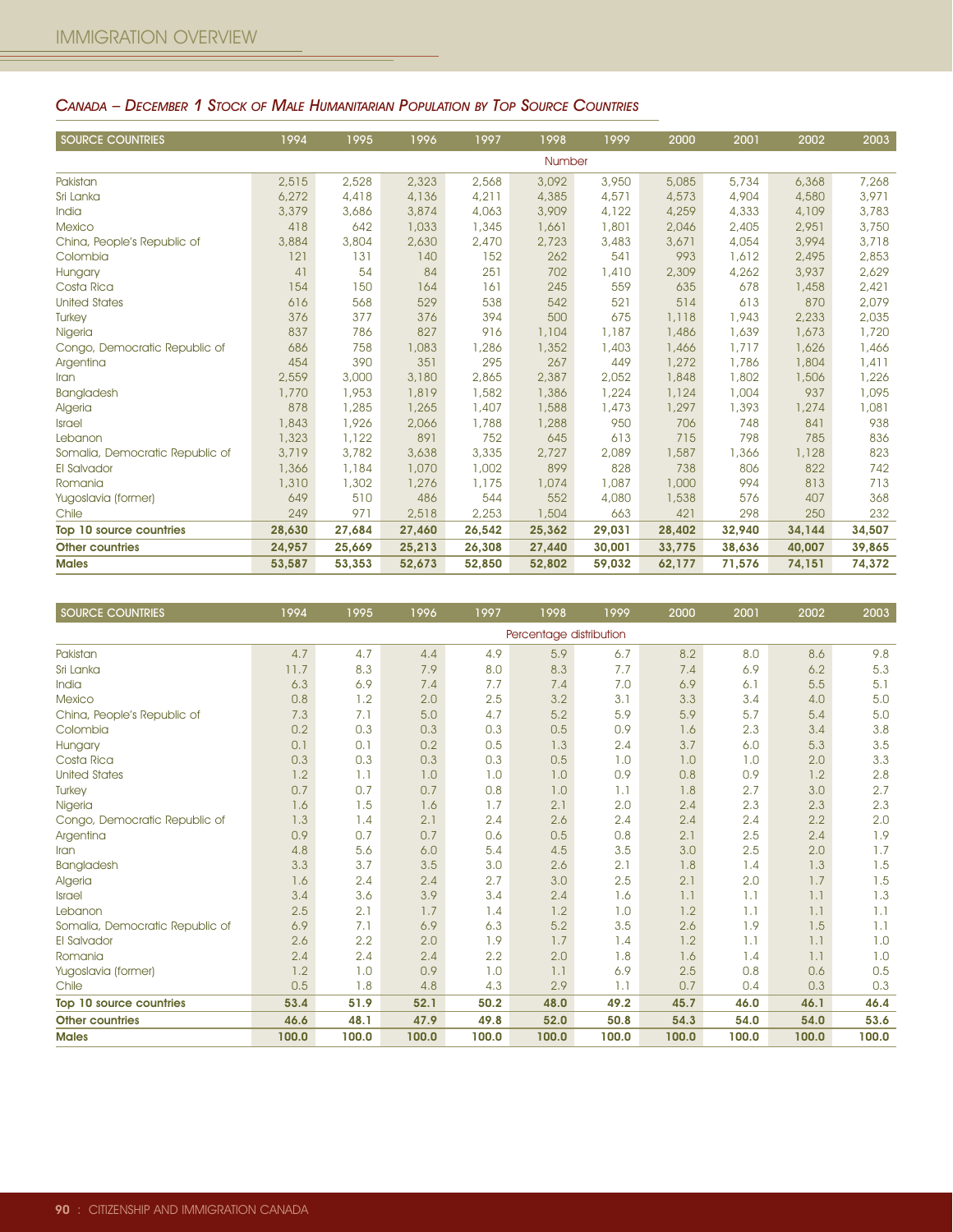## Canada – December 1 Stock of Male Humanitarian Population by Top Source Countries

| SOURCE COUNTRIES | 1994 | 1995 | 1996 | 1997 | 1998 | 1999 | 2000 | 2001 | 2002 | 2003 |
|---|---|---|---|---|---|---|---|---|---|---|
| | | | | | Number | | | | | |
| Pakistan | 2,515 | 2,528 | 2,323 | 2,568 | 3,092 | 3,950 | 5,085 | 5,734 | 6,368 | 7,268 |
| Sri Lanka | 6,272 | 4,418 | 4,136 | 4,211 | 4,385 | 4,571 | 4,573 | 4,904 | 4,580 | 3,971 |
| India | 3,379 | 3,686 | 3,874 | 4,063 | 3,909 | 4,122 | 4,259 | 4,333 | 4,109 | 3,783 |
| Mexico | 418 | 642 | 1,033 | 1,345 | 1,661 | 1,801 | 2,046 | 2,405 | 2,951 | 3,750 |
| China, People's Republic of | 3,884 | 3,804 | 2,630 | 2,470 | 2,723 | 3,483 | 3,671 | 4,054 | 3,994 | 3,718 |
| Colombia | 121 | 131 | 140 | 152 | 262 | 541 | 993 | 1,612 | 2,495 | 2,853 |
| Hungary | 41 | 54 | 84 | 251 | 702 | 1,410 | 2,309 | 4,262 | 3,937 | 2,629 |
| Costa Rica | 154 | 150 | 164 | 161 | 245 | 559 | 635 | 678 | 1,458 | 2,421 |
| United States | 616 | 568 | 529 | 538 | 542 | 521 | 514 | 613 | 870 | 2,079 |
| Turkey | 376 | 377 | 376 | 394 | 500 | 675 | 1,118 | 1,943 | 2,233 | 2,035 |
| Nigeria | 837 | 786 | 827 | 916 | 1,104 | 1,187 | 1,486 | 1,639 | 1,673 | 1,720 |
| Congo, Democratic Republic of | 686 | 758 | 1,083 | 1,286 | 1,352 | 1,403 | 1,466 | 1,717 | 1,626 | 1,466 |
| Argentina | 454 | 390 | 351 | 295 | 267 | 449 | 1,272 | 1,786 | 1,804 | 1,411 |
| Iran | 2,559 | 3,000 | 3,180 | 2,865 | 2,387 | 2,052 | 1,848 | 1,802 | 1,506 | 1,226 |
| Bangladesh | 1,770 | 1,953 | 1,819 | 1,582 | 1,386 | 1,224 | 1,124 | 1,004 | 937 | 1,095 |
| Algeria | 878 | 1,285 | 1,265 | 1,407 | 1,588 | 1,473 | 1,297 | 1,393 | 1,274 | 1,081 |
| Israel | 1,843 | 1,926 | 2,066 | 1,788 | 1,288 | 950 | 706 | 748 | 841 | 938 |
| Lebanon | 1,323 | 1,122 | 891 | 752 | 645 | 613 | 715 | 798 | 785 | 836 |
| Somalia, Democratic Republic of | 3,719 | 3,782 | 3,638 | 3,335 | 2,727 | 2,089 | 1,587 | 1,366 | 1,128 | 823 |
| El Salvador | 1,366 | 1,184 | 1,070 | 1,002 | 899 | 828 | 738 | 806 | 822 | 742 |
| Romania | 1,310 | 1,302 | 1,276 | 1,175 | 1,074 | 1,087 | 1,000 | 994 | 813 | 713 |
| Yugoslavia (former) | 649 | 510 | 486 | 544 | 552 | 4,080 | 1,538 | 576 | 407 | 368 |
| Chile | 249 | 971 | 2,518 | 2,253 | 1,504 | 663 | 421 | 298 | 250 | 232 |
| **Top 10 source countries** | **28,630** | **27,684** | **27,460** | **26,542** | **25,362** | **29,031** | **28,402** | **32,940** | **34,144** | **34,507** |
| **Other countries** | **24,957** | **25,669** | **25,213** | **26,308** | **27,440** | **30,001** | **33,775** | **38,636** | **40,007** | **39,865** |
| **Males** | **53,587** | **53,353** | **52,673** | **52,850** | **52,802** | **59,032** | **62,177** | **71,576** | **74,151** | **74,372** |

| SOURCE COUNTRIES | 1994 | 1995 | 1996 | 1997 | 1998 | 1999 | 2000 | 2001 | 2002 | 2003 |
|---|---|---|---|---|---|---|---|---|---|---|
| | | | | | Percentage distribution | | | | | |
| Pakistan | 4.7 | 4.7 | 4.4 | 4.9 | 5.9 | 6.7 | 8.2 | 8.0 | 8.6 | 9.8 |
| Sri Lanka | 11.7 | 8.3 | 7.9 | 8.0 | 8.3 | 7.7 | 7.4 | 6.9 | 6.2 | 5.3 |
| India | 6.3 | 6.9 | 7.4 | 7.7 | 7.4 | 7.0 | 6.9 | 6.1 | 5.5 | 5.1 |
| Mexico | 0.8 | 1.2 | 2.0 | 2.5 | 3.2 | 3.1 | 3.3 | 3.4 | 4.0 | 5.0 |
| China, People's Republic of | 7.3 | 7.1 | 5.0 | 4.7 | 5.2 | 5.9 | 5.9 | 5.7 | 5.4 | 5.0 |
| Colombia | 0.2 | 0.3 | 0.3 | 0.3 | 0.5 | 0.9 | 1.6 | 2.3 | 3.4 | 3.8 |
| Hungary | 0.1 | 0.1 | 0.2 | 0.5 | 1.3 | 2.4 | 3.7 | 6.0 | 5.3 | 3.5 |
| Costa Rica | 0.3 | 0.3 | 0.3 | 0.3 | 0.5 | 1.0 | 1.0 | 1.0 | 2.0 | 3.3 |
| United States | 1.2 | 1.1 | 1.0 | 1.0 | 1.0 | 0.9 | 0.8 | 0.9 | 1.2 | 2.8 |
| Turkey | 0.7 | 0.7 | 0.7 | 0.8 | 1.0 | 1.1 | 1.8 | 2.7 | 3.0 | 2.7 |
| Nigeria | 1.6 | 1.5 | 1.6 | 1.7 | 2.1 | 2.0 | 2.4 | 2.3 | 2.3 | 2.3 |
| Congo, Democratic Republic of | 1.3 | 1.4 | 2.1 | 2.4 | 2.6 | 2.4 | 2.4 | 2.4 | 2.2 | 2.0 |
| Argentina | 0.9 | 0.7 | 0.7 | 0.6 | 0.5 | 0.8 | 2.1 | 2.5 | 2.4 | 1.9 |
| Iran | 4.8 | 5.6 | 6.0 | 5.4 | 4.5 | 3.5 | 3.0 | 2.5 | 2.0 | 1.7 |
| Bangladesh | 3.3 | 3.7 | 3.5 | 3.0 | 2.6 | 2.1 | 1.8 | 1.4 | 1.3 | 1.5 |
| Algeria | 1.6 | 2.4 | 2.4 | 2.7 | 3.0 | 2.5 | 2.1 | 2.0 | 1.7 | 1.5 |
| Israel | 3.4 | 3.6 | 3.9 | 3.4 | 2.4 | 1.6 | 1.1 | 1.1 | 1.1 | 1.3 |
| Lebanon | 2.5 | 2.1 | 1.7 | 1.4 | 1.2 | 1.0 | 1.2 | 1.1 | 1.1 | 1.1 |
| Somalia, Democratic Republic of | 6.9 | 7.1 | 6.9 | 6.3 | 5.2 | 3.5 | 2.6 | 1.9 | 1.5 | 1.1 |
| El Salvador | 2.6 | 2.2 | 2.0 | 1.9 | 1.7 | 1.4 | 1.2 | 1.1 | 1.1 | 1.0 |
| Romania | 2.4 | 2.4 | 2.4 | 2.2 | 2.0 | 1.8 | 1.6 | 1.4 | 1.1 | 1.0 |
| Yugoslavia (former) | 1.2 | 1.0 | 0.9 | 1.0 | 1.1 | 6.9 | 2.5 | 0.8 | 0.6 | 0.5 |
| Chile | 0.5 | 1.8 | 4.8 | 4.3 | 2.9 | 1.1 | 0.7 | 0.4 | 0.3 | 0.3 |
| **Top 10 source countries** | **53.4** | **51.9** | **52.1** | **50.2** | **48.0** | **49.2** | **45.7** | **46.0** | **46.1** | **46.4** |
| **Other countries** | **46.6** | **48.1** | **47.9** | **49.8** | **52.0** | **50.8** | **54.3** | **54.0** | **54.0** | **53.6** |
| **Males** | **100.0** | **100.0** | **100.0** | **100.0** | **100.0** | **100.0** | **100.0** | **100.0** | **100.0** | **100.0** |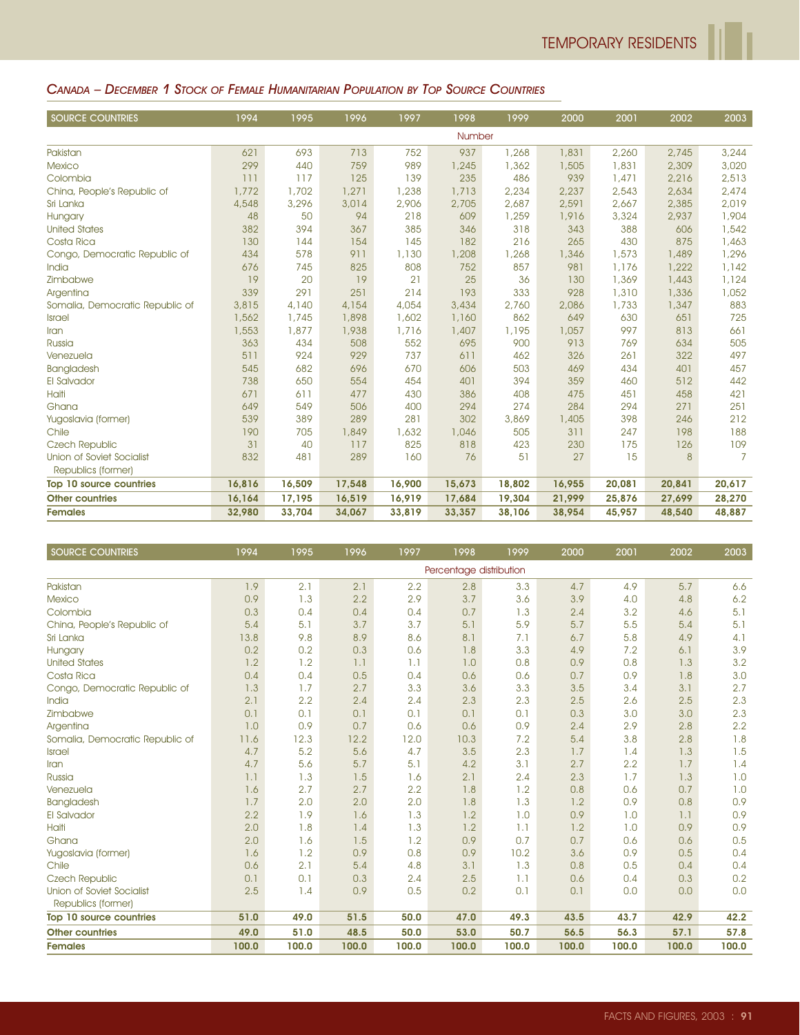## *Canada – December 1 Stock of Female Humanitarian Population by Top Source Countries*

| SOURCE COUNTRIES | 1994 | 1995 | 1996 | 1997 | 1998 | 1999 | 2000 | 2001 | 2002 | 2003 |
|---|---|---|---|---|---|---|---|---|---|---|
| | | | | | Number | | | | | |
| Pakistan | 621 | 693 | 713 | 752 | 937 | 1,268 | 1,831 | 2,260 | 2,745 | 3,244 |
| Mexico | 299 | 440 | 759 | 989 | 1,245 | 1,362 | 1,505 | 1,831 | 2,309 | 3,020 |
| Colombia | 111 | 117 | 125 | 139 | 235 | 486 | 939 | 1,471 | 2,216 | 2,513 |
| China, People's Republic of | 1,772 | 1,702 | 1,271 | 1,238 | 1,713 | 2,234 | 2,237 | 2,543 | 2,634 | 2,474 |
| Sri Lanka | 4,548 | 3,296 | 3,014 | 2,906 | 2,705 | 2,687 | 2,591 | 2,667 | 2,385 | 2,019 |
| Hungary | 48 | 50 | 94 | 218 | 609 | 1,259 | 1,916 | 3,324 | 2,937 | 1,904 |
| United States | 382 | 394 | 367 | 385 | 346 | 318 | 343 | 388 | 606 | 1,542 |
| Costa Rica | 130 | 144 | 154 | 145 | 182 | 216 | 265 | 430 | 875 | 1,463 |
| Congo, Democratic Republic of | 434 | 578 | 911 | 1,130 | 1,208 | 1,268 | 1,346 | 1,573 | 1,489 | 1,296 |
| India | 676 | 745 | 825 | 808 | 752 | 857 | 981 | 1,176 | 1,222 | 1,142 |
| Zimbabwe | 19 | 20 | 19 | 21 | 25 | 36 | 130 | 1,369 | 1,443 | 1,124 |
| Argentina | 339 | 291 | 251 | 214 | 193 | 333 | 928 | 1,310 | 1,336 | 1,052 |
| Somalia, Democratic Republic of | 3,815 | 4,140 | 4,154 | 4,054 | 3,434 | 2,760 | 2,086 | 1,733 | 1,347 | 883 |
| Israel | 1,562 | 1,745 | 1,898 | 1,602 | 1,160 | 862 | 649 | 630 | 651 | 725 |
| Iran | 1,553 | 1,877 | 1,938 | 1,716 | 1,407 | 1,195 | 1,057 | 997 | 813 | 661 |
| Russia | 363 | 434 | 508 | 552 | 695 | 900 | 913 | 769 | 634 | 505 |
| Venezuela | 511 | 924 | 929 | 737 | 611 | 462 | 326 | 261 | 322 | 497 |
| Bangladesh | 545 | 682 | 696 | 670 | 606 | 503 | 469 | 434 | 401 | 457 |
| El Salvador | 738 | 650 | 554 | 454 | 401 | 394 | 359 | 460 | 512 | 442 |
| Haiti | 671 | 611 | 477 | 430 | 386 | 408 | 475 | 451 | 458 | 421 |
| Ghana | 649 | 549 | 506 | 400 | 294 | 274 | 284 | 294 | 271 | 251 |
| Yugoslavia (former) | 539 | 389 | 289 | 281 | 302 | 3,869 | 1,405 | 398 | 246 | 212 |
| Chile | 190 | 705 | 1,849 | 1,632 | 1,046 | 505 | 311 | 247 | 198 | 188 |
| Czech Republic | 31 | 40 | 117 | 825 | 818 | 423 | 230 | 175 | 126 | 109 |
| Union of Soviet Socialist Republics (former) | 832 | 481 | 289 | 160 | 76 | 51 | 27 | 15 | 8 | 7 |
| **Top 10 source countries** | **16,816** | **16,509** | **17,548** | **16,900** | **15,673** | **18,802** | **16,955** | **20,081** | **20,841** | **20,617** |
| **Other countries** | **16,164** | **17,195** | **16,519** | **16,919** | **17,684** | **19,304** | **21,999** | **25,876** | **27,699** | **28,270** |
| **Females** | **32,980** | **33,704** | **34,067** | **33,819** | **33,357** | **38,106** | **38,954** | **45,957** | **48,540** | **48,887** |

| SOURCE COUNTRIES | 1994 | 1995 | 1996 | 1997 | 1998 | 1999 | 2000 | 2001 | 2002 | 2003 |
|---|---|---|---|---|---|---|---|---|---|---|
| | | | | | Percentage distribution | | | | | |
| Pakistan | 1.9 | 2.1 | 2.1 | 2.2 | 2.8 | 3.3 | 4.7 | 4.9 | 5.7 | 6.6 |
| Mexico | 0.9 | 1.3 | 2.2 | 2.9 | 3.7 | 3.6 | 3.9 | 4.0 | 4.8 | 6.2 |
| Colombia | 0.3 | 0.4 | 0.4 | 0.4 | 0.7 | 1.3 | 2.4 | 3.2 | 4.6 | 5.1 |
| China, People's Republic of | 5.4 | 5.1 | 3.7 | 3.7 | 5.1 | 5.9 | 5.7 | 5.5 | 5.4 | 5.1 |
| Sri Lanka | 13.8 | 9.8 | 8.9 | 8.6 | 8.1 | 7.1 | 6.7 | 5.8 | 4.9 | 4.1 |
| Hungary | 0.2 | 0.2 | 0.3 | 0.6 | 1.8 | 3.3 | 4.9 | 7.2 | 6.1 | 3.9 |
| United States | 1.2 | 1.2 | 1.1 | 1.1 | 1.0 | 0.8 | 0.9 | 0.8 | 1.3 | 3.2 |
| Costa Rica | 0.4 | 0.4 | 0.5 | 0.4 | 0.6 | 0.6 | 0.7 | 0.9 | 1.8 | 3.0 |
| Congo, Democratic Republic of | 1.3 | 1.7 | 2.7 | 3.3 | 3.6 | 3.3 | 3.5 | 3.4 | 3.1 | 2.7 |
| India | 2.1 | 2.2 | 2.4 | 2.4 | 2.3 | 2.3 | 2.5 | 2.6 | 2.5 | 2.3 |
| Zimbabwe | 0.1 | 0.1 | 0.1 | 0.1 | 0.1 | 0.1 | 0.3 | 3.0 | 3.0 | 2.3 |
| Argentina | 1.0 | 0.9 | 0.7 | 0.6 | 0.6 | 0.9 | 2.4 | 2.9 | 2.8 | 2.2 |
| Somalia, Democratic Republic of | 11.6 | 12.3 | 12.2 | 12.0 | 10.3 | 7.2 | 5.4 | 3.8 | 2.8 | 1.8 |
| Israel | 4.7 | 5.2 | 5.6 | 4.7 | 3.5 | 2.3 | 1.7 | 1.4 | 1.3 | 1.5 |
| Iran | 4.7 | 5.6 | 5.7 | 5.1 | 4.2 | 3.1 | 2.7 | 2.2 | 1.7 | 1.4 |
| Russia | 1.1 | 1.3 | 1.5 | 1.6 | 2.1 | 2.4 | 2.3 | 1.7 | 1.3 | 1.0 |
| Venezuela | 1.6 | 2.7 | 2.7 | 2.2 | 1.8 | 1.2 | 0.8 | 0.6 | 0.7 | 1.0 |
| Bangladesh | 1.7 | 2.0 | 2.0 | 2.0 | 1.8 | 1.3 | 1.2 | 0.9 | 0.8 | 0.9 |
| El Salvador | 2.2 | 1.9 | 1.6 | 1.3 | 1.2 | 1.0 | 0.9 | 1.0 | 1.1 | 0.9 |
| Haiti | 2.0 | 1.8 | 1.4 | 1.3 | 1.2 | 1.1 | 1.2 | 1.0 | 0.9 | 0.9 |
| Ghana | 2.0 | 1.6 | 1.5 | 1.2 | 0.9 | 0.7 | 0.7 | 0.6 | 0.6 | 0.5 |
| Yugoslavia (former) | 1.6 | 1.2 | 0.9 | 0.8 | 0.9 | 10.2 | 3.6 | 0.9 | 0.5 | 0.4 |
| Chile | 0.6 | 2.1 | 5.4 | 4.8 | 3.1 | 1.3 | 0.8 | 0.5 | 0.4 | 0.4 |
| Czech Republic | 0.1 | 0.1 | 0.3 | 2.4 | 2.5 | 1.1 | 0.6 | 0.4 | 0.3 | 0.2 |
| Union of Soviet Socialist Republics (former) | 2.5 | 1.4 | 0.9 | 0.5 | 0.2 | 0.1 | 0.1 | 0.0 | 0.0 | 0.0 |
| **Top 10 source countries** | **51.0** | **49.0** | **51.5** | **50.0** | **47.0** | **49.3** | **43.5** | **43.7** | **42.9** | **42.2** |
| **Other countries** | **49.0** | **51.0** | **48.5** | **50.0** | **53.0** | **50.7** | **56.5** | **56.3** | **57.1** | **57.8** |
| **Females** | **100.0** | **100.0** | **100.0** | **100.0** | **100.0** | **100.0** | **100.0** | **100.0** | **100.0** | **100.0** |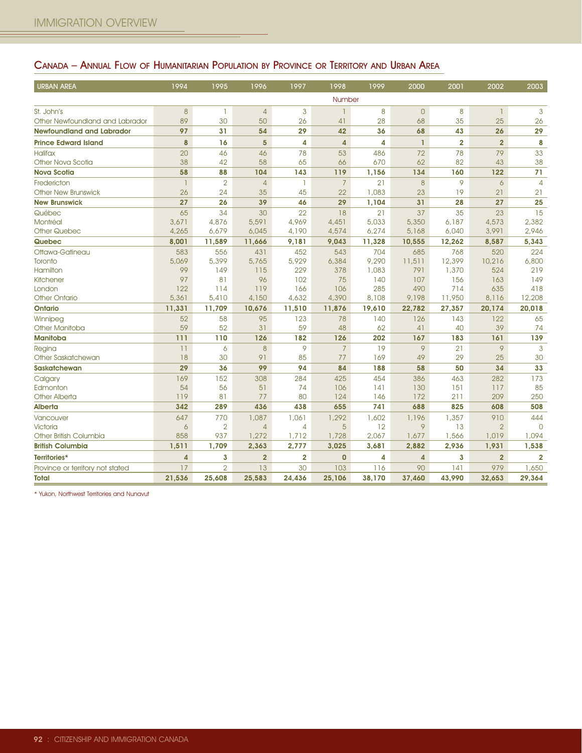## Canada – Annual Flow of Humanitarian Population by Province or Territory and Urban Area

| URBAN AREA | 1994 | 1995 | 1996 | 1997 | 1998 | 1999 | 2000 | 2001 | 2002 | 2003 |
|---|---|---|---|---|---|---|---|---|---|---|
| | | | | | Number | | | | | |
| St. John's | 8 | 1 | 4 | 3 | 1 | 8 | 0 | 8 | 1 | 3 |
| Other Newfoundland and Labrador | 89 | 30 | 50 | 26 | 41 | 28 | 68 | 35 | 25 | 26 |
| **Newfoundland and Labrador** | **97** | **31** | **54** | **29** | **42** | **36** | **68** | **43** | **26** | **29** |
| **Prince Edward Island** | **8** | **16** | **5** | **4** | **4** | **4** | **1** | **2** | **2** | **8** |
| Halifax | 20 | 46 | 46 | 78 | 53 | 486 | 72 | 78 | 79 | 33 |
| Other Nova Scotia | 38 | 42 | 58 | 65 | 66 | 670 | 62 | 82 | 43 | 38 |
| **Nova Scotia** | **58** | **88** | **104** | **143** | **119** | **1,156** | **134** | **160** | **122** | **71** |
| Fredericton | 1 | 2 | 4 | 1 | 7 | 21 | 8 | 9 | 6 | 4 |
| Other New Brunswick | 26 | 24 | 35 | 45 | 22 | 1,083 | 23 | 19 | 21 | 21 |
| **New Brunswick** | **27** | **26** | **39** | **46** | **29** | **1,104** | **31** | **28** | **27** | **25** |
| Québec | 65 | 34 | 30 | 22 | 18 | 21 | 37 | 35 | 23 | 15 |
| Montréal | 3,671 | 4,876 | 5,591 | 4,969 | 4,451 | 5,033 | 5,350 | 6,187 | 4,573 | 2,382 |
| Other Quebec | 4,265 | 6,679 | 6,045 | 4,190 | 4,574 | 6,274 | 5,168 | 6,040 | 3,991 | 2,946 |
| **Quebec** | **8,001** | **11,589** | **11,666** | **9,181** | **9,043** | **11,328** | **10,555** | **12,262** | **8,587** | **5,343** |
| Ottawa-Gatineau | 583 | 556 | 431 | 452 | 543 | 704 | 685 | 768 | 520 | 224 |
| Toronto | 5,069 | 5,399 | 5,765 | 5,929 | 6,384 | 9,290 | 11,511 | 12,399 | 10,216 | 6,800 |
| Hamilton | 99 | 149 | 115 | 229 | 378 | 1,083 | 791 | 1,370 | 524 | 219 |
| Kitchener | 97 | 81 | 96 | 102 | 75 | 140 | 107 | 156 | 163 | 149 |
| London | 122 | 114 | 119 | 166 | 106 | 285 | 490 | 714 | 635 | 418 |
| Other Ontario | 5,361 | 5,410 | 4,150 | 4,632 | 4,390 | 8,108 | 9,198 | 11,950 | 8,116 | 12,208 |
| **Ontario** | **11,331** | **11,709** | **10,676** | **11,510** | **11,876** | **19,610** | **22,782** | **27,357** | **20,174** | **20,018** |
| Winnipeg | 52 | 58 | 95 | 123 | 78 | 140 | 126 | 143 | 122 | 65 |
| Other Manitoba | 59 | 52 | 31 | 59 | 48 | 62 | 41 | 40 | 39 | 74 |
| **Manitoba** | **111** | **110** | **126** | **182** | **126** | **202** | **167** | **183** | **161** | **139** |
| Regina | 11 | 6 | 8 | 9 | 7 | 19 | 9 | 21 | 9 | 3 |
| Other Saskatchewan | 18 | 30 | 91 | 85 | 77 | 169 | 49 | 29 | 25 | 30 |
| **Saskatchewan** | **29** | **36** | **99** | **94** | **84** | **188** | **58** | **50** | **34** | **33** |
| Calgary | 169 | 152 | 308 | 284 | 425 | 454 | 386 | 463 | 282 | 173 |
| Edmonton | 54 | 56 | 51 | 74 | 106 | 141 | 130 | 151 | 117 | 85 |
| Other Alberta | 119 | 81 | 77 | 80 | 124 | 146 | 172 | 211 | 209 | 250 |
| **Alberta** | **342** | **289** | **436** | **438** | **655** | **741** | **688** | **825** | **608** | **508** |
| Vancouver | 647 | 770 | 1,087 | 1,061 | 1,292 | 1,602 | 1,196 | 1,357 | 910 | 444 |
| Victoria | 6 | 2 | 4 | 4 | 5 | 12 | 9 | 13 | 2 | 0 |
| Other British Columbia | 858 | 937 | 1,272 | 1,712 | 1,728 | 2,067 | 1,677 | 1,566 | 1,019 | 1,094 |
| **British Columbia** | **1,511** | **1,709** | **2,363** | **2,777** | **3,025** | **3,681** | **2,882** | **2,936** | **1,931** | **1,538** |
| **Territories*** | **4** | **3** | **2** | **2** | **0** | **4** | **4** | **3** | **2** | **2** |
| Province or territory not stated | 17 | 2 | 13 | 30 | 103 | 116 | 90 | 141 | 979 | 1,650 |
| **Total** | **21,536** | **25,608** | **25,583** | **24,436** | **25,106** | **38,170** | **37,460** | **43,990** | **32,653** | **29,364** |

* Yukon, Northwest Territories and Nunavut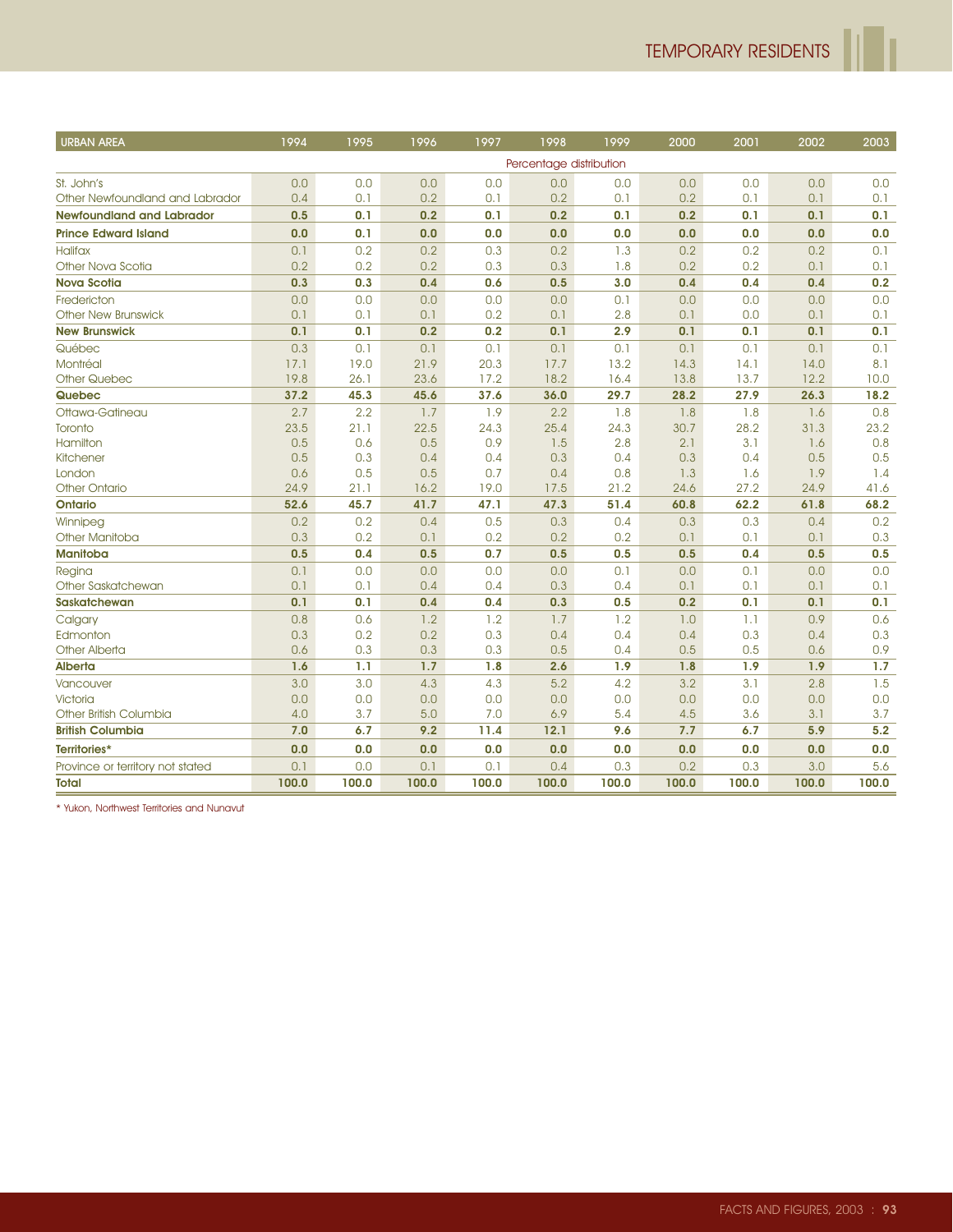| URBAN AREA | 1994 | 1995 | 1996 | 1997 | 1998 | 1999 | 2000 | 2001 | 2002 | 2003 |
|---|---|---|---|---|---|---|---|---|---|---|
| | Percentage distribution | | | | | | | | | |
| St. John's | 0.0 | 0.0 | 0.0 | 0.0 | 0.0 | 0.0 | 0.0 | 0.0 | 0.0 | 0.0 |
| Other Newfoundland and Labrador | 0.4 | 0.1 | 0.2 | 0.1 | 0.2 | 0.1 | 0.2 | 0.1 | 0.1 | 0.1 |
| **Newfoundland and Labrador** | **0.5** | **0.1** | **0.2** | **0.1** | **0.2** | **0.1** | **0.2** | **0.1** | **0.1** | **0.1** |
| **Prince Edward Island** | **0.0** | **0.1** | **0.0** | **0.0** | **0.0** | **0.0** | **0.0** | **0.0** | **0.0** | **0.0** |
| Halifax | 0.1 | 0.2 | 0.2 | 0.3 | 0.2 | 1.3 | 0.2 | 0.2 | 0.2 | 0.1 |
| Other Nova Scotia | 0.2 | 0.2 | 0.2 | 0.3 | 0.3 | 1.8 | 0.2 | 0.2 | 0.1 | 0.1 |
| **Nova Scotia** | **0.3** | **0.3** | **0.4** | **0.6** | **0.5** | **3.0** | **0.4** | **0.4** | **0.4** | **0.2** |
| Fredericton | 0.0 | 0.0 | 0.0 | 0.0 | 0.0 | 0.1 | 0.0 | 0.0 | 0.0 | 0.0 |
| Other New Brunswick | 0.1 | 0.1 | 0.1 | 0.2 | 0.1 | 2.8 | 0.1 | 0.0 | 0.1 | 0.1 |
| **New Brunswick** | **0.1** | **0.1** | **0.2** | **0.2** | **0.1** | **2.9** | **0.1** | **0.1** | **0.1** | **0.1** |
| Québec | 0.3 | 0.1 | 0.1 | 0.1 | 0.1 | 0.1 | 0.1 | 0.1 | 0.1 | 0.1 |
| Montréal | 17.1 | 19.0 | 21.9 | 20.3 | 17.7 | 13.2 | 14.3 | 14.1 | 14.0 | 8.1 |
| Other Quebec | 19.8 | 26.1 | 23.6 | 17.2 | 18.2 | 16.4 | 13.8 | 13.7 | 12.2 | 10.0 |
| **Quebec** | **37.2** | **45.3** | **45.6** | **37.6** | **36.0** | **29.7** | **28.2** | **27.9** | **26.3** | **18.2** |
| Ottawa-Gatineau | 2.7 | 2.2 | 1.7 | 1.9 | 2.2 | 1.8 | 1.8 | 1.8 | 1.6 | 0.8 |
| Toronto | 23.5 | 21.1 | 22.5 | 24.3 | 25.4 | 24.3 | 30.7 | 28.2 | 31.3 | 23.2 |
| Hamilton | 0.5 | 0.6 | 0.5 | 0.9 | 1.5 | 2.8 | 2.1 | 3.1 | 1.6 | 0.8 |
| Kitchener | 0.5 | 0.3 | 0.4 | 0.4 | 0.3 | 0.4 | 0.3 | 0.4 | 0.5 | 0.5 |
| London | 0.6 | 0.5 | 0.5 | 0.7 | 0.4 | 0.8 | 1.3 | 1.6 | 1.9 | 1.4 |
| Other Ontario | 24.9 | 21.1 | 16.2 | 19.0 | 17.5 | 21.2 | 24.6 | 27.2 | 24.9 | 41.6 |
| **Ontario** | **52.6** | **45.7** | **41.7** | **47.1** | **47.3** | **51.4** | **60.8** | **62.2** | **61.8** | **68.2** |
| Winnipeg | 0.2 | 0.2 | 0.4 | 0.5 | 0.3 | 0.4 | 0.3 | 0.3 | 0.4 | 0.2 |
| Other Manitoba | 0.3 | 0.2 | 0.1 | 0.2 | 0.2 | 0.2 | 0.1 | 0.1 | 0.1 | 0.3 |
| **Manitoba** | **0.5** | **0.4** | **0.5** | **0.7** | **0.5** | **0.5** | **0.5** | **0.4** | **0.5** | **0.5** |
| Regina | 0.1 | 0.0 | 0.0 | 0.0 | 0.0 | 0.1 | 0.0 | 0.1 | 0.0 | 0.0 |
| Other Saskatchewan | 0.1 | 0.1 | 0.4 | 0.4 | 0.3 | 0.4 | 0.1 | 0.1 | 0.1 | 0.1 |
| **Saskatchewan** | **0.1** | **0.1** | **0.4** | **0.4** | **0.3** | **0.5** | **0.2** | **0.1** | **0.1** | **0.1** |
| Calgary | 0.8 | 0.6 | 1.2 | 1.2 | 1.7 | 1.2 | 1.0 | 1.1 | 0.9 | 0.6 |
| Edmonton | 0.3 | 0.2 | 0.2 | 0.3 | 0.4 | 0.4 | 0.4 | 0.3 | 0.4 | 0.3 |
| Other Alberta | 0.6 | 0.3 | 0.3 | 0.3 | 0.5 | 0.4 | 0.5 | 0.5 | 0.6 | 0.9 |
| **Alberta** | **1.6** | **1.1** | **1.7** | **1.8** | **2.6** | **1.9** | **1.8** | **1.9** | **1.9** | **1.7** |
| Vancouver | 3.0 | 3.0 | 4.3 | 4.3 | 5.2 | 4.2 | 3.2 | 3.1 | 2.8 | 1.5 |
| Victoria | 0.0 | 0.0 | 0.0 | 0.0 | 0.0 | 0.0 | 0.0 | 0.0 | 0.0 | 0.0 |
| Other British Columbia | 4.0 | 3.7 | 5.0 | 7.0 | 6.9 | 5.4 | 4.5 | 3.6 | 3.1 | 3.7 |
| **British Columbia** | **7.0** | **6.7** | **9.2** | **11.4** | **12.1** | **9.6** | **7.7** | **6.7** | **5.9** | **5.2** |
| **Territories*** | **0.0** | **0.0** | **0.0** | **0.0** | **0.0** | **0.0** | **0.0** | **0.0** | **0.0** | **0.0** |
| Province or territory not stated | 0.1 | 0.0 | 0.1 | 0.1 | 0.4 | 0.3 | 0.2 | 0.3 | 3.0 | 5.6 |
| **Total** | **100.0** | **100.0** | **100.0** | **100.0** | **100.0** | **100.0** | **100.0** | **100.0** | **100.0** | **100.0** |

* Yukon, Northwest Territories and Nunavut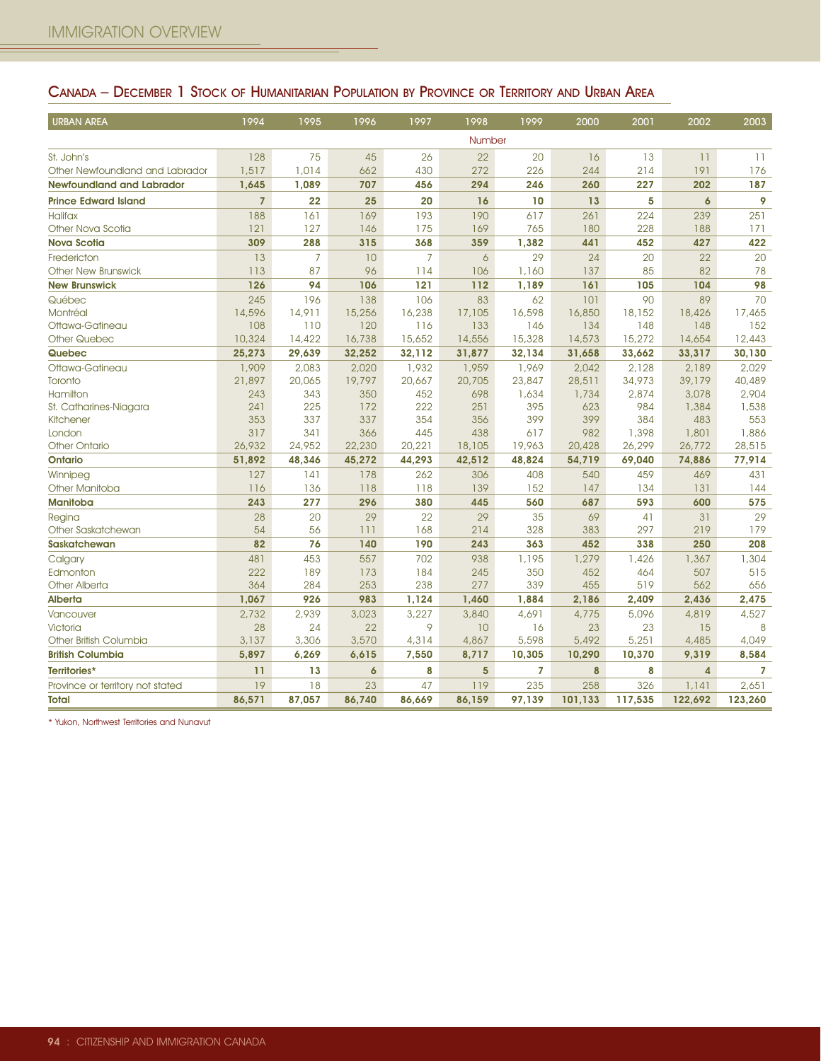## Canada – December 1 Stock of Humanitarian Population by Province or Territory and Urban Area

| URBAN AREA | 1994 | 1995 | 1996 | 1997 | 1998 | 1999 | 2000 | 2001 | 2002 | 2003 |
|---|---|---|---|---|---|---|---|---|---|---|
| | | | | | Number | | | | | |
| St. John's | 128 | 75 | 45 | 26 | 22 | 20 | 16 | 13 | 11 | 11 |
| Other Newfoundland and Labrador | 1,517 | 1,014 | 662 | 430 | 272 | 226 | 244 | 214 | 191 | 176 |
| **Newfoundland and Labrador** | **1,645** | **1,089** | **707** | **456** | **294** | **246** | **260** | **227** | **202** | **187** |
| **Prince Edward Island** | **7** | **22** | **25** | **20** | **16** | **10** | **13** | **5** | **6** | **9** |
| Halifax | 188 | 161 | 169 | 193 | 190 | 617 | 261 | 224 | 239 | 251 |
| Other Nova Scotia | 121 | 127 | 146 | 175 | 169 | 765 | 180 | 228 | 188 | 171 |
| **Nova Scotia** | **309** | **288** | **315** | **368** | **359** | **1,382** | **441** | **452** | **427** | **422** |
| Fredericton | 13 | 7 | 10 | 7 | 6 | 29 | 24 | 20 | 22 | 20 |
| Other New Brunswick | 113 | 87 | 96 | 114 | 106 | 1,160 | 137 | 85 | 82 | 78 |
| **New Brunswick** | **126** | **94** | **106** | **121** | **112** | **1,189** | **161** | **105** | **104** | **98** |
| Québec | 245 | 196 | 138 | 106 | 83 | 62 | 101 | 90 | 89 | 70 |
| Montréal | 14,596 | 14,911 | 15,256 | 16,238 | 17,105 | 16,598 | 16,850 | 18,152 | 18,426 | 17,465 |
| Ottawa-Gatineau | 108 | 110 | 120 | 116 | 133 | 146 | 134 | 148 | 148 | 152 |
| Other Quebec | 10,324 | 14,422 | 16,738 | 15,652 | 14,556 | 15,328 | 14,573 | 15,272 | 14,654 | 12,443 |
| **Quebec** | **25,273** | **29,639** | **32,252** | **32,112** | **31,877** | **32,134** | **31,658** | **33,662** | **33,317** | **30,130** |
| Ottawa-Gatineau | 1,909 | 2,083 | 2,020 | 1,932 | 1,959 | 1,969 | 2,042 | 2,128 | 2,189 | 2,029 |
| Toronto | 21,897 | 20,065 | 19,797 | 20,667 | 20,705 | 23,847 | 28,511 | 34,973 | 39,179 | 40,489 |
| Hamilton | 243 | 343 | 350 | 452 | 698 | 1,634 | 1,734 | 2,874 | 3,078 | 2,904 |
| St. Catharines-Niagara | 241 | 225 | 172 | 222 | 251 | 395 | 623 | 984 | 1,384 | 1,538 |
| Kitchener | 353 | 337 | 337 | 354 | 356 | 399 | 399 | 384 | 483 | 553 |
| London | 317 | 341 | 366 | 445 | 438 | 617 | 982 | 1,398 | 1,801 | 1,886 |
| Other Ontario | 26,932 | 24,952 | 22,230 | 20,221 | 18,105 | 19,963 | 20,428 | 26,299 | 26,772 | 28,515 |
| **Ontario** | **51,892** | **48,346** | **45,272** | **44,293** | **42,512** | **48,824** | **54,719** | **69,040** | **74,886** | **77,914** |
| Winnipeg | 127 | 141 | 178 | 262 | 306 | 408 | 540 | 459 | 469 | 431 |
| Other Manitoba | 116 | 136 | 118 | 118 | 139 | 152 | 147 | 134 | 131 | 144 |
| **Manitoba** | **243** | **277** | **296** | **380** | **445** | **560** | **687** | **593** | **600** | **575** |
| Regina | 28 | 20 | 29 | 22 | 29 | 35 | 69 | 41 | 31 | 29 |
| Other Saskatchewan | 54 | 56 | 111 | 168 | 214 | 328 | 383 | 297 | 219 | 179 |
| **Saskatchewan** | **82** | **76** | **140** | **190** | **243** | **363** | **452** | **338** | **250** | **208** |
| Calgary | 481 | 453 | 557 | 702 | 938 | 1,195 | 1,279 | 1,426 | 1,367 | 1,304 |
| Edmonton | 222 | 189 | 173 | 184 | 245 | 350 | 452 | 464 | 507 | 515 |
| Other Alberta | 364 | 284 | 253 | 238 | 277 | 339 | 455 | 519 | 562 | 656 |
| **Alberta** | **1,067** | **926** | **983** | **1,124** | **1,460** | **1,884** | **2,186** | **2,409** | **2,436** | **2,475** |
| Vancouver | 2,732 | 2,939 | 3,023 | 3,227 | 3,840 | 4,691 | 4,775 | 5,096 | 4,819 | 4,527 |
| Victoria | 28 | 24 | 22 | 9 | 10 | 16 | 23 | 23 | 15 | 8 |
| Other British Columbia | 3,137 | 3,306 | 3,570 | 4,314 | 4,867 | 5,598 | 5,492 | 5,251 | 4,485 | 4,049 |
| **British Columbia** | **5,897** | **6,269** | **6,615** | **7,550** | **8,717** | **10,305** | **10,290** | **10,370** | **9,319** | **8,584** |
| **Territories*** | **11** | **13** | **6** | **8** | **5** | **7** | **8** | **8** | **4** | **7** |
| Province or territory not stated | 19 | 18 | 23 | 47 | 119 | 235 | 258 | 326 | 1,141 | 2,651 |
| **Total** | **86,571** | **87,057** | **86,740** | **86,669** | **86,159** | **97,139** | **101,133** | **117,535** | **122,692** | **123,260** |

* Yukon, Northwest Territories and Nunavut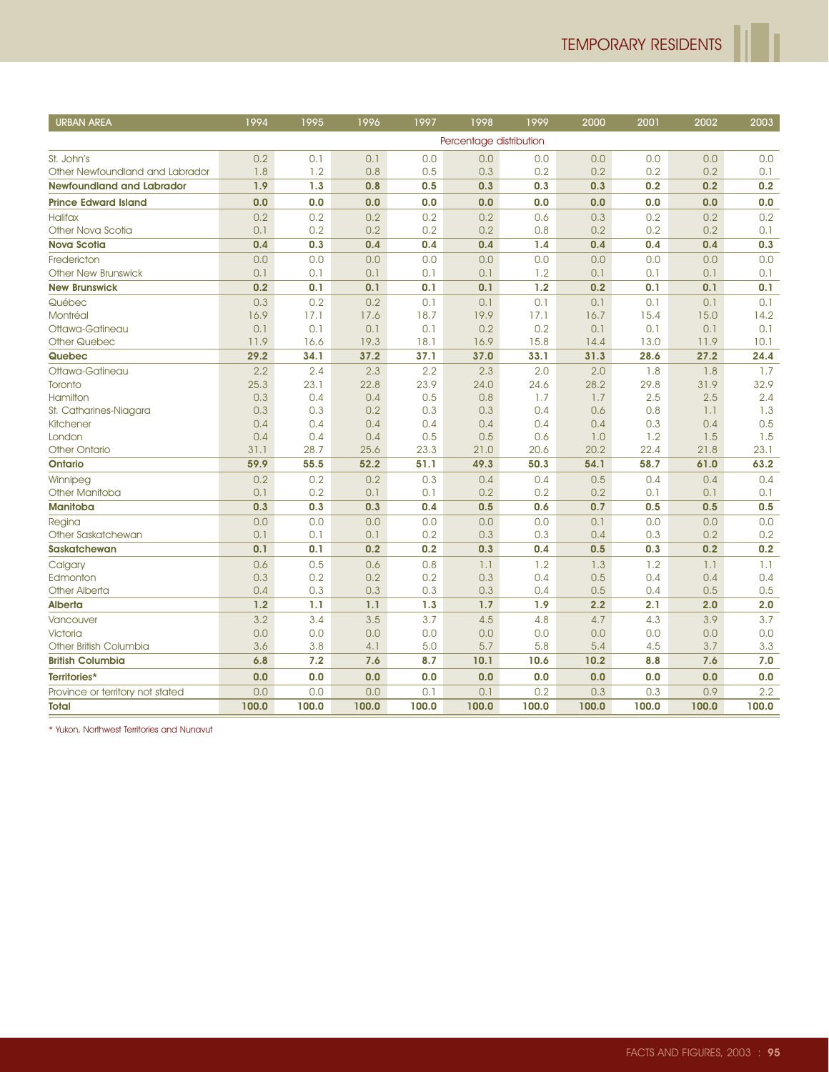| URBAN AREA | 1994 | 1995 | 1996 | 1997 | 1998 | 1999 | 2000 | 2001 | 2002 | 2003 |
|---|---|---|---|---|---|---|---|---|---|---|
| | Percentage distribution | | | | | | | | | |
| St. John's | 0.2 | 0.1 | 0.1 | 0.0 | 0.0 | 0.0 | 0.0 | 0.0 | 0.0 | 0.0 |
| Other Newfoundland and Labrador | 1.8 | 1.2 | 0.8 | 0.5 | 0.3 | 0.2 | 0.2 | 0.2 | 0.2 | 0.1 |
| **Newfoundland and Labrador** | **1.9** | **1.3** | **0.8** | **0.5** | **0.3** | **0.3** | **0.3** | **0.2** | **0.2** | **0.2** |
| **Prince Edward Island** | **0.0** | **0.0** | **0.0** | **0.0** | **0.0** | **0.0** | **0.0** | **0.0** | **0.0** | **0.0** |
| Halifax | 0.2 | 0.2 | 0.2 | 0.2 | 0.2 | 0.6 | 0.3 | 0.2 | 0.2 | 0.2 |
| Other Nova Scotia | 0.1 | 0.2 | 0.2 | 0.2 | 0.2 | 0.8 | 0.2 | 0.2 | 0.2 | 0.1 |
| **Nova Scotia** | **0.4** | **0.3** | **0.4** | **0.4** | **0.4** | **1.4** | **0.4** | **0.4** | **0.4** | **0.3** |
| Fredericton | 0.0 | 0.0 | 0.0 | 0.0 | 0.0 | 0.0 | 0.0 | 0.0 | 0.0 | 0.0 |
| Other New Brunswick | 0.1 | 0.1 | 0.1 | 0.1 | 0.1 | 1.2 | 0.1 | 0.1 | 0.1 | 0.1 |
| **New Brunswick** | **0.2** | **0.1** | **0.1** | **0.1** | **0.1** | **1.2** | **0.2** | **0.1** | **0.1** | **0.1** |
| Québec | 0.3 | 0.2 | 0.2 | 0.1 | 0.1 | 0.1 | 0.1 | 0.1 | 0.1 | 0.1 |
| Montréal | 16.9 | 17.1 | 17.6 | 18.7 | 19.9 | 17.1 | 16.7 | 15.4 | 15.0 | 14.2 |
| Ottawa-Gatineau | 0.1 | 0.1 | 0.1 | 0.1 | 0.2 | 0.2 | 0.1 | 0.1 | 0.1 | 0.1 |
| Other Quebec | 11.9 | 16.6 | 19.3 | 18.1 | 16.9 | 15.8 | 14.4 | 13.0 | 11.9 | 10.1 |
| **Quebec** | **29.2** | **34.1** | **37.2** | **37.1** | **37.0** | **33.1** | **31.3** | **28.6** | **27.2** | **24.4** |
| Ottawa-Gatineau | 2.2 | 2.4 | 2.3 | 2.2 | 2.3 | 2.0 | 2.0 | 1.8 | 1.8 | 1.7 |
| Toronto | 25.3 | 23.1 | 22.8 | 23.9 | 24.0 | 24.6 | 28.2 | 29.8 | 31.9 | 32.9 |
| Hamilton | 0.3 | 0.4 | 0.4 | 0.5 | 0.8 | 1.7 | 1.7 | 2.5 | 2.5 | 2.4 |
| St. Catharines-Niagara | 0.3 | 0.3 | 0.2 | 0.3 | 0.3 | 0.4 | 0.6 | 0.8 | 1.1 | 1.3 |
| Kitchener | 0.4 | 0.4 | 0.4 | 0.4 | 0.4 | 0.4 | 0.4 | 0.3 | 0.4 | 0.5 |
| London | 0.4 | 0.4 | 0.4 | 0.5 | 0.5 | 0.6 | 1.0 | 1.2 | 1.5 | 1.5 |
| Other Ontario | 31.1 | 28.7 | 25.6 | 23.3 | 21.0 | 20.6 | 20.2 | 22.4 | 21.8 | 23.1 |
| **Ontario** | **59.9** | **55.5** | **52.2** | **51.1** | **49.3** | **50.3** | **54.1** | **58.7** | **61.0** | **63.2** |
| Winnipeg | 0.2 | 0.2 | 0.2 | 0.3 | 0.4 | 0.4 | 0.5 | 0.4 | 0.4 | 0.4 |
| Other Manitoba | 0.1 | 0.2 | 0.1 | 0.1 | 0.2 | 0.2 | 0.2 | 0.1 | 0.1 | 0.1 |
| **Manitoba** | **0.3** | **0.3** | **0.3** | **0.4** | **0.5** | **0.6** | **0.7** | **0.5** | **0.5** | **0.5** |
| Regina | 0.0 | 0.0 | 0.0 | 0.0 | 0.0 | 0.0 | 0.1 | 0.0 | 0.0 | 0.0 |
| Other Saskatchewan | 0.1 | 0.1 | 0.1 | 0.2 | 0.3 | 0.3 | 0.4 | 0.3 | 0.2 | 0.2 |
| **Saskatchewan** | **0.1** | **0.1** | **0.2** | **0.2** | **0.3** | **0.4** | **0.5** | **0.3** | **0.2** | **0.2** |
| Calgary | 0.6 | 0.5 | 0.6 | 0.8 | 1.1 | 1.2 | 1.3 | 1.2 | 1.1 | 1.1 |
| Edmonton | 0.3 | 0.2 | 0.2 | 0.2 | 0.3 | 0.4 | 0.5 | 0.4 | 0.4 | 0.4 |
| Other Alberta | 0.4 | 0.3 | 0.3 | 0.3 | 0.3 | 0.4 | 0.5 | 0.4 | 0.5 | 0.5 |
| **Alberta** | **1.2** | **1.1** | **1.1** | **1.3** | **1.7** | **1.9** | **2.2** | **2.1** | **2.0** | **2.0** |
| Vancouver | 3.2 | 3.4 | 3.5 | 3.7 | 4.5 | 4.8 | 4.7 | 4.3 | 3.9 | 3.7 |
| Victoria | 0.0 | 0.0 | 0.0 | 0.0 | 0.0 | 0.0 | 0.0 | 0.0 | 0.0 | 0.0 |
| Other British Columbia | 3.6 | 3.8 | 4.1 | 5.0 | 5.7 | 5.8 | 5.4 | 4.5 | 3.7 | 3.3 |
| **British Columbia** | **6.8** | **7.2** | **7.6** | **8.7** | **10.1** | **10.6** | **10.2** | **8.8** | **7.6** | **7.0** |
| **Territories*** | **0.0** | **0.0** | **0.0** | **0.0** | **0.0** | **0.0** | **0.0** | **0.0** | **0.0** | **0.0** |
| Province or territory not stated | 0.0 | 0.0 | 0.0 | 0.1 | 0.1 | 0.2 | 0.3 | 0.3 | 0.9 | 2.2 |
| **Total** | **100.0** | **100.0** | **100.0** | **100.0** | **100.0** | **100.0** | **100.0** | **100.0** | **100.0** | **100.0** |

* Yukon, Northwest Territories and Nunavut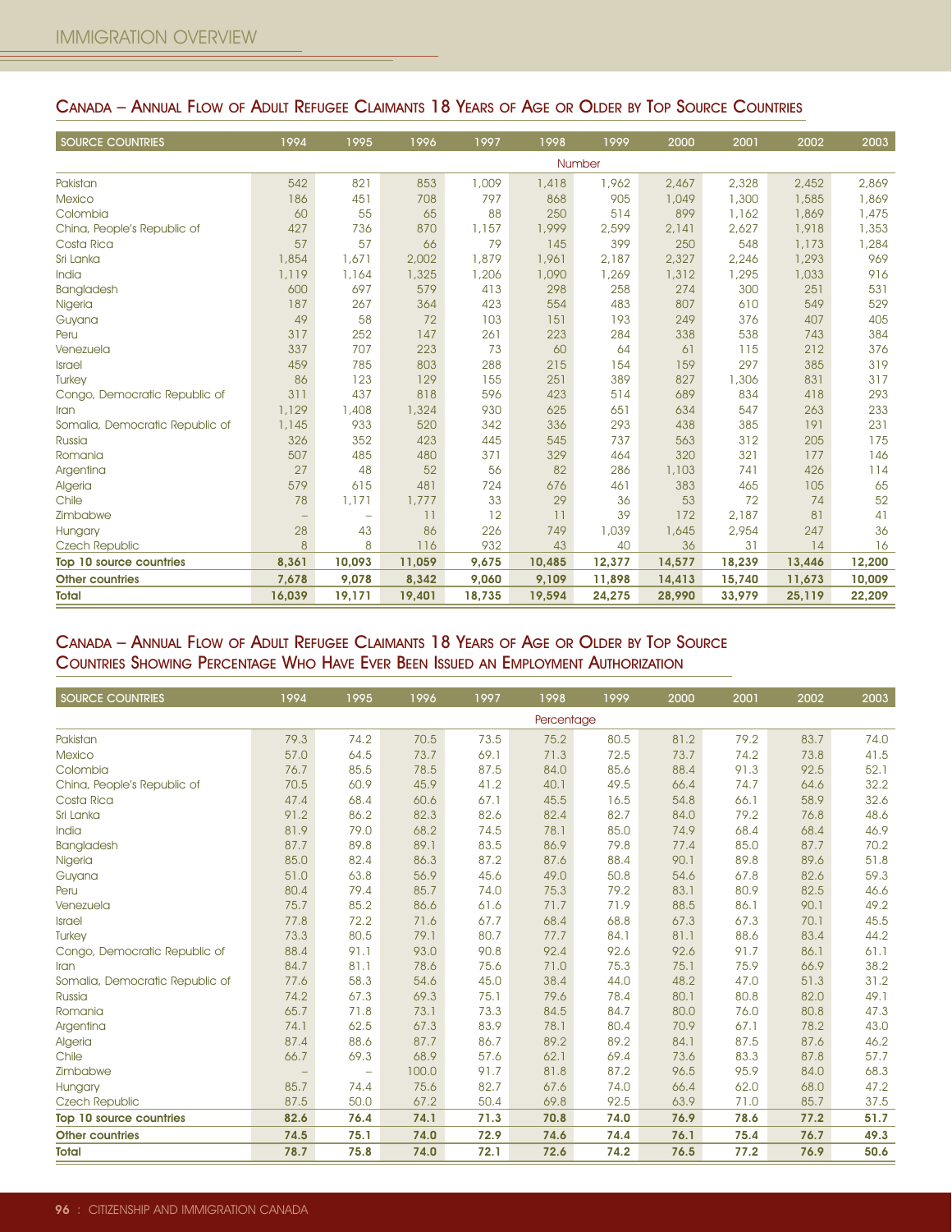## Canada – Annual Flow of Adult Refugee Claimants 18 Years of Age or Older by Top Source Countries

| SOURCE COUNTRIES | 1994 | 1995 | 1996 | 1997 | 1998 | 1999 | 2000 | 2001 | 2002 | 2003 |
|---|---|---|---|---|---|---|---|---|---|---|
| | | | | | Number | | | | | |
| Pakistan | 542 | 821 | 853 | 1,009 | 1,418 | 1,962 | 2,467 | 2,328 | 2,452 | 2,869 |
| Mexico | 186 | 451 | 708 | 797 | 868 | 905 | 1,049 | 1,300 | 1,585 | 1,869 |
| Colombia | 60 | 55 | 65 | 88 | 250 | 514 | 899 | 1,162 | 1,869 | 1,475 |
| China, People's Republic of | 427 | 736 | 870 | 1,157 | 1,999 | 2,599 | 2,141 | 2,627 | 1,918 | 1,353 |
| Costa Rica | 57 | 57 | 66 | 79 | 145 | 399 | 250 | 548 | 1,173 | 1,284 |
| Sri Lanka | 1,854 | 1,671 | 2,002 | 1,879 | 1,961 | 2,187 | 2,327 | 2,246 | 1,293 | 969 |
| India | 1,119 | 1,164 | 1,325 | 1,206 | 1,090 | 1,269 | 1,312 | 1,295 | 1,033 | 916 |
| Bangladesh | 600 | 697 | 579 | 413 | 298 | 258 | 274 | 300 | 251 | 531 |
| Nigeria | 187 | 267 | 364 | 423 | 554 | 483 | 807 | 610 | 549 | 529 |
| Guyana | 49 | 58 | 72 | 103 | 151 | 193 | 249 | 376 | 407 | 405 |
| Peru | 317 | 252 | 147 | 261 | 223 | 284 | 338 | 538 | 743 | 384 |
| Venezuela | 337 | 707 | 223 | 73 | 60 | 64 | 61 | 115 | 212 | 376 |
| Israel | 459 | 785 | 803 | 288 | 215 | 154 | 159 | 297 | 385 | 319 |
| Turkey | 86 | 123 | 129 | 155 | 251 | 389 | 827 | 1,306 | 831 | 317 |
| Congo, Democratic Republic of | 311 | 437 | 818 | 596 | 423 | 514 | 689 | 834 | 418 | 293 |
| Iran | 1,129 | 1,408 | 1,324 | 930 | 625 | 651 | 634 | 547 | 263 | 233 |
| Somalia, Democratic Republic of | 1,145 | 933 | 520 | 342 | 336 | 293 | 438 | 385 | 191 | 231 |
| Russia | 326 | 352 | 423 | 445 | 545 | 737 | 563 | 312 | 205 | 175 |
| Romania | 507 | 485 | 480 | 371 | 329 | 464 | 320 | 321 | 177 | 146 |
| Argentina | 27 | 48 | 52 | 56 | 82 | 286 | 1,103 | 741 | 426 | 114 |
| Algeria | 579 | 615 | 481 | 724 | 676 | 461 | 383 | 465 | 105 | 65 |
| Chile | 78 | 1,171 | 1,777 | 33 | 29 | 36 | 53 | 72 | 74 | 52 |
| Zimbabwe | – | – | 11 | 12 | 11 | 39 | 172 | 2,187 | 81 | 41 |
| Hungary | 28 | 43 | 86 | 226 | 749 | 1,039 | 1,645 | 2,954 | 247 | 36 |
| Czech Republic | 8 | 8 | 116 | 932 | 43 | 40 | 36 | 31 | 14 | 16 |
| **Top 10 source countries** | **8,361** | **10,093** | **11,059** | **9,675** | **10,485** | **12,377** | **14,577** | **18,239** | **13,446** | **12,200** |
| **Other countries** | **7,678** | **9,078** | **8,342** | **9,060** | **9,109** | **11,898** | **14,413** | **15,740** | **11,673** | **10,009** |
| **Total** | **16,039** | **19,171** | **19,401** | **18,735** | **19,594** | **24,275** | **28,990** | **33,979** | **25,119** | **22,209** |

## Canada – Annual Flow of Adult Refugee Claimants 18 Years of Age or Older by Top Source Countries Showing Percentage Who Have Ever Been Issued an Employment Authorization

| SOURCE COUNTRIES | 1994 | 1995 | 1996 | 1997 | 1998 | 1999 | 2000 | 2001 | 2002 | 2003 |
|---|---|---|---|---|---|---|---|---|---|---|
| | | | | | Percentage | | | | | |
| Pakistan | 79.3 | 74.2 | 70.5 | 73.5 | 75.2 | 80.5 | 81.2 | 79.2 | 83.7 | 74.0 |
| Mexico | 57.0 | 64.5 | 73.7 | 69.1 | 71.3 | 72.5 | 73.7 | 74.2 | 73.8 | 41.5 |
| Colombia | 76.7 | 85.5 | 78.5 | 87.5 | 84.0 | 85.6 | 88.4 | 91.3 | 92.5 | 52.1 |
| China, People's Republic of | 70.5 | 60.9 | 45.9 | 41.2 | 40.1 | 49.5 | 66.4 | 74.7 | 64.6 | 32.2 |
| Costa Rica | 47.4 | 68.4 | 60.6 | 67.1 | 45.5 | 16.5 | 54.8 | 66.1 | 58.9 | 32.6 |
| Sri Lanka | 91.2 | 86.2 | 82.3 | 82.6 | 82.4 | 82.7 | 84.0 | 79.2 | 76.8 | 48.6 |
| India | 81.9 | 79.0 | 68.2 | 74.5 | 78.1 | 85.0 | 74.9 | 68.4 | 68.4 | 46.9 |
| Bangladesh | 87.7 | 89.8 | 89.1 | 83.5 | 86.9 | 79.8 | 77.4 | 85.0 | 87.7 | 70.2 |
| Nigeria | 85.0 | 82.4 | 86.3 | 87.2 | 87.6 | 88.4 | 90.1 | 89.8 | 89.6 | 51.8 |
| Guyana | 51.0 | 63.8 | 56.9 | 45.6 | 49.0 | 50.8 | 54.6 | 67.8 | 82.6 | 59.3 |
| Peru | 80.4 | 79.4 | 85.7 | 74.0 | 75.3 | 79.2 | 83.1 | 80.9 | 82.5 | 46.6 |
| Venezuela | 75.7 | 85.2 | 86.6 | 61.6 | 71.7 | 71.9 | 88.5 | 86.1 | 90.1 | 49.2 |
| Israel | 77.8 | 72.2 | 71.6 | 67.7 | 68.4 | 68.8 | 67.3 | 67.3 | 70.1 | 45.5 |
| Turkey | 73.3 | 80.5 | 79.1 | 80.7 | 77.7 | 84.1 | 81.1 | 88.6 | 83.4 | 44.2 |
| Congo, Democratic Republic of | 88.4 | 91.1 | 93.0 | 90.8 | 92.4 | 92.6 | 92.6 | 91.7 | 86.1 | 61.1 |
| Iran | 84.7 | 81.1 | 78.6 | 75.6 | 71.0 | 75.3 | 75.1 | 75.9 | 66.9 | 38.2 |
| Somalia, Democratic Republic of | 77.6 | 58.3 | 54.6 | 45.0 | 38.4 | 44.0 | 48.2 | 47.0 | 51.3 | 31.2 |
| Russia | 74.2 | 67.3 | 69.3 | 75.1 | 79.6 | 78.4 | 80.1 | 80.8 | 82.0 | 49.1 |
| Romania | 65.7 | 71.8 | 73.1 | 73.3 | 84.5 | 84.7 | 80.0 | 76.0 | 80.8 | 47.3 |
| Argentina | 74.1 | 62.5 | 67.3 | 83.9 | 78.1 | 80.4 | 70.9 | 67.1 | 78.2 | 43.0 |
| Algeria | 87.4 | 88.6 | 87.7 | 86.7 | 89.2 | 89.2 | 84.1 | 87.5 | 87.6 | 46.2 |
| Chile | 66.7 | 69.3 | 68.9 | 57.6 | 62.1 | 69.4 | 73.6 | 83.3 | 87.8 | 57.7 |
| Zimbabwe | – | – | 100.0 | 91.7 | 81.8 | 87.2 | 96.5 | 95.9 | 84.0 | 68.3 |
| Hungary | 85.7 | 74.4 | 75.6 | 82.7 | 67.6 | 74.0 | 66.4 | 62.0 | 68.0 | 47.2 |
| Czech Republic | 87.5 | 50.0 | 67.2 | 50.4 | 69.8 | 92.5 | 63.9 | 71.0 | 85.7 | 37.5 |
| **Top 10 source countries** | **82.6** | **76.4** | **74.1** | **71.3** | **70.8** | **74.0** | **76.9** | **78.6** | **77.2** | **51.7** |
| **Other countries** | **74.5** | **75.1** | **74.0** | **72.9** | **74.6** | **74.4** | **76.1** | **75.4** | **76.7** | **49.3** |
| **Total** | **78.7** | **75.8** | **74.0** | **72.1** | **72.6** | **74.2** | **76.5** | **77.2** | **76.9** | **50.6** |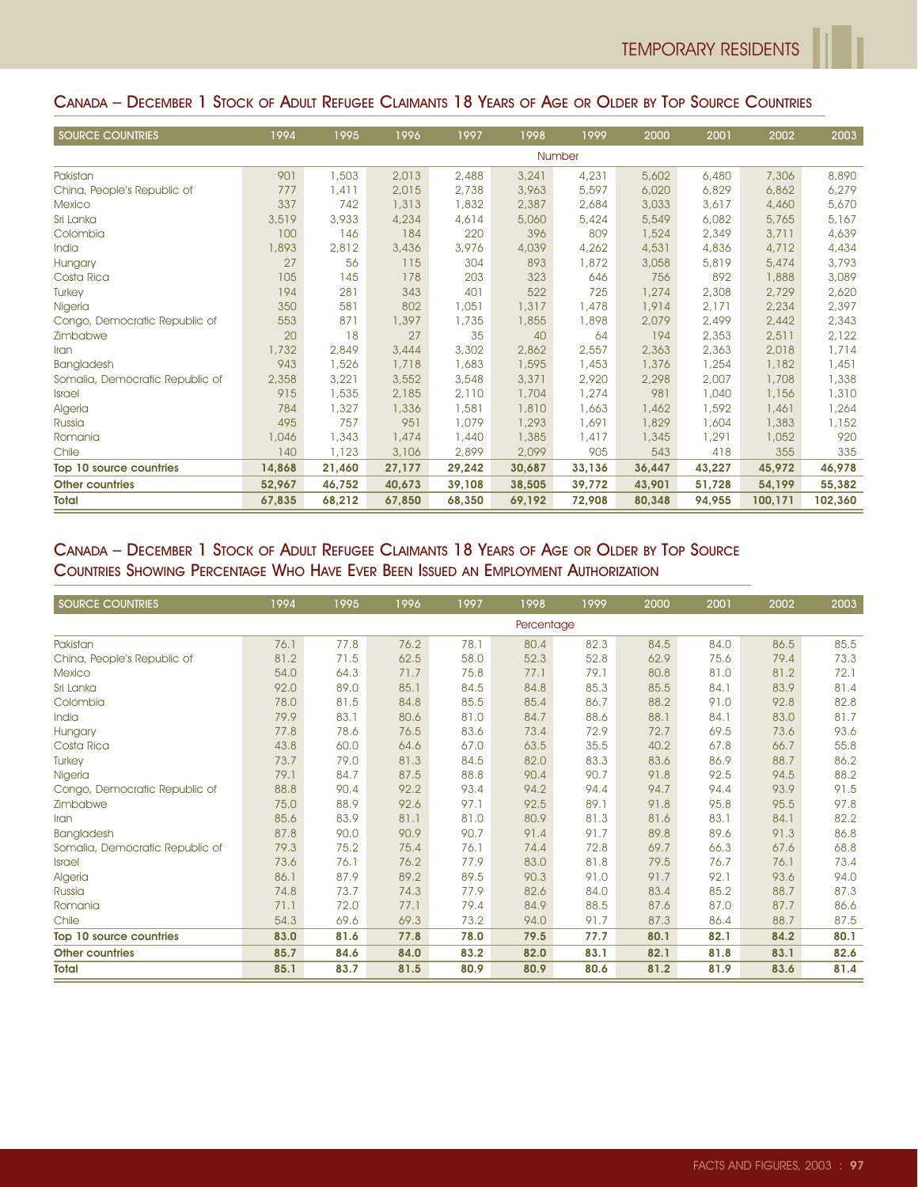## Canada – December 1 Stock of Adult Refugee Claimants 18 Years of Age or Older by Top Source Countries

| Source Countries | 1994 | 1995 | 1996 | 1997 | 1998 | 1999 | 2000 | 2001 | 2002 | 2003 |
|---|---|---|---|---|---|---|---|---|---|---|
| | | | | | Number | | | | | |
| Pakistan | 901 | 1,503 | 2,013 | 2,488 | 3,241 | 4,231 | 5,602 | 6,480 | 7,306 | 8,890 |
| China, People's Republic of | 777 | 1,411 | 2,015 | 2,738 | 3,963 | 5,597 | 6,020 | 6,829 | 6,862 | 6,279 |
| Mexico | 337 | 742 | 1,313 | 1,832 | 2,387 | 2,684 | 3,033 | 3,617 | 4,460 | 5,670 |
| Sri Lanka | 3,519 | 3,933 | 4,234 | 4,614 | 5,060 | 5,424 | 5,549 | 6,082 | 5,765 | 5,167 |
| Colombia | 100 | 146 | 184 | 220 | 396 | 809 | 1,524 | 2,349 | 3,711 | 4,639 |
| India | 1,893 | 2,812 | 3,436 | 3,976 | 4,039 | 4,262 | 4,531 | 4,836 | 4,712 | 4,434 |
| Hungary | 27 | 56 | 115 | 304 | 893 | 1,872 | 3,058 | 5,819 | 5,474 | 3,793 |
| Costa Rica | 105 | 145 | 178 | 203 | 323 | 646 | 756 | 892 | 1,888 | 3,089 |
| Turkey | 194 | 281 | 343 | 401 | 522 | 725 | 1,274 | 2,308 | 2,729 | 2,620 |
| Nigeria | 350 | 581 | 802 | 1,051 | 1,317 | 1,478 | 1,914 | 2,171 | 2,234 | 2,397 |
| Congo, Democratic Republic of | 553 | 871 | 1,397 | 1,735 | 1,855 | 1,898 | 2,079 | 2,499 | 2,442 | 2,343 |
| Zimbabwe | 20 | 18 | 27 | 35 | 40 | 64 | 194 | 2,353 | 2,511 | 2,122 |
| Iran | 1,732 | 2,849 | 3,444 | 3,302 | 2,862 | 2,557 | 2,363 | 2,363 | 2,018 | 1,714 |
| Bangladesh | 943 | 1,526 | 1,718 | 1,683 | 1,595 | 1,453 | 1,376 | 1,254 | 1,182 | 1,451 |
| Somalia, Democratic Republic of | 2,358 | 3,221 | 3,552 | 3,548 | 3,371 | 2,920 | 2,298 | 2,007 | 1,708 | 1,338 |
| Israel | 915 | 1,535 | 2,185 | 2,110 | 1,704 | 1,274 | 981 | 1,040 | 1,156 | 1,310 |
| Algeria | 784 | 1,327 | 1,336 | 1,581 | 1,810 | 1,663 | 1,462 | 1,592 | 1,461 | 1,264 |
| Russia | 495 | 757 | 951 | 1,079 | 1,293 | 1,691 | 1,829 | 1,604 | 1,383 | 1,152 |
| Romania | 1,046 | 1,343 | 1,474 | 1,440 | 1,385 | 1,417 | 1,345 | 1,291 | 1,052 | 920 |
| Chile | 140 | 1,123 | 3,106 | 2,899 | 2,099 | 905 | 543 | 418 | 355 | 335 |
| **Top 10 source countries** | **14,868** | **21,460** | **27,177** | **29,242** | **30,687** | **33,136** | **36,447** | **43,227** | **45,972** | **46,978** |
| **Other countries** | **52,967** | **46,752** | **40,673** | **39,108** | **38,505** | **39,772** | **43,901** | **51,728** | **54,199** | **55,382** |
| **Total** | **67,835** | **68,212** | **67,850** | **68,350** | **69,192** | **72,908** | **80,348** | **94,955** | **100,171** | **102,360** |

## Canada – December 1 Stock of Adult Refugee Claimants 18 Years of Age or Older by Top Source Countries Showing Percentage Who Have Ever Been Issued an Employment Authorization

| Source Countries | 1994 | 1995 | 1996 | 1997 | 1998 | 1999 | 2000 | 2001 | 2002 | 2003 |
|---|---|---|---|---|---|---|---|---|---|---|
| | | | | | Percentage | | | | | |
| Pakistan | 76.1 | 77.8 | 76.2 | 78.1 | 80.4 | 82.3 | 84.5 | 84.0 | 86.5 | 85.5 |
| China, People's Republic of | 81.2 | 71.5 | 62.5 | 58.0 | 52.3 | 52.8 | 62.9 | 75.6 | 79.4 | 73.3 |
| Mexico | 54.0 | 64.3 | 71.7 | 75.8 | 77.1 | 79.1 | 80.8 | 81.0 | 81.2 | 72.1 |
| Sri Lanka | 92.0 | 89.0 | 85.1 | 84.5 | 84.8 | 85.3 | 85.5 | 84.1 | 83.9 | 81.4 |
| Colombia | 78.0 | 81.5 | 84.8 | 85.5 | 85.4 | 86.7 | 88.2 | 91.0 | 92.8 | 82.8 |
| India | 79.9 | 83.1 | 80.6 | 81.0 | 84.7 | 88.6 | 88.1 | 84.1 | 83.0 | 81.7 |
| Hungary | 77.8 | 78.6 | 76.5 | 83.6 | 73.4 | 72.9 | 72.7 | 69.5 | 73.6 | 93.6 |
| Costa Rica | 43.8 | 60.0 | 64.6 | 67.0 | 63.5 | 35.5 | 40.2 | 67.8 | 66.7 | 55.8 |
| Turkey | 73.7 | 79.0 | 81.3 | 84.5 | 82.0 | 83.3 | 83.6 | 86.9 | 88.7 | 86.2 |
| Nigeria | 79.1 | 84.7 | 87.5 | 88.8 | 90.4 | 90.7 | 91.8 | 92.5 | 94.5 | 88.2 |
| Congo, Democratic Republic of | 88.8 | 90.4 | 92.2 | 93.4 | 94.2 | 94.4 | 94.7 | 94.4 | 93.9 | 91.5 |
| Zimbabwe | 75.0 | 88.9 | 92.6 | 97.1 | 92.5 | 89.1 | 91.8 | 95.8 | 95.5 | 97.8 |
| Iran | 85.6 | 83.9 | 81.1 | 81.0 | 80.9 | 81.3 | 81.6 | 83.1 | 84.1 | 82.2 |
| Bangladesh | 87.8 | 90.0 | 90.9 | 90.7 | 91.4 | 91.7 | 89.8 | 89.6 | 91.3 | 86.8 |
| Somalia, Democratic Republic of | 79.3 | 75.2 | 75.4 | 76.1 | 74.4 | 72.8 | 69.7 | 66.3 | 67.6 | 68.8 |
| Israel | 73.6 | 76.1 | 76.2 | 77.9 | 83.0 | 81.8 | 79.5 | 76.7 | 76.1 | 73.4 |
| Algeria | 86.1 | 87.9 | 89.2 | 89.5 | 90.3 | 91.0 | 91.7 | 92.1 | 93.6 | 94.0 |
| Russia | 74.8 | 73.7 | 74.3 | 77.9 | 82.6 | 84.0 | 83.4 | 85.2 | 88.7 | 87.3 |
| Romania | 71.1 | 72.0 | 77.1 | 79.4 | 84.9 | 88.5 | 87.6 | 87.0 | 87.7 | 86.6 |
| Chile | 54.3 | 69.6 | 69.3 | 73.2 | 94.0 | 91.7 | 87.3 | 86.4 | 88.7 | 87.5 |
| **Top 10 source countries** | **83.0** | **81.6** | **77.8** | **78.0** | **79.5** | **77.7** | **80.1** | **82.1** | **84.2** | **80.1** |
| **Other countries** | **85.7** | **84.6** | **84.0** | **83.2** | **82.0** | **83.1** | **82.1** | **81.8** | **83.1** | **82.6** |
| **Total** | **85.1** | **83.7** | **81.5** | **80.9** | **80.9** | **80.6** | **81.2** | **81.9** | **83.6** | **81.4** |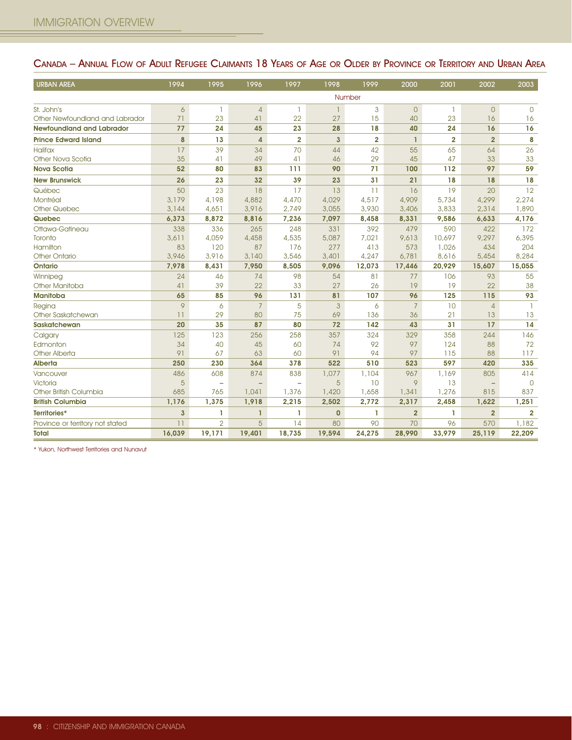## Canada – Annual Flow of Adult Refugee Claimants 18 Years of Age or Older by Province or Territory and Urban Area

| URBAN AREA | 1994 | 1995 | 1996 | 1997 | 1998 | 1999 | 2000 | 2001 | 2002 | 2003 |
|---|---|---|---|---|---|---|---|---|---|---|
| | Number | | | | | | | | | |
| St. John's | 6 | 1 | 4 | 1 | 1 | 3 | 0 | 1 | 0 | 0 |
| Other Newfoundland and Labrador | 71 | 23 | 41 | 22 | 27 | 15 | 40 | 23 | 16 | 16 |
| **Newfoundland and Labrador** | **77** | **24** | **45** | **23** | **28** | **18** | **40** | **24** | **16** | **16** |
| **Prince Edward Island** | **8** | **13** | **4** | **2** | **3** | **2** | **1** | **2** | **2** | **8** |
| Halifax | 17 | 39 | 34 | 70 | 44 | 42 | 55 | 65 | 64 | 26 |
| Other Nova Scotia | 35 | 41 | 49 | 41 | 46 | 29 | 45 | 47 | 33 | 33 |
| **Nova Scotia** | **52** | **80** | **83** | **111** | **90** | **71** | **100** | **112** | **97** | **59** |
| **New Brunswick** | **26** | **23** | **32** | **39** | **23** | **31** | **21** | **18** | **18** | **18** |
| Québec | 50 | 23 | 18 | 17 | 13 | 11 | 16 | 19 | 20 | 12 |
| Montréal | 3,179 | 4,198 | 4,882 | 4,470 | 4,029 | 4,517 | 4,909 | 5,734 | 4,299 | 2,274 |
| Other Quebec | 3,144 | 4,651 | 3,916 | 2,749 | 3,055 | 3,930 | 3,406 | 3,833 | 2,314 | 1,890 |
| **Quebec** | **6,373** | **8,872** | **8,816** | **7,236** | **7,097** | **8,458** | **8,331** | **9,586** | **6,633** | **4,176** |
| Ottawa-Gatineau | 338 | 336 | 265 | 248 | 331 | 392 | 479 | 590 | 422 | 172 |
| Toronto | 3,611 | 4,059 | 4,458 | 4,535 | 5,087 | 7,021 | 9,613 | 10,697 | 9,297 | 6,395 |
| Hamilton | 83 | 120 | 87 | 176 | 277 | 413 | 573 | 1,026 | 434 | 204 |
| Other Ontario | 3,946 | 3,916 | 3,140 | 3,546 | 3,401 | 4,247 | 6,781 | 8,616 | 5,454 | 8,284 |
| **Ontario** | **7,978** | **8,431** | **7,950** | **8,505** | **9,096** | **12,073** | **17,446** | **20,929** | **15,607** | **15,055** |
| Winnipeg | 24 | 46 | 74 | 98 | 54 | 81 | 77 | 106 | 93 | 55 |
| Other Manitoba | 41 | 39 | 22 | 33 | 27 | 26 | 19 | 19 | 22 | 38 |
| **Manitoba** | **65** | **85** | **96** | **131** | **81** | **107** | **96** | **125** | **115** | **93** |
| Regina | 9 | 6 | 7 | 5 | 3 | 6 | 7 | 10 | 4 | 1 |
| Other Saskatchewan | 11 | 29 | 80 | 75 | 69 | 136 | 36 | 21 | 13 | 13 |
| **Saskatchewan** | **20** | **35** | **87** | **80** | **72** | **142** | **43** | **31** | **17** | **14** |
| Calgary | 125 | 123 | 256 | 258 | 357 | 324 | 329 | 358 | 244 | 146 |
| Edmonton | 34 | 40 | 45 | 60 | 74 | 92 | 97 | 124 | 88 | 72 |
| Other Alberta | 91 | 67 | 63 | 60 | 91 | 94 | 97 | 115 | 88 | 117 |
| **Alberta** | **250** | **230** | **364** | **378** | **522** | **510** | **523** | **597** | **420** | **335** |
| Vancouver | 486 | 608 | 874 | 838 | 1,077 | 1,104 | 967 | 1,169 | 805 | 414 |
| Victoria | 5 | – | – | – | 5 | 10 | 9 | 13 | – | 0 |
| Other British Columbia | 685 | 765 | 1,041 | 1,376 | 1,420 | 1,658 | 1,341 | 1,276 | 815 | 837 |
| **British Columbia** | **1,176** | **1,375** | **1,918** | **2,215** | **2,502** | **2,772** | **2,317** | **2,458** | **1,622** | **1,251** |
| **Territories*** | **3** | **1** | **1** | **1** | **0** | **1** | **2** | **1** | **2** | **2** |
| Province or territory not stated | 11 | 2 | 5 | 14 | 80 | 90 | 70 | 96 | 570 | 1,182 |
| **Total** | **16,039** | **19,171** | **19,401** | **18,735** | **19,594** | **24,275** | **28,990** | **33,979** | **25,119** | **22,209** |

* Yukon, Northwest Territories and Nunavut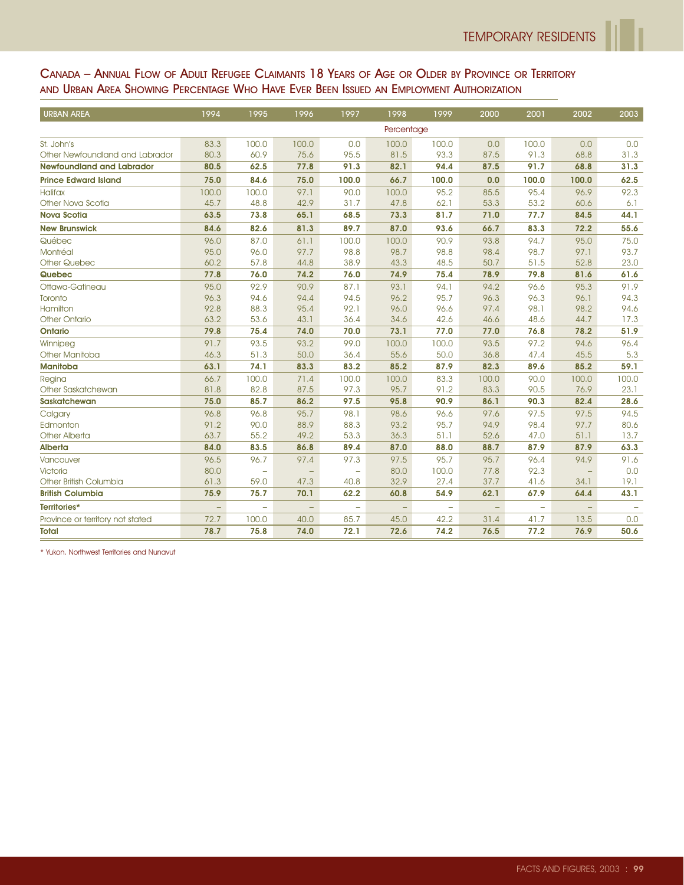## Canada – Annual Flow of Adult Refugee Claimants 18 Years of Age or Older by Province or Territory and Urban Area Showing Percentage Who Have Ever Been Issued an Employment Authorization

| URBAN AREA | 1994 | 1995 | 1996 | 1997 | 1998 | 1999 | 2000 | 2001 | 2002 | 2003 |
|---|---|---|---|---|---|---|---|---|---|---|
| | | | | | Percentage | | | | | |
| St. John's | 83.3 | 100.0 | 100.0 | 0.0 | 100.0 | 100.0 | 0.0 | 100.0 | 0.0 | 0.0 |
| Other Newfoundland and Labrador | 80.3 | 60.9 | 75.6 | 95.5 | 81.5 | 93.3 | 87.5 | 91.3 | 68.8 | 31.3 |
| **Newfoundland and Labrador** | **80.5** | **62.5** | **77.8** | **91.3** | **82.1** | **94.4** | **87.5** | **91.7** | **68.8** | **31.3** |
| **Prince Edward Island** | **75.0** | **84.6** | **75.0** | **100.0** | **66.7** | **100.0** | **0.0** | **100.0** | **100.0** | **62.5** |
| Halifax | 100.0 | 100.0 | 97.1 | 90.0 | 100.0 | 95.2 | 85.5 | 95.4 | 96.9 | 92.3 |
| Other Nova Scotia | 45.7 | 48.8 | 42.9 | 31.7 | 47.8 | 62.1 | 53.3 | 53.2 | 60.6 | 6.1 |
| **Nova Scotia** | **63.5** | **73.8** | **65.1** | **68.5** | **73.3** | **81.7** | **71.0** | **77.7** | **84.5** | **44.1** |
| **New Brunswick** | **84.6** | **82.6** | **81.3** | **89.7** | **87.0** | **93.6** | **66.7** | **83.3** | **72.2** | **55.6** |
| Québec | 96.0 | 87.0 | 61.1 | 100.0 | 100.0 | 90.9 | 93.8 | 94.7 | 95.0 | 75.0 |
| Montréal | 95.0 | 96.0 | 97.7 | 98.8 | 98.7 | 98.8 | 98.4 | 98.7 | 97.1 | 93.7 |
| Other Quebec | 60.2 | 57.8 | 44.8 | 38.9 | 43.3 | 48.5 | 50.7 | 51.5 | 52.8 | 23.0 |
| **Quebec** | **77.8** | **76.0** | **74.2** | **76.0** | **74.9** | **75.4** | **78.9** | **79.8** | **81.6** | **61.6** |
| Ottawa-Gatineau | 95.0 | 92.9 | 90.9 | 87.1 | 93.1 | 94.1 | 94.2 | 96.6 | 95.3 | 91.9 |
| Toronto | 96.3 | 94.6 | 94.4 | 94.5 | 96.2 | 95.7 | 96.3 | 96.3 | 96.1 | 94.3 |
| Hamilton | 92.8 | 88.3 | 95.4 | 92.1 | 96.0 | 96.6 | 97.4 | 98.1 | 98.2 | 94.6 |
| Other Ontario | 63.2 | 53.6 | 43.1 | 36.4 | 34.6 | 42.6 | 46.6 | 48.6 | 44.7 | 17.3 |
| **Ontario** | **79.8** | **75.4** | **74.0** | **70.0** | **73.1** | **77.0** | **77.0** | **76.8** | **78.2** | **51.9** |
| Winnipeg | 91.7 | 93.5 | 93.2 | 99.0 | 100.0 | 100.0 | 93.5 | 97.2 | 94.6 | 96.4 |
| Other Manitoba | 46.3 | 51.3 | 50.0 | 36.4 | 55.6 | 50.0 | 36.8 | 47.4 | 45.5 | 5.3 |
| **Manitoba** | **63.1** | **74.1** | **83.3** | **83.2** | **85.2** | **87.9** | **82.3** | **89.6** | **85.2** | **59.1** |
| Regina | 66.7 | 100.0 | 71.4 | 100.0 | 100.0 | 83.3 | 100.0 | 90.0 | 100.0 | 100.0 |
| Other Saskatchewan | 81.8 | 82.8 | 87.5 | 97.3 | 95.7 | 91.2 | 83.3 | 90.5 | 76.9 | 23.1 |
| **Saskatchewan** | **75.0** | **85.7** | **86.2** | **97.5** | **95.8** | **90.9** | **86.1** | **90.3** | **82.4** | **28.6** |
| Calgary | 96.8 | 96.8 | 95.7 | 98.1 | 98.6 | 96.6 | 97.6 | 97.5 | 97.5 | 94.5 |
| Edmonton | 91.2 | 90.0 | 88.9 | 88.3 | 93.2 | 95.7 | 94.9 | 98.4 | 97.7 | 80.6 |
| Other Alberta | 63.7 | 55.2 | 49.2 | 53.3 | 36.3 | 51.1 | 52.6 | 47.0 | 51.1 | 13.7 |
| **Alberta** | **84.0** | **83.5** | **86.8** | **89.4** | **87.0** | **88.0** | **88.7** | **87.9** | **87.9** | **63.3** |
| Vancouver | 96.5 | 96.7 | 97.4 | 97.3 | 97.5 | 95.7 | 95.7 | 96.4 | 94.9 | 91.6 |
| Victoria | 80.0 | – | – | – | 80.0 | 100.0 | 77.8 | 92.3 | – | 0.0 |
| Other British Columbia | 61.3 | 59.0 | 47.3 | 40.8 | 32.9 | 27.4 | 37.7 | 41.6 | 34.1 | 19.1 |
| **British Columbia** | **75.9** | **75.7** | **70.1** | **62.2** | **60.8** | **54.9** | **62.1** | **67.9** | **64.4** | **43.1** |
| **Territories*** | – | – | – | – | – | – | – | – | – | – |
| Province or territory not stated | 72.7 | 100.0 | 40.0 | 85.7 | 45.0 | 42.2 | 31.4 | 41.7 | 13.5 | 0.0 |
| **Total** | **78.7** | **75.8** | **74.0** | **72.1** | **72.6** | **74.2** | **76.5** | **77.2** | **76.9** | **50.6** |

* Yukon, Northwest Territories and Nunavut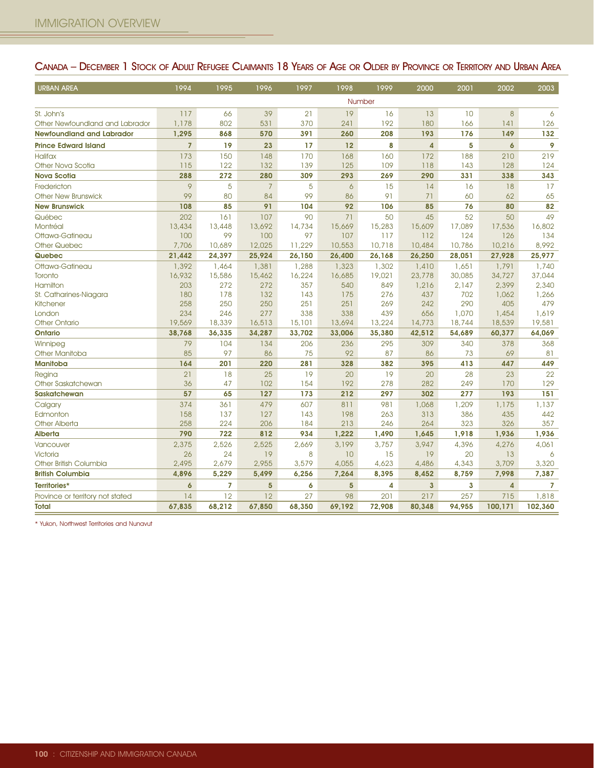## Canada – December 1 Stock of Adult Refugee Claimants 18 Years of Age or Older by Province or Territory and Urban Area

| URBAN AREA | 1994 | 1995 | 1996 | 1997 | 1998 | 1999 | 2000 | 2001 | 2002 | 2003 |
|---|---|---|---|---|---|---|---|---|---|---|
| | | | | | Number | | | | | |
| St. John's | 117 | 66 | 39 | 21 | 19 | 16 | 13 | 10 | 8 | 6 |
| Other Newfoundland and Labrador | 1,178 | 802 | 531 | 370 | 241 | 192 | 180 | 166 | 141 | 126 |
| **Newfoundland and Labrador** | **1,295** | **868** | **570** | **391** | **260** | **208** | **193** | **176** | **149** | **132** |
| **Prince Edward Island** | **7** | **19** | **23** | **17** | **12** | **8** | **4** | **5** | **6** | **9** |
| Halifax | 173 | 150 | 148 | 170 | 168 | 160 | 172 | 188 | 210 | 219 |
| Other Nova Scotia | 115 | 122 | 132 | 139 | 125 | 109 | 118 | 143 | 128 | 124 |
| **Nova Scotia** | **288** | **272** | **280** | **309** | **293** | **269** | **290** | **331** | **338** | **343** |
| Fredericton | 9 | 5 | 7 | 5 | 6 | 15 | 14 | 16 | 18 | 17 |
| Other New Brunswick | 99 | 80 | 84 | 99 | 86 | 91 | 71 | 60 | 62 | 65 |
| **New Brunswick** | **108** | **85** | **91** | **104** | **92** | **106** | **85** | **76** | **80** | **82** |
| Québec | 202 | 161 | 107 | 90 | 71 | 50 | 45 | 52 | 50 | 49 |
| Montréal | 13,434 | 13,448 | 13,692 | 14,734 | 15,669 | 15,283 | 15,609 | 17,089 | 17,536 | 16,802 |
| Ottawa-Gatineau | 100 | 99 | 100 | 97 | 107 | 117 | 112 | 124 | 126 | 134 |
| Other Quebec | 7,706 | 10,689 | 12,025 | 11,229 | 10,553 | 10,718 | 10,484 | 10,786 | 10,216 | 8,992 |
| **Quebec** | **21,442** | **24,397** | **25,924** | **26,150** | **26,400** | **26,168** | **26,250** | **28,051** | **27,928** | **25,977** |
| Ottawa-Gatineau | 1,392 | 1,464 | 1,381 | 1,288 | 1,323 | 1,302 | 1,410 | 1,651 | 1,791 | 1,740 |
| Toronto | 16,932 | 15,586 | 15,462 | 16,224 | 16,685 | 19,021 | 23,778 | 30,085 | 34,727 | 37,044 |
| Hamilton | 203 | 272 | 272 | 357 | 540 | 849 | 1,216 | 2,147 | 2,399 | 2,340 |
| St. Catharines-Niagara | 180 | 178 | 132 | 143 | 175 | 276 | 437 | 702 | 1,062 | 1,266 |
| Kitchener | 258 | 250 | 250 | 251 | 251 | 269 | 242 | 290 | 405 | 479 |
| London | 234 | 246 | 277 | 338 | 338 | 439 | 656 | 1,070 | 1,454 | 1,619 |
| Other Ontario | 19,569 | 18,339 | 16,513 | 15,101 | 13,694 | 13,224 | 14,773 | 18,744 | 18,539 | 19,581 |
| **Ontario** | **38,768** | **36,335** | **34,287** | **33,702** | **33,006** | **35,380** | **42,512** | **54,689** | **60,377** | **64,069** |
| Winnipeg | 79 | 104 | 134 | 206 | 236 | 295 | 309 | 340 | 378 | 368 |
| Other Manitoba | 85 | 97 | 86 | 75 | 92 | 87 | 86 | 73 | 69 | 81 |
| **Manitoba** | **164** | **201** | **220** | **281** | **328** | **382** | **395** | **413** | **447** | **449** |
| Regina | 21 | 18 | 25 | 19 | 20 | 19 | 20 | 28 | 23 | 22 |
| Other Saskatchewan | 36 | 47 | 102 | 154 | 192 | 278 | 282 | 249 | 170 | 129 |
| **Saskatchewan** | **57** | **65** | **127** | **173** | **212** | **297** | **302** | **277** | **193** | **151** |
| Calgary | 374 | 361 | 479 | 607 | 811 | 981 | 1,068 | 1,209 | 1,175 | 1,137 |
| Edmonton | 158 | 137 | 127 | 143 | 198 | 263 | 313 | 386 | 435 | 442 |
| Other Alberta | 258 | 224 | 206 | 184 | 213 | 246 | 264 | 323 | 326 | 357 |
| **Alberta** | **790** | **722** | **812** | **934** | **1,222** | **1,490** | **1,645** | **1,918** | **1,936** | **1,936** |
| Vancouver | 2,375 | 2,526 | 2,525 | 2,669 | 3,199 | 3,757 | 3,947 | 4,396 | 4,276 | 4,061 |
| Victoria | 26 | 24 | 19 | 8 | 10 | 15 | 19 | 20 | 13 | 6 |
| Other British Columbia | 2,495 | 2,679 | 2,955 | 3,579 | 4,055 | 4,623 | 4,486 | 4,343 | 3,709 | 3,320 |
| **British Columbia** | **4,896** | **5,229** | **5,499** | **6,256** | **7,264** | **8,395** | **8,452** | **8,759** | **7,998** | **7,387** |
| **Territories*** | **6** | **7** | **5** | **6** | **5** | **4** | **3** | **3** | **4** | **7** |
| Province or territory not stated | 14 | 12 | 12 | 27 | 98 | 201 | 217 | 257 | 715 | 1,818 |
| **Total** | **67,835** | **68,212** | **67,850** | **68,350** | **69,192** | **72,908** | **80,348** | **94,955** | **100,171** | **102,360** |

* Yukon, Northwest Territories and Nunavut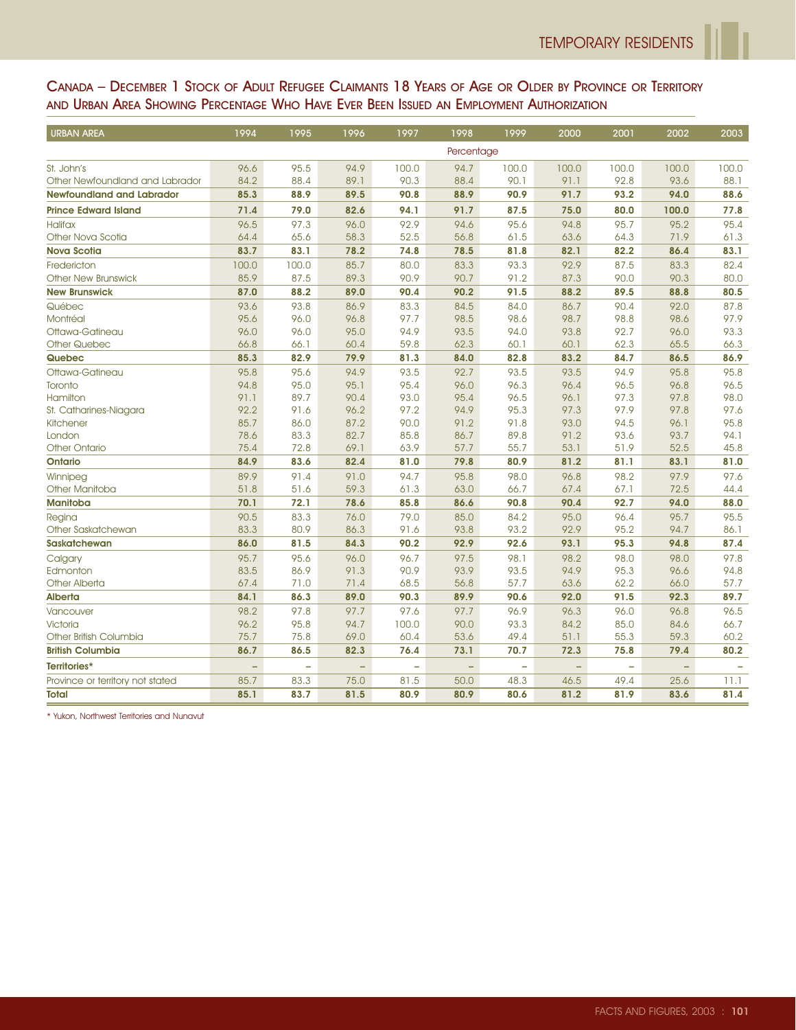## Canada – December 1 Stock of Adult Refugee Claimants 18 Years of Age or Older by Province or Territory and Urban Area Showing Percentage Who Have Ever Been Issued an Employment Authorization

| URBAN AREA | 1994 | 1995 | 1996 | 1997 | 1998 | 1999 | 2000 | 2001 | 2002 | 2003 |
|---|---|---|---|---|---|---|---|---|---|---|
| | Percentage | | | | | | | | | |
| St. John's | 96.6 | 95.5 | 94.9 | 100.0 | 94.7 | 100.0 | 100.0 | 100.0 | 100.0 | 100.0 |
| Other Newfoundland and Labrador | 84.2 | 88.4 | 89.1 | 90.3 | 88.4 | 90.1 | 91.1 | 92.8 | 93.6 | 88.1 |
| **Newfoundland and Labrador** | **85.3** | **88.9** | **89.5** | **90.8** | **88.9** | **90.9** | **91.7** | **93.2** | **94.0** | **88.6** |
| **Prince Edward Island** | **71.4** | **79.0** | **82.6** | **94.1** | **91.7** | **87.5** | **75.0** | **80.0** | **100.0** | **77.8** |
| Halifax | 96.5 | 97.3 | 96.0 | 92.9 | 94.6 | 95.6 | 94.8 | 95.7 | 95.2 | 95.4 |
| Other Nova Scotia | 64.4 | 65.6 | 58.3 | 52.5 | 56.8 | 61.5 | 63.6 | 64.3 | 71.9 | 61.3 |
| **Nova Scotia** | **83.7** | **83.1** | **78.2** | **74.8** | **78.5** | **81.8** | **82.1** | **82.2** | **86.4** | **83.1** |
| Fredericton | 100.0 | 100.0 | 85.7 | 80.0 | 83.3 | 93.3 | 92.9 | 87.5 | 83.3 | 82.4 |
| Other New Brunswick | 85.9 | 87.5 | 89.3 | 90.9 | 90.7 | 91.2 | 87.3 | 90.0 | 90.3 | 80.0 |
| **New Brunswick** | **87.0** | **88.2** | **89.0** | **90.4** | **90.2** | **91.5** | **88.2** | **89.5** | **88.8** | **80.5** |
| Québec | 93.6 | 93.8 | 86.9 | 83.3 | 84.5 | 84.0 | 86.7 | 90.4 | 92.0 | 87.8 |
| Montréal | 95.6 | 96.0 | 96.8 | 97.7 | 98.5 | 98.6 | 98.7 | 98.8 | 98.6 | 97.9 |
| Ottawa-Gatineau | 96.0 | 96.0 | 95.0 | 94.9 | 93.5 | 94.0 | 93.8 | 92.7 | 96.0 | 93.3 |
| Other Quebec | 66.8 | 66.1 | 60.4 | 59.8 | 62.3 | 60.1 | 60.1 | 62.3 | 65.5 | 66.3 |
| **Quebec** | **85.3** | **82.9** | **79.9** | **81.3** | **84.0** | **82.8** | **83.2** | **84.7** | **86.5** | **86.9** |
| Ottawa-Gatineau | 95.8 | 95.6 | 94.9 | 93.5 | 92.7 | 93.5 | 93.5 | 94.9 | 95.8 | 95.8 |
| Toronto | 94.8 | 95.0 | 95.1 | 95.4 | 96.0 | 96.3 | 96.4 | 96.5 | 96.8 | 96.5 |
| Hamilton | 91.1 | 89.7 | 90.4 | 93.0 | 95.4 | 96.5 | 96.1 | 97.3 | 97.8 | 98.0 |
| St. Catharines-Niagara | 92.2 | 91.6 | 96.2 | 97.2 | 94.9 | 95.3 | 97.3 | 97.9 | 97.8 | 97.6 |
| Kitchener | 85.7 | 86.0 | 87.2 | 90.0 | 91.2 | 91.8 | 93.0 | 94.5 | 96.1 | 95.8 |
| London | 78.6 | 83.3 | 82.7 | 85.8 | 86.7 | 89.8 | 91.2 | 93.6 | 93.7 | 94.1 |
| Other Ontario | 75.4 | 72.8 | 69.1 | 63.9 | 57.7 | 55.7 | 53.1 | 51.9 | 52.5 | 45.8 |
| **Ontario** | **84.9** | **83.6** | **82.4** | **81.0** | **79.8** | **80.9** | **81.2** | **81.1** | **83.1** | **81.0** |
| Winnipeg | 89.9 | 91.4 | 91.0 | 94.7 | 95.8 | 98.0 | 96.8 | 98.2 | 97.9 | 97.6 |
| Other Manitoba | 51.8 | 51.6 | 59.3 | 61.3 | 63.0 | 66.7 | 67.4 | 67.1 | 72.5 | 44.4 |
| **Manitoba** | **70.1** | **72.1** | **78.6** | **85.8** | **86.6** | **90.8** | **90.4** | **92.7** | **94.0** | **88.0** |
| Regina | 90.5 | 83.3 | 76.0 | 79.0 | 85.0 | 84.2 | 95.0 | 96.4 | 95.7 | 95.5 |
| Other Saskatchewan | 83.3 | 80.9 | 86.3 | 91.6 | 93.8 | 93.2 | 92.9 | 95.2 | 94.7 | 86.1 |
| **Saskatchewan** | **86.0** | **81.5** | **84.3** | **90.2** | **92.9** | **92.6** | **93.1** | **95.3** | **94.8** | **87.4** |
| Calgary | 95.7 | 95.6 | 96.0 | 96.7 | 97.5 | 98.1 | 98.2 | 98.0 | 98.0 | 97.8 |
| Edmonton | 83.5 | 86.9 | 91.3 | 90.9 | 93.9 | 93.5 | 94.9 | 95.3 | 96.6 | 94.8 |
| Other Alberta | 67.4 | 71.0 | 71.4 | 68.5 | 56.8 | 57.7 | 63.6 | 62.2 | 66.0 | 57.7 |
| **Alberta** | **84.1** | **86.3** | **89.0** | **90.3** | **89.9** | **90.6** | **92.0** | **91.5** | **92.3** | **89.7** |
| Vancouver | 98.2 | 97.8 | 97.7 | 97.6 | 97.7 | 96.9 | 96.3 | 96.0 | 96.8 | 96.5 |
| Victoria | 96.2 | 95.8 | 94.7 | 100.0 | 90.0 | 93.3 | 84.2 | 85.0 | 84.6 | 66.7 |
| Other British Columbia | 75.7 | 75.8 | 69.0 | 60.4 | 53.6 | 49.4 | 51.1 | 55.3 | 59.3 | 60.2 |
| **British Columbia** | **86.7** | **86.5** | **82.3** | **76.4** | **73.1** | **70.7** | **72.3** | **75.8** | **79.4** | **80.2** |
| **Territories*** | – | – | – | – | – | – | – | – | – | – |
| Province or territory not stated | 85.7 | 83.3 | 75.0 | 81.5 | 50.0 | 48.3 | 46.5 | 49.4 | 25.6 | 11.1 |
| **Total** | **85.1** | **83.7** | **81.5** | **80.9** | **80.9** | **80.6** | **81.2** | **81.9** | **83.6** | **81.4** |

* Yukon, Northwest Territories and Nunavut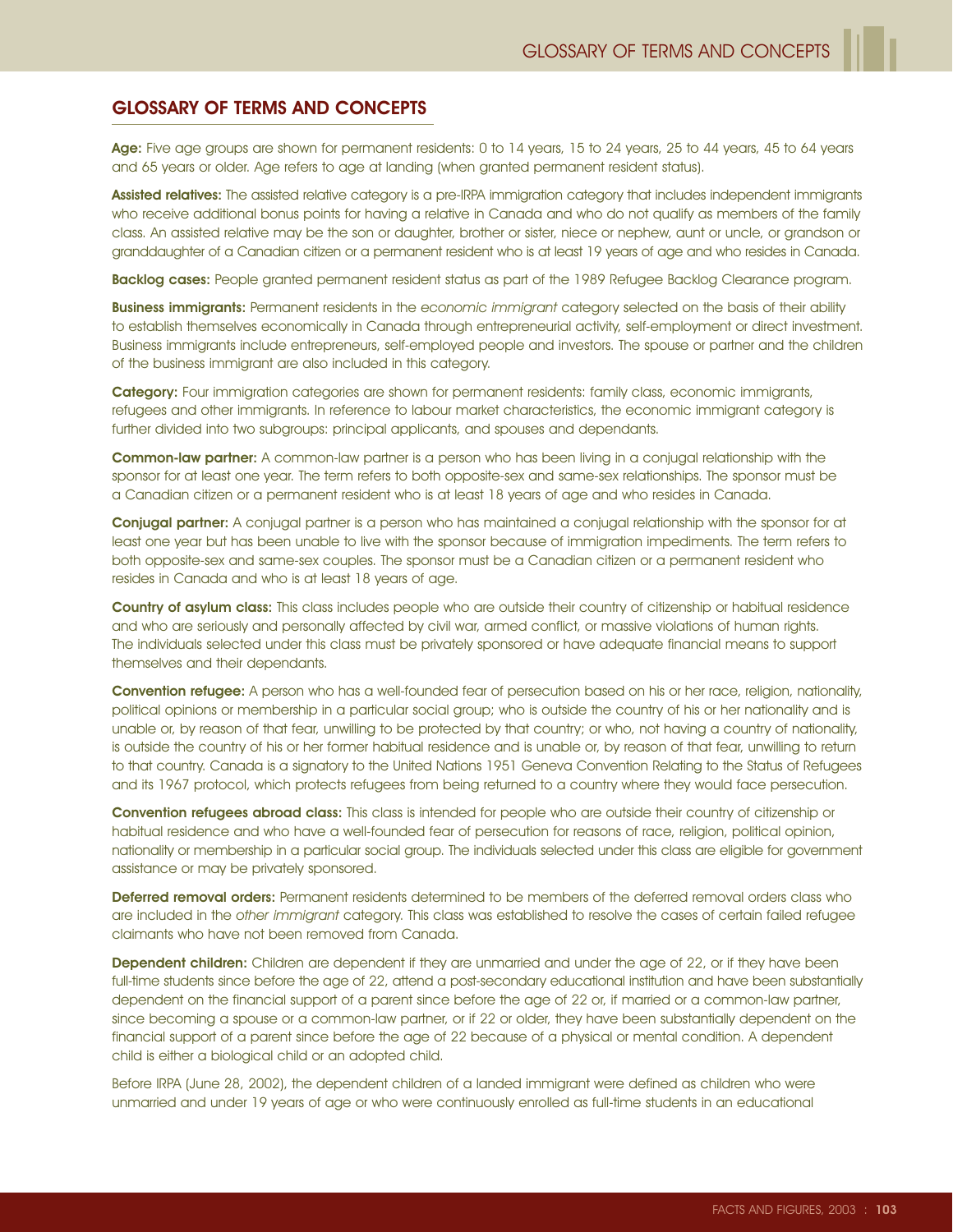## GLOSSARY OF TERMS AND CONCEPTS

**Age:** Five age groups are shown for permanent residents: 0 to 14 years, 15 to 24 years, 25 to 44 years, 45 to 64 years and 65 years or older. Age refers to age at landing (when granted permanent resident status).

**Assisted relatives:** The assisted relative category is a pre-IRPA immigration category that includes independent immigrants who receive additional bonus points for having a relative in Canada and who do not qualify as members of the family class. An assisted relative may be the son or daughter, brother or sister, niece or nephew, aunt or uncle, or grandson or granddaughter of a Canadian citizen or a permanent resident who is at least 19 years of age and who resides in Canada.

**Backlog cases:** People granted permanent resident status as part of the 1989 Refugee Backlog Clearance program.

**Business immigrants:** Permanent residents in the *economic immigrant* category selected on the basis of their ability to establish themselves economically in Canada through entrepreneurial activity, self-employment or direct investment. Business immigrants include entrepreneurs, self-employed people and investors. The spouse or partner and the children of the business immigrant are also included in this category.

**Category:** Four immigration categories are shown for permanent residents: family class, economic immigrants, refugees and other immigrants. In reference to labour market characteristics, the economic immigrant category is further divided into two subgroups: principal applicants, and spouses and dependants.

**Common-law partner:** A common-law partner is a person who has been living in a conjugal relationship with the sponsor for at least one year. The term refers to both opposite-sex and same-sex relationships. The sponsor must be a Canadian citizen or a permanent resident who is at least 18 years of age and who resides in Canada.

**Conjugal partner:** A conjugal partner is a person who has maintained a conjugal relationship with the sponsor for at least one year but has been unable to live with the sponsor because of immigration impediments. The term refers to both opposite-sex and same-sex couples. The sponsor must be a Canadian citizen or a permanent resident who resides in Canada and who is at least 18 years of age.

**Country of asylum class:** This class includes people who are outside their country of citizenship or habitual residence and who are seriously and personally affected by civil war, armed conflict, or massive violations of human rights. The individuals selected under this class must be privately sponsored or have adequate financial means to support themselves and their dependants.

**Convention refugee:** A person who has a well-founded fear of persecution based on his or her race, religion, nationality, political opinions or membership in a particular social group; who is outside the country of his or her nationality and is unable or, by reason of that fear, unwilling to be protected by that country; or who, not having a country of nationality, is outside the country of his or her former habitual residence and is unable or, by reason of that fear, unwilling to return to that country. Canada is a signatory to the United Nations 1951 Geneva Convention Relating to the Status of Refugees and its 1967 protocol, which protects refugees from being returned to a country where they would face persecution.

**Convention refugees abroad class:** This class is intended for people who are outside their country of citizenship or habitual residence and who have a well-founded fear of persecution for reasons of race, religion, political opinion, nationality or membership in a particular social group. The individuals selected under this class are eligible for government assistance or may be privately sponsored.

**Deferred removal orders:** Permanent residents determined to be members of the deferred removal orders class who are included in the *other immigrant* category. This class was established to resolve the cases of certain failed refugee claimants who have not been removed from Canada.

**Dependent children:** Children are dependent if they are unmarried and under the age of 22, or if they have been full-time students since before the age of 22, attend a post-secondary educational institution and have been substantially dependent on the financial support of a parent since before the age of 22 or, if married or a common-law partner, since becoming a spouse or a common-law partner, or if 22 or older, they have been substantially dependent on the financial support of a parent since before the age of 22 because of a physical or mental condition. A dependent child is either a biological child or an adopted child.

Before IRPA (June 28, 2002), the dependent children of a landed immigrant were defined as children who were unmarried and under 19 years of age or who were continuously enrolled as full-time students in an educational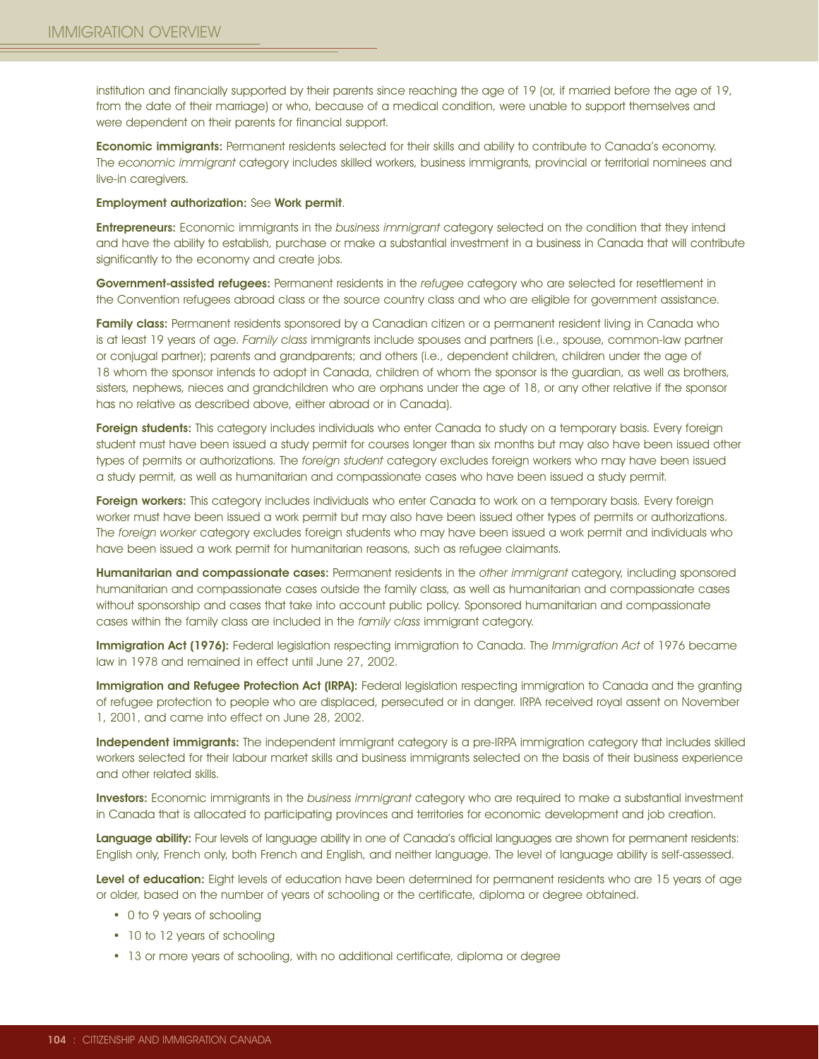institution and financially supported by their parents since reaching the age of 19 (or, if married before the age of 19, from the date of their marriage) or who, because of a medical condition, were unable to support themselves and were dependent on their parents for financial support.

**Economic immigrants:** Permanent residents selected for their skills and ability to contribute to Canada's economy. The *economic immigrant* category includes skilled workers, business immigrants, provincial or territorial nominees and live-in caregivers.

**Employment authorization:** See **Work permit**.

**Entrepreneurs:** Economic immigrants in the *business immigrant* category selected on the condition that they intend and have the ability to establish, purchase or make a substantial investment in a business in Canada that will contribute significantly to the economy and create jobs.

**Government-assisted refugees:** Permanent residents in the *refugee* category who are selected for resettlement in the Convention refugees abroad class or the source country class and who are eligible for government assistance.

**Family class:** Permanent residents sponsored by a Canadian citizen or a permanent resident living in Canada who is at least 19 years of age. *Family class* immigrants include spouses and partners (i.e., spouse, common-law partner or conjugal partner); parents and grandparents; and others (i.e., dependent children, children under the age of 18 whom the sponsor intends to adopt in Canada, children of whom the sponsor is the guardian, as well as brothers, sisters, nephews, nieces and grandchildren who are orphans under the age of 18, or any other relative if the sponsor has no relative as described above, either abroad or in Canada).

**Foreign students:** This category includes individuals who enter Canada to study on a temporary basis. Every foreign student must have been issued a study permit for courses longer than six months but may also have been issued other types of permits or authorizations. The *foreign student* category excludes foreign workers who may have been issued a study permit, as well as humanitarian and compassionate cases who have been issued a study permit.

**Foreign workers:** This category includes individuals who enter Canada to work on a temporary basis. Every foreign worker must have been issued a work permit but may also have been issued other types of permits or authorizations. The *foreign worker* category excludes foreign students who may have been issued a work permit and individuals who have been issued a work permit for humanitarian reasons, such as refugee claimants.

**Humanitarian and compassionate cases:** Permanent residents in the *other immigrant* category, including sponsored humanitarian and compassionate cases outside the family class, as well as humanitarian and compassionate cases without sponsorship and cases that take into account public policy. Sponsored humanitarian and compassionate cases within the family class are included in the *family class* immigrant category.

**Immigration Act (1976):** Federal legislation respecting immigration to Canada. The *Immigration Act* of 1976 became law in 1978 and remained in effect until June 27, 2002.

**Immigration and Refugee Protection Act (IRPA):** Federal legislation respecting immigration to Canada and the granting of refugee protection to people who are displaced, persecuted or in danger. IRPA received royal assent on November 1, 2001, and came into effect on June 28, 2002.

**Independent immigrants:** The independent immigrant category is a pre-IRPA immigration category that includes skilled workers selected for their labour market skills and business immigrants selected on the basis of their business experience and other related skills.

**Investors:** Economic immigrants in the *business immigrant* category who are required to make a substantial investment in Canada that is allocated to participating provinces and territories for economic development and job creation.

**Language ability:** Four levels of language ability in one of Canada's official languages are shown for permanent residents: English only, French only, both French and English, and neither language. The level of language ability is self-assessed.

**Level of education:** Eight levels of education have been determined for permanent residents who are 15 years of age or older, based on the number of years of schooling or the certificate, diploma or degree obtained.

- 0 to 9 years of schooling
- 10 to 12 years of schooling
- 13 or more years of schooling, with no additional certificate, diploma or degree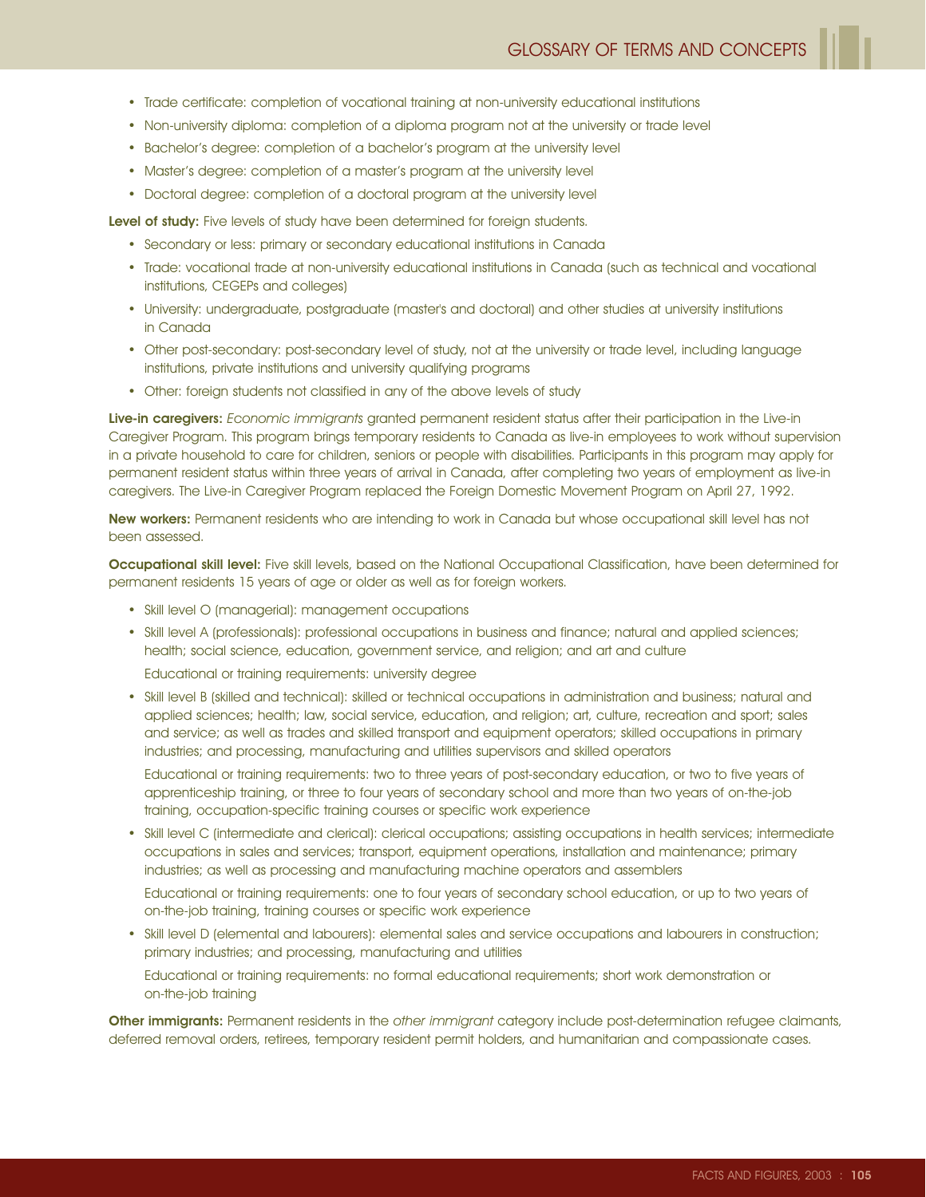- Trade certificate: completion of vocational training at non-university educational institutions
- Non-university diploma: completion of a diploma program not at the university or trade level
- Bachelor's degree: completion of a bachelor's program at the university level
- Master's degree: completion of a master's program at the university level
- Doctoral degree: completion of a doctoral program at the university level

**Level of study:** Five levels of study have been determined for foreign students.

- Secondary or less: primary or secondary educational institutions in Canada
- Trade: vocational trade at non-university educational institutions in Canada (such as technical and vocational institutions, CEGEPs and colleges)
- University: undergraduate, postgraduate (master's and doctoral) and other studies at university institutions in Canada
- Other post-secondary: post-secondary level of study, not at the university or trade level, including language institutions, private institutions and university qualifying programs
- Other: foreign students not classified in any of the above levels of study

**Live-in caregivers:** *Economic immigrants* granted permanent resident status after their participation in the Live-in Caregiver Program. This program brings temporary residents to Canada as live-in employees to work without supervision in a private household to care for children, seniors or people with disabilities. Participants in this program may apply for permanent resident status within three years of arrival in Canada, after completing two years of employment as live-in caregivers. The Live-in Caregiver Program replaced the Foreign Domestic Movement Program on April 27, 1992.

**New workers:** Permanent residents who are intending to work in Canada but whose occupational skill level has not been assessed.

**Occupational skill level:** Five skill levels, based on the National Occupational Classification, have been determined for permanent residents 15 years of age or older as well as for foreign workers.

- Skill level O (managerial): management occupations
- Skill level A (professionals): professional occupations in business and finance; natural and applied sciences; health; social science, education, government service, and religion; and art and culture

  Educational or training requirements: university degree
- Skill level B (skilled and technical): skilled or technical occupations in administration and business; natural and applied sciences; health; law, social service, education, and religion; art, culture, recreation and sport; sales and service; as well as trades and skilled transport and equipment operators; skilled occupations in primary industries; and processing, manufacturing and utilities supervisors and skilled operators

  Educational or training requirements: two to three years of post-secondary education, or two to five years of apprenticeship training, or three to four years of secondary school and more than two years of on-the-job training, occupation-specific training courses or specific work experience
- Skill level C (intermediate and clerical): clerical occupations; assisting occupations in health services; intermediate occupations in sales and services; transport, equipment operations, installation and maintenance; primary industries; as well as processing and manufacturing machine operators and assemblers

  Educational or training requirements: one to four years of secondary school education, or up to two years of on-the-job training, training courses or specific work experience
- Skill level D (elemental and labourers): elemental sales and service occupations and labourers in construction; primary industries; and processing, manufacturing and utilities

  Educational or training requirements: no formal educational requirements; short work demonstration or on-the-job training

**Other immigrants:** Permanent residents in the *other immigrant* category include post-determination refugee claimants, deferred removal orders, retirees, temporary resident permit holders, and humanitarian and compassionate cases.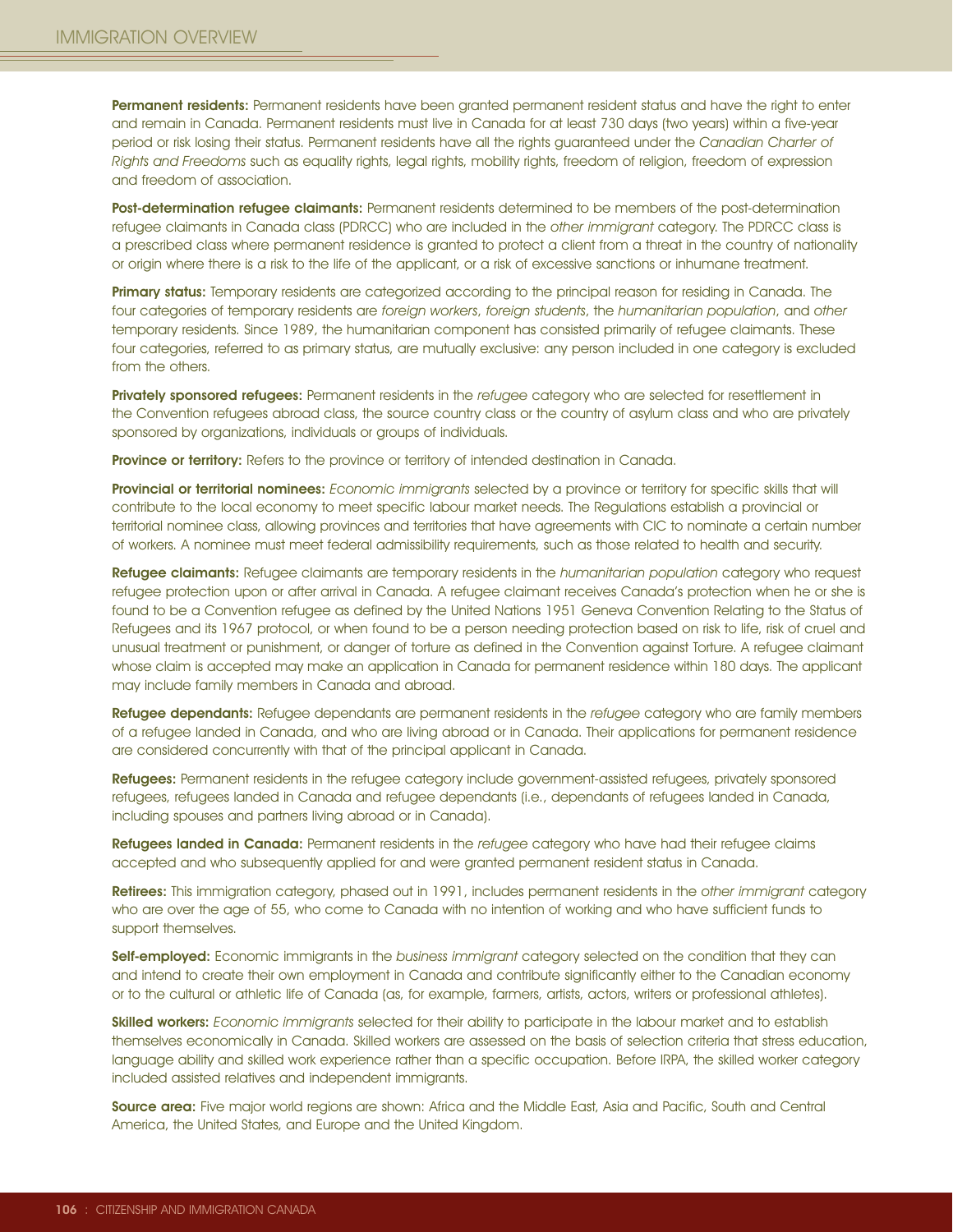**Permanent residents:** Permanent residents have been granted permanent resident status and have the right to enter and remain in Canada. Permanent residents must live in Canada for at least 730 days (two years) within a five-year period or risk losing their status. Permanent residents have all the rights guaranteed under the *Canadian Charter of Rights and Freedoms* such as equality rights, legal rights, mobility rights, freedom of religion, freedom of expression and freedom of association.

**Post-determination refugee claimants:** Permanent residents determined to be members of the post-determination refugee claimants in Canada class (PDRCC) who are included in the *other immigrant* category. The PDRCC class is a prescribed class where permanent residence is granted to protect a client from a threat in the country of nationality or origin where there is a risk to the life of the applicant, or a risk of excessive sanctions or inhumane treatment.

**Primary status:** Temporary residents are categorized according to the principal reason for residing in Canada. The four categories of temporary residents are *foreign workers*, *foreign students*, the *humanitarian population*, and *other* temporary residents. Since 1989, the humanitarian component has consisted primarily of refugee claimants. These four categories, referred to as primary status, are mutually exclusive: any person included in one category is excluded from the others.

**Privately sponsored refugees:** Permanent residents in the *refugee* category who are selected for resettlement in the Convention refugees abroad class, the source country class or the country of asylum class and who are privately sponsored by organizations, individuals or groups of individuals.

**Province or territory:** Refers to the province or territory of intended destination in Canada.

**Provincial or territorial nominees:** *Economic immigrants* selected by a province or territory for specific skills that will contribute to the local economy to meet specific labour market needs. The Regulations establish a provincial or territorial nominee class, allowing provinces and territories that have agreements with CIC to nominate a certain number of workers. A nominee must meet federal admissibility requirements, such as those related to health and security.

**Refugee claimants:** Refugee claimants are temporary residents in the *humanitarian population* category who request refugee protection upon or after arrival in Canada. A refugee claimant receives Canada's protection when he or she is found to be a Convention refugee as defined by the United Nations 1951 Geneva Convention Relating to the Status of Refugees and its 1967 protocol, or when found to be a person needing protection based on risk to life, risk of cruel and unusual treatment or punishment, or danger of torture as defined in the Convention against Torture. A refugee claimant whose claim is accepted may make an application in Canada for permanent residence within 180 days. The applicant may include family members in Canada and abroad.

**Refugee dependants:** Refugee dependants are permanent residents in the *refugee* category who are family members of a refugee landed in Canada, and who are living abroad or in Canada. Their applications for permanent residence are considered concurrently with that of the principal applicant in Canada.

**Refugees:** Permanent residents in the refugee category include government-assisted refugees, privately sponsored refugees, refugees landed in Canada and refugee dependants (i.e., dependants of refugees landed in Canada, including spouses and partners living abroad or in Canada).

**Refugees landed in Canada:** Permanent residents in the *refugee* category who have had their refugee claims accepted and who subsequently applied for and were granted permanent resident status in Canada.

**Retirees:** This immigration category, phased out in 1991, includes permanent residents in the *other immigrant* category who are over the age of 55, who come to Canada with no intention of working and who have sufficient funds to support themselves.

**Self-employed:** Economic immigrants in the *business immigrant* category selected on the condition that they can and intend to create their own employment in Canada and contribute significantly either to the Canadian economy or to the cultural or athletic life of Canada (as, for example, farmers, artists, actors, writers or professional athletes).

**Skilled workers:** *Economic immigrants* selected for their ability to participate in the labour market and to establish themselves economically in Canada. Skilled workers are assessed on the basis of selection criteria that stress education, language ability and skilled work experience rather than a specific occupation. Before IRPA, the skilled worker category included assisted relatives and independent immigrants.

**Source area:** Five major world regions are shown: Africa and the Middle East, Asia and Pacific, South and Central America, the United States, and Europe and the United Kingdom.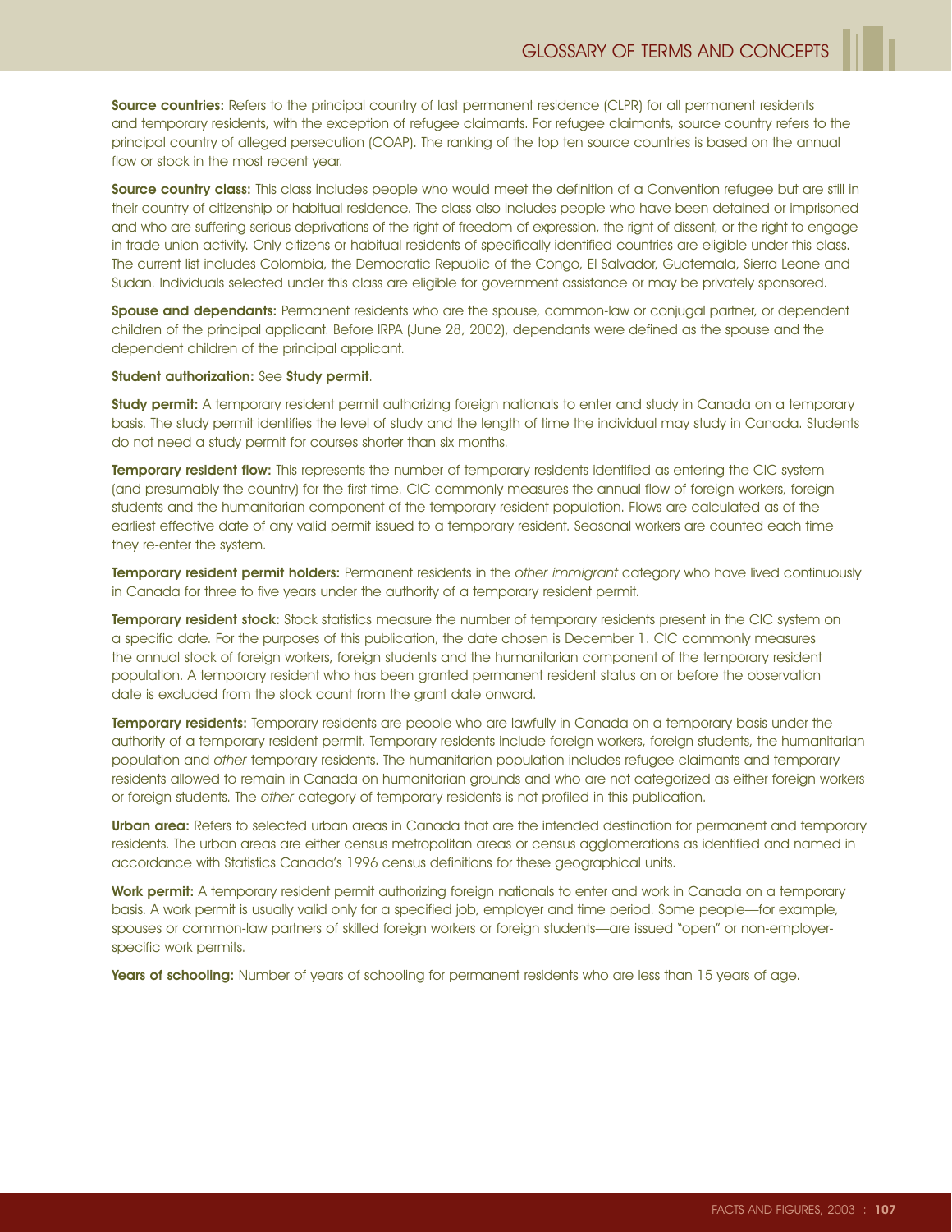**Source countries:** Refers to the principal country of last permanent residence (CLPR) for all permanent residents and temporary residents, with the exception of refugee claimants. For refugee claimants, source country refers to the principal country of alleged persecution (COAP). The ranking of the top ten source countries is based on the annual flow or stock in the most recent year.

**Source country class:** This class includes people who would meet the definition of a Convention refugee but are still in their country of citizenship or habitual residence. The class also includes people who have been detained or imprisoned and who are suffering serious deprivations of the right of freedom of expression, the right of dissent, or the right to engage in trade union activity. Only citizens or habitual residents of specifically identified countries are eligible under this class. The current list includes Colombia, the Democratic Republic of the Congo, El Salvador, Guatemala, Sierra Leone and Sudan. Individuals selected under this class are eligible for government assistance or may be privately sponsored.

**Spouse and dependants:** Permanent residents who are the spouse, common-law or conjugal partner, or dependent children of the principal applicant. Before IRPA (June 28, 2002), dependants were defined as the spouse and the dependent children of the principal applicant.

**Student authorization:** See **Study permit**.

**Study permit:** A temporary resident permit authorizing foreign nationals to enter and study in Canada on a temporary basis. The study permit identifies the level of study and the length of time the individual may study in Canada. Students do not need a study permit for courses shorter than six months.

**Temporary resident flow:** This represents the number of temporary residents identified as entering the CIC system (and presumably the country) for the first time. CIC commonly measures the annual flow of foreign workers, foreign students and the humanitarian component of the temporary resident population. Flows are calculated as of the earliest effective date of any valid permit issued to a temporary resident. Seasonal workers are counted each time they re-enter the system.

**Temporary resident permit holders:** Permanent residents in the *other immigrant* category who have lived continuously in Canada for three to five years under the authority of a temporary resident permit.

**Temporary resident stock:** Stock statistics measure the number of temporary residents present in the CIC system on a specific date. For the purposes of this publication, the date chosen is December 1. CIC commonly measures the annual stock of foreign workers, foreign students and the humanitarian component of the temporary resident population. A temporary resident who has been granted permanent resident status on or before the observation date is excluded from the stock count from the grant date onward.

**Temporary residents:** Temporary residents are people who are lawfully in Canada on a temporary basis under the authority of a temporary resident permit. Temporary residents include foreign workers, foreign students, the humanitarian population and *other* temporary residents. The humanitarian population includes refugee claimants and temporary residents allowed to remain in Canada on humanitarian grounds and who are not categorized as either foreign workers or foreign students. The *other* category of temporary residents is not profiled in this publication.

**Urban area:** Refers to selected urban areas in Canada that are the intended destination for permanent and temporary residents. The urban areas are either census metropolitan areas or census agglomerations as identified and named in accordance with Statistics Canada's 1996 census definitions for these geographical units.

**Work permit:** A temporary resident permit authorizing foreign nationals to enter and work in Canada on a temporary basis. A work permit is usually valid only for a specified job, employer and time period. Some people—for example, spouses or common-law partners of skilled foreign workers or foreign students—are issued "open" or non-employer-specific work permits.

**Years of schooling:** Number of years of schooling for permanent residents who are less than 15 years of age.